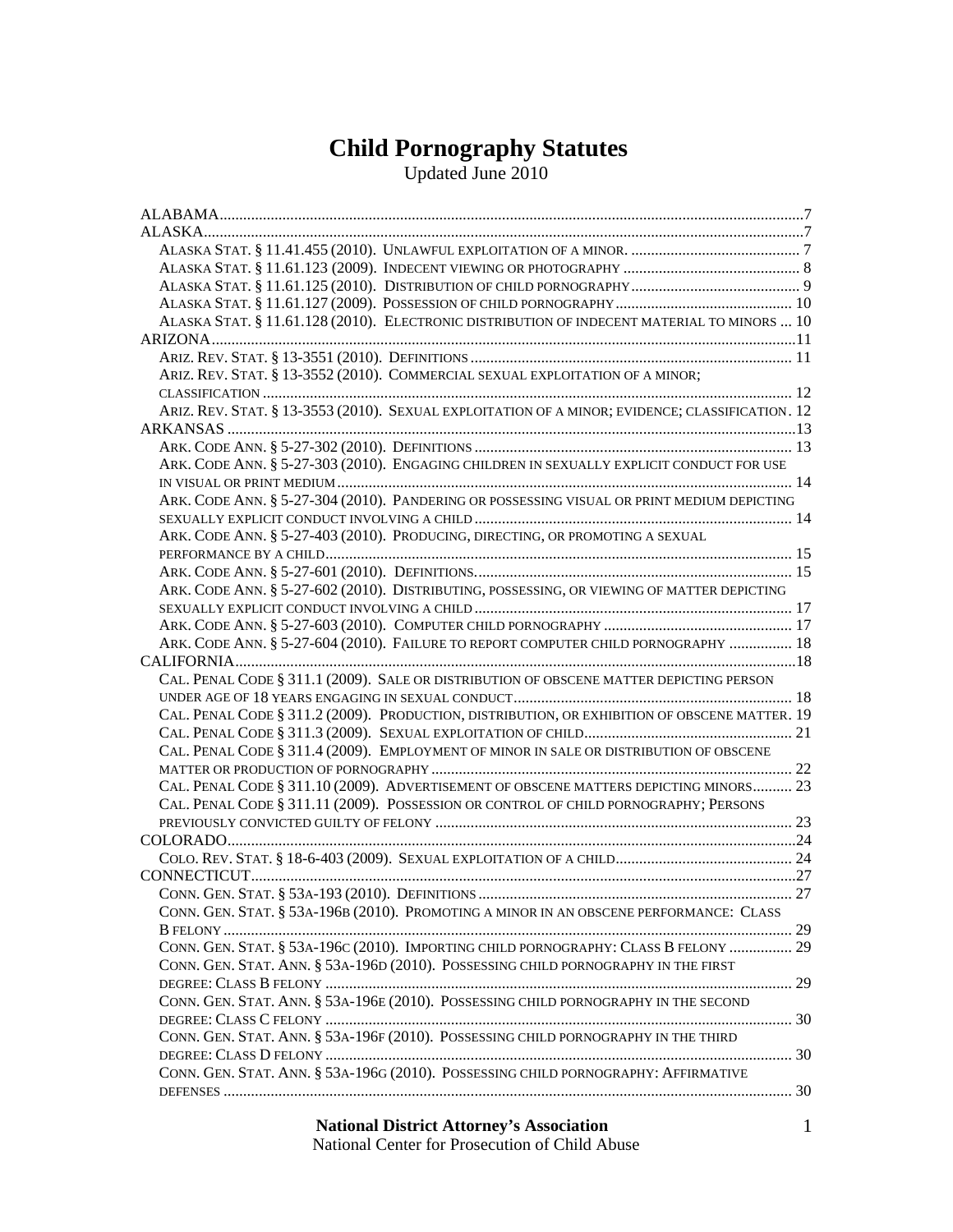# Child Pornography Statutes

Updated June 2010

ALABAMA .......... 7
ALASKA .......... 7
- ALASKA STAT. § 11.41.455 (2010). UNLAWFUL EXPLOITATION OF A MINOR. .......... 7
- ALASKA STAT. § 11.61.123 (2009). INDECENT VIEWING OR PHOTOGRAPHY .......... 8
- ALASKA STAT. § 11.61.125 (2010). DISTRIBUTION OF CHILD PORNOGRAPHY .......... 9
- ALASKA STAT. § 11.61.127 (2009). POSSESSION OF CHILD PORNOGRAPHY .......... 10
- ALASKA STAT. § 11.61.128 (2010). ELECTRONIC DISTRIBUTION OF INDECENT MATERIAL TO MINORS .......... 10

ARIZONA .......... 11
- ARIZ. REV. STAT. § 13-3551 (2010). DEFINITIONS .......... 11
- ARIZ. REV. STAT. § 13-3552 (2010). COMMERCIAL SEXUAL EXPLOITATION OF A MINOR; CLASSIFICATION .......... 12
- ARIZ. REV. STAT. § 13-3553 (2010). SEXUAL EXPLOITATION OF A MINOR; EVIDENCE; CLASSIFICATION. 12

ARKANSAS .......... 13
- ARK. CODE ANN. § 5-27-302 (2010). DEFINITIONS .......... 13
- ARK. CODE ANN. § 5-27-303 (2010). ENGAGING CHILDREN IN SEXUALLY EXPLICIT CONDUCT FOR USE IN VISUAL OR PRINT MEDIUM .......... 14
- ARK. CODE ANN. § 5-27-304 (2010). PANDERING OR POSSESSING VISUAL OR PRINT MEDIUM DEPICTING SEXUALLY EXPLICIT CONDUCT INVOLVING A CHILD .......... 14
- ARK. CODE ANN. § 5-27-403 (2010). PRODUCING, DIRECTING, OR PROMOTING A SEXUAL PERFORMANCE BY A CHILD .......... 15
- ARK. CODE ANN. § 5-27-601 (2010). DEFINITIONS. .......... 15
- ARK. CODE ANN. § 5-27-602 (2010). DISTRIBUTING, POSSESSING, OR VIEWING OF MATTER DEPICTING SEXUALLY EXPLICIT CONDUCT INVOLVING A CHILD .......... 17
- ARK. CODE ANN. § 5-27-603 (2010). COMPUTER CHILD PORNOGRAPHY .......... 17
- ARK. CODE ANN. § 5-27-604 (2010). FAILURE TO REPORT COMPUTER CHILD PORNOGRAPHY .......... 18

CALIFORNIA .......... 18
- CAL. PENAL CODE § 311.1 (2009). SALE OR DISTRIBUTION OF OBSCENE MATTER DEPICTING PERSON UNDER AGE OF 18 YEARS ENGAGING IN SEXUAL CONDUCT .......... 18
- CAL. PENAL CODE § 311.2 (2009). PRODUCTION, DISTRIBUTION, OR EXHIBITION OF OBSCENE MATTER. 19
- CAL. PENAL CODE § 311.3 (2009). SEXUAL EXPLOITATION OF CHILD .......... 21
- CAL. PENAL CODE § 311.4 (2009). EMPLOYMENT OF MINOR IN SALE OR DISTRIBUTION OF OBSCENE MATTER OR PRODUCTION OF PORNOGRAPHY .......... 22
- CAL. PENAL CODE § 311.10 (2009). ADVERTISEMENT OF OBSCENE MATTERS DEPICTING MINORS .......... 23
- CAL. PENAL CODE § 311.11 (2009). POSSESSION OR CONTROL OF CHILD PORNOGRAPHY; PERSONS PREVIOUSLY CONVICTED GUILTY OF FELONY .......... 23

COLORADO .......... 24
- COLO. REV. STAT. § 18-6-403 (2009). SEXUAL EXPLOITATION OF A CHILD .......... 24

CONNECTICUT .......... 27
- CONN. GEN. STAT. § 53A-193 (2010). DEFINITIONS .......... 27
- CONN. GEN. STAT. § 53A-196B (2010). PROMOTING A MINOR IN AN OBSCENE PERFORMANCE: CLASS B FELONY .......... 29
- CONN. GEN. STAT. § 53A-196C (2010). IMPORTING CHILD PORNOGRAPHY: CLASS B FELONY .......... 29
- CONN. GEN. STAT. ANN. § 53A-196D (2010). POSSESSING CHILD PORNOGRAPHY IN THE FIRST DEGREE: CLASS B FELONY .......... 29
- CONN. GEN. STAT. ANN. § 53A-196E (2010). POSSESSING CHILD PORNOGRAPHY IN THE SECOND DEGREE: CLASS C FELONY .......... 30
- CONN. GEN. STAT. ANN. § 53A-196F (2010). POSSESSING CHILD PORNOGRAPHY IN THE THIRD DEGREE: CLASS D FELONY .......... 30
- CONN. GEN. STAT. ANN. § 53A-196G (2010). POSSESSING CHILD PORNOGRAPHY: AFFIRMATIVE DEFENSES .......... 30

**National District Attorney's Association**
National Center for Prosecution of Child Abuse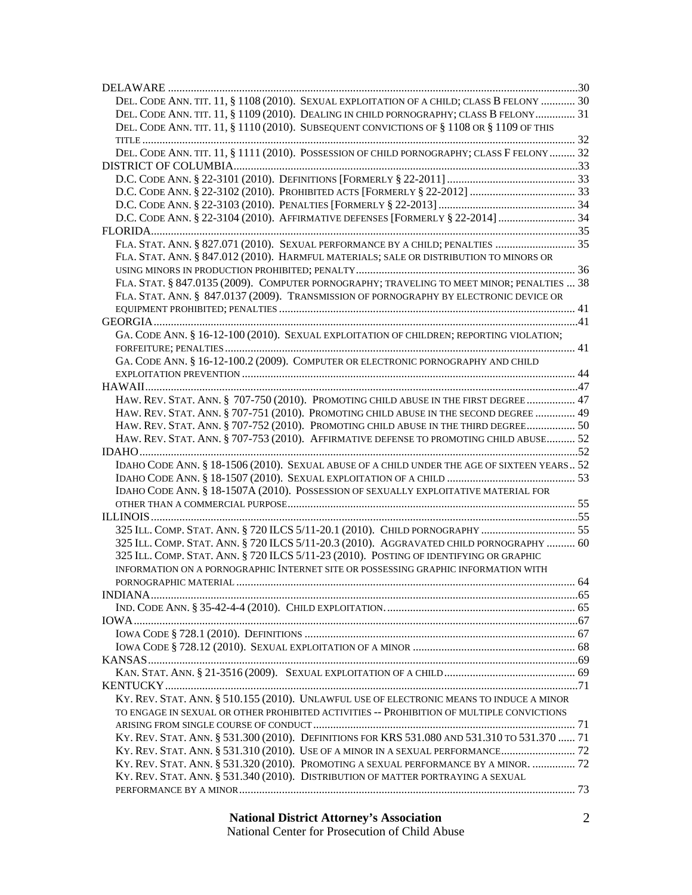DELAWARE ....30
- DEL. CODE ANN. TIT. 11, § 1108 (2010). SEXUAL EXPLOITATION OF A CHILD; CLASS B FELONY .... 30
- DEL. CODE ANN. TIT. 11, § 1109 (2010). DEALING IN CHILD PORNOGRAPHY; CLASS B FELONY.... 31
- DEL. CODE ANN. TIT. 11, § 1110 (2010). SUBSEQUENT CONVICTIONS OF § 1108 OR § 1109 OF THIS TITLE .... 32
- DEL. CODE ANN. TIT. 11, § 1111 (2010). POSSESSION OF CHILD PORNOGRAPHY; CLASS F FELONY .... 32

DISTRICT OF COLUMBIA....33
- D.C. CODE ANN. § 22-3101 (2010). DEFINITIONS [FORMERLY § 22-2011] .... 33
- D.C. CODE ANN. § 22-3102 (2010). PROHIBITED ACTS [FORMERLY § 22-2012] .... 33
- D.C. CODE ANN. § 22-3103 (2010). PENALTIES [FORMERLY § 22-2013] .... 34
- D.C. CODE ANN. § 22-3104 (2010). AFFIRMATIVE DEFENSES [FORMERLY § 22-2014] .... 34

FLORIDA....35
- FLA. STAT. ANN. § 827.071 (2010). SEXUAL PERFORMANCE BY A CHILD; PENALTIES .... 35
- FLA. STAT. ANN. § 847.012 (2010). HARMFUL MATERIALS; SALE OR DISTRIBUTION TO MINORS OR USING MINORS IN PRODUCTION PROHIBITED; PENALTY.... 36
- FLA. STAT. § 847.0135 (2009). COMPUTER PORNOGRAPHY; TRAVELING TO MEET MINOR; PENALTIES ... 38
- FLA. STAT. ANN. § 847.0137 (2009). TRANSMISSION OF PORNOGRAPHY BY ELECTRONIC DEVICE OR EQUIPMENT PROHIBITED; PENALTIES .... 41

GEORGIA....41
- GA. CODE ANN. § 16-12-100 (2010). SEXUAL EXPLOITATION OF CHILDREN; REPORTING VIOLATION; FORFEITURE; PENALTIES.... 41
- GA. CODE ANN. § 16-12-100.2 (2009). COMPUTER OR ELECTRONIC PORNOGRAPHY AND CHILD EXPLOITATION PREVENTION .... 44

HAWAII....47
- HAW. REV. STAT. ANN. § 707-750 (2010). PROMOTING CHILD ABUSE IN THE FIRST DEGREE .... 47
- HAW. REV. STAT. ANN. § 707-751 (2010). PROMOTING CHILD ABUSE IN THE SECOND DEGREE .... 49
- HAW. REV. STAT. ANN. § 707-752 (2010). PROMOTING CHILD ABUSE IN THE THIRD DEGREE.... 50
- HAW. REV. STAT. ANN. § 707-753 (2010). AFFIRMATIVE DEFENSE TO PROMOTING CHILD ABUSE.... 52

IDAHO....52
- IDAHO CODE ANN. § 18-1506 (2010). SEXUAL ABUSE OF A CHILD UNDER THE AGE OF SIXTEEN YEARS.. 52
- IDAHO CODE ANN. § 18-1507 (2010). SEXUAL EXPLOITATION OF A CHILD .... 53
- IDAHO CODE ANN. § 18-1507A (2010). POSSESSION OF SEXUALLY EXPLOITATIVE MATERIAL FOR OTHER THAN A COMMERCIAL PURPOSE.... 55

ILLINOIS....55
- 325 ILL. COMP. STAT. ANN. § 720 ILCS 5/11-20.1 (2010). CHILD PORNOGRAPHY .... 55
- 325 ILL. COMP. STAT. ANN. § 720 ILCS 5/11-20.3 (2010). AGGRAVATED CHILD PORNOGRAPHY .... 60
- 325 ILL. COMP. STAT. ANN. § 720 ILCS 5/11-23 (2010). POSTING OF IDENTIFYING OR GRAPHIC INFORMATION ON A PORNOGRAPHIC INTERNET SITE OR POSSESSING GRAPHIC INFORMATION WITH PORNOGRAPHIC MATERIAL .... 64

INDIANA....65
- IND. CODE ANN. § 35-42-4-4 (2010). CHILD EXPLOITATION..... 65

IOWA....67
- IOWA CODE § 728.1 (2010). DEFINITIONS .... 67
- IOWA CODE § 728.12 (2010). SEXUAL EXPLOITATION OF A MINOR .... 68

KANSAS....69
- KAN. STAT. ANN. § 21-3516 (2009). SEXUAL EXPLOITATION OF A CHILD.... 69

KENTUCKY....71
- KY. REV. STAT. ANN. § 510.155 (2010). UNLAWFUL USE OF ELECTRONIC MEANS TO INDUCE A MINOR TO ENGAGE IN SEXUAL OR OTHER PROHIBITED ACTIVITIES -- PROHIBITION OF MULTIPLE CONVICTIONS ARISING FROM SINGLE COURSE OF CONDUCT.... 71
- KY. REV. STAT. ANN. § 531.300 (2010). DEFINITIONS FOR KRS 531.080 AND 531.310 TO 531.370 .... 71
- KY. REV. STAT. ANN. § 531.310 (2010). USE OF A MINOR IN A SEXUAL PERFORMANCE.... 72
- KY. REV. STAT. ANN. § 531.320 (2010). PROMOTING A SEXUAL PERFORMANCE BY A MINOR. .... 72
- KY. REV. STAT. ANN. § 531.340 (2010). DISTRIBUTION OF MATTER PORTRAYING A SEXUAL PERFORMANCE BY A MINOR.... 73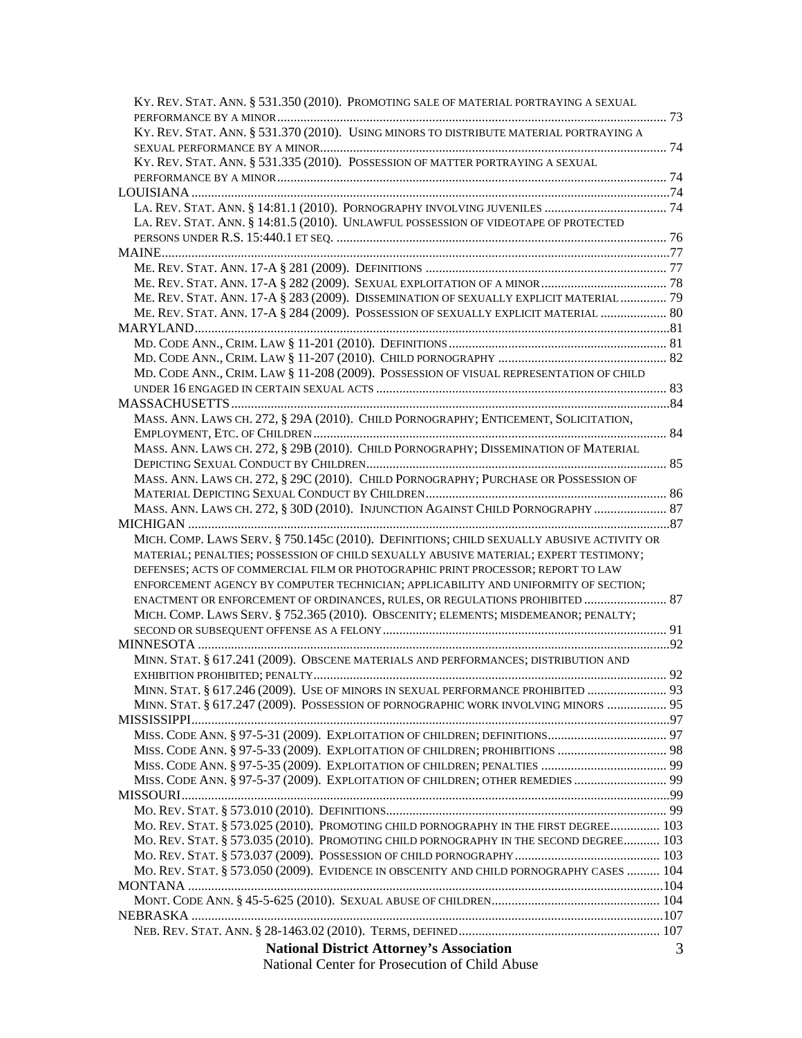KY. REV. STAT. ANN. § 531.350 (2010). PROMOTING SALE OF MATERIAL PORTRAYING A SEXUAL PERFORMANCE BY A MINOR ..... 73
KY. REV. STAT. ANN. § 531.370 (2010). USING MINORS TO DISTRIBUTE MATERIAL PORTRAYING A SEXUAL PERFORMANCE BY A MINOR ..... 74
KY. REV. STAT. ANN. § 531.335 (2010). POSSESSION OF MATTER PORTRAYING A SEXUAL PERFORMANCE BY A MINOR ..... 74

LOUISIANA ..... 74
LA. REV. STAT. ANN. § 14:81.1 (2010). PORNOGRAPHY INVOLVING JUVENILES ..... 74
LA. REV. STAT. ANN. § 14:81.5 (2010). UNLAWFUL POSSESSION OF VIDEOTAPE OF PROTECTED PERSONS UNDER R.S. 15:440.1 ET SEQ. ..... 76

MAINE ..... 77
ME. REV. STAT. ANN. 17-A § 281 (2009). DEFINITIONS ..... 77
ME. REV. STAT. ANN. 17-A § 282 (2009). SEXUAL EXPLOITATION OF A MINOR ..... 78
ME. REV. STAT. ANN. 17-A § 283 (2009). DISSEMINATION OF SEXUALLY EXPLICIT MATERIAL ..... 79
ME. REV. STAT. ANN. 17-A § 284 (2009). POSSESSION OF SEXUALLY EXPLICIT MATERIAL ..... 80

MARYLAND ..... 81
MD. CODE ANN., CRIM. LAW § 11-201 (2010). DEFINITIONS ..... 81
MD. CODE ANN., CRIM. LAW § 11-207 (2010). CHILD PORNOGRAPHY ..... 82
MD. CODE ANN., CRIM. LAW § 11-208 (2009). POSSESSION OF VISUAL REPRESENTATION OF CHILD UNDER 16 ENGAGED IN CERTAIN SEXUAL ACTS ..... 83

MASSACHUSETTS ..... 84
MASS. ANN. LAWS CH. 272, § 29A (2010). CHILD PORNOGRAPHY; ENTICEMENT, SOLICITATION, EMPLOYMENT, ETC. OF CHILDREN ..... 84
MASS. ANN. LAWS CH. 272, § 29B (2010). CHILD PORNOGRAPHY; DISSEMINATION OF MATERIAL DEPICTING SEXUAL CONDUCT BY CHILDREN ..... 85
MASS. ANN. LAWS CH. 272, § 29C (2010). CHILD PORNOGRAPHY; PURCHASE OR POSSESSION OF MATERIAL DEPICTING SEXUAL CONDUCT BY CHILDREN ..... 86
MASS. ANN. LAWS CH. 272, § 30D (2010). INJUNCTION AGAINST CHILD PORNOGRAPHY ..... 87

MICHIGAN ..... 87
MICH. COMP. LAWS SERV. § 750.145C (2010). DEFINITIONS; CHILD SEXUALLY ABUSIVE ACTIVITY OR MATERIAL; PENALTIES; POSSESSION OF CHILD SEXUALLY ABUSIVE MATERIAL; EXPERT TESTIMONY; DEFENSES; ACTS OF COMMERCIAL FILM OR PHOTOGRAPHIC PRINT PROCESSOR; REPORT TO LAW ENFORCEMENT AGENCY BY COMPUTER TECHNICIAN; APPLICABILITY AND UNIFORMITY OF SECTION; ENACTMENT OR ENFORCEMENT OF ORDINANCES, RULES, OR REGULATIONS PROHIBITED ..... 87
MICH. COMP. LAWS SERV. § 752.365 (2010). OBSCENITY; ELEMENTS; MISDEMEANOR; PENALTY; SECOND OR SUBSEQUENT OFFENSE AS A FELONY ..... 91

MINNESOTA ..... 92
MINN. STAT. § 617.241 (2009). OBSCENE MATERIALS AND PERFORMANCES; DISTRIBUTION AND EXHIBITION PROHIBITED; PENALTY ..... 92
MINN. STAT. § 617.246 (2009). USE OF MINORS IN SEXUAL PERFORMANCE PROHIBITED ..... 93
MINN. STAT. § 617.247 (2009). POSSESSION OF PORNOGRAPHIC WORK INVOLVING MINORS ..... 95

MISSISSIPPI ..... 97
MISS. CODE ANN. § 97-5-31 (2009). EXPLOITATION OF CHILDREN; DEFINITIONS ..... 97
MISS. CODE ANN. § 97-5-33 (2009). EXPLOITATION OF CHILDREN; PROHIBITIONS ..... 98
MISS. CODE ANN. § 97-5-35 (2009). EXPLOITATION OF CHILDREN; PENALTIES ..... 99
MISS. CODE ANN. § 97-5-37 (2009). EXPLOITATION OF CHILDREN; OTHER REMEDIES ..... 99

MISSOURI ..... 99
MO. REV. STAT. § 573.010 (2010). DEFINITIONS ..... 99
MO. REV. STAT. § 573.025 (2010). PROMOTING CHILD PORNOGRAPHY IN THE FIRST DEGREE ..... 103
MO. REV. STAT. § 573.035 (2010). PROMOTING CHILD PORNOGRAPHY IN THE SECOND DEGREE ..... 103
MO. REV. STAT. § 573.037 (2009). POSSESSION OF CHILD PORNOGRAPHY ..... 103
MO. REV. STAT. § 573.050 (2009). EVIDENCE IN OBSCENITY AND CHILD PORNOGRAPHY CASES ..... 104

MONTANA ..... 104
MONT. CODE ANN. § 45-5-625 (2010). SEXUAL ABUSE OF CHILDREN ..... 104

NEBRASKA ..... 107
NEB. REV. STAT. ANN. § 28-1463.02 (2010). TERMS, DEFINED ..... 107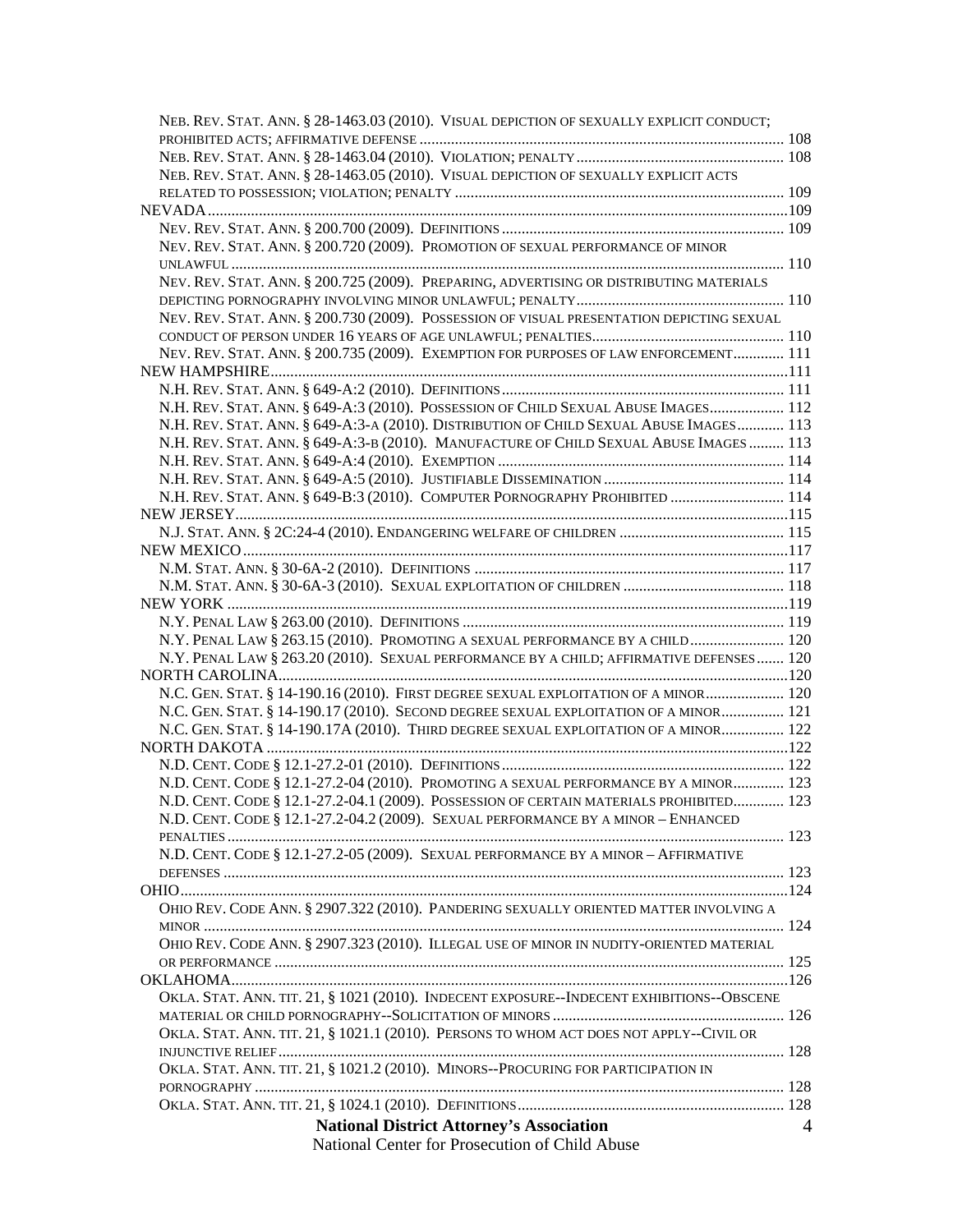NEB. REV. STAT. ANN. § 28-1463.03 (2010). VISUAL DEPICTION OF SEXUALLY EXPLICIT CONDUCT; PROHIBITED ACTS; AFFIRMATIVE DEFENSE ........ 108
NEB. REV. STAT. ANN. § 28-1463.04 (2010). VIOLATION; PENALTY ........ 108
NEB. REV. STAT. ANN. § 28-1463.05 (2010). VISUAL DEPICTION OF SEXUALLY EXPLICIT ACTS RELATED TO POSSESSION; VIOLATION; PENALTY ........ 109

NEVADA ........ 109
NEV. REV. STAT. ANN. § 200.700 (2009). DEFINITIONS ........ 109
NEV. REV. STAT. ANN. § 200.720 (2009). PROMOTION OF SEXUAL PERFORMANCE OF MINOR UNLAWFUL ........ 110
NEV. REV. STAT. ANN. § 200.725 (2009). PREPARING, ADVERTISING OR DISTRIBUTING MATERIALS DEPICTING PORNOGRAPHY INVOLVING MINOR UNLAWFUL; PENALTY ........ 110
NEV. REV. STAT. ANN. § 200.730 (2009). POSSESSION OF VISUAL PRESENTATION DEPICTING SEXUAL CONDUCT OF PERSON UNDER 16 YEARS OF AGE UNLAWFUL; PENALTIES ........ 110
NEV. REV. STAT. ANN. § 200.735 (2009). EXEMPTION FOR PURPOSES OF LAW ENFORCEMENT ........ 111

NEW HAMPSHIRE ........ 111
N.H. REV. STAT. ANN. § 649-A:2 (2010). DEFINITIONS ........ 111
N.H. REV. STAT. ANN. § 649-A:3 (2010). POSSESSION OF CHILD SEXUAL ABUSE IMAGES ........ 112
N.H. REV. STAT. ANN. § 649-A:3-A (2010). DISTRIBUTION OF CHILD SEXUAL ABUSE IMAGES ........ 113
N.H. REV. STAT. ANN. § 649-A:3-B (2010). MANUFACTURE OF CHILD SEXUAL ABUSE IMAGES ........ 113
N.H. REV. STAT. ANN. § 649-A:4 (2010). EXEMPTION ........ 114
N.H. REV. STAT. ANN. § 649-A:5 (2010). JUSTIFIABLE DISSEMINATION ........ 114
N.H. REV. STAT. ANN. § 649-B:3 (2010). COMPUTER PORNOGRAPHY PROHIBITED ........ 114

NEW JERSEY ........ 115
N.J. STAT. ANN. § 2C:24-4 (2010). ENDANGERING WELFARE OF CHILDREN ........ 115

NEW MEXICO ........ 117
N.M. STAT. ANN. § 30-6A-2 (2010). DEFINITIONS ........ 117
N.M. STAT. ANN. § 30-6A-3 (2010). SEXUAL EXPLOITATION OF CHILDREN ........ 118

NEW YORK ........ 119
N.Y. PENAL LAW § 263.00 (2010). DEFINITIONS ........ 119
N.Y. PENAL LAW § 263.15 (2010). PROMOTING A SEXUAL PERFORMANCE BY A CHILD ........ 120
N.Y. PENAL LAW § 263.20 (2010). SEXUAL PERFORMANCE BY A CHILD; AFFIRMATIVE DEFENSES ........ 120

NORTH CAROLINA ........ 120
N.C. GEN. STAT. § 14-190.16 (2010). FIRST DEGREE SEXUAL EXPLOITATION OF A MINOR ........ 120
N.C. GEN. STAT. § 14-190.17 (2010). SECOND DEGREE SEXUAL EXPLOITATION OF A MINOR ........ 121
N.C. GEN. STAT. § 14-190.17A (2010). THIRD DEGREE SEXUAL EXPLOITATION OF A MINOR ........ 122

NORTH DAKOTA ........ 122
N.D. CENT. CODE § 12.1-27.2-01 (2010). DEFINITIONS ........ 122
N.D. CENT. CODE § 12.1-27.2-04 (2010). PROMOTING A SEXUAL PERFORMANCE BY A MINOR ........ 123
N.D. CENT. CODE § 12.1-27.2-04.1 (2009). POSSESSION OF CERTAIN MATERIALS PROHIBITED ........ 123
N.D. CENT. CODE § 12.1-27.2-04.2 (2009). SEXUAL PERFORMANCE BY A MINOR – ENHANCED PENALTIES ........ 123
N.D. CENT. CODE § 12.1-27.2-05 (2009). SEXUAL PERFORMANCE BY A MINOR – AFFIRMATIVE DEFENSES ........ 123

OHIO ........ 124
OHIO REV. CODE ANN. § 2907.322 (2010). PANDERING SEXUALLY ORIENTED MATTER INVOLVING A MINOR ........ 124
OHIO REV. CODE ANN. § 2907.323 (2010). ILLEGAL USE OF MINOR IN NUDITY-ORIENTED MATERIAL OR PERFORMANCE ........ 125

OKLAHOMA ........ 126
OKLA. STAT. ANN. TIT. 21, § 1021 (2010). INDECENT EXPOSURE--INDECENT EXHIBITIONS--OBSCENE MATERIAL OR CHILD PORNOGRAPHY--SOLICITATION OF MINORS ........ 126
OKLA. STAT. ANN. TIT. 21, § 1021.1 (2010). PERSONS TO WHOM ACT DOES NOT APPLY--CIVIL OR INJUNCTIVE RELIEF ........ 128
OKLA. STAT. ANN. TIT. 21, § 1021.2 (2010). MINORS--PROCURING FOR PARTICIPATION IN PORNOGRAPHY ........ 128
OKLA. STAT. ANN. TIT. 21, § 1024.1 (2010). DEFINITIONS ........ 128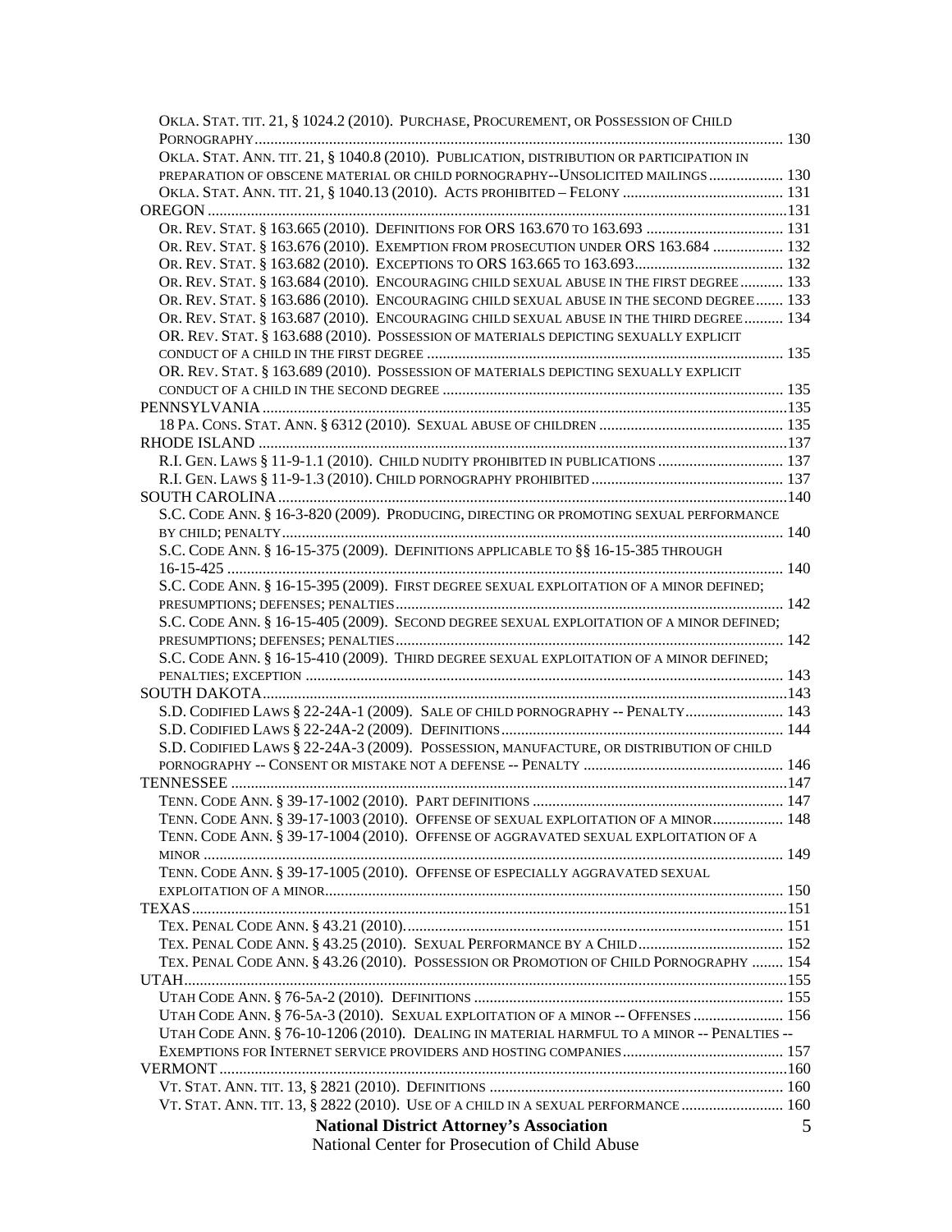OKLA. STAT. TIT. 21, § 1024.2 (2010). PURCHASE, PROCUREMENT, OR POSSESSION OF CHILD PORNOGRAPHY ..... 130
OKLA. STAT. ANN. TIT. 21, § 1040.8 (2010). PUBLICATION, DISTRIBUTION OR PARTICIPATION IN PREPARATION OF OBSCENE MATERIAL OR CHILD PORNOGRAPHY--UNSOLICITED MAILINGS ..... 130
OKLA. STAT. ANN. TIT. 21, § 1040.13 (2010). ACTS PROHIBITED – FELONY ..... 131

OREGON ..... 131
OR. REV. STAT. § 163.665 (2010). DEFINITIONS FOR ORS 163.670 TO 163.693 ..... 131
OR. REV. STAT. § 163.676 (2010). EXEMPTION FROM PROSECUTION UNDER ORS 163.684 ..... 132
OR. REV. STAT. § 163.682 (2010). EXCEPTIONS TO ORS 163.665 TO 163.693 ..... 132
OR. REV. STAT. § 163.684 (2010). ENCOURAGING CHILD SEXUAL ABUSE IN THE FIRST DEGREE ..... 133
OR. REV. STAT. § 163.686 (2010). ENCOURAGING CHILD SEXUAL ABUSE IN THE SECOND DEGREE ..... 133
OR. REV. STAT. § 163.687 (2010). ENCOURAGING CHILD SEXUAL ABUSE IN THE THIRD DEGREE ..... 134
OR. REV. STAT. § 163.688 (2010). POSSESSION OF MATERIALS DEPICTING SEXUALLY EXPLICIT CONDUCT OF A CHILD IN THE FIRST DEGREE ..... 135
OR. REV. STAT. § 163.689 (2010). POSSESSION OF MATERIALS DEPICTING SEXUALLY EXPLICIT CONDUCT OF A CHILD IN THE SECOND DEGREE ..... 135

PENNSYLVANIA ..... 135
18 PA. CONS. STAT. ANN. § 6312 (2010). SEXUAL ABUSE OF CHILDREN ..... 135

RHODE ISLAND ..... 137
R.I. GEN. LAWS § 11-9-1.1 (2010). CHILD NUDITY PROHIBITED IN PUBLICATIONS ..... 137
R.I. GEN. LAWS § 11-9-1.3 (2010). CHILD PORNOGRAPHY PROHIBITED ..... 137

SOUTH CAROLINA ..... 140
S.C. CODE ANN. § 16-3-820 (2009). PRODUCING, DIRECTING OR PROMOTING SEXUAL PERFORMANCE BY CHILD; PENALTY ..... 140
S.C. CODE ANN. § 16-15-375 (2009). DEFINITIONS APPLICABLE TO §§ 16-15-385 THROUGH 16-15-425 ..... 140
S.C. CODE ANN. § 16-15-395 (2009). FIRST DEGREE SEXUAL EXPLOITATION OF A MINOR DEFINED; PRESUMPTIONS; DEFENSES; PENALTIES ..... 142
S.C. CODE ANN. § 16-15-405 (2009). SECOND DEGREE SEXUAL EXPLOITATION OF A MINOR DEFINED; PRESUMPTIONS; DEFENSES; PENALTIES ..... 142
S.C. CODE ANN. § 16-15-410 (2009). THIRD DEGREE SEXUAL EXPLOITATION OF A MINOR DEFINED; PENALTIES; EXCEPTION ..... 143

SOUTH DAKOTA ..... 143
S.D. CODIFIED LAWS § 22-24A-1 (2009). SALE OF CHILD PORNOGRAPHY -- PENALTY ..... 143
S.D. CODIFIED LAWS § 22-24A-2 (2009). DEFINITIONS ..... 144
S.D. CODIFIED LAWS § 22-24A-3 (2009). POSSESSION, MANUFACTURE, OR DISTRIBUTION OF CHILD PORNOGRAPHY -- CONSENT OR MISTAKE NOT A DEFENSE -- PENALTY ..... 146

TENNESSEE ..... 147
TENN. CODE ANN. § 39-17-1002 (2010). PART DEFINITIONS ..... 147
TENN. CODE ANN. § 39-17-1003 (2010). OFFENSE OF SEXUAL EXPLOITATION OF A MINOR ..... 148
TENN. CODE ANN. § 39-17-1004 (2010). OFFENSE OF AGGRAVATED SEXUAL EXPLOITATION OF A MINOR ..... 149
TENN. CODE ANN. § 39-17-1005 (2010). OFFENSE OF ESPECIALLY AGGRAVATED SEXUAL EXPLOITATION OF A MINOR ..... 150

TEXAS ..... 151
TEX. PENAL CODE ANN. § 43.21 (2010). ..... 151
TEX. PENAL CODE ANN. § 43.25 (2010). SEXUAL PERFORMANCE BY A CHILD ..... 152
TEX. PENAL CODE ANN. § 43.26 (2010). POSSESSION OR PROMOTION OF CHILD PORNOGRAPHY ..... 154

UTAH ..... 155
UTAH CODE ANN. § 76-5A-2 (2010). DEFINITIONS ..... 155
UTAH CODE ANN. § 76-5A-3 (2010). SEXUAL EXPLOITATION OF A MINOR -- OFFENSES ..... 156
UTAH CODE ANN. § 76-10-1206 (2010). DEALING IN MATERIAL HARMFUL TO A MINOR -- PENALTIES -- EXEMPTIONS FOR INTERNET SERVICE PROVIDERS AND HOSTING COMPANIES ..... 157

VERMONT ..... 160
VT. STAT. ANN. TIT. 13, § 2821 (2010). DEFINITIONS ..... 160
VT. STAT. ANN. TIT. 13, § 2822 (2010). USE OF A CHILD IN A SEXUAL PERFORMANCE ..... 160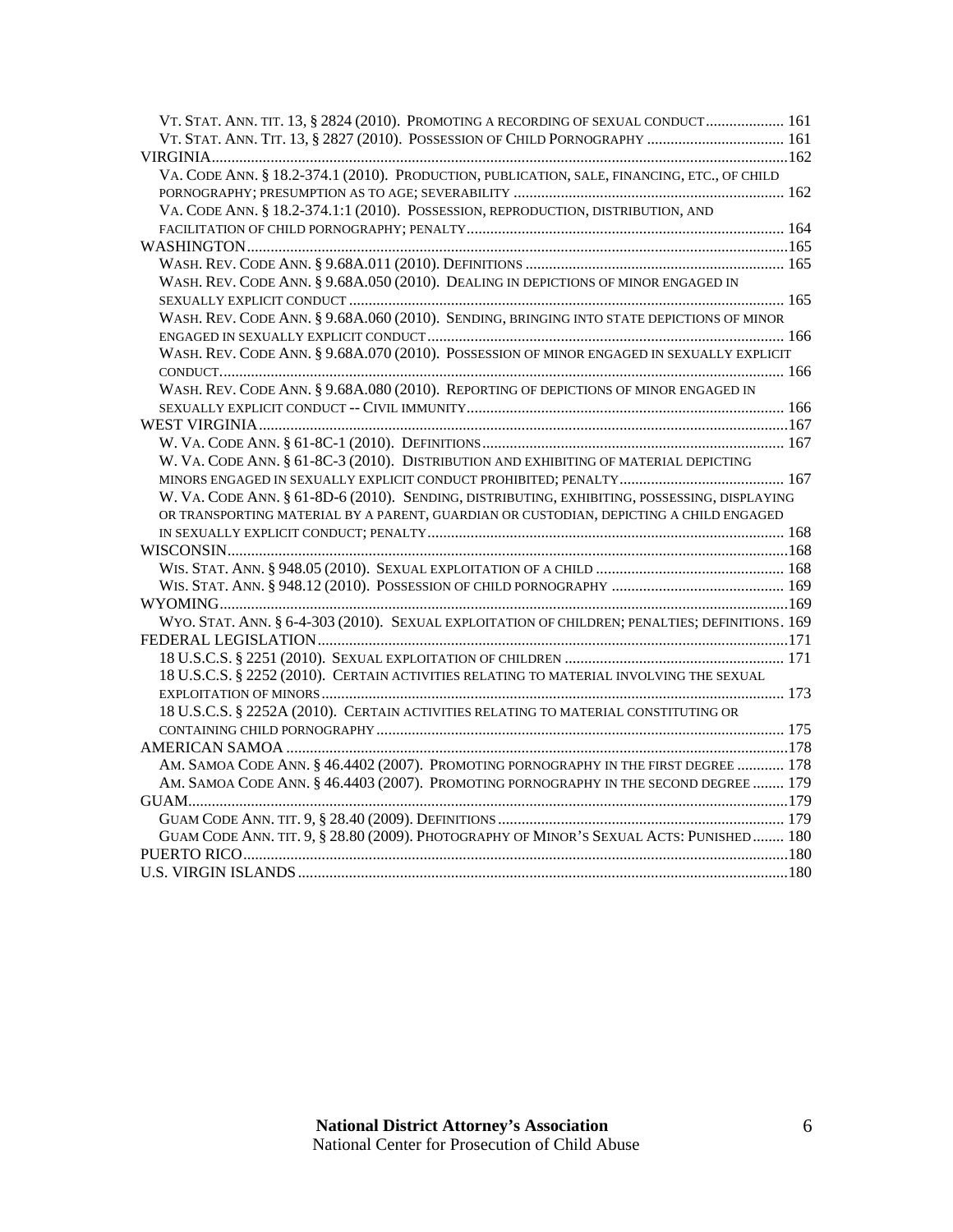VT. STAT. ANN. TIT. 13, § 2824 (2010). PROMOTING A RECORDING OF SEXUAL CONDUCT .................... 161
VT. STAT. ANN. TIT. 13, § 2827 (2010). POSSESSION OF CHILD PORNOGRAPHY ................................... 161
VIRGINIA .................................................................................................................................. 162
VA. CODE ANN. § 18.2-374.1 (2010). PRODUCTION, PUBLICATION, SALE, FINANCING, ETC., OF CHILD PORNOGRAPHY; PRESUMPTION AS TO AGE; SEVERABILITY ..................................................................... 162
VA. CODE ANN. § 18.2-374.1:1 (2010). POSSESSION, REPRODUCTION, DISTRIBUTION, AND FACILITATION OF CHILD PORNOGRAPHY; PENALTY ................................................................................ 164
WASHINGTON ........................................................................................................................... 165
WASH. REV. CODE ANN. § 9.68A.011 (2010). DEFINITIONS ................................................................. 165
WASH. REV. CODE ANN. § 9.68A.050 (2010). DEALING IN DEPICTIONS OF MINOR ENGAGED IN SEXUALLY EXPLICIT CONDUCT .............................................................................................................. 165
WASH. REV. CODE ANN. § 9.68A.060 (2010). SENDING, BRINGING INTO STATE DEPICTIONS OF MINOR ENGAGED IN SEXUALLY EXPLICIT CONDUCT ........................................................................................... 166
WASH. REV. CODE ANN. § 9.68A.070 (2010). POSSESSION OF MINOR ENGAGED IN SEXUALLY EXPLICIT CONDUCT. .............................................................................................................................. 166
WASH. REV. CODE ANN. § 9.68A.080 (2010). REPORTING OF DEPICTIONS OF MINOR ENGAGED IN SEXUALLY EXPLICIT CONDUCT -- CIVIL IMMUNITY ................................................................................ 166
WEST VIRGINIA ........................................................................................................................ 167
W. VA. CODE ANN. § 61-8C-1 (2010). DEFINITIONS ............................................................................ 167
W. VA. CODE ANN. § 61-8C-3 (2010). DISTRIBUTION AND EXHIBITING OF MATERIAL DEPICTING MINORS ENGAGED IN SEXUALLY EXPLICIT CONDUCT PROHIBITED; PENALTY ........................................... 167
W. VA. CODE ANN. § 61-8D-6 (2010). SENDING, DISTRIBUTING, EXHIBITING, POSSESSING, DISPLAYING OR TRANSPORTING MATERIAL BY A PARENT, GUARDIAN OR CUSTODIAN, DEPICTING A CHILD ENGAGED IN SEXUALLY EXPLICIT CONDUCT; PENALTY ........................................................................................... 168
WISCONSIN ............................................................................................................................... 168
WIS. STAT. ANN. § 948.05 (2010). SEXUAL EXPLOITATION OF A CHILD ................................................ 168
WIS. STAT. ANN. § 948.12 (2010). POSSESSION OF CHILD PORNOGRAPHY ............................................ 169
WYOMING ................................................................................................................................. 169
WYO. STAT. ANN. § 6-4-303 (2010). SEXUAL EXPLOITATION OF CHILDREN; PENALTIES; DEFINITIONS. 169
FEDERAL LEGISLATION ........................................................................................................... 171
18 U.S.C.S. § 2251 (2010). SEXUAL EXPLOITATION OF CHILDREN ........................................................ 171
18 U.S.C.S. § 2252 (2010). CERTAIN ACTIVITIES RELATING TO MATERIAL INVOLVING THE SEXUAL EXPLOITATION OF MINORS ..................................................................................................................... 173
18 U.S.C.S. § 2252A (2010). CERTAIN ACTIVITIES RELATING TO MATERIAL CONSTITUTING OR CONTAINING CHILD PORNOGRAPHY ....................................................................................................... 175
AMERICAN SAMOA .................................................................................................................. 178
AM. SAMOA CODE ANN. § 46.4402 (2007). PROMOTING PORNOGRAPHY IN THE FIRST DEGREE ............ 178
AM. SAMOA CODE ANN. § 46.4403 (2007). PROMOTING PORNOGRAPHY IN THE SECOND DEGREE ........ 179
GUAM ........................................................................................................................................ 179
GUAM CODE ANN. TIT. 9, § 28.40 (2009). DEFINITIONS ........................................................................ 179
GUAM CODE ANN. TIT. 9, § 28.80 (2009). PHOTOGRAPHY OF MINOR'S SEXUAL ACTS: PUNISHED ........ 180
PUERTO RICO ........................................................................................................................... 180
U.S. VIRGIN ISLANDS ............................................................................................................... 180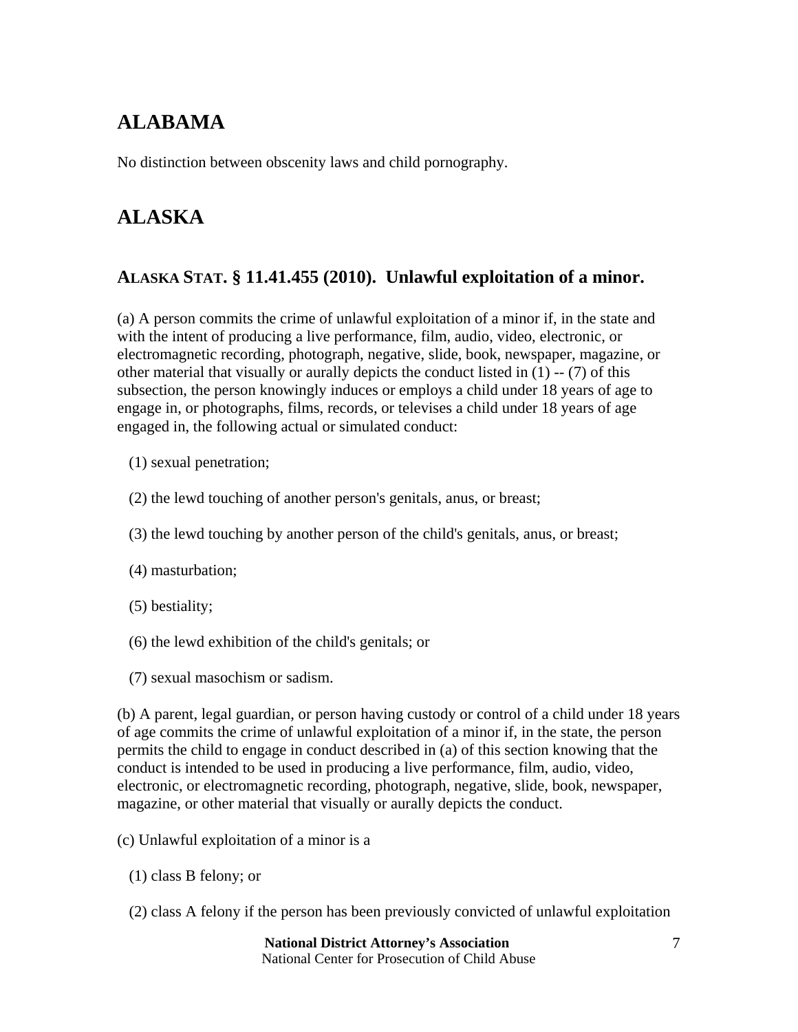## ALABAMA

No distinction between obscenity laws and child pornography.

## ALASKA

### ALASKA STAT. § 11.41.455 (2010). Unlawful exploitation of a minor.

(a) A person commits the crime of unlawful exploitation of a minor if, in the state and with the intent of producing a live performance, film, audio, video, electronic, or electromagnetic recording, photograph, negative, slide, book, newspaper, magazine, or other material that visually or aurally depicts the conduct listed in (1) -- (7) of this subsection, the person knowingly induces or employs a child under 18 years of age to engage in, or photographs, films, records, or televises a child under 18 years of age engaged in, the following actual or simulated conduct:

(1) sexual penetration;

(2) the lewd touching of another person's genitals, anus, or breast;

(3) the lewd touching by another person of the child's genitals, anus, or breast;

(4) masturbation;

(5) bestiality;

(6) the lewd exhibition of the child's genitals; or

(7) sexual masochism or sadism.

(b) A parent, legal guardian, or person having custody or control of a child under 18 years of age commits the crime of unlawful exploitation of a minor if, in the state, the person permits the child to engage in conduct described in (a) of this section knowing that the conduct is intended to be used in producing a live performance, film, audio, video, electronic, or electromagnetic recording, photograph, negative, slide, book, newspaper, magazine, or other material that visually or aurally depicts the conduct.

(c) Unlawful exploitation of a minor is a

(1) class B felony; or

(2) class A felony if the person has been previously convicted of unlawful exploitation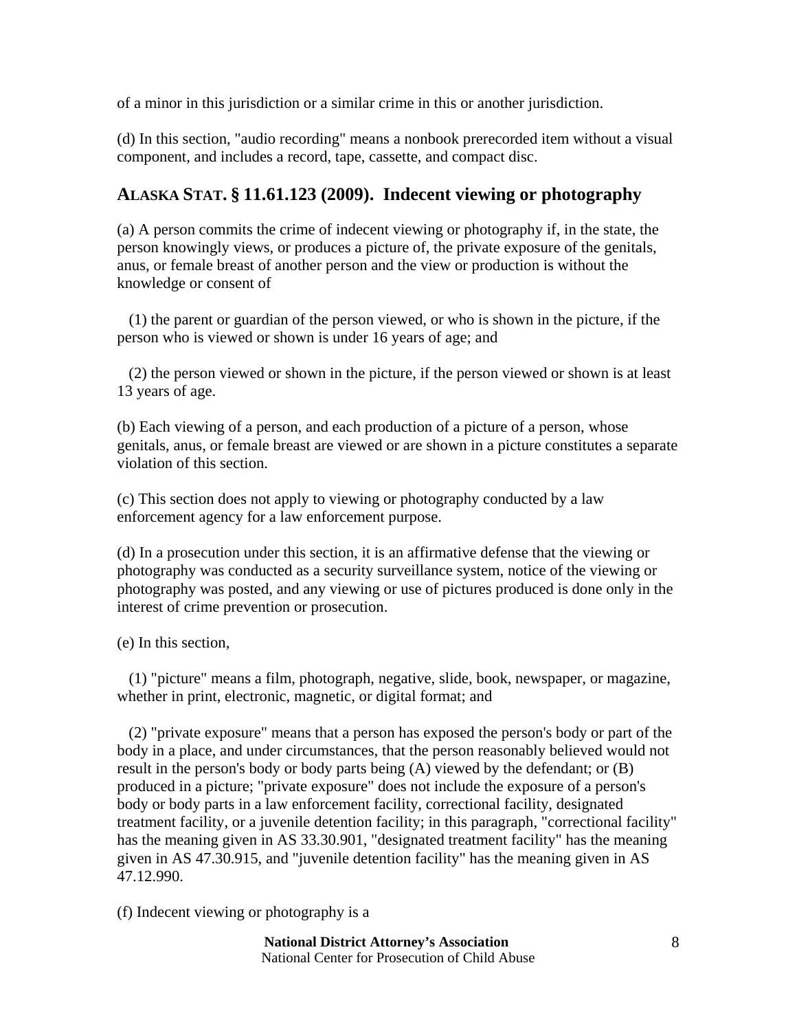of a minor in this jurisdiction or a similar crime in this or another jurisdiction.

(d) In this section, "audio recording" means a nonbook prerecorded item without a visual component, and includes a record, tape, cassette, and compact disc.

## ALASKA STAT. § 11.61.123 (2009). Indecent viewing or photography

(a) A person commits the crime of indecent viewing or photography if, in the state, the person knowingly views, or produces a picture of, the private exposure of the genitals, anus, or female breast of another person and the view or production is without the knowledge or consent of

(1) the parent or guardian of the person viewed, or who is shown in the picture, if the person who is viewed or shown is under 16 years of age; and

(2) the person viewed or shown in the picture, if the person viewed or shown is at least 13 years of age.

(b) Each viewing of a person, and each production of a picture of a person, whose genitals, anus, or female breast are viewed or are shown in a picture constitutes a separate violation of this section.

(c) This section does not apply to viewing or photography conducted by a law enforcement agency for a law enforcement purpose.

(d) In a prosecution under this section, it is an affirmative defense that the viewing or photography was conducted as a security surveillance system, notice of the viewing or photography was posted, and any viewing or use of pictures produced is done only in the interest of crime prevention or prosecution.

(e) In this section,

(1) "picture" means a film, photograph, negative, slide, book, newspaper, or magazine, whether in print, electronic, magnetic, or digital format; and

(2) "private exposure" means that a person has exposed the person's body or part of the body in a place, and under circumstances, that the person reasonably believed would not result in the person's body or body parts being (A) viewed by the defendant; or (B) produced in a picture; "private exposure" does not include the exposure of a person's body or body parts in a law enforcement facility, correctional facility, designated treatment facility, or a juvenile detention facility; in this paragraph, "correctional facility" has the meaning given in AS 33.30.901, "designated treatment facility" has the meaning given in AS 47.30.915, and "juvenile detention facility" has the meaning given in AS 47.12.990.

(f) Indecent viewing or photography is a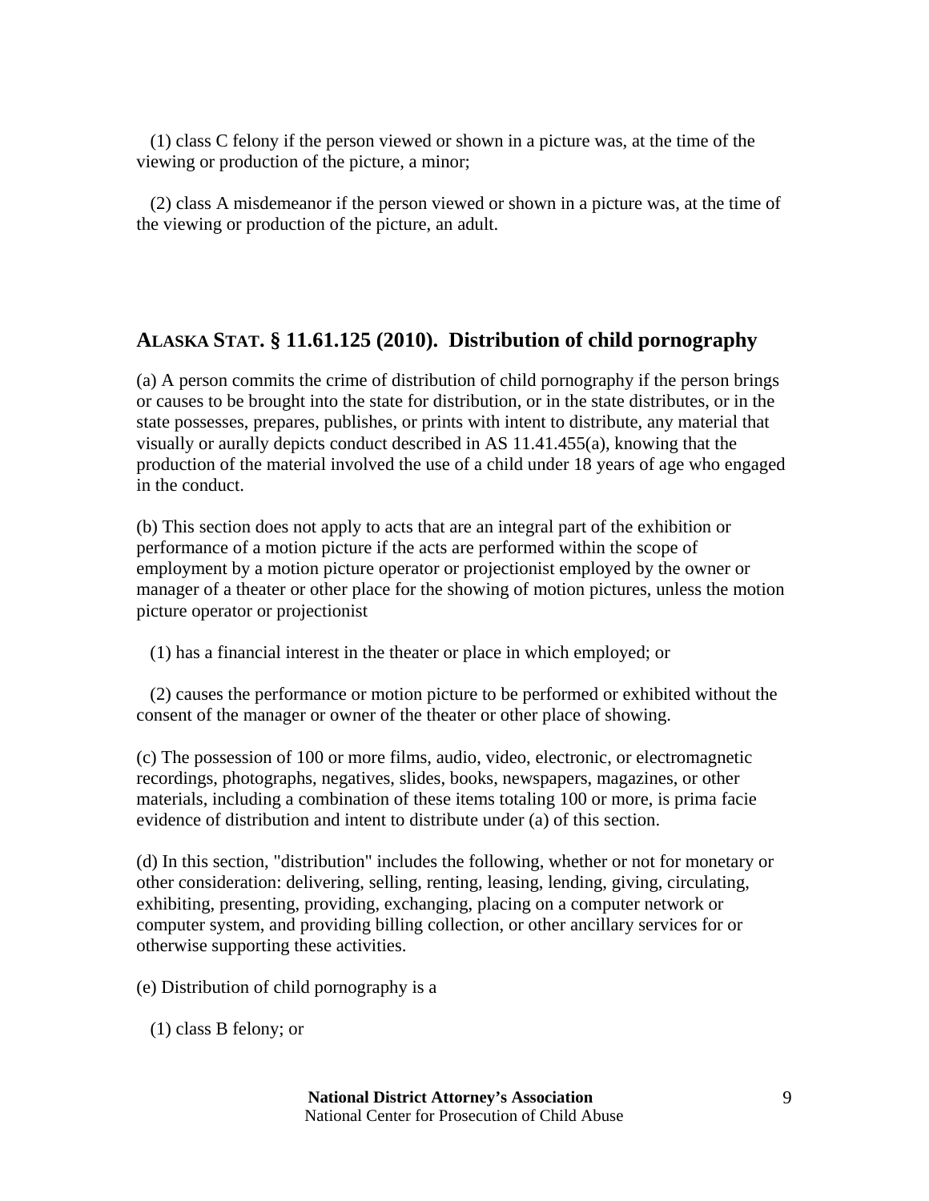(1) class C felony if the person viewed or shown in a picture was, at the time of the viewing or production of the picture, a minor;

(2) class A misdemeanor if the person viewed or shown in a picture was, at the time of the viewing or production of the picture, an adult.

## ALASKA STAT. § 11.61.125 (2010). Distribution of child pornography

(a) A person commits the crime of distribution of child pornography if the person brings or causes to be brought into the state for distribution, or in the state distributes, or in the state possesses, prepares, publishes, or prints with intent to distribute, any material that visually or aurally depicts conduct described in AS 11.41.455(a), knowing that the production of the material involved the use of a child under 18 years of age who engaged in the conduct.

(b) This section does not apply to acts that are an integral part of the exhibition or performance of a motion picture if the acts are performed within the scope of employment by a motion picture operator or projectionist employed by the owner or manager of a theater or other place for the showing of motion pictures, unless the motion picture operator or projectionist

(1) has a financial interest in the theater or place in which employed; or

(2) causes the performance or motion picture to be performed or exhibited without the consent of the manager or owner of the theater or other place of showing.

(c) The possession of 100 or more films, audio, video, electronic, or electromagnetic recordings, photographs, negatives, slides, books, newspapers, magazines, or other materials, including a combination of these items totaling 100 or more, is prima facie evidence of distribution and intent to distribute under (a) of this section.

(d) In this section, "distribution" includes the following, whether or not for monetary or other consideration: delivering, selling, renting, leasing, lending, giving, circulating, exhibiting, presenting, providing, exchanging, placing on a computer network or computer system, and providing billing collection, or other ancillary services for or otherwise supporting these activities.

(e) Distribution of child pornography is a

(1) class B felony; or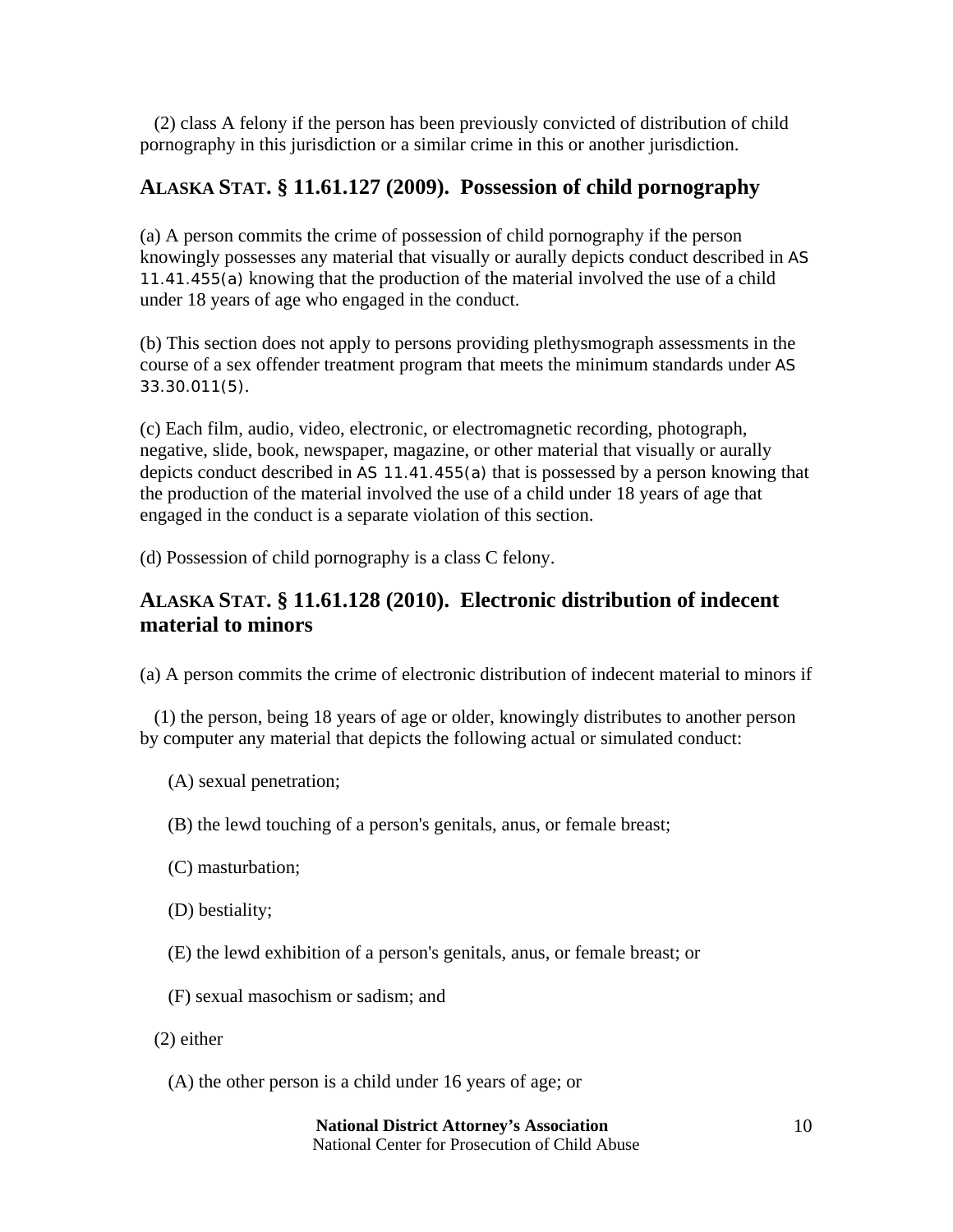(2) class A felony if the person has been previously convicted of distribution of child pornography in this jurisdiction or a similar crime in this or another jurisdiction.

## ALASKA STAT. § 11.61.127 (2009). Possession of child pornography

(a) A person commits the crime of possession of child pornography if the person knowingly possesses any material that visually or aurally depicts conduct described in AS 11.41.455(a) knowing that the production of the material involved the use of a child under 18 years of age who engaged in the conduct.

(b) This section does not apply to persons providing plethysmograph assessments in the course of a sex offender treatment program that meets the minimum standards under AS 33.30.011(5).

(c) Each film, audio, video, electronic, or electromagnetic recording, photograph, negative, slide, book, newspaper, magazine, or other material that visually or aurally depicts conduct described in AS 11.41.455(a) that is possessed by a person knowing that the production of the material involved the use of a child under 18 years of age that engaged in the conduct is a separate violation of this section.

(d) Possession of child pornography is a class C felony.

## ALASKA STAT. § 11.61.128 (2010). Electronic distribution of indecent material to minors

(a) A person commits the crime of electronic distribution of indecent material to minors if

(1) the person, being 18 years of age or older, knowingly distributes to another person by computer any material that depicts the following actual or simulated conduct:

(A) sexual penetration;

(B) the lewd touching of a person's genitals, anus, or female breast;

(C) masturbation;

(D) bestiality;

(E) the lewd exhibition of a person's genitals, anus, or female breast; or

(F) sexual masochism or sadism; and

(2) either

(A) the other person is a child under 16 years of age; or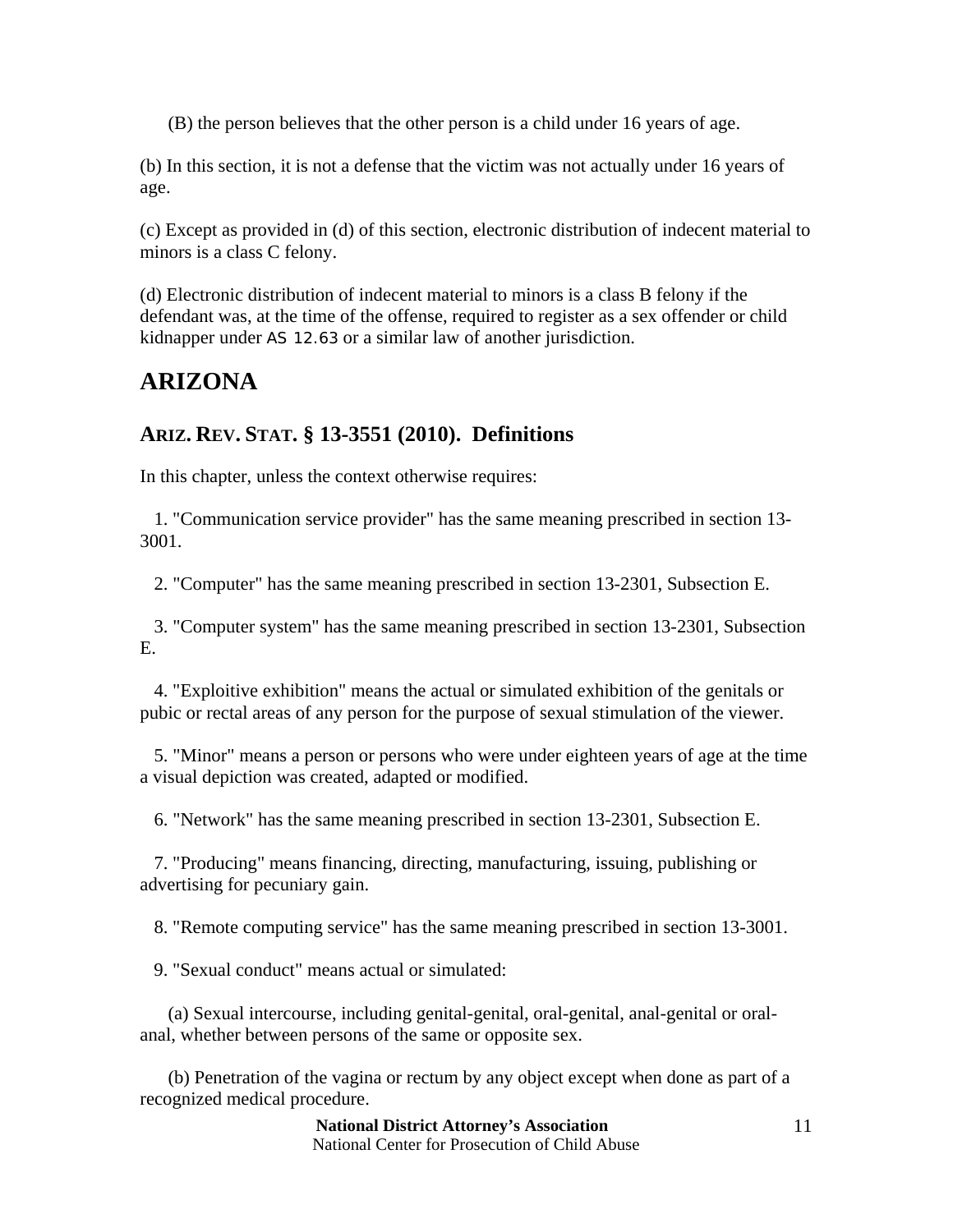(B) the person believes that the other person is a child under 16 years of age.

(b) In this section, it is not a defense that the victim was not actually under 16 years of age.

(c) Except as provided in (d) of this section, electronic distribution of indecent material to minors is a class C felony.

(d) Electronic distribution of indecent material to minors is a class B felony if the defendant was, at the time of the offense, required to register as a sex offender or child kidnapper under AS 12.63 or a similar law of another jurisdiction.

# ARIZONA

## ARIZ. REV. STAT. § 13-3551 (2010). Definitions

In this chapter, unless the context otherwise requires:

1. "Communication service provider" has the same meaning prescribed in section 13-3001.

2. "Computer" has the same meaning prescribed in section 13-2301, Subsection E.

3. "Computer system" has the same meaning prescribed in section 13-2301, Subsection E.

4. "Exploitive exhibition" means the actual or simulated exhibition of the genitals or pubic or rectal areas of any person for the purpose of sexual stimulation of the viewer.

5. "Minor" means a person or persons who were under eighteen years of age at the time a visual depiction was created, adapted or modified.

6. "Network" has the same meaning prescribed in section 13-2301, Subsection E.

7. "Producing" means financing, directing, manufacturing, issuing, publishing or advertising for pecuniary gain.

8. "Remote computing service" has the same meaning prescribed in section 13-3001.

9. "Sexual conduct" means actual or simulated:

(a) Sexual intercourse, including genital-genital, oral-genital, anal-genital or oral-anal, whether between persons of the same or opposite sex.

(b) Penetration of the vagina or rectum by any object except when done as part of a recognized medical procedure.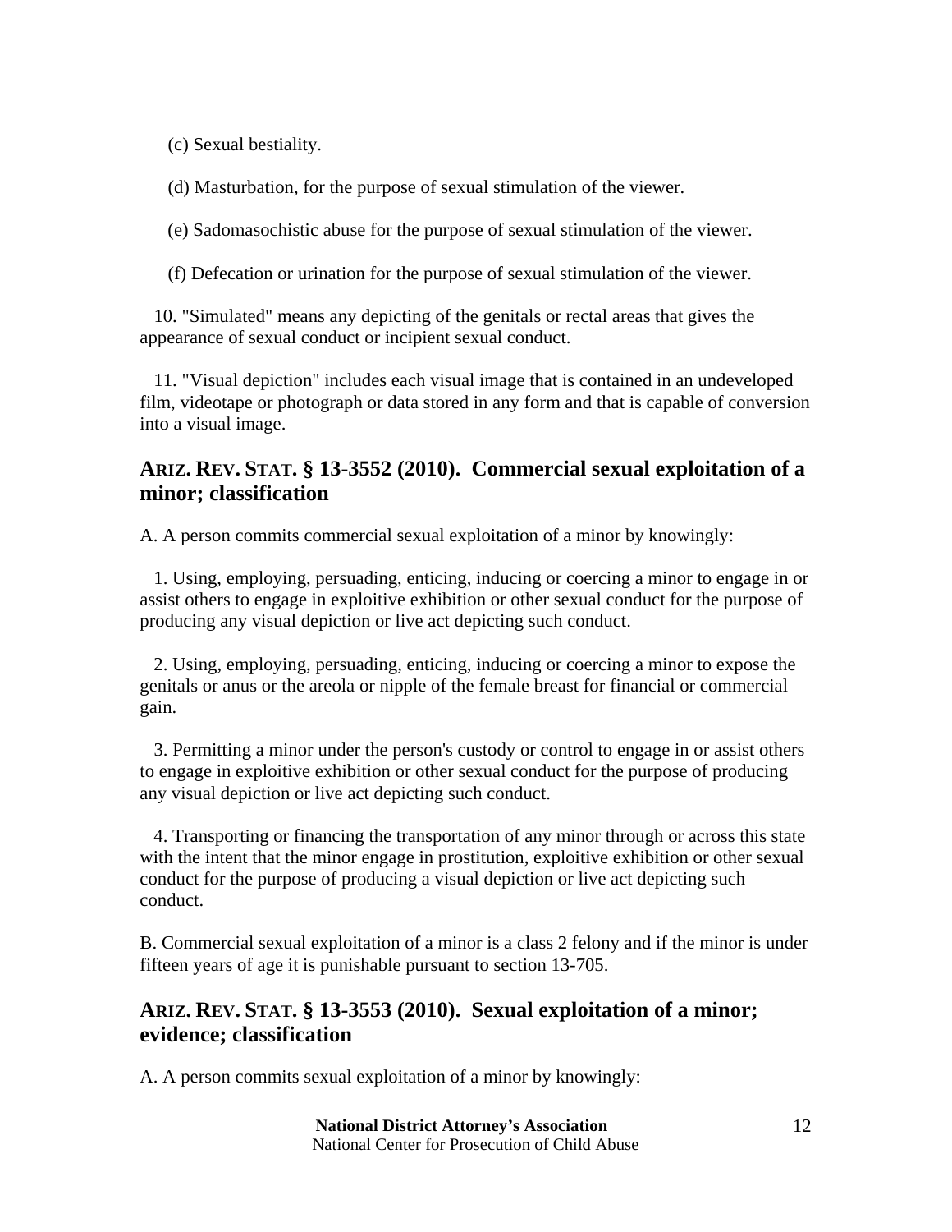(c) Sexual bestiality.

(d) Masturbation, for the purpose of sexual stimulation of the viewer.

(e) Sadomasochistic abuse for the purpose of sexual stimulation of the viewer.

(f) Defecation or urination for the purpose of sexual stimulation of the viewer.

10. "Simulated" means any depicting of the genitals or rectal areas that gives the appearance of sexual conduct or incipient sexual conduct.

11. "Visual depiction" includes each visual image that is contained in an undeveloped film, videotape or photograph or data stored in any form and that is capable of conversion into a visual image.

## ARIZ. REV. STAT. § 13-3552 (2010). Commercial sexual exploitation of a minor; classification

A. A person commits commercial sexual exploitation of a minor by knowingly:

1. Using, employing, persuading, enticing, inducing or coercing a minor to engage in or assist others to engage in exploitive exhibition or other sexual conduct for the purpose of producing any visual depiction or live act depicting such conduct.

2. Using, employing, persuading, enticing, inducing or coercing a minor to expose the genitals or anus or the areola or nipple of the female breast for financial or commercial gain.

3. Permitting a minor under the person's custody or control to engage in or assist others to engage in exploitive exhibition or other sexual conduct for the purpose of producing any visual depiction or live act depicting such conduct.

4. Transporting or financing the transportation of any minor through or across this state with the intent that the minor engage in prostitution, exploitive exhibition or other sexual conduct for the purpose of producing a visual depiction or live act depicting such conduct.

B. Commercial sexual exploitation of a minor is a class 2 felony and if the minor is under fifteen years of age it is punishable pursuant to section 13-705.

## ARIZ. REV. STAT. § 13-3553 (2010). Sexual exploitation of a minor; evidence; classification

A. A person commits sexual exploitation of a minor by knowingly: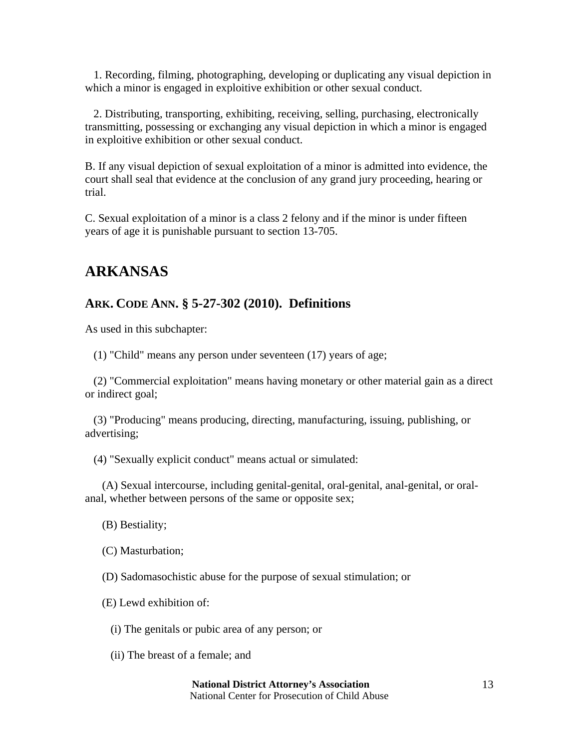1. Recording, filming, photographing, developing or duplicating any visual depiction in which a minor is engaged in exploitive exhibition or other sexual conduct.

2. Distributing, transporting, exhibiting, receiving, selling, purchasing, electronically transmitting, possessing or exchanging any visual depiction in which a minor is engaged in exploitive exhibition or other sexual conduct.

B. If any visual depiction of sexual exploitation of a minor is admitted into evidence, the court shall seal that evidence at the conclusion of any grand jury proceeding, hearing or trial.

C. Sexual exploitation of a minor is a class 2 felony and if the minor is under fifteen years of age it is punishable pursuant to section 13-705.

## ARKANSAS

### ARK. CODE ANN. § 5-27-302 (2010). Definitions

As used in this subchapter:

(1) "Child" means any person under seventeen (17) years of age;

(2) "Commercial exploitation" means having monetary or other material gain as a direct or indirect goal;

(3) "Producing" means producing, directing, manufacturing, issuing, publishing, or advertising;

(4) "Sexually explicit conduct" means actual or simulated:

(A) Sexual intercourse, including genital-genital, oral-genital, anal-genital, or oral-anal, whether between persons of the same or opposite sex;

(B) Bestiality;

(C) Masturbation;

(D) Sadomasochistic abuse for the purpose of sexual stimulation; or

(E) Lewd exhibition of:

(i) The genitals or pubic area of any person; or

(ii) The breast of a female; and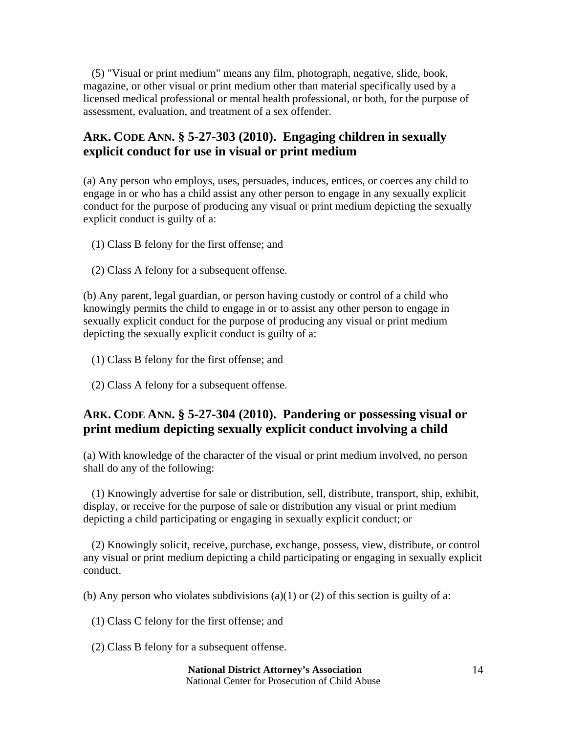(5) "Visual or print medium" means any film, photograph, negative, slide, book, magazine, or other visual or print medium other than material specifically used by a licensed medical professional or mental health professional, or both, for the purpose of assessment, evaluation, and treatment of a sex offender.

## ARK. CODE ANN. § 5-27-303 (2010). Engaging children in sexually explicit conduct for use in visual or print medium

(a) Any person who employs, uses, persuades, induces, entices, or coerces any child to engage in or who has a child assist any other person to engage in any sexually explicit conduct for the purpose of producing any visual or print medium depicting the sexually explicit conduct is guilty of a:

(1) Class B felony for the first offense; and

(2) Class A felony for a subsequent offense.

(b) Any parent, legal guardian, or person having custody or control of a child who knowingly permits the child to engage in or to assist any other person to engage in sexually explicit conduct for the purpose of producing any visual or print medium depicting the sexually explicit conduct is guilty of a:

(1) Class B felony for the first offense; and

(2) Class A felony for a subsequent offense.

## ARK. CODE ANN. § 5-27-304 (2010). Pandering or possessing visual or print medium depicting sexually explicit conduct involving a child

(a) With knowledge of the character of the visual or print medium involved, no person shall do any of the following:

(1) Knowingly advertise for sale or distribution, sell, distribute, transport, ship, exhibit, display, or receive for the purpose of sale or distribution any visual or print medium depicting a child participating or engaging in sexually explicit conduct; or

(2) Knowingly solicit, receive, purchase, exchange, possess, view, distribute, or control any visual or print medium depicting a child participating or engaging in sexually explicit conduct.

(b) Any person who violates subdivisions (a)(1) or (2) of this section is guilty of a:

(1) Class C felony for the first offense; and

(2) Class B felony for a subsequent offense.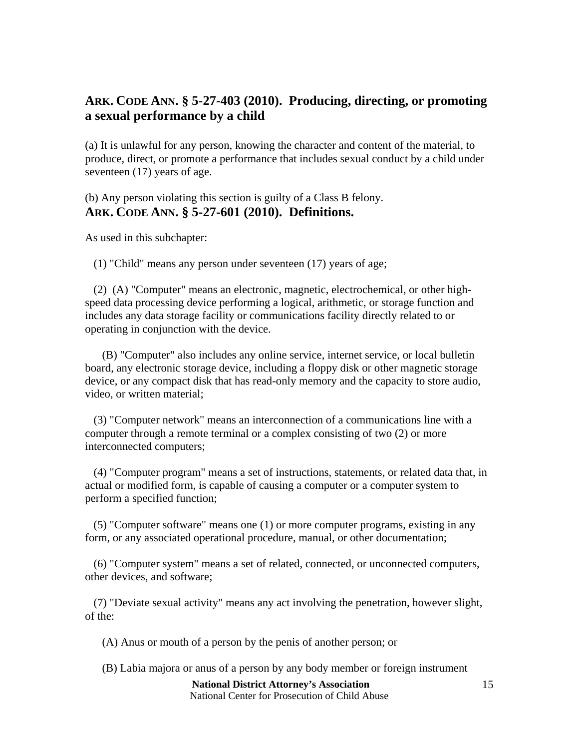## ARK. CODE ANN. § 5-27-403 (2010). Producing, directing, or promoting a sexual performance by a child

(a) It is unlawful for any person, knowing the character and content of the material, to produce, direct, or promote a performance that includes sexual conduct by a child under seventeen (17) years of age.

(b) Any person violating this section is guilty of a Class B felony.

## ARK. CODE ANN. § 5-27-601 (2010). Definitions.

As used in this subchapter:

(1) "Child" means any person under seventeen (17) years of age;

(2) (A) "Computer" means an electronic, magnetic, electrochemical, or other high-speed data processing device performing a logical, arithmetic, or storage function and includes any data storage facility or communications facility directly related to or operating in conjunction with the device.

(B) "Computer" also includes any online service, internet service, or local bulletin board, any electronic storage device, including a floppy disk or other magnetic storage device, or any compact disk that has read-only memory and the capacity to store audio, video, or written material;

(3) "Computer network" means an interconnection of a communications line with a computer through a remote terminal or a complex consisting of two (2) or more interconnected computers;

(4) "Computer program" means a set of instructions, statements, or related data that, in actual or modified form, is capable of causing a computer or a computer system to perform a specified function;

(5) "Computer software" means one (1) or more computer programs, existing in any form, or any associated operational procedure, manual, or other documentation;

(6) "Computer system" means a set of related, connected, or unconnected computers, other devices, and software;

(7) "Deviate sexual activity" means any act involving the penetration, however slight, of the:

(A) Anus or mouth of a person by the penis of another person; or

(B) Labia majora or anus of a person by any body member or foreign instrument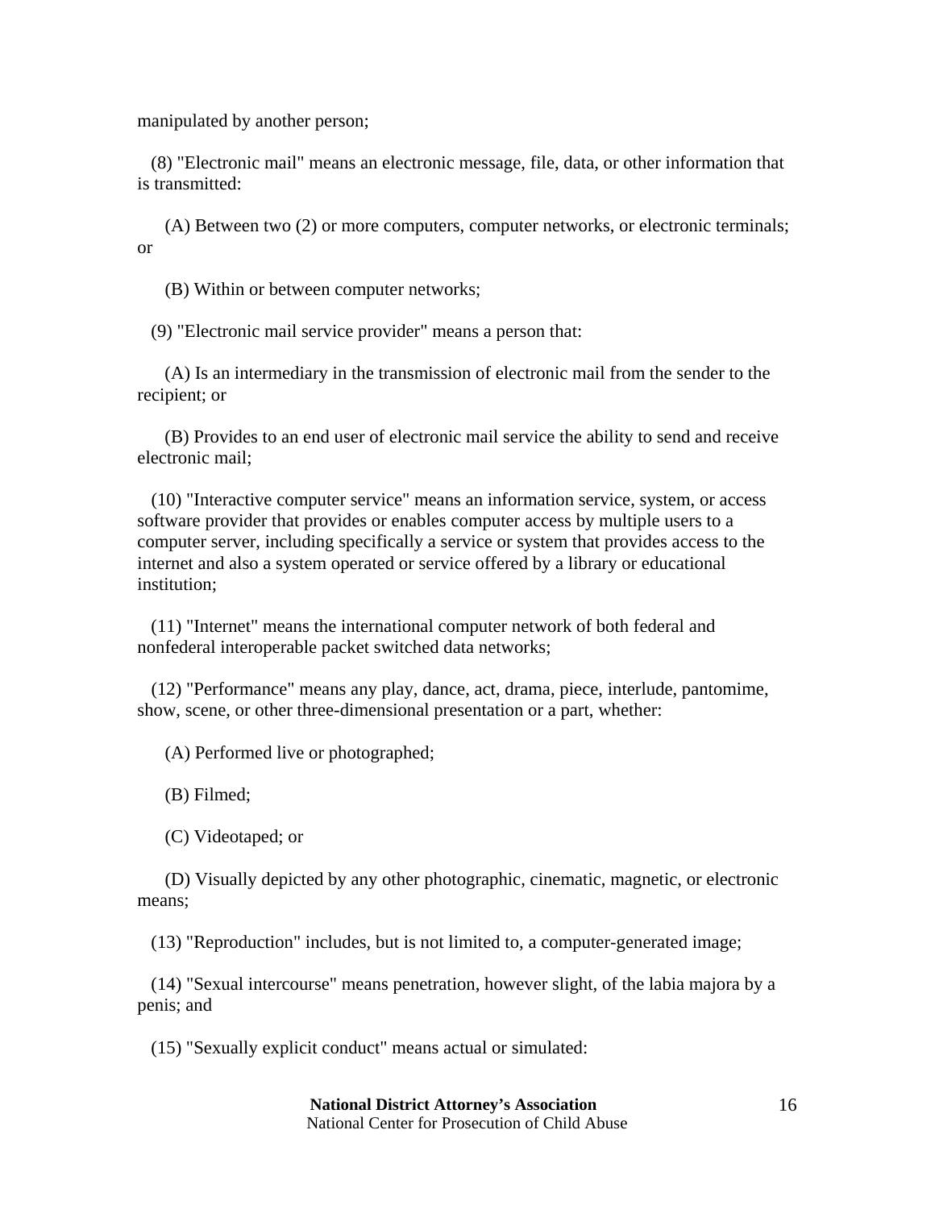manipulated by another person;

(8) "Electronic mail" means an electronic message, file, data, or other information that is transmitted:

(A) Between two (2) or more computers, computer networks, or electronic terminals; or

(B) Within or between computer networks;

(9) "Electronic mail service provider" means a person that:

(A) Is an intermediary in the transmission of electronic mail from the sender to the recipient; or

(B) Provides to an end user of electronic mail service the ability to send and receive electronic mail;

(10) "Interactive computer service" means an information service, system, or access software provider that provides or enables computer access by multiple users to a computer server, including specifically a service or system that provides access to the internet and also a system operated or service offered by a library or educational institution;

(11) "Internet" means the international computer network of both federal and nonfederal interoperable packet switched data networks;

(12) "Performance" means any play, dance, act, drama, piece, interlude, pantomime, show, scene, or other three-dimensional presentation or a part, whether:

(A) Performed live or photographed;

(B) Filmed;

(C) Videotaped; or

(D) Visually depicted by any other photographic, cinematic, magnetic, or electronic means;

(13) "Reproduction" includes, but is not limited to, a computer-generated image;

(14) "Sexual intercourse" means penetration, however slight, of the labia majora by a penis; and

(15) "Sexually explicit conduct" means actual or simulated: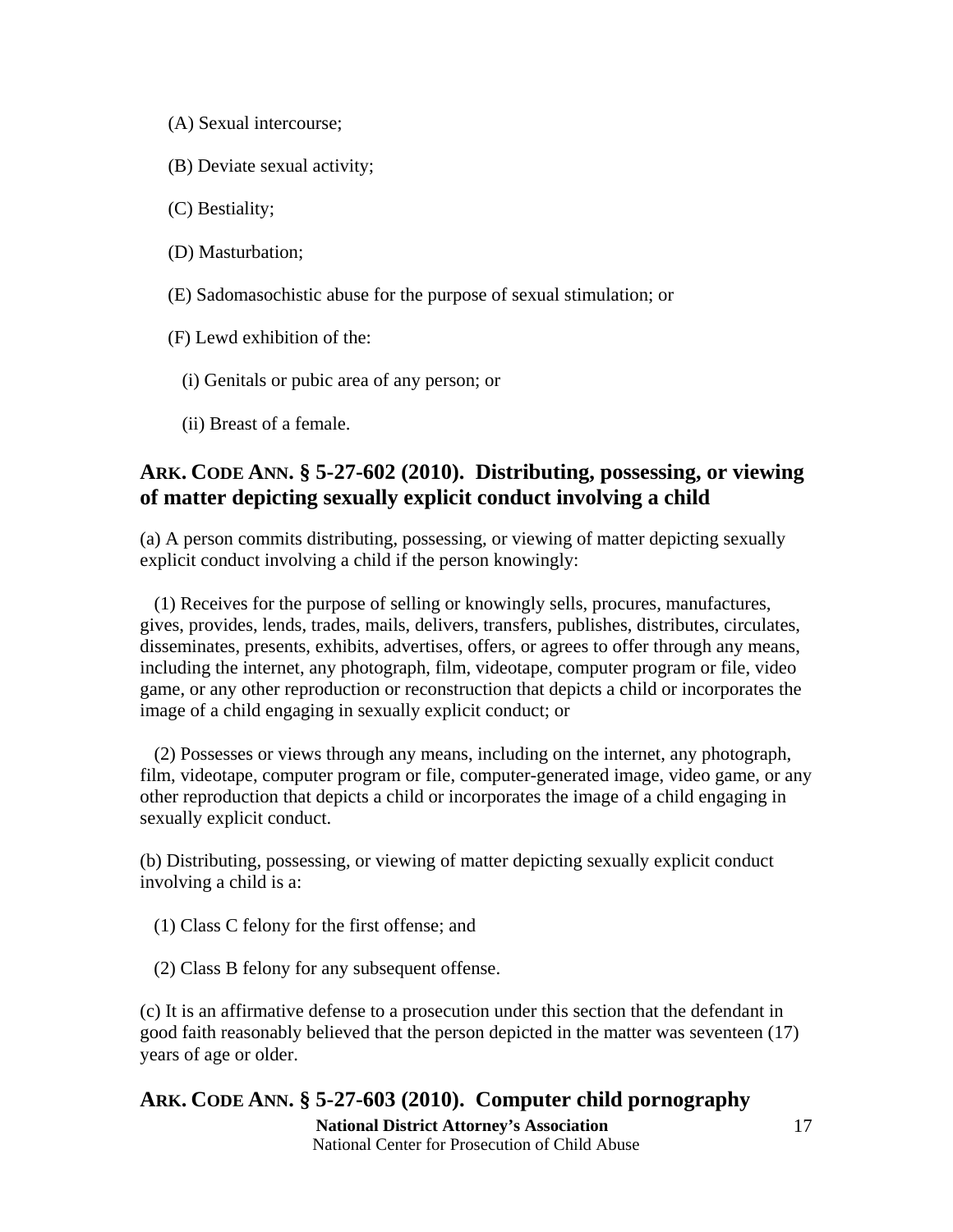(A) Sexual intercourse;

(B) Deviate sexual activity;

(C) Bestiality;

(D) Masturbation;

(E) Sadomasochistic abuse for the purpose of sexual stimulation; or

(F) Lewd exhibition of the:

(i) Genitals or pubic area of any person; or

(ii) Breast of a female.

## ARK. CODE ANN. § 5-27-602 (2010). Distributing, possessing, or viewing of matter depicting sexually explicit conduct involving a child

(a) A person commits distributing, possessing, or viewing of matter depicting sexually explicit conduct involving a child if the person knowingly:

(1) Receives for the purpose of selling or knowingly sells, procures, manufactures, gives, provides, lends, trades, mails, delivers, transfers, publishes, distributes, circulates, disseminates, presents, exhibits, advertises, offers, or agrees to offer through any means, including the internet, any photograph, film, videotape, computer program or file, video game, or any other reproduction or reconstruction that depicts a child or incorporates the image of a child engaging in sexually explicit conduct; or

(2) Possesses or views through any means, including on the internet, any photograph, film, videotape, computer program or file, computer-generated image, video game, or any other reproduction that depicts a child or incorporates the image of a child engaging in sexually explicit conduct.

(b) Distributing, possessing, or viewing of matter depicting sexually explicit conduct involving a child is a:

(1) Class C felony for the first offense; and

(2) Class B felony for any subsequent offense.

(c) It is an affirmative defense to a prosecution under this section that the defendant in good faith reasonably believed that the person depicted in the matter was seventeen (17) years of age or older.

## ARK. CODE ANN. § 5-27-603 (2010). Computer child pornography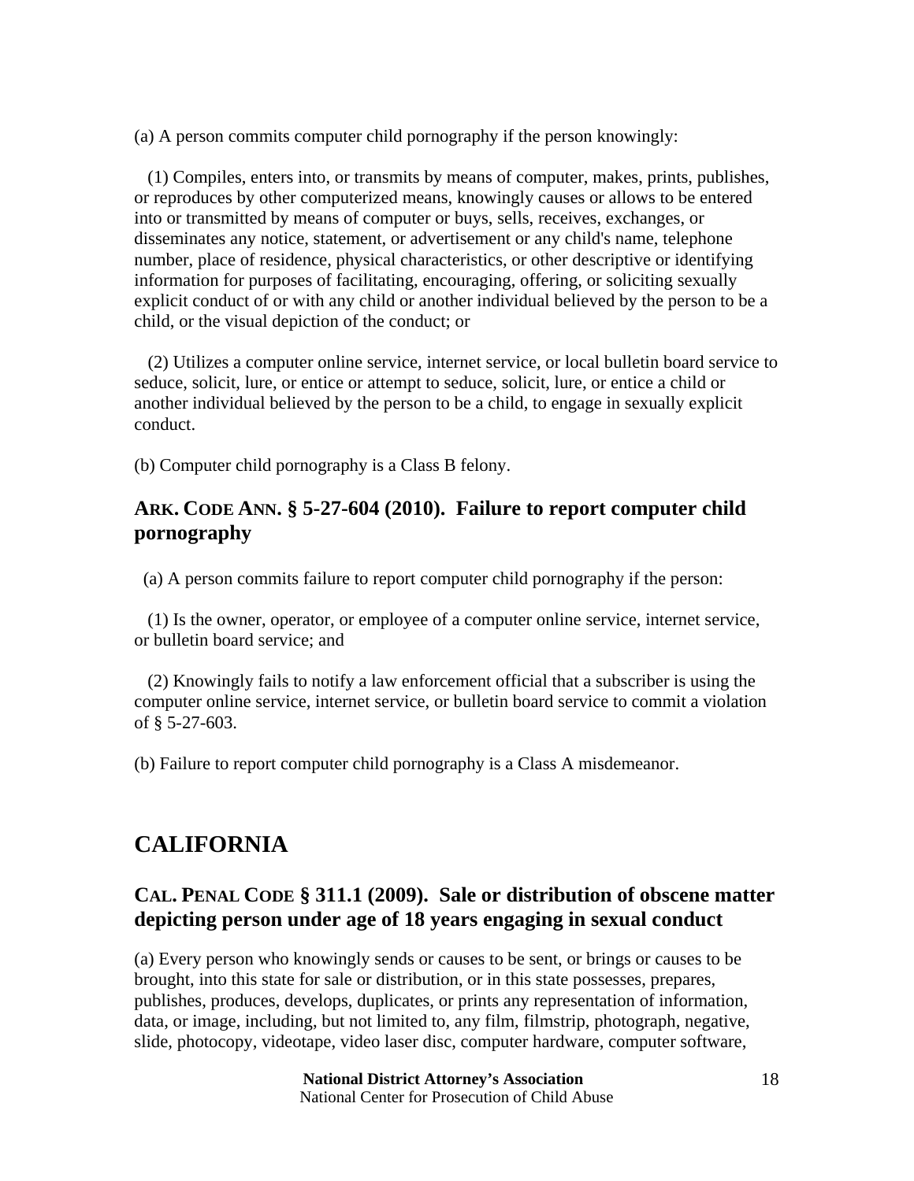(a) A person commits computer child pornography if the person knowingly:

(1) Compiles, enters into, or transmits by means of computer, makes, prints, publishes, or reproduces by other computerized means, knowingly causes or allows to be entered into or transmitted by means of computer or buys, sells, receives, exchanges, or disseminates any notice, statement, or advertisement or any child's name, telephone number, place of residence, physical characteristics, or other descriptive or identifying information for purposes of facilitating, encouraging, offering, or soliciting sexually explicit conduct of or with any child or another individual believed by the person to be a child, or the visual depiction of the conduct; or

(2) Utilizes a computer online service, internet service, or local bulletin board service to seduce, solicit, lure, or entice or attempt to seduce, solicit, lure, or entice a child or another individual believed by the person to be a child, to engage in sexually explicit conduct.

(b) Computer child pornography is a Class B felony.

### ARK. CODE ANN. § 5-27-604 (2010). Failure to report computer child pornography

(a) A person commits failure to report computer child pornography if the person:

(1) Is the owner, operator, or employee of a computer online service, internet service, or bulletin board service; and

(2) Knowingly fails to notify a law enforcement official that a subscriber is using the computer online service, internet service, or bulletin board service to commit a violation of § 5-27-603.

(b) Failure to report computer child pornography is a Class A misdemeanor.

## CALIFORNIA

### CAL. PENAL CODE § 311.1 (2009). Sale or distribution of obscene matter depicting person under age of 18 years engaging in sexual conduct

(a) Every person who knowingly sends or causes to be sent, or brings or causes to be brought, into this state for sale or distribution, or in this state possesses, prepares, publishes, produces, develops, duplicates, or prints any representation of information, data, or image, including, but not limited to, any film, filmstrip, photograph, negative, slide, photocopy, videotape, video laser disc, computer hardware, computer software,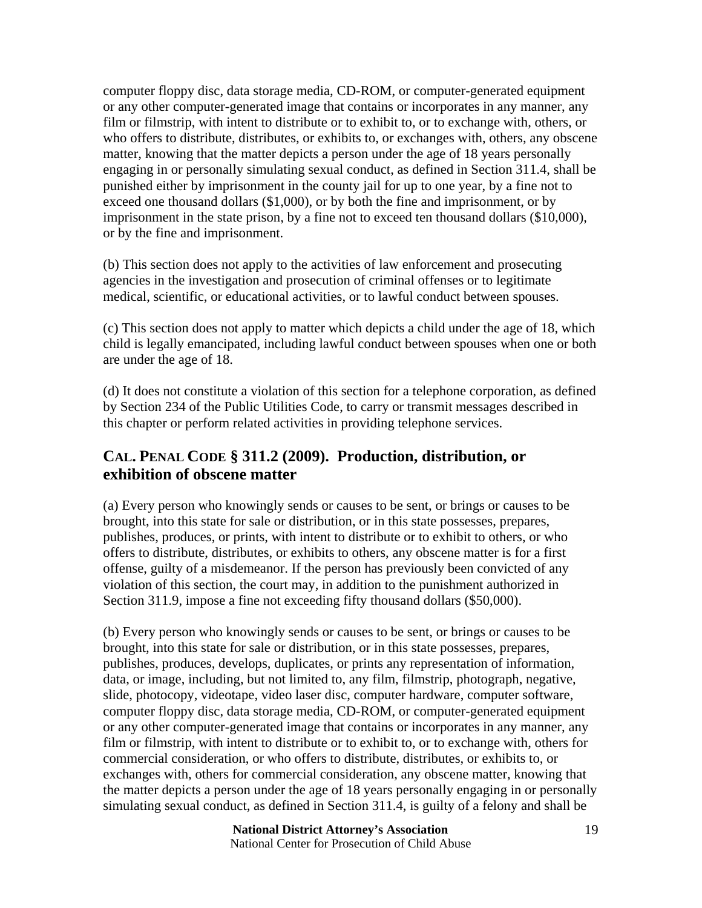computer floppy disc, data storage media, CD-ROM, or computer-generated equipment or any other computer-generated image that contains or incorporates in any manner, any film or filmstrip, with intent to distribute or to exhibit to, or to exchange with, others, or who offers to distribute, distributes, or exhibits to, or exchanges with, others, any obscene matter, knowing that the matter depicts a person under the age of 18 years personally engaging in or personally simulating sexual conduct, as defined in Section 311.4, shall be punished either by imprisonment in the county jail for up to one year, by a fine not to exceed one thousand dollars ($1,000), or by both the fine and imprisonment, or by imprisonment in the state prison, by a fine not to exceed ten thousand dollars ($10,000), or by the fine and imprisonment.

(b) This section does not apply to the activities of law enforcement and prosecuting agencies in the investigation and prosecution of criminal offenses or to legitimate medical, scientific, or educational activities, or to lawful conduct between spouses.

(c) This section does not apply to matter which depicts a child under the age of 18, which child is legally emancipated, including lawful conduct between spouses when one or both are under the age of 18.

(d) It does not constitute a violation of this section for a telephone corporation, as defined by Section 234 of the Public Utilities Code, to carry or transmit messages described in this chapter or perform related activities in providing telephone services.

## CAL. PENAL CODE § 311.2 (2009). Production, distribution, or exhibition of obscene matter

(a) Every person who knowingly sends or causes to be sent, or brings or causes to be brought, into this state for sale or distribution, or in this state possesses, prepares, publishes, produces, or prints, with intent to distribute or to exhibit to others, or who offers to distribute, distributes, or exhibits to others, any obscene matter is for a first offense, guilty of a misdemeanor. If the person has previously been convicted of any violation of this section, the court may, in addition to the punishment authorized in Section 311.9, impose a fine not exceeding fifty thousand dollars ($50,000).

(b) Every person who knowingly sends or causes to be sent, or brings or causes to be brought, into this state for sale or distribution, or in this state possesses, prepares, publishes, produces, develops, duplicates, or prints any representation of information, data, or image, including, but not limited to, any film, filmstrip, photograph, negative, slide, photocopy, videotape, video laser disc, computer hardware, computer software, computer floppy disc, data storage media, CD-ROM, or computer-generated equipment or any other computer-generated image that contains or incorporates in any manner, any film or filmstrip, with intent to distribute or to exhibit to, or to exchange with, others for commercial consideration, or who offers to distribute, distributes, or exhibits to, or exchanges with, others for commercial consideration, any obscene matter, knowing that the matter depicts a person under the age of 18 years personally engaging in or personally simulating sexual conduct, as defined in Section 311.4, is guilty of a felony and shall be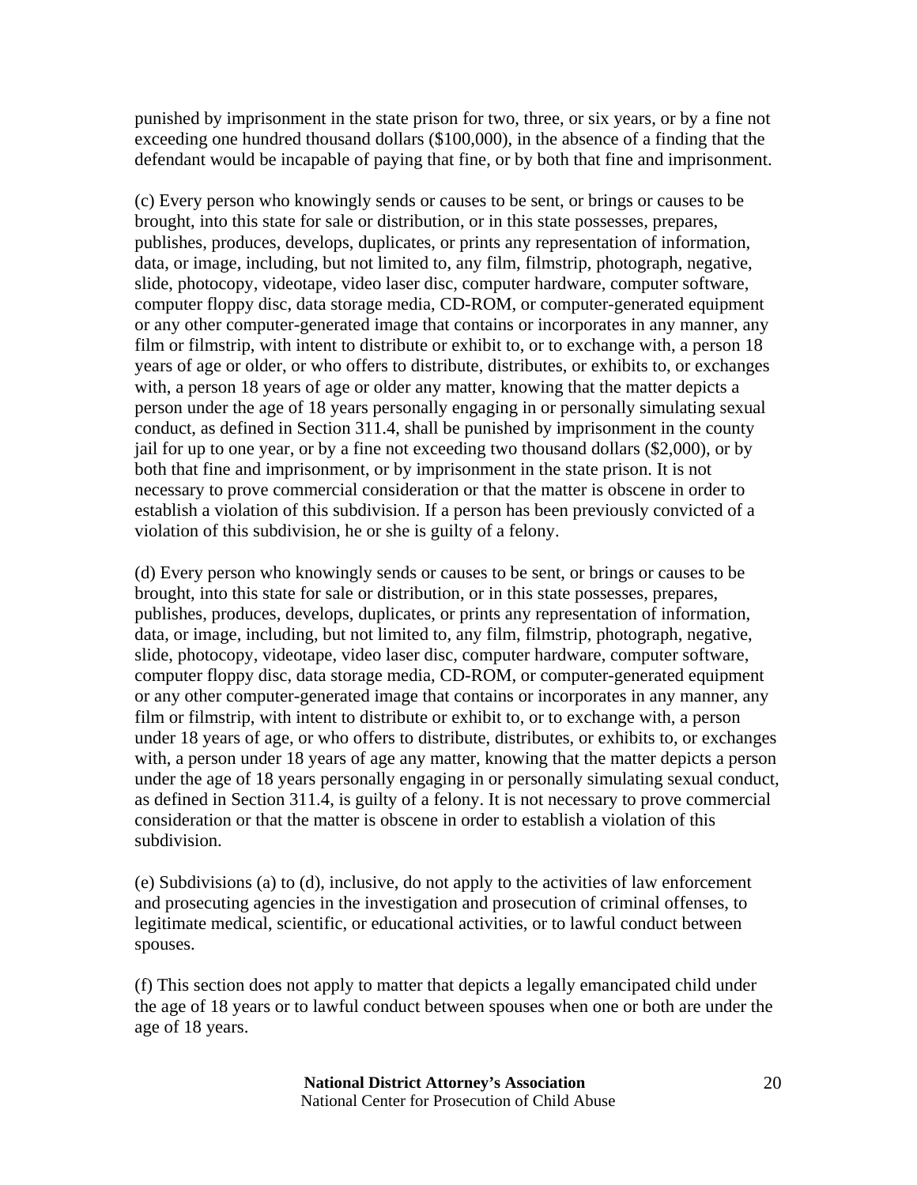punished by imprisonment in the state prison for two, three, or six years, or by a fine not exceeding one hundred thousand dollars ($100,000), in the absence of a finding that the defendant would be incapable of paying that fine, or by both that fine and imprisonment.

(c) Every person who knowingly sends or causes to be sent, or brings or causes to be brought, into this state for sale or distribution, or in this state possesses, prepares, publishes, produces, develops, duplicates, or prints any representation of information, data, or image, including, but not limited to, any film, filmstrip, photograph, negative, slide, photocopy, videotape, video laser disc, computer hardware, computer software, computer floppy disc, data storage media, CD-ROM, or computer-generated equipment or any other computer-generated image that contains or incorporates in any manner, any film or filmstrip, with intent to distribute or exhibit to, or to exchange with, a person 18 years of age or older, or who offers to distribute, distributes, or exhibits to, or exchanges with, a person 18 years of age or older any matter, knowing that the matter depicts a person under the age of 18 years personally engaging in or personally simulating sexual conduct, as defined in Section 311.4, shall be punished by imprisonment in the county jail for up to one year, or by a fine not exceeding two thousand dollars ($2,000), or by both that fine and imprisonment, or by imprisonment in the state prison. It is not necessary to prove commercial consideration or that the matter is obscene in order to establish a violation of this subdivision. If a person has been previously convicted of a violation of this subdivision, he or she is guilty of a felony.

(d) Every person who knowingly sends or causes to be sent, or brings or causes to be brought, into this state for sale or distribution, or in this state possesses, prepares, publishes, produces, develops, duplicates, or prints any representation of information, data, or image, including, but not limited to, any film, filmstrip, photograph, negative, slide, photocopy, videotape, video laser disc, computer hardware, computer software, computer floppy disc, data storage media, CD-ROM, or computer-generated equipment or any other computer-generated image that contains or incorporates in any manner, any film or filmstrip, with intent to distribute or exhibit to, or to exchange with, a person under 18 years of age, or who offers to distribute, distributes, or exhibits to, or exchanges with, a person under 18 years of age any matter, knowing that the matter depicts a person under the age of 18 years personally engaging in or personally simulating sexual conduct, as defined in Section 311.4, is guilty of a felony. It is not necessary to prove commercial consideration or that the matter is obscene in order to establish a violation of this subdivision.

(e) Subdivisions (a) to (d), inclusive, do not apply to the activities of law enforcement and prosecuting agencies in the investigation and prosecution of criminal offenses, to legitimate medical, scientific, or educational activities, or to lawful conduct between spouses.

(f) This section does not apply to matter that depicts a legally emancipated child under the age of 18 years or to lawful conduct between spouses when one or both are under the age of 18 years.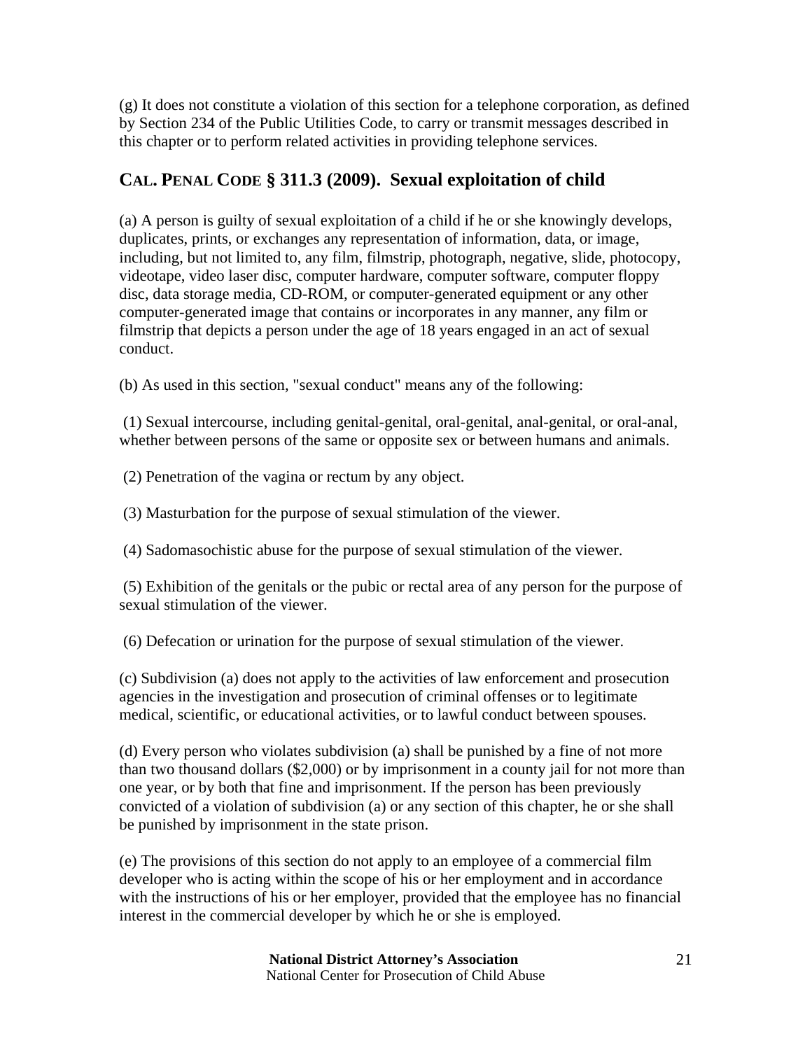(g) It does not constitute a violation of this section for a telephone corporation, as defined by Section 234 of the Public Utilities Code, to carry or transmit messages described in this chapter or to perform related activities in providing telephone services.

## CAL. PENAL CODE § 311.3 (2009). Sexual exploitation of child

(a) A person is guilty of sexual exploitation of a child if he or she knowingly develops, duplicates, prints, or exchanges any representation of information, data, or image, including, but not limited to, any film, filmstrip, photograph, negative, slide, photocopy, videotape, video laser disc, computer hardware, computer software, computer floppy disc, data storage media, CD-ROM, or computer-generated equipment or any other computer-generated image that contains or incorporates in any manner, any film or filmstrip that depicts a person under the age of 18 years engaged in an act of sexual conduct.

(b) As used in this section, "sexual conduct" means any of the following:

(1) Sexual intercourse, including genital-genital, oral-genital, anal-genital, or oral-anal, whether between persons of the same or opposite sex or between humans and animals.

(2) Penetration of the vagina or rectum by any object.

(3) Masturbation for the purpose of sexual stimulation of the viewer.

(4) Sadomasochistic abuse for the purpose of sexual stimulation of the viewer.

(5) Exhibition of the genitals or the pubic or rectal area of any person for the purpose of sexual stimulation of the viewer.

(6) Defecation or urination for the purpose of sexual stimulation of the viewer.

(c) Subdivision (a) does not apply to the activities of law enforcement and prosecution agencies in the investigation and prosecution of criminal offenses or to legitimate medical, scientific, or educational activities, or to lawful conduct between spouses.

(d) Every person who violates subdivision (a) shall be punished by a fine of not more than two thousand dollars ($2,000) or by imprisonment in a county jail for not more than one year, or by both that fine and imprisonment. If the person has been previously convicted of a violation of subdivision (a) or any section of this chapter, he or she shall be punished by imprisonment in the state prison.

(e) The provisions of this section do not apply to an employee of a commercial film developer who is acting within the scope of his or her employment and in accordance with the instructions of his or her employer, provided that the employee has no financial interest in the commercial developer by which he or she is employed.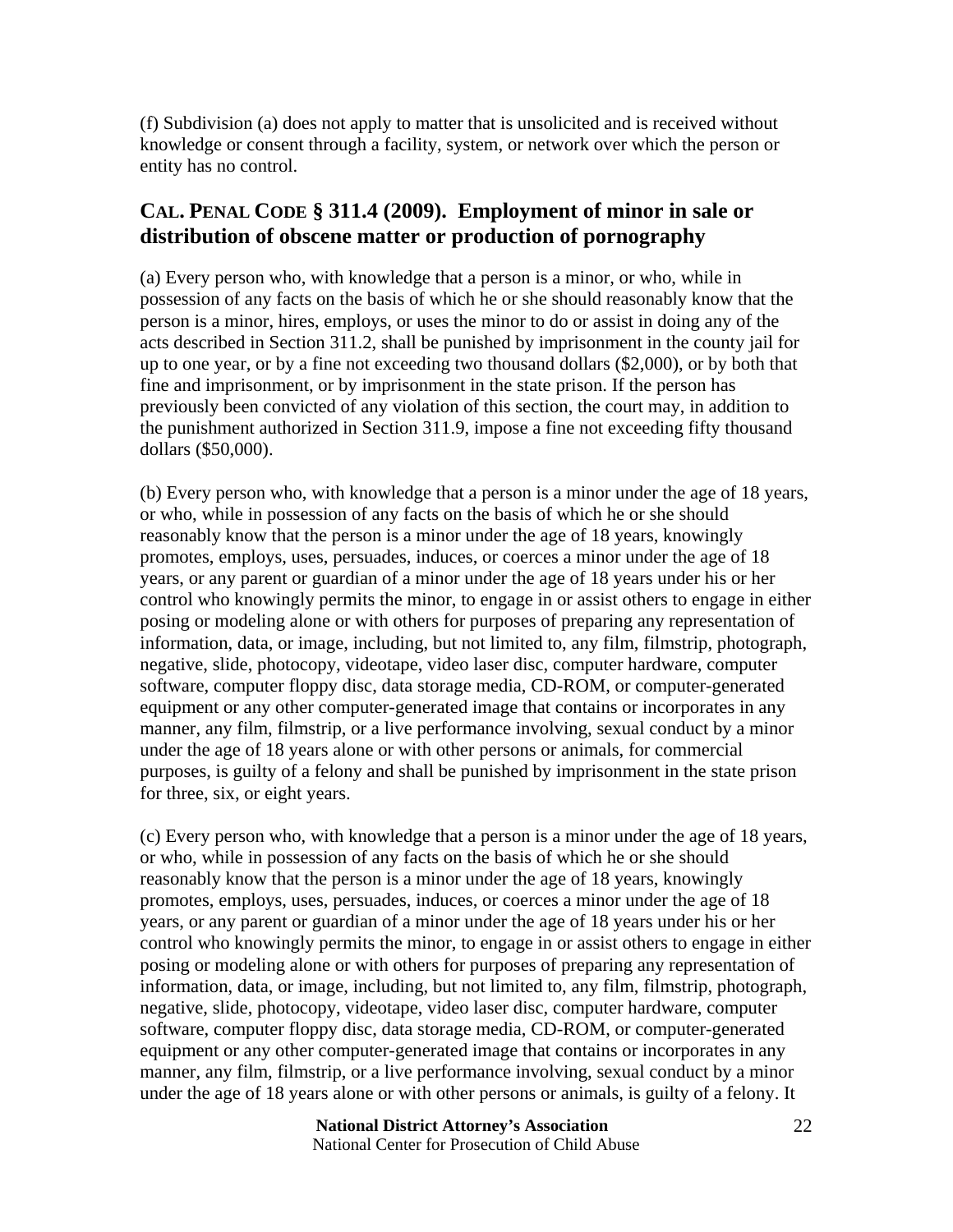(f) Subdivision (a) does not apply to matter that is unsolicited and is received without knowledge or consent through a facility, system, or network over which the person or entity has no control.

## CAL. PENAL CODE § 311.4 (2009). Employment of minor in sale or distribution of obscene matter or production of pornography

(a) Every person who, with knowledge that a person is a minor, or who, while in possession of any facts on the basis of which he or she should reasonably know that the person is a minor, hires, employs, or uses the minor to do or assist in doing any of the acts described in Section 311.2, shall be punished by imprisonment in the county jail for up to one year, or by a fine not exceeding two thousand dollars ($2,000), or by both that fine and imprisonment, or by imprisonment in the state prison. If the person has previously been convicted of any violation of this section, the court may, in addition to the punishment authorized in Section 311.9, impose a fine not exceeding fifty thousand dollars ($50,000).

(b) Every person who, with knowledge that a person is a minor under the age of 18 years, or who, while in possession of any facts on the basis of which he or she should reasonably know that the person is a minor under the age of 18 years, knowingly promotes, employs, uses, persuades, induces, or coerces a minor under the age of 18 years, or any parent or guardian of a minor under the age of 18 years under his or her control who knowingly permits the minor, to engage in or assist others to engage in either posing or modeling alone or with others for purposes of preparing any representation of information, data, or image, including, but not limited to, any film, filmstrip, photograph, negative, slide, photocopy, videotape, video laser disc, computer hardware, computer software, computer floppy disc, data storage media, CD-ROM, or computer-generated equipment or any other computer-generated image that contains or incorporates in any manner, any film, filmstrip, or a live performance involving, sexual conduct by a minor under the age of 18 years alone or with other persons or animals, for commercial purposes, is guilty of a felony and shall be punished by imprisonment in the state prison for three, six, or eight years.

(c) Every person who, with knowledge that a person is a minor under the age of 18 years, or who, while in possession of any facts on the basis of which he or she should reasonably know that the person is a minor under the age of 18 years, knowingly promotes, employs, uses, persuades, induces, or coerces a minor under the age of 18 years, or any parent or guardian of a minor under the age of 18 years under his or her control who knowingly permits the minor, to engage in or assist others to engage in either posing or modeling alone or with others for purposes of preparing any representation of information, data, or image, including, but not limited to, any film, filmstrip, photograph, negative, slide, photocopy, videotape, video laser disc, computer hardware, computer software, computer floppy disc, data storage media, CD-ROM, or computer-generated equipment or any other computer-generated image that contains or incorporates in any manner, any film, filmstrip, or a live performance involving, sexual conduct by a minor under the age of 18 years alone or with other persons or animals, is guilty of a felony. It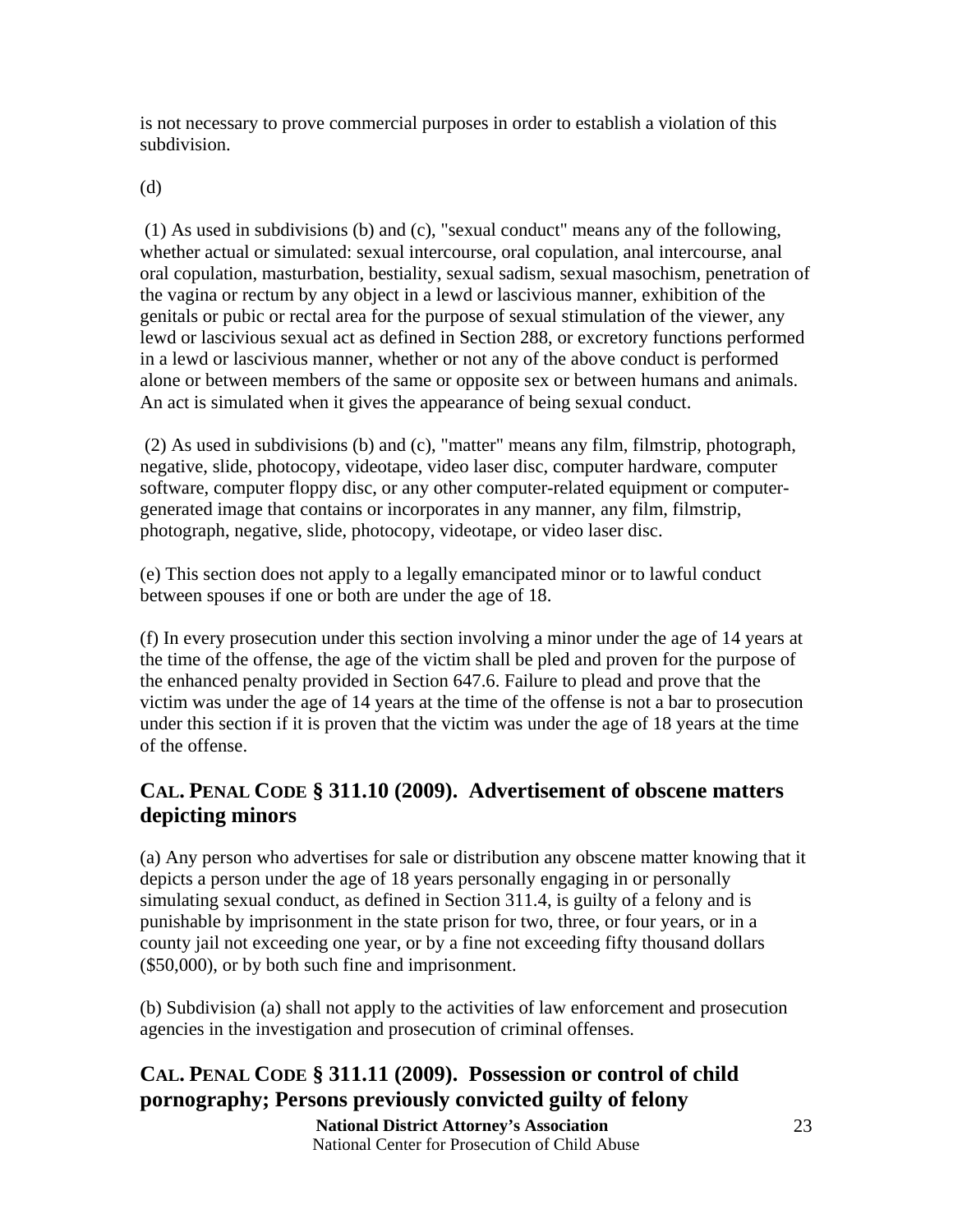is not necessary to prove commercial purposes in order to establish a violation of this subdivision.

(d)

(1) As used in subdivisions (b) and (c), "sexual conduct" means any of the following, whether actual or simulated: sexual intercourse, oral copulation, anal intercourse, anal oral copulation, masturbation, bestiality, sexual sadism, sexual masochism, penetration of the vagina or rectum by any object in a lewd or lascivious manner, exhibition of the genitals or pubic or rectal area for the purpose of sexual stimulation of the viewer, any lewd or lascivious sexual act as defined in Section 288, or excretory functions performed in a lewd or lascivious manner, whether or not any of the above conduct is performed alone or between members of the same or opposite sex or between humans and animals. An act is simulated when it gives the appearance of being sexual conduct.

(2) As used in subdivisions (b) and (c), "matter" means any film, filmstrip, photograph, negative, slide, photocopy, videotape, video laser disc, computer hardware, computer software, computer floppy disc, or any other computer-related equipment or computer-generated image that contains or incorporates in any manner, any film, filmstrip, photograph, negative, slide, photocopy, videotape, or video laser disc.

(e) This section does not apply to a legally emancipated minor or to lawful conduct between spouses if one or both are under the age of 18.

(f) In every prosecution under this section involving a minor under the age of 14 years at the time of the offense, the age of the victim shall be pled and proven for the purpose of the enhanced penalty provided in Section 647.6. Failure to plead and prove that the victim was under the age of 14 years at the time of the offense is not a bar to prosecution under this section if it is proven that the victim was under the age of 18 years at the time of the offense.

## CAL. PENAL CODE § 311.10 (2009). Advertisement of obscene matters depicting minors

(a) Any person who advertises for sale or distribution any obscene matter knowing that it depicts a person under the age of 18 years personally engaging in or personally simulating sexual conduct, as defined in Section 311.4, is guilty of a felony and is punishable by imprisonment in the state prison for two, three, or four years, or in a county jail not exceeding one year, or by a fine not exceeding fifty thousand dollars ($50,000), or by both such fine and imprisonment.

(b) Subdivision (a) shall not apply to the activities of law enforcement and prosecution agencies in the investigation and prosecution of criminal offenses.

## CAL. PENAL CODE § 311.11 (2009). Possession or control of child pornography; Persons previously convicted guilty of felony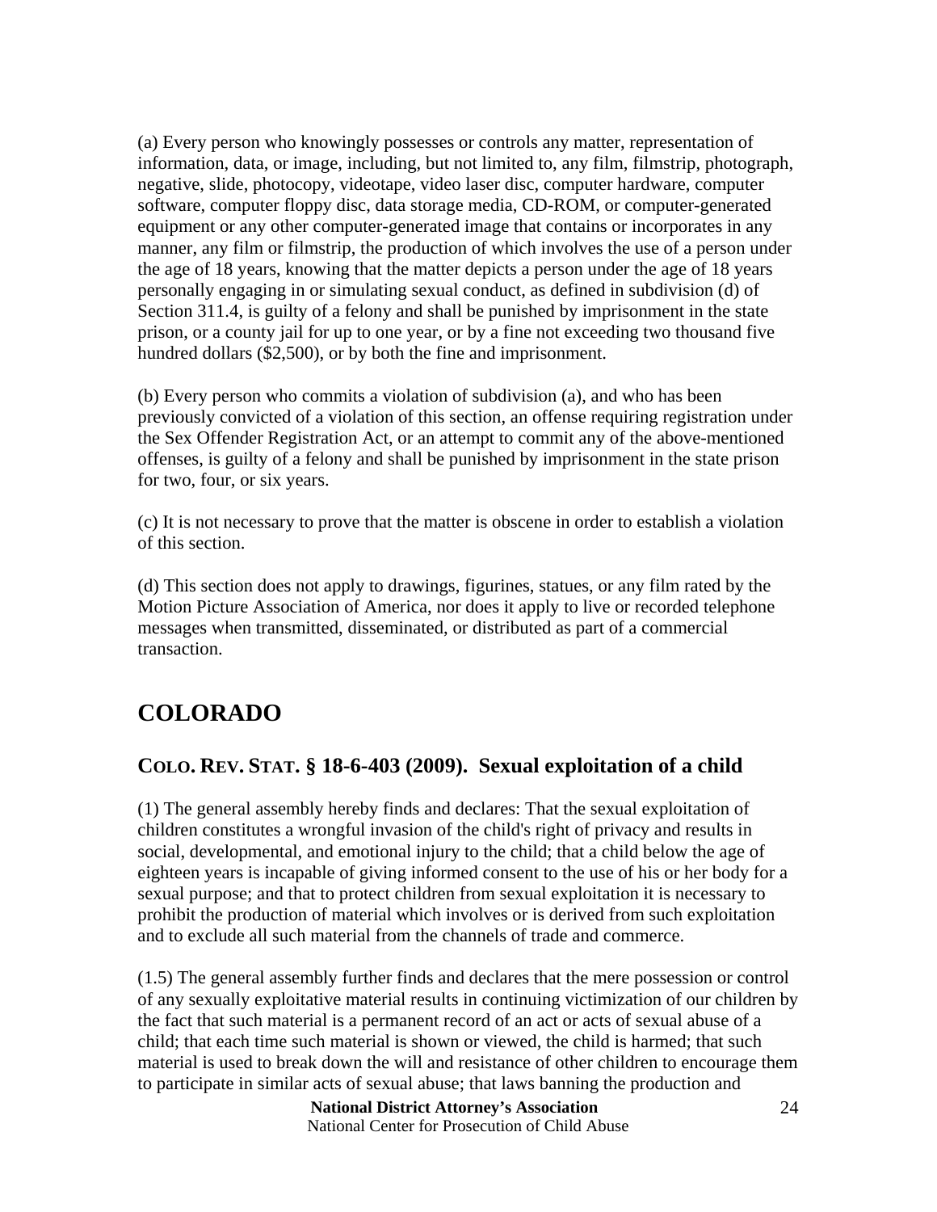(a) Every person who knowingly possesses or controls any matter, representation of information, data, or image, including, but not limited to, any film, filmstrip, photograph, negative, slide, photocopy, videotape, video laser disc, computer hardware, computer software, computer floppy disc, data storage media, CD-ROM, or computer-generated equipment or any other computer-generated image that contains or incorporates in any manner, any film or filmstrip, the production of which involves the use of a person under the age of 18 years, knowing that the matter depicts a person under the age of 18 years personally engaging in or simulating sexual conduct, as defined in subdivision (d) of Section 311.4, is guilty of a felony and shall be punished by imprisonment in the state prison, or a county jail for up to one year, or by a fine not exceeding two thousand five hundred dollars ($2,500), or by both the fine and imprisonment.

(b) Every person who commits a violation of subdivision (a), and who has been previously convicted of a violation of this section, an offense requiring registration under the Sex Offender Registration Act, or an attempt to commit any of the above-mentioned offenses, is guilty of a felony and shall be punished by imprisonment in the state prison for two, four, or six years.

(c) It is not necessary to prove that the matter is obscene in order to establish a violation of this section.

(d) This section does not apply to drawings, figurines, statues, or any film rated by the Motion Picture Association of America, nor does it apply to live or recorded telephone messages when transmitted, disseminated, or distributed as part of a commercial transaction.

# COLORADO

## COLO. REV. STAT. § 18-6-403 (2009). Sexual exploitation of a child

(1) The general assembly hereby finds and declares: That the sexual exploitation of children constitutes a wrongful invasion of the child's right of privacy and results in social, developmental, and emotional injury to the child; that a child below the age of eighteen years is incapable of giving informed consent to the use of his or her body for a sexual purpose; and that to protect children from sexual exploitation it is necessary to prohibit the production of material which involves or is derived from such exploitation and to exclude all such material from the channels of trade and commerce.

(1.5) The general assembly further finds and declares that the mere possession or control of any sexually exploitative material results in continuing victimization of our children by the fact that such material is a permanent record of an act or acts of sexual abuse of a child; that each time such material is shown or viewed, the child is harmed; that such material is used to break down the will and resistance of other children to encourage them to participate in similar acts of sexual abuse; that laws banning the production and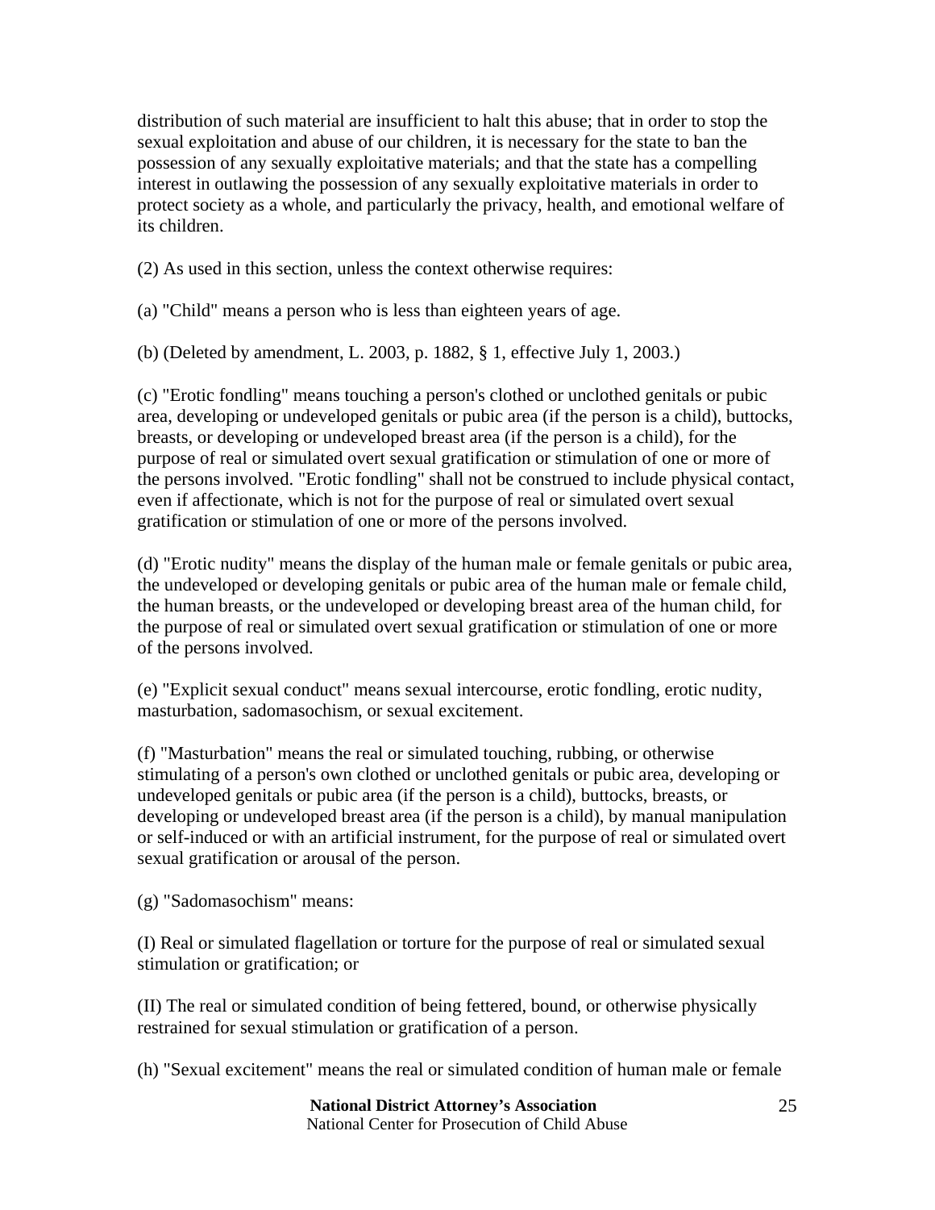distribution of such material are insufficient to halt this abuse; that in order to stop the sexual exploitation and abuse of our children, it is necessary for the state to ban the possession of any sexually exploitative materials; and that the state has a compelling interest in outlawing the possession of any sexually exploitative materials in order to protect society as a whole, and particularly the privacy, health, and emotional welfare of its children.

(2) As used in this section, unless the context otherwise requires:

(a) "Child" means a person who is less than eighteen years of age.

(b) (Deleted by amendment, L. 2003, p. 1882, § 1, effective July 1, 2003.)

(c) "Erotic fondling" means touching a person's clothed or unclothed genitals or pubic area, developing or undeveloped genitals or pubic area (if the person is a child), buttocks, breasts, or developing or undeveloped breast area (if the person is a child), for the purpose of real or simulated overt sexual gratification or stimulation of one or more of the persons involved. "Erotic fondling" shall not be construed to include physical contact, even if affectionate, which is not for the purpose of real or simulated overt sexual gratification or stimulation of one or more of the persons involved.

(d) "Erotic nudity" means the display of the human male or female genitals or pubic area, the undeveloped or developing genitals or pubic area of the human male or female child, the human breasts, or the undeveloped or developing breast area of the human child, for the purpose of real or simulated overt sexual gratification or stimulation of one or more of the persons involved.

(e) "Explicit sexual conduct" means sexual intercourse, erotic fondling, erotic nudity, masturbation, sadomasochism, or sexual excitement.

(f) "Masturbation" means the real or simulated touching, rubbing, or otherwise stimulating of a person's own clothed or unclothed genitals or pubic area, developing or undeveloped genitals or pubic area (if the person is a child), buttocks, breasts, or developing or undeveloped breast area (if the person is a child), by manual manipulation or self-induced or with an artificial instrument, for the purpose of real or simulated overt sexual gratification or arousal of the person.

(g) "Sadomasochism" means:

(I) Real or simulated flagellation or torture for the purpose of real or simulated sexual stimulation or gratification; or

(II) The real or simulated condition of being fettered, bound, or otherwise physically restrained for sexual stimulation or gratification of a person.

(h) "Sexual excitement" means the real or simulated condition of human male or female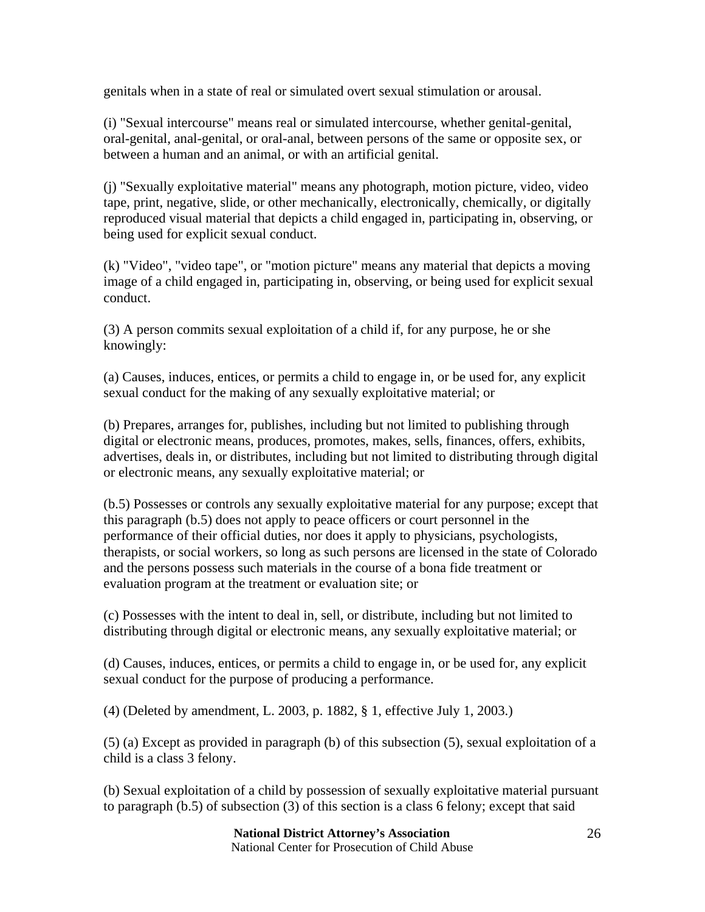genitals when in a state of real or simulated overt sexual stimulation or arousal.

(i) "Sexual intercourse" means real or simulated intercourse, whether genital-genital, oral-genital, anal-genital, or oral-anal, between persons of the same or opposite sex, or between a human and an animal, or with an artificial genital.

(j) "Sexually exploitative material" means any photograph, motion picture, video, video tape, print, negative, slide, or other mechanically, electronically, chemically, or digitally reproduced visual material that depicts a child engaged in, participating in, observing, or being used for explicit sexual conduct.

(k) "Video", "video tape", or "motion picture" means any material that depicts a moving image of a child engaged in, participating in, observing, or being used for explicit sexual conduct.

(3) A person commits sexual exploitation of a child if, for any purpose, he or she knowingly:

(a) Causes, induces, entices, or permits a child to engage in, or be used for, any explicit sexual conduct for the making of any sexually exploitative material; or

(b) Prepares, arranges for, publishes, including but not limited to publishing through digital or electronic means, produces, promotes, makes, sells, finances, offers, exhibits, advertises, deals in, or distributes, including but not limited to distributing through digital or electronic means, any sexually exploitative material; or

(b.5) Possesses or controls any sexually exploitative material for any purpose; except that this paragraph (b.5) does not apply to peace officers or court personnel in the performance of their official duties, nor does it apply to physicians, psychologists, therapists, or social workers, so long as such persons are licensed in the state of Colorado and the persons possess such materials in the course of a bona fide treatment or evaluation program at the treatment or evaluation site; or

(c) Possesses with the intent to deal in, sell, or distribute, including but not limited to distributing through digital or electronic means, any sexually exploitative material; or

(d) Causes, induces, entices, or permits a child to engage in, or be used for, any explicit sexual conduct for the purpose of producing a performance.

(4) (Deleted by amendment, L. 2003, p. 1882, § 1, effective July 1, 2003.)

(5) (a) Except as provided in paragraph (b) of this subsection (5), sexual exploitation of a child is a class 3 felony.

(b) Sexual exploitation of a child by possession of sexually exploitative material pursuant to paragraph (b.5) of subsection (3) of this section is a class 6 felony; except that said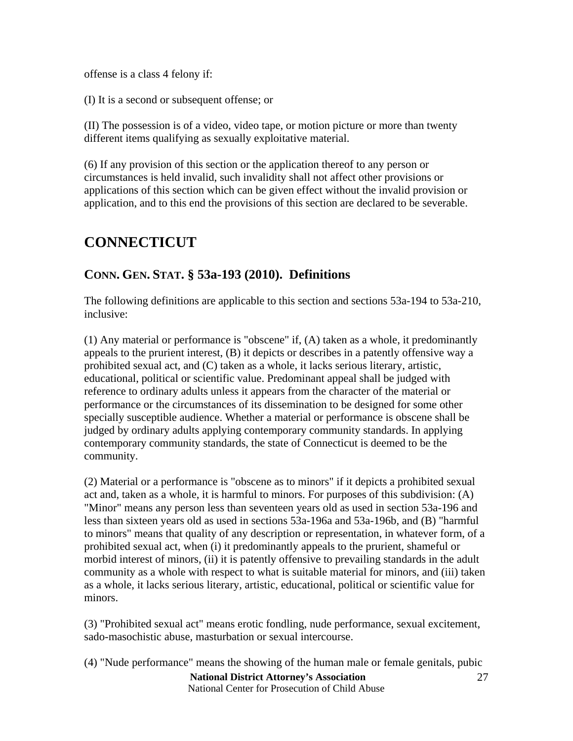offense is a class 4 felony if:

(I) It is a second or subsequent offense; or

(II) The possession is of a video, video tape, or motion picture or more than twenty different items qualifying as sexually exploitative material.

(6) If any provision of this section or the application thereof to any person or circumstances is held invalid, such invalidity shall not affect other provisions or applications of this section which can be given effect without the invalid provision or application, and to this end the provisions of this section are declared to be severable.

# CONNECTICUT

## CONN. GEN. STAT. § 53a-193 (2010). Definitions

The following definitions are applicable to this section and sections 53a-194 to 53a-210, inclusive:

(1) Any material or performance is "obscene" if, (A) taken as a whole, it predominantly appeals to the prurient interest, (B) it depicts or describes in a patently offensive way a prohibited sexual act, and (C) taken as a whole, it lacks serious literary, artistic, educational, political or scientific value. Predominant appeal shall be judged with reference to ordinary adults unless it appears from the character of the material or performance or the circumstances of its dissemination to be designed for some other specially susceptible audience. Whether a material or performance is obscene shall be judged by ordinary adults applying contemporary community standards. In applying contemporary community standards, the state of Connecticut is deemed to be the community.

(2) Material or a performance is "obscene as to minors" if it depicts a prohibited sexual act and, taken as a whole, it is harmful to minors. For purposes of this subdivision: (A) "Minor" means any person less than seventeen years old as used in section 53a-196 and less than sixteen years old as used in sections 53a-196a and 53a-196b, and (B) "harmful to minors" means that quality of any description or representation, in whatever form, of a prohibited sexual act, when (i) it predominantly appeals to the prurient, shameful or morbid interest of minors, (ii) it is patently offensive to prevailing standards in the adult community as a whole with respect to what is suitable material for minors, and (iii) taken as a whole, it lacks serious literary, artistic, educational, political or scientific value for minors.

(3) "Prohibited sexual act" means erotic fondling, nude performance, sexual excitement, sado-masochistic abuse, masturbation or sexual intercourse.

(4) "Nude performance" means the showing of the human male or female genitals, pubic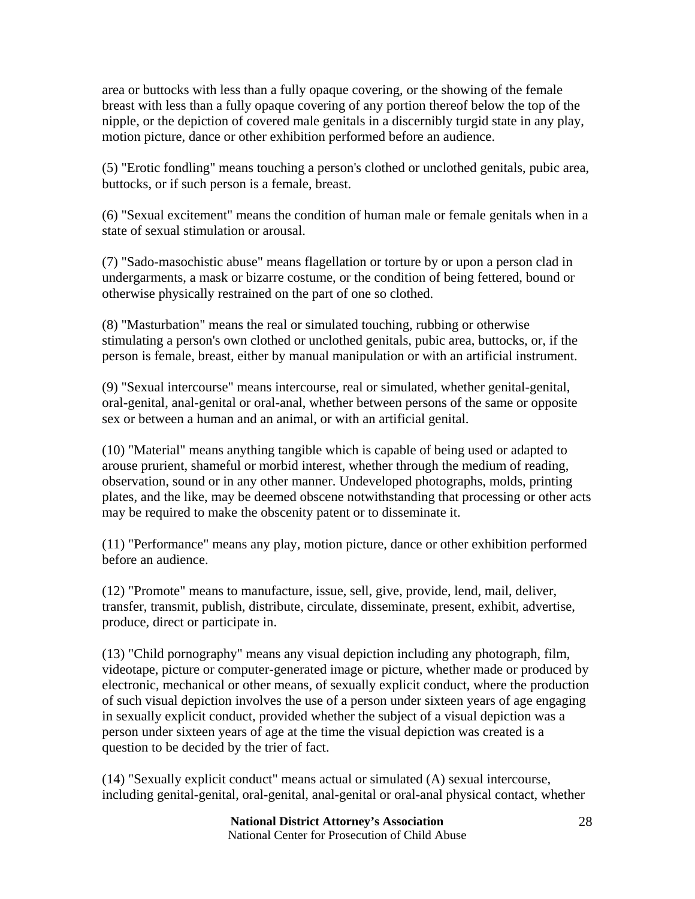area or buttocks with less than a fully opaque covering, or the showing of the female breast with less than a fully opaque covering of any portion thereof below the top of the nipple, or the depiction of covered male genitals in a discernibly turgid state in any play, motion picture, dance or other exhibition performed before an audience.

(5) "Erotic fondling" means touching a person's clothed or unclothed genitals, pubic area, buttocks, or if such person is a female, breast.

(6) "Sexual excitement" means the condition of human male or female genitals when in a state of sexual stimulation or arousal.

(7) "Sado-masochistic abuse" means flagellation or torture by or upon a person clad in undergarments, a mask or bizarre costume, or the condition of being fettered, bound or otherwise physically restrained on the part of one so clothed.

(8) "Masturbation" means the real or simulated touching, rubbing or otherwise stimulating a person's own clothed or unclothed genitals, pubic area, buttocks, or, if the person is female, breast, either by manual manipulation or with an artificial instrument.

(9) "Sexual intercourse" means intercourse, real or simulated, whether genital-genital, oral-genital, anal-genital or oral-anal, whether between persons of the same or opposite sex or between a human and an animal, or with an artificial genital.

(10) "Material" means anything tangible which is capable of being used or adapted to arouse prurient, shameful or morbid interest, whether through the medium of reading, observation, sound or in any other manner. Undeveloped photographs, molds, printing plates, and the like, may be deemed obscene notwithstanding that processing or other acts may be required to make the obscenity patent or to disseminate it.

(11) "Performance" means any play, motion picture, dance or other exhibition performed before an audience.

(12) "Promote" means to manufacture, issue, sell, give, provide, lend, mail, deliver, transfer, transmit, publish, distribute, circulate, disseminate, present, exhibit, advertise, produce, direct or participate in.

(13) "Child pornography" means any visual depiction including any photograph, film, videotape, picture or computer-generated image or picture, whether made or produced by electronic, mechanical or other means, of sexually explicit conduct, where the production of such visual depiction involves the use of a person under sixteen years of age engaging in sexually explicit conduct, provided whether the subject of a visual depiction was a person under sixteen years of age at the time the visual depiction was created is a question to be decided by the trier of fact.

(14) "Sexually explicit conduct" means actual or simulated (A) sexual intercourse, including genital-genital, oral-genital, anal-genital or oral-anal physical contact, whether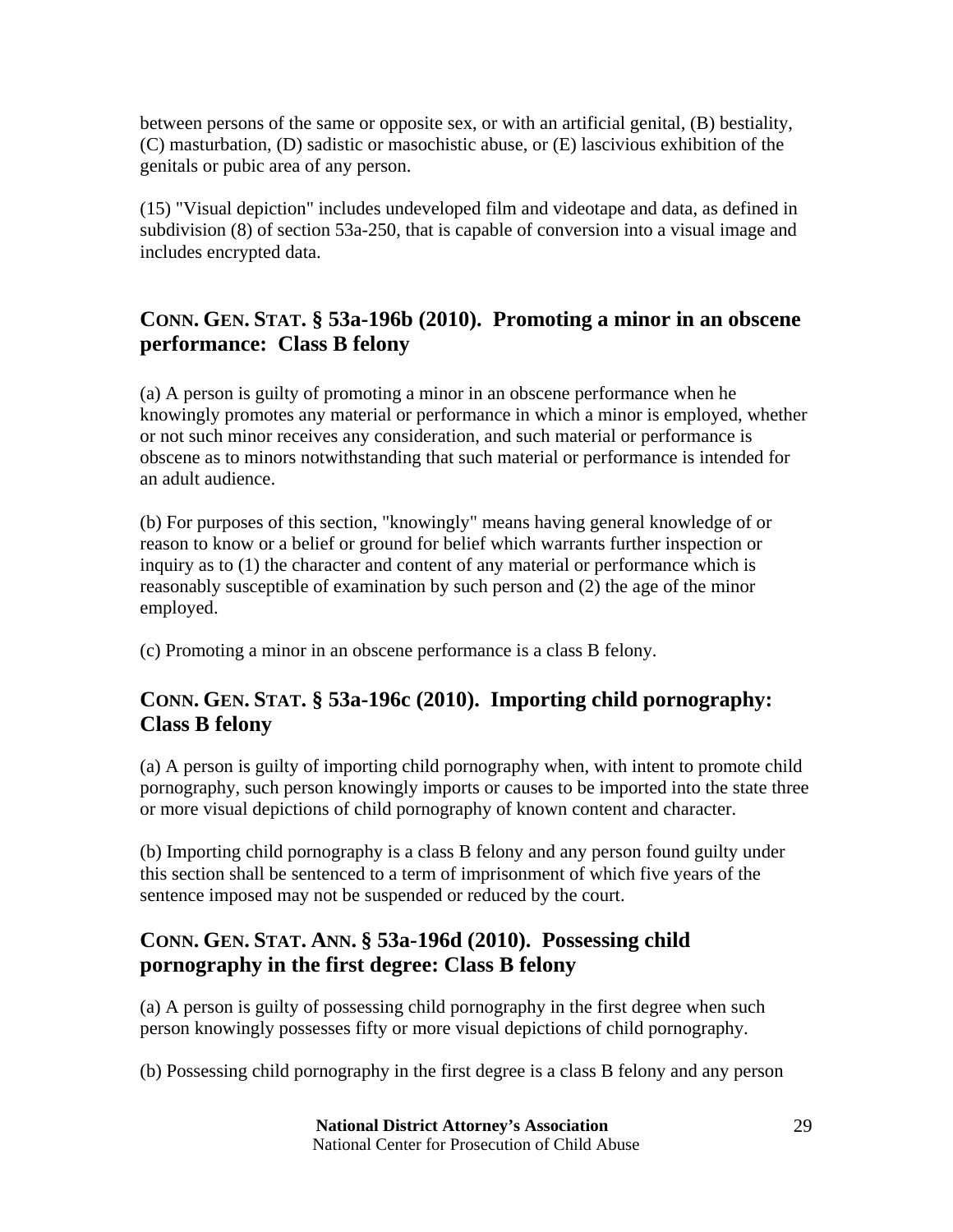between persons of the same or opposite sex, or with an artificial genital, (B) bestiality, (C) masturbation, (D) sadistic or masochistic abuse, or (E) lascivious exhibition of the genitals or pubic area of any person.

(15) "Visual depiction" includes undeveloped film and videotape and data, as defined in subdivision (8) of section 53a-250, that is capable of conversion into a visual image and includes encrypted data.

## CONN. GEN. STAT. § 53a-196b (2010). Promoting a minor in an obscene performance: Class B felony

(a) A person is guilty of promoting a minor in an obscene performance when he knowingly promotes any material or performance in which a minor is employed, whether or not such minor receives any consideration, and such material or performance is obscene as to minors notwithstanding that such material or performance is intended for an adult audience.

(b) For purposes of this section, "knowingly" means having general knowledge of or reason to know or a belief or ground for belief which warrants further inspection or inquiry as to (1) the character and content of any material or performance which is reasonably susceptible of examination by such person and (2) the age of the minor employed.

(c) Promoting a minor in an obscene performance is a class B felony.

## CONN. GEN. STAT. § 53a-196c (2010). Importing child pornography: Class B felony

(a) A person is guilty of importing child pornography when, with intent to promote child pornography, such person knowingly imports or causes to be imported into the state three or more visual depictions of child pornography of known content and character.

(b) Importing child pornography is a class B felony and any person found guilty under this section shall be sentenced to a term of imprisonment of which five years of the sentence imposed may not be suspended or reduced by the court.

## CONN. GEN. STAT. ANN. § 53a-196d (2010). Possessing child pornography in the first degree: Class B felony

(a) A person is guilty of possessing child pornography in the first degree when such person knowingly possesses fifty or more visual depictions of child pornography.

(b) Possessing child pornography in the first degree is a class B felony and any person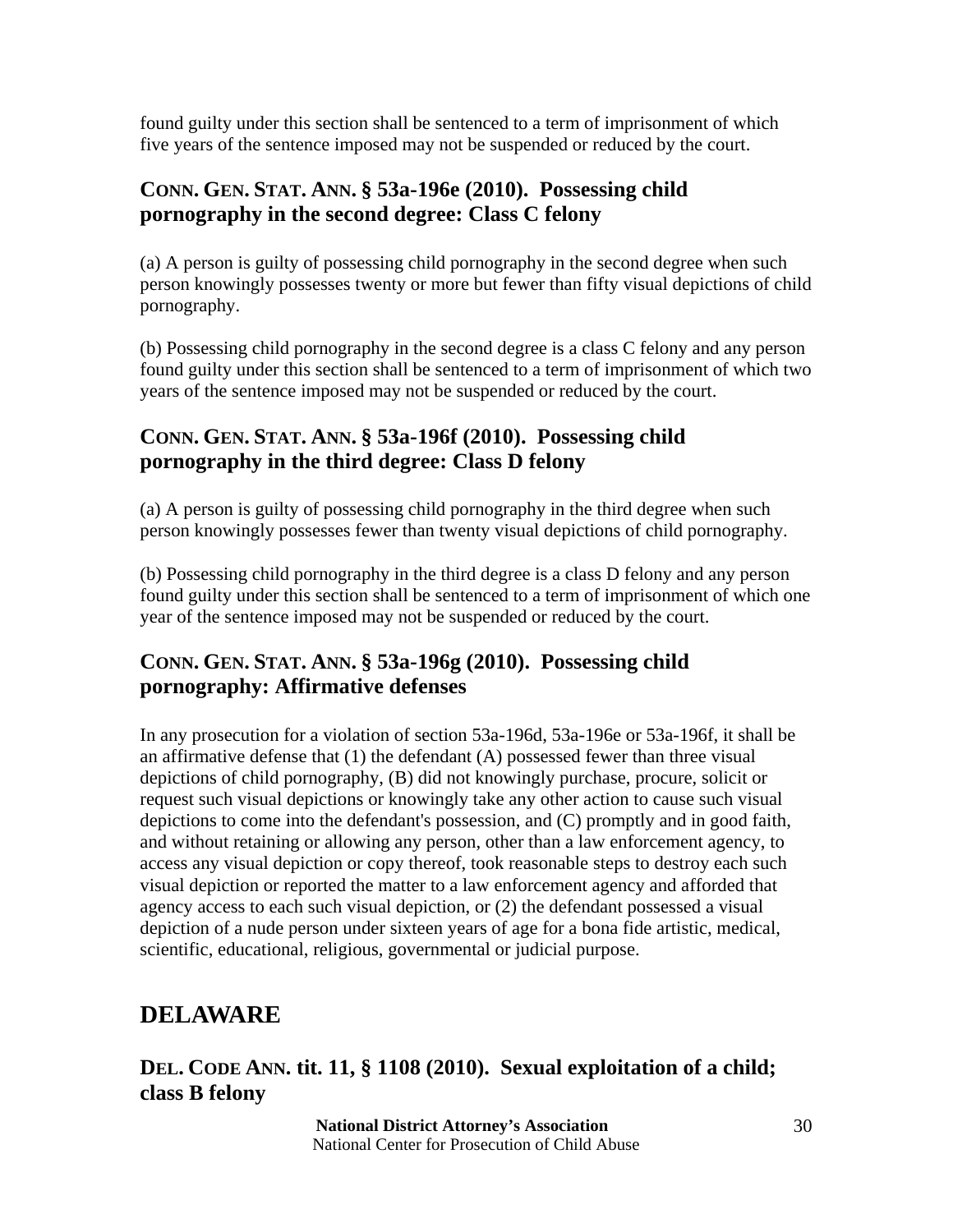found guilty under this section shall be sentenced to a term of imprisonment of which five years of the sentence imposed may not be suspended or reduced by the court.

### CONN. GEN. STAT. ANN. § 53a-196e (2010). Possessing child pornography in the second degree: Class C felony

(a) A person is guilty of possessing child pornography in the second degree when such person knowingly possesses twenty or more but fewer than fifty visual depictions of child pornography.

(b) Possessing child pornography in the second degree is a class C felony and any person found guilty under this section shall be sentenced to a term of imprisonment of which two years of the sentence imposed may not be suspended or reduced by the court.

### CONN. GEN. STAT. ANN. § 53a-196f (2010). Possessing child pornography in the third degree: Class D felony

(a) A person is guilty of possessing child pornography in the third degree when such person knowingly possesses fewer than twenty visual depictions of child pornography.

(b) Possessing child pornography in the third degree is a class D felony and any person found guilty under this section shall be sentenced to a term of imprisonment of which one year of the sentence imposed may not be suspended or reduced by the court.

### CONN. GEN. STAT. ANN. § 53a-196g (2010). Possessing child pornography: Affirmative defenses

In any prosecution for a violation of section 53a-196d, 53a-196e or 53a-196f, it shall be an affirmative defense that (1) the defendant (A) possessed fewer than three visual depictions of child pornography, (B) did not knowingly purchase, procure, solicit or request such visual depictions or knowingly take any other action to cause such visual depictions to come into the defendant's possession, and (C) promptly and in good faith, and without retaining or allowing any person, other than a law enforcement agency, to access any visual depiction or copy thereof, took reasonable steps to destroy each such visual depiction or reported the matter to a law enforcement agency and afforded that agency access to each such visual depiction, or (2) the defendant possessed a visual depiction of a nude person under sixteen years of age for a bona fide artistic, medical, scientific, educational, religious, governmental or judicial purpose.

## DELAWARE

### DEL. CODE ANN. tit. 11, § 1108 (2010). Sexual exploitation of a child; class B felony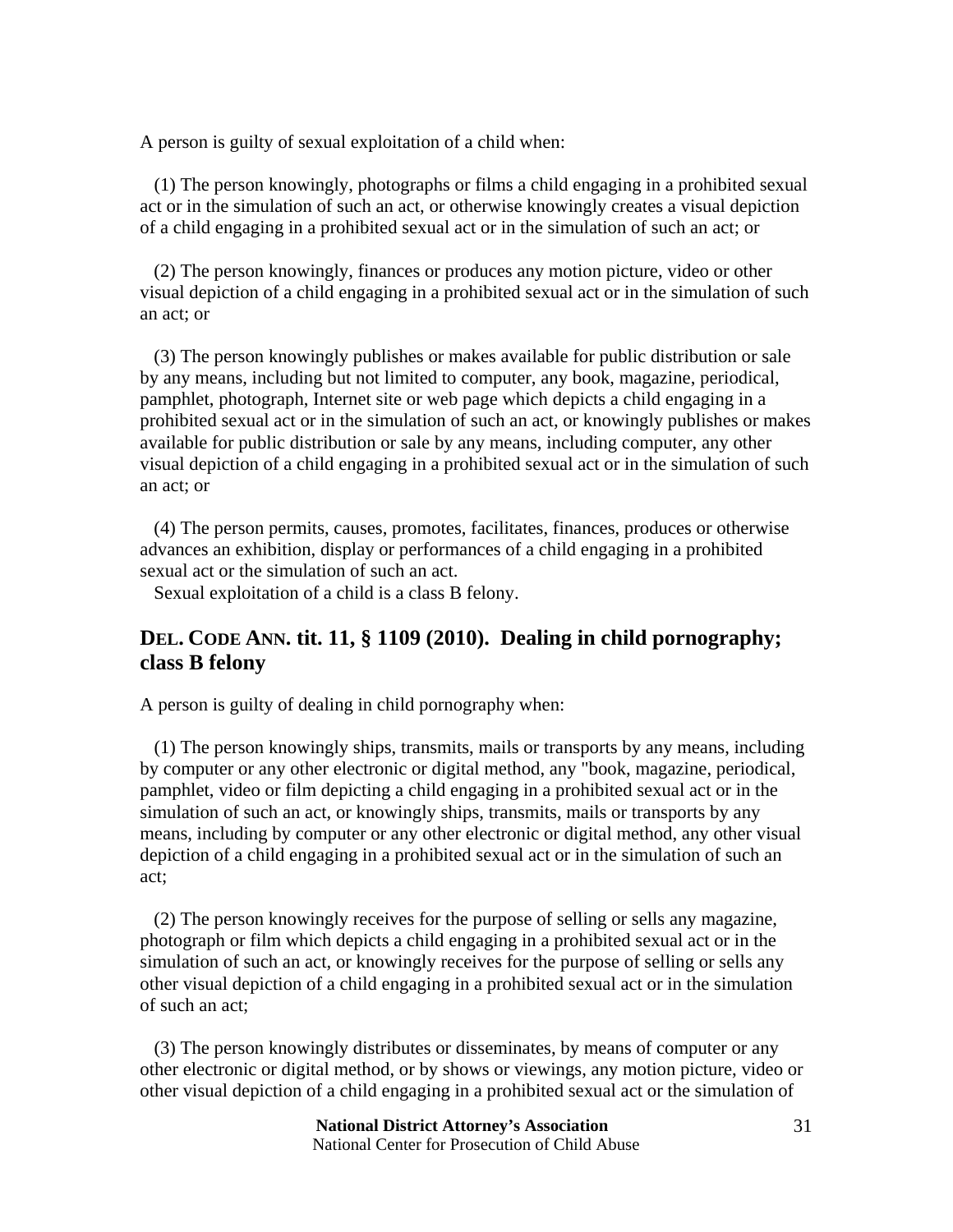A person is guilty of sexual exploitation of a child when:

(1) The person knowingly, photographs or films a child engaging in a prohibited sexual act or in the simulation of such an act, or otherwise knowingly creates a visual depiction of a child engaging in a prohibited sexual act or in the simulation of such an act; or

(2) The person knowingly, finances or produces any motion picture, video or other visual depiction of a child engaging in a prohibited sexual act or in the simulation of such an act; or

(3) The person knowingly publishes or makes available for public distribution or sale by any means, including but not limited to computer, any book, magazine, periodical, pamphlet, photograph, Internet site or web page which depicts a child engaging in a prohibited sexual act or in the simulation of such an act, or knowingly publishes or makes available for public distribution or sale by any means, including computer, any other visual depiction of a child engaging in a prohibited sexual act or in the simulation of such an act; or

(4) The person permits, causes, promotes, facilitates, finances, produces or otherwise advances an exhibition, display or performances of a child engaging in a prohibited sexual act or the simulation of such an act.

Sexual exploitation of a child is a class B felony.

## DEL. CODE ANN. tit. 11, § 1109 (2010). Dealing in child pornography; class B felony

A person is guilty of dealing in child pornography when:

(1) The person knowingly ships, transmits, mails or transports by any means, including by computer or any other electronic or digital method, any "book, magazine, periodical, pamphlet, video or film depicting a child engaging in a prohibited sexual act or in the simulation of such an act, or knowingly ships, transmits, mails or transports by any means, including by computer or any other electronic or digital method, any other visual depiction of a child engaging in a prohibited sexual act or in the simulation of such an act;

(2) The person knowingly receives for the purpose of selling or sells any magazine, photograph or film which depicts a child engaging in a prohibited sexual act or in the simulation of such an act, or knowingly receives for the purpose of selling or sells any other visual depiction of a child engaging in a prohibited sexual act or in the simulation of such an act;

(3) The person knowingly distributes or disseminates, by means of computer or any other electronic or digital method, or by shows or viewings, any motion picture, video or other visual depiction of a child engaging in a prohibited sexual act or the simulation of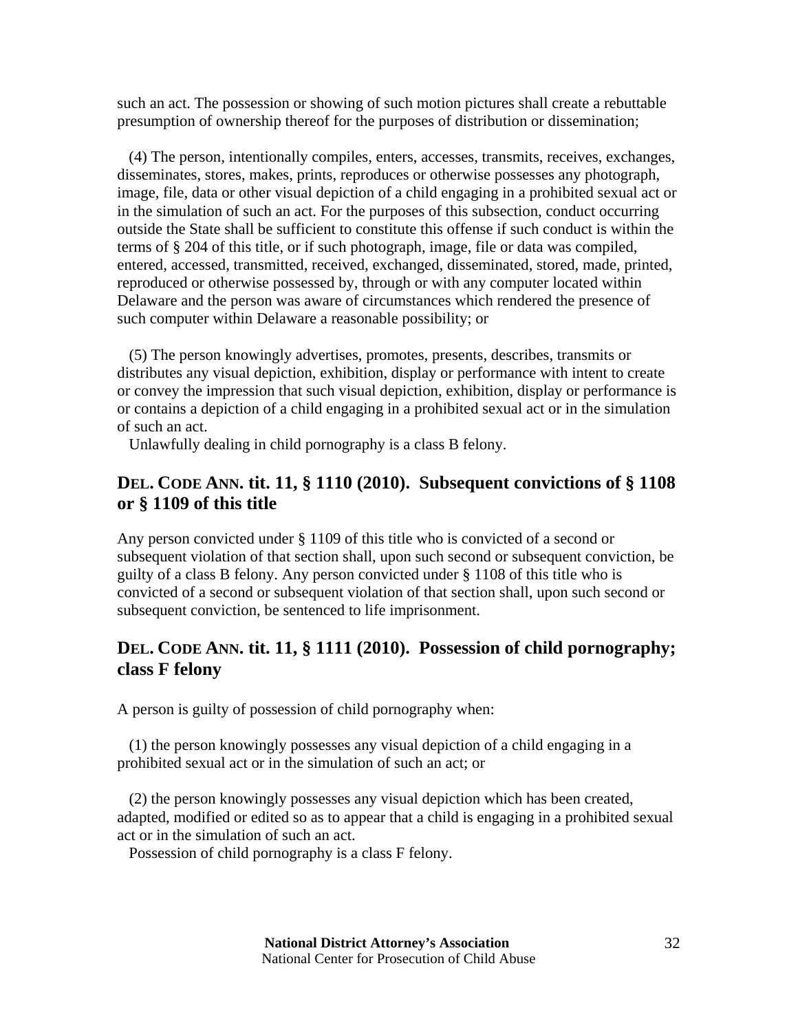such an act. The possession or showing of such motion pictures shall create a rebuttable presumption of ownership thereof for the purposes of distribution or dissemination;

(4) The person, intentionally compiles, enters, accesses, transmits, receives, exchanges, disseminates, stores, makes, prints, reproduces or otherwise possesses any photograph, image, file, data or other visual depiction of a child engaging in a prohibited sexual act or in the simulation of such an act. For the purposes of this subsection, conduct occurring outside the State shall be sufficient to constitute this offense if such conduct is within the terms of § 204 of this title, or if such photograph, image, file or data was compiled, entered, accessed, transmitted, received, exchanged, disseminated, stored, made, printed, reproduced or otherwise possessed by, through or with any computer located within Delaware and the person was aware of circumstances which rendered the presence of such computer within Delaware a reasonable possibility; or

(5) The person knowingly advertises, promotes, presents, describes, transmits or distributes any visual depiction, exhibition, display or performance with intent to create or convey the impression that such visual depiction, exhibition, display or performance is or contains a depiction of a child engaging in a prohibited sexual act or in the simulation of such an act.

Unlawfully dealing in child pornography is a class B felony.

## DEL. CODE ANN. tit. 11, § 1110 (2010). Subsequent convictions of § 1108 or § 1109 of this title

Any person convicted under § 1109 of this title who is convicted of a second or subsequent violation of that section shall, upon such second or subsequent conviction, be guilty of a class B felony. Any person convicted under § 1108 of this title who is convicted of a second or subsequent violation of that section shall, upon such second or subsequent conviction, be sentenced to life imprisonment.

## DEL. CODE ANN. tit. 11, § 1111 (2010). Possession of child pornography; class F felony

A person is guilty of possession of child pornography when:

(1) the person knowingly possesses any visual depiction of a child engaging in a prohibited sexual act or in the simulation of such an act; or

(2) the person knowingly possesses any visual depiction which has been created, adapted, modified or edited so as to appear that a child is engaging in a prohibited sexual act or in the simulation of such an act.

Possession of child pornography is a class F felony.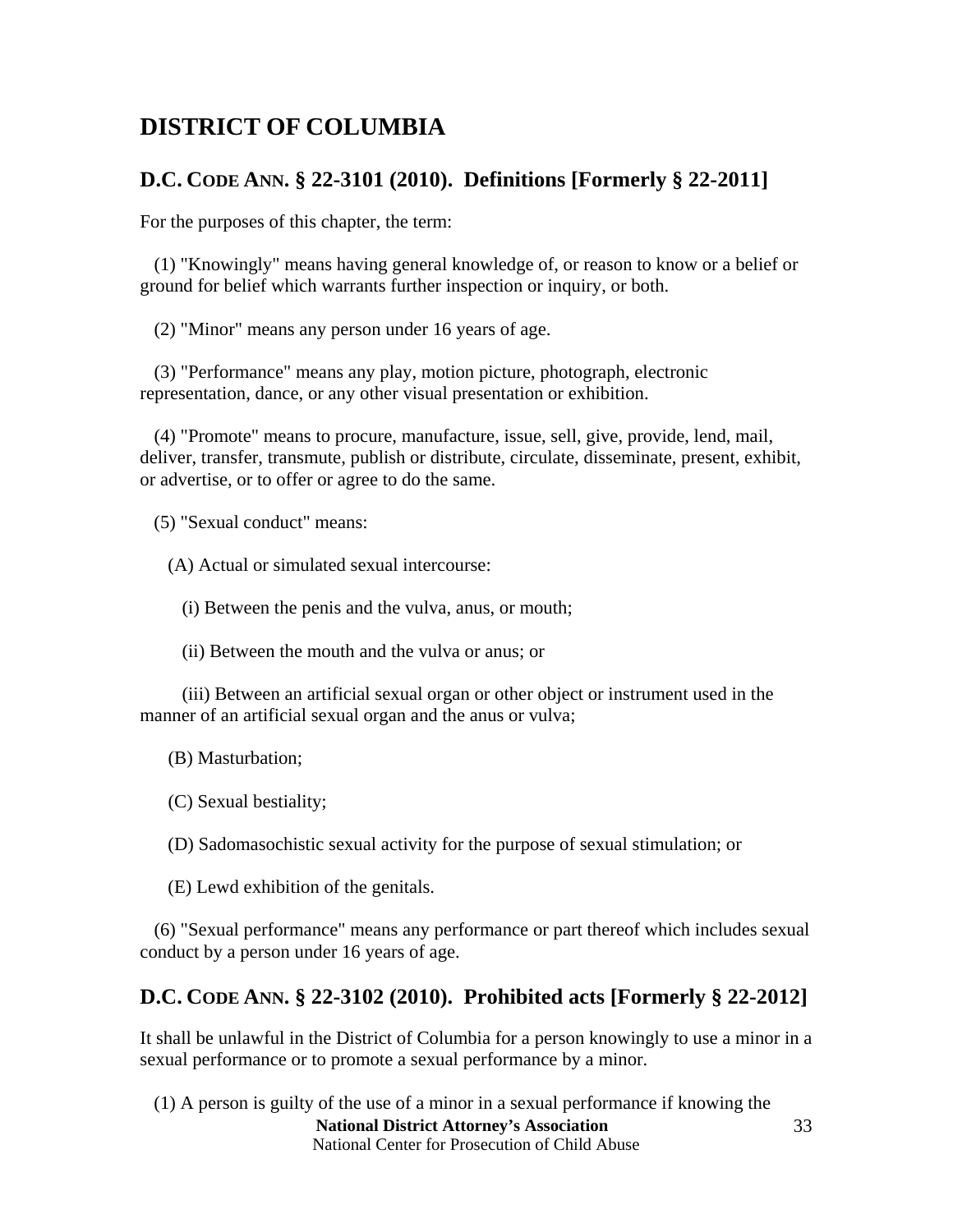# DISTRICT OF COLUMBIA

## D.C. CODE ANN. § 22-3101 (2010). Definitions [Formerly § 22-2011]

For the purposes of this chapter, the term:

(1) "Knowingly" means having general knowledge of, or reason to know or a belief or ground for belief which warrants further inspection or inquiry, or both.

(2) "Minor" means any person under 16 years of age.

(3) "Performance" means any play, motion picture, photograph, electronic representation, dance, or any other visual presentation or exhibition.

(4) "Promote" means to procure, manufacture, issue, sell, give, provide, lend, mail, deliver, transfer, transmute, publish or distribute, circulate, disseminate, present, exhibit, or advertise, or to offer or agree to do the same.

(5) "Sexual conduct" means:

(A) Actual or simulated sexual intercourse:

(i) Between the penis and the vulva, anus, or mouth;

(ii) Between the mouth and the vulva or anus; or

(iii) Between an artificial sexual organ or other object or instrument used in the manner of an artificial sexual organ and the anus or vulva;

(B) Masturbation;

(C) Sexual bestiality;

(D) Sadomasochistic sexual activity for the purpose of sexual stimulation; or

(E) Lewd exhibition of the genitals.

(6) "Sexual performance" means any performance or part thereof which includes sexual conduct by a person under 16 years of age.

## D.C. CODE ANN. § 22-3102 (2010). Prohibited acts [Formerly § 22-2012]

It shall be unlawful in the District of Columbia for a person knowingly to use a minor in a sexual performance or to promote a sexual performance by a minor.

(1) A person is guilty of the use of a minor in a sexual performance if knowing the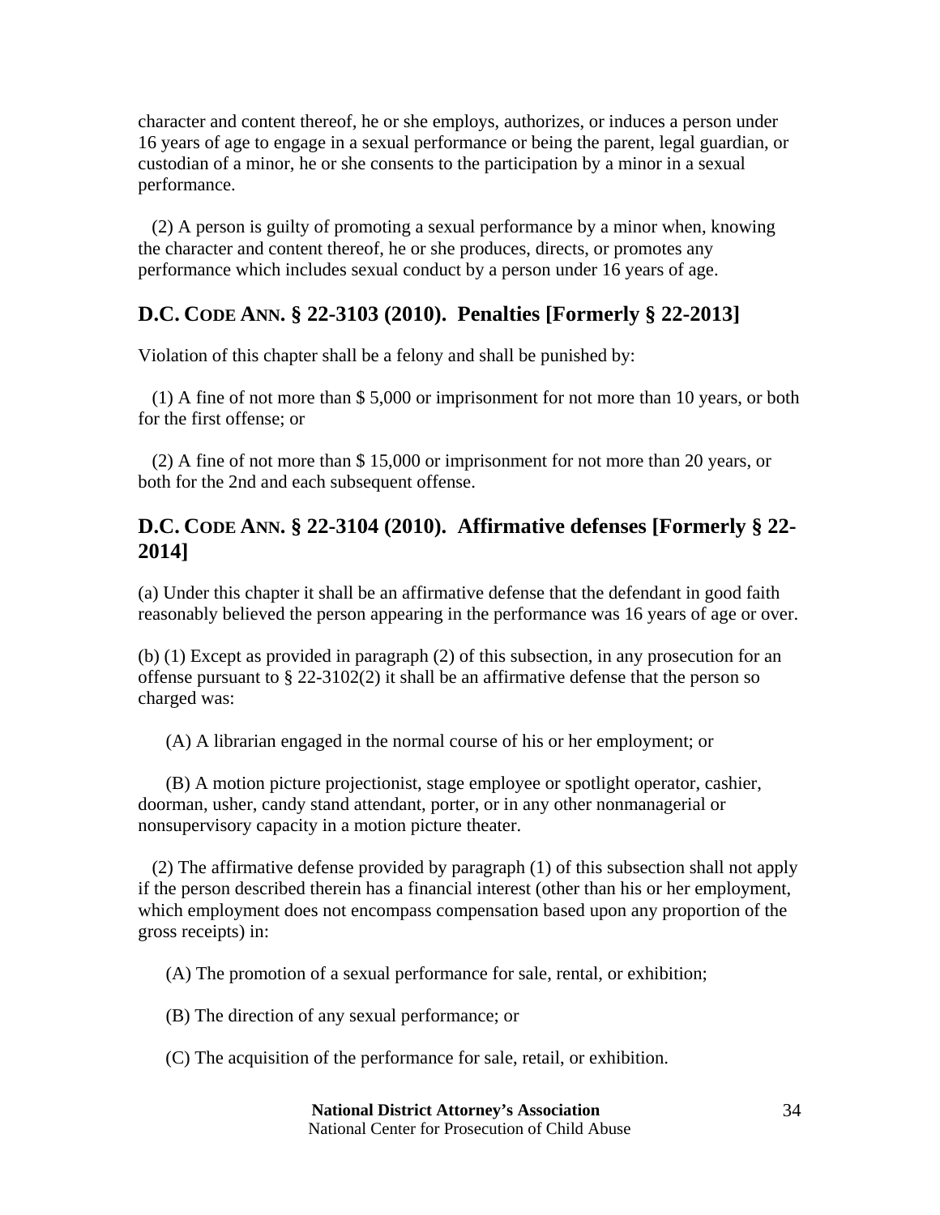character and content thereof, he or she employs, authorizes, or induces a person under 16 years of age to engage in a sexual performance or being the parent, legal guardian, or custodian of a minor, he or she consents to the participation by a minor in a sexual performance.

(2) A person is guilty of promoting a sexual performance by a minor when, knowing the character and content thereof, he or she produces, directs, or promotes any performance which includes sexual conduct by a person under 16 years of age.

## D.C. CODE ANN. § 22-3103 (2010). Penalties [Formerly § 22-2013]

Violation of this chapter shall be a felony and shall be punished by:

(1) A fine of not more than $ 5,000 or imprisonment for not more than 10 years, or both for the first offense; or

(2) A fine of not more than $ 15,000 or imprisonment for not more than 20 years, or both for the 2nd and each subsequent offense.

## D.C. CODE ANN. § 22-3104 (2010). Affirmative defenses [Formerly § 22-2014]

(a) Under this chapter it shall be an affirmative defense that the defendant in good faith reasonably believed the person appearing in the performance was 16 years of age or over.

(b) (1) Except as provided in paragraph (2) of this subsection, in any prosecution for an offense pursuant to § 22-3102(2) it shall be an affirmative defense that the person so charged was:

(A) A librarian engaged in the normal course of his or her employment; or

(B) A motion picture projectionist, stage employee or spotlight operator, cashier, doorman, usher, candy stand attendant, porter, or in any other nonmanagerial or nonsupervisory capacity in a motion picture theater.

(2) The affirmative defense provided by paragraph (1) of this subsection shall not apply if the person described therein has a financial interest (other than his or her employment, which employment does not encompass compensation based upon any proportion of the gross receipts) in:

(A) The promotion of a sexual performance for sale, rental, or exhibition;

(B) The direction of any sexual performance; or

(C) The acquisition of the performance for sale, retail, or exhibition.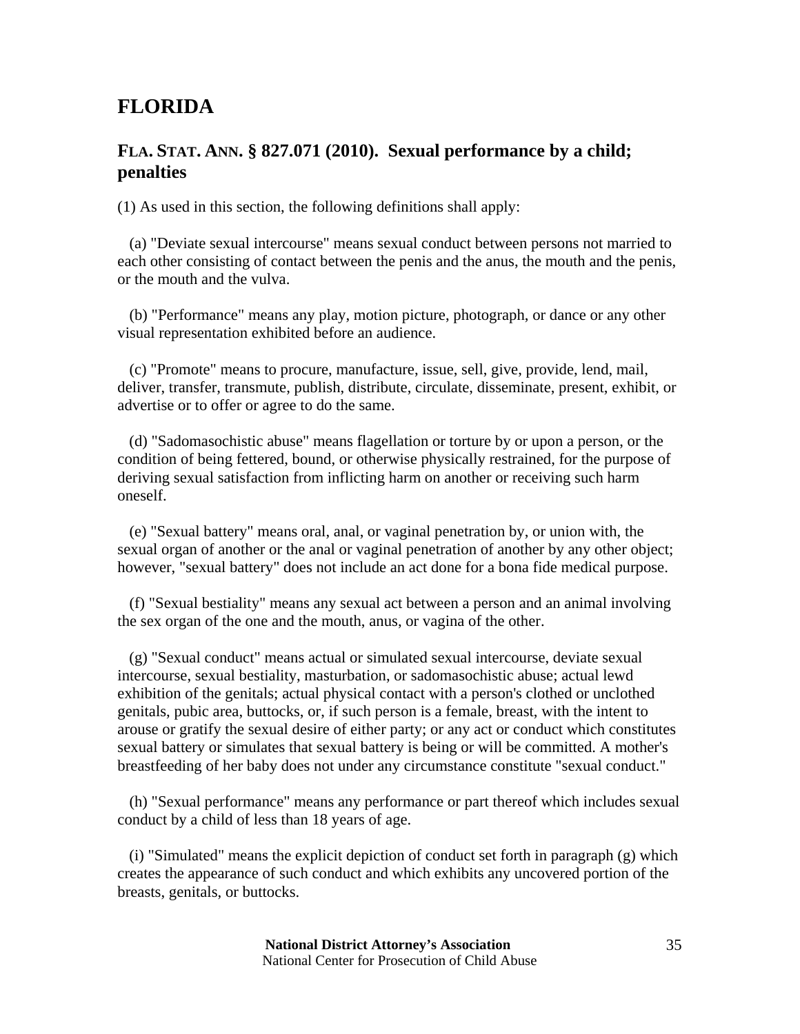# FLORIDA

## FLA. STAT. ANN. § 827.071 (2010). Sexual performance by a child; penalties

(1) As used in this section, the following definitions shall apply:

(a) "Deviate sexual intercourse" means sexual conduct between persons not married to each other consisting of contact between the penis and the anus, the mouth and the penis, or the mouth and the vulva.

(b) "Performance" means any play, motion picture, photograph, or dance or any other visual representation exhibited before an audience.

(c) "Promote" means to procure, manufacture, issue, sell, give, provide, lend, mail, deliver, transfer, transmute, publish, distribute, circulate, disseminate, present, exhibit, or advertise or to offer or agree to do the same.

(d) "Sadomasochistic abuse" means flagellation or torture by or upon a person, or the condition of being fettered, bound, or otherwise physically restrained, for the purpose of deriving sexual satisfaction from inflicting harm on another or receiving such harm oneself.

(e) "Sexual battery" means oral, anal, or vaginal penetration by, or union with, the sexual organ of another or the anal or vaginal penetration of another by any other object; however, "sexual battery" does not include an act done for a bona fide medical purpose.

(f) "Sexual bestiality" means any sexual act between a person and an animal involving the sex organ of the one and the mouth, anus, or vagina of the other.

(g) "Sexual conduct" means actual or simulated sexual intercourse, deviate sexual intercourse, sexual bestiality, masturbation, or sadomasochistic abuse; actual lewd exhibition of the genitals; actual physical contact with a person's clothed or unclothed genitals, pubic area, buttocks, or, if such person is a female, breast, with the intent to arouse or gratify the sexual desire of either party; or any act or conduct which constitutes sexual battery or simulates that sexual battery is being or will be committed. A mother's breastfeeding of her baby does not under any circumstance constitute "sexual conduct."

(h) "Sexual performance" means any performance or part thereof which includes sexual conduct by a child of less than 18 years of age.

(i) "Simulated" means the explicit depiction of conduct set forth in paragraph (g) which creates the appearance of such conduct and which exhibits any uncovered portion of the breasts, genitals, or buttocks.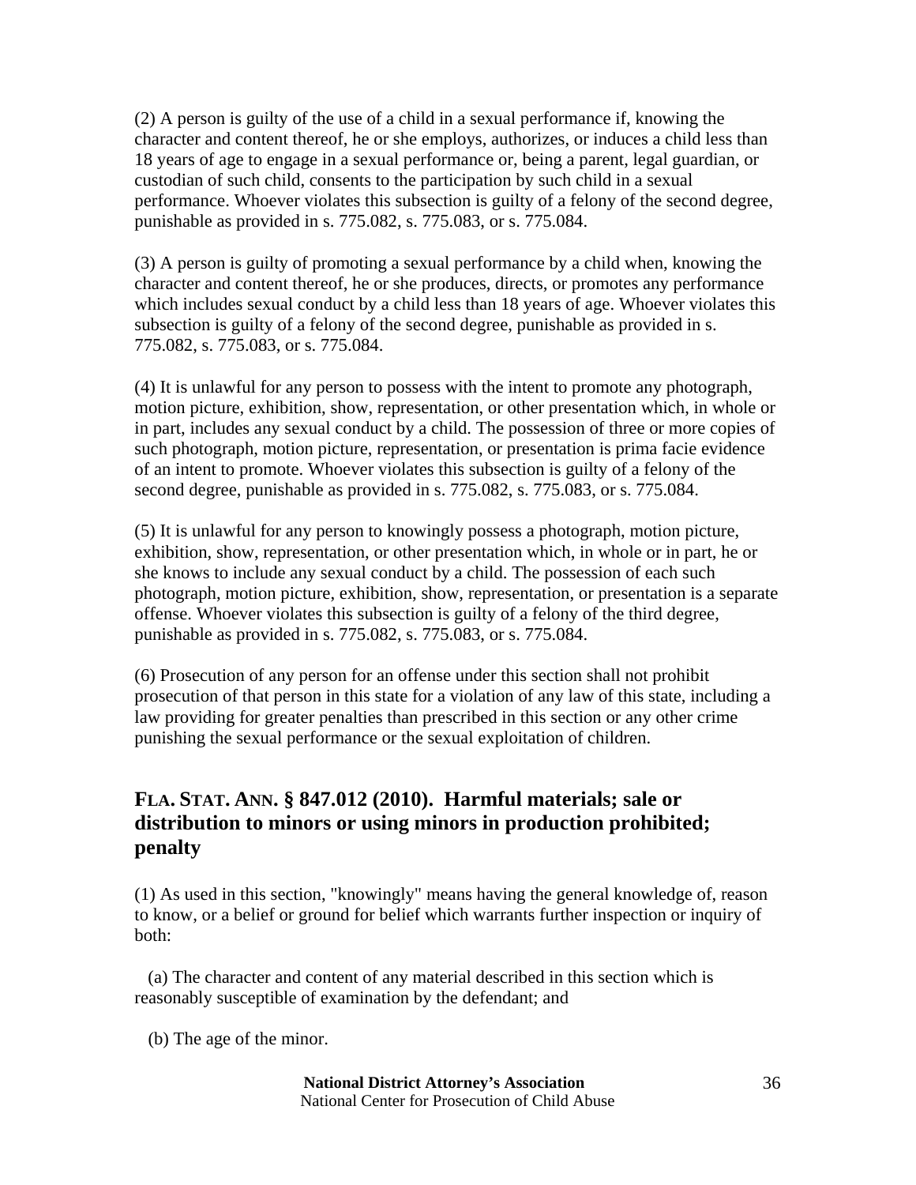(2) A person is guilty of the use of a child in a sexual performance if, knowing the character and content thereof, he or she employs, authorizes, or induces a child less than 18 years of age to engage in a sexual performance or, being a parent, legal guardian, or custodian of such child, consents to the participation by such child in a sexual performance. Whoever violates this subsection is guilty of a felony of the second degree, punishable as provided in s. 775.082, s. 775.083, or s. 775.084.

(3) A person is guilty of promoting a sexual performance by a child when, knowing the character and content thereof, he or she produces, directs, or promotes any performance which includes sexual conduct by a child less than 18 years of age. Whoever violates this subsection is guilty of a felony of the second degree, punishable as provided in s. 775.082, s. 775.083, or s. 775.084.

(4) It is unlawful for any person to possess with the intent to promote any photograph, motion picture, exhibition, show, representation, or other presentation which, in whole or in part, includes any sexual conduct by a child. The possession of three or more copies of such photograph, motion picture, representation, or presentation is prima facie evidence of an intent to promote. Whoever violates this subsection is guilty of a felony of the second degree, punishable as provided in s. 775.082, s. 775.083, or s. 775.084.

(5) It is unlawful for any person to knowingly possess a photograph, motion picture, exhibition, show, representation, or other presentation which, in whole or in part, he or she knows to include any sexual conduct by a child. The possession of each such photograph, motion picture, exhibition, show, representation, or presentation is a separate offense. Whoever violates this subsection is guilty of a felony of the third degree, punishable as provided in s. 775.082, s. 775.083, or s. 775.084.

(6) Prosecution of any person for an offense under this section shall not prohibit prosecution of that person in this state for a violation of any law of this state, including a law providing for greater penalties than prescribed in this section or any other crime punishing the sexual performance or the sexual exploitation of children.

## FLA. STAT. ANN. § 847.012 (2010). Harmful materials; sale or distribution to minors or using minors in production prohibited; penalty

(1) As used in this section, "knowingly" means having the general knowledge of, reason to know, or a belief or ground for belief which warrants further inspection or inquiry of both:

(a) The character and content of any material described in this section which is reasonably susceptible of examination by the defendant; and

(b) The age of the minor.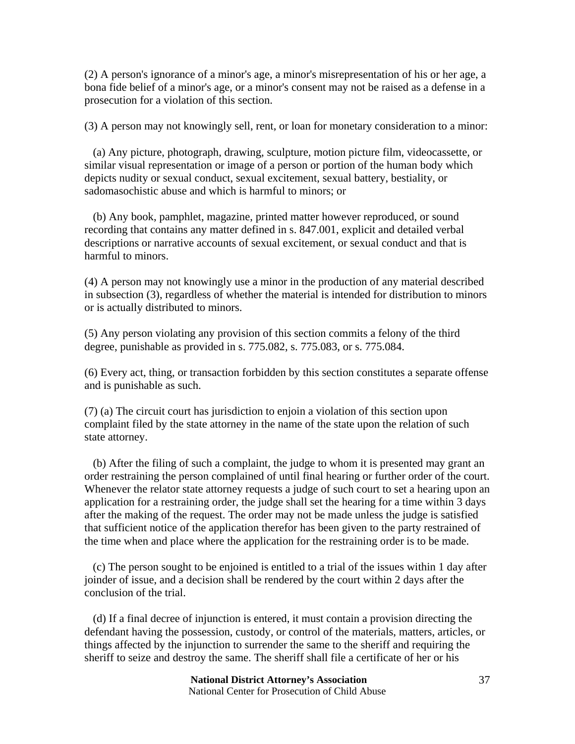(2) A person's ignorance of a minor's age, a minor's misrepresentation of his or her age, a bona fide belief of a minor's age, or a minor's consent may not be raised as a defense in a prosecution for a violation of this section.

(3) A person may not knowingly sell, rent, or loan for monetary consideration to a minor:

(a) Any picture, photograph, drawing, sculpture, motion picture film, videocassette, or similar visual representation or image of a person or portion of the human body which depicts nudity or sexual conduct, sexual excitement, sexual battery, bestiality, or sadomasochistic abuse and which is harmful to minors; or

(b) Any book, pamphlet, magazine, printed matter however reproduced, or sound recording that contains any matter defined in s. 847.001, explicit and detailed verbal descriptions or narrative accounts of sexual excitement, or sexual conduct and that is harmful to minors.

(4) A person may not knowingly use a minor in the production of any material described in subsection (3), regardless of whether the material is intended for distribution to minors or is actually distributed to minors.

(5) Any person violating any provision of this section commits a felony of the third degree, punishable as provided in s. 775.082, s. 775.083, or s. 775.084.

(6) Every act, thing, or transaction forbidden by this section constitutes a separate offense and is punishable as such.

(7) (a) The circuit court has jurisdiction to enjoin a violation of this section upon complaint filed by the state attorney in the name of the state upon the relation of such state attorney.

(b) After the filing of such a complaint, the judge to whom it is presented may grant an order restraining the person complained of until final hearing or further order of the court. Whenever the relator state attorney requests a judge of such court to set a hearing upon an application for a restraining order, the judge shall set the hearing for a time within 3 days after the making of the request. The order may not be made unless the judge is satisfied that sufficient notice of the application therefor has been given to the party restrained of the time when and place where the application for the restraining order is to be made.

(c) The person sought to be enjoined is entitled to a trial of the issues within 1 day after joinder of issue, and a decision shall be rendered by the court within 2 days after the conclusion of the trial.

(d) If a final decree of injunction is entered, it must contain a provision directing the defendant having the possession, custody, or control of the materials, matters, articles, or things affected by the injunction to surrender the same to the sheriff and requiring the sheriff to seize and destroy the same. The sheriff shall file a certificate of her or his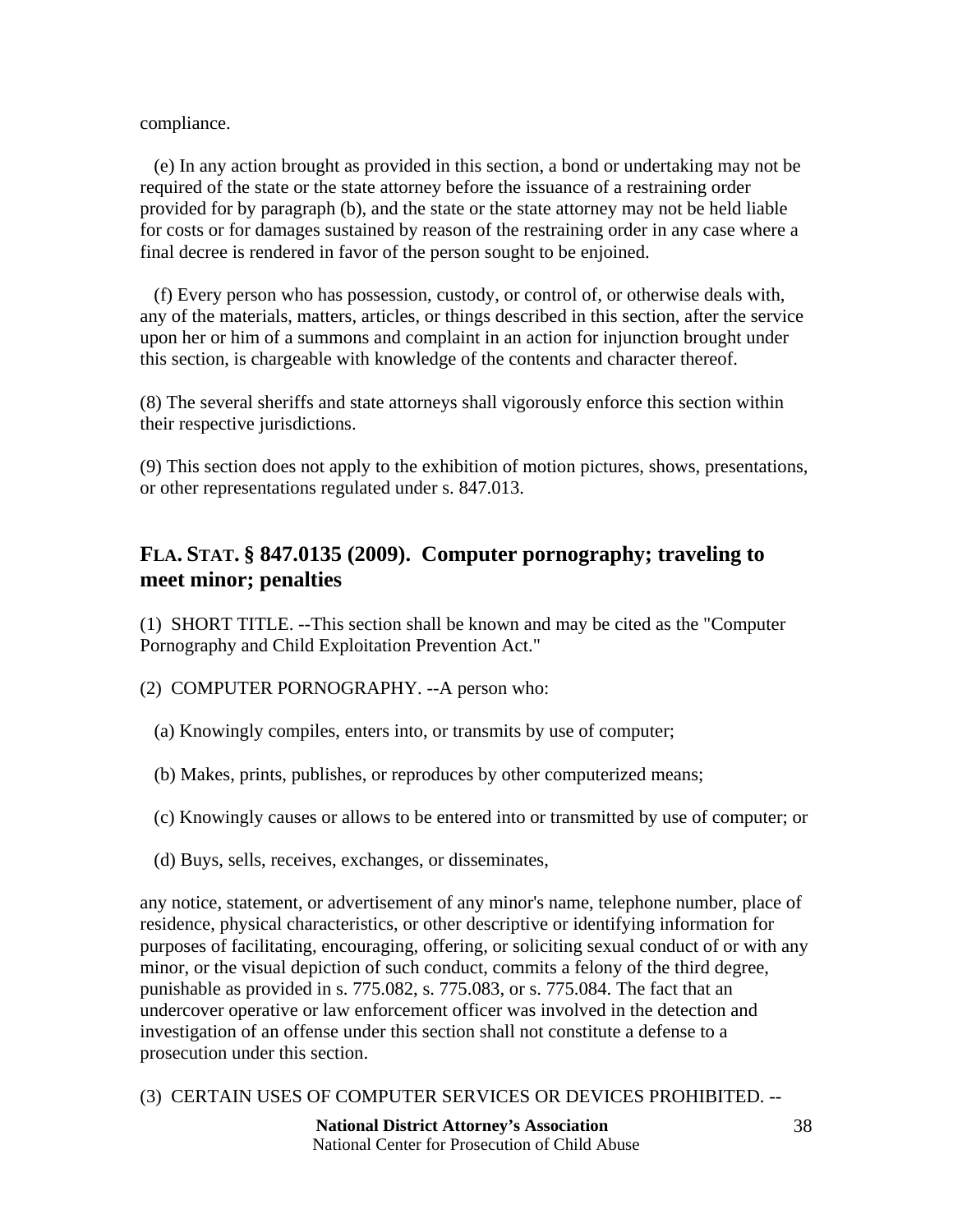compliance.

(e) In any action brought as provided in this section, a bond or undertaking may not be required of the state or the state attorney before the issuance of a restraining order provided for by paragraph (b), and the state or the state attorney may not be held liable for costs or for damages sustained by reason of the restraining order in any case where a final decree is rendered in favor of the person sought to be enjoined.

(f) Every person who has possession, custody, or control of, or otherwise deals with, any of the materials, matters, articles, or things described in this section, after the service upon her or him of a summons and complaint in an action for injunction brought under this section, is chargeable with knowledge of the contents and character thereof.

(8) The several sheriffs and state attorneys shall vigorously enforce this section within their respective jurisdictions.

(9) This section does not apply to the exhibition of motion pictures, shows, presentations, or other representations regulated under s. 847.013.

## FLA. STAT. § 847.0135 (2009). Computer pornography; traveling to meet minor; penalties

(1) SHORT TITLE. --This section shall be known and may be cited as the "Computer Pornography and Child Exploitation Prevention Act."

(2) COMPUTER PORNOGRAPHY. --A person who:

(a) Knowingly compiles, enters into, or transmits by use of computer;

(b) Makes, prints, publishes, or reproduces by other computerized means;

(c) Knowingly causes or allows to be entered into or transmitted by use of computer; or

(d) Buys, sells, receives, exchanges, or disseminates,

any notice, statement, or advertisement of any minor's name, telephone number, place of residence, physical characteristics, or other descriptive or identifying information for purposes of facilitating, encouraging, offering, or soliciting sexual conduct of or with any minor, or the visual depiction of such conduct, commits a felony of the third degree, punishable as provided in s. 775.082, s. 775.083, or s. 775.084. The fact that an undercover operative or law enforcement officer was involved in the detection and investigation of an offense under this section shall not constitute a defense to a prosecution under this section.

(3) CERTAIN USES OF COMPUTER SERVICES OR DEVICES PROHIBITED. --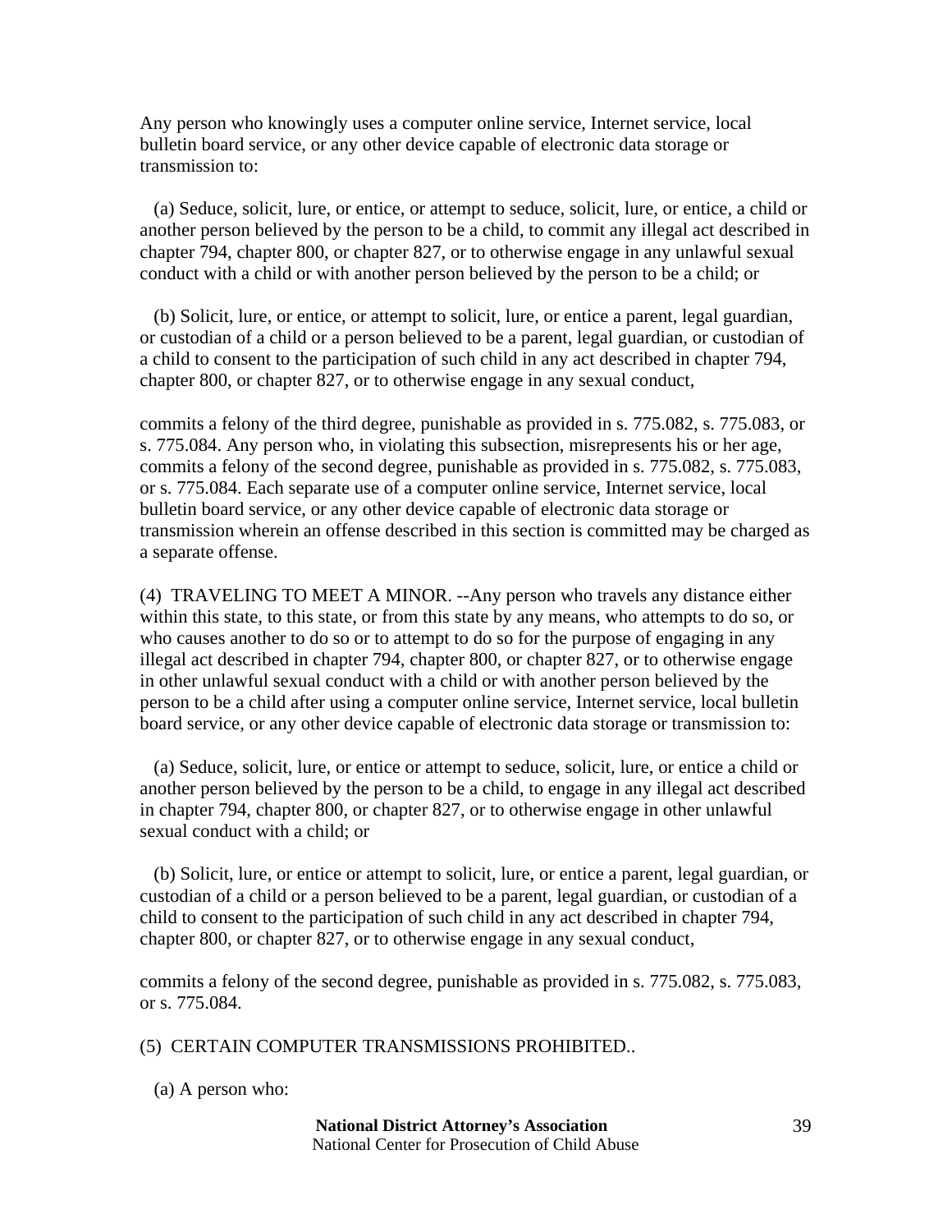Any person who knowingly uses a computer online service, Internet service, local bulletin board service, or any other device capable of electronic data storage or transmission to:

(a) Seduce, solicit, lure, or entice, or attempt to seduce, solicit, lure, or entice, a child or another person believed by the person to be a child, to commit any illegal act described in chapter 794, chapter 800, or chapter 827, or to otherwise engage in any unlawful sexual conduct with a child or with another person believed by the person to be a child; or

(b) Solicit, lure, or entice, or attempt to solicit, lure, or entice a parent, legal guardian, or custodian of a child or a person believed to be a parent, legal guardian, or custodian of a child to consent to the participation of such child in any act described in chapter 794, chapter 800, or chapter 827, or to otherwise engage in any sexual conduct,

commits a felony of the third degree, punishable as provided in s. 775.082, s. 775.083, or s. 775.084. Any person who, in violating this subsection, misrepresents his or her age, commits a felony of the second degree, punishable as provided in s. 775.082, s. 775.083, or s. 775.084. Each separate use of a computer online service, Internet service, local bulletin board service, or any other device capable of electronic data storage or transmission wherein an offense described in this section is committed may be charged as a separate offense.

(4) TRAVELING TO MEET A MINOR. --Any person who travels any distance either within this state, to this state, or from this state by any means, who attempts to do so, or who causes another to do so or to attempt to do so for the purpose of engaging in any illegal act described in chapter 794, chapter 800, or chapter 827, or to otherwise engage in other unlawful sexual conduct with a child or with another person believed by the person to be a child after using a computer online service, Internet service, local bulletin board service, or any other device capable of electronic data storage or transmission to:

(a) Seduce, solicit, lure, or entice or attempt to seduce, solicit, lure, or entice a child or another person believed by the person to be a child, to engage in any illegal act described in chapter 794, chapter 800, or chapter 827, or to otherwise engage in other unlawful sexual conduct with a child; or

(b) Solicit, lure, or entice or attempt to solicit, lure, or entice a parent, legal guardian, or custodian of a child or a person believed to be a parent, legal guardian, or custodian of a child to consent to the participation of such child in any act described in chapter 794, chapter 800, or chapter 827, or to otherwise engage in any sexual conduct,

commits a felony of the second degree, punishable as provided in s. 775.082, s. 775.083, or s. 775.084.

(5) CERTAIN COMPUTER TRANSMISSIONS PROHIBITED..

(a) A person who: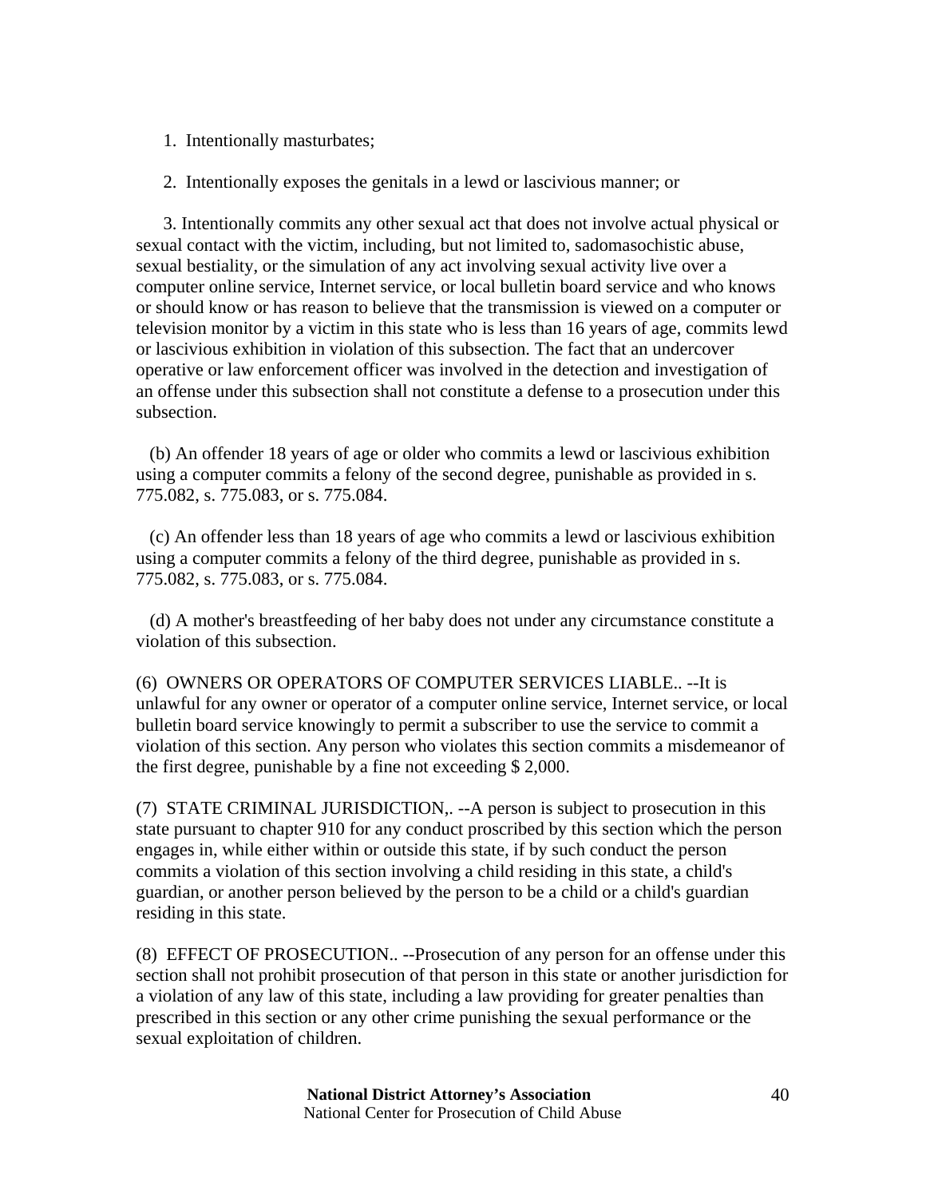1. Intentionally masturbates;

2. Intentionally exposes the genitals in a lewd or lascivious manner; or

3. Intentionally commits any other sexual act that does not involve actual physical or sexual contact with the victim, including, but not limited to, sadomasochistic abuse, sexual bestiality, or the simulation of any act involving sexual activity live over a computer online service, Internet service, or local bulletin board service and who knows or should know or has reason to believe that the transmission is viewed on a computer or television monitor by a victim in this state who is less than 16 years of age, commits lewd or lascivious exhibition in violation of this subsection. The fact that an undercover operative or law enforcement officer was involved in the detection and investigation of an offense under this subsection shall not constitute a defense to a prosecution under this subsection.

(b) An offender 18 years of age or older who commits a lewd or lascivious exhibition using a computer commits a felony of the second degree, punishable as provided in s. 775.082, s. 775.083, or s. 775.084.

(c) An offender less than 18 years of age who commits a lewd or lascivious exhibition using a computer commits a felony of the third degree, punishable as provided in s. 775.082, s. 775.083, or s. 775.084.

(d) A mother's breastfeeding of her baby does not under any circumstance constitute a violation of this subsection.

(6) OWNERS OR OPERATORS OF COMPUTER SERVICES LIABLE.. --It is unlawful for any owner or operator of a computer online service, Internet service, or local bulletin board service knowingly to permit a subscriber to use the service to commit a violation of this section. Any person who violates this section commits a misdemeanor of the first degree, punishable by a fine not exceeding $ 2,000.

(7) STATE CRIMINAL JURISDICTION,. --A person is subject to prosecution in this state pursuant to chapter 910 for any conduct proscribed by this section which the person engages in, while either within or outside this state, if by such conduct the person commits a violation of this section involving a child residing in this state, a child's guardian, or another person believed by the person to be a child or a child's guardian residing in this state.

(8) EFFECT OF PROSECUTION.. --Prosecution of any person for an offense under this section shall not prohibit prosecution of that person in this state or another jurisdiction for a violation of any law of this state, including a law providing for greater penalties than prescribed in this section or any other crime punishing the sexual performance or the sexual exploitation of children.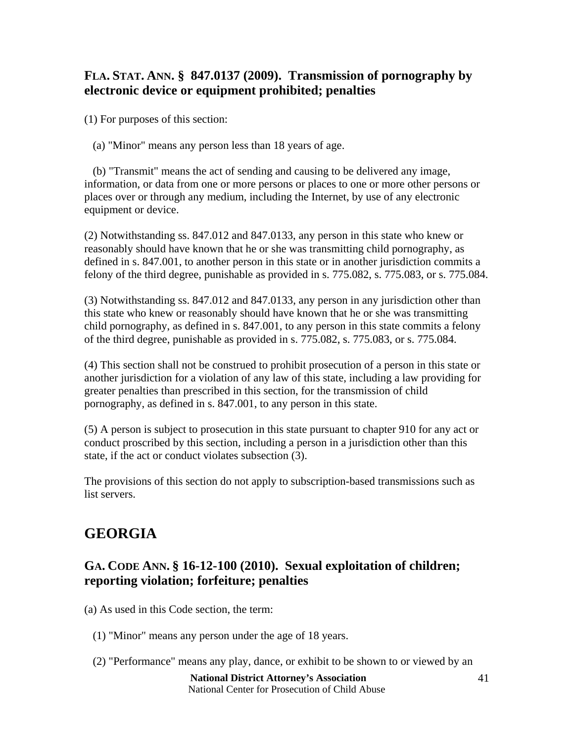### FLA. STAT. ANN. § 847.0137 (2009). Transmission of pornography by electronic device or equipment prohibited; penalties

(1) For purposes of this section:

(a) "Minor" means any person less than 18 years of age.

(b) "Transmit" means the act of sending and causing to be delivered any image, information, or data from one or more persons or places to one or more other persons or places over or through any medium, including the Internet, by use of any electronic equipment or device.

(2) Notwithstanding ss. 847.012 and 847.0133, any person in this state who knew or reasonably should have known that he or she was transmitting child pornography, as defined in s. 847.001, to another person in this state or in another jurisdiction commits a felony of the third degree, punishable as provided in s. 775.082, s. 775.083, or s. 775.084.

(3) Notwithstanding ss. 847.012 and 847.0133, any person in any jurisdiction other than this state who knew or reasonably should have known that he or she was transmitting child pornography, as defined in s. 847.001, to any person in this state commits a felony of the third degree, punishable as provided in s. 775.082, s. 775.083, or s. 775.084.

(4) This section shall not be construed to prohibit prosecution of a person in this state or another jurisdiction for a violation of any law of this state, including a law providing for greater penalties than prescribed in this section, for the transmission of child pornography, as defined in s. 847.001, to any person in this state.

(5) A person is subject to prosecution in this state pursuant to chapter 910 for any act or conduct proscribed by this section, including a person in a jurisdiction other than this state, if the act or conduct violates subsection (3).

The provisions of this section do not apply to subscription-based transmissions such as list servers.

## GEORGIA

### GA. CODE ANN. § 16-12-100 (2010). Sexual exploitation of children; reporting violation; forfeiture; penalties

(a) As used in this Code section, the term:

(1) "Minor" means any person under the age of 18 years.

(2) "Performance" means any play, dance, or exhibit to be shown to or viewed by an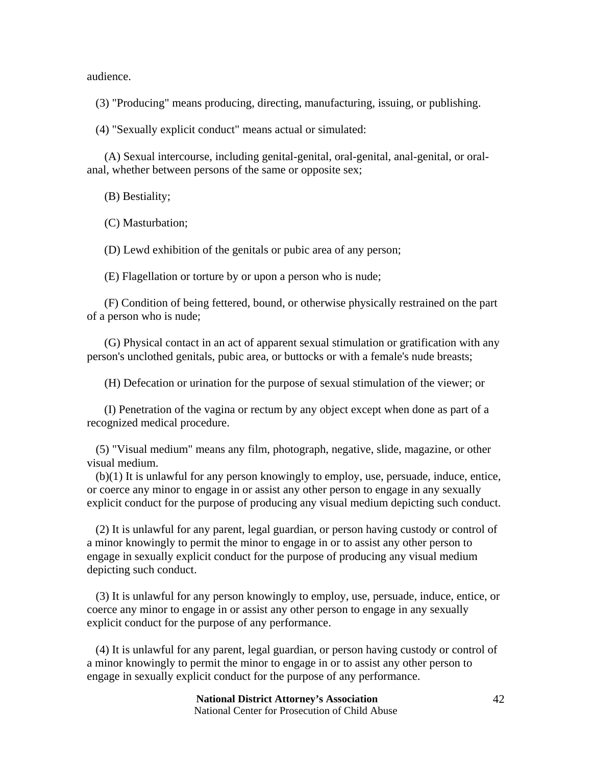audience.

(3) "Producing" means producing, directing, manufacturing, issuing, or publishing.

(4) "Sexually explicit conduct" means actual or simulated:

(A) Sexual intercourse, including genital-genital, oral-genital, anal-genital, or oral-anal, whether between persons of the same or opposite sex;

(B) Bestiality;

(C) Masturbation;

(D) Lewd exhibition of the genitals or pubic area of any person;

(E) Flagellation or torture by or upon a person who is nude;

(F) Condition of being fettered, bound, or otherwise physically restrained on the part of a person who is nude;

(G) Physical contact in an act of apparent sexual stimulation or gratification with any person's unclothed genitals, pubic area, or buttocks or with a female's nude breasts;

(H) Defecation or urination for the purpose of sexual stimulation of the viewer; or

(I) Penetration of the vagina or rectum by any object except when done as part of a recognized medical procedure.

(5) "Visual medium" means any film, photograph, negative, slide, magazine, or other visual medium.

(b)(1) It is unlawful for any person knowingly to employ, use, persuade, induce, entice, or coerce any minor to engage in or assist any other person to engage in any sexually explicit conduct for the purpose of producing any visual medium depicting such conduct.

(2) It is unlawful for any parent, legal guardian, or person having custody or control of a minor knowingly to permit the minor to engage in or to assist any other person to engage in sexually explicit conduct for the purpose of producing any visual medium depicting such conduct.

(3) It is unlawful for any person knowingly to employ, use, persuade, induce, entice, or coerce any minor to engage in or assist any other person to engage in any sexually explicit conduct for the purpose of any performance.

(4) It is unlawful for any parent, legal guardian, or person having custody or control of a minor knowingly to permit the minor to engage in or to assist any other person to engage in sexually explicit conduct for the purpose of any performance.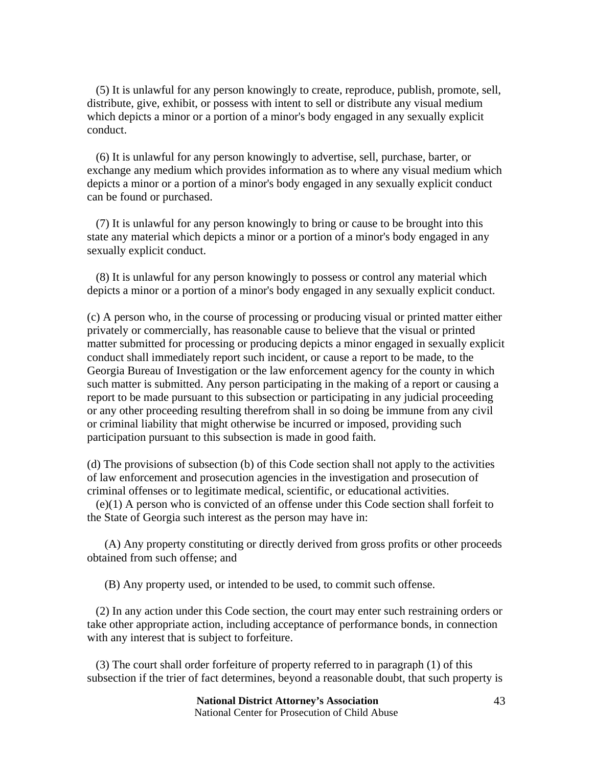(5) It is unlawful for any person knowingly to create, reproduce, publish, promote, sell, distribute, give, exhibit, or possess with intent to sell or distribute any visual medium which depicts a minor or a portion of a minor's body engaged in any sexually explicit conduct.

(6) It is unlawful for any person knowingly to advertise, sell, purchase, barter, or exchange any medium which provides information as to where any visual medium which depicts a minor or a portion of a minor's body engaged in any sexually explicit conduct can be found or purchased.

(7) It is unlawful for any person knowingly to bring or cause to be brought into this state any material which depicts a minor or a portion of a minor's body engaged in any sexually explicit conduct.

(8) It is unlawful for any person knowingly to possess or control any material which depicts a minor or a portion of a minor's body engaged in any sexually explicit conduct.

(c) A person who, in the course of processing or producing visual or printed matter either privately or commercially, has reasonable cause to believe that the visual or printed matter submitted for processing or producing depicts a minor engaged in sexually explicit conduct shall immediately report such incident, or cause a report to be made, to the Georgia Bureau of Investigation or the law enforcement agency for the county in which such matter is submitted. Any person participating in the making of a report or causing a report to be made pursuant to this subsection or participating in any judicial proceeding or any other proceeding resulting therefrom shall in so doing be immune from any civil or criminal liability that might otherwise be incurred or imposed, providing such participation pursuant to this subsection is made in good faith.

(d) The provisions of subsection (b) of this Code section shall not apply to the activities of law enforcement and prosecution agencies in the investigation and prosecution of criminal offenses or to legitimate medical, scientific, or educational activities.

(e)(1) A person who is convicted of an offense under this Code section shall forfeit to the State of Georgia such interest as the person may have in:

(A) Any property constituting or directly derived from gross profits or other proceeds obtained from such offense; and

(B) Any property used, or intended to be used, to commit such offense.

(2) In any action under this Code section, the court may enter such restraining orders or take other appropriate action, including acceptance of performance bonds, in connection with any interest that is subject to forfeiture.

(3) The court shall order forfeiture of property referred to in paragraph (1) of this subsection if the trier of fact determines, beyond a reasonable doubt, that such property is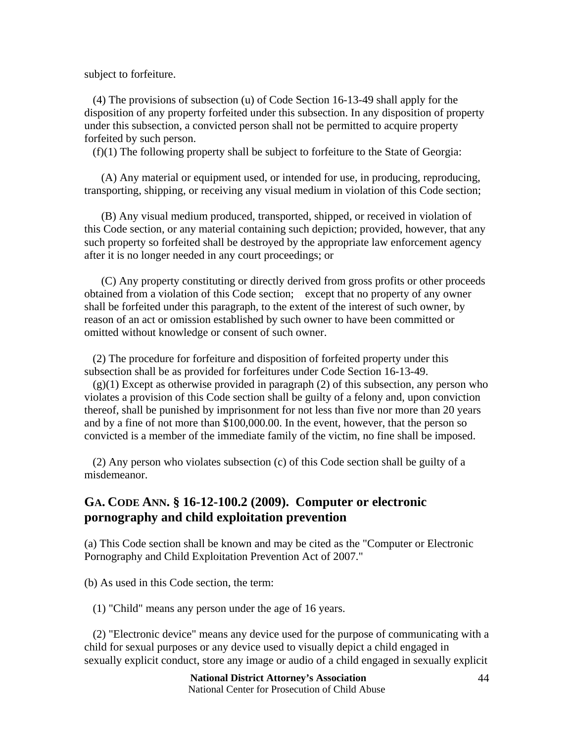subject to forfeiture.

(4) The provisions of subsection (u) of Code Section 16-13-49 shall apply for the disposition of any property forfeited under this subsection. In any disposition of property under this subsection, a convicted person shall not be permitted to acquire property forfeited by such person.

(f)(1) The following property shall be subject to forfeiture to the State of Georgia:

(A) Any material or equipment used, or intended for use, in producing, reproducing, transporting, shipping, or receiving any visual medium in violation of this Code section;

(B) Any visual medium produced, transported, shipped, or received in violation of this Code section, or any material containing such depiction; provided, however, that any such property so forfeited shall be destroyed by the appropriate law enforcement agency after it is no longer needed in any court proceedings; or

(C) Any property constituting or directly derived from gross profits or other proceeds obtained from a violation of this Code section; except that no property of any owner shall be forfeited under this paragraph, to the extent of the interest of such owner, by reason of an act or omission established by such owner to have been committed or omitted without knowledge or consent of such owner.

(2) The procedure for forfeiture and disposition of forfeited property under this subsection shall be as provided for forfeitures under Code Section 16-13-49.

(g)(1) Except as otherwise provided in paragraph (2) of this subsection, any person who violates a provision of this Code section shall be guilty of a felony and, upon conviction thereof, shall be punished by imprisonment for not less than five nor more than 20 years and by a fine of not more than $100,000.00. In the event, however, that the person so convicted is a member of the immediate family of the victim, no fine shall be imposed.

(2) Any person who violates subsection (c) of this Code section shall be guilty of a misdemeanor.

## GA. CODE ANN. § 16-12-100.2 (2009). Computer or electronic pornography and child exploitation prevention

(a) This Code section shall be known and may be cited as the "Computer or Electronic Pornography and Child Exploitation Prevention Act of 2007."

(b) As used in this Code section, the term:

(1) "Child" means any person under the age of 16 years.

(2) "Electronic device" means any device used for the purpose of communicating with a child for sexual purposes or any device used to visually depict a child engaged in sexually explicit conduct, store any image or audio of a child engaged in sexually explicit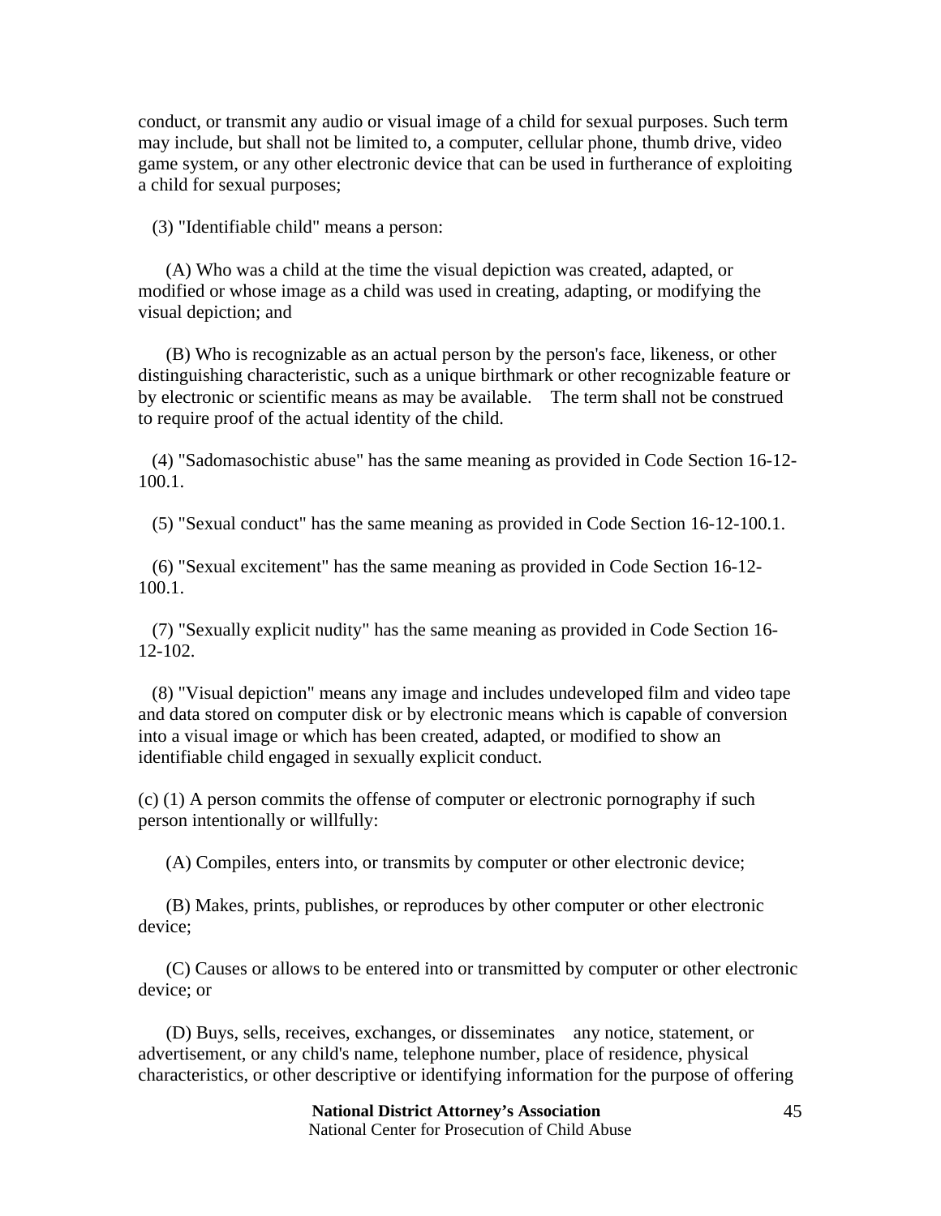conduct, or transmit any audio or visual image of a child for sexual purposes. Such term may include, but shall not be limited to, a computer, cellular phone, thumb drive, video game system, or any other electronic device that can be used in furtherance of exploiting a child for sexual purposes;

(3) "Identifiable child" means a person:

(A) Who was a child at the time the visual depiction was created, adapted, or modified or whose image as a child was used in creating, adapting, or modifying the visual depiction; and

(B) Who is recognizable as an actual person by the person's face, likeness, or other distinguishing characteristic, such as a unique birthmark or other recognizable feature or by electronic or scientific means as may be available. The term shall not be construed to require proof of the actual identity of the child.

(4) "Sadomasochistic abuse" has the same meaning as provided in Code Section 16-12-100.1.

(5) "Sexual conduct" has the same meaning as provided in Code Section 16-12-100.1.

(6) "Sexual excitement" has the same meaning as provided in Code Section 16-12-100.1.

(7) "Sexually explicit nudity" has the same meaning as provided in Code Section 16-12-102.

(8) "Visual depiction" means any image and includes undeveloped film and video tape and data stored on computer disk or by electronic means which is capable of conversion into a visual image or which has been created, adapted, or modified to show an identifiable child engaged in sexually explicit conduct.

(c) (1) A person commits the offense of computer or electronic pornography if such person intentionally or willfully:

(A) Compiles, enters into, or transmits by computer or other electronic device;

(B) Makes, prints, publishes, or reproduces by other computer or other electronic device;

(C) Causes or allows to be entered into or transmitted by computer or other electronic device; or

(D) Buys, sells, receives, exchanges, or disseminates any notice, statement, or advertisement, or any child's name, telephone number, place of residence, physical characteristics, or other descriptive or identifying information for the purpose of offering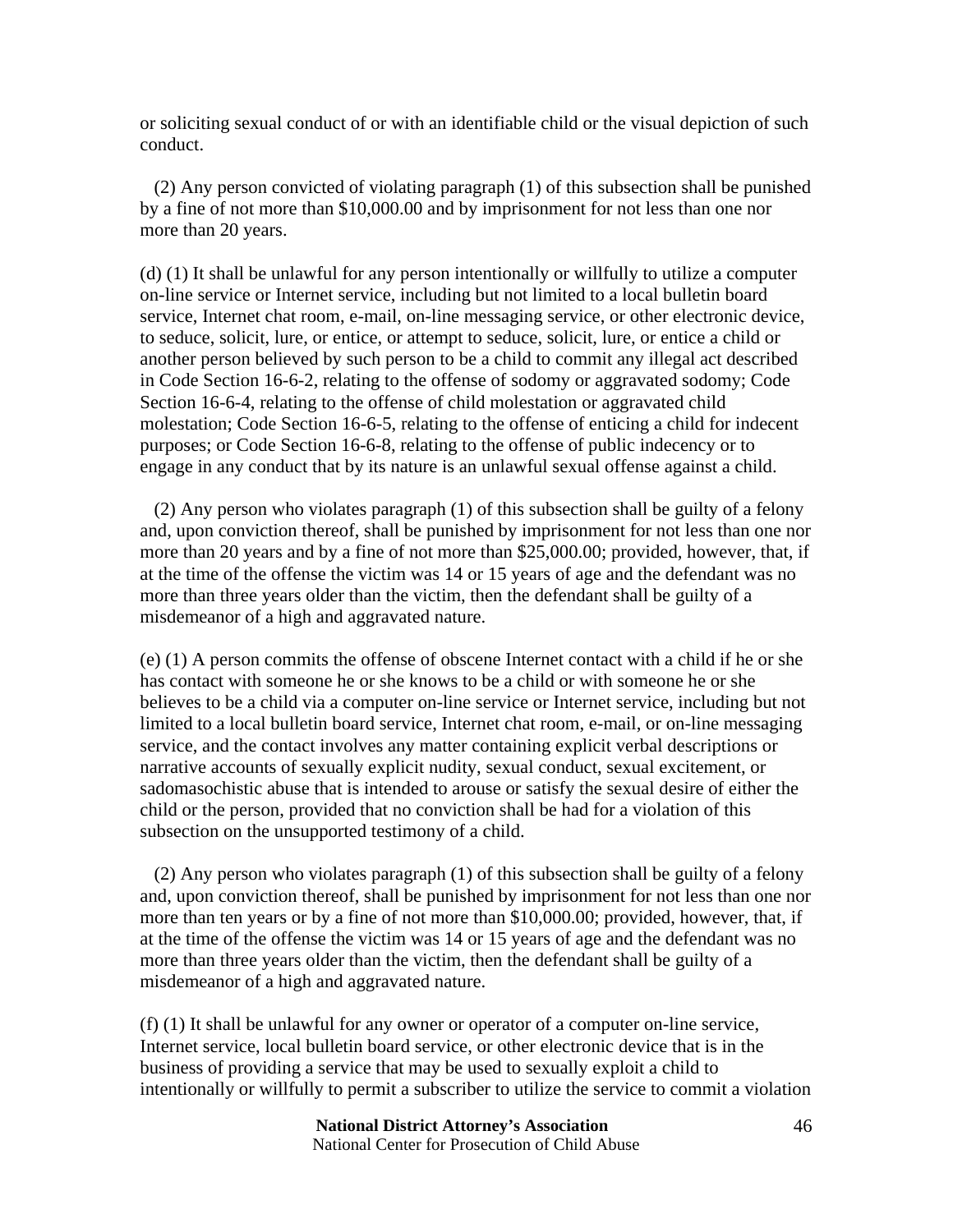or soliciting sexual conduct of or with an identifiable child or the visual depiction of such conduct.

(2) Any person convicted of violating paragraph (1) of this subsection shall be punished by a fine of not more than $10,000.00 and by imprisonment for not less than one nor more than 20 years.

(d) (1) It shall be unlawful for any person intentionally or willfully to utilize a computer on-line service or Internet service, including but not limited to a local bulletin board service, Internet chat room, e-mail, on-line messaging service, or other electronic device, to seduce, solicit, lure, or entice, or attempt to seduce, solicit, lure, or entice a child or another person believed by such person to be a child to commit any illegal act described in Code Section 16-6-2, relating to the offense of sodomy or aggravated sodomy; Code Section 16-6-4, relating to the offense of child molestation or aggravated child molestation; Code Section 16-6-5, relating to the offense of enticing a child for indecent purposes; or Code Section 16-6-8, relating to the offense of public indecency or to engage in any conduct that by its nature is an unlawful sexual offense against a child.

(2) Any person who violates paragraph (1) of this subsection shall be guilty of a felony and, upon conviction thereof, shall be punished by imprisonment for not less than one nor more than 20 years and by a fine of not more than $25,000.00; provided, however, that, if at the time of the offense the victim was 14 or 15 years of age and the defendant was no more than three years older than the victim, then the defendant shall be guilty of a misdemeanor of a high and aggravated nature.

(e) (1) A person commits the offense of obscene Internet contact with a child if he or she has contact with someone he or she knows to be a child or with someone he or she believes to be a child via a computer on-line service or Internet service, including but not limited to a local bulletin board service, Internet chat room, e-mail, or on-line messaging service, and the contact involves any matter containing explicit verbal descriptions or narrative accounts of sexually explicit nudity, sexual conduct, sexual excitement, or sadomasochistic abuse that is intended to arouse or satisfy the sexual desire of either the child or the person, provided that no conviction shall be had for a violation of this subsection on the unsupported testimony of a child.

(2) Any person who violates paragraph (1) of this subsection shall be guilty of a felony and, upon conviction thereof, shall be punished by imprisonment for not less than one nor more than ten years or by a fine of not more than $10,000.00; provided, however, that, if at the time of the offense the victim was 14 or 15 years of age and the defendant was no more than three years older than the victim, then the defendant shall be guilty of a misdemeanor of a high and aggravated nature.

(f) (1) It shall be unlawful for any owner or operator of a computer on-line service, Internet service, local bulletin board service, or other electronic device that is in the business of providing a service that may be used to sexually exploit a child to intentionally or willfully to permit a subscriber to utilize the service to commit a violation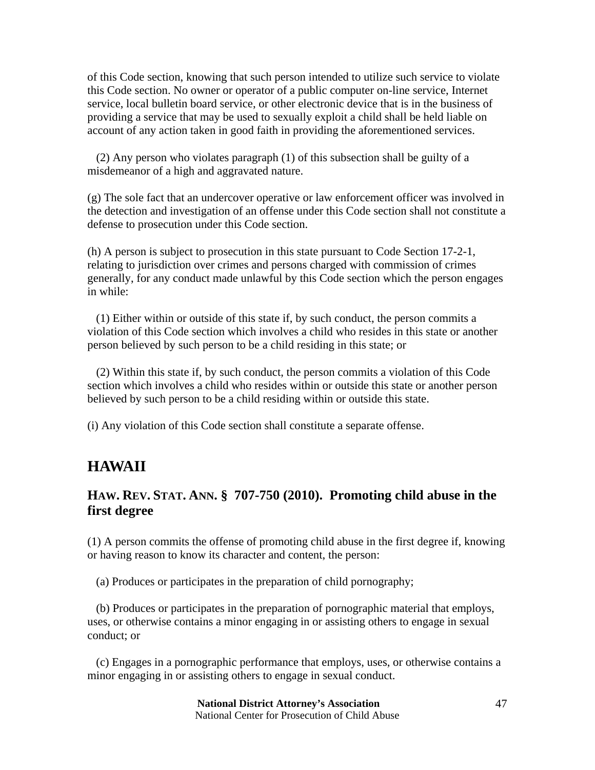of this Code section, knowing that such person intended to utilize such service to violate this Code section. No owner or operator of a public computer on-line service, Internet service, local bulletin board service, or other electronic device that is in the business of providing a service that may be used to sexually exploit a child shall be held liable on account of any action taken in good faith in providing the aforementioned services.

(2) Any person who violates paragraph (1) of this subsection shall be guilty of a misdemeanor of a high and aggravated nature.

(g) The sole fact that an undercover operative or law enforcement officer was involved in the detection and investigation of an offense under this Code section shall not constitute a defense to prosecution under this Code section.

(h) A person is subject to prosecution in this state pursuant to Code Section 17-2-1, relating to jurisdiction over crimes and persons charged with commission of crimes generally, for any conduct made unlawful by this Code section which the person engages in while:

(1) Either within or outside of this state if, by such conduct, the person commits a violation of this Code section which involves a child who resides in this state or another person believed by such person to be a child residing in this state; or

(2) Within this state if, by such conduct, the person commits a violation of this Code section which involves a child who resides within or outside this state or another person believed by such person to be a child residing within or outside this state.

(i) Any violation of this Code section shall constitute a separate offense.

## HAWAII

### HAW. REV. STAT. ANN. § 707-750 (2010). Promoting child abuse in the first degree

(1) A person commits the offense of promoting child abuse in the first degree if, knowing or having reason to know its character and content, the person:

(a) Produces or participates in the preparation of child pornography;

(b) Produces or participates in the preparation of pornographic material that employs, uses, or otherwise contains a minor engaging in or assisting others to engage in sexual conduct; or

(c) Engages in a pornographic performance that employs, uses, or otherwise contains a minor engaging in or assisting others to engage in sexual conduct.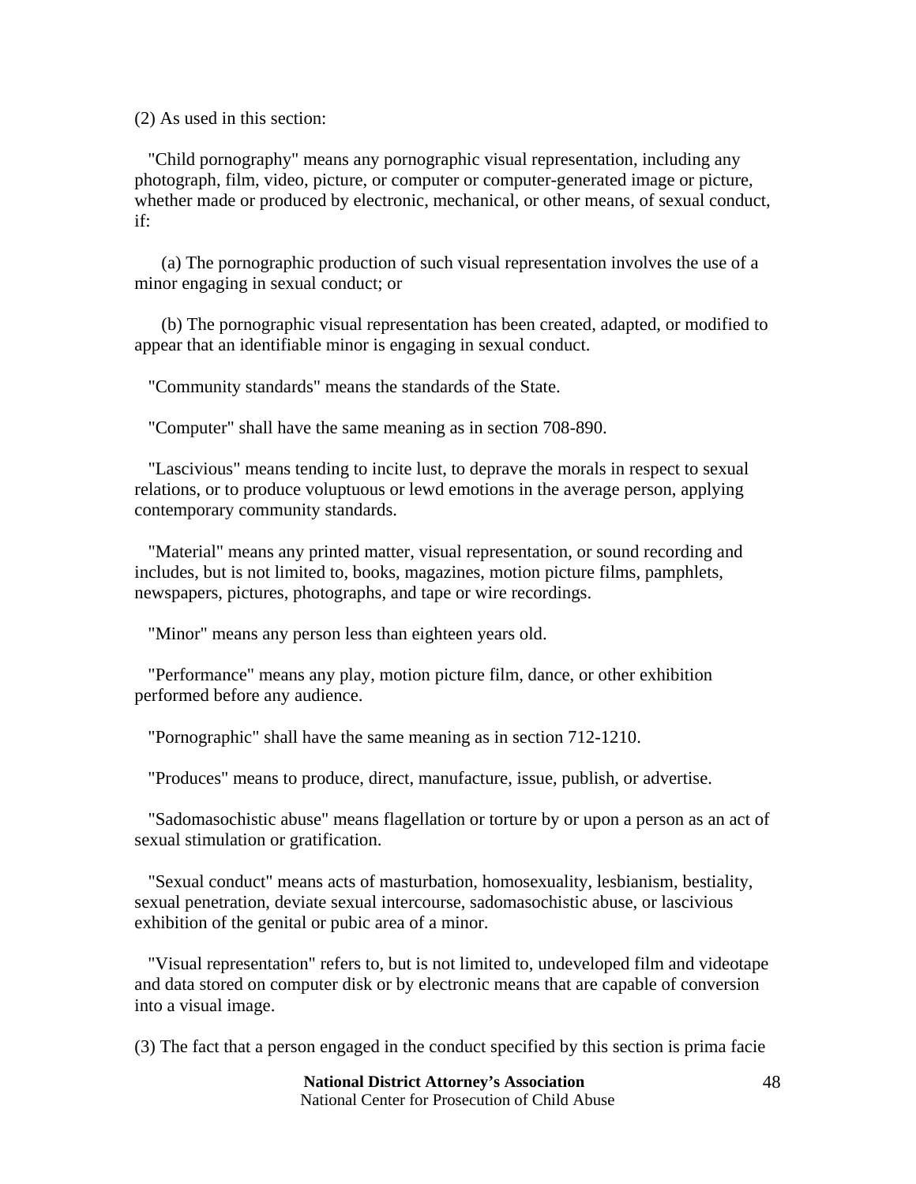(2) As used in this section:

"Child pornography" means any pornographic visual representation, including any photograph, film, video, picture, or computer or computer-generated image or picture, whether made or produced by electronic, mechanical, or other means, of sexual conduct, if:

(a) The pornographic production of such visual representation involves the use of a minor engaging in sexual conduct; or

(b) The pornographic visual representation has been created, adapted, or modified to appear that an identifiable minor is engaging in sexual conduct.

"Community standards" means the standards of the State.

"Computer" shall have the same meaning as in section 708-890.

"Lascivious" means tending to incite lust, to deprave the morals in respect to sexual relations, or to produce voluptuous or lewd emotions in the average person, applying contemporary community standards.

"Material" means any printed matter, visual representation, or sound recording and includes, but is not limited to, books, magazines, motion picture films, pamphlets, newspapers, pictures, photographs, and tape or wire recordings.

"Minor" means any person less than eighteen years old.

"Performance" means any play, motion picture film, dance, or other exhibition performed before any audience.

"Pornographic" shall have the same meaning as in section 712-1210.

"Produces" means to produce, direct, manufacture, issue, publish, or advertise.

"Sadomasochistic abuse" means flagellation or torture by or upon a person as an act of sexual stimulation or gratification.

"Sexual conduct" means acts of masturbation, homosexuality, lesbianism, bestiality, sexual penetration, deviate sexual intercourse, sadomasochistic abuse, or lascivious exhibition of the genital or pubic area of a minor.

"Visual representation" refers to, but is not limited to, undeveloped film and videotape and data stored on computer disk or by electronic means that are capable of conversion into a visual image.

(3) The fact that a person engaged in the conduct specified by this section is prima facie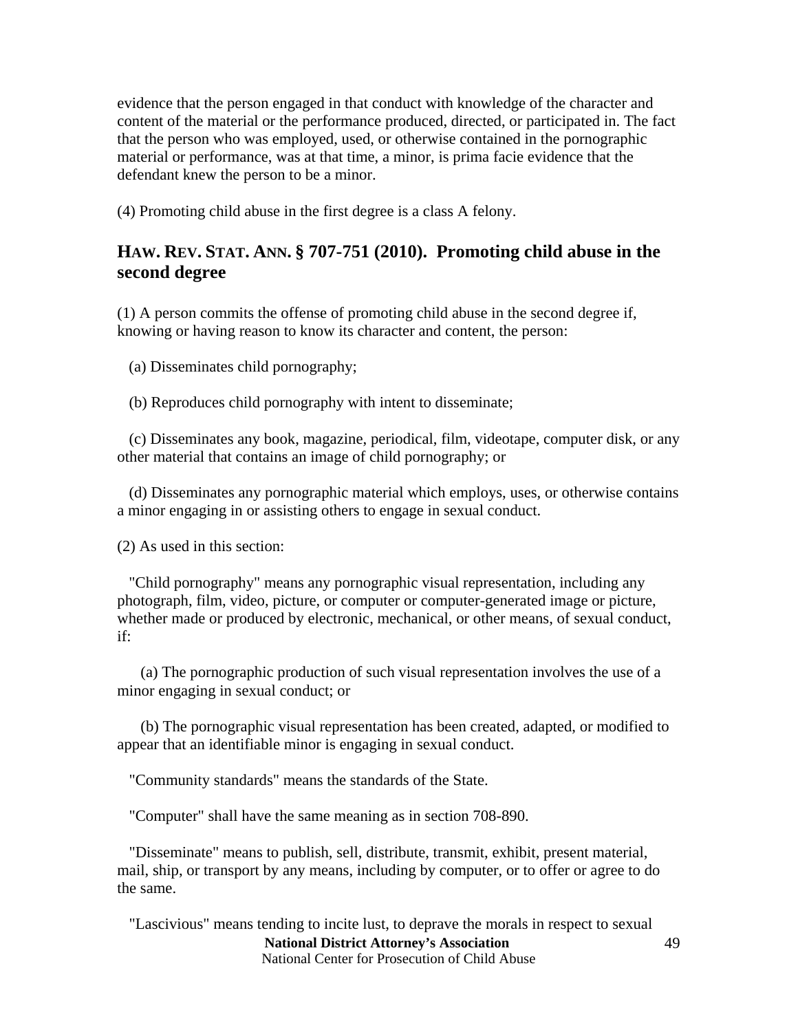evidence that the person engaged in that conduct with knowledge of the character and content of the material or the performance produced, directed, or participated in. The fact that the person who was employed, used, or otherwise contained in the pornographic material or performance, was at that time, a minor, is prima facie evidence that the defendant knew the person to be a minor.

(4) Promoting child abuse in the first degree is a class A felony.

## HAW. REV. STAT. ANN. § 707-751 (2010). Promoting child abuse in the second degree

(1) A person commits the offense of promoting child abuse in the second degree if, knowing or having reason to know its character and content, the person:

(a) Disseminates child pornography;

(b) Reproduces child pornography with intent to disseminate;

(c) Disseminates any book, magazine, periodical, film, videotape, computer disk, or any other material that contains an image of child pornography; or

(d) Disseminates any pornographic material which employs, uses, or otherwise contains a minor engaging in or assisting others to engage in sexual conduct.

(2) As used in this section:

"Child pornography" means any pornographic visual representation, including any photograph, film, video, picture, or computer or computer-generated image or picture, whether made or produced by electronic, mechanical, or other means, of sexual conduct, if:

(a) The pornographic production of such visual representation involves the use of a minor engaging in sexual conduct; or

(b) The pornographic visual representation has been created, adapted, or modified to appear that an identifiable minor is engaging in sexual conduct.

"Community standards" means the standards of the State.

"Computer" shall have the same meaning as in section 708-890.

"Disseminate" means to publish, sell, distribute, transmit, exhibit, present material, mail, ship, or transport by any means, including by computer, or to offer or agree to do the same.

"Lascivious" means tending to incite lust, to deprave the morals in respect to sexual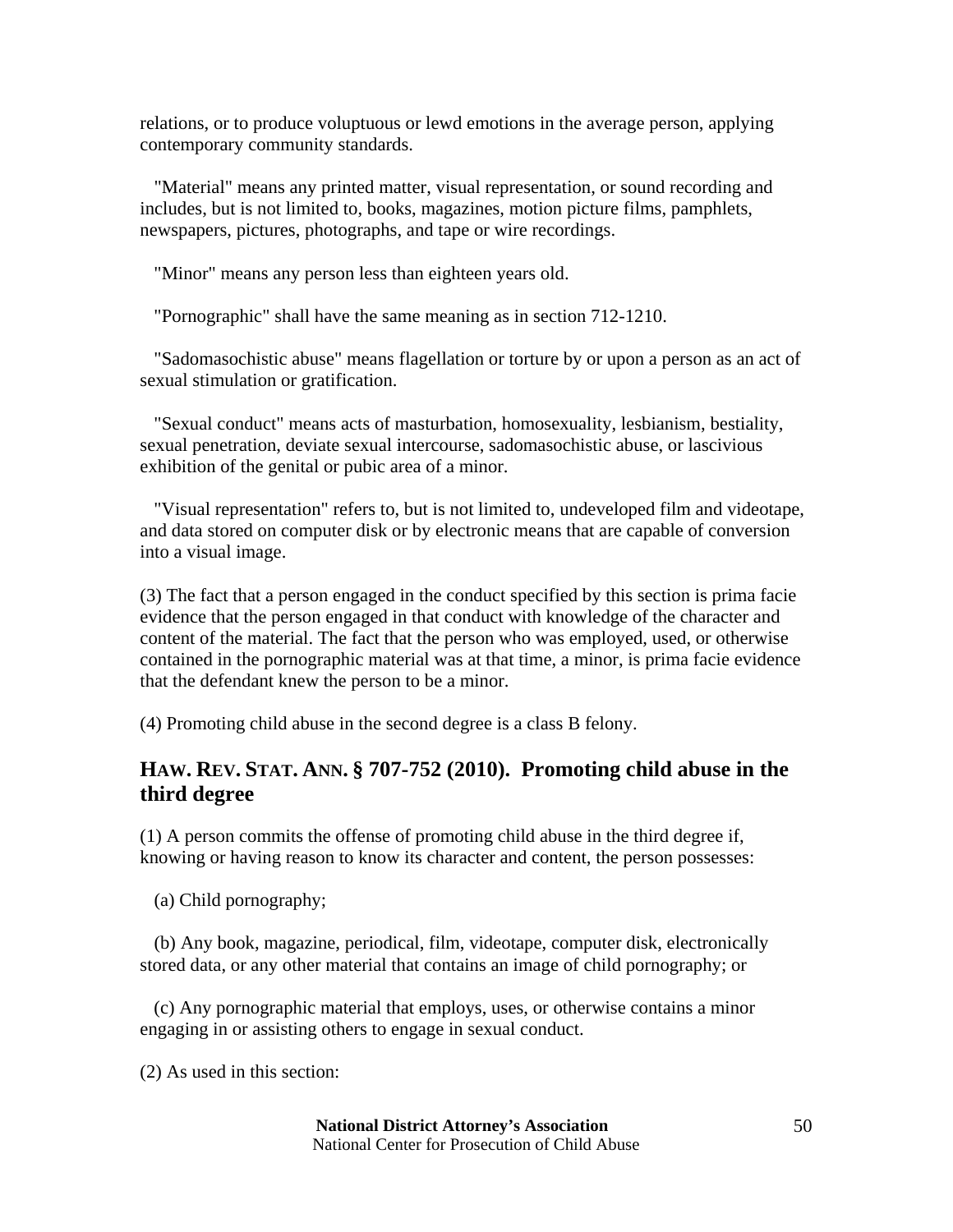relations, or to produce voluptuous or lewd emotions in the average person, applying contemporary community standards.

"Material" means any printed matter, visual representation, or sound recording and includes, but is not limited to, books, magazines, motion picture films, pamphlets, newspapers, pictures, photographs, and tape or wire recordings.

"Minor" means any person less than eighteen years old.

"Pornographic" shall have the same meaning as in section 712-1210.

"Sadomasochistic abuse" means flagellation or torture by or upon a person as an act of sexual stimulation or gratification.

"Sexual conduct" means acts of masturbation, homosexuality, lesbianism, bestiality, sexual penetration, deviate sexual intercourse, sadomasochistic abuse, or lascivious exhibition of the genital or pubic area of a minor.

"Visual representation" refers to, but is not limited to, undeveloped film and videotape, and data stored on computer disk or by electronic means that are capable of conversion into a visual image.

(3) The fact that a person engaged in the conduct specified by this section is prima facie evidence that the person engaged in that conduct with knowledge of the character and content of the material. The fact that the person who was employed, used, or otherwise contained in the pornographic material was at that time, a minor, is prima facie evidence that the defendant knew the person to be a minor.

(4) Promoting child abuse in the second degree is a class B felony.

## HAW. REV. STAT. ANN. § 707-752 (2010). Promoting child abuse in the third degree

(1) A person commits the offense of promoting child abuse in the third degree if, knowing or having reason to know its character and content, the person possesses:

(a) Child pornography;

(b) Any book, magazine, periodical, film, videotape, computer disk, electronically stored data, or any other material that contains an image of child pornography; or

(c) Any pornographic material that employs, uses, or otherwise contains a minor engaging in or assisting others to engage in sexual conduct.

(2) As used in this section: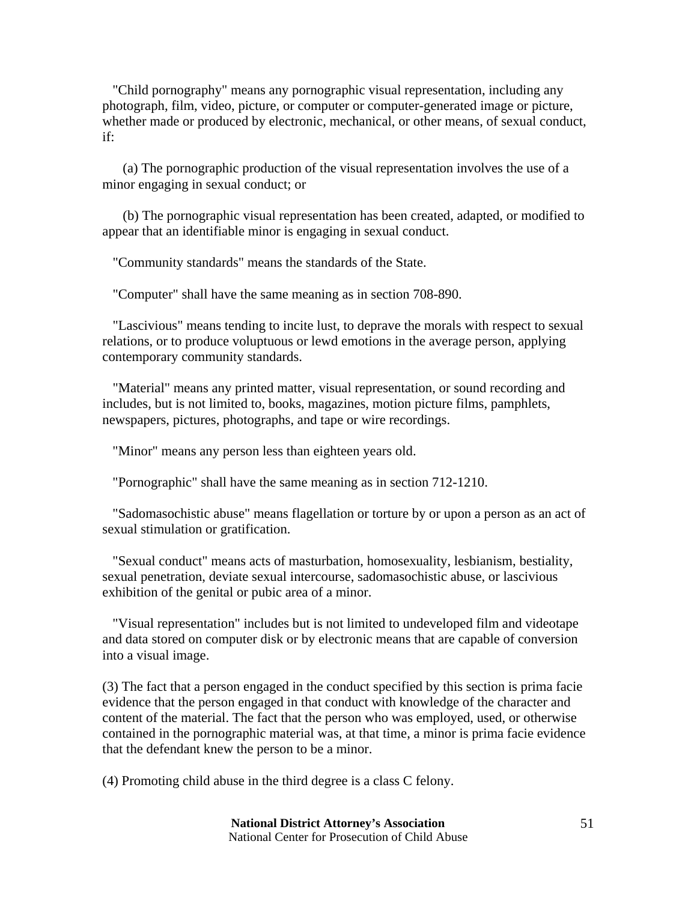"Child pornography" means any pornographic visual representation, including any photograph, film, video, picture, or computer or computer-generated image or picture, whether made or produced by electronic, mechanical, or other means, of sexual conduct, if:

(a) The pornographic production of the visual representation involves the use of a minor engaging in sexual conduct; or

(b) The pornographic visual representation has been created, adapted, or modified to appear that an identifiable minor is engaging in sexual conduct.

"Community standards" means the standards of the State.

"Computer" shall have the same meaning as in section 708-890.

"Lascivious" means tending to incite lust, to deprave the morals with respect to sexual relations, or to produce voluptuous or lewd emotions in the average person, applying contemporary community standards.

"Material" means any printed matter, visual representation, or sound recording and includes, but is not limited to, books, magazines, motion picture films, pamphlets, newspapers, pictures, photographs, and tape or wire recordings.

"Minor" means any person less than eighteen years old.

"Pornographic" shall have the same meaning as in section 712-1210.

"Sadomasochistic abuse" means flagellation or torture by or upon a person as an act of sexual stimulation or gratification.

"Sexual conduct" means acts of masturbation, homosexuality, lesbianism, bestiality, sexual penetration, deviate sexual intercourse, sadomasochistic abuse, or lascivious exhibition of the genital or pubic area of a minor.

"Visual representation" includes but is not limited to undeveloped film and videotape and data stored on computer disk or by electronic means that are capable of conversion into a visual image.

(3) The fact that a person engaged in the conduct specified by this section is prima facie evidence that the person engaged in that conduct with knowledge of the character and content of the material. The fact that the person who was employed, used, or otherwise contained in the pornographic material was, at that time, a minor is prima facie evidence that the defendant knew the person to be a minor.

(4) Promoting child abuse in the third degree is a class C felony.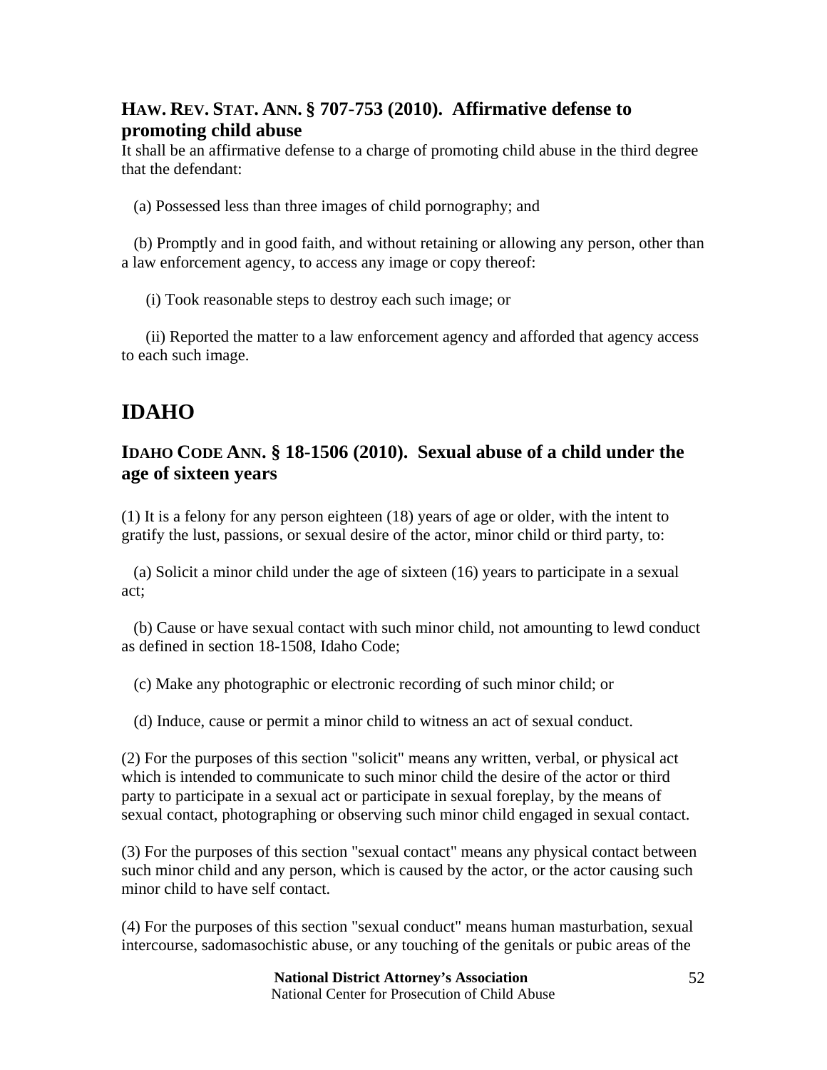### HAW. REV. STAT. ANN. § 707-753 (2010). Affirmative defense to promoting child abuse

It shall be an affirmative defense to a charge of promoting child abuse in the third degree that the defendant:

(a) Possessed less than three images of child pornography; and

(b) Promptly and in good faith, and without retaining or allowing any person, other than a law enforcement agency, to access any image or copy thereof:

(i) Took reasonable steps to destroy each such image; or

(ii) Reported the matter to a law enforcement agency and afforded that agency access to each such image.

## IDAHO

### IDAHO CODE ANN. § 18-1506 (2010). Sexual abuse of a child under the age of sixteen years

(1) It is a felony for any person eighteen (18) years of age or older, with the intent to gratify the lust, passions, or sexual desire of the actor, minor child or third party, to:

(a) Solicit a minor child under the age of sixteen (16) years to participate in a sexual act;

(b) Cause or have sexual contact with such minor child, not amounting to lewd conduct as defined in section 18-1508, Idaho Code;

(c) Make any photographic or electronic recording of such minor child; or

(d) Induce, cause or permit a minor child to witness an act of sexual conduct.

(2) For the purposes of this section "solicit" means any written, verbal, or physical act which is intended to communicate to such minor child the desire of the actor or third party to participate in a sexual act or participate in sexual foreplay, by the means of sexual contact, photographing or observing such minor child engaged in sexual contact.

(3) For the purposes of this section "sexual contact" means any physical contact between such minor child and any person, which is caused by the actor, or the actor causing such minor child to have self contact.

(4) For the purposes of this section "sexual conduct" means human masturbation, sexual intercourse, sadomasochistic abuse, or any touching of the genitals or pubic areas of the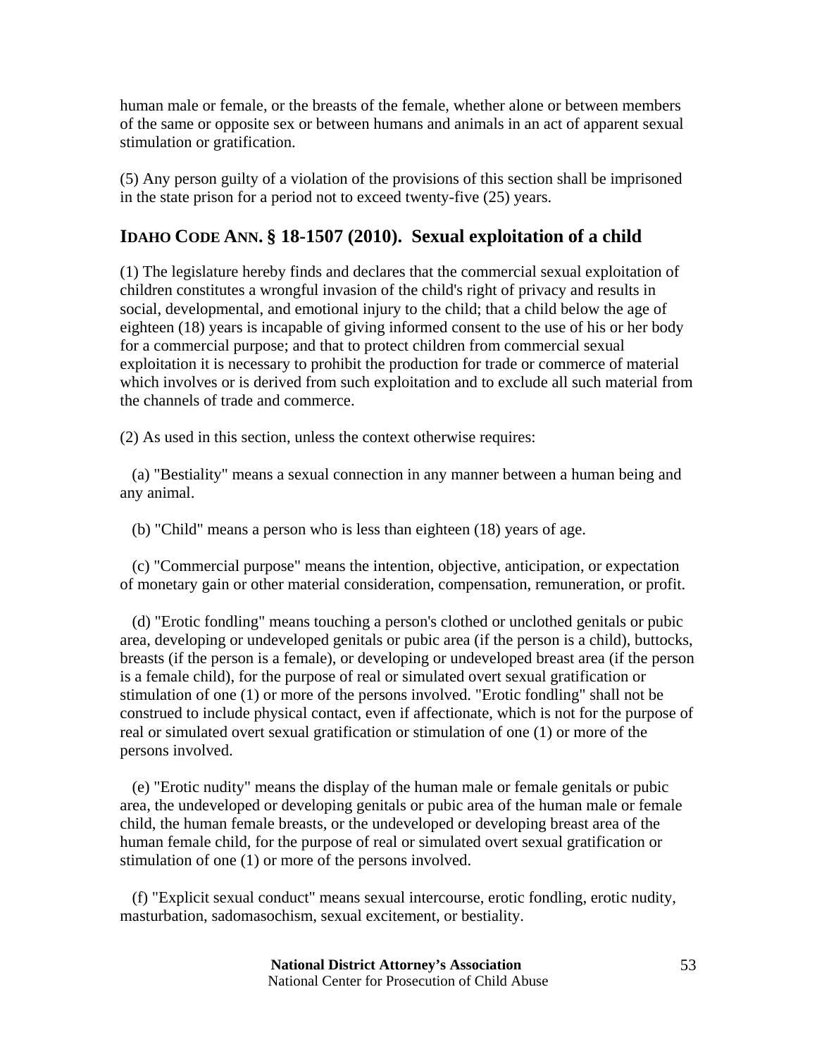human male or female, or the breasts of the female, whether alone or between members of the same or opposite sex or between humans and animals in an act of apparent sexual stimulation or gratification.

(5) Any person guilty of a violation of the provisions of this section shall be imprisoned in the state prison for a period not to exceed twenty-five (25) years.

## IDAHO CODE ANN. § 18-1507 (2010). Sexual exploitation of a child

(1) The legislature hereby finds and declares that the commercial sexual exploitation of children constitutes a wrongful invasion of the child's right of privacy and results in social, developmental, and emotional injury to the child; that a child below the age of eighteen (18) years is incapable of giving informed consent to the use of his or her body for a commercial purpose; and that to protect children from commercial sexual exploitation it is necessary to prohibit the production for trade or commerce of material which involves or is derived from such exploitation and to exclude all such material from the channels of trade and commerce.

(2) As used in this section, unless the context otherwise requires:

(a) "Bestiality" means a sexual connection in any manner between a human being and any animal.

(b) "Child" means a person who is less than eighteen (18) years of age.

(c) "Commercial purpose" means the intention, objective, anticipation, or expectation of monetary gain or other material consideration, compensation, remuneration, or profit.

(d) "Erotic fondling" means touching a person's clothed or unclothed genitals or pubic area, developing or undeveloped genitals or pubic area (if the person is a child), buttocks, breasts (if the person is a female), or developing or undeveloped breast area (if the person is a female child), for the purpose of real or simulated overt sexual gratification or stimulation of one (1) or more of the persons involved. "Erotic fondling" shall not be construed to include physical contact, even if affectionate, which is not for the purpose of real or simulated overt sexual gratification or stimulation of one (1) or more of the persons involved.

(e) "Erotic nudity" means the display of the human male or female genitals or pubic area, the undeveloped or developing genitals or pubic area of the human male or female child, the human female breasts, or the undeveloped or developing breast area of the human female child, for the purpose of real or simulated overt sexual gratification or stimulation of one (1) or more of the persons involved.

(f) "Explicit sexual conduct" means sexual intercourse, erotic fondling, erotic nudity, masturbation, sadomasochism, sexual excitement, or bestiality.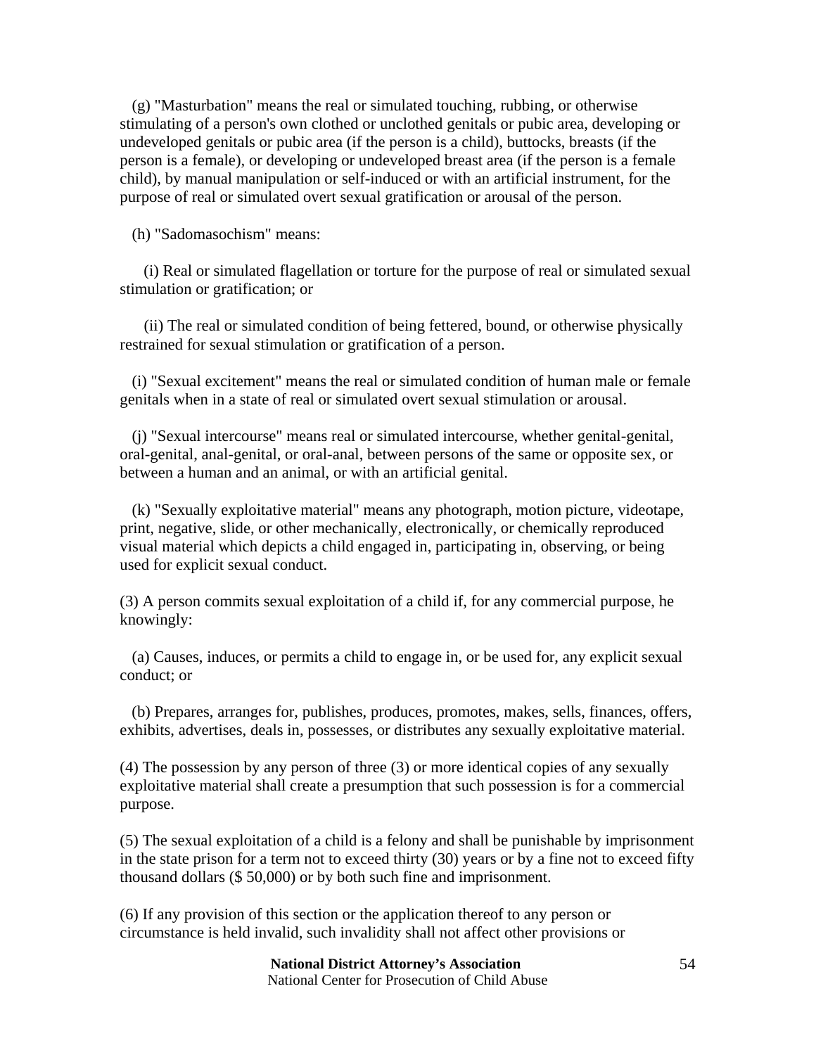(g) "Masturbation" means the real or simulated touching, rubbing, or otherwise stimulating of a person's own clothed or unclothed genitals or pubic area, developing or undeveloped genitals or pubic area (if the person is a child), buttocks, breasts (if the person is a female), or developing or undeveloped breast area (if the person is a female child), by manual manipulation or self-induced or with an artificial instrument, for the purpose of real or simulated overt sexual gratification or arousal of the person.

(h) "Sadomasochism" means:

(i) Real or simulated flagellation or torture for the purpose of real or simulated sexual stimulation or gratification; or

(ii) The real or simulated condition of being fettered, bound, or otherwise physically restrained for sexual stimulation or gratification of a person.

(i) "Sexual excitement" means the real or simulated condition of human male or female genitals when in a state of real or simulated overt sexual stimulation or arousal.

(j) "Sexual intercourse" means real or simulated intercourse, whether genital-genital, oral-genital, anal-genital, or oral-anal, between persons of the same or opposite sex, or between a human and an animal, or with an artificial genital.

(k) "Sexually exploitative material" means any photograph, motion picture, videotape, print, negative, slide, or other mechanically, electronically, or chemically reproduced visual material which depicts a child engaged in, participating in, observing, or being used for explicit sexual conduct.

(3) A person commits sexual exploitation of a child if, for any commercial purpose, he knowingly:

(a) Causes, induces, or permits a child to engage in, or be used for, any explicit sexual conduct; or

(b) Prepares, arranges for, publishes, produces, promotes, makes, sells, finances, offers, exhibits, advertises, deals in, possesses, or distributes any sexually exploitative material.

(4) The possession by any person of three (3) or more identical copies of any sexually exploitative material shall create a presumption that such possession is for a commercial purpose.

(5) The sexual exploitation of a child is a felony and shall be punishable by imprisonment in the state prison for a term not to exceed thirty (30) years or by a fine not to exceed fifty thousand dollars ($ 50,000) or by both such fine and imprisonment.

(6) If any provision of this section or the application thereof to any person or circumstance is held invalid, such invalidity shall not affect other provisions or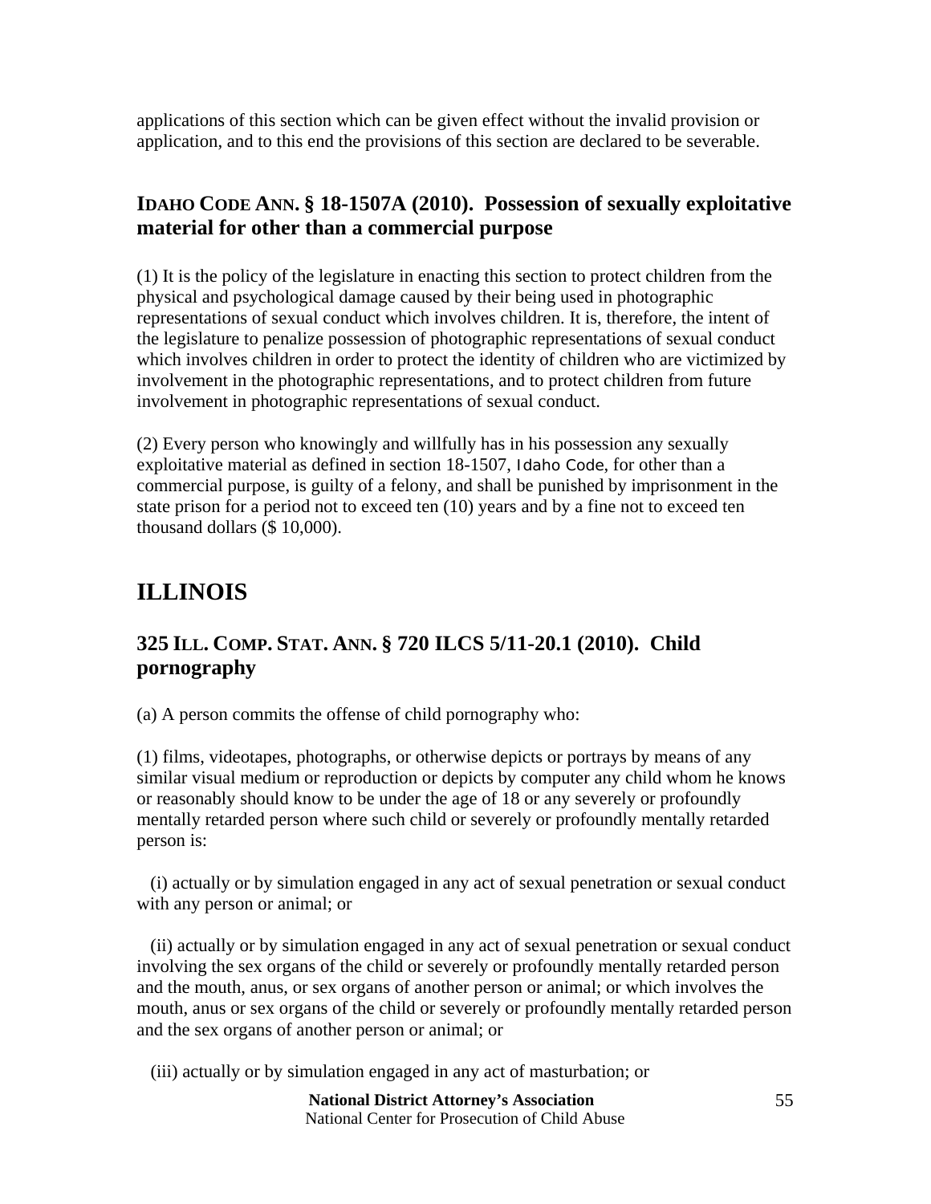applications of this section which can be given effect without the invalid provision or application, and to this end the provisions of this section are declared to be severable.

### IDAHO CODE ANN. § 18-1507A (2010). Possession of sexually exploitative material for other than a commercial purpose

(1) It is the policy of the legislature in enacting this section to protect children from the physical and psychological damage caused by their being used in photographic representations of sexual conduct which involves children. It is, therefore, the intent of the legislature to penalize possession of photographic representations of sexual conduct which involves children in order to protect the identity of children who are victimized by involvement in the photographic representations, and to protect children from future involvement in photographic representations of sexual conduct.

(2) Every person who knowingly and willfully has in his possession any sexually exploitative material as defined in section 18-1507, Idaho Code, for other than a commercial purpose, is guilty of a felony, and shall be punished by imprisonment in the state prison for a period not to exceed ten (10) years and by a fine not to exceed ten thousand dollars ($ 10,000).

## ILLINOIS

### 325 ILL. COMP. STAT. ANN. § 720 ILCS 5/11-20.1 (2010). Child pornography

(a) A person commits the offense of child pornography who:

(1) films, videotapes, photographs, or otherwise depicts or portrays by means of any similar visual medium or reproduction or depicts by computer any child whom he knows or reasonably should know to be under the age of 18 or any severely or profoundly mentally retarded person where such child or severely or profoundly mentally retarded person is:

(i) actually or by simulation engaged in any act of sexual penetration or sexual conduct with any person or animal; or

(ii) actually or by simulation engaged in any act of sexual penetration or sexual conduct involving the sex organs of the child or severely or profoundly mentally retarded person and the mouth, anus, or sex organs of another person or animal; or which involves the mouth, anus or sex organs of the child or severely or profoundly mentally retarded person and the sex organs of another person or animal; or

(iii) actually or by simulation engaged in any act of masturbation; or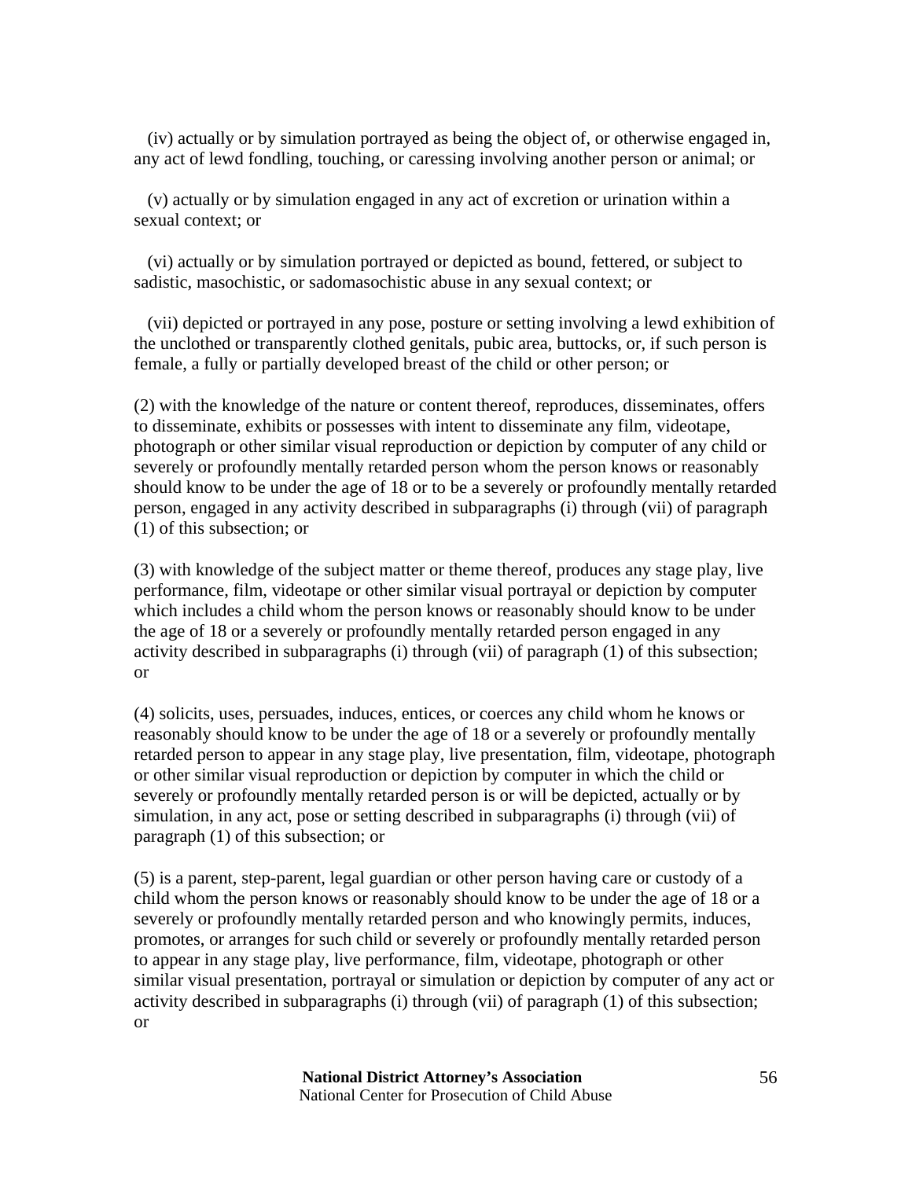(iv) actually or by simulation portrayed as being the object of, or otherwise engaged in, any act of lewd fondling, touching, or caressing involving another person or animal; or

(v) actually or by simulation engaged in any act of excretion or urination within a sexual context; or

(vi) actually or by simulation portrayed or depicted as bound, fettered, or subject to sadistic, masochistic, or sadomasochistic abuse in any sexual context; or

(vii) depicted or portrayed in any pose, posture or setting involving a lewd exhibition of the unclothed or transparently clothed genitals, pubic area, buttocks, or, if such person is female, a fully or partially developed breast of the child or other person; or

(2) with the knowledge of the nature or content thereof, reproduces, disseminates, offers to disseminate, exhibits or possesses with intent to disseminate any film, videotape, photograph or other similar visual reproduction or depiction by computer of any child or severely or profoundly mentally retarded person whom the person knows or reasonably should know to be under the age of 18 or to be a severely or profoundly mentally retarded person, engaged in any activity described in subparagraphs (i) through (vii) of paragraph (1) of this subsection; or

(3) with knowledge of the subject matter or theme thereof, produces any stage play, live performance, film, videotape or other similar visual portrayal or depiction by computer which includes a child whom the person knows or reasonably should know to be under the age of 18 or a severely or profoundly mentally retarded person engaged in any activity described in subparagraphs (i) through (vii) of paragraph (1) of this subsection; or

(4) solicits, uses, persuades, induces, entices, or coerces any child whom he knows or reasonably should know to be under the age of 18 or a severely or profoundly mentally retarded person to appear in any stage play, live presentation, film, videotape, photograph or other similar visual reproduction or depiction by computer in which the child or severely or profoundly mentally retarded person is or will be depicted, actually or by simulation, in any act, pose or setting described in subparagraphs (i) through (vii) of paragraph (1) of this subsection; or

(5) is a parent, step-parent, legal guardian or other person having care or custody of a child whom the person knows or reasonably should know to be under the age of 18 or a severely or profoundly mentally retarded person and who knowingly permits, induces, promotes, or arranges for such child or severely or profoundly mentally retarded person to appear in any stage play, live performance, film, videotape, photograph or other similar visual presentation, portrayal or simulation or depiction by computer of any act or activity described in subparagraphs (i) through (vii) of paragraph (1) of this subsection; or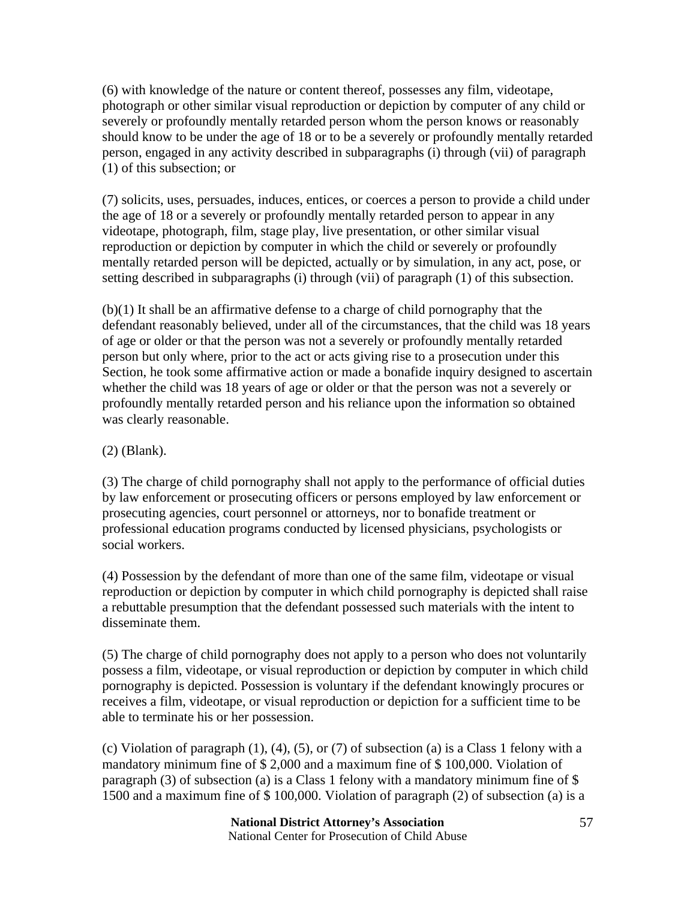(6) with knowledge of the nature or content thereof, possesses any film, videotape, photograph or other similar visual reproduction or depiction by computer of any child or severely or profoundly mentally retarded person whom the person knows or reasonably should know to be under the age of 18 or to be a severely or profoundly mentally retarded person, engaged in any activity described in subparagraphs (i) through (vii) of paragraph (1) of this subsection; or

(7) solicits, uses, persuades, induces, entices, or coerces a person to provide a child under the age of 18 or a severely or profoundly mentally retarded person to appear in any videotape, photograph, film, stage play, live presentation, or other similar visual reproduction or depiction by computer in which the child or severely or profoundly mentally retarded person will be depicted, actually or by simulation, in any act, pose, or setting described in subparagraphs (i) through (vii) of paragraph (1) of this subsection.

(b)(1) It shall be an affirmative defense to a charge of child pornography that the defendant reasonably believed, under all of the circumstances, that the child was 18 years of age or older or that the person was not a severely or profoundly mentally retarded person but only where, prior to the act or acts giving rise to a prosecution under this Section, he took some affirmative action or made a bonafide inquiry designed to ascertain whether the child was 18 years of age or older or that the person was not a severely or profoundly mentally retarded person and his reliance upon the information so obtained was clearly reasonable.

(2) (Blank).

(3) The charge of child pornography shall not apply to the performance of official duties by law enforcement or prosecuting officers or persons employed by law enforcement or prosecuting agencies, court personnel or attorneys, nor to bonafide treatment or professional education programs conducted by licensed physicians, psychologists or social workers.

(4) Possession by the defendant of more than one of the same film, videotape or visual reproduction or depiction by computer in which child pornography is depicted shall raise a rebuttable presumption that the defendant possessed such materials with the intent to disseminate them.

(5) The charge of child pornography does not apply to a person who does not voluntarily possess a film, videotape, or visual reproduction or depiction by computer in which child pornography is depicted. Possession is voluntary if the defendant knowingly procures or receives a film, videotape, or visual reproduction or depiction for a sufficient time to be able to terminate his or her possession.

(c) Violation of paragraph (1), (4), (5), or (7) of subsection (a) is a Class 1 felony with a mandatory minimum fine of $ 2,000 and a maximum fine of $ 100,000. Violation of paragraph (3) of subsection (a) is a Class 1 felony with a mandatory minimum fine of $ 1500 and a maximum fine of $ 100,000. Violation of paragraph (2) of subsection (a) is a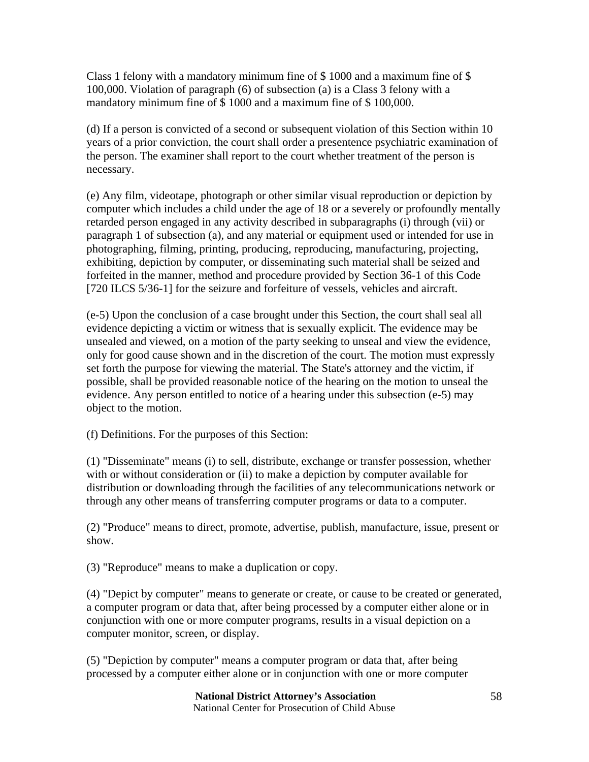Class 1 felony with a mandatory minimum fine of $ 1000 and a maximum fine of $ 100,000. Violation of paragraph (6) of subsection (a) is a Class 3 felony with a mandatory minimum fine of $ 1000 and a maximum fine of $ 100,000.

(d) If a person is convicted of a second or subsequent violation of this Section within 10 years of a prior conviction, the court shall order a presentence psychiatric examination of the person. The examiner shall report to the court whether treatment of the person is necessary.

(e) Any film, videotape, photograph or other similar visual reproduction or depiction by computer which includes a child under the age of 18 or a severely or profoundly mentally retarded person engaged in any activity described in subparagraphs (i) through (vii) or paragraph 1 of subsection (a), and any material or equipment used or intended for use in photographing, filming, printing, producing, reproducing, manufacturing, projecting, exhibiting, depiction by computer, or disseminating such material shall be seized and forfeited in the manner, method and procedure provided by Section 36-1 of this Code [720 ILCS 5/36-1] for the seizure and forfeiture of vessels, vehicles and aircraft.

(e-5) Upon the conclusion of a case brought under this Section, the court shall seal all evidence depicting a victim or witness that is sexually explicit. The evidence may be unsealed and viewed, on a motion of the party seeking to unseal and view the evidence, only for good cause shown and in the discretion of the court. The motion must expressly set forth the purpose for viewing the material. The State's attorney and the victim, if possible, shall be provided reasonable notice of the hearing on the motion to unseal the evidence. Any person entitled to notice of a hearing under this subsection (e-5) may object to the motion.

(f) Definitions. For the purposes of this Section:

(1) "Disseminate" means (i) to sell, distribute, exchange or transfer possession, whether with or without consideration or (ii) to make a depiction by computer available for distribution or downloading through the facilities of any telecommunications network or through any other means of transferring computer programs or data to a computer.

(2) "Produce" means to direct, promote, advertise, publish, manufacture, issue, present or show.

(3) "Reproduce" means to make a duplication or copy.

(4) "Depict by computer" means to generate or create, or cause to be created or generated, a computer program or data that, after being processed by a computer either alone or in conjunction with one or more computer programs, results in a visual depiction on a computer monitor, screen, or display.

(5) "Depiction by computer" means a computer program or data that, after being processed by a computer either alone or in conjunction with one or more computer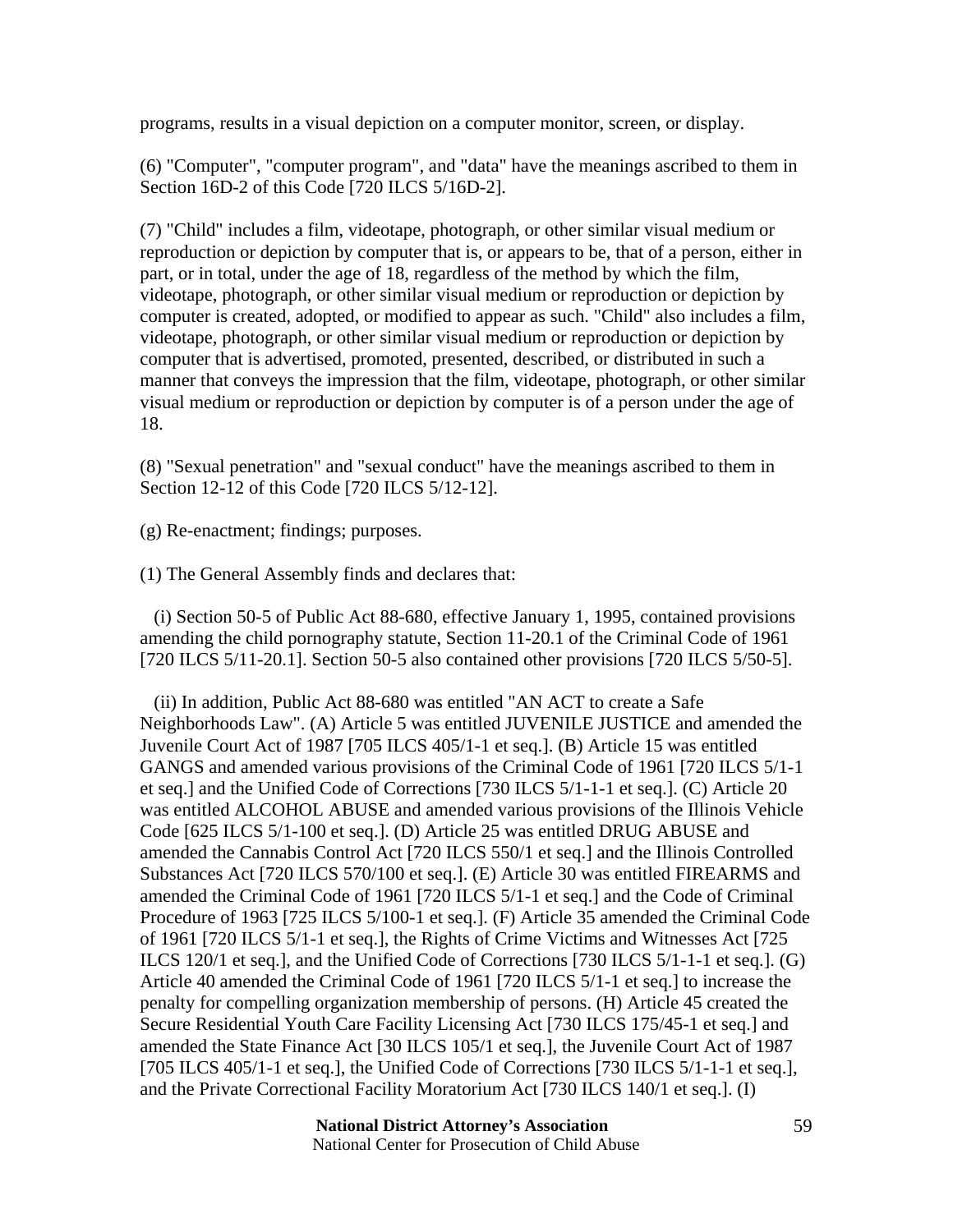programs, results in a visual depiction on a computer monitor, screen, or display.

(6) "Computer", "computer program", and "data" have the meanings ascribed to them in Section 16D-2 of this Code [720 ILCS 5/16D-2].

(7) "Child" includes a film, videotape, photograph, or other similar visual medium or reproduction or depiction by computer that is, or appears to be, that of a person, either in part, or in total, under the age of 18, regardless of the method by which the film, videotape, photograph, or other similar visual medium or reproduction or depiction by computer is created, adopted, or modified to appear as such. "Child" also includes a film, videotape, photograph, or other similar visual medium or reproduction or depiction by computer that is advertised, promoted, presented, described, or distributed in such a manner that conveys the impression that the film, videotape, photograph, or other similar visual medium or reproduction or depiction by computer is of a person under the age of 18.

(8) "Sexual penetration" and "sexual conduct" have the meanings ascribed to them in Section 12-12 of this Code [720 ILCS 5/12-12].

(g) Re-enactment; findings; purposes.

(1) The General Assembly finds and declares that:

(i) Section 50-5 of Public Act 88-680, effective January 1, 1995, contained provisions amending the child pornography statute, Section 11-20.1 of the Criminal Code of 1961 [720 ILCS 5/11-20.1]. Section 50-5 also contained other provisions [720 ILCS 5/50-5].

(ii) In addition, Public Act 88-680 was entitled "AN ACT to create a Safe Neighborhoods Law". (A) Article 5 was entitled JUVENILE JUSTICE and amended the Juvenile Court Act of 1987 [705 ILCS 405/1-1 et seq.]. (B) Article 15 was entitled GANGS and amended various provisions of the Criminal Code of 1961 [720 ILCS 5/1-1 et seq.] and the Unified Code of Corrections [730 ILCS 5/1-1-1 et seq.]. (C) Article 20 was entitled ALCOHOL ABUSE and amended various provisions of the Illinois Vehicle Code [625 ILCS 5/1-100 et seq.]. (D) Article 25 was entitled DRUG ABUSE and amended the Cannabis Control Act [720 ILCS 550/1 et seq.] and the Illinois Controlled Substances Act [720 ILCS 570/100 et seq.]. (E) Article 30 was entitled FIREARMS and amended the Criminal Code of 1961 [720 ILCS 5/1-1 et seq.] and the Code of Criminal Procedure of 1963 [725 ILCS 5/100-1 et seq.]. (F) Article 35 amended the Criminal Code of 1961 [720 ILCS 5/1-1 et seq.], the Rights of Crime Victims and Witnesses Act [725 ILCS 120/1 et seq.], and the Unified Code of Corrections [730 ILCS 5/1-1-1 et seq.]. (G) Article 40 amended the Criminal Code of 1961 [720 ILCS 5/1-1 et seq.] to increase the penalty for compelling organization membership of persons. (H) Article 45 created the Secure Residential Youth Care Facility Licensing Act [730 ILCS 175/45-1 et seq.] and amended the State Finance Act [30 ILCS 105/1 et seq.], the Juvenile Court Act of 1987 [705 ILCS 405/1-1 et seq.], the Unified Code of Corrections [730 ILCS 5/1-1-1 et seq.], and the Private Correctional Facility Moratorium Act [730 ILCS 140/1 et seq.]. (I)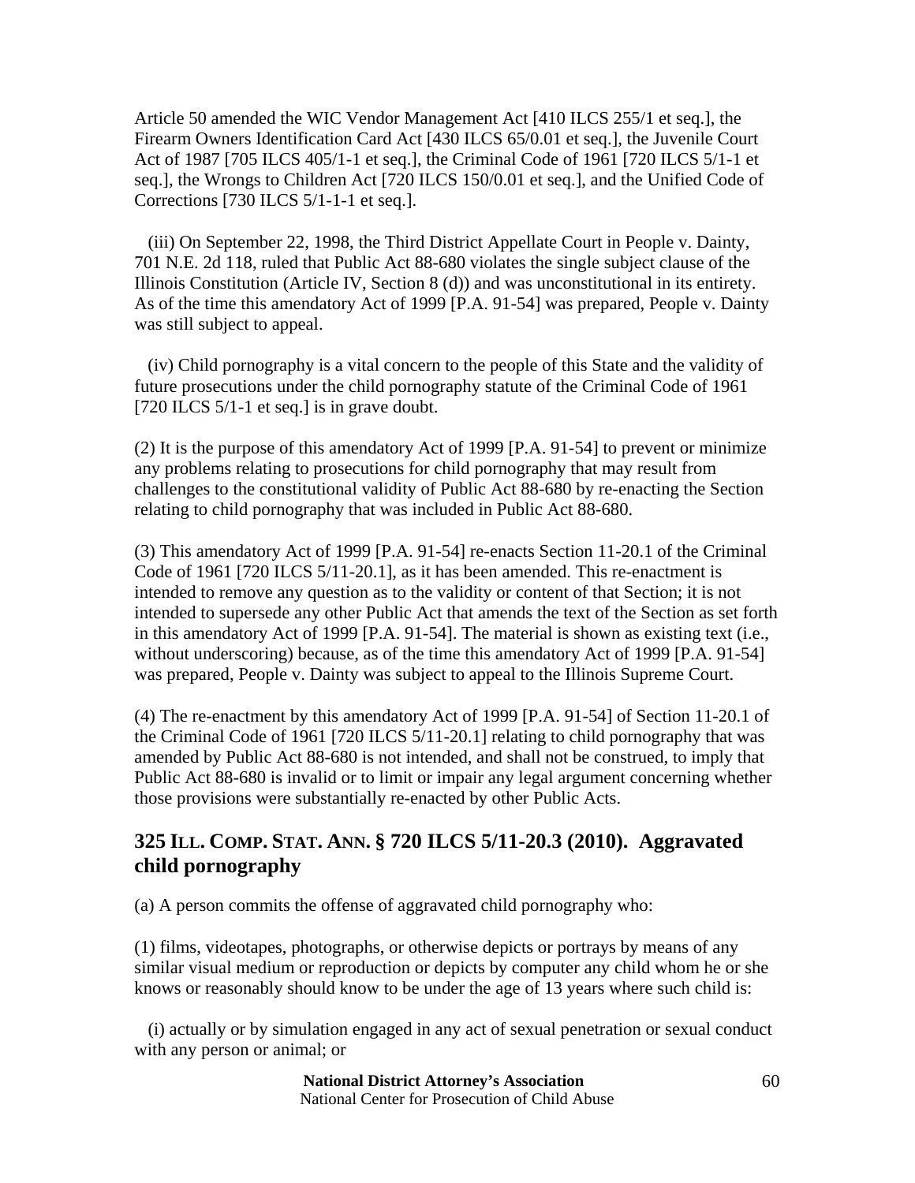Article 50 amended the WIC Vendor Management Act [410 ILCS 255/1 et seq.], the Firearm Owners Identification Card Act [430 ILCS 65/0.01 et seq.], the Juvenile Court Act of 1987 [705 ILCS 405/1-1 et seq.], the Criminal Code of 1961 [720 ILCS 5/1-1 et seq.], the Wrongs to Children Act [720 ILCS 150/0.01 et seq.], and the Unified Code of Corrections [730 ILCS 5/1-1-1 et seq.].

(iii) On September 22, 1998, the Third District Appellate Court in People v. Dainty, 701 N.E. 2d 118, ruled that Public Act 88-680 violates the single subject clause of the Illinois Constitution (Article IV, Section 8 (d)) and was unconstitutional in its entirety. As of the time this amendatory Act of 1999 [P.A. 91-54] was prepared, People v. Dainty was still subject to appeal.

(iv) Child pornography is a vital concern to the people of this State and the validity of future prosecutions under the child pornography statute of the Criminal Code of 1961 [720 ILCS 5/1-1 et seq.] is in grave doubt.

(2) It is the purpose of this amendatory Act of 1999 [P.A. 91-54] to prevent or minimize any problems relating to prosecutions for child pornography that may result from challenges to the constitutional validity of Public Act 88-680 by re-enacting the Section relating to child pornography that was included in Public Act 88-680.

(3) This amendatory Act of 1999 [P.A. 91-54] re-enacts Section 11-20.1 of the Criminal Code of 1961 [720 ILCS 5/11-20.1], as it has been amended. This re-enactment is intended to remove any question as to the validity or content of that Section; it is not intended to supersede any other Public Act that amends the text of the Section as set forth in this amendatory Act of 1999 [P.A. 91-54]. The material is shown as existing text (i.e., without underscoring) because, as of the time this amendatory Act of 1999 [P.A. 91-54] was prepared, People v. Dainty was subject to appeal to the Illinois Supreme Court.

(4) The re-enactment by this amendatory Act of 1999 [P.A. 91-54] of Section 11-20.1 of the Criminal Code of 1961 [720 ILCS 5/11-20.1] relating to child pornography that was amended by Public Act 88-680 is not intended, and shall not be construed, to imply that Public Act 88-680 is invalid or to limit or impair any legal argument concerning whether those provisions were substantially re-enacted by other Public Acts.

## 325 ILL. COMP. STAT. ANN. § 720 ILCS 5/11-20.3 (2010). Aggravated child pornography

(a) A person commits the offense of aggravated child pornography who:

(1) films, videotapes, photographs, or otherwise depicts or portrays by means of any similar visual medium or reproduction or depicts by computer any child whom he or she knows or reasonably should know to be under the age of 13 years where such child is:

(i) actually or by simulation engaged in any act of sexual penetration or sexual conduct with any person or animal; or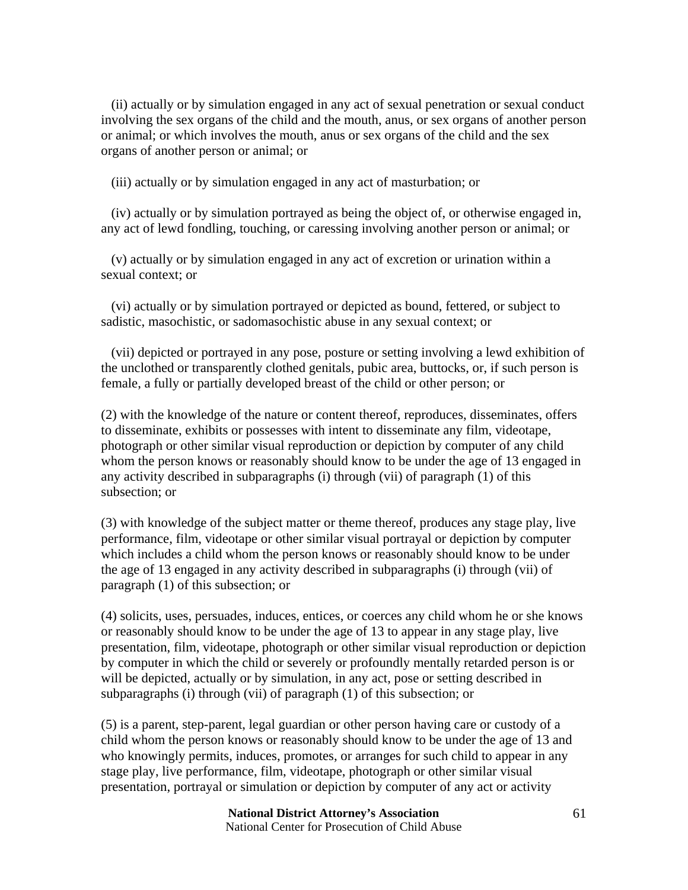(ii) actually or by simulation engaged in any act of sexual penetration or sexual conduct involving the sex organs of the child and the mouth, anus, or sex organs of another person or animal; or which involves the mouth, anus or sex organs of the child and the sex organs of another person or animal; or

(iii) actually or by simulation engaged in any act of masturbation; or

(iv) actually or by simulation portrayed as being the object of, or otherwise engaged in, any act of lewd fondling, touching, or caressing involving another person or animal; or

(v) actually or by simulation engaged in any act of excretion or urination within a sexual context; or

(vi) actually or by simulation portrayed or depicted as bound, fettered, or subject to sadistic, masochistic, or sadomasochistic abuse in any sexual context; or

(vii) depicted or portrayed in any pose, posture or setting involving a lewd exhibition of the unclothed or transparently clothed genitals, pubic area, buttocks, or, if such person is female, a fully or partially developed breast of the child or other person; or

(2) with the knowledge of the nature or content thereof, reproduces, disseminates, offers to disseminate, exhibits or possesses with intent to disseminate any film, videotape, photograph or other similar visual reproduction or depiction by computer of any child whom the person knows or reasonably should know to be under the age of 13 engaged in any activity described in subparagraphs (i) through (vii) of paragraph (1) of this subsection; or

(3) with knowledge of the subject matter or theme thereof, produces any stage play, live performance, film, videotape or other similar visual portrayal or depiction by computer which includes a child whom the person knows or reasonably should know to be under the age of 13 engaged in any activity described in subparagraphs (i) through (vii) of paragraph (1) of this subsection; or

(4) solicits, uses, persuades, induces, entices, or coerces any child whom he or she knows or reasonably should know to be under the age of 13 to appear in any stage play, live presentation, film, videotape, photograph or other similar visual reproduction or depiction by computer in which the child or severely or profoundly mentally retarded person is or will be depicted, actually or by simulation, in any act, pose or setting described in subparagraphs (i) through (vii) of paragraph (1) of this subsection; or

(5) is a parent, step-parent, legal guardian or other person having care or custody of a child whom the person knows or reasonably should know to be under the age of 13 and who knowingly permits, induces, promotes, or arranges for such child to appear in any stage play, live performance, film, videotape, photograph or other similar visual presentation, portrayal or simulation or depiction by computer of any act or activity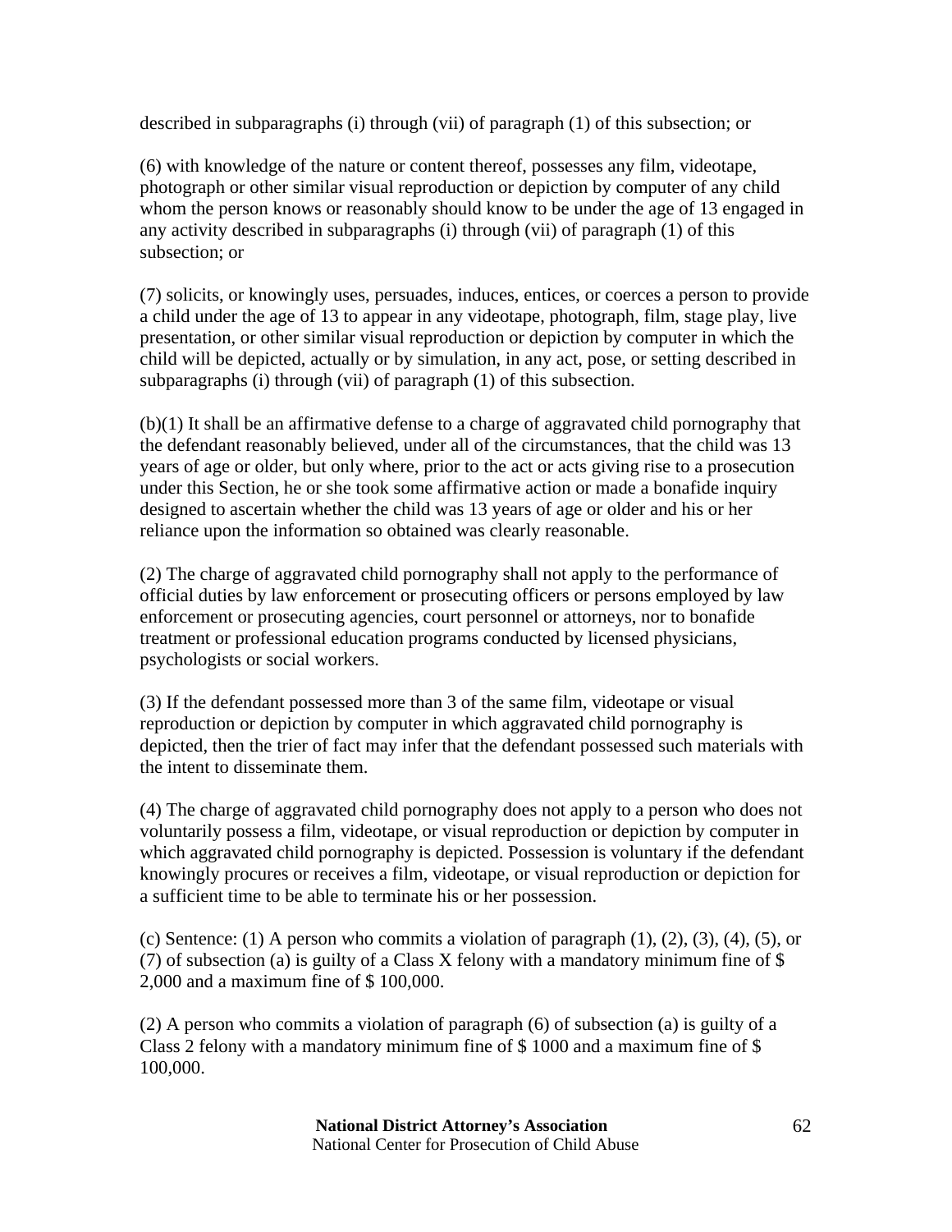described in subparagraphs (i) through (vii) of paragraph (1) of this subsection; or

(6) with knowledge of the nature or content thereof, possesses any film, videotape, photograph or other similar visual reproduction or depiction by computer of any child whom the person knows or reasonably should know to be under the age of 13 engaged in any activity described in subparagraphs (i) through (vii) of paragraph (1) of this subsection; or

(7) solicits, or knowingly uses, persuades, induces, entices, or coerces a person to provide a child under the age of 13 to appear in any videotape, photograph, film, stage play, live presentation, or other similar visual reproduction or depiction by computer in which the child will be depicted, actually or by simulation, in any act, pose, or setting described in subparagraphs (i) through (vii) of paragraph (1) of this subsection.

(b)(1) It shall be an affirmative defense to a charge of aggravated child pornography that the defendant reasonably believed, under all of the circumstances, that the child was 13 years of age or older, but only where, prior to the act or acts giving rise to a prosecution under this Section, he or she took some affirmative action or made a bonafide inquiry designed to ascertain whether the child was 13 years of age or older and his or her reliance upon the information so obtained was clearly reasonable.

(2) The charge of aggravated child pornography shall not apply to the performance of official duties by law enforcement or prosecuting officers or persons employed by law enforcement or prosecuting agencies, court personnel or attorneys, nor to bonafide treatment or professional education programs conducted by licensed physicians, psychologists or social workers.

(3) If the defendant possessed more than 3 of the same film, videotape or visual reproduction or depiction by computer in which aggravated child pornography is depicted, then the trier of fact may infer that the defendant possessed such materials with the intent to disseminate them.

(4) The charge of aggravated child pornography does not apply to a person who does not voluntarily possess a film, videotape, or visual reproduction or depiction by computer in which aggravated child pornography is depicted. Possession is voluntary if the defendant knowingly procures or receives a film, videotape, or visual reproduction or depiction for a sufficient time to be able to terminate his or her possession.

(c) Sentence: (1) A person who commits a violation of paragraph (1), (2), (3), (4), (5), or (7) of subsection (a) is guilty of a Class X felony with a mandatory minimum fine of $ 2,000 and a maximum fine of $ 100,000.

(2) A person who commits a violation of paragraph (6) of subsection (a) is guilty of a Class 2 felony with a mandatory minimum fine of $ 1000 and a maximum fine of $ 100,000.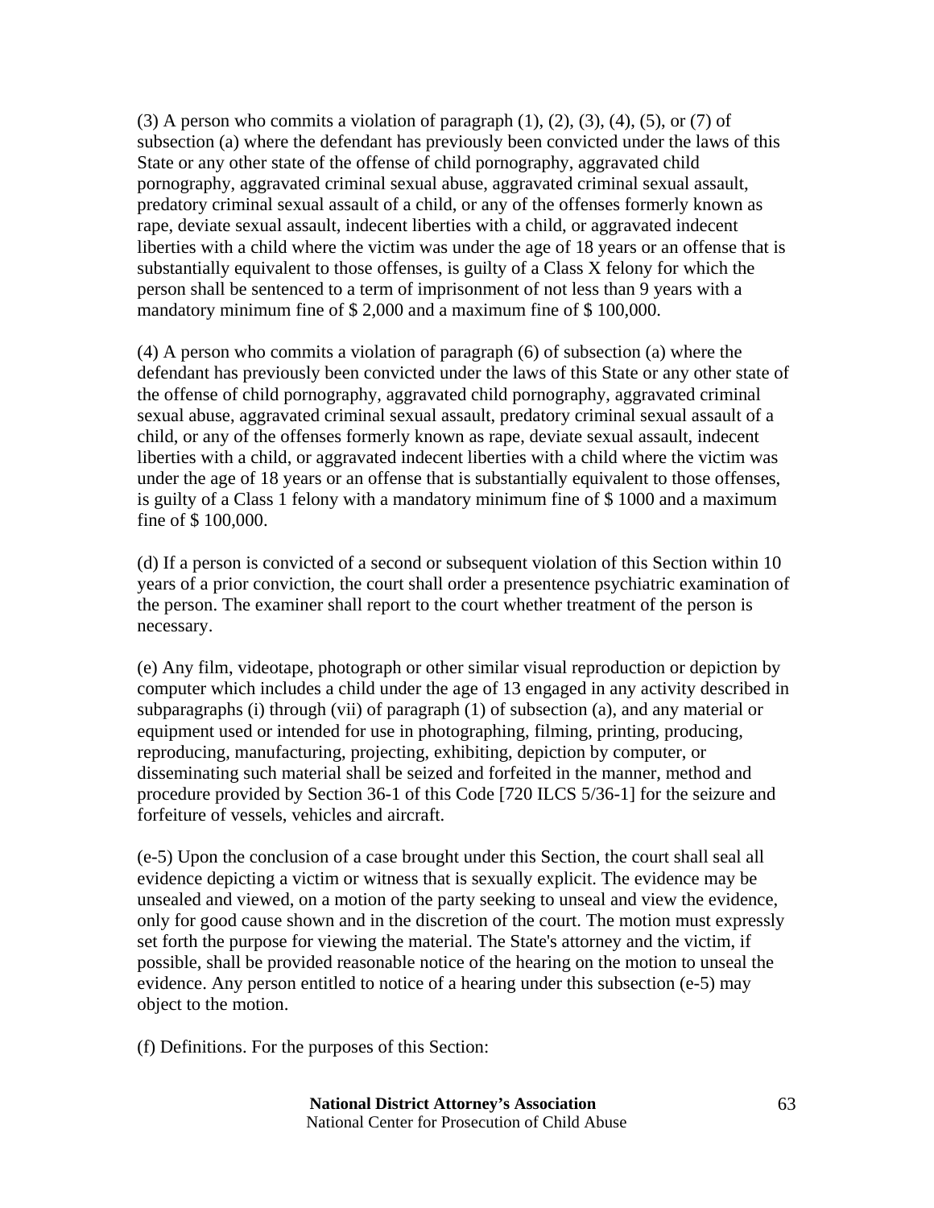(3) A person who commits a violation of paragraph (1), (2), (3), (4), (5), or (7) of subsection (a) where the defendant has previously been convicted under the laws of this State or any other state of the offense of child pornography, aggravated child pornography, aggravated criminal sexual abuse, aggravated criminal sexual assault, predatory criminal sexual assault of a child, or any of the offenses formerly known as rape, deviate sexual assault, indecent liberties with a child, or aggravated indecent liberties with a child where the victim was under the age of 18 years or an offense that is substantially equivalent to those offenses, is guilty of a Class X felony for which the person shall be sentenced to a term of imprisonment of not less than 9 years with a mandatory minimum fine of $ 2,000 and a maximum fine of $ 100,000.

(4) A person who commits a violation of paragraph (6) of subsection (a) where the defendant has previously been convicted under the laws of this State or any other state of the offense of child pornography, aggravated child pornography, aggravated criminal sexual abuse, aggravated criminal sexual assault, predatory criminal sexual assault of a child, or any of the offenses formerly known as rape, deviate sexual assault, indecent liberties with a child, or aggravated indecent liberties with a child where the victim was under the age of 18 years or an offense that is substantially equivalent to those offenses, is guilty of a Class 1 felony with a mandatory minimum fine of $ 1000 and a maximum fine of $ 100,000.

(d) If a person is convicted of a second or subsequent violation of this Section within 10 years of a prior conviction, the court shall order a presentence psychiatric examination of the person. The examiner shall report to the court whether treatment of the person is necessary.

(e) Any film, videotape, photograph or other similar visual reproduction or depiction by computer which includes a child under the age of 13 engaged in any activity described in subparagraphs (i) through (vii) of paragraph (1) of subsection (a), and any material or equipment used or intended for use in photographing, filming, printing, producing, reproducing, manufacturing, projecting, exhibiting, depiction by computer, or disseminating such material shall be seized and forfeited in the manner, method and procedure provided by Section 36-1 of this Code [720 ILCS 5/36-1] for the seizure and forfeiture of vessels, vehicles and aircraft.

(e-5) Upon the conclusion of a case brought under this Section, the court shall seal all evidence depicting a victim or witness that is sexually explicit. The evidence may be unsealed and viewed, on a motion of the party seeking to unseal and view the evidence, only for good cause shown and in the discretion of the court. The motion must expressly set forth the purpose for viewing the material. The State's attorney and the victim, if possible, shall be provided reasonable notice of the hearing on the motion to unseal the evidence. Any person entitled to notice of a hearing under this subsection (e-5) may object to the motion.

(f) Definitions. For the purposes of this Section: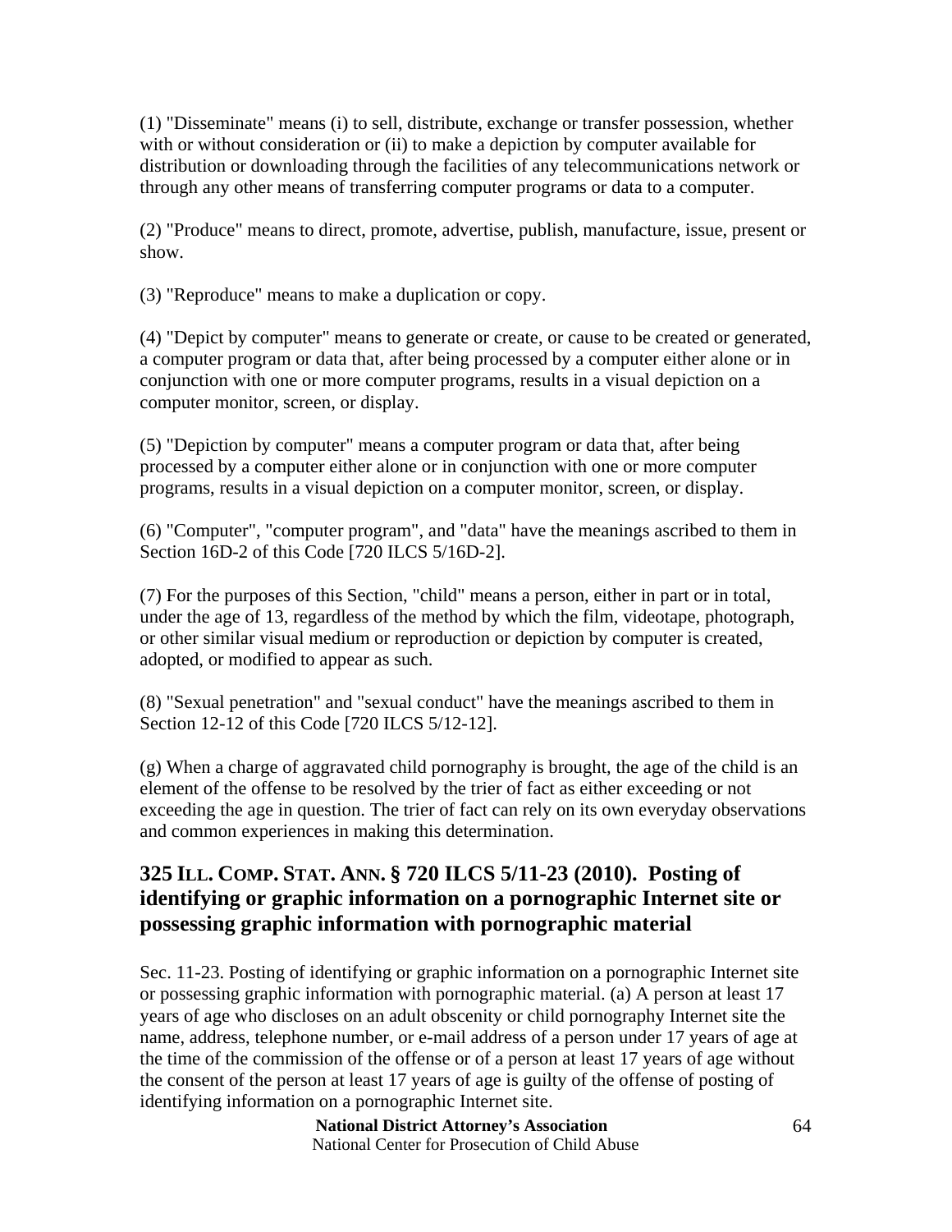(1) "Disseminate" means (i) to sell, distribute, exchange or transfer possession, whether with or without consideration or (ii) to make a depiction by computer available for distribution or downloading through the facilities of any telecommunications network or through any other means of transferring computer programs or data to a computer.

(2) "Produce" means to direct, promote, advertise, publish, manufacture, issue, present or show.

(3) "Reproduce" means to make a duplication or copy.

(4) "Depict by computer" means to generate or create, or cause to be created or generated, a computer program or data that, after being processed by a computer either alone or in conjunction with one or more computer programs, results in a visual depiction on a computer monitor, screen, or display.

(5) "Depiction by computer" means a computer program or data that, after being processed by a computer either alone or in conjunction with one or more computer programs, results in a visual depiction on a computer monitor, screen, or display.

(6) "Computer", "computer program", and "data" have the meanings ascribed to them in Section 16D-2 of this Code [720 ILCS 5/16D-2].

(7) For the purposes of this Section, "child" means a person, either in part or in total, under the age of 13, regardless of the method by which the film, videotape, photograph, or other similar visual medium or reproduction or depiction by computer is created, adopted, or modified to appear as such.

(8) "Sexual penetration" and "sexual conduct" have the meanings ascribed to them in Section 12-12 of this Code [720 ILCS 5/12-12].

(g) When a charge of aggravated child pornography is brought, the age of the child is an element of the offense to be resolved by the trier of fact as either exceeding or not exceeding the age in question. The trier of fact can rely on its own everyday observations and common experiences in making this determination.

## 325 ILL. COMP. STAT. ANN. § 720 ILCS 5/11-23 (2010). Posting of identifying or graphic information on a pornographic Internet site or possessing graphic information with pornographic material

Sec. 11-23. Posting of identifying or graphic information on a pornographic Internet site or possessing graphic information with pornographic material. (a) A person at least 17 years of age who discloses on an adult obscenity or child pornography Internet site the name, address, telephone number, or e-mail address of a person under 17 years of age at the time of the commission of the offense or of a person at least 17 years of age without the consent of the person at least 17 years of age is guilty of the offense of posting of identifying information on a pornographic Internet site.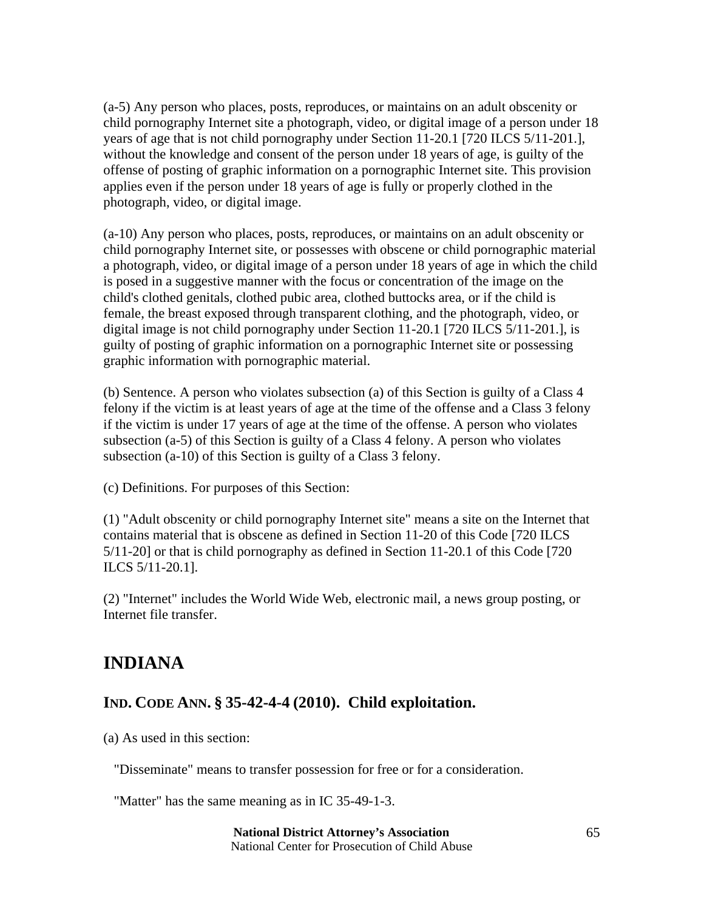(a-5) Any person who places, posts, reproduces, or maintains on an adult obscenity or child pornography Internet site a photograph, video, or digital image of a person under 18 years of age that is not child pornography under Section 11-20.1 [720 ILCS 5/11-201.], without the knowledge and consent of the person under 18 years of age, is guilty of the offense of posting of graphic information on a pornographic Internet site. This provision applies even if the person under 18 years of age is fully or properly clothed in the photograph, video, or digital image.

(a-10) Any person who places, posts, reproduces, or maintains on an adult obscenity or child pornography Internet site, or possesses with obscene or child pornographic material a photograph, video, or digital image of a person under 18 years of age in which the child is posed in a suggestive manner with the focus or concentration of the image on the child's clothed genitals, clothed pubic area, clothed buttocks area, or if the child is female, the breast exposed through transparent clothing, and the photograph, video, or digital image is not child pornography under Section 11-20.1 [720 ILCS 5/11-201.], is guilty of posting of graphic information on a pornographic Internet site or possessing graphic information with pornographic material.

(b) Sentence. A person who violates subsection (a) of this Section is guilty of a Class 4 felony if the victim is at least years of age at the time of the offense and a Class 3 felony if the victim is under 17 years of age at the time of the offense. A person who violates subsection (a-5) of this Section is guilty of a Class 4 felony. A person who violates subsection (a-10) of this Section is guilty of a Class 3 felony.

(c) Definitions. For purposes of this Section:

(1) "Adult obscenity or child pornography Internet site" means a site on the Internet that contains material that is obscene as defined in Section 11-20 of this Code [720 ILCS 5/11-20] or that is child pornography as defined in Section 11-20.1 of this Code [720 ILCS 5/11-20.1].

(2) "Internet" includes the World Wide Web, electronic mail, a news group posting, or Internet file transfer.

# INDIANA

## IND. CODE ANN. § 35-42-4-4 (2010). Child exploitation.

(a) As used in this section:

"Disseminate" means to transfer possession for free or for a consideration.

"Matter" has the same meaning as in IC 35-49-1-3.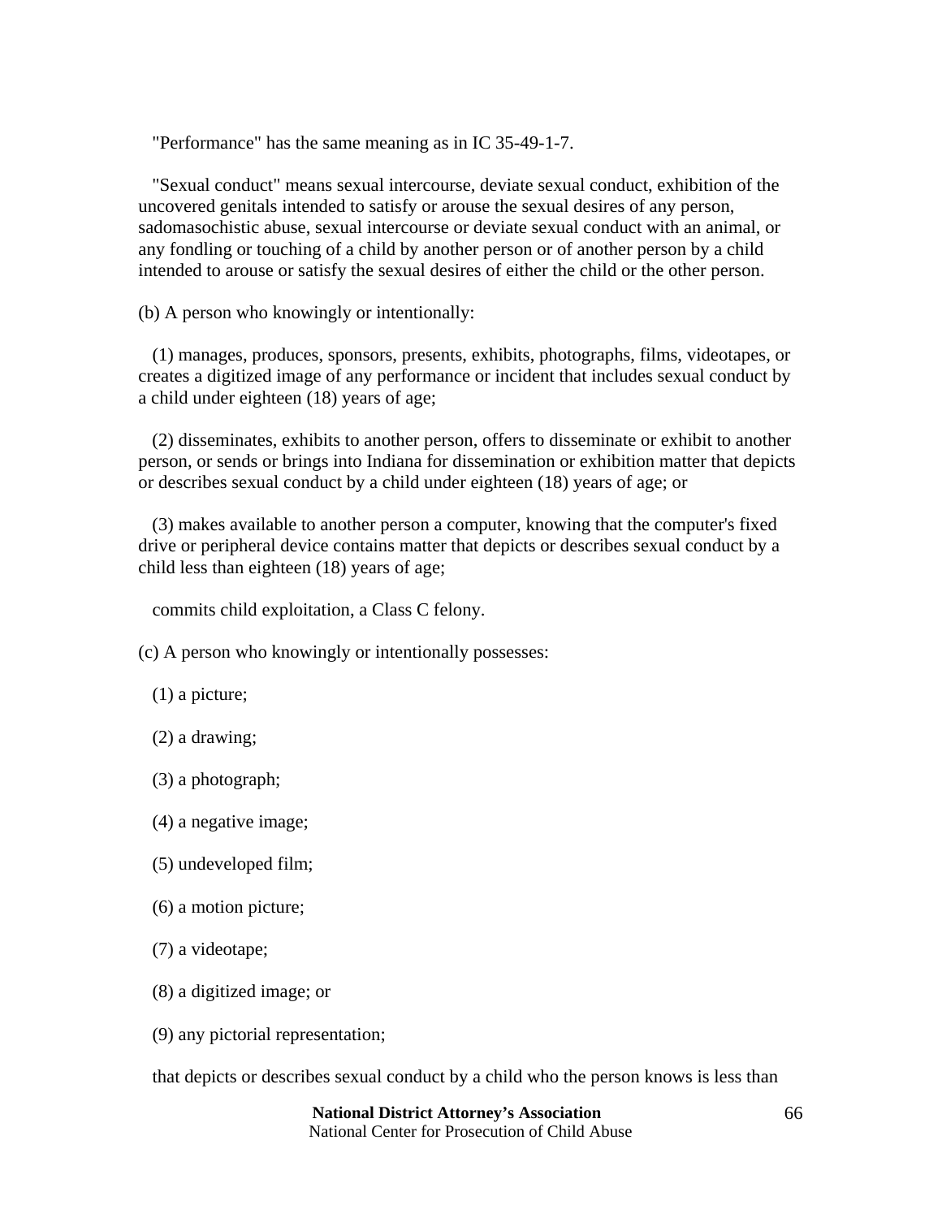"Performance" has the same meaning as in IC 35-49-1-7.

"Sexual conduct" means sexual intercourse, deviate sexual conduct, exhibition of the uncovered genitals intended to satisfy or arouse the sexual desires of any person, sadomasochistic abuse, sexual intercourse or deviate sexual conduct with an animal, or any fondling or touching of a child by another person or of another person by a child intended to arouse or satisfy the sexual desires of either the child or the other person.

(b) A person who knowingly or intentionally:

(1) manages, produces, sponsors, presents, exhibits, photographs, films, videotapes, or creates a digitized image of any performance or incident that includes sexual conduct by a child under eighteen (18) years of age;

(2) disseminates, exhibits to another person, offers to disseminate or exhibit to another person, or sends or brings into Indiana for dissemination or exhibition matter that depicts or describes sexual conduct by a child under eighteen (18) years of age; or

(3) makes available to another person a computer, knowing that the computer's fixed drive or peripheral device contains matter that depicts or describes sexual conduct by a child less than eighteen (18) years of age;

commits child exploitation, a Class C felony.

(c) A person who knowingly or intentionally possesses:

(1) a picture;

(2) a drawing;

(3) a photograph;

(4) a negative image;

(5) undeveloped film;

(6) a motion picture;

(7) a videotape;

(8) a digitized image; or

(9) any pictorial representation;

that depicts or describes sexual conduct by a child who the person knows is less than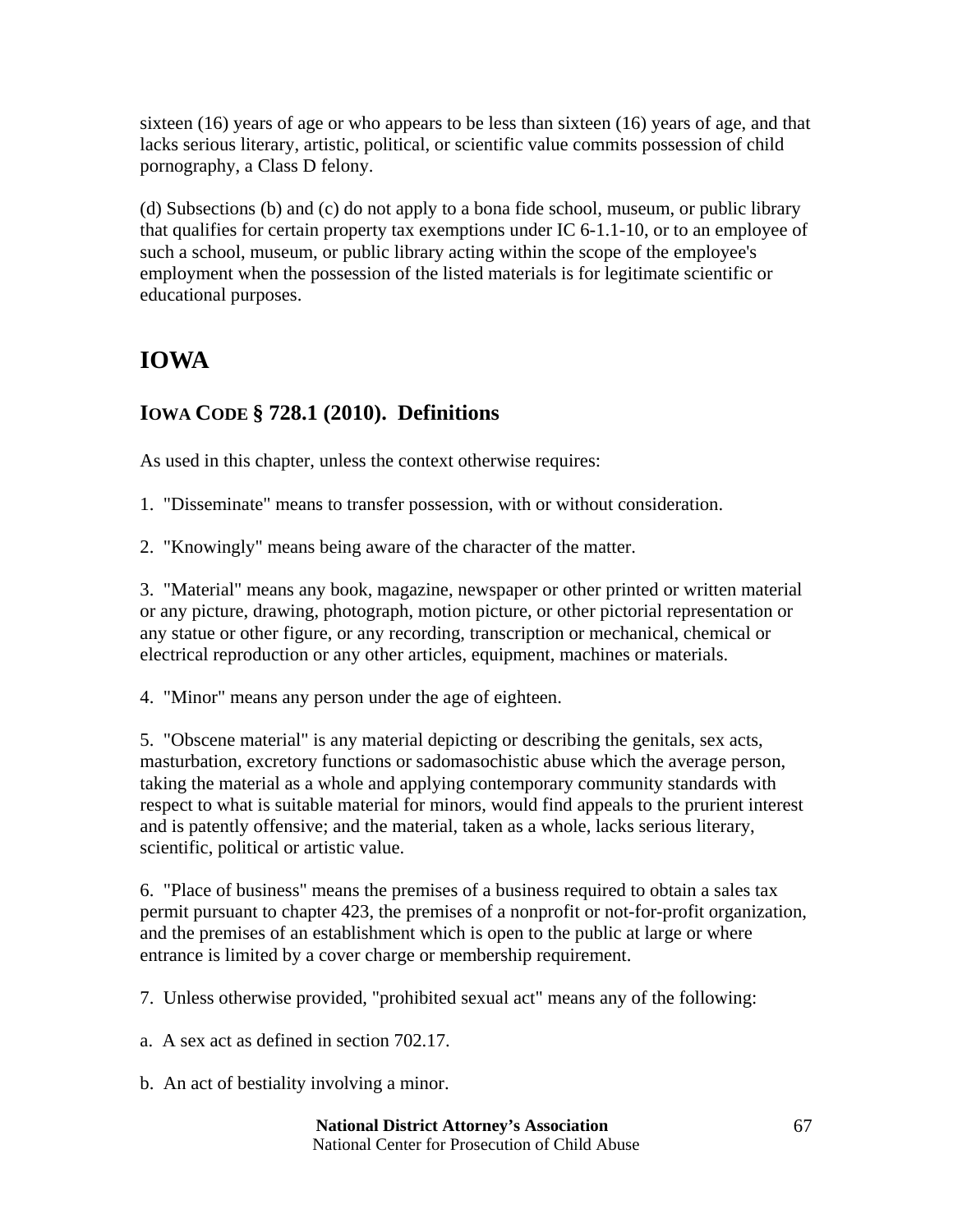sixteen (16) years of age or who appears to be less than sixteen (16) years of age, and that lacks serious literary, artistic, political, or scientific value commits possession of child pornography, a Class D felony.

(d) Subsections (b) and (c) do not apply to a bona fide school, museum, or public library that qualifies for certain property tax exemptions under IC 6-1.1-10, or to an employee of such a school, museum, or public library acting within the scope of the employee's employment when the possession of the listed materials is for legitimate scientific or educational purposes.

# IOWA

## IOWA CODE § 728.1 (2010). Definitions

As used in this chapter, unless the context otherwise requires:

1. "Disseminate" means to transfer possession, with or without consideration.

2. "Knowingly" means being aware of the character of the matter.

3. "Material" means any book, magazine, newspaper or other printed or written material or any picture, drawing, photograph, motion picture, or other pictorial representation or any statue or other figure, or any recording, transcription or mechanical, chemical or electrical reproduction or any other articles, equipment, machines or materials.

4. "Minor" means any person under the age of eighteen.

5. "Obscene material" is any material depicting or describing the genitals, sex acts, masturbation, excretory functions or sadomasochistic abuse which the average person, taking the material as a whole and applying contemporary community standards with respect to what is suitable material for minors, would find appeals to the prurient interest and is patently offensive; and the material, taken as a whole, lacks serious literary, scientific, political or artistic value.

6. "Place of business" means the premises of a business required to obtain a sales tax permit pursuant to chapter 423, the premises of a nonprofit or not-for-profit organization, and the premises of an establishment which is open to the public at large or where entrance is limited by a cover charge or membership requirement.

7. Unless otherwise provided, "prohibited sexual act" means any of the following:

a. A sex act as defined in section 702.17.

b. An act of bestiality involving a minor.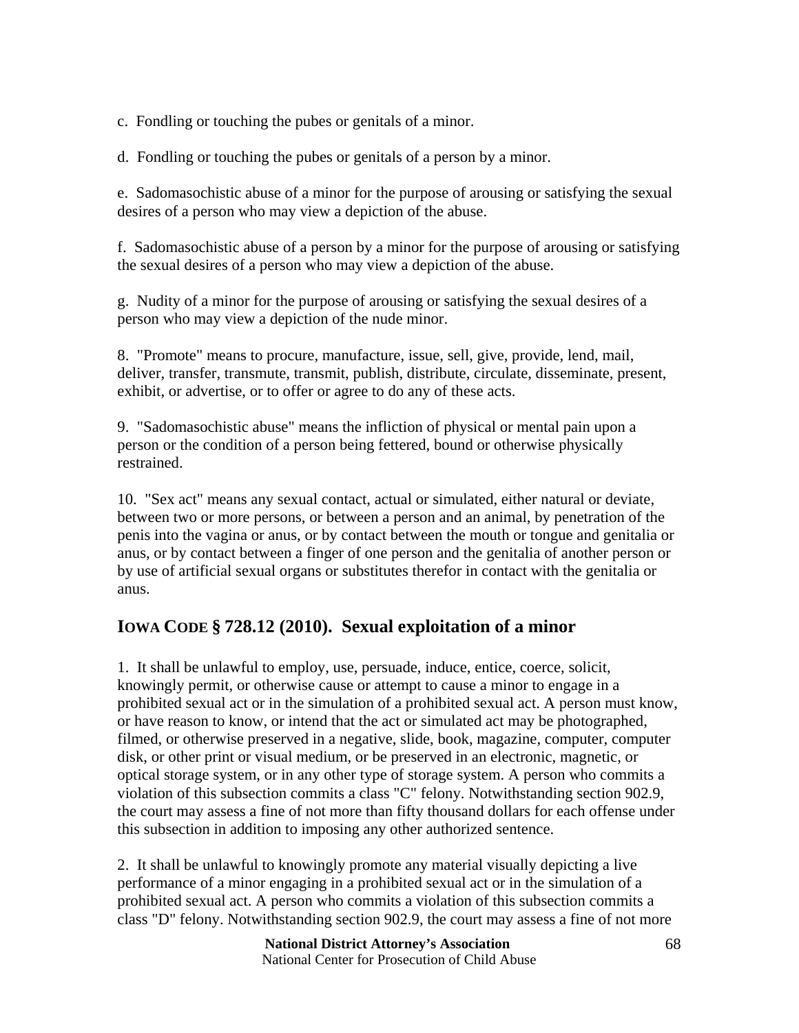c. Fondling or touching the pubes or genitals of a minor.

d. Fondling or touching the pubes or genitals of a person by a minor.

e. Sadomasochistic abuse of a minor for the purpose of arousing or satisfying the sexual desires of a person who may view a depiction of the abuse.

f. Sadomasochistic abuse of a person by a minor for the purpose of arousing or satisfying the sexual desires of a person who may view a depiction of the abuse.

g. Nudity of a minor for the purpose of arousing or satisfying the sexual desires of a person who may view a depiction of the nude minor.

8. "Promote" means to procure, manufacture, issue, sell, give, provide, lend, mail, deliver, transfer, transmute, transmit, publish, distribute, circulate, disseminate, present, exhibit, or advertise, or to offer or agree to do any of these acts.

9. "Sadomasochistic abuse" means the infliction of physical or mental pain upon a person or the condition of a person being fettered, bound or otherwise physically restrained.

10. "Sex act" means any sexual contact, actual or simulated, either natural or deviate, between two or more persons, or between a person and an animal, by penetration of the penis into the vagina or anus, or by contact between the mouth or tongue and genitalia or anus, or by contact between a finger of one person and the genitalia of another person or by use of artificial sexual organs or substitutes therefor in contact with the genitalia or anus.

## IOWA CODE § 728.12 (2010). Sexual exploitation of a minor

1. It shall be unlawful to employ, use, persuade, induce, entice, coerce, solicit, knowingly permit, or otherwise cause or attempt to cause a minor to engage in a prohibited sexual act or in the simulation of a prohibited sexual act. A person must know, or have reason to know, or intend that the act or simulated act may be photographed, filmed, or otherwise preserved in a negative, slide, book, magazine, computer, computer disk, or other print or visual medium, or be preserved in an electronic, magnetic, or optical storage system, or in any other type of storage system. A person who commits a violation of this subsection commits a class "C" felony. Notwithstanding section 902.9, the court may assess a fine of not more than fifty thousand dollars for each offense under this subsection in addition to imposing any other authorized sentence.

2. It shall be unlawful to knowingly promote any material visually depicting a live performance of a minor engaging in a prohibited sexual act or in the simulation of a prohibited sexual act. A person who commits a violation of this subsection commits a class "D" felony. Notwithstanding section 902.9, the court may assess a fine of not more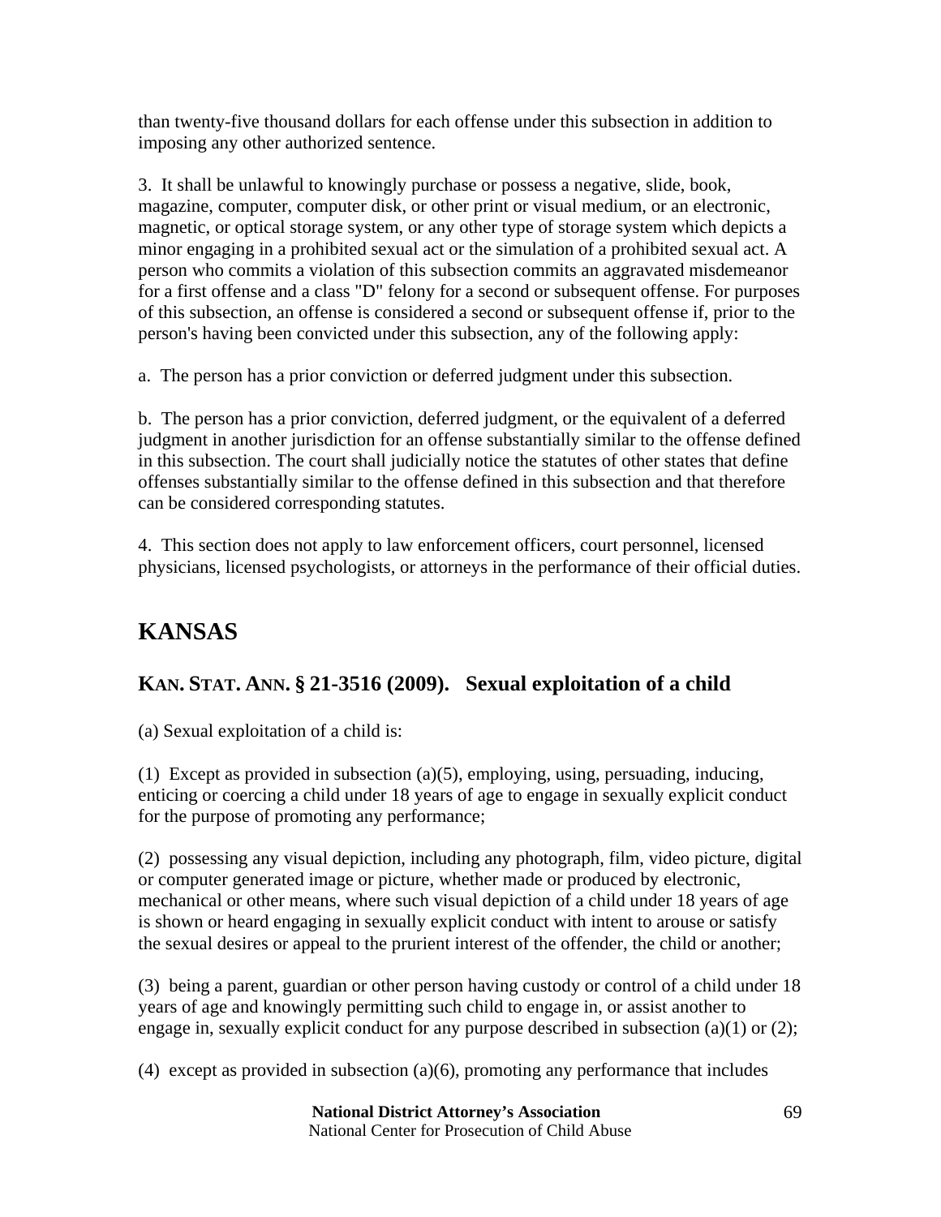than twenty-five thousand dollars for each offense under this subsection in addition to imposing any other authorized sentence.

3. It shall be unlawful to knowingly purchase or possess a negative, slide, book, magazine, computer, computer disk, or other print or visual medium, or an electronic, magnetic, or optical storage system, or any other type of storage system which depicts a minor engaging in a prohibited sexual act or the simulation of a prohibited sexual act. A person who commits a violation of this subsection commits an aggravated misdemeanor for a first offense and a class "D" felony for a second or subsequent offense. For purposes of this subsection, an offense is considered a second or subsequent offense if, prior to the person's having been convicted under this subsection, any of the following apply:

a. The person has a prior conviction or deferred judgment under this subsection.

b. The person has a prior conviction, deferred judgment, or the equivalent of a deferred judgment in another jurisdiction for an offense substantially similar to the offense defined in this subsection. The court shall judicially notice the statutes of other states that define offenses substantially similar to the offense defined in this subsection and that therefore can be considered corresponding statutes.

4. This section does not apply to law enforcement officers, court personnel, licensed physicians, licensed psychologists, or attorneys in the performance of their official duties.

# KANSAS

## KAN. STAT. ANN. § 21-3516 (2009). Sexual exploitation of a child

(a) Sexual exploitation of a child is:

(1) Except as provided in subsection (a)(5), employing, using, persuading, inducing, enticing or coercing a child under 18 years of age to engage in sexually explicit conduct for the purpose of promoting any performance;

(2) possessing any visual depiction, including any photograph, film, video picture, digital or computer generated image or picture, whether made or produced by electronic, mechanical or other means, where such visual depiction of a child under 18 years of age is shown or heard engaging in sexually explicit conduct with intent to arouse or satisfy the sexual desires or appeal to the prurient interest of the offender, the child or another;

(3) being a parent, guardian or other person having custody or control of a child under 18 years of age and knowingly permitting such child to engage in, or assist another to engage in, sexually explicit conduct for any purpose described in subsection (a)(1) or (2);

(4) except as provided in subsection (a)(6), promoting any performance that includes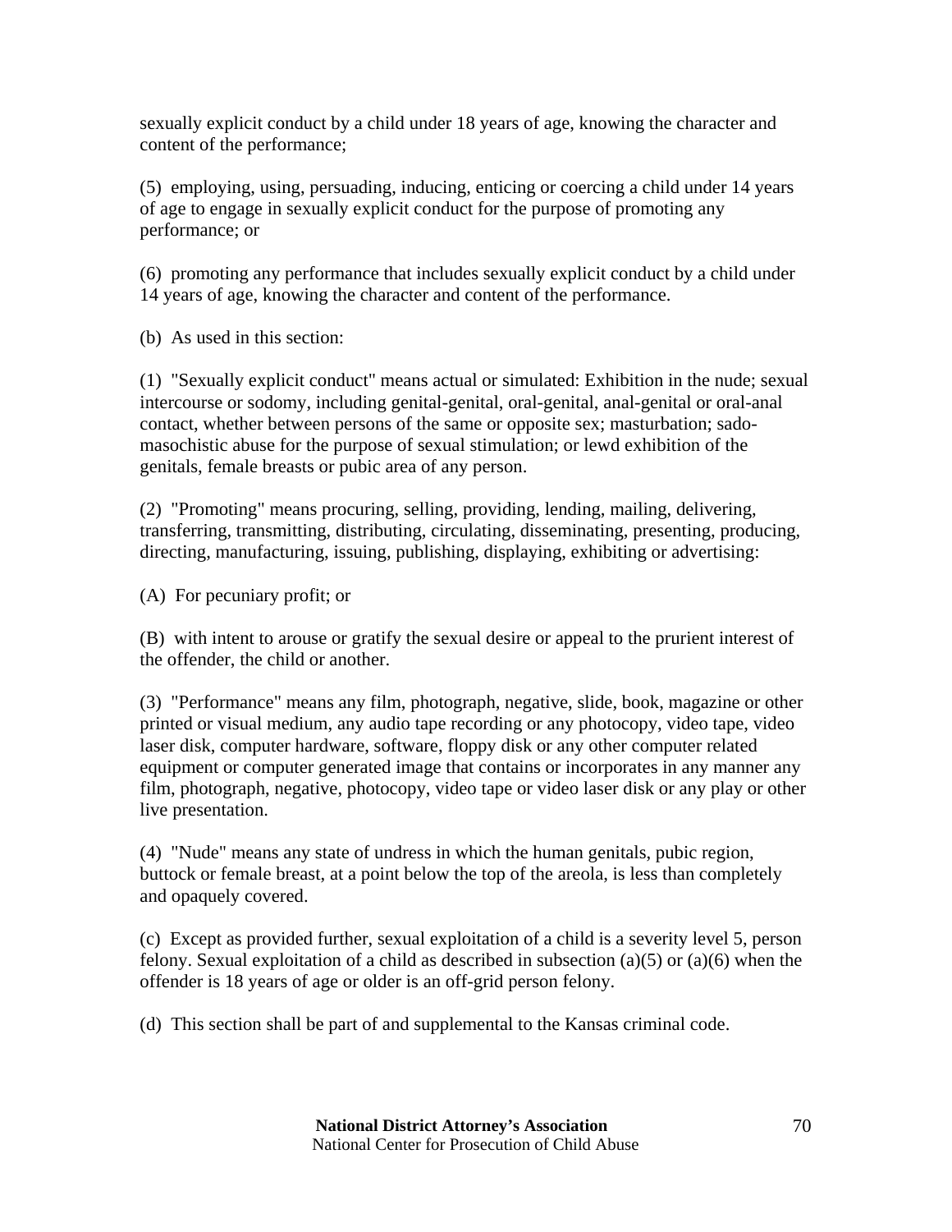sexually explicit conduct by a child under 18 years of age, knowing the character and content of the performance;

(5) employing, using, persuading, inducing, enticing or coercing a child under 14 years of age to engage in sexually explicit conduct for the purpose of promoting any performance; or

(6) promoting any performance that includes sexually explicit conduct by a child under 14 years of age, knowing the character and content of the performance.

(b) As used in this section:

(1) "Sexually explicit conduct" means actual or simulated: Exhibition in the nude; sexual intercourse or sodomy, including genital-genital, oral-genital, anal-genital or oral-anal contact, whether between persons of the same or opposite sex; masturbation; sado-masochistic abuse for the purpose of sexual stimulation; or lewd exhibition of the genitals, female breasts or pubic area of any person.

(2) "Promoting" means procuring, selling, providing, lending, mailing, delivering, transferring, transmitting, distributing, circulating, disseminating, presenting, producing, directing, manufacturing, issuing, publishing, displaying, exhibiting or advertising:

(A) For pecuniary profit; or

(B) with intent to arouse or gratify the sexual desire or appeal to the prurient interest of the offender, the child or another.

(3) "Performance" means any film, photograph, negative, slide, book, magazine or other printed or visual medium, any audio tape recording or any photocopy, video tape, video laser disk, computer hardware, software, floppy disk or any other computer related equipment or computer generated image that contains or incorporates in any manner any film, photograph, negative, photocopy, video tape or video laser disk or any play or other live presentation.

(4) "Nude" means any state of undress in which the human genitals, pubic region, buttock or female breast, at a point below the top of the areola, is less than completely and opaquely covered.

(c) Except as provided further, sexual exploitation of a child is a severity level 5, person felony. Sexual exploitation of a child as described in subsection (a)(5) or (a)(6) when the offender is 18 years of age or older is an off-grid person felony.

(d) This section shall be part of and supplemental to the Kansas criminal code.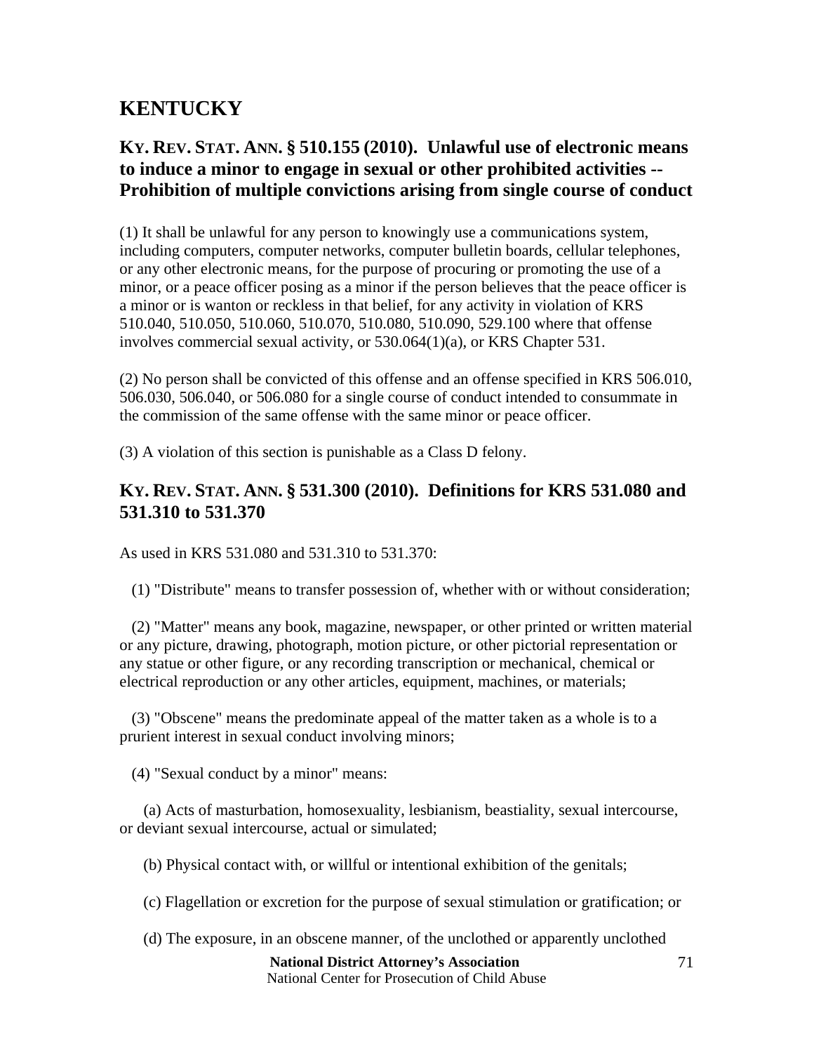# KENTUCKY

## KY. REV. STAT. ANN. § 510.155 (2010). Unlawful use of electronic means to induce a minor to engage in sexual or other prohibited activities -- Prohibition of multiple convictions arising from single course of conduct

(1) It shall be unlawful for any person to knowingly use a communications system, including computers, computer networks, computer bulletin boards, cellular telephones, or any other electronic means, for the purpose of procuring or promoting the use of a minor, or a peace officer posing as a minor if the person believes that the peace officer is a minor or is wanton or reckless in that belief, for any activity in violation of KRS 510.040, 510.050, 510.060, 510.070, 510.080, 510.090, 529.100 where that offense involves commercial sexual activity, or 530.064(1)(a), or KRS Chapter 531.

(2) No person shall be convicted of this offense and an offense specified in KRS 506.010, 506.030, 506.040, or 506.080 for a single course of conduct intended to consummate in the commission of the same offense with the same minor or peace officer.

(3) A violation of this section is punishable as a Class D felony.

## KY. REV. STAT. ANN. § 531.300 (2010). Definitions for KRS 531.080 and 531.310 to 531.370

As used in KRS 531.080 and 531.310 to 531.370:

(1) "Distribute" means to transfer possession of, whether with or without consideration;

(2) "Matter" means any book, magazine, newspaper, or other printed or written material or any picture, drawing, photograph, motion picture, or other pictorial representation or any statue or other figure, or any recording transcription or mechanical, chemical or electrical reproduction or any other articles, equipment, machines, or materials;

(3) "Obscene" means the predominate appeal of the matter taken as a whole is to a prurient interest in sexual conduct involving minors;

(4) "Sexual conduct by a minor" means:

(a) Acts of masturbation, homosexuality, lesbianism, beastiality, sexual intercourse, or deviant sexual intercourse, actual or simulated;

(b) Physical contact with, or willful or intentional exhibition of the genitals;

(c) Flagellation or excretion for the purpose of sexual stimulation or gratification; or

(d) The exposure, in an obscene manner, of the unclothed or apparently unclothed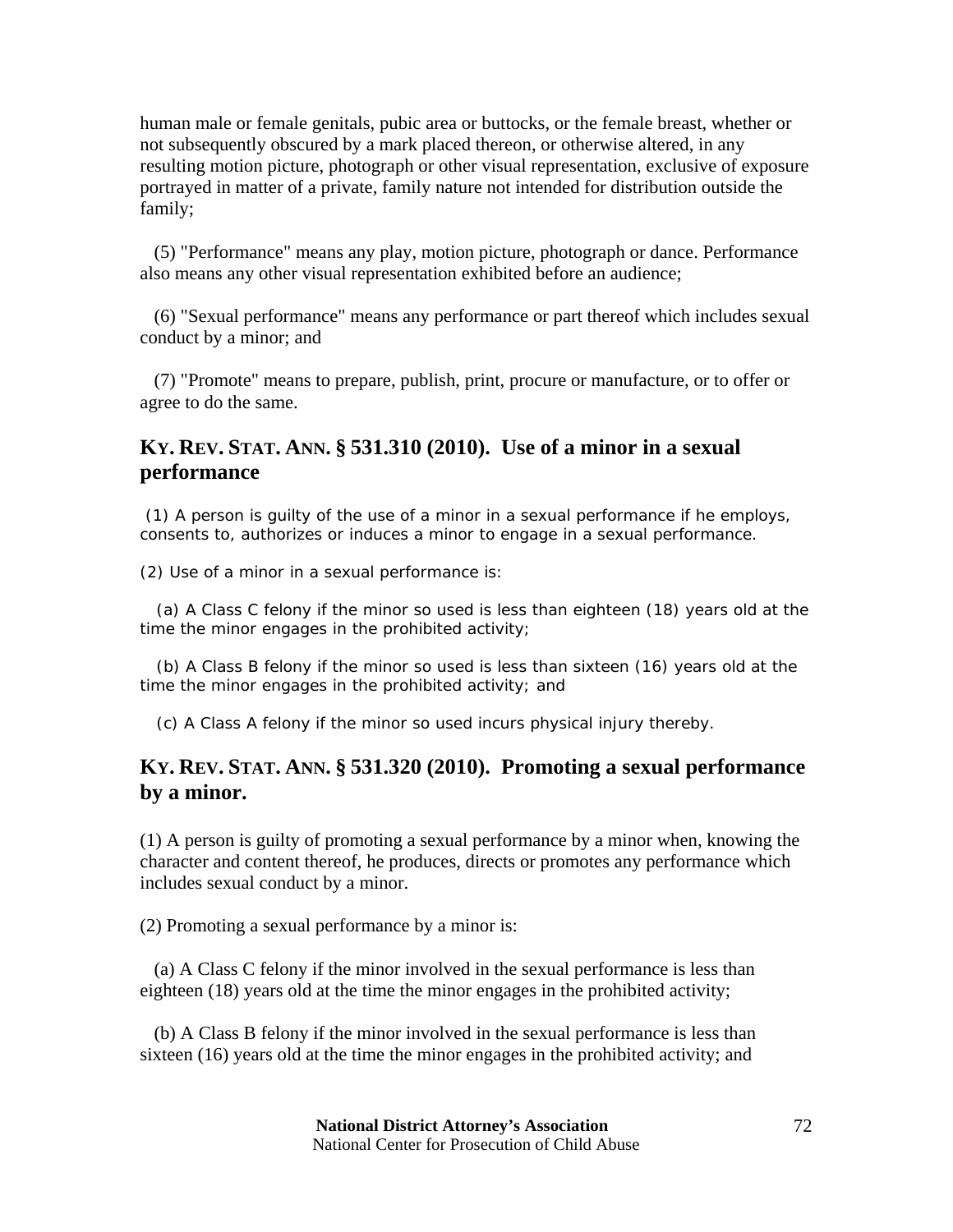human male or female genitals, pubic area or buttocks, or the female breast, whether or not subsequently obscured by a mark placed thereon, or otherwise altered, in any resulting motion picture, photograph or other visual representation, exclusive of exposure portrayed in matter of a private, family nature not intended for distribution outside the family;

(5) "Performance" means any play, motion picture, photograph or dance. Performance also means any other visual representation exhibited before an audience;

(6) "Sexual performance" means any performance or part thereof which includes sexual conduct by a minor; and

(7) "Promote" means to prepare, publish, print, procure or manufacture, or to offer or agree to do the same.

## KY. REV. STAT. ANN. § 531.310 (2010). Use of a minor in a sexual performance

(1) A person is guilty of the use of a minor in a sexual performance if he employs, consents to, authorizes or induces a minor to engage in a sexual performance.

(2) Use of a minor in a sexual performance is:

(a) A Class C felony if the minor so used is less than eighteen (18) years old at the time the minor engages in the prohibited activity;

(b) A Class B felony if the minor so used is less than sixteen (16) years old at the time the minor engages in the prohibited activity; and

(c) A Class A felony if the minor so used incurs physical injury thereby.

## KY. REV. STAT. ANN. § 531.320 (2010). Promoting a sexual performance by a minor.

(1) A person is guilty of promoting a sexual performance by a minor when, knowing the character and content thereof, he produces, directs or promotes any performance which includes sexual conduct by a minor.

(2) Promoting a sexual performance by a minor is:

(a) A Class C felony if the minor involved in the sexual performance is less than eighteen (18) years old at the time the minor engages in the prohibited activity;

(b) A Class B felony if the minor involved in the sexual performance is less than sixteen (16) years old at the time the minor engages in the prohibited activity; and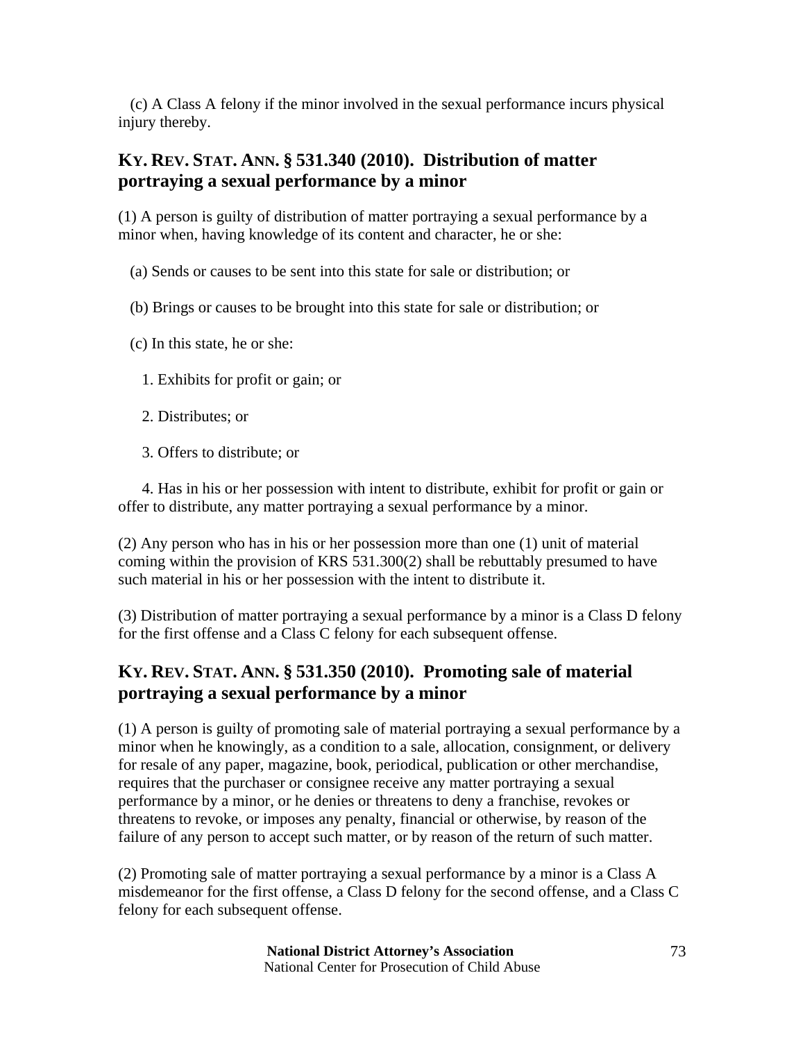(c) A Class A felony if the minor involved in the sexual performance incurs physical injury thereby.

## KY. REV. STAT. ANN. § 531.340 (2010). Distribution of matter portraying a sexual performance by a minor

(1) A person is guilty of distribution of matter portraying a sexual performance by a minor when, having knowledge of its content and character, he or she:

(a) Sends or causes to be sent into this state for sale or distribution; or

(b) Brings or causes to be brought into this state for sale or distribution; or

(c) In this state, he or she:

1. Exhibits for profit or gain; or

2. Distributes; or

3. Offers to distribute; or

4. Has in his or her possession with intent to distribute, exhibit for profit or gain or offer to distribute, any matter portraying a sexual performance by a minor.

(2) Any person who has in his or her possession more than one (1) unit of material coming within the provision of KRS 531.300(2) shall be rebuttably presumed to have such material in his or her possession with the intent to distribute it.

(3) Distribution of matter portraying a sexual performance by a minor is a Class D felony for the first offense and a Class C felony for each subsequent offense.

## KY. REV. STAT. ANN. § 531.350 (2010). Promoting sale of material portraying a sexual performance by a minor

(1) A person is guilty of promoting sale of material portraying a sexual performance by a minor when he knowingly, as a condition to a sale, allocation, consignment, or delivery for resale of any paper, magazine, book, periodical, publication or other merchandise, requires that the purchaser or consignee receive any matter portraying a sexual performance by a minor, or he denies or threatens to deny a franchise, revokes or threatens to revoke, or imposes any penalty, financial or otherwise, by reason of the failure of any person to accept such matter, or by reason of the return of such matter.

(2) Promoting sale of matter portraying a sexual performance by a minor is a Class A misdemeanor for the first offense, a Class D felony for the second offense, and a Class C felony for each subsequent offense.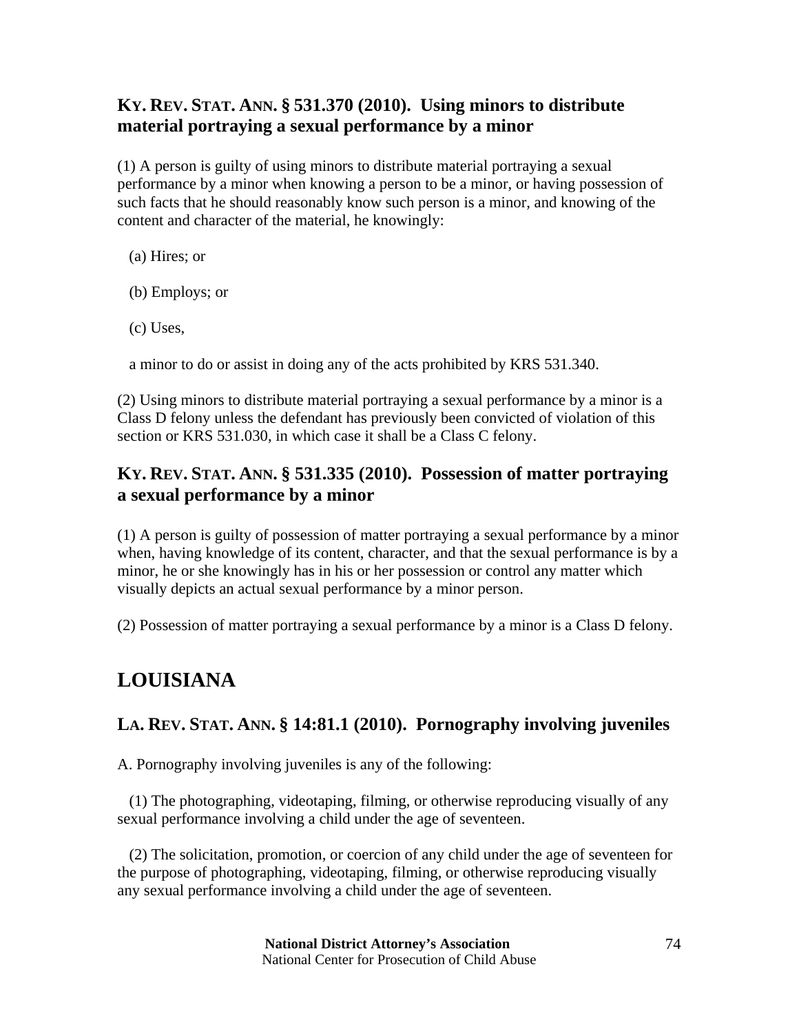### KY. REV. STAT. ANN. § 531.370 (2010). Using minors to distribute material portraying a sexual performance by a minor

(1) A person is guilty of using minors to distribute material portraying a sexual performance by a minor when knowing a person to be a minor, or having possession of such facts that he should reasonably know such person is a minor, and knowing of the content and character of the material, he knowingly:

(a) Hires; or

(b) Employs; or

(c) Uses,

a minor to do or assist in doing any of the acts prohibited by KRS 531.340.

(2) Using minors to distribute material portraying a sexual performance by a minor is a Class D felony unless the defendant has previously been convicted of violation of this section or KRS 531.030, in which case it shall be a Class C felony.

### KY. REV. STAT. ANN. § 531.335 (2010). Possession of matter portraying a sexual performance by a minor

(1) A person is guilty of possession of matter portraying a sexual performance by a minor when, having knowledge of its content, character, and that the sexual performance is by a minor, he or she knowingly has in his or her possession or control any matter which visually depicts an actual sexual performance by a minor person.

(2) Possession of matter portraying a sexual performance by a minor is a Class D felony.

## LOUISIANA

### LA. REV. STAT. ANN. § 14:81.1 (2010). Pornography involving juveniles

A. Pornography involving juveniles is any of the following:

(1) The photographing, videotaping, filming, or otherwise reproducing visually of any sexual performance involving a child under the age of seventeen.

(2) The solicitation, promotion, or coercion of any child under the age of seventeen for the purpose of photographing, videotaping, filming, or otherwise reproducing visually any sexual performance involving a child under the age of seventeen.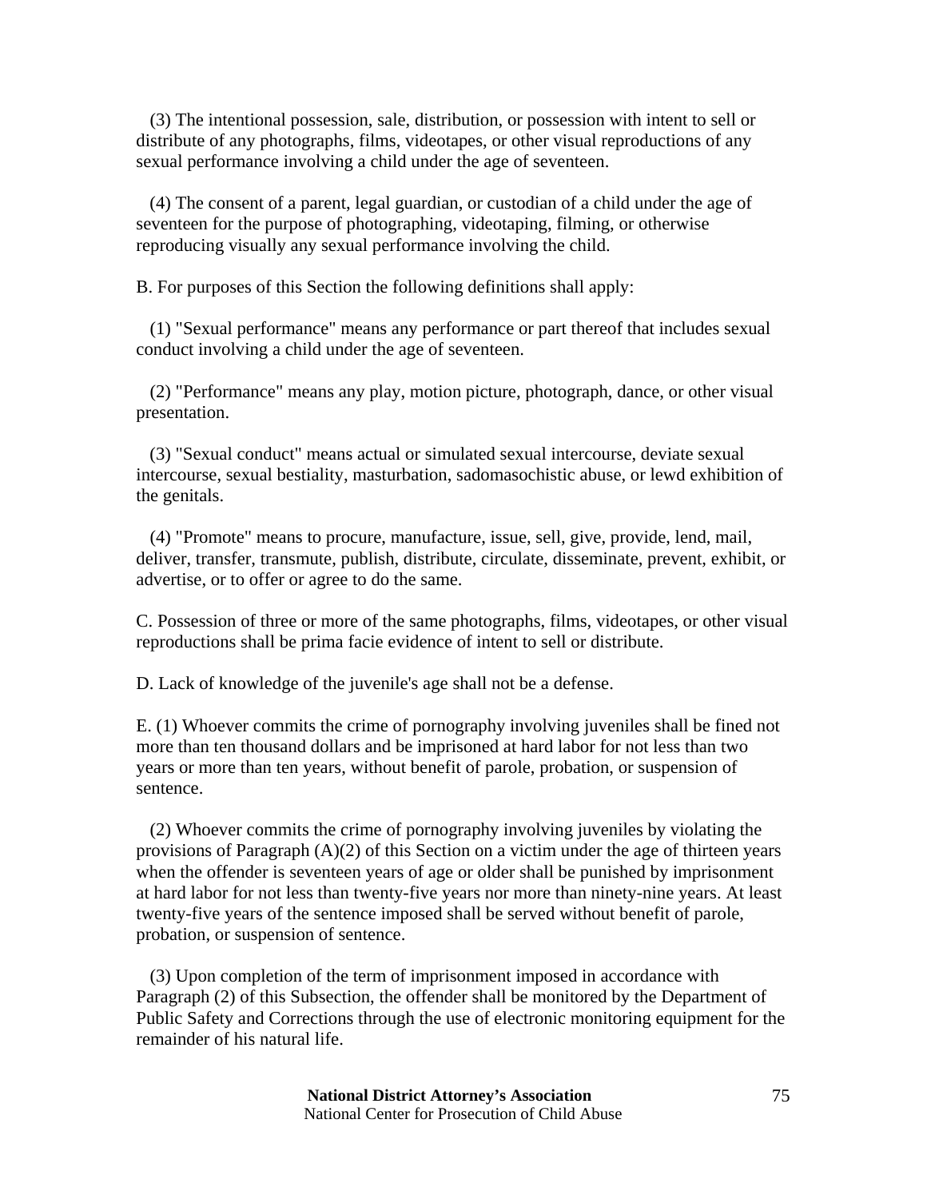(3) The intentional possession, sale, distribution, or possession with intent to sell or distribute of any photographs, films, videotapes, or other visual reproductions of any sexual performance involving a child under the age of seventeen.

(4) The consent of a parent, legal guardian, or custodian of a child under the age of seventeen for the purpose of photographing, videotaping, filming, or otherwise reproducing visually any sexual performance involving the child.

B. For purposes of this Section the following definitions shall apply:

(1) "Sexual performance" means any performance or part thereof that includes sexual conduct involving a child under the age of seventeen.

(2) "Performance" means any play, motion picture, photograph, dance, or other visual presentation.

(3) "Sexual conduct" means actual or simulated sexual intercourse, deviate sexual intercourse, sexual bestiality, masturbation, sadomasochistic abuse, or lewd exhibition of the genitals.

(4) "Promote" means to procure, manufacture, issue, sell, give, provide, lend, mail, deliver, transfer, transmute, publish, distribute, circulate, disseminate, prevent, exhibit, or advertise, or to offer or agree to do the same.

C. Possession of three or more of the same photographs, films, videotapes, or other visual reproductions shall be prima facie evidence of intent to sell or distribute.

D. Lack of knowledge of the juvenile's age shall not be a defense.

E. (1) Whoever commits the crime of pornography involving juveniles shall be fined not more than ten thousand dollars and be imprisoned at hard labor for not less than two years or more than ten years, without benefit of parole, probation, or suspension of sentence.

(2) Whoever commits the crime of pornography involving juveniles by violating the provisions of Paragraph (A)(2) of this Section on a victim under the age of thirteen years when the offender is seventeen years of age or older shall be punished by imprisonment at hard labor for not less than twenty-five years nor more than ninety-nine years. At least twenty-five years of the sentence imposed shall be served without benefit of parole, probation, or suspension of sentence.

(3) Upon completion of the term of imprisonment imposed in accordance with Paragraph (2) of this Subsection, the offender shall be monitored by the Department of Public Safety and Corrections through the use of electronic monitoring equipment for the remainder of his natural life.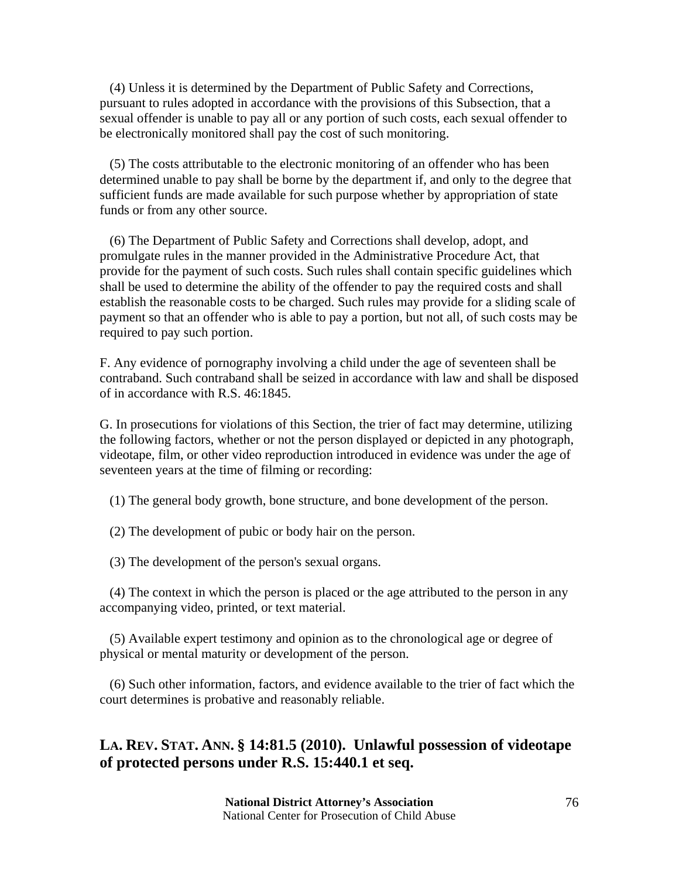(4) Unless it is determined by the Department of Public Safety and Corrections, pursuant to rules adopted in accordance with the provisions of this Subsection, that a sexual offender is unable to pay all or any portion of such costs, each sexual offender to be electronically monitored shall pay the cost of such monitoring.

(5) The costs attributable to the electronic monitoring of an offender who has been determined unable to pay shall be borne by the department if, and only to the degree that sufficient funds are made available for such purpose whether by appropriation of state funds or from any other source.

(6) The Department of Public Safety and Corrections shall develop, adopt, and promulgate rules in the manner provided in the Administrative Procedure Act, that provide for the payment of such costs. Such rules shall contain specific guidelines which shall be used to determine the ability of the offender to pay the required costs and shall establish the reasonable costs to be charged. Such rules may provide for a sliding scale of payment so that an offender who is able to pay a portion, but not all, of such costs may be required to pay such portion.

F. Any evidence of pornography involving a child under the age of seventeen shall be contraband. Such contraband shall be seized in accordance with law and shall be disposed of in accordance with R.S. 46:1845.

G. In prosecutions for violations of this Section, the trier of fact may determine, utilizing the following factors, whether or not the person displayed or depicted in any photograph, videotape, film, or other video reproduction introduced in evidence was under the age of seventeen years at the time of filming or recording:

(1) The general body growth, bone structure, and bone development of the person.

(2) The development of pubic or body hair on the person.

(3) The development of the person's sexual organs.

(4) The context in which the person is placed or the age attributed to the person in any accompanying video, printed, or text material.

(5) Available expert testimony and opinion as to the chronological age or degree of physical or mental maturity or development of the person.

(6) Such other information, factors, and evidence available to the trier of fact which the court determines is probative and reasonably reliable.

## LA. REV. STAT. ANN. § 14:81.5 (2010). Unlawful possession of videotape of protected persons under R.S. 15:440.1 et seq.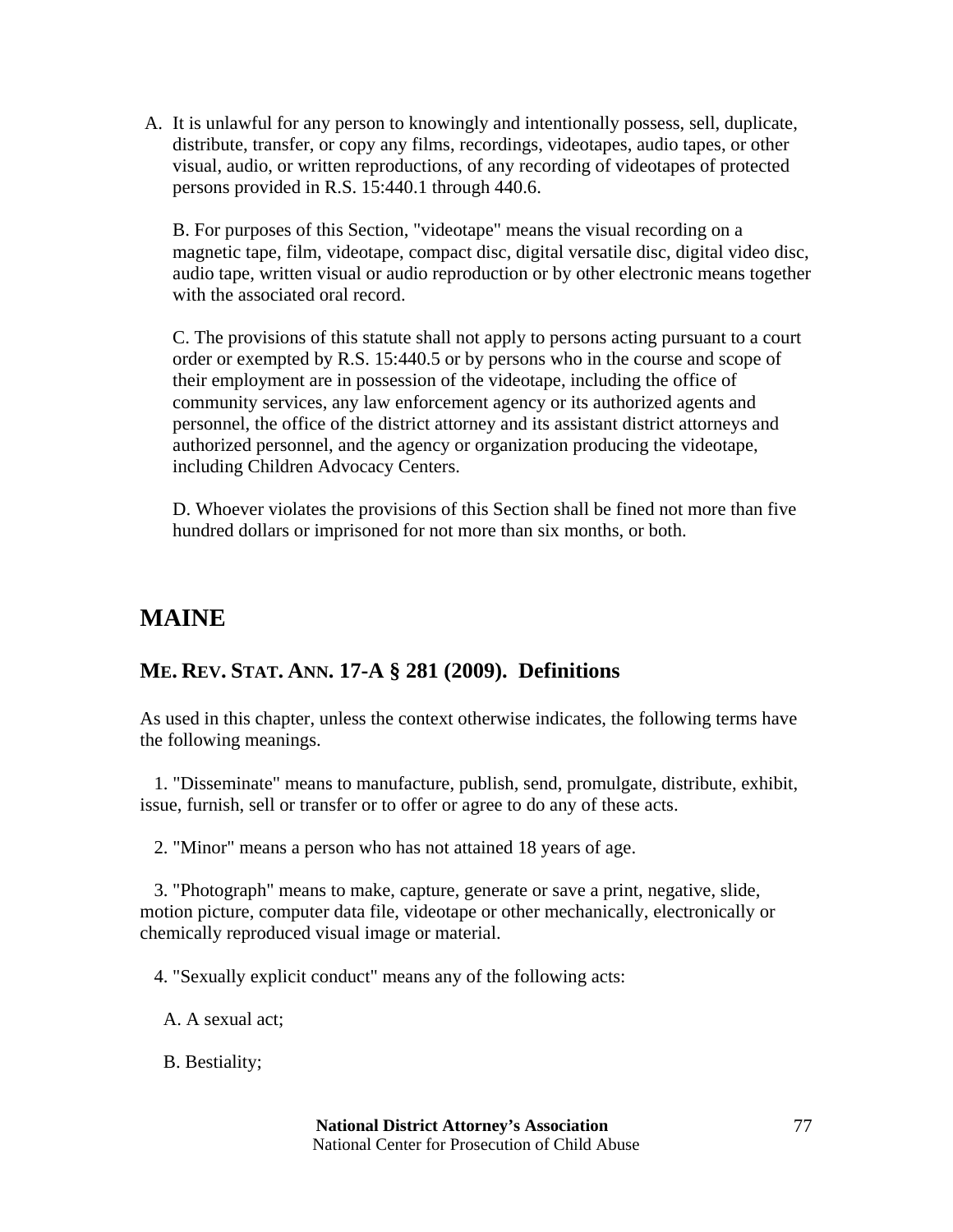A. It is unlawful for any person to knowingly and intentionally possess, sell, duplicate, distribute, transfer, or copy any films, recordings, videotapes, audio tapes, or other visual, audio, or written reproductions, of any recording of videotapes of protected persons provided in R.S. 15:440.1 through 440.6.

B. For purposes of this Section, "videotape" means the visual recording on a magnetic tape, film, videotape, compact disc, digital versatile disc, digital video disc, audio tape, written visual or audio reproduction or by other electronic means together with the associated oral record.

C. The provisions of this statute shall not apply to persons acting pursuant to a court order or exempted by R.S. 15:440.5 or by persons who in the course and scope of their employment are in possession of the videotape, including the office of community services, any law enforcement agency or its authorized agents and personnel, the office of the district attorney and its assistant district attorneys and authorized personnel, and the agency or organization producing the videotape, including Children Advocacy Centers.

D. Whoever violates the provisions of this Section shall be fined not more than five hundred dollars or imprisoned for not more than six months, or both.

## MAINE

### ME. REV. STAT. ANN. 17-A § 281 (2009). Definitions

As used in this chapter, unless the context otherwise indicates, the following terms have the following meanings.

1. "Disseminate" means to manufacture, publish, send, promulgate, distribute, exhibit, issue, furnish, sell or transfer or to offer or agree to do any of these acts.

2. "Minor" means a person who has not attained 18 years of age.

3. "Photograph" means to make, capture, generate or save a print, negative, slide, motion picture, computer data file, videotape or other mechanically, electronically or chemically reproduced visual image or material.

4. "Sexually explicit conduct" means any of the following acts:

A. A sexual act;

B. Bestiality;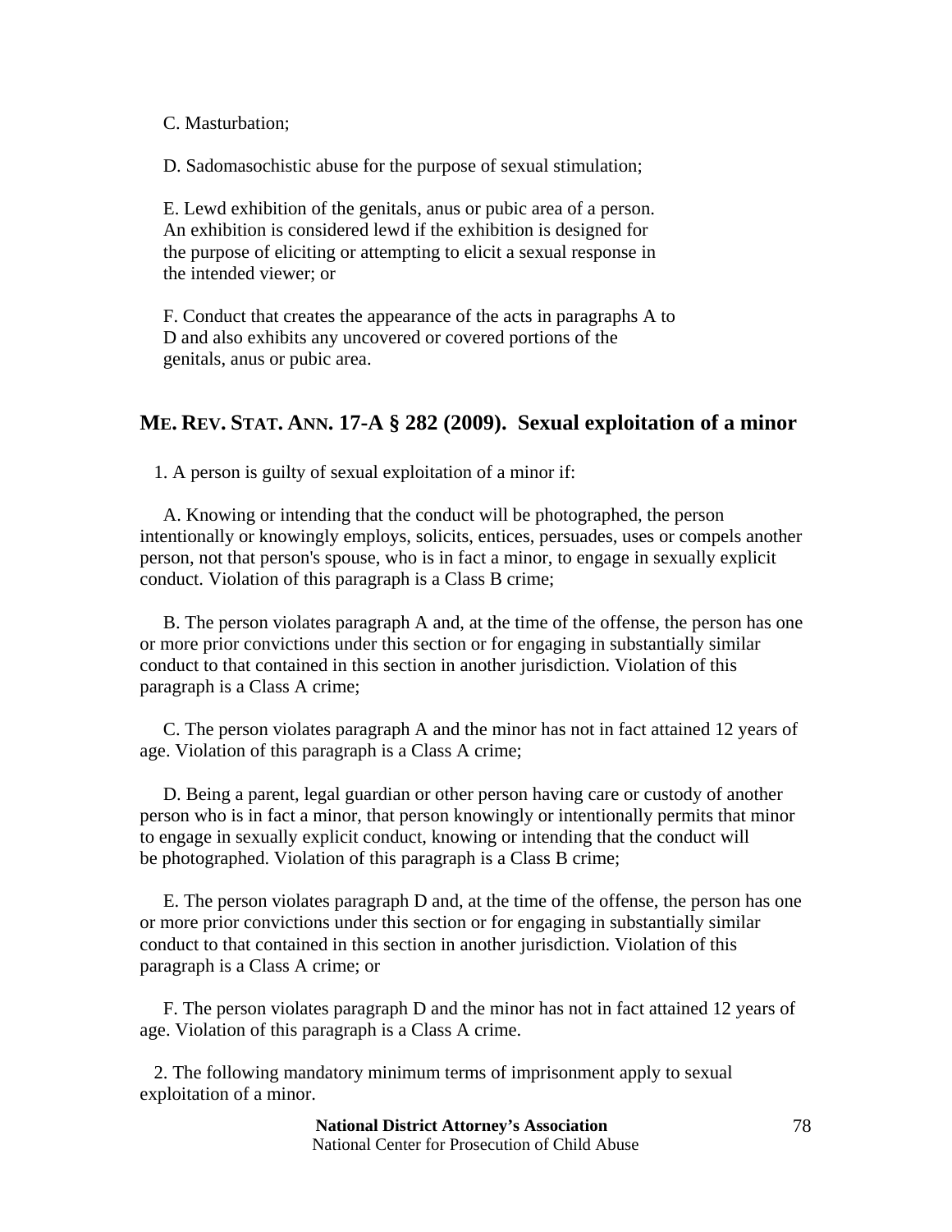C. Masturbation;

D. Sadomasochistic abuse for the purpose of sexual stimulation;

E. Lewd exhibition of the genitals, anus or pubic area of a person. An exhibition is considered lewd if the exhibition is designed for the purpose of eliciting or attempting to elicit a sexual response in the intended viewer; or

F. Conduct that creates the appearance of the acts in paragraphs A to D and also exhibits any uncovered or covered portions of the genitals, anus or pubic area.

## ME. REV. STAT. ANN. 17-A § 282 (2009). Sexual exploitation of a minor

1. A person is guilty of sexual exploitation of a minor if:

A. Knowing or intending that the conduct will be photographed, the person intentionally or knowingly employs, solicits, entices, persuades, uses or compels another person, not that person's spouse, who is in fact a minor, to engage in sexually explicit conduct. Violation of this paragraph is a Class B crime;

B. The person violates paragraph A and, at the time of the offense, the person has one or more prior convictions under this section or for engaging in substantially similar conduct to that contained in this section in another jurisdiction. Violation of this paragraph is a Class A crime;

C. The person violates paragraph A and the minor has not in fact attained 12 years of age. Violation of this paragraph is a Class A crime;

D. Being a parent, legal guardian or other person having care or custody of another person who is in fact a minor, that person knowingly or intentionally permits that minor to engage in sexually explicit conduct, knowing or intending that the conduct will be photographed. Violation of this paragraph is a Class B crime;

E. The person violates paragraph D and, at the time of the offense, the person has one or more prior convictions under this section or for engaging in substantially similar conduct to that contained in this section in another jurisdiction. Violation of this paragraph is a Class A crime; or

F. The person violates paragraph D and the minor has not in fact attained 12 years of age. Violation of this paragraph is a Class A crime.

2. The following mandatory minimum terms of imprisonment apply to sexual exploitation of a minor.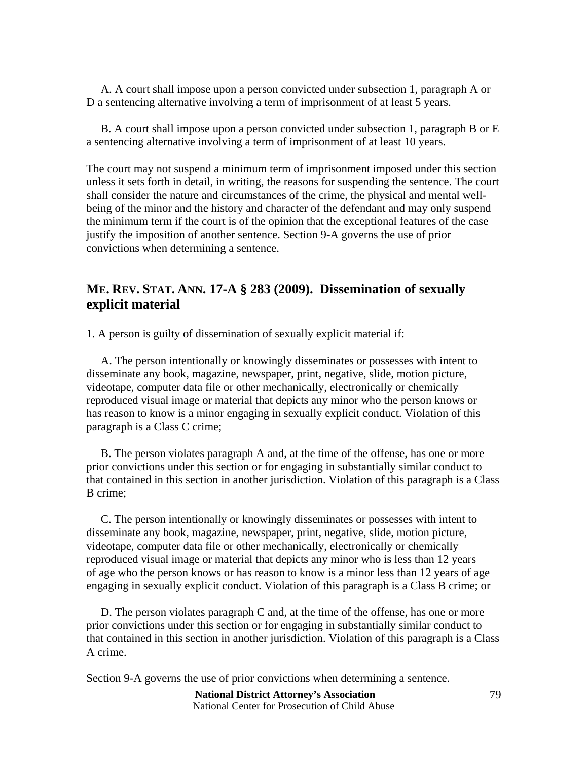A. A court shall impose upon a person convicted under subsection 1, paragraph A or D a sentencing alternative involving a term of imprisonment of at least 5 years.

B. A court shall impose upon a person convicted under subsection 1, paragraph B or E a sentencing alternative involving a term of imprisonment of at least 10 years.

The court may not suspend a minimum term of imprisonment imposed under this section unless it sets forth in detail, in writing, the reasons for suspending the sentence. The court shall consider the nature and circumstances of the crime, the physical and mental well-being of the minor and the history and character of the defendant and may only suspend the minimum term if the court is of the opinion that the exceptional features of the case justify the imposition of another sentence. Section 9-A governs the use of prior convictions when determining a sentence.

## ME. REV. STAT. ANN. 17-A § 283 (2009). Dissemination of sexually explicit material

1. A person is guilty of dissemination of sexually explicit material if:

A. The person intentionally or knowingly disseminates or possesses with intent to disseminate any book, magazine, newspaper, print, negative, slide, motion picture, videotape, computer data file or other mechanically, electronically or chemically reproduced visual image or material that depicts any minor who the person knows or has reason to know is a minor engaging in sexually explicit conduct. Violation of this paragraph is a Class C crime;

B. The person violates paragraph A and, at the time of the offense, has one or more prior convictions under this section or for engaging in substantially similar conduct to that contained in this section in another jurisdiction. Violation of this paragraph is a Class B crime;

C. The person intentionally or knowingly disseminates or possesses with intent to disseminate any book, magazine, newspaper, print, negative, slide, motion picture, videotape, computer data file or other mechanically, electronically or chemically reproduced visual image or material that depicts any minor who is less than 12 years of age who the person knows or has reason to know is a minor less than 12 years of age engaging in sexually explicit conduct. Violation of this paragraph is a Class B crime; or

D. The person violates paragraph C and, at the time of the offense, has one or more prior convictions under this section or for engaging in substantially similar conduct to that contained in this section in another jurisdiction. Violation of this paragraph is a Class A crime.

Section 9-A governs the use of prior convictions when determining a sentence.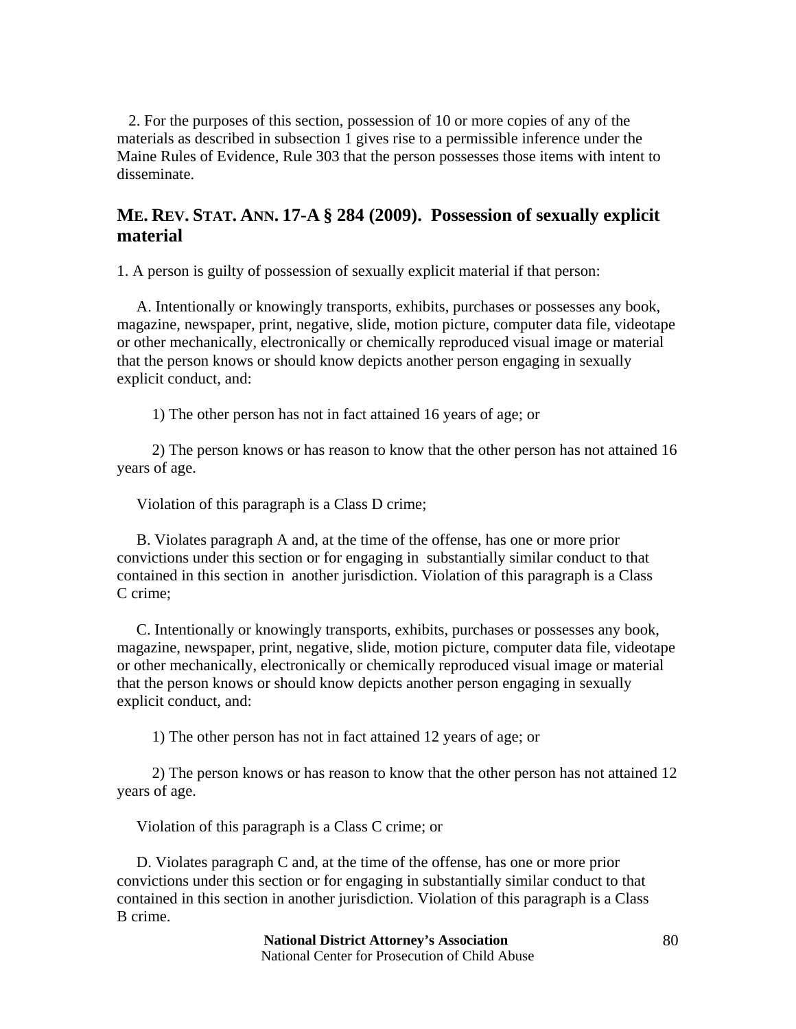2. For the purposes of this section, possession of 10 or more copies of any of the materials as described in subsection 1 gives rise to a permissible inference under the Maine Rules of Evidence, Rule 303 that the person possesses those items with intent to disseminate.

## ME. REV. STAT. ANN. 17-A § 284 (2009). Possession of sexually explicit material

1. A person is guilty of possession of sexually explicit material if that person:

A. Intentionally or knowingly transports, exhibits, purchases or possesses any book, magazine, newspaper, print, negative, slide, motion picture, computer data file, videotape or other mechanically, electronically or chemically reproduced visual image or material that the person knows or should know depicts another person engaging in sexually explicit conduct, and:

1) The other person has not in fact attained 16 years of age; or

2) The person knows or has reason to know that the other person has not attained 16 years of age.

Violation of this paragraph is a Class D crime;

B. Violates paragraph A and, at the time of the offense, has one or more prior convictions under this section or for engaging in substantially similar conduct to that contained in this section in another jurisdiction. Violation of this paragraph is a Class C crime;

C. Intentionally or knowingly transports, exhibits, purchases or possesses any book, magazine, newspaper, print, negative, slide, motion picture, computer data file, videotape or other mechanically, electronically or chemically reproduced visual image or material that the person knows or should know depicts another person engaging in sexually explicit conduct, and:

1) The other person has not in fact attained 12 years of age; or

2) The person knows or has reason to know that the other person has not attained 12 years of age.

Violation of this paragraph is a Class C crime; or

D. Violates paragraph C and, at the time of the offense, has one or more prior convictions under this section or for engaging in substantially similar conduct to that contained in this section in another jurisdiction. Violation of this paragraph is a Class B crime.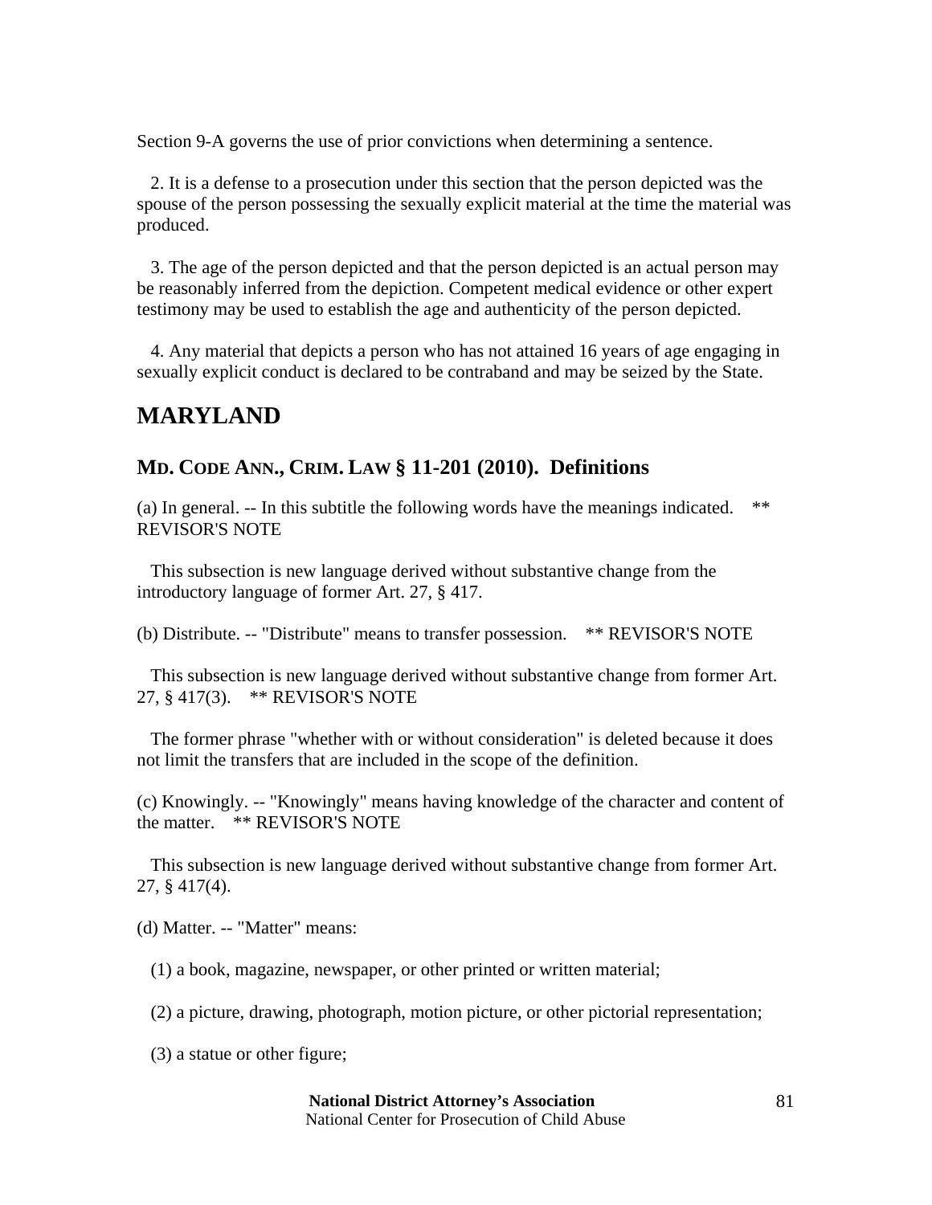Section 9-A governs the use of prior convictions when determining a sentence.

2. It is a defense to a prosecution under this section that the person depicted was the spouse of the person possessing the sexually explicit material at the time the material was produced.

3. The age of the person depicted and that the person depicted is an actual person may be reasonably inferred from the depiction. Competent medical evidence or other expert testimony may be used to establish the age and authenticity of the person depicted.

4. Any material that depicts a person who has not attained 16 years of age engaging in sexually explicit conduct is declared to be contraband and may be seized by the State.

## MARYLAND

### MD. CODE ANN., CRIM. LAW § 11-201 (2010). Definitions

(a) In general. -- In this subtitle the following words have the meanings indicated. ** REVISOR'S NOTE

This subsection is new language derived without substantive change from the introductory language of former Art. 27, § 417.

(b) Distribute. -- "Distribute" means to transfer possession. ** REVISOR'S NOTE

This subsection is new language derived without substantive change from former Art. 27, § 417(3). ** REVISOR'S NOTE

The former phrase "whether with or without consideration" is deleted because it does not limit the transfers that are included in the scope of the definition.

(c) Knowingly. -- "Knowingly" means having knowledge of the character and content of the matter. ** REVISOR'S NOTE

This subsection is new language derived without substantive change from former Art. 27, § 417(4).

(d) Matter. -- "Matter" means:

(1) a book, magazine, newspaper, or other printed or written material;

(2) a picture, drawing, photograph, motion picture, or other pictorial representation;

(3) a statue or other figure;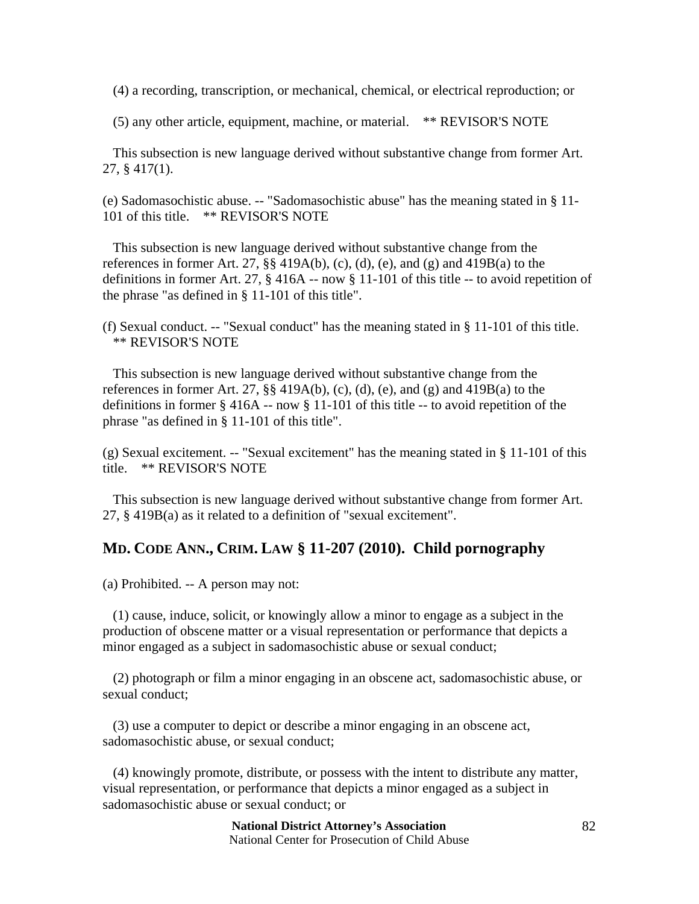(4) a recording, transcription, or mechanical, chemical, or electrical reproduction; or

(5) any other article, equipment, machine, or material. ** REVISOR'S NOTE

This subsection is new language derived without substantive change from former Art. 27, § 417(1).

(e) Sadomasochistic abuse. -- "Sadomasochistic abuse" has the meaning stated in § 11-101 of this title. ** REVISOR'S NOTE

This subsection is new language derived without substantive change from the references in former Art. 27, §§ 419A(b), (c), (d), (e), and (g) and 419B(a) to the definitions in former Art. 27, § 416A -- now § 11-101 of this title -- to avoid repetition of the phrase "as defined in § 11-101 of this title".

(f) Sexual conduct. -- "Sexual conduct" has the meaning stated in § 11-101 of this title. ** REVISOR'S NOTE

This subsection is new language derived without substantive change from the references in former Art. 27, §§ 419A(b), (c), (d), (e), and (g) and 419B(a) to the definitions in former § 416A -- now § 11-101 of this title -- to avoid repetition of the phrase "as defined in § 11-101 of this title".

(g) Sexual excitement. -- "Sexual excitement" has the meaning stated in § 11-101 of this title. ** REVISOR'S NOTE

This subsection is new language derived without substantive change from former Art. 27, § 419B(a) as it related to a definition of "sexual excitement".

## MD. CODE ANN., CRIM. LAW § 11-207 (2010). Child pornography

(a) Prohibited. -- A person may not:

(1) cause, induce, solicit, or knowingly allow a minor to engage as a subject in the production of obscene matter or a visual representation or performance that depicts a minor engaged as a subject in sadomasochistic abuse or sexual conduct;

(2) photograph or film a minor engaging in an obscene act, sadomasochistic abuse, or sexual conduct;

(3) use a computer to depict or describe a minor engaging in an obscene act, sadomasochistic abuse, or sexual conduct;

(4) knowingly promote, distribute, or possess with the intent to distribute any matter, visual representation, or performance that depicts a minor engaged as a subject in sadomasochistic abuse or sexual conduct; or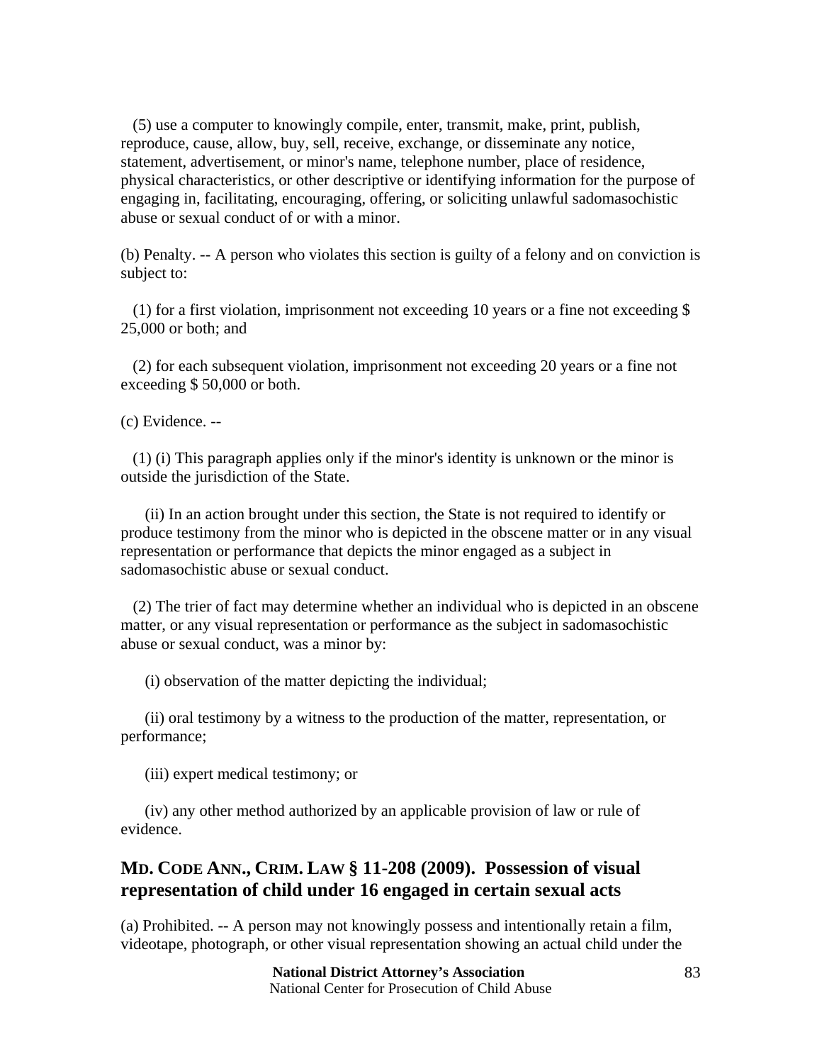(5) use a computer to knowingly compile, enter, transmit, make, print, publish, reproduce, cause, allow, buy, sell, receive, exchange, or disseminate any notice, statement, advertisement, or minor's name, telephone number, place of residence, physical characteristics, or other descriptive or identifying information for the purpose of engaging in, facilitating, encouraging, offering, or soliciting unlawful sadomasochistic abuse or sexual conduct of or with a minor.

(b) Penalty. -- A person who violates this section is guilty of a felony and on conviction is subject to:

(1) for a first violation, imprisonment not exceeding 10 years or a fine not exceeding $ 25,000 or both; and

(2) for each subsequent violation, imprisonment not exceeding 20 years or a fine not exceeding $ 50,000 or both.

(c) Evidence. --

(1) (i) This paragraph applies only if the minor's identity is unknown or the minor is outside the jurisdiction of the State.

(ii) In an action brought under this section, the State is not required to identify or produce testimony from the minor who is depicted in the obscene matter or in any visual representation or performance that depicts the minor engaged as a subject in sadomasochistic abuse or sexual conduct.

(2) The trier of fact may determine whether an individual who is depicted in an obscene matter, or any visual representation or performance as the subject in sadomasochistic abuse or sexual conduct, was a minor by:

(i) observation of the matter depicting the individual;

(ii) oral testimony by a witness to the production of the matter, representation, or performance;

(iii) expert medical testimony; or

(iv) any other method authorized by an applicable provision of law or rule of evidence.

## MD. CODE ANN., CRIM. LAW § 11-208 (2009). Possession of visual representation of child under 16 engaged in certain sexual acts

(a) Prohibited. -- A person may not knowingly possess and intentionally retain a film, videotape, photograph, or other visual representation showing an actual child under the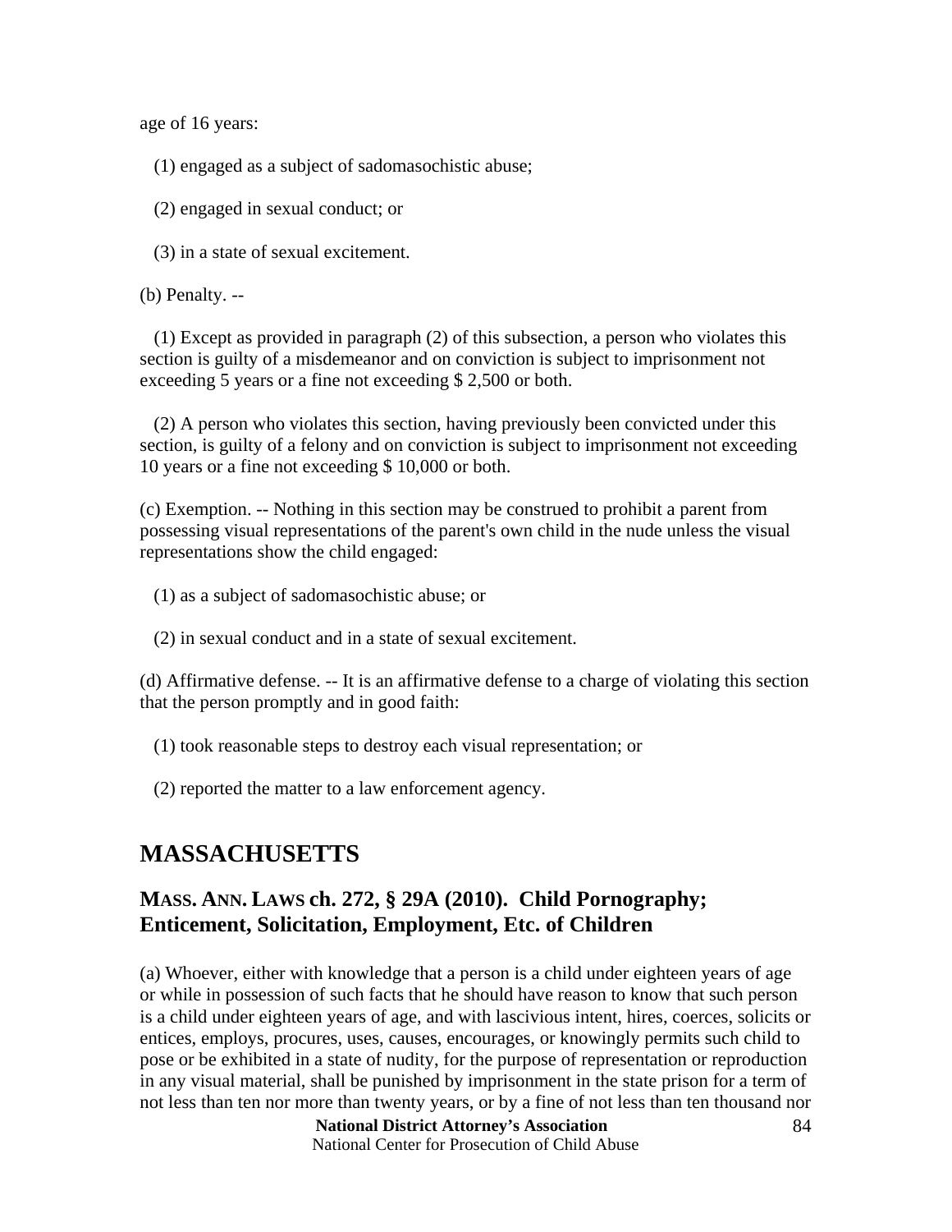age of 16 years:

(1) engaged as a subject of sadomasochistic abuse;

(2) engaged in sexual conduct; or

(3) in a state of sexual excitement.

(b) Penalty. --

(1) Except as provided in paragraph (2) of this subsection, a person who violates this section is guilty of a misdemeanor and on conviction is subject to imprisonment not exceeding 5 years or a fine not exceeding $ 2,500 or both.

(2) A person who violates this section, having previously been convicted under this section, is guilty of a felony and on conviction is subject to imprisonment not exceeding 10 years or a fine not exceeding $ 10,000 or both.

(c) Exemption. -- Nothing in this section may be construed to prohibit a parent from possessing visual representations of the parent's own child in the nude unless the visual representations show the child engaged:

(1) as a subject of sadomasochistic abuse; or

(2) in sexual conduct and in a state of sexual excitement.

(d) Affirmative defense. -- It is an affirmative defense to a charge of violating this section that the person promptly and in good faith:

(1) took reasonable steps to destroy each visual representation; or

(2) reported the matter to a law enforcement agency.

## MASSACHUSETTS

### MASS. ANN. LAWS ch. 272, § 29A (2010). Child Pornography; Enticement, Solicitation, Employment, Etc. of Children

(a) Whoever, either with knowledge that a person is a child under eighteen years of age or while in possession of such facts that he should have reason to know that such person is a child under eighteen years of age, and with lascivious intent, hires, coerces, solicits or entices, employs, procures, uses, causes, encourages, or knowingly permits such child to pose or be exhibited in a state of nudity, for the purpose of representation or reproduction in any visual material, shall be punished by imprisonment in the state prison for a term of not less than ten nor more than twenty years, or by a fine of not less than ten thousand nor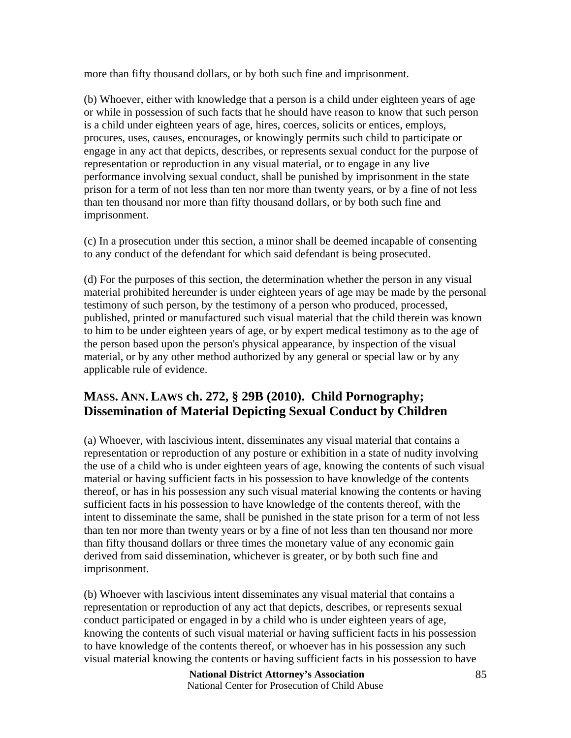more than fifty thousand dollars, or by both such fine and imprisonment.

(b) Whoever, either with knowledge that a person is a child under eighteen years of age or while in possession of such facts that he should have reason to know that such person is a child under eighteen years of age, hires, coerces, solicits or entices, employs, procures, uses, causes, encourages, or knowingly permits such child to participate or engage in any act that depicts, describes, or represents sexual conduct for the purpose of representation or reproduction in any visual material, or to engage in any live performance involving sexual conduct, shall be punished by imprisonment in the state prison for a term of not less than ten nor more than twenty years, or by a fine of not less than ten thousand nor more than fifty thousand dollars, or by both such fine and imprisonment.

(c) In a prosecution under this section, a minor shall be deemed incapable of consenting to any conduct of the defendant for which said defendant is being prosecuted.

(d) For the purposes of this section, the determination whether the person in any visual material prohibited hereunder is under eighteen years of age may be made by the personal testimony of such person, by the testimony of a person who produced, processed, published, printed or manufactured such visual material that the child therein was known to him to be under eighteen years of age, or by expert medical testimony as to the age of the person based upon the person's physical appearance, by inspection of the visual material, or by any other method authorized by any general or special law or by any applicable rule of evidence.

## MASS. ANN. LAWS ch. 272, § 29B (2010). Child Pornography; Dissemination of Material Depicting Sexual Conduct by Children

(a) Whoever, with lascivious intent, disseminates any visual material that contains a representation or reproduction of any posture or exhibition in a state of nudity involving the use of a child who is under eighteen years of age, knowing the contents of such visual material or having sufficient facts in his possession to have knowledge of the contents thereof, or has in his possession any such visual material knowing the contents or having sufficient facts in his possession to have knowledge of the contents thereof, with the intent to disseminate the same, shall be punished in the state prison for a term of not less than ten nor more than twenty years or by a fine of not less than ten thousand nor more than fifty thousand dollars or three times the monetary value of any economic gain derived from said dissemination, whichever is greater, or by both such fine and imprisonment.

(b) Whoever with lascivious intent disseminates any visual material that contains a representation or reproduction of any act that depicts, describes, or represents sexual conduct participated or engaged in by a child who is under eighteen years of age, knowing the contents of such visual material or having sufficient facts in his possession to have knowledge of the contents thereof, or whoever has in his possession any such visual material knowing the contents or having sufficient facts in his possession to have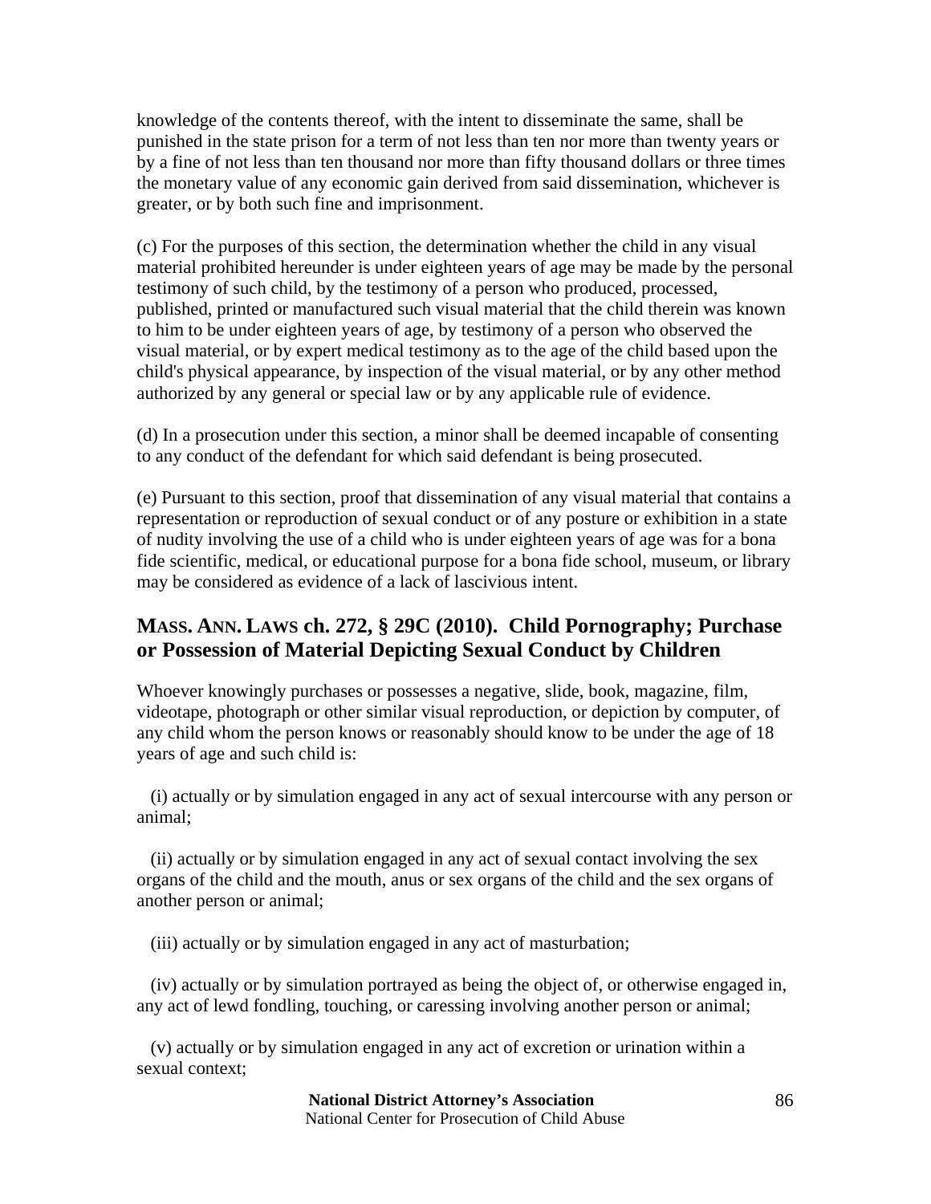knowledge of the contents thereof, with the intent to disseminate the same, shall be punished in the state prison for a term of not less than ten nor more than twenty years or by a fine of not less than ten thousand nor more than fifty thousand dollars or three times the monetary value of any economic gain derived from said dissemination, whichever is greater, or by both such fine and imprisonment.

(c) For the purposes of this section, the determination whether the child in any visual material prohibited hereunder is under eighteen years of age may be made by the personal testimony of such child, by the testimony of a person who produced, processed, published, printed or manufactured such visual material that the child therein was known to him to be under eighteen years of age, by testimony of a person who observed the visual material, or by expert medical testimony as to the age of the child based upon the child's physical appearance, by inspection of the visual material, or by any other method authorized by any general or special law or by any applicable rule of evidence.

(d) In a prosecution under this section, a minor shall be deemed incapable of consenting to any conduct of the defendant for which said defendant is being prosecuted.

(e) Pursuant to this section, proof that dissemination of any visual material that contains a representation or reproduction of sexual conduct or of any posture or exhibition in a state of nudity involving the use of a child who is under eighteen years of age was for a bona fide scientific, medical, or educational purpose for a bona fide school, museum, or library may be considered as evidence of a lack of lascivious intent.

## MASS. ANN. LAWS ch. 272, § 29C (2010). Child Pornography; Purchase or Possession of Material Depicting Sexual Conduct by Children

Whoever knowingly purchases or possesses a negative, slide, book, magazine, film, videotape, photograph or other similar visual reproduction, or depiction by computer, of any child whom the person knows or reasonably should know to be under the age of 18 years of age and such child is:

(i) actually or by simulation engaged in any act of sexual intercourse with any person or animal;

(ii) actually or by simulation engaged in any act of sexual contact involving the sex organs of the child and the mouth, anus or sex organs of the child and the sex organs of another person or animal;

(iii) actually or by simulation engaged in any act of masturbation;

(iv) actually or by simulation portrayed as being the object of, or otherwise engaged in, any act of lewd fondling, touching, or caressing involving another person or animal;

(v) actually or by simulation engaged in any act of excretion or urination within a sexual context;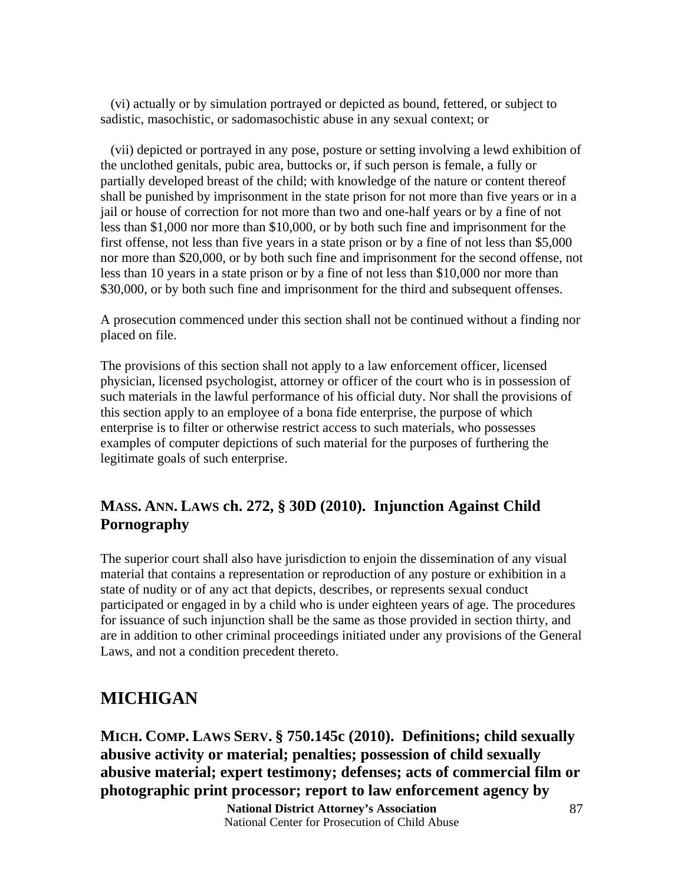(vi) actually or by simulation portrayed or depicted as bound, fettered, or subject to sadistic, masochistic, or sadomasochistic abuse in any sexual context; or

(vii) depicted or portrayed in any pose, posture or setting involving a lewd exhibition of the unclothed genitals, pubic area, buttocks or, if such person is female, a fully or partially developed breast of the child; with knowledge of the nature or content thereof shall be punished by imprisonment in the state prison for not more than five years or in a jail or house of correction for not more than two and one-half years or by a fine of not less than $1,000 nor more than $10,000, or by both such fine and imprisonment for the first offense, not less than five years in a state prison or by a fine of not less than $5,000 nor more than $20,000, or by both such fine and imprisonment for the second offense, not less than 10 years in a state prison or by a fine of not less than $10,000 nor more than $30,000, or by both such fine and imprisonment for the third and subsequent offenses.

A prosecution commenced under this section shall not be continued without a finding nor placed on file.

The provisions of this section shall not apply to a law enforcement officer, licensed physician, licensed psychologist, attorney or officer of the court who is in possession of such materials in the lawful performance of his official duty. Nor shall the provisions of this section apply to an employee of a bona fide enterprise, the purpose of which enterprise is to filter or otherwise restrict access to such materials, who possesses examples of computer depictions of such material for the purposes of furthering the legitimate goals of such enterprise.

### MASS. ANN. LAWS ch. 272, § 30D (2010). Injunction Against Child Pornography

The superior court shall also have jurisdiction to enjoin the dissemination of any visual material that contains a representation or reproduction of any posture or exhibition in a state of nudity or of any act that depicts, describes, or represents sexual conduct participated or engaged in by a child who is under eighteen years of age. The procedures for issuance of such injunction shall be the same as those provided in section thirty, and are in addition to other criminal proceedings initiated under any provisions of the General Laws, and not a condition precedent thereto.

## MICHIGAN

### MICH. COMP. LAWS SERV. § 750.145c (2010). Definitions; child sexually abusive activity or material; penalties; possession of child sexually abusive material; expert testimony; defenses; acts of commercial film or photographic print processor; report to law enforcement agency by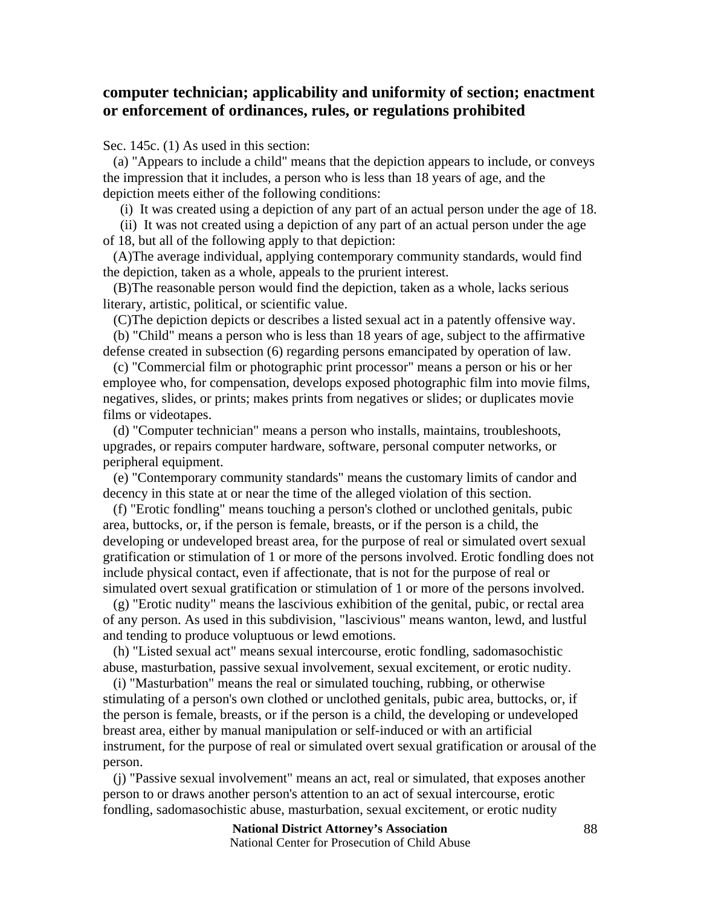## computer technician; applicability and uniformity of section; enactment or enforcement of ordinances, rules, or regulations prohibited

Sec. 145c. (1) As used in this section:

(a) "Appears to include a child" means that the depiction appears to include, or conveys the impression that it includes, a person who is less than 18 years of age, and the depiction meets either of the following conditions:

(i) It was created using a depiction of any part of an actual person under the age of 18.

(ii) It was not created using a depiction of any part of an actual person under the age of 18, but all of the following apply to that depiction:

(A)The average individual, applying contemporary community standards, would find the depiction, taken as a whole, appeals to the prurient interest.

(B)The reasonable person would find the depiction, taken as a whole, lacks serious literary, artistic, political, or scientific value.

(C)The depiction depicts or describes a listed sexual act in a patently offensive way.

(b) "Child" means a person who is less than 18 years of age, subject to the affirmative defense created in subsection (6) regarding persons emancipated by operation of law.

(c) "Commercial film or photographic print processor" means a person or his or her employee who, for compensation, develops exposed photographic film into movie films, negatives, slides, or prints; makes prints from negatives or slides; or duplicates movie films or videotapes.

(d) "Computer technician" means a person who installs, maintains, troubleshoots, upgrades, or repairs computer hardware, software, personal computer networks, or peripheral equipment.

(e) "Contemporary community standards" means the customary limits of candor and decency in this state at or near the time of the alleged violation of this section.

(f) "Erotic fondling" means touching a person's clothed or unclothed genitals, pubic area, buttocks, or, if the person is female, breasts, or if the person is a child, the developing or undeveloped breast area, for the purpose of real or simulated overt sexual gratification or stimulation of 1 or more of the persons involved. Erotic fondling does not include physical contact, even if affectionate, that is not for the purpose of real or simulated overt sexual gratification or stimulation of 1 or more of the persons involved.

(g) "Erotic nudity" means the lascivious exhibition of the genital, pubic, or rectal area of any person. As used in this subdivision, "lascivious" means wanton, lewd, and lustful and tending to produce voluptuous or lewd emotions.

(h) "Listed sexual act" means sexual intercourse, erotic fondling, sadomasochistic abuse, masturbation, passive sexual involvement, sexual excitement, or erotic nudity.

(i) "Masturbation" means the real or simulated touching, rubbing, or otherwise stimulating of a person's own clothed or unclothed genitals, pubic area, buttocks, or, if the person is female, breasts, or if the person is a child, the developing or undeveloped breast area, either by manual manipulation or self-induced or with an artificial instrument, for the purpose of real or simulated overt sexual gratification or arousal of the person.

(j) "Passive sexual involvement" means an act, real or simulated, that exposes another person to or draws another person's attention to an act of sexual intercourse, erotic fondling, sadomasochistic abuse, masturbation, sexual excitement, or erotic nudity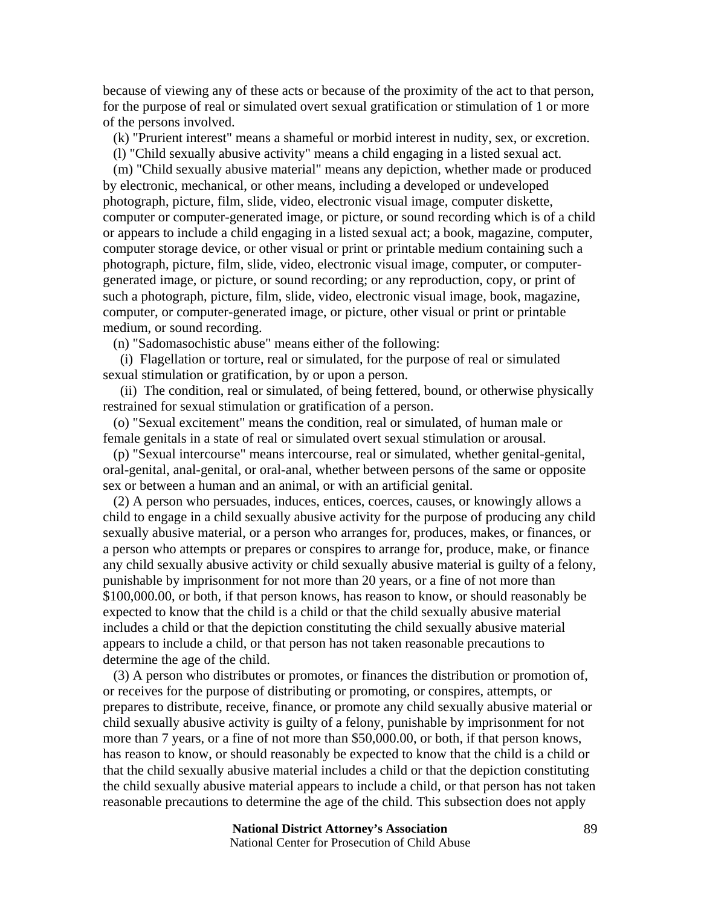because of viewing any of these acts or because of the proximity of the act to that person, for the purpose of real or simulated overt sexual gratification or stimulation of 1 or more of the persons involved.

(k) "Prurient interest" means a shameful or morbid interest in nudity, sex, or excretion.

(l) "Child sexually abusive activity" means a child engaging in a listed sexual act.

(m) "Child sexually abusive material" means any depiction, whether made or produced by electronic, mechanical, or other means, including a developed or undeveloped photograph, picture, film, slide, video, electronic visual image, computer diskette, computer or computer-generated image, or picture, or sound recording which is of a child or appears to include a child engaging in a listed sexual act; a book, magazine, computer, computer storage device, or other visual or print or printable medium containing such a photograph, picture, film, slide, video, electronic visual image, computer, or computer-generated image, or picture, or sound recording; or any reproduction, copy, or print of such a photograph, picture, film, slide, video, electronic visual image, book, magazine, computer, or computer-generated image, or picture, other visual or print or printable medium, or sound recording.

(n) "Sadomasochistic abuse" means either of the following:

(i) Flagellation or torture, real or simulated, for the purpose of real or simulated sexual stimulation or gratification, by or upon a person.

(ii) The condition, real or simulated, of being fettered, bound, or otherwise physically restrained for sexual stimulation or gratification of a person.

(o) "Sexual excitement" means the condition, real or simulated, of human male or female genitals in a state of real or simulated overt sexual stimulation or arousal.

(p) "Sexual intercourse" means intercourse, real or simulated, whether genital-genital, oral-genital, anal-genital, or oral-anal, whether between persons of the same or opposite sex or between a human and an animal, or with an artificial genital.

(2) A person who persuades, induces, entices, coerces, causes, or knowingly allows a child to engage in a child sexually abusive activity for the purpose of producing any child sexually abusive material, or a person who arranges for, produces, makes, or finances, or a person who attempts or prepares or conspires to arrange for, produce, make, or finance any child sexually abusive activity or child sexually abusive material is guilty of a felony, punishable by imprisonment for not more than 20 years, or a fine of not more than $100,000.00, or both, if that person knows, has reason to know, or should reasonably be expected to know that the child is a child or that the child sexually abusive material includes a child or that the depiction constituting the child sexually abusive material appears to include a child, or that person has not taken reasonable precautions to determine the age of the child.

(3) A person who distributes or promotes, or finances the distribution or promotion of, or receives for the purpose of distributing or promoting, or conspires, attempts, or prepares to distribute, receive, finance, or promote any child sexually abusive material or child sexually abusive activity is guilty of a felony, punishable by imprisonment for not more than 7 years, or a fine of not more than $50,000.00, or both, if that person knows, has reason to know, or should reasonably be expected to know that the child is a child or that the child sexually abusive material includes a child or that the depiction constituting the child sexually abusive material appears to include a child, or that person has not taken reasonable precautions to determine the age of the child. This subsection does not apply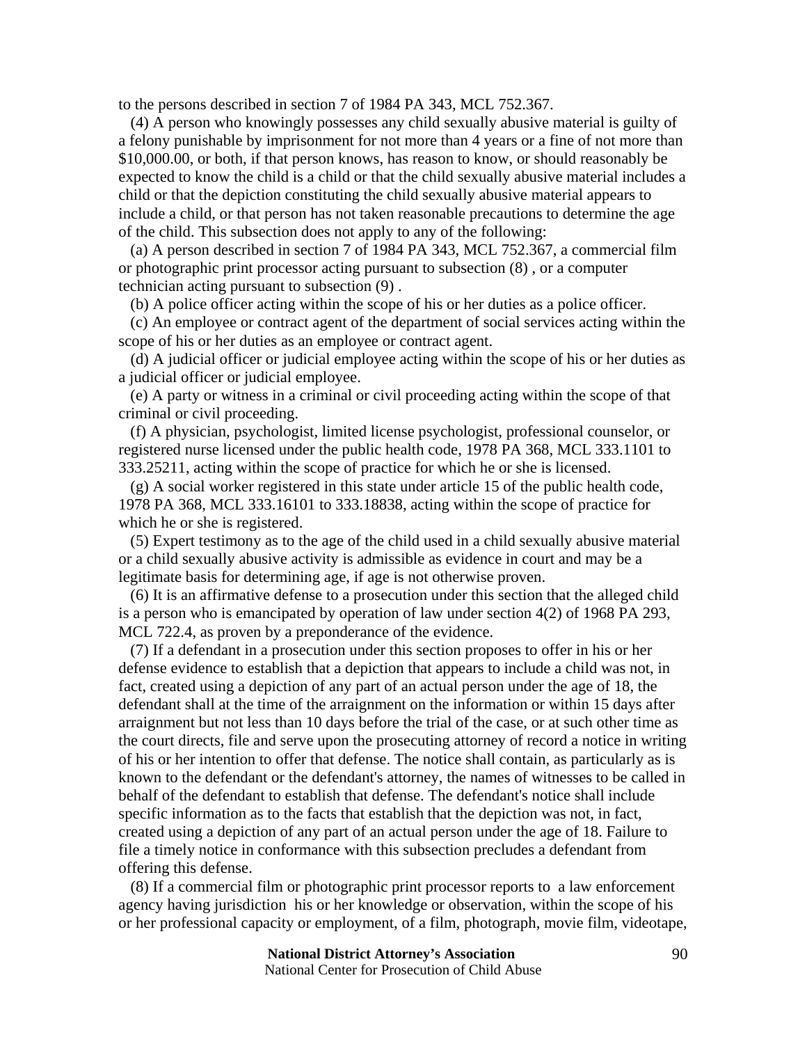to the persons described in section 7 of 1984 PA 343, MCL 752.367.

(4) A person who knowingly possesses any child sexually abusive material is guilty of a felony punishable by imprisonment for not more than 4 years or a fine of not more than $10,000.00, or both, if that person knows, has reason to know, or should reasonably be expected to know the child is a child or that the child sexually abusive material includes a child or that the depiction constituting the child sexually abusive material appears to include a child, or that person has not taken reasonable precautions to determine the age of the child. This subsection does not apply to any of the following:

(a) A person described in section 7 of 1984 PA 343, MCL 752.367, a commercial film or photographic print processor acting pursuant to subsection (8) , or a computer technician acting pursuant to subsection (9) .

(b) A police officer acting within the scope of his or her duties as a police officer.

(c) An employee or contract agent of the department of social services acting within the scope of his or her duties as an employee or contract agent.

(d) A judicial officer or judicial employee acting within the scope of his or her duties as a judicial officer or judicial employee.

(e) A party or witness in a criminal or civil proceeding acting within the scope of that criminal or civil proceeding.

(f) A physician, psychologist, limited license psychologist, professional counselor, or registered nurse licensed under the public health code, 1978 PA 368, MCL 333.1101 to 333.25211, acting within the scope of practice for which he or she is licensed.

(g) A social worker registered in this state under article 15 of the public health code, 1978 PA 368, MCL 333.16101 to 333.18838, acting within the scope of practice for which he or she is registered.

(5) Expert testimony as to the age of the child used in a child sexually abusive material or a child sexually abusive activity is admissible as evidence in court and may be a legitimate basis for determining age, if age is not otherwise proven.

(6) It is an affirmative defense to a prosecution under this section that the alleged child is a person who is emancipated by operation of law under section 4(2) of 1968 PA 293, MCL 722.4, as proven by a preponderance of the evidence.

(7) If a defendant in a prosecution under this section proposes to offer in his or her defense evidence to establish that a depiction that appears to include a child was not, in fact, created using a depiction of any part of an actual person under the age of 18, the defendant shall at the time of the arraignment on the information or within 15 days after arraignment but not less than 10 days before the trial of the case, or at such other time as the court directs, file and serve upon the prosecuting attorney of record a notice in writing of his or her intention to offer that defense. The notice shall contain, as particularly as is known to the defendant or the defendant's attorney, the names of witnesses to be called in behalf of the defendant to establish that defense. The defendant's notice shall include specific information as to the facts that establish that the depiction was not, in fact, created using a depiction of any part of an actual person under the age of 18. Failure to file a timely notice in conformance with this subsection precludes a defendant from offering this defense.

(8) If a commercial film or photographic print processor reports to a law enforcement agency having jurisdiction his or her knowledge or observation, within the scope of his or her professional capacity or employment, of a film, photograph, movie film, videotape,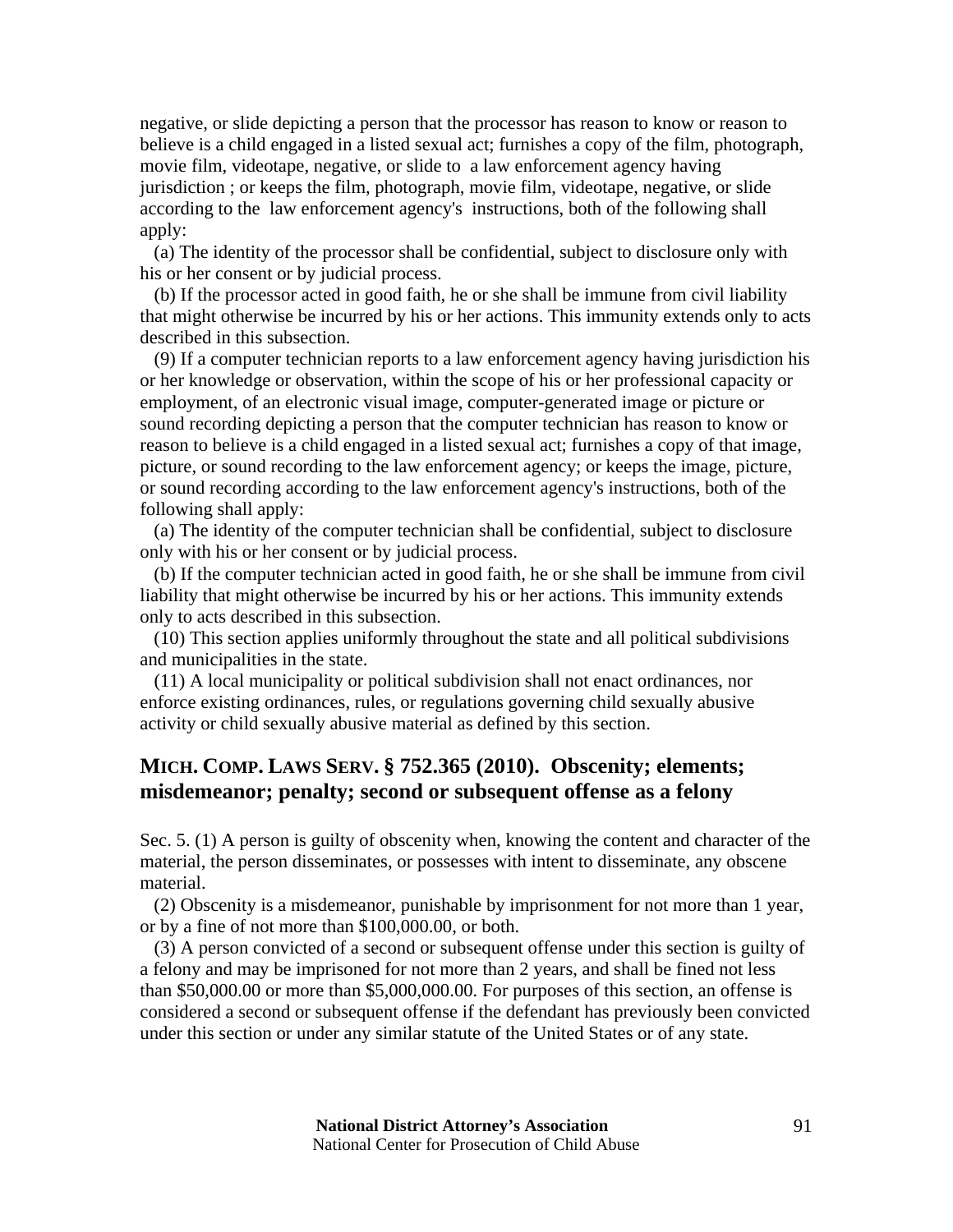negative, or slide depicting a person that the processor has reason to know or reason to believe is a child engaged in a listed sexual act; furnishes a copy of the film, photograph, movie film, videotape, negative, or slide to a law enforcement agency having jurisdiction ; or keeps the film, photograph, movie film, videotape, negative, or slide according to the law enforcement agency's instructions, both of the following shall apply:

(a) The identity of the processor shall be confidential, subject to disclosure only with his or her consent or by judicial process.

(b) If the processor acted in good faith, he or she shall be immune from civil liability that might otherwise be incurred by his or her actions. This immunity extends only to acts described in this subsection.

(9) If a computer technician reports to a law enforcement agency having jurisdiction his or her knowledge or observation, within the scope of his or her professional capacity or employment, of an electronic visual image, computer-generated image or picture or sound recording depicting a person that the computer technician has reason to know or reason to believe is a child engaged in a listed sexual act; furnishes a copy of that image, picture, or sound recording to the law enforcement agency; or keeps the image, picture, or sound recording according to the law enforcement agency's instructions, both of the following shall apply:

(a) The identity of the computer technician shall be confidential, subject to disclosure only with his or her consent or by judicial process.

(b) If the computer technician acted in good faith, he or she shall be immune from civil liability that might otherwise be incurred by his or her actions. This immunity extends only to acts described in this subsection.

(10) This section applies uniformly throughout the state and all political subdivisions and municipalities in the state.

(11) A local municipality or political subdivision shall not enact ordinances, nor enforce existing ordinances, rules, or regulations governing child sexually abusive activity or child sexually abusive material as defined by this section.

## MICH. COMP. LAWS SERV. § 752.365 (2010). Obscenity; elements; misdemeanor; penalty; second or subsequent offense as a felony

Sec. 5. (1) A person is guilty of obscenity when, knowing the content and character of the material, the person disseminates, or possesses with intent to disseminate, any obscene material.

(2) Obscenity is a misdemeanor, punishable by imprisonment for not more than 1 year, or by a fine of not more than $100,000.00, or both.

(3) A person convicted of a second or subsequent offense under this section is guilty of a felony and may be imprisoned for not more than 2 years, and shall be fined not less than $50,000.00 or more than $5,000,000.00. For purposes of this section, an offense is considered a second or subsequent offense if the defendant has previously been convicted under this section or under any similar statute of the United States or of any state.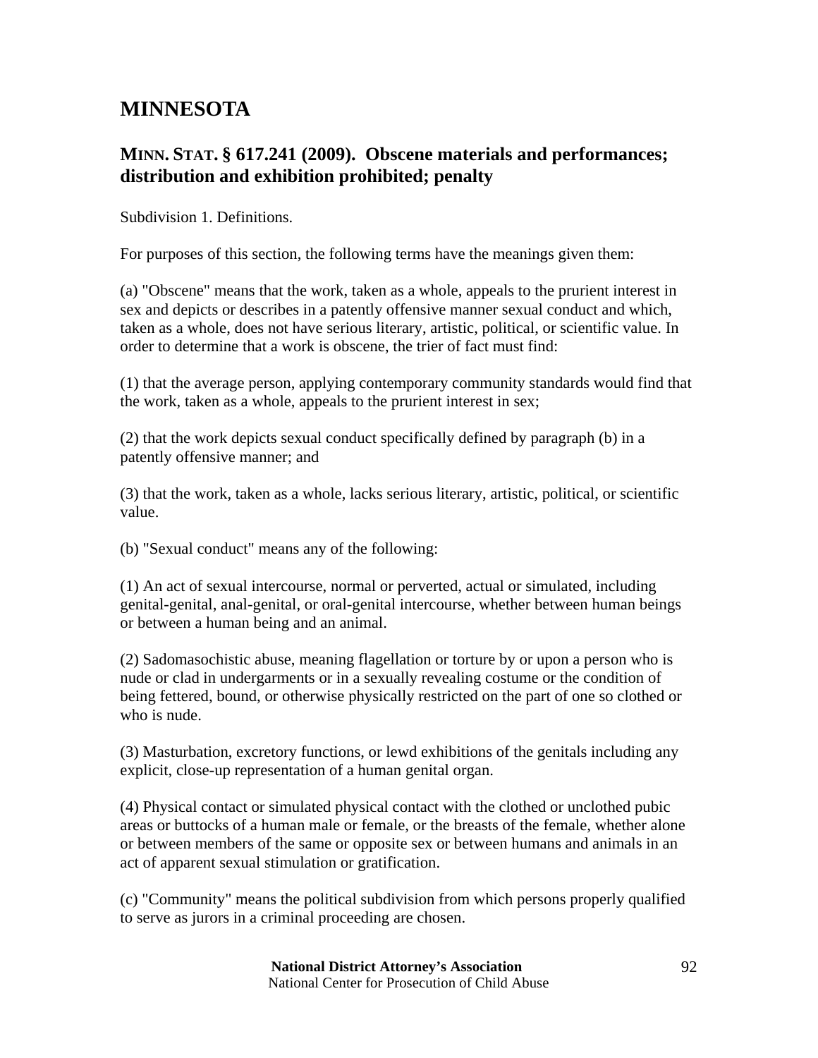# MINNESOTA

## MINN. STAT. § 617.241 (2009). Obscene materials and performances; distribution and exhibition prohibited; penalty

Subdivision 1. Definitions.

For purposes of this section, the following terms have the meanings given them:

(a) "Obscene" means that the work, taken as a whole, appeals to the prurient interest in sex and depicts or describes in a patently offensive manner sexual conduct and which, taken as a whole, does not have serious literary, artistic, political, or scientific value. In order to determine that a work is obscene, the trier of fact must find:

(1) that the average person, applying contemporary community standards would find that the work, taken as a whole, appeals to the prurient interest in sex;

(2) that the work depicts sexual conduct specifically defined by paragraph (b) in a patently offensive manner; and

(3) that the work, taken as a whole, lacks serious literary, artistic, political, or scientific value.

(b) "Sexual conduct" means any of the following:

(1) An act of sexual intercourse, normal or perverted, actual or simulated, including genital-genital, anal-genital, or oral-genital intercourse, whether between human beings or between a human being and an animal.

(2) Sadomasochistic abuse, meaning flagellation or torture by or upon a person who is nude or clad in undergarments or in a sexually revealing costume or the condition of being fettered, bound, or otherwise physically restricted on the part of one so clothed or who is nude.

(3) Masturbation, excretory functions, or lewd exhibitions of the genitals including any explicit, close-up representation of a human genital organ.

(4) Physical contact or simulated physical contact with the clothed or unclothed pubic areas or buttocks of a human male or female, or the breasts of the female, whether alone or between members of the same or opposite sex or between humans and animals in an act of apparent sexual stimulation or gratification.

(c) "Community" means the political subdivision from which persons properly qualified to serve as jurors in a criminal proceeding are chosen.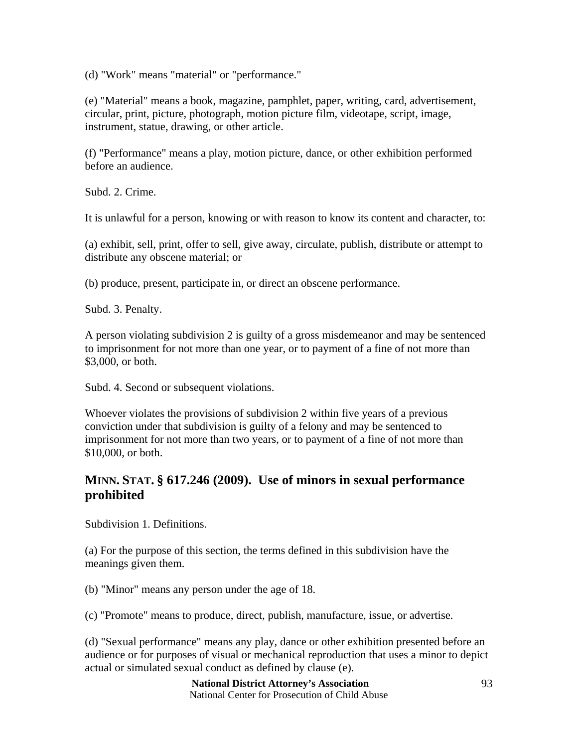(d) "Work" means "material" or "performance."

(e) "Material" means a book, magazine, pamphlet, paper, writing, card, advertisement, circular, print, picture, photograph, motion picture film, videotape, script, image, instrument, statue, drawing, or other article.

(f) "Performance" means a play, motion picture, dance, or other exhibition performed before an audience.

Subd. 2. Crime.

It is unlawful for a person, knowing or with reason to know its content and character, to:

(a) exhibit, sell, print, offer to sell, give away, circulate, publish, distribute or attempt to distribute any obscene material; or

(b) produce, present, participate in, or direct an obscene performance.

Subd. 3. Penalty.

A person violating subdivision 2 is guilty of a gross misdemeanor and may be sentenced to imprisonment for not more than one year, or to payment of a fine of not more than $3,000, or both.

Subd. 4. Second or subsequent violations.

Whoever violates the provisions of subdivision 2 within five years of a previous conviction under that subdivision is guilty of a felony and may be sentenced to imprisonment for not more than two years, or to payment of a fine of not more than $10,000, or both.

## MINN. STAT. § 617.246 (2009). Use of minors in sexual performance prohibited

Subdivision 1. Definitions.

(a) For the purpose of this section, the terms defined in this subdivision have the meanings given them.

(b) "Minor" means any person under the age of 18.

(c) "Promote" means to produce, direct, publish, manufacture, issue, or advertise.

(d) "Sexual performance" means any play, dance or other exhibition presented before an audience or for purposes of visual or mechanical reproduction that uses a minor to depict actual or simulated sexual conduct as defined by clause (e).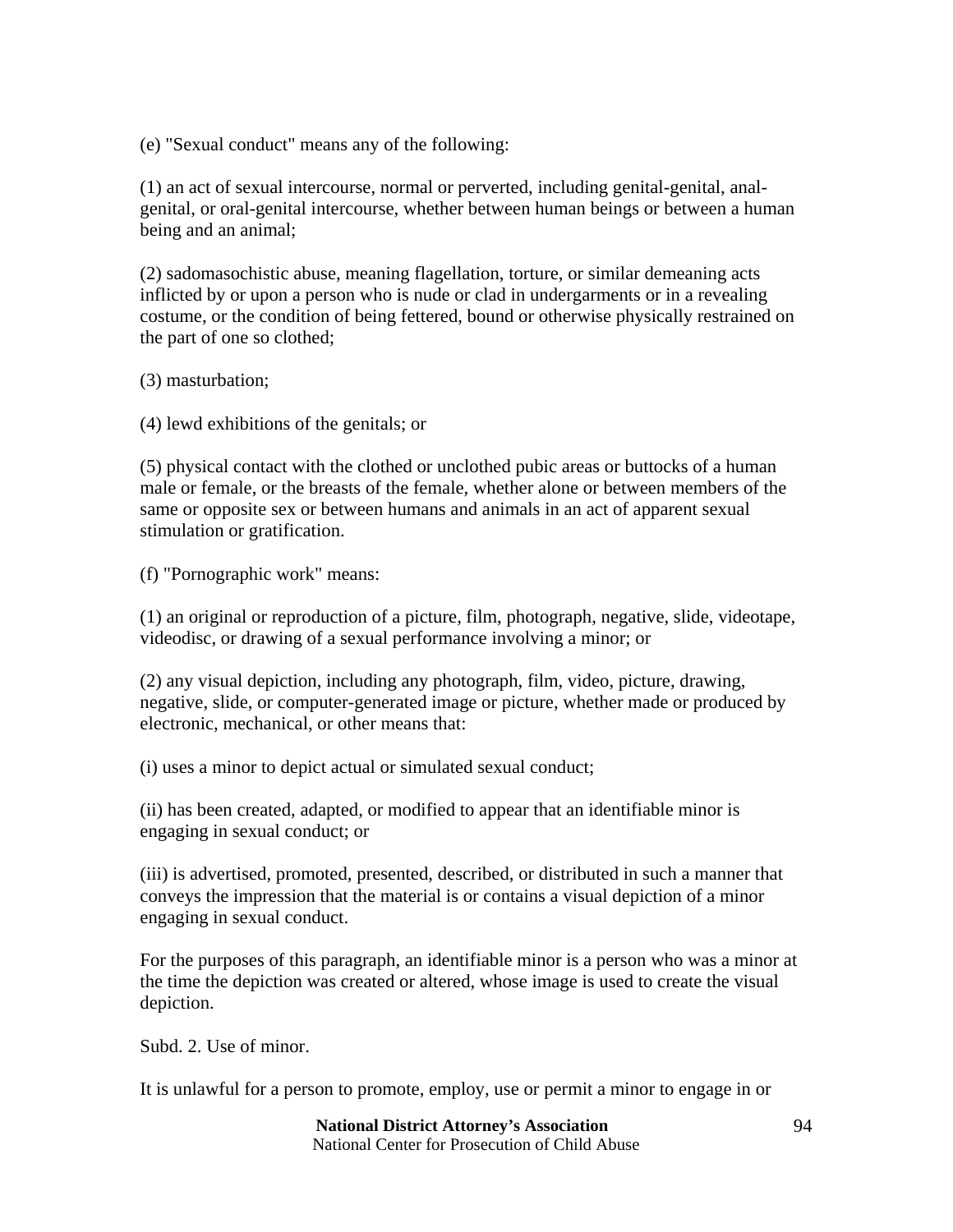(e) "Sexual conduct" means any of the following:

(1) an act of sexual intercourse, normal or perverted, including genital-genital, anal-genital, or oral-genital intercourse, whether between human beings or between a human being and an animal;

(2) sadomasochistic abuse, meaning flagellation, torture, or similar demeaning acts inflicted by or upon a person who is nude or clad in undergarments or in a revealing costume, or the condition of being fettered, bound or otherwise physically restrained on the part of one so clothed;

(3) masturbation;

(4) lewd exhibitions of the genitals; or

(5) physical contact with the clothed or unclothed pubic areas or buttocks of a human male or female, or the breasts of the female, whether alone or between members of the same or opposite sex or between humans and animals in an act of apparent sexual stimulation or gratification.

(f) "Pornographic work" means:

(1) an original or reproduction of a picture, film, photograph, negative, slide, videotape, videodisc, or drawing of a sexual performance involving a minor; or

(2) any visual depiction, including any photograph, film, video, picture, drawing, negative, slide, or computer-generated image or picture, whether made or produced by electronic, mechanical, or other means that:

(i) uses a minor to depict actual or simulated sexual conduct;

(ii) has been created, adapted, or modified to appear that an identifiable minor is engaging in sexual conduct; or

(iii) is advertised, promoted, presented, described, or distributed in such a manner that conveys the impression that the material is or contains a visual depiction of a minor engaging in sexual conduct.

For the purposes of this paragraph, an identifiable minor is a person who was a minor at the time the depiction was created or altered, whose image is used to create the visual depiction.

Subd. 2. Use of minor.

It is unlawful for a person to promote, employ, use or permit a minor to engage in or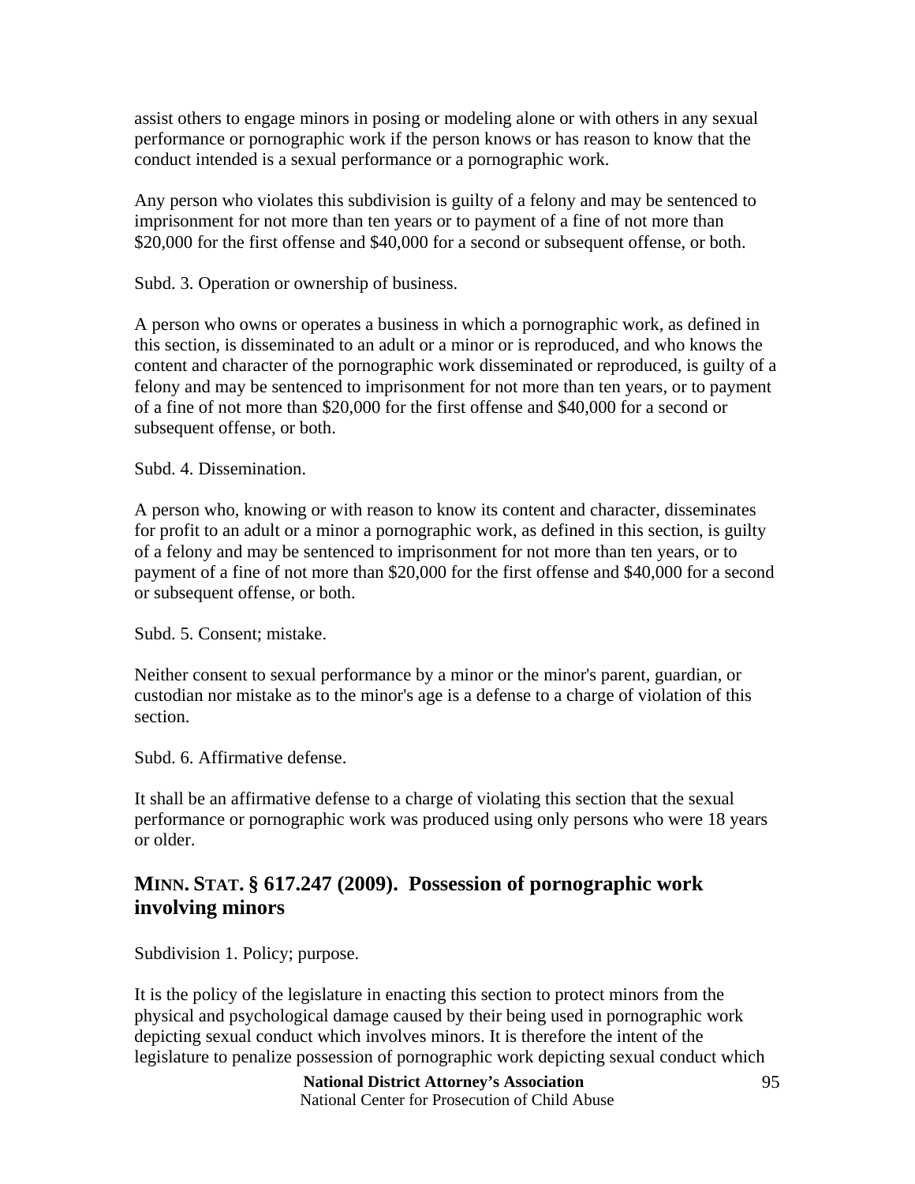assist others to engage minors in posing or modeling alone or with others in any sexual performance or pornographic work if the person knows or has reason to know that the conduct intended is a sexual performance or a pornographic work.

Any person who violates this subdivision is guilty of a felony and may be sentenced to imprisonment for not more than ten years or to payment of a fine of not more than $20,000 for the first offense and $40,000 for a second or subsequent offense, or both.

Subd. 3. Operation or ownership of business.

A person who owns or operates a business in which a pornographic work, as defined in this section, is disseminated to an adult or a minor or is reproduced, and who knows the content and character of the pornographic work disseminated or reproduced, is guilty of a felony and may be sentenced to imprisonment for not more than ten years, or to payment of a fine of not more than $20,000 for the first offense and $40,000 for a second or subsequent offense, or both.

Subd. 4. Dissemination.

A person who, knowing or with reason to know its content and character, disseminates for profit to an adult or a minor a pornographic work, as defined in this section, is guilty of a felony and may be sentenced to imprisonment for not more than ten years, or to payment of a fine of not more than $20,000 for the first offense and $40,000 for a second or subsequent offense, or both.

Subd. 5. Consent; mistake.

Neither consent to sexual performance by a minor or the minor's parent, guardian, or custodian nor mistake as to the minor's age is a defense to a charge of violation of this section.

Subd. 6. Affirmative defense.

It shall be an affirmative defense to a charge of violating this section that the sexual performance or pornographic work was produced using only persons who were 18 years or older.

## MINN. STAT. § 617.247 (2009). Possession of pornographic work involving minors

Subdivision 1. Policy; purpose.

It is the policy of the legislature in enacting this section to protect minors from the physical and psychological damage caused by their being used in pornographic work depicting sexual conduct which involves minors. It is therefore the intent of the legislature to penalize possession of pornographic work depicting sexual conduct which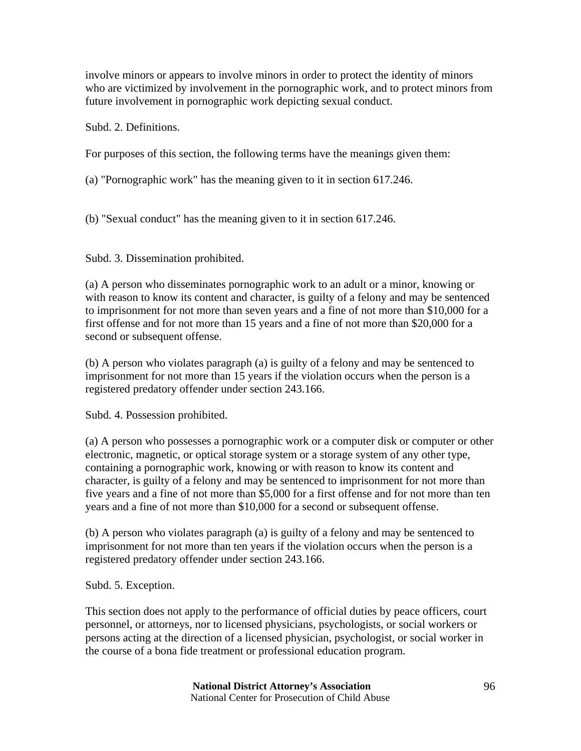involve minors or appears to involve minors in order to protect the identity of minors who are victimized by involvement in the pornographic work, and to protect minors from future involvement in pornographic work depicting sexual conduct.

Subd. 2. Definitions.

For purposes of this section, the following terms have the meanings given them:

(a) "Pornographic work" has the meaning given to it in section 617.246.

(b) "Sexual conduct" has the meaning given to it in section 617.246.

Subd. 3. Dissemination prohibited.

(a) A person who disseminates pornographic work to an adult or a minor, knowing or with reason to know its content and character, is guilty of a felony and may be sentenced to imprisonment for not more than seven years and a fine of not more than $10,000 for a first offense and for not more than 15 years and a fine of not more than $20,000 for a second or subsequent offense.

(b) A person who violates paragraph (a) is guilty of a felony and may be sentenced to imprisonment for not more than 15 years if the violation occurs when the person is a registered predatory offender under section 243.166.

Subd. 4. Possession prohibited.

(a) A person who possesses a pornographic work or a computer disk or computer or other electronic, magnetic, or optical storage system or a storage system of any other type, containing a pornographic work, knowing or with reason to know its content and character, is guilty of a felony and may be sentenced to imprisonment for not more than five years and a fine of not more than $5,000 for a first offense and for not more than ten years and a fine of not more than $10,000 for a second or subsequent offense.

(b) A person who violates paragraph (a) is guilty of a felony and may be sentenced to imprisonment for not more than ten years if the violation occurs when the person is a registered predatory offender under section 243.166.

Subd. 5. Exception.

This section does not apply to the performance of official duties by peace officers, court personnel, or attorneys, nor to licensed physicians, psychologists, or social workers or persons acting at the direction of a licensed physician, psychologist, or social worker in the course of a bona fide treatment or professional education program.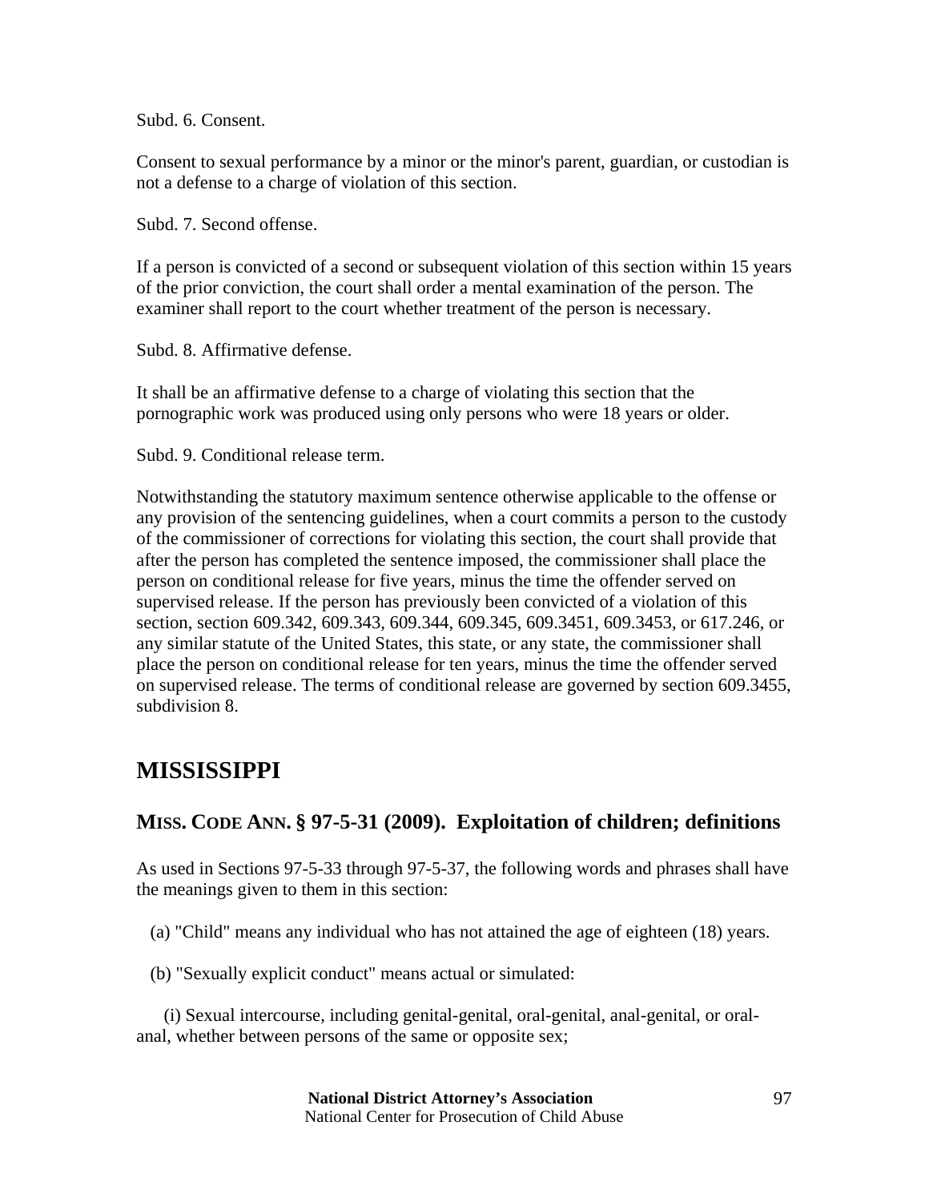Subd. 6. Consent.

Consent to sexual performance by a minor or the minor's parent, guardian, or custodian is not a defense to a charge of violation of this section.

Subd. 7. Second offense.

If a person is convicted of a second or subsequent violation of this section within 15 years of the prior conviction, the court shall order a mental examination of the person. The examiner shall report to the court whether treatment of the person is necessary.

Subd. 8. Affirmative defense.

It shall be an affirmative defense to a charge of violating this section that the pornographic work was produced using only persons who were 18 years or older.

Subd. 9. Conditional release term.

Notwithstanding the statutory maximum sentence otherwise applicable to the offense or any provision of the sentencing guidelines, when a court commits a person to the custody of the commissioner of corrections for violating this section, the court shall provide that after the person has completed the sentence imposed, the commissioner shall place the person on conditional release for five years, minus the time the offender served on supervised release. If the person has previously been convicted of a violation of this section, section 609.342, 609.343, 609.344, 609.345, 609.3451, 609.3453, or 617.246, or any similar statute of the United States, this state, or any state, the commissioner shall place the person on conditional release for ten years, minus the time the offender served on supervised release. The terms of conditional release are governed by section 609.3455, subdivision 8.

# MISSISSIPPI

## MISS. CODE ANN. § 97-5-31 (2009). Exploitation of children; definitions

As used in Sections 97-5-33 through 97-5-37, the following words and phrases shall have the meanings given to them in this section:

(a) "Child" means any individual who has not attained the age of eighteen (18) years.

(b) "Sexually explicit conduct" means actual or simulated:

(i) Sexual intercourse, including genital-genital, oral-genital, anal-genital, or oral-anal, whether between persons of the same or opposite sex;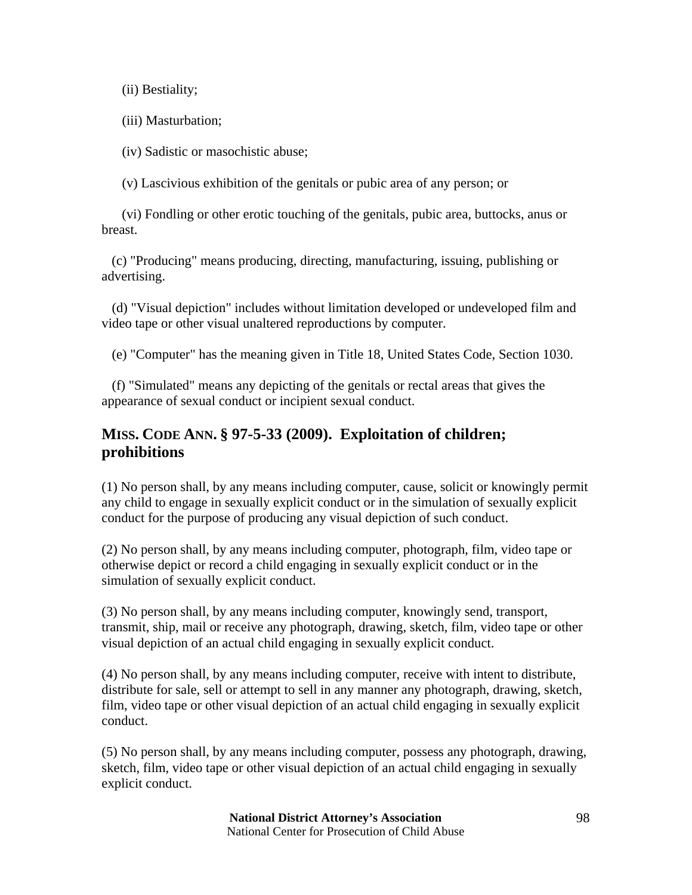(ii) Bestiality;

(iii) Masturbation;

(iv) Sadistic or masochistic abuse;

(v) Lascivious exhibition of the genitals or pubic area of any person; or

(vi) Fondling or other erotic touching of the genitals, pubic area, buttocks, anus or breast.

(c) "Producing" means producing, directing, manufacturing, issuing, publishing or advertising.

(d) "Visual depiction" includes without limitation developed or undeveloped film and video tape or other visual unaltered reproductions by computer.

(e) "Computer" has the meaning given in Title 18, United States Code, Section 1030.

(f) "Simulated" means any depicting of the genitals or rectal areas that gives the appearance of sexual conduct or incipient sexual conduct.

## MISS. CODE ANN. § 97-5-33 (2009). Exploitation of children; prohibitions

(1) No person shall, by any means including computer, cause, solicit or knowingly permit any child to engage in sexually explicit conduct or in the simulation of sexually explicit conduct for the purpose of producing any visual depiction of such conduct.

(2) No person shall, by any means including computer, photograph, film, video tape or otherwise depict or record a child engaging in sexually explicit conduct or in the simulation of sexually explicit conduct.

(3) No person shall, by any means including computer, knowingly send, transport, transmit, ship, mail or receive any photograph, drawing, sketch, film, video tape or other visual depiction of an actual child engaging in sexually explicit conduct.

(4) No person shall, by any means including computer, receive with intent to distribute, distribute for sale, sell or attempt to sell in any manner any photograph, drawing, sketch, film, video tape or other visual depiction of an actual child engaging in sexually explicit conduct.

(5) No person shall, by any means including computer, possess any photograph, drawing, sketch, film, video tape or other visual depiction of an actual child engaging in sexually explicit conduct.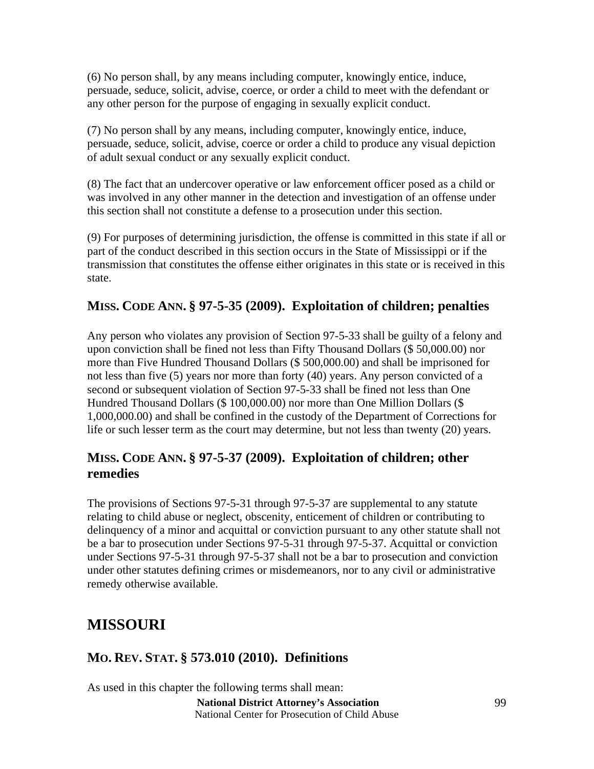(6) No person shall, by any means including computer, knowingly entice, induce, persuade, seduce, solicit, advise, coerce, or order a child to meet with the defendant or any other person for the purpose of engaging in sexually explicit conduct.

(7) No person shall by any means, including computer, knowingly entice, induce, persuade, seduce, solicit, advise, coerce or order a child to produce any visual depiction of adult sexual conduct or any sexually explicit conduct.

(8) The fact that an undercover operative or law enforcement officer posed as a child or was involved in any other manner in the detection and investigation of an offense under this section shall not constitute a defense to a prosecution under this section.

(9) For purposes of determining jurisdiction, the offense is committed in this state if all or part of the conduct described in this section occurs in the State of Mississippi or if the transmission that constitutes the offense either originates in this state or is received in this state.

### MISS. CODE ANN. § 97-5-35 (2009). Exploitation of children; penalties

Any person who violates any provision of Section 97-5-33 shall be guilty of a felony and upon conviction shall be fined not less than Fifty Thousand Dollars ($ 50,000.00) nor more than Five Hundred Thousand Dollars ($ 500,000.00) and shall be imprisoned for not less than five (5) years nor more than forty (40) years. Any person convicted of a second or subsequent violation of Section 97-5-33 shall be fined not less than One Hundred Thousand Dollars ($ 100,000.00) nor more than One Million Dollars ($ 1,000,000.00) and shall be confined in the custody of the Department of Corrections for life or such lesser term as the court may determine, but not less than twenty (20) years.

### MISS. CODE ANN. § 97-5-37 (2009). Exploitation of children; other remedies

The provisions of Sections 97-5-31 through 97-5-37 are supplemental to any statute relating to child abuse or neglect, obscenity, enticement of children or contributing to delinquency of a minor and acquittal or conviction pursuant to any other statute shall not be a bar to prosecution under Sections 97-5-31 through 97-5-37. Acquittal or conviction under Sections 97-5-31 through 97-5-37 shall not be a bar to prosecution and conviction under other statutes defining crimes or misdemeanors, nor to any civil or administrative remedy otherwise available.

## MISSOURI

### MO. REV. STAT. § 573.010 (2010). Definitions

As used in this chapter the following terms shall mean: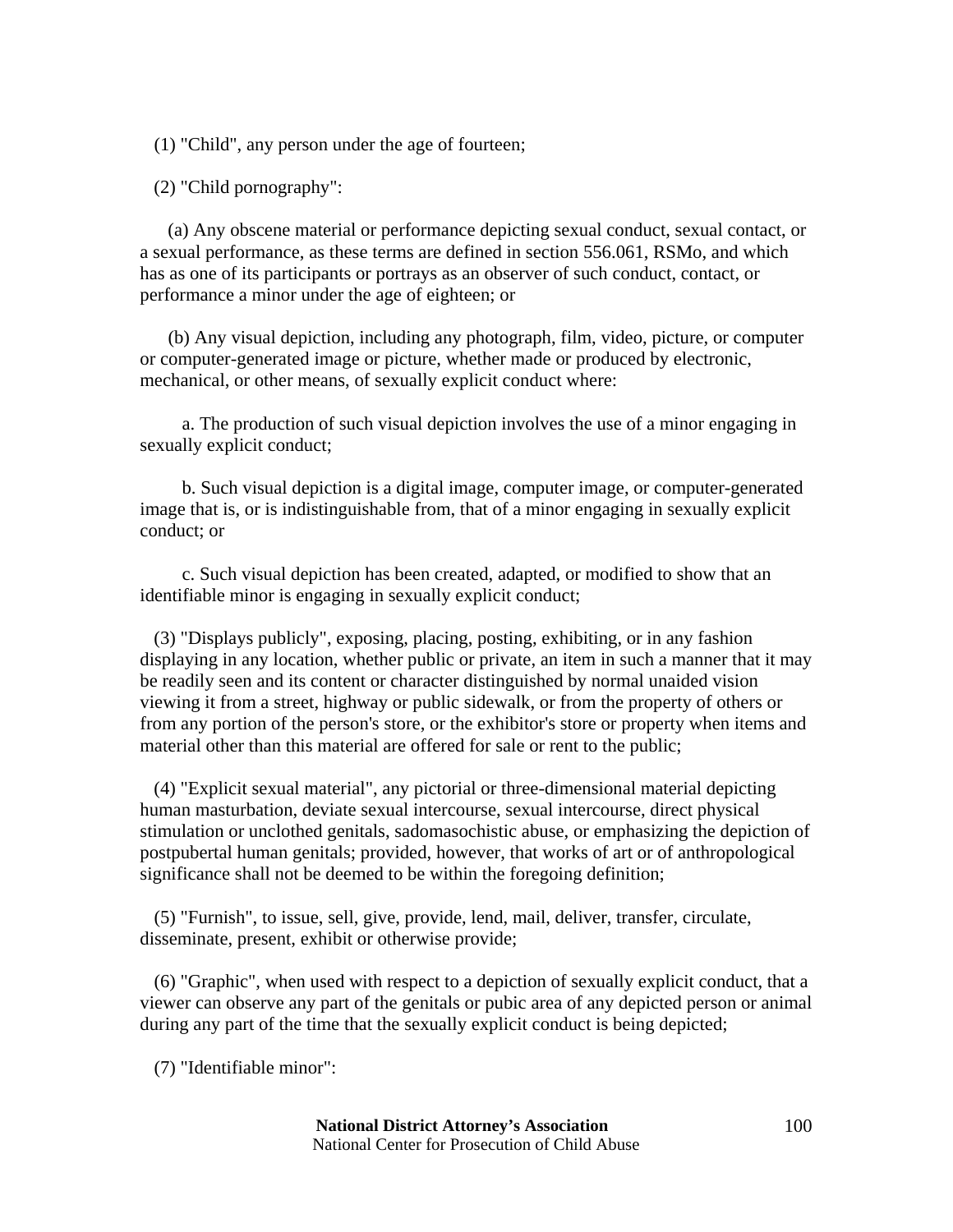(1) "Child", any person under the age of fourteen;

(2) "Child pornography":

(a) Any obscene material or performance depicting sexual conduct, sexual contact, or a sexual performance, as these terms are defined in section 556.061, RSMo, and which has as one of its participants or portrays as an observer of such conduct, contact, or performance a minor under the age of eighteen; or

(b) Any visual depiction, including any photograph, film, video, picture, or computer or computer-generated image or picture, whether made or produced by electronic, mechanical, or other means, of sexually explicit conduct where:

a. The production of such visual depiction involves the use of a minor engaging in sexually explicit conduct;

b. Such visual depiction is a digital image, computer image, or computer-generated image that is, or is indistinguishable from, that of a minor engaging in sexually explicit conduct; or

c. Such visual depiction has been created, adapted, or modified to show that an identifiable minor is engaging in sexually explicit conduct;

(3) "Displays publicly", exposing, placing, posting, exhibiting, or in any fashion displaying in any location, whether public or private, an item in such a manner that it may be readily seen and its content or character distinguished by normal unaided vision viewing it from a street, highway or public sidewalk, or from the property of others or from any portion of the person's store, or the exhibitor's store or property when items and material other than this material are offered for sale or rent to the public;

(4) "Explicit sexual material", any pictorial or three-dimensional material depicting human masturbation, deviate sexual intercourse, sexual intercourse, direct physical stimulation or unclothed genitals, sadomasochistic abuse, or emphasizing the depiction of postpubertal human genitals; provided, however, that works of art or of anthropological significance shall not be deemed to be within the foregoing definition;

(5) "Furnish", to issue, sell, give, provide, lend, mail, deliver, transfer, circulate, disseminate, present, exhibit or otherwise provide;

(6) "Graphic", when used with respect to a depiction of sexually explicit conduct, that a viewer can observe any part of the genitals or pubic area of any depicted person or animal during any part of the time that the sexually explicit conduct is being depicted;

(7) "Identifiable minor":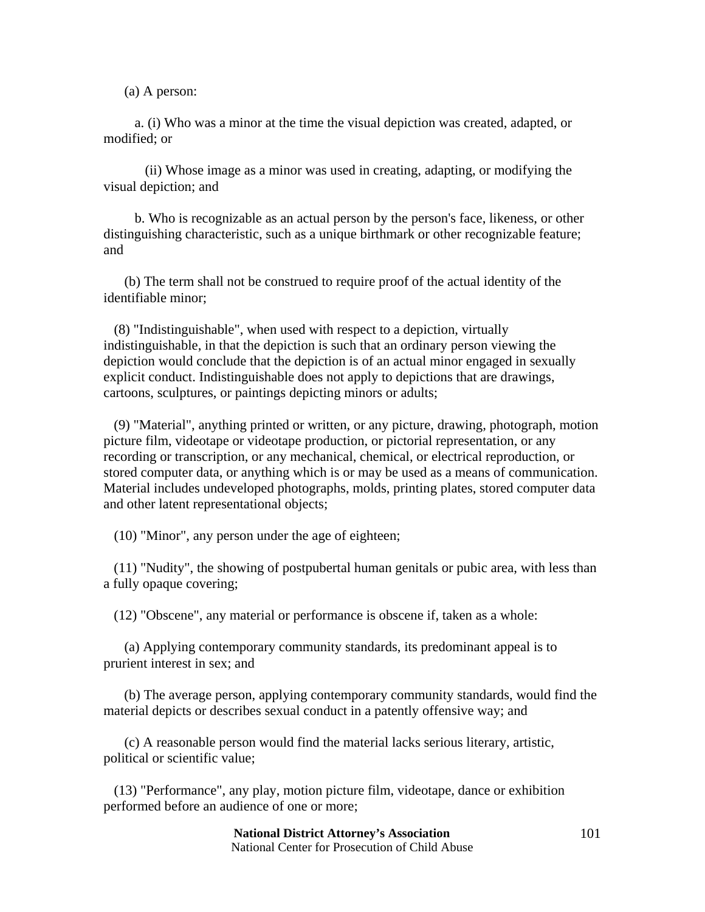(a) A person:

a. (i) Who was a minor at the time the visual depiction was created, adapted, or modified; or

(ii) Whose image as a minor was used in creating, adapting, or modifying the visual depiction; and

b. Who is recognizable as an actual person by the person's face, likeness, or other distinguishing characteristic, such as a unique birthmark or other recognizable feature; and

(b) The term shall not be construed to require proof of the actual identity of the identifiable minor;

(8) "Indistinguishable", when used with respect to a depiction, virtually indistinguishable, in that the depiction is such that an ordinary person viewing the depiction would conclude that the depiction is of an actual minor engaged in sexually explicit conduct. Indistinguishable does not apply to depictions that are drawings, cartoons, sculptures, or paintings depicting minors or adults;

(9) "Material", anything printed or written, or any picture, drawing, photograph, motion picture film, videotape or videotape production, or pictorial representation, or any recording or transcription, or any mechanical, chemical, or electrical reproduction, or stored computer data, or anything which is or may be used as a means of communication. Material includes undeveloped photographs, molds, printing plates, stored computer data and other latent representational objects;

(10) "Minor", any person under the age of eighteen;

(11) "Nudity", the showing of postpubertal human genitals or pubic area, with less than a fully opaque covering;

(12) "Obscene", any material or performance is obscene if, taken as a whole:

(a) Applying contemporary community standards, its predominant appeal is to prurient interest in sex; and

(b) The average person, applying contemporary community standards, would find the material depicts or describes sexual conduct in a patently offensive way; and

(c) A reasonable person would find the material lacks serious literary, artistic, political or scientific value;

(13) "Performance", any play, motion picture film, videotape, dance or exhibition performed before an audience of one or more;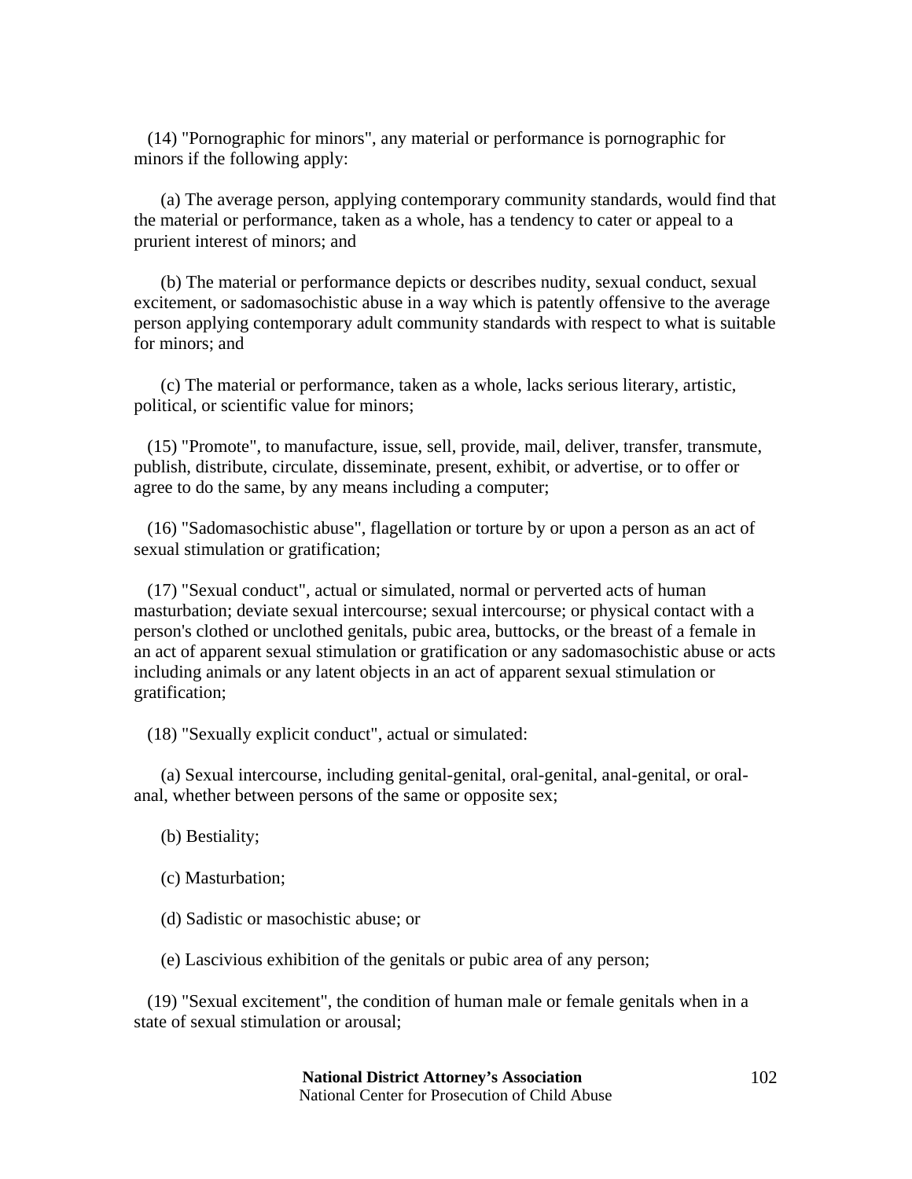(14) "Pornographic for minors", any material or performance is pornographic for minors if the following apply:

(a) The average person, applying contemporary community standards, would find that the material or performance, taken as a whole, has a tendency to cater or appeal to a prurient interest of minors; and

(b) The material or performance depicts or describes nudity, sexual conduct, sexual excitement, or sadomasochistic abuse in a way which is patently offensive to the average person applying contemporary adult community standards with respect to what is suitable for minors; and

(c) The material or performance, taken as a whole, lacks serious literary, artistic, political, or scientific value for minors;

(15) "Promote", to manufacture, issue, sell, provide, mail, deliver, transfer, transmute, publish, distribute, circulate, disseminate, present, exhibit, or advertise, or to offer or agree to do the same, by any means including a computer;

(16) "Sadomasochistic abuse", flagellation or torture by or upon a person as an act of sexual stimulation or gratification;

(17) "Sexual conduct", actual or simulated, normal or perverted acts of human masturbation; deviate sexual intercourse; sexual intercourse; or physical contact with a person's clothed or unclothed genitals, pubic area, buttocks, or the breast of a female in an act of apparent sexual stimulation or gratification or any sadomasochistic abuse or acts including animals or any latent objects in an act of apparent sexual stimulation or gratification;

(18) "Sexually explicit conduct", actual or simulated:

(a) Sexual intercourse, including genital-genital, oral-genital, anal-genital, or oral-anal, whether between persons of the same or opposite sex;

(b) Bestiality;

(c) Masturbation;

(d) Sadistic or masochistic abuse; or

(e) Lascivious exhibition of the genitals or pubic area of any person;

(19) "Sexual excitement", the condition of human male or female genitals when in a state of sexual stimulation or arousal;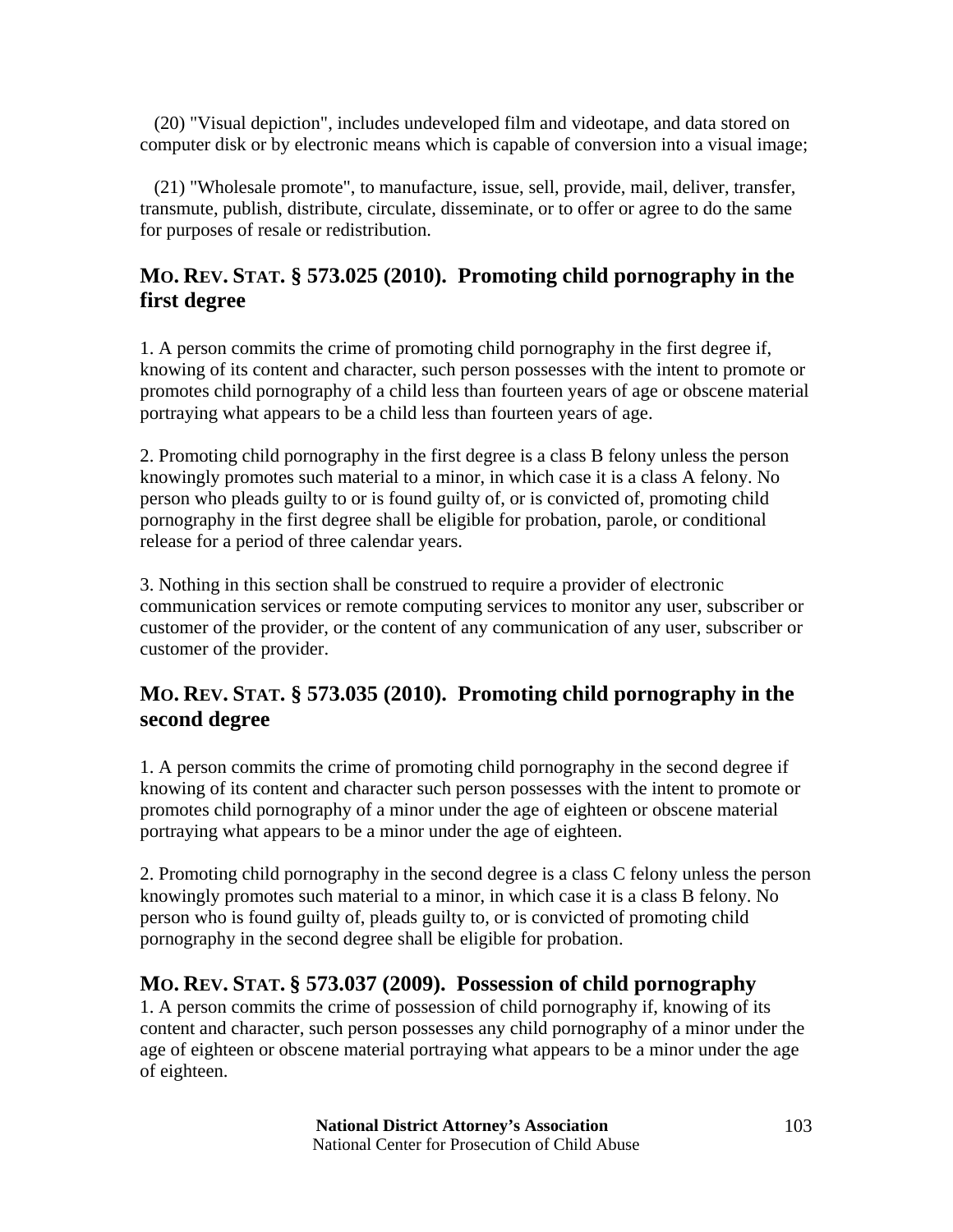(20) "Visual depiction", includes undeveloped film and videotape, and data stored on computer disk or by electronic means which is capable of conversion into a visual image;

(21) "Wholesale promote", to manufacture, issue, sell, provide, mail, deliver, transfer, transmute, publish, distribute, circulate, disseminate, or to offer or agree to do the same for purposes of resale or redistribution.

## MO. REV. STAT. § 573.025 (2010). Promoting child pornography in the first degree

1. A person commits the crime of promoting child pornography in the first degree if, knowing of its content and character, such person possesses with the intent to promote or promotes child pornography of a child less than fourteen years of age or obscene material portraying what appears to be a child less than fourteen years of age.

2. Promoting child pornography in the first degree is a class B felony unless the person knowingly promotes such material to a minor, in which case it is a class A felony. No person who pleads guilty to or is found guilty of, or is convicted of, promoting child pornography in the first degree shall be eligible for probation, parole, or conditional release for a period of three calendar years.

3. Nothing in this section shall be construed to require a provider of electronic communication services or remote computing services to monitor any user, subscriber or customer of the provider, or the content of any communication of any user, subscriber or customer of the provider.

## MO. REV. STAT. § 573.035 (2010). Promoting child pornography in the second degree

1. A person commits the crime of promoting child pornography in the second degree if knowing of its content and character such person possesses with the intent to promote or promotes child pornography of a minor under the age of eighteen or obscene material portraying what appears to be a minor under the age of eighteen.

2. Promoting child pornography in the second degree is a class C felony unless the person knowingly promotes such material to a minor, in which case it is a class B felony. No person who is found guilty of, pleads guilty to, or is convicted of promoting child pornography in the second degree shall be eligible for probation.

## MO. REV. STAT. § 573.037 (2009). Possession of child pornography

1. A person commits the crime of possession of child pornography if, knowing of its content and character, such person possesses any child pornography of a minor under the age of eighteen or obscene material portraying what appears to be a minor under the age of eighteen.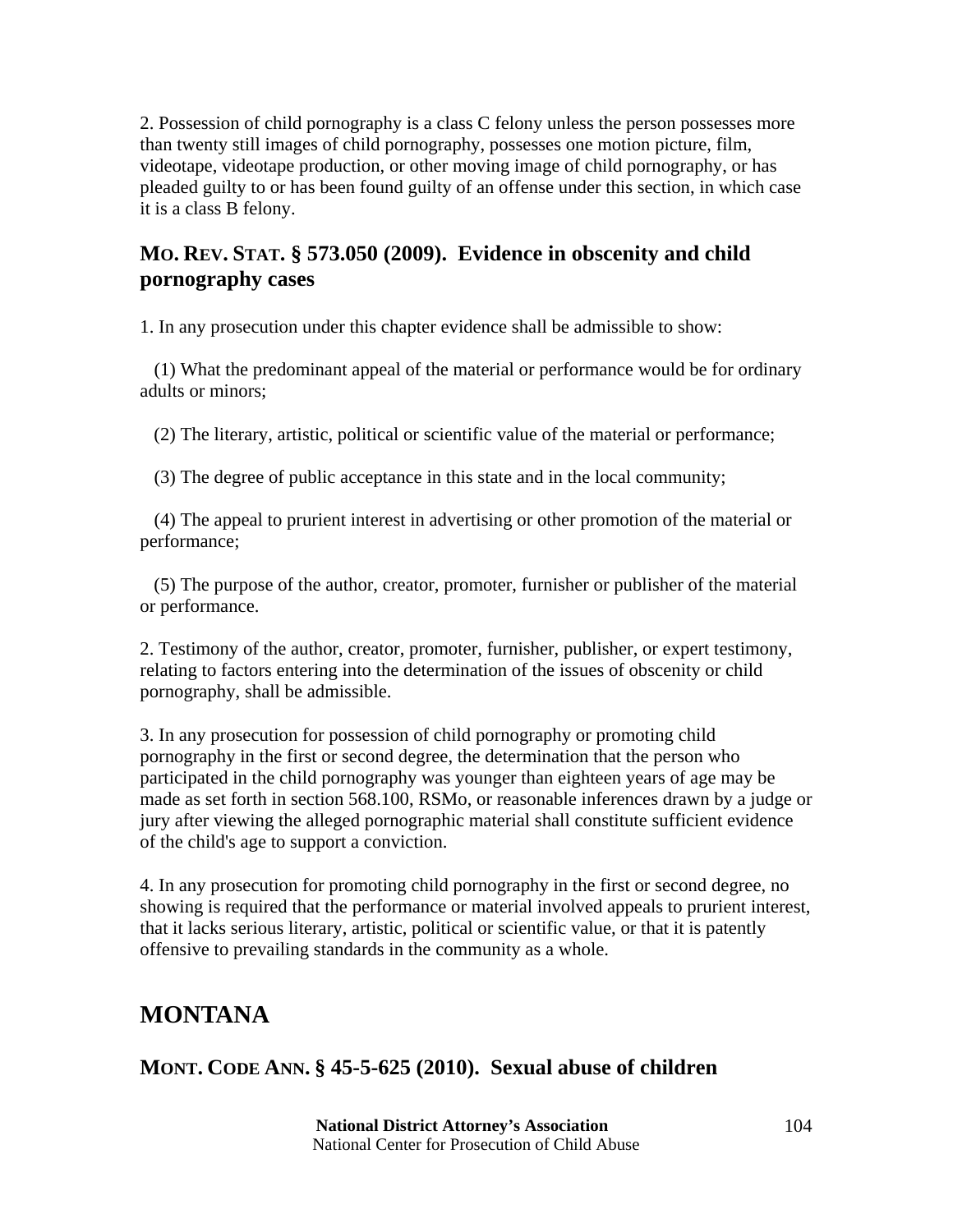2. Possession of child pornography is a class C felony unless the person possesses more than twenty still images of child pornography, possesses one motion picture, film, videotape, videotape production, or other moving image of child pornography, or has pleaded guilty to or has been found guilty of an offense under this section, in which case it is a class B felony.

### MO. REV. STAT. § 573.050 (2009). Evidence in obscenity and child pornography cases

1. In any prosecution under this chapter evidence shall be admissible to show:

(1) What the predominant appeal of the material or performance would be for ordinary adults or minors;

(2) The literary, artistic, political or scientific value of the material or performance;

(3) The degree of public acceptance in this state and in the local community;

(4) The appeal to prurient interest in advertising or other promotion of the material or performance;

(5) The purpose of the author, creator, promoter, furnisher or publisher of the material or performance.

2. Testimony of the author, creator, promoter, furnisher, publisher, or expert testimony, relating to factors entering into the determination of the issues of obscenity or child pornography, shall be admissible.

3. In any prosecution for possession of child pornography or promoting child pornography in the first or second degree, the determination that the person who participated in the child pornography was younger than eighteen years of age may be made as set forth in section 568.100, RSMo, or reasonable inferences drawn by a judge or jury after viewing the alleged pornographic material shall constitute sufficient evidence of the child's age to support a conviction.

4. In any prosecution for promoting child pornography in the first or second degree, no showing is required that the performance or material involved appeals to prurient interest, that it lacks serious literary, artistic, political or scientific value, or that it is patently offensive to prevailing standards in the community as a whole.

## MONTANA

### MONT. CODE ANN. § 45-5-625 (2010). Sexual abuse of children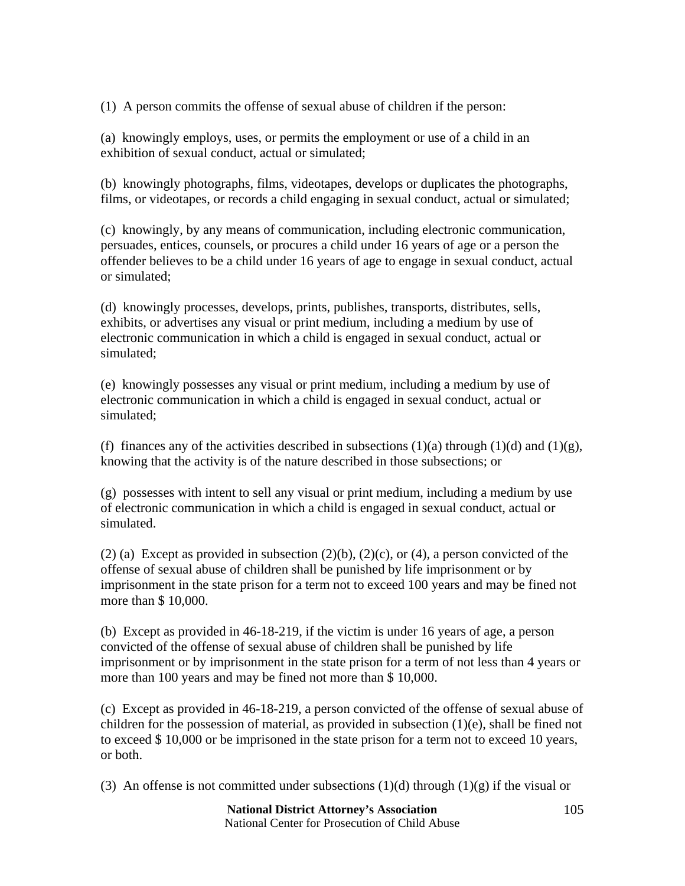(1) A person commits the offense of sexual abuse of children if the person:

(a) knowingly employs, uses, or permits the employment or use of a child in an exhibition of sexual conduct, actual or simulated;

(b) knowingly photographs, films, videotapes, develops or duplicates the photographs, films, or videotapes, or records a child engaging in sexual conduct, actual or simulated;

(c) knowingly, by any means of communication, including electronic communication, persuades, entices, counsels, or procures a child under 16 years of age or a person the offender believes to be a child under 16 years of age to engage in sexual conduct, actual or simulated;

(d) knowingly processes, develops, prints, publishes, transports, distributes, sells, exhibits, or advertises any visual or print medium, including a medium by use of electronic communication in which a child is engaged in sexual conduct, actual or simulated;

(e) knowingly possesses any visual or print medium, including a medium by use of electronic communication in which a child is engaged in sexual conduct, actual or simulated;

(f) finances any of the activities described in subsections (1)(a) through (1)(d) and (1)(g), knowing that the activity is of the nature described in those subsections; or

(g) possesses with intent to sell any visual or print medium, including a medium by use of electronic communication in which a child is engaged in sexual conduct, actual or simulated.

(2) (a) Except as provided in subsection (2)(b), (2)(c), or (4), a person convicted of the offense of sexual abuse of children shall be punished by life imprisonment or by imprisonment in the state prison for a term not to exceed 100 years and may be fined not more than $ 10,000.

(b) Except as provided in 46-18-219, if the victim is under 16 years of age, a person convicted of the offense of sexual abuse of children shall be punished by life imprisonment or by imprisonment in the state prison for a term of not less than 4 years or more than 100 years and may be fined not more than $ 10,000.

(c) Except as provided in 46-18-219, a person convicted of the offense of sexual abuse of children for the possession of material, as provided in subsection (1)(e), shall be fined not to exceed $ 10,000 or be imprisoned in the state prison for a term not to exceed 10 years, or both.

(3) An offense is not committed under subsections (1)(d) through (1)(g) if the visual or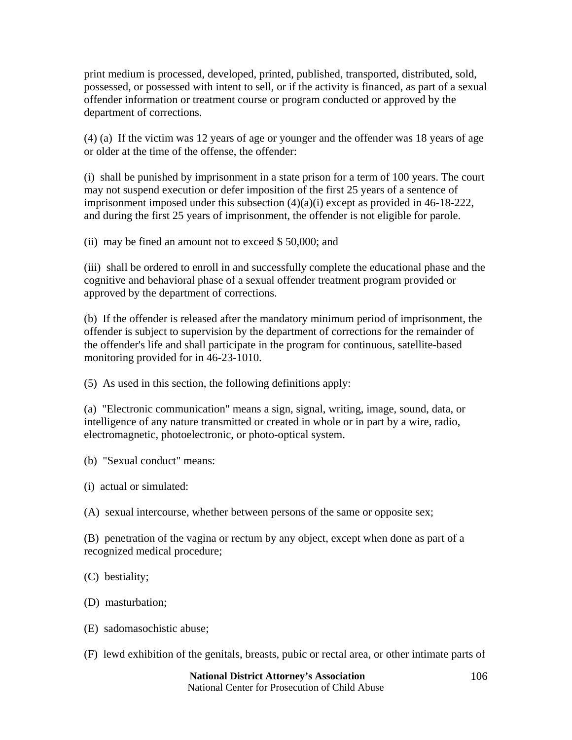print medium is processed, developed, printed, published, transported, distributed, sold, possessed, or possessed with intent to sell, or if the activity is financed, as part of a sexual offender information or treatment course or program conducted or approved by the department of corrections.

(4) (a) If the victim was 12 years of age or younger and the offender was 18 years of age or older at the time of the offense, the offender:

(i) shall be punished by imprisonment in a state prison for a term of 100 years. The court may not suspend execution or defer imposition of the first 25 years of a sentence of imprisonment imposed under this subsection (4)(a)(i) except as provided in 46-18-222, and during the first 25 years of imprisonment, the offender is not eligible for parole.

(ii) may be fined an amount not to exceed $ 50,000; and

(iii) shall be ordered to enroll in and successfully complete the educational phase and the cognitive and behavioral phase of a sexual offender treatment program provided or approved by the department of corrections.

(b) If the offender is released after the mandatory minimum period of imprisonment, the offender is subject to supervision by the department of corrections for the remainder of the offender's life and shall participate in the program for continuous, satellite-based monitoring provided for in 46-23-1010.

(5) As used in this section, the following definitions apply:

(a) "Electronic communication" means a sign, signal, writing, image, sound, data, or intelligence of any nature transmitted or created in whole or in part by a wire, radio, electromagnetic, photoelectronic, or photo-optical system.

(b) "Sexual conduct" means:

(i) actual or simulated:

(A) sexual intercourse, whether between persons of the same or opposite sex;

(B) penetration of the vagina or rectum by any object, except when done as part of a recognized medical procedure;

(C) bestiality;

(D) masturbation;

(E) sadomasochistic abuse;

(F) lewd exhibition of the genitals, breasts, pubic or rectal area, or other intimate parts of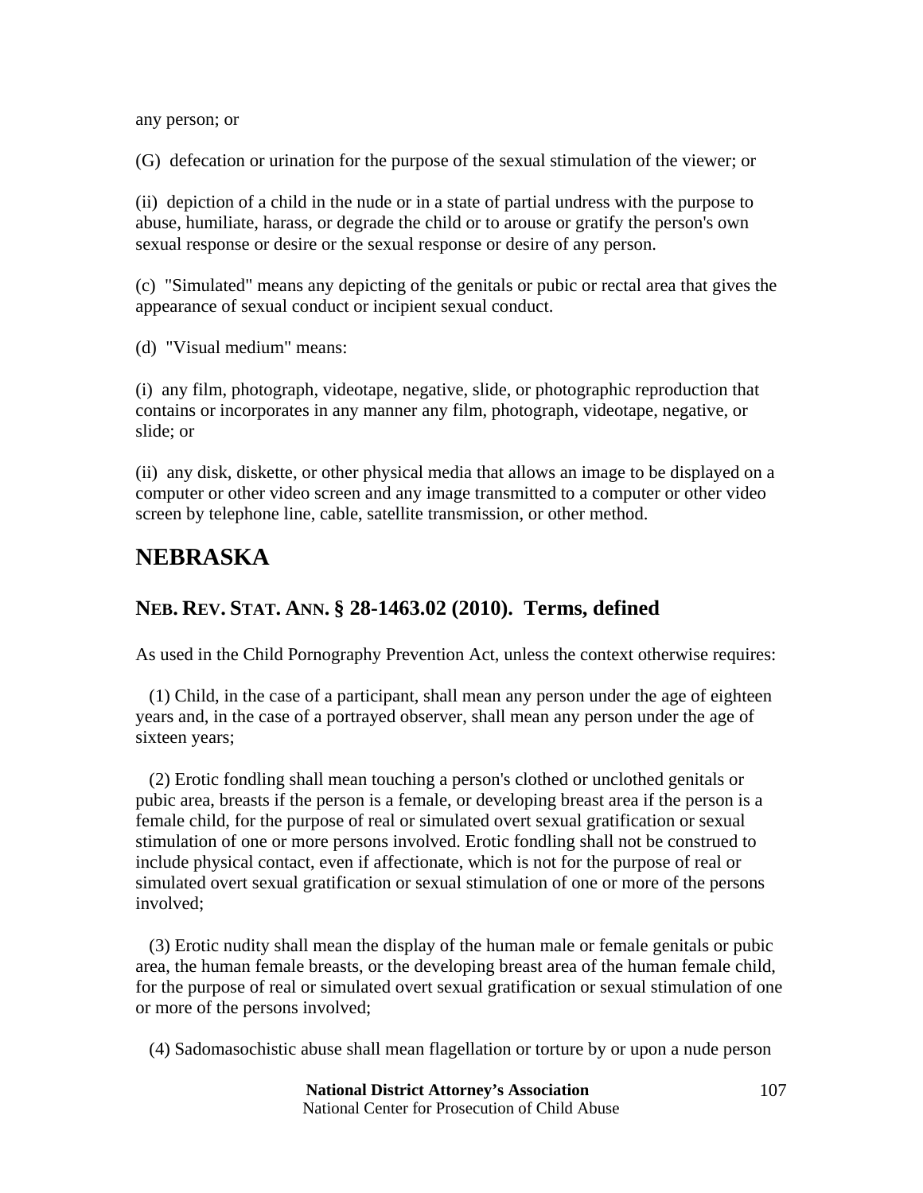any person; or

(G) defecation or urination for the purpose of the sexual stimulation of the viewer; or

(ii) depiction of a child in the nude or in a state of partial undress with the purpose to abuse, humiliate, harass, or degrade the child or to arouse or gratify the person's own sexual response or desire or the sexual response or desire of any person.

(c) "Simulated" means any depicting of the genitals or pubic or rectal area that gives the appearance of sexual conduct or incipient sexual conduct.

(d) "Visual medium" means:

(i) any film, photograph, videotape, negative, slide, or photographic reproduction that contains or incorporates in any manner any film, photograph, videotape, negative, or slide; or

(ii) any disk, diskette, or other physical media that allows an image to be displayed on a computer or other video screen and any image transmitted to a computer or other video screen by telephone line, cable, satellite transmission, or other method.

# NEBRASKA

## NEB. REV. STAT. ANN. § 28-1463.02 (2010). Terms, defined

As used in the Child Pornography Prevention Act, unless the context otherwise requires:

(1) Child, in the case of a participant, shall mean any person under the age of eighteen years and, in the case of a portrayed observer, shall mean any person under the age of sixteen years;

(2) Erotic fondling shall mean touching a person's clothed or unclothed genitals or pubic area, breasts if the person is a female, or developing breast area if the person is a female child, for the purpose of real or simulated overt sexual gratification or sexual stimulation of one or more persons involved. Erotic fondling shall not be construed to include physical contact, even if affectionate, which is not for the purpose of real or simulated overt sexual gratification or sexual stimulation of one or more of the persons involved;

(3) Erotic nudity shall mean the display of the human male or female genitals or pubic area, the human female breasts, or the developing breast area of the human female child, for the purpose of real or simulated overt sexual gratification or sexual stimulation of one or more of the persons involved;

(4) Sadomasochistic abuse shall mean flagellation or torture by or upon a nude person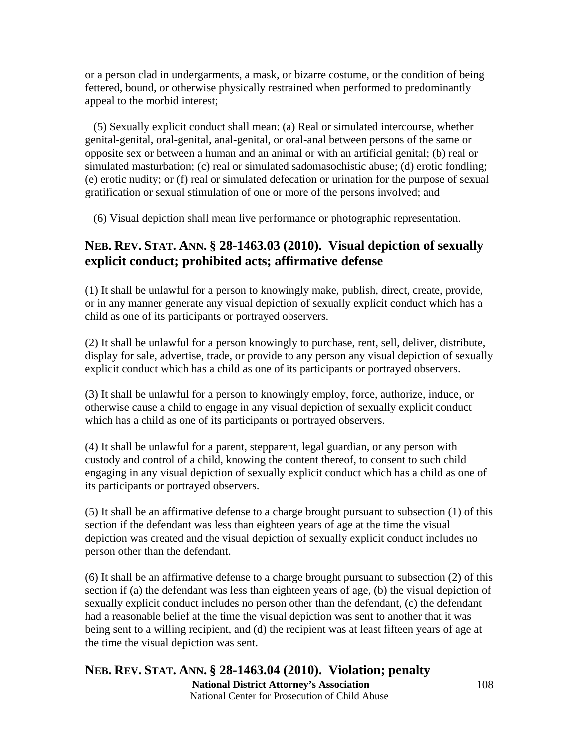or a person clad in undergarments, a mask, or bizarre costume, or the condition of being fettered, bound, or otherwise physically restrained when performed to predominantly appeal to the morbid interest;

(5) Sexually explicit conduct shall mean: (a) Real or simulated intercourse, whether genital-genital, oral-genital, anal-genital, or oral-anal between persons of the same or opposite sex or between a human and an animal or with an artificial genital; (b) real or simulated masturbation; (c) real or simulated sadomasochistic abuse; (d) erotic fondling; (e) erotic nudity; or (f) real or simulated defecation or urination for the purpose of sexual gratification or sexual stimulation of one or more of the persons involved; and

(6) Visual depiction shall mean live performance or photographic representation.

## NEB. REV. STAT. ANN. § 28-1463.03 (2010). Visual depiction of sexually explicit conduct; prohibited acts; affirmative defense

(1) It shall be unlawful for a person to knowingly make, publish, direct, create, provide, or in any manner generate any visual depiction of sexually explicit conduct which has a child as one of its participants or portrayed observers.

(2) It shall be unlawful for a person knowingly to purchase, rent, sell, deliver, distribute, display for sale, advertise, trade, or provide to any person any visual depiction of sexually explicit conduct which has a child as one of its participants or portrayed observers.

(3) It shall be unlawful for a person to knowingly employ, force, authorize, induce, or otherwise cause a child to engage in any visual depiction of sexually explicit conduct which has a child as one of its participants or portrayed observers.

(4) It shall be unlawful for a parent, stepparent, legal guardian, or any person with custody and control of a child, knowing the content thereof, to consent to such child engaging in any visual depiction of sexually explicit conduct which has a child as one of its participants or portrayed observers.

(5) It shall be an affirmative defense to a charge brought pursuant to subsection (1) of this section if the defendant was less than eighteen years of age at the time the visual depiction was created and the visual depiction of sexually explicit conduct includes no person other than the defendant.

(6) It shall be an affirmative defense to a charge brought pursuant to subsection (2) of this section if (a) the defendant was less than eighteen years of age, (b) the visual depiction of sexually explicit conduct includes no person other than the defendant, (c) the defendant had a reasonable belief at the time the visual depiction was sent to another that it was being sent to a willing recipient, and (d) the recipient was at least fifteen years of age at the time the visual depiction was sent.

## NEB. REV. STAT. ANN. § 28-1463.04 (2010). Violation; penalty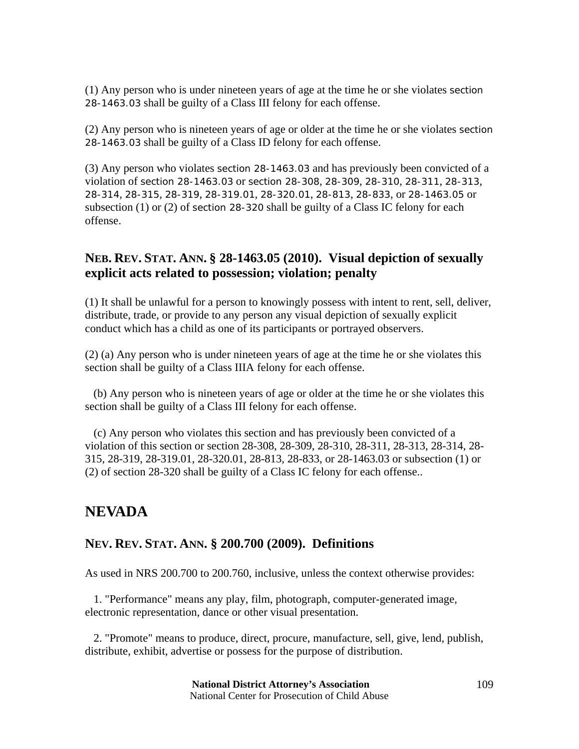(1) Any person who is under nineteen years of age at the time he or she violates section 28-1463.03 shall be guilty of a Class III felony for each offense.

(2) Any person who is nineteen years of age or older at the time he or she violates section 28-1463.03 shall be guilty of a Class ID felony for each offense.

(3) Any person who violates section 28-1463.03 and has previously been convicted of a violation of section 28-1463.03 or section 28-308, 28-309, 28-310, 28-311, 28-313, 28-314, 28-315, 28-319, 28-319.01, 28-320.01, 28-813, 28-833, or 28-1463.05 or subsection (1) or (2) of section 28-320 shall be guilty of a Class IC felony for each offense.

### NEB. REV. STAT. ANN. § 28-1463.05 (2010). Visual depiction of sexually explicit acts related to possession; violation; penalty

(1) It shall be unlawful for a person to knowingly possess with intent to rent, sell, deliver, distribute, trade, or provide to any person any visual depiction of sexually explicit conduct which has a child as one of its participants or portrayed observers.

(2) (a) Any person who is under nineteen years of age at the time he or she violates this section shall be guilty of a Class IIIA felony for each offense.

(b) Any person who is nineteen years of age or older at the time he or she violates this section shall be guilty of a Class III felony for each offense.

(c) Any person who violates this section and has previously been convicted of a violation of this section or section 28-308, 28-309, 28-310, 28-311, 28-313, 28-314, 28-315, 28-319, 28-319.01, 28-320.01, 28-813, 28-833, or 28-1463.03 or subsection (1) or (2) of section 28-320 shall be guilty of a Class IC felony for each offense..

## NEVADA

### NEV. REV. STAT. ANN. § 200.700 (2009). Definitions

As used in NRS 200.700 to 200.760, inclusive, unless the context otherwise provides:

1. "Performance" means any play, film, photograph, computer-generated image, electronic representation, dance or other visual presentation.

2. "Promote" means to produce, direct, procure, manufacture, sell, give, lend, publish, distribute, exhibit, advertise or possess for the purpose of distribution.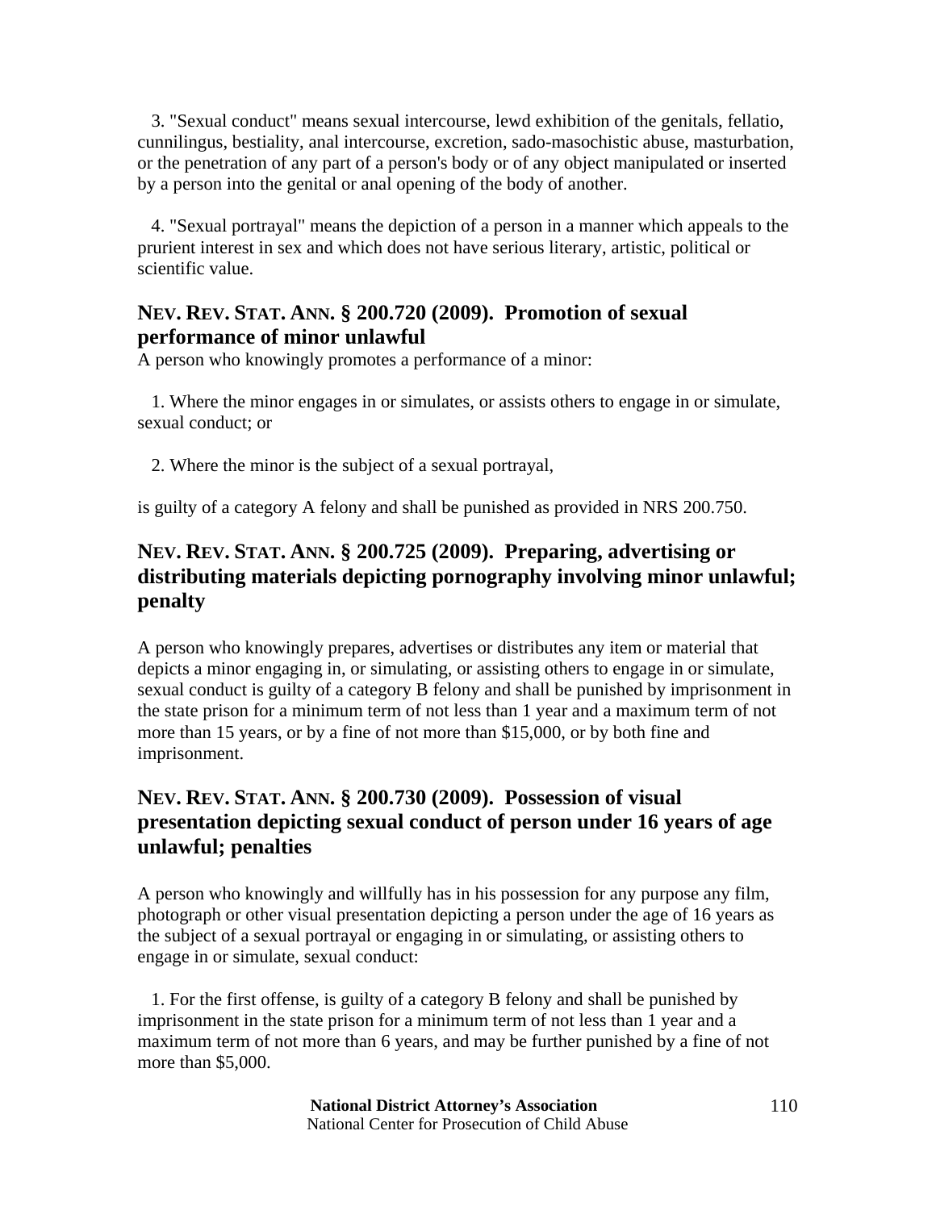3. "Sexual conduct" means sexual intercourse, lewd exhibition of the genitals, fellatio, cunnilingus, bestiality, anal intercourse, excretion, sado-masochistic abuse, masturbation, or the penetration of any part of a person's body or of any object manipulated or inserted by a person into the genital or anal opening of the body of another.

4. "Sexual portrayal" means the depiction of a person in a manner which appeals to the prurient interest in sex and which does not have serious literary, artistic, political or scientific value.

## NEV. REV. STAT. ANN. § 200.720 (2009). Promotion of sexual performance of minor unlawful

A person who knowingly promotes a performance of a minor:

1. Where the minor engages in or simulates, or assists others to engage in or simulate, sexual conduct; or

2. Where the minor is the subject of a sexual portrayal,

is guilty of a category A felony and shall be punished as provided in NRS 200.750.

## NEV. REV. STAT. ANN. § 200.725 (2009). Preparing, advertising or distributing materials depicting pornography involving minor unlawful; penalty

A person who knowingly prepares, advertises or distributes any item or material that depicts a minor engaging in, or simulating, or assisting others to engage in or simulate, sexual conduct is guilty of a category B felony and shall be punished by imprisonment in the state prison for a minimum term of not less than 1 year and a maximum term of not more than 15 years, or by a fine of not more than $15,000, or by both fine and imprisonment.

## NEV. REV. STAT. ANN. § 200.730 (2009). Possession of visual presentation depicting sexual conduct of person under 16 years of age unlawful; penalties

A person who knowingly and willfully has in his possession for any purpose any film, photograph or other visual presentation depicting a person under the age of 16 years as the subject of a sexual portrayal or engaging in or simulating, or assisting others to engage in or simulate, sexual conduct:

1. For the first offense, is guilty of a category B felony and shall be punished by imprisonment in the state prison for a minimum term of not less than 1 year and a maximum term of not more than 6 years, and may be further punished by a fine of not more than $5,000.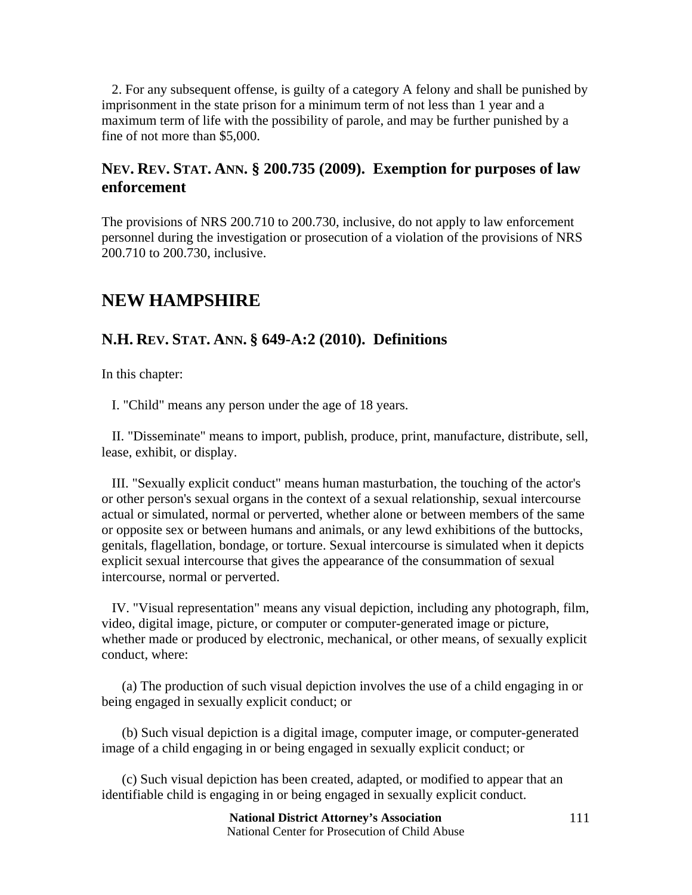2. For any subsequent offense, is guilty of a category A felony and shall be punished by imprisonment in the state prison for a minimum term of not less than 1 year and a maximum term of life with the possibility of parole, and may be further punished by a fine of not more than $5,000.

### NEV. REV. STAT. ANN. § 200.735 (2009). Exemption for purposes of law enforcement

The provisions of NRS 200.710 to 200.730, inclusive, do not apply to law enforcement personnel during the investigation or prosecution of a violation of the provisions of NRS 200.710 to 200.730, inclusive.

## NEW HAMPSHIRE

### N.H. REV. STAT. ANN. § 649-A:2 (2010). Definitions

In this chapter:

I. "Child" means any person under the age of 18 years.

II. "Disseminate" means to import, publish, produce, print, manufacture, distribute, sell, lease, exhibit, or display.

III. "Sexually explicit conduct" means human masturbation, the touching of the actor's or other person's sexual organs in the context of a sexual relationship, sexual intercourse actual or simulated, normal or perverted, whether alone or between members of the same or opposite sex or between humans and animals, or any lewd exhibitions of the buttocks, genitals, flagellation, bondage, or torture. Sexual intercourse is simulated when it depicts explicit sexual intercourse that gives the appearance of the consummation of sexual intercourse, normal or perverted.

IV. "Visual representation" means any visual depiction, including any photograph, film, video, digital image, picture, or computer or computer-generated image or picture, whether made or produced by electronic, mechanical, or other means, of sexually explicit conduct, where:

(a) The production of such visual depiction involves the use of a child engaging in or being engaged in sexually explicit conduct; or

(b) Such visual depiction is a digital image, computer image, or computer-generated image of a child engaging in or being engaged in sexually explicit conduct; or

(c) Such visual depiction has been created, adapted, or modified to appear that an identifiable child is engaging in or being engaged in sexually explicit conduct.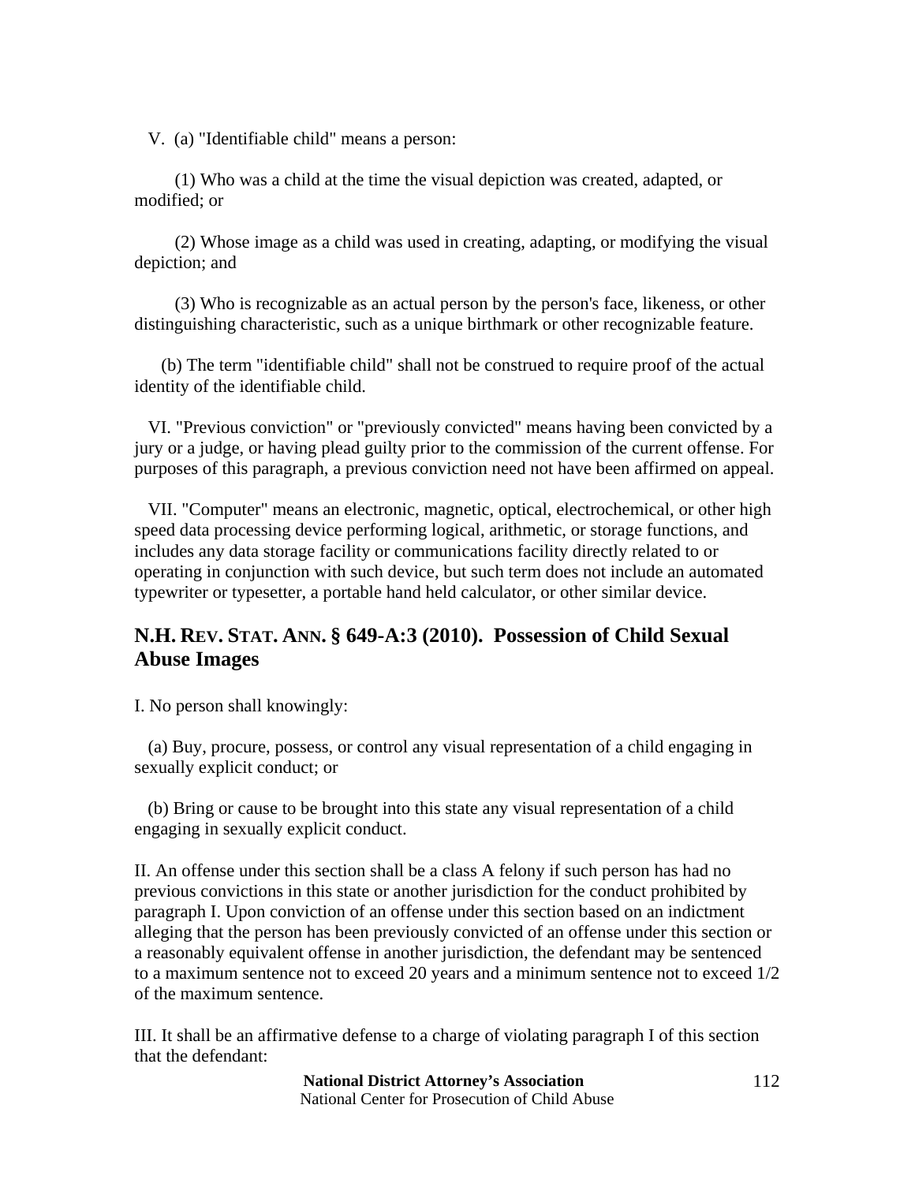V. (a) "Identifiable child" means a person:

(1) Who was a child at the time the visual depiction was created, adapted, or modified; or

(2) Whose image as a child was used in creating, adapting, or modifying the visual depiction; and

(3) Who is recognizable as an actual person by the person's face, likeness, or other distinguishing characteristic, such as a unique birthmark or other recognizable feature.

(b) The term "identifiable child" shall not be construed to require proof of the actual identity of the identifiable child.

VI. "Previous conviction" or "previously convicted" means having been convicted by a jury or a judge, or having plead guilty prior to the commission of the current offense. For purposes of this paragraph, a previous conviction need not have been affirmed on appeal.

VII. "Computer" means an electronic, magnetic, optical, electrochemical, or other high speed data processing device performing logical, arithmetic, or storage functions, and includes any data storage facility or communications facility directly related to or operating in conjunction with such device, but such term does not include an automated typewriter or typesetter, a portable hand held calculator, or other similar device.

## N.H. Rev. Stat. Ann. § 649-A:3 (2010). Possession of Child Sexual Abuse Images

I. No person shall knowingly:

(a) Buy, procure, possess, or control any visual representation of a child engaging in sexually explicit conduct; or

(b) Bring or cause to be brought into this state any visual representation of a child engaging in sexually explicit conduct.

II. An offense under this section shall be a class A felony if such person has had no previous convictions in this state or another jurisdiction for the conduct prohibited by paragraph I. Upon conviction of an offense under this section based on an indictment alleging that the person has been previously convicted of an offense under this section or a reasonably equivalent offense in another jurisdiction, the defendant may be sentenced to a maximum sentence not to exceed 20 years and a minimum sentence not to exceed 1/2 of the maximum sentence.

III. It shall be an affirmative defense to a charge of violating paragraph I of this section that the defendant: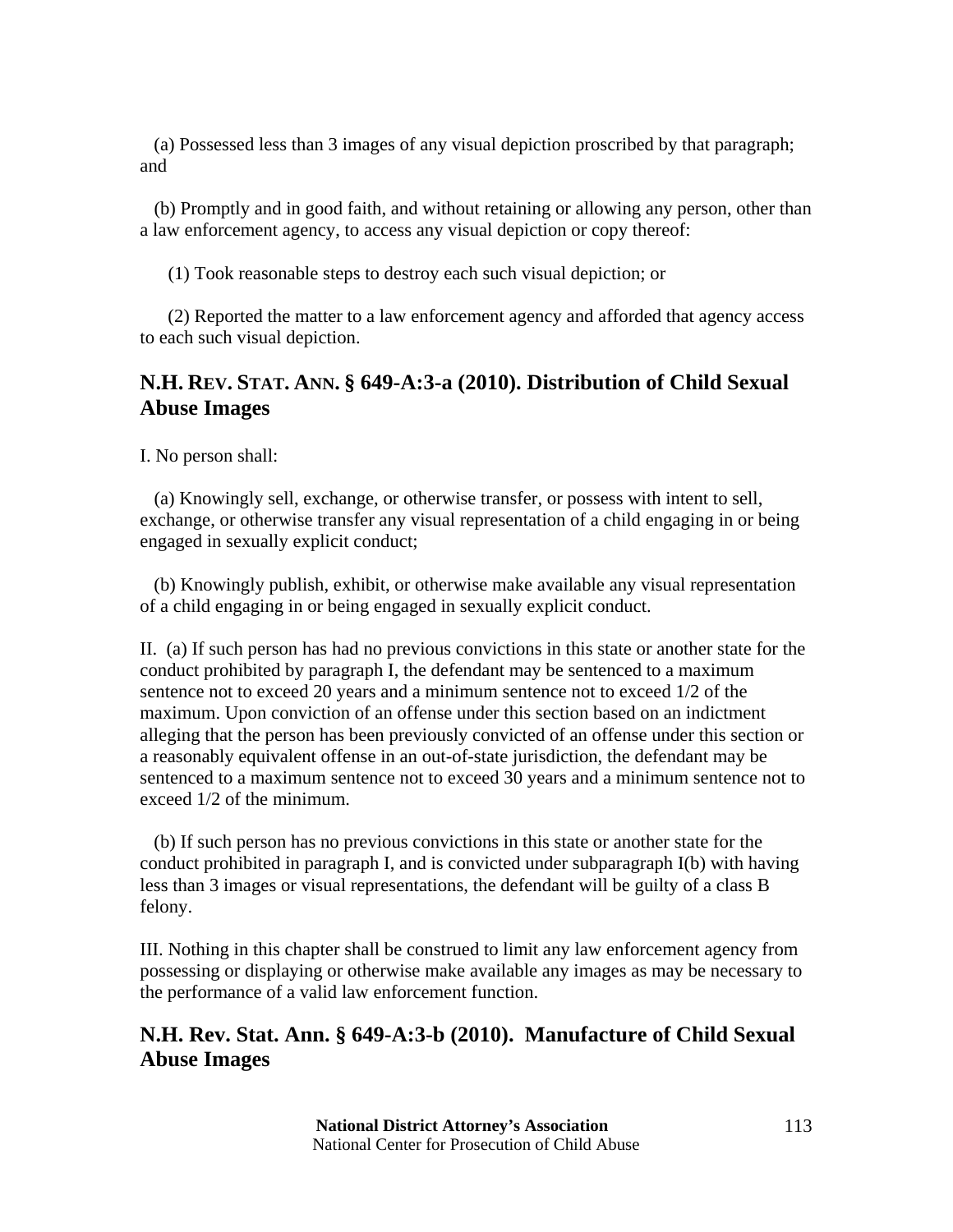(a) Possessed less than 3 images of any visual depiction proscribed by that paragraph; and

(b) Promptly and in good faith, and without retaining or allowing any person, other than a law enforcement agency, to access any visual depiction or copy thereof:

(1) Took reasonable steps to destroy each such visual depiction; or

(2) Reported the matter to a law enforcement agency and afforded that agency access to each such visual depiction.

## N.H. REV. STAT. ANN. § 649-A:3-a (2010). Distribution of Child Sexual Abuse Images

I. No person shall:

(a) Knowingly sell, exchange, or otherwise transfer, or possess with intent to sell, exchange, or otherwise transfer any visual representation of a child engaging in or being engaged in sexually explicit conduct;

(b) Knowingly publish, exhibit, or otherwise make available any visual representation of a child engaging in or being engaged in sexually explicit conduct.

II. (a) If such person has had no previous convictions in this state or another state for the conduct prohibited by paragraph I, the defendant may be sentenced to a maximum sentence not to exceed 20 years and a minimum sentence not to exceed 1/2 of the maximum. Upon conviction of an offense under this section based on an indictment alleging that the person has been previously convicted of an offense under this section or a reasonably equivalent offense in an out-of-state jurisdiction, the defendant may be sentenced to a maximum sentence not to exceed 30 years and a minimum sentence not to exceed 1/2 of the minimum.

(b) If such person has no previous convictions in this state or another state for the conduct prohibited in paragraph I, and is convicted under subparagraph I(b) with having less than 3 images or visual representations, the defendant will be guilty of a class B felony.

III. Nothing in this chapter shall be construed to limit any law enforcement agency from possessing or displaying or otherwise make available any images as may be necessary to the performance of a valid law enforcement function.

## N.H. Rev. Stat. Ann. § 649-A:3-b (2010). Manufacture of Child Sexual Abuse Images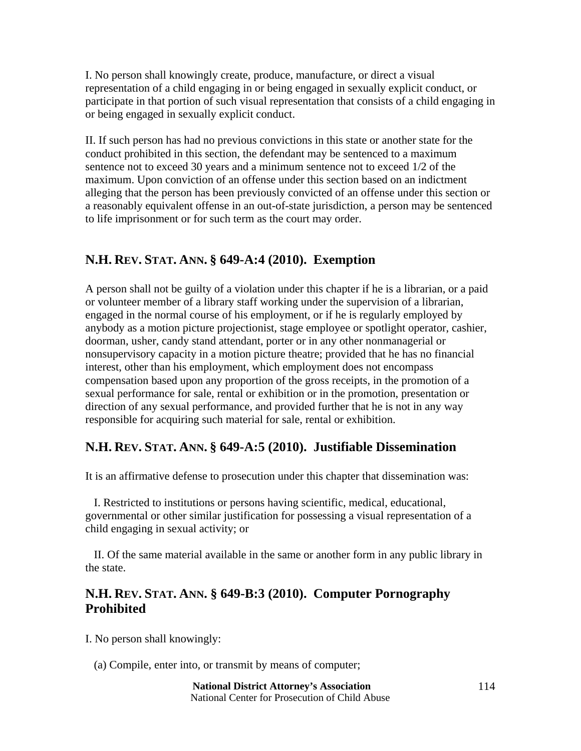I. No person shall knowingly create, produce, manufacture, or direct a visual representation of a child engaging in or being engaged in sexually explicit conduct, or participate in that portion of such visual representation that consists of a child engaging in or being engaged in sexually explicit conduct.

II. If such person has had no previous convictions in this state or another state for the conduct prohibited in this section, the defendant may be sentenced to a maximum sentence not to exceed 30 years and a minimum sentence not to exceed 1/2 of the maximum. Upon conviction of an offense under this section based on an indictment alleging that the person has been previously convicted of an offense under this section or a reasonably equivalent offense in an out-of-state jurisdiction, a person may be sentenced to life imprisonment or for such term as the court may order.

## N.H. Rev. Stat. Ann. § 649-A:4 (2010). Exemption

A person shall not be guilty of a violation under this chapter if he is a librarian, or a paid or volunteer member of a library staff working under the supervision of a librarian, engaged in the normal course of his employment, or if he is regularly employed by anybody as a motion picture projectionist, stage employee or spotlight operator, cashier, doorman, usher, candy stand attendant, porter or in any other nonmanagerial or nonsupervisory capacity in a motion picture theatre; provided that he has no financial interest, other than his employment, which employment does not encompass compensation based upon any proportion of the gross receipts, in the promotion of a sexual performance for sale, rental or exhibition or in the promotion, presentation or direction of any sexual performance, and provided further that he is not in any way responsible for acquiring such material for sale, rental or exhibition.

## N.H. Rev. Stat. Ann. § 649-A:5 (2010). Justifiable Dissemination

It is an affirmative defense to prosecution under this chapter that dissemination was:

I. Restricted to institutions or persons having scientific, medical, educational, governmental or other similar justification for possessing a visual representation of a child engaging in sexual activity; or

II. Of the same material available in the same or another form in any public library in the state.

## N.H. Rev. Stat. Ann. § 649-B:3 (2010). Computer Pornography Prohibited

I. No person shall knowingly:

(a) Compile, enter into, or transmit by means of computer;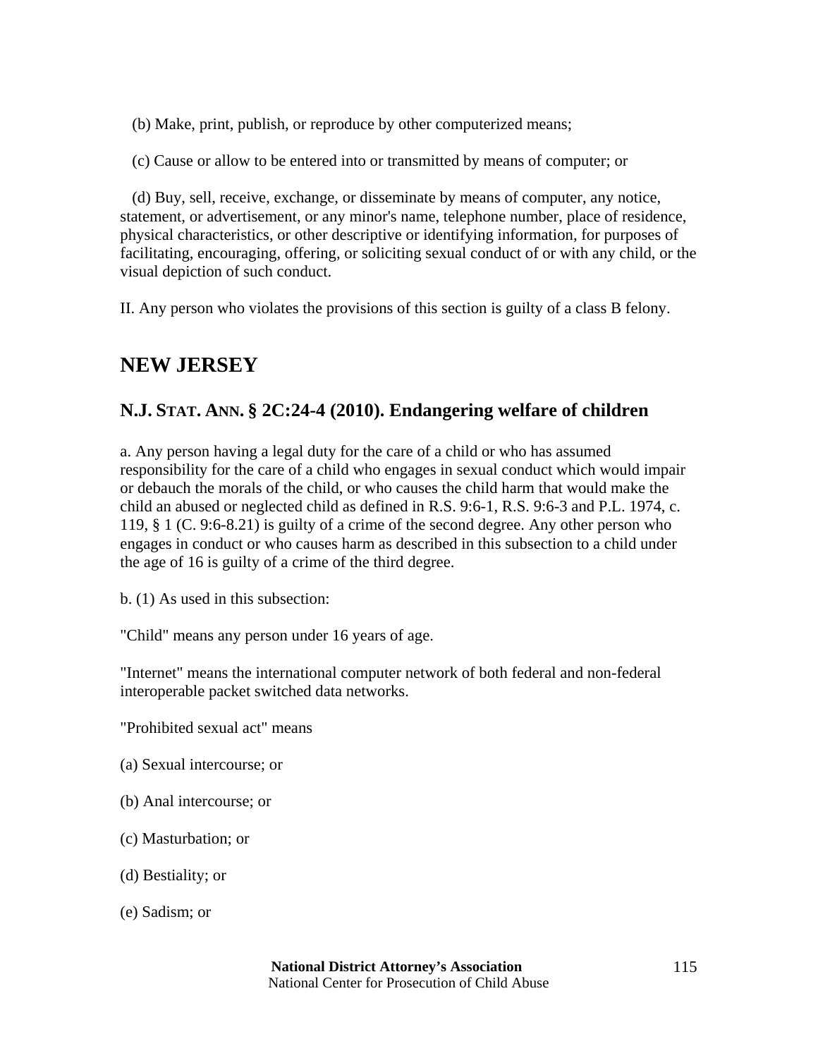(b) Make, print, publish, or reproduce by other computerized means;

(c) Cause or allow to be entered into or transmitted by means of computer; or

(d) Buy, sell, receive, exchange, or disseminate by means of computer, any notice, statement, or advertisement, or any minor's name, telephone number, place of residence, physical characteristics, or other descriptive or identifying information, for purposes of facilitating, encouraging, offering, or soliciting sexual conduct of or with any child, or the visual depiction of such conduct.

II. Any person who violates the provisions of this section is guilty of a class B felony.

## NEW JERSEY

### N.J. STAT. ANN. § 2C:24-4 (2010). Endangering welfare of children

a. Any person having a legal duty for the care of a child or who has assumed responsibility for the care of a child who engages in sexual conduct which would impair or debauch the morals of the child, or who causes the child harm that would make the child an abused or neglected child as defined in R.S. 9:6-1, R.S. 9:6-3 and P.L. 1974, c. 119, § 1 (C. 9:6-8.21) is guilty of a crime of the second degree. Any other person who engages in conduct or who causes harm as described in this subsection to a child under the age of 16 is guilty of a crime of the third degree.

b. (1) As used in this subsection:

"Child" means any person under 16 years of age.

"Internet" means the international computer network of both federal and non-federal interoperable packet switched data networks.

"Prohibited sexual act" means

(a) Sexual intercourse; or

(b) Anal intercourse; or

(c) Masturbation; or

(d) Bestiality; or

(e) Sadism; or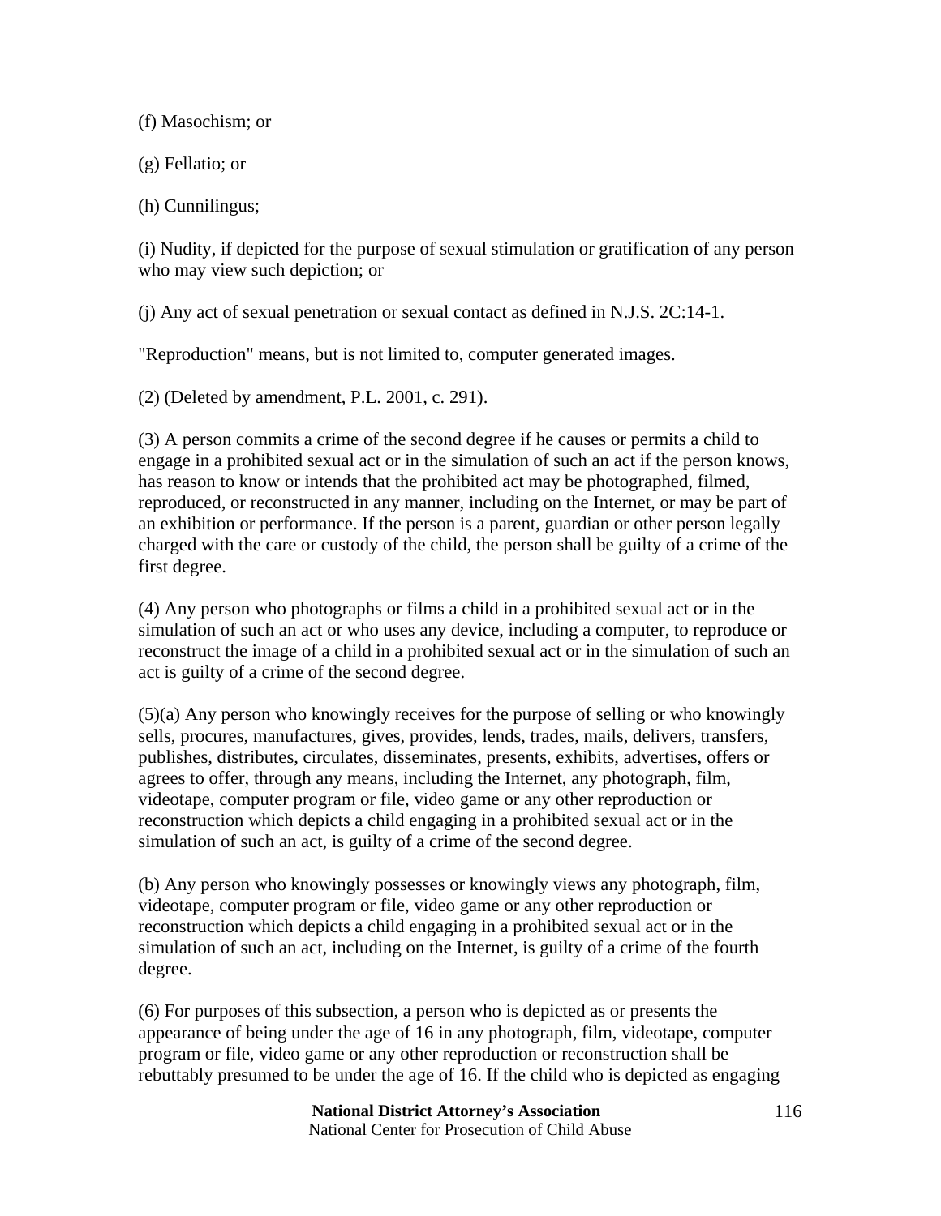(f) Masochism; or

(g) Fellatio; or

(h) Cunnilingus;

(i) Nudity, if depicted for the purpose of sexual stimulation or gratification of any person who may view such depiction; or

(j) Any act of sexual penetration or sexual contact as defined in N.J.S. 2C:14-1.

"Reproduction" means, but is not limited to, computer generated images.

(2) (Deleted by amendment, P.L. 2001, c. 291).

(3) A person commits a crime of the second degree if he causes or permits a child to engage in a prohibited sexual act or in the simulation of such an act if the person knows, has reason to know or intends that the prohibited act may be photographed, filmed, reproduced, or reconstructed in any manner, including on the Internet, or may be part of an exhibition or performance. If the person is a parent, guardian or other person legally charged with the care or custody of the child, the person shall be guilty of a crime of the first degree.

(4) Any person who photographs or films a child in a prohibited sexual act or in the simulation of such an act or who uses any device, including a computer, to reproduce or reconstruct the image of a child in a prohibited sexual act or in the simulation of such an act is guilty of a crime of the second degree.

(5)(a) Any person who knowingly receives for the purpose of selling or who knowingly sells, procures, manufactures, gives, provides, lends, trades, mails, delivers, transfers, publishes, distributes, circulates, disseminates, presents, exhibits, advertises, offers or agrees to offer, through any means, including the Internet, any photograph, film, videotape, computer program or file, video game or any other reproduction or reconstruction which depicts a child engaging in a prohibited sexual act or in the simulation of such an act, is guilty of a crime of the second degree.

(b) Any person who knowingly possesses or knowingly views any photograph, film, videotape, computer program or file, video game or any other reproduction or reconstruction which depicts a child engaging in a prohibited sexual act or in the simulation of such an act, including on the Internet, is guilty of a crime of the fourth degree.

(6) For purposes of this subsection, a person who is depicted as or presents the appearance of being under the age of 16 in any photograph, film, videotape, computer program or file, video game or any other reproduction or reconstruction shall be rebuttably presumed to be under the age of 16. If the child who is depicted as engaging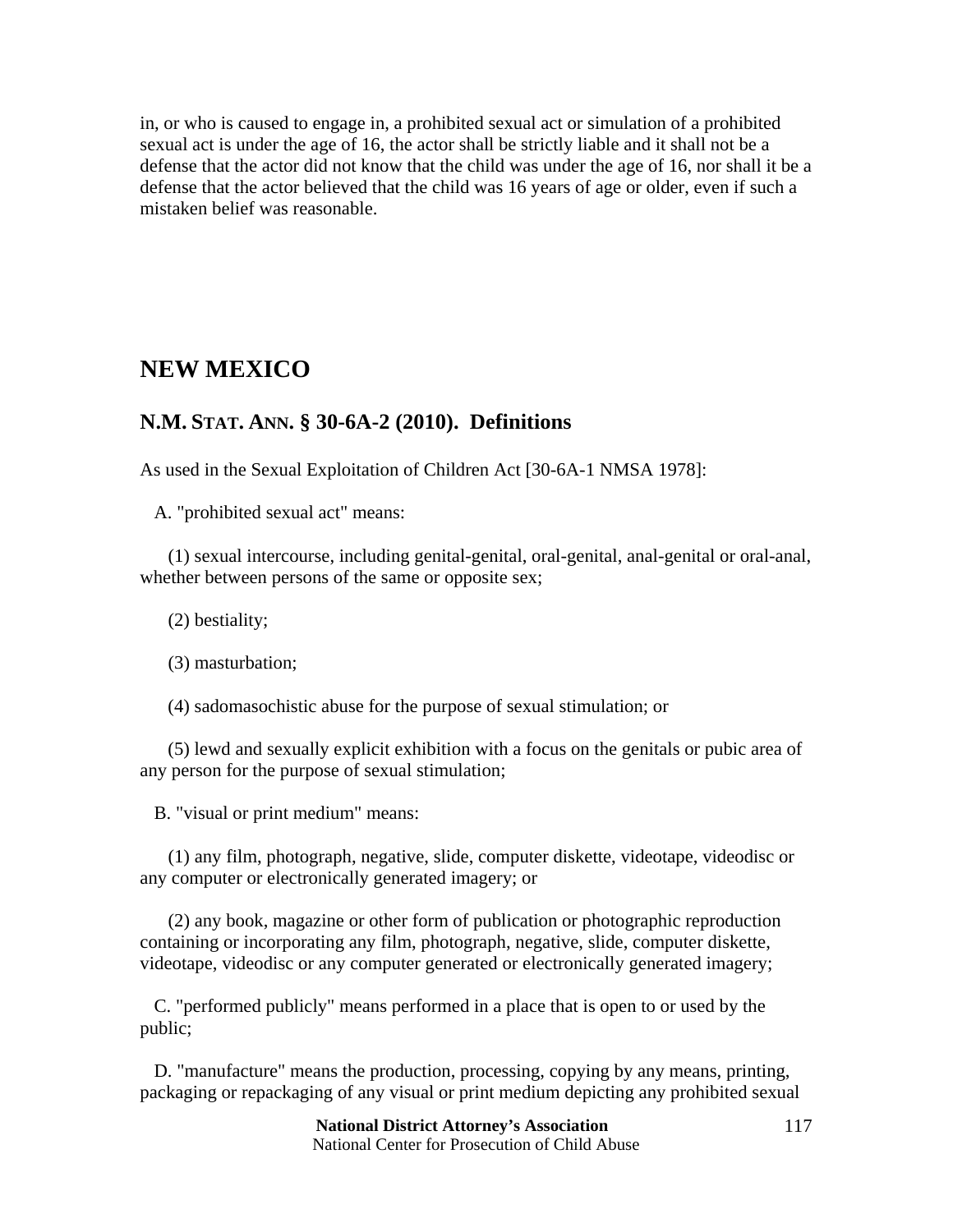in, or who is caused to engage in, a prohibited sexual act or simulation of a prohibited sexual act is under the age of 16, the actor shall be strictly liable and it shall not be a defense that the actor did not know that the child was under the age of 16, nor shall it be a defense that the actor believed that the child was 16 years of age or older, even if such a mistaken belief was reasonable.

# NEW MEXICO

## N.M. STAT. ANN. § 30-6A-2 (2010). Definitions

As used in the Sexual Exploitation of Children Act [30-6A-1 NMSA 1978]:

A. "prohibited sexual act" means:

(1) sexual intercourse, including genital-genital, oral-genital, anal-genital or oral-anal, whether between persons of the same or opposite sex;

(2) bestiality;

(3) masturbation;

(4) sadomasochistic abuse for the purpose of sexual stimulation; or

(5) lewd and sexually explicit exhibition with a focus on the genitals or pubic area of any person for the purpose of sexual stimulation;

B. "visual or print medium" means:

(1) any film, photograph, negative, slide, computer diskette, videotape, videodisc or any computer or electronically generated imagery; or

(2) any book, magazine or other form of publication or photographic reproduction containing or incorporating any film, photograph, negative, slide, computer diskette, videotape, videodisc or any computer generated or electronically generated imagery;

C. "performed publicly" means performed in a place that is open to or used by the public;

D. "manufacture" means the production, processing, copying by any means, printing, packaging or repackaging of any visual or print medium depicting any prohibited sexual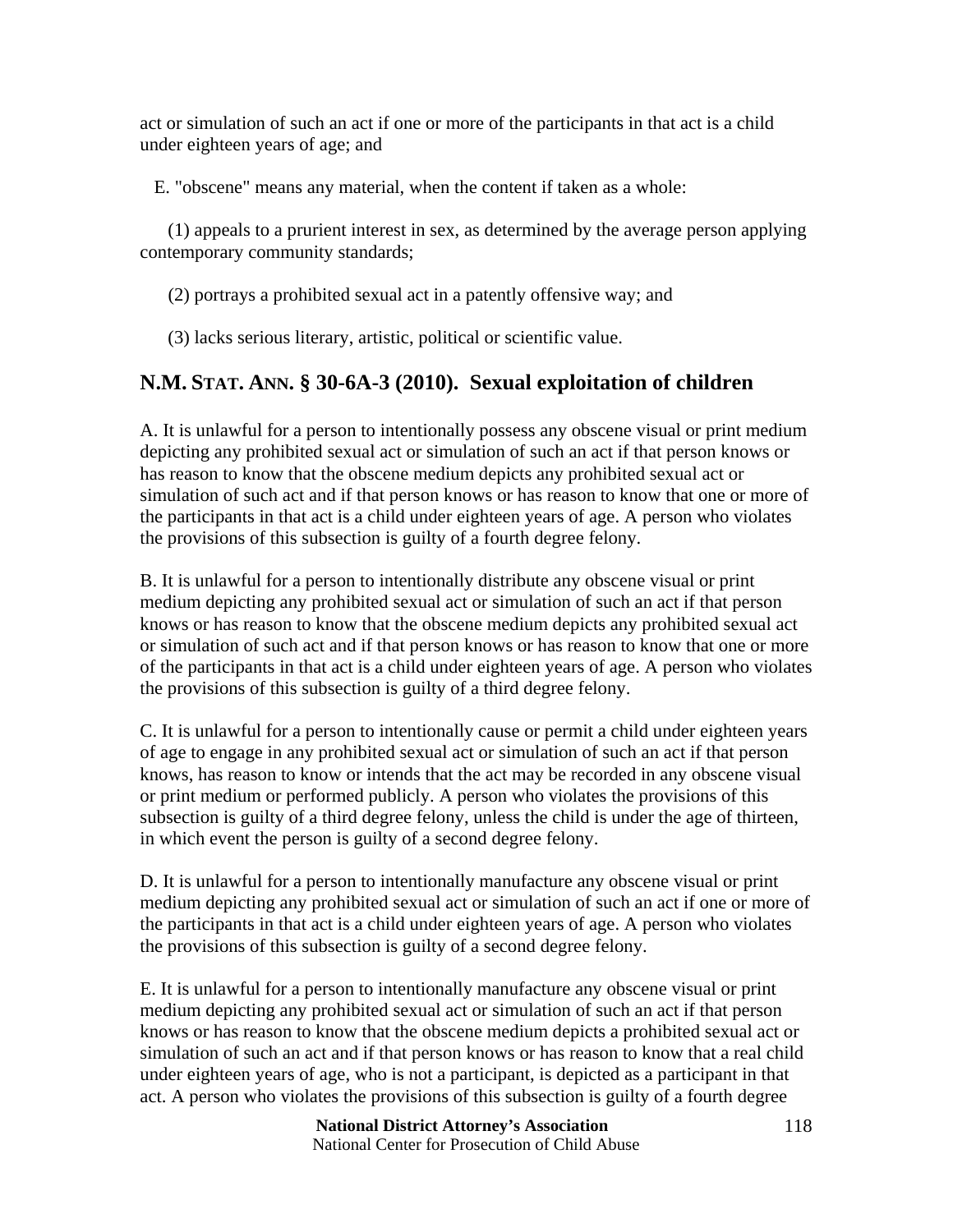act or simulation of such an act if one or more of the participants in that act is a child under eighteen years of age; and

E. "obscene" means any material, when the content if taken as a whole:

(1) appeals to a prurient interest in sex, as determined by the average person applying contemporary community standards;

(2) portrays a prohibited sexual act in a patently offensive way; and

(3) lacks serious literary, artistic, political or scientific value.

## N.M. STAT. ANN. § 30-6A-3 (2010). Sexual exploitation of children

A. It is unlawful for a person to intentionally possess any obscene visual or print medium depicting any prohibited sexual act or simulation of such an act if that person knows or has reason to know that the obscene medium depicts any prohibited sexual act or simulation of such act and if that person knows or has reason to know that one or more of the participants in that act is a child under eighteen years of age. A person who violates the provisions of this subsection is guilty of a fourth degree felony.

B. It is unlawful for a person to intentionally distribute any obscene visual or print medium depicting any prohibited sexual act or simulation of such an act if that person knows or has reason to know that the obscene medium depicts any prohibited sexual act or simulation of such act and if that person knows or has reason to know that one or more of the participants in that act is a child under eighteen years of age. A person who violates the provisions of this subsection is guilty of a third degree felony.

C. It is unlawful for a person to intentionally cause or permit a child under eighteen years of age to engage in any prohibited sexual act or simulation of such an act if that person knows, has reason to know or intends that the act may be recorded in any obscene visual or print medium or performed publicly. A person who violates the provisions of this subsection is guilty of a third degree felony, unless the child is under the age of thirteen, in which event the person is guilty of a second degree felony.

D. It is unlawful for a person to intentionally manufacture any obscene visual or print medium depicting any prohibited sexual act or simulation of such an act if one or more of the participants in that act is a child under eighteen years of age. A person who violates the provisions of this subsection is guilty of a second degree felony.

E. It is unlawful for a person to intentionally manufacture any obscene visual or print medium depicting any prohibited sexual act or simulation of such an act if that person knows or has reason to know that the obscene medium depicts a prohibited sexual act or simulation of such an act and if that person knows or has reason to know that a real child under eighteen years of age, who is not a participant, is depicted as a participant in that act. A person who violates the provisions of this subsection is guilty of a fourth degree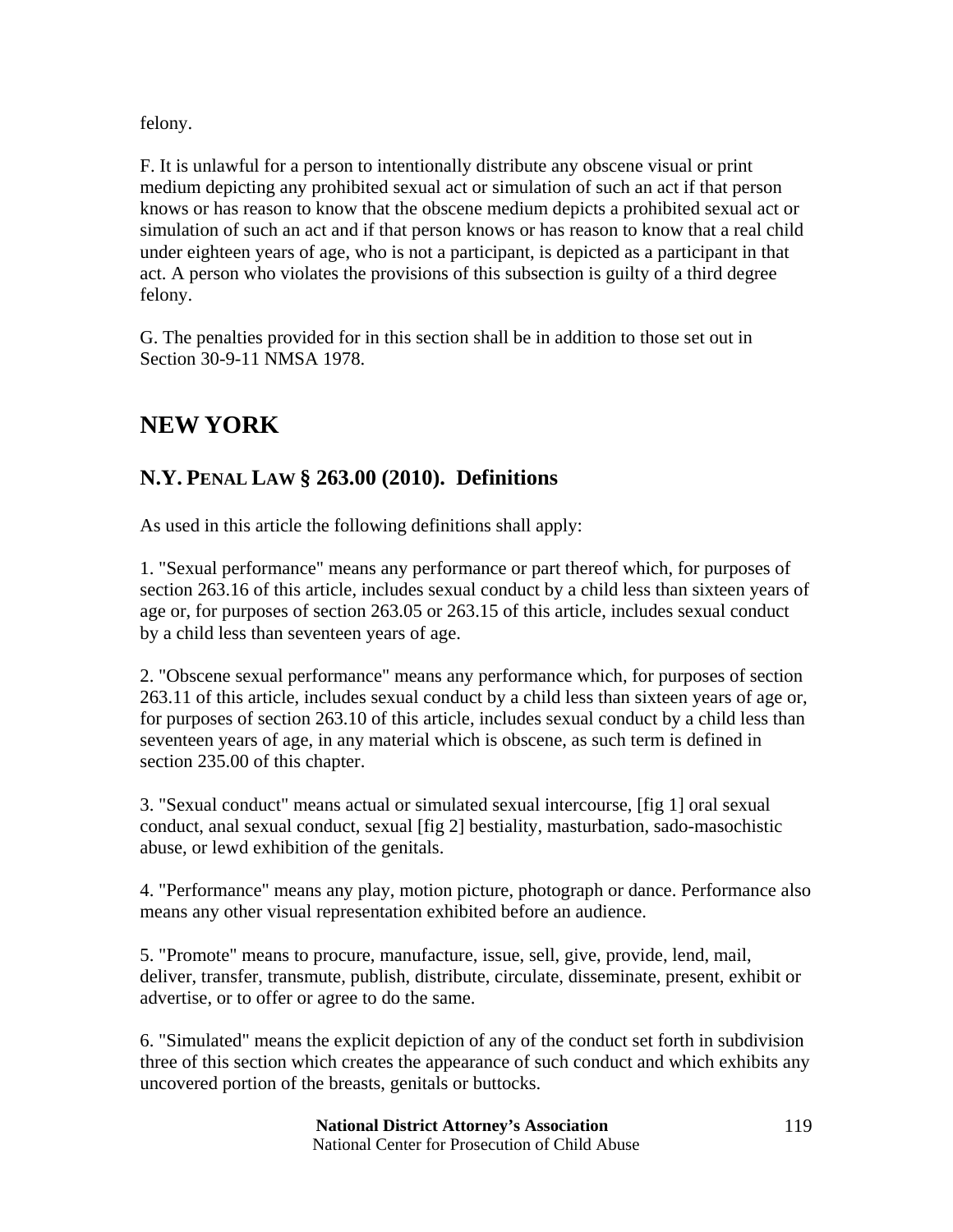felony.

F. It is unlawful for a person to intentionally distribute any obscene visual or print medium depicting any prohibited sexual act or simulation of such an act if that person knows or has reason to know that the obscene medium depicts a prohibited sexual act or simulation of such an act and if that person knows or has reason to know that a real child under eighteen years of age, who is not a participant, is depicted as a participant in that act. A person who violates the provisions of this subsection is guilty of a third degree felony.

G. The penalties provided for in this section shall be in addition to those set out in Section 30-9-11 NMSA 1978.

## NEW YORK

### N.Y. PENAL LAW § 263.00 (2010). Definitions

As used in this article the following definitions shall apply:

1. "Sexual performance" means any performance or part thereof which, for purposes of section 263.16 of this article, includes sexual conduct by a child less than sixteen years of age or, for purposes of section 263.05 or 263.15 of this article, includes sexual conduct by a child less than seventeen years of age.

2. "Obscene sexual performance" means any performance which, for purposes of section 263.11 of this article, includes sexual conduct by a child less than sixteen years of age or, for purposes of section 263.10 of this article, includes sexual conduct by a child less than seventeen years of age, in any material which is obscene, as such term is defined in section 235.00 of this chapter.

3. "Sexual conduct" means actual or simulated sexual intercourse, [fig 1] oral sexual conduct, anal sexual conduct, sexual [fig 2] bestiality, masturbation, sado-masochistic abuse, or lewd exhibition of the genitals.

4. "Performance" means any play, motion picture, photograph or dance. Performance also means any other visual representation exhibited before an audience.

5. "Promote" means to procure, manufacture, issue, sell, give, provide, lend, mail, deliver, transfer, transmute, publish, distribute, circulate, disseminate, present, exhibit or advertise, or to offer or agree to do the same.

6. "Simulated" means the explicit depiction of any of the conduct set forth in subdivision three of this section which creates the appearance of such conduct and which exhibits any uncovered portion of the breasts, genitals or buttocks.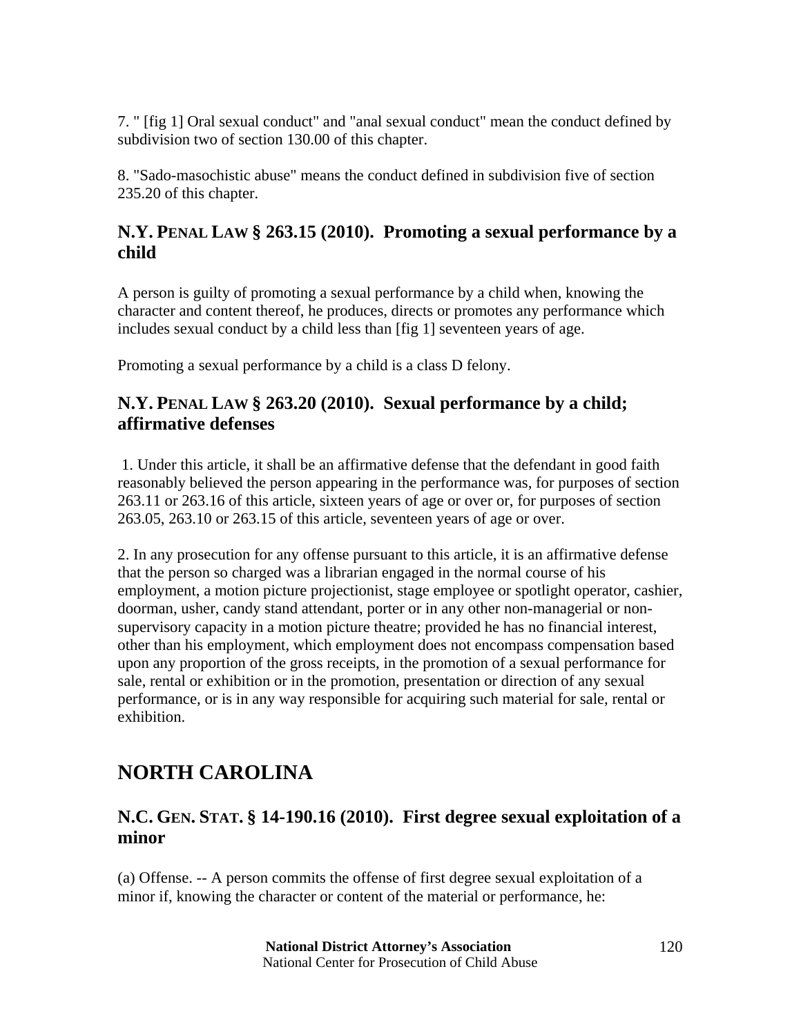7. " [fig 1] Oral sexual conduct" and "anal sexual conduct" mean the conduct defined by subdivision two of section 130.00 of this chapter.

8. "Sado-masochistic abuse" means the conduct defined in subdivision five of section 235.20 of this chapter.

### N.Y. Penal Law § 263.15 (2010). Promoting a sexual performance by a child

A person is guilty of promoting a sexual performance by a child when, knowing the character and content thereof, he produces, directs or promotes any performance which includes sexual conduct by a child less than [fig 1] seventeen years of age.

Promoting a sexual performance by a child is a class D felony.

### N.Y. Penal Law § 263.20 (2010). Sexual performance by a child; affirmative defenses

1. Under this article, it shall be an affirmative defense that the defendant in good faith reasonably believed the person appearing in the performance was, for purposes of section 263.11 or 263.16 of this article, sixteen years of age or over or, for purposes of section 263.05, 263.10 or 263.15 of this article, seventeen years of age or over.

2. In any prosecution for any offense pursuant to this article, it is an affirmative defense that the person so charged was a librarian engaged in the normal course of his employment, a motion picture projectionist, stage employee or spotlight operator, cashier, doorman, usher, candy stand attendant, porter or in any other non-managerial or non-supervisory capacity in a motion picture theatre; provided he has no financial interest, other than his employment, which employment does not encompass compensation based upon any proportion of the gross receipts, in the promotion of a sexual performance for sale, rental or exhibition or in the promotion, presentation or direction of any sexual performance, or is in any way responsible for acquiring such material for sale, rental or exhibition.

## NORTH CAROLINA

### N.C. Gen. Stat. § 14-190.16 (2010). First degree sexual exploitation of a minor

(a) Offense. -- A person commits the offense of first degree sexual exploitation of a minor if, knowing the character or content of the material or performance, he: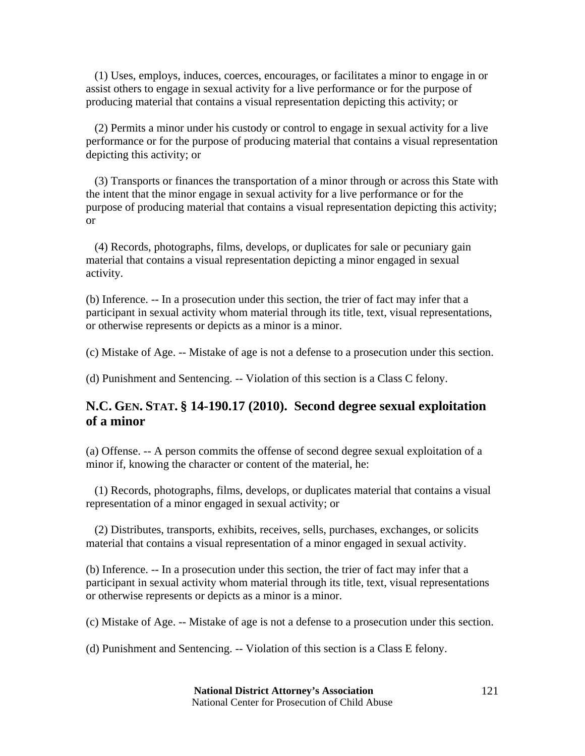(1) Uses, employs, induces, coerces, encourages, or facilitates a minor to engage in or assist others to engage in sexual activity for a live performance or for the purpose of producing material that contains a visual representation depicting this activity; or

(2) Permits a minor under his custody or control to engage in sexual activity for a live performance or for the purpose of producing material that contains a visual representation depicting this activity; or

(3) Transports or finances the transportation of a minor through or across this State with the intent that the minor engage in sexual activity for a live performance or for the purpose of producing material that contains a visual representation depicting this activity; or

(4) Records, photographs, films, develops, or duplicates for sale or pecuniary gain material that contains a visual representation depicting a minor engaged in sexual activity.

(b) Inference. -- In a prosecution under this section, the trier of fact may infer that a participant in sexual activity whom material through its title, text, visual representations, or otherwise represents or depicts as a minor is a minor.

(c) Mistake of Age. -- Mistake of age is not a defense to a prosecution under this section.

(d) Punishment and Sentencing. -- Violation of this section is a Class C felony.

## N.C. GEN. STAT. § 14-190.17 (2010). Second degree sexual exploitation of a minor

(a) Offense. -- A person commits the offense of second degree sexual exploitation of a minor if, knowing the character or content of the material, he:

(1) Records, photographs, films, develops, or duplicates material that contains a visual representation of a minor engaged in sexual activity; or

(2) Distributes, transports, exhibits, receives, sells, purchases, exchanges, or solicits material that contains a visual representation of a minor engaged in sexual activity.

(b) Inference. -- In a prosecution under this section, the trier of fact may infer that a participant in sexual activity whom material through its title, text, visual representations or otherwise represents or depicts as a minor is a minor.

(c) Mistake of Age. -- Mistake of age is not a defense to a prosecution under this section.

(d) Punishment and Sentencing. -- Violation of this section is a Class E felony.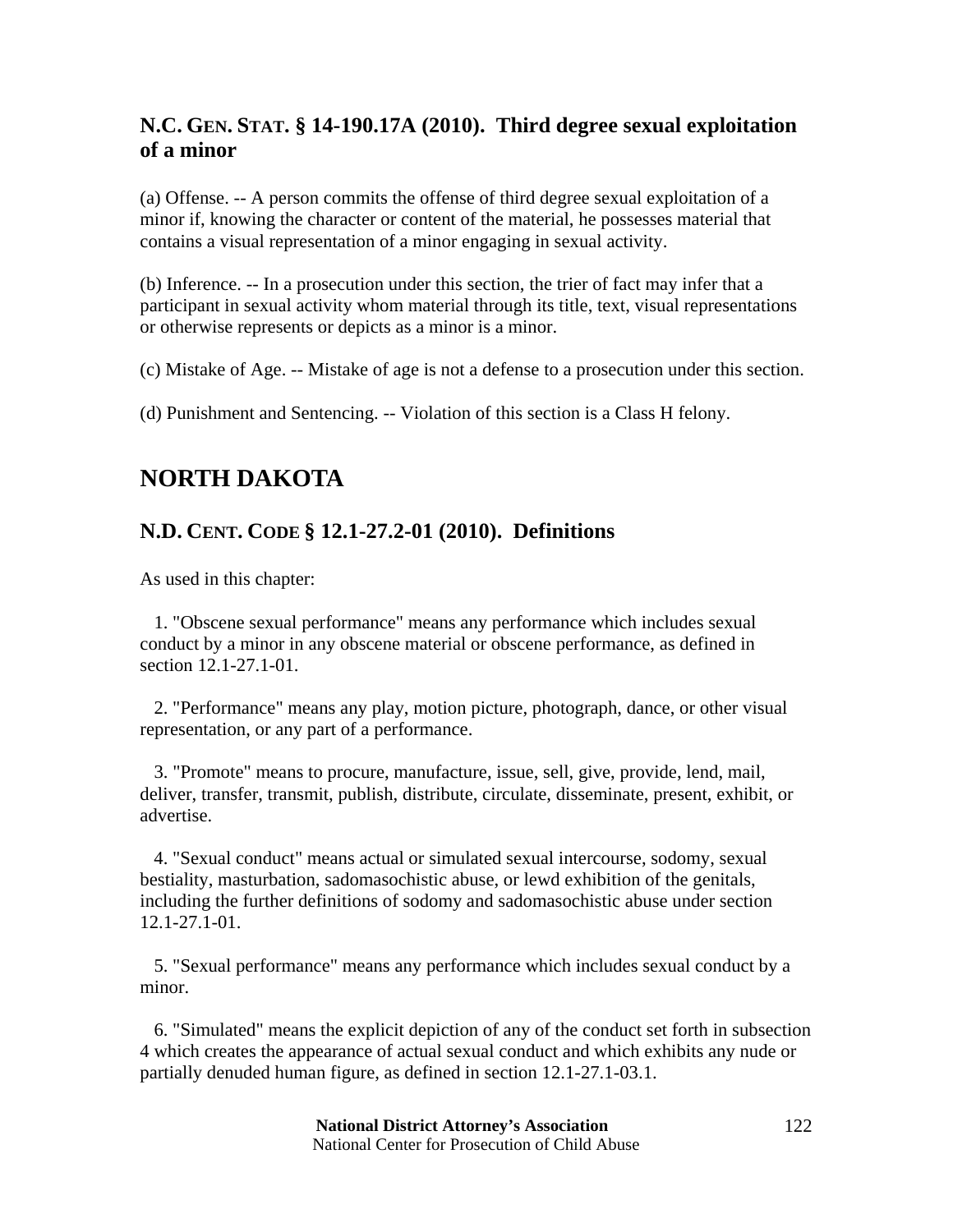## N.C. GEN. STAT. § 14-190.17A (2010). Third degree sexual exploitation of a minor

(a) Offense. -- A person commits the offense of third degree sexual exploitation of a minor if, knowing the character or content of the material, he possesses material that contains a visual representation of a minor engaging in sexual activity.

(b) Inference. -- In a prosecution under this section, the trier of fact may infer that a participant in sexual activity whom material through its title, text, visual representations or otherwise represents or depicts as a minor is a minor.

(c) Mistake of Age. -- Mistake of age is not a defense to a prosecution under this section.

(d) Punishment and Sentencing. -- Violation of this section is a Class H felony.

# NORTH DAKOTA

## N.D. CENT. CODE § 12.1-27.2-01 (2010). Definitions

As used in this chapter:

1. "Obscene sexual performance" means any performance which includes sexual conduct by a minor in any obscene material or obscene performance, as defined in section 12.1-27.1-01.

2. "Performance" means any play, motion picture, photograph, dance, or other visual representation, or any part of a performance.

3. "Promote" means to procure, manufacture, issue, sell, give, provide, lend, mail, deliver, transfer, transmit, publish, distribute, circulate, disseminate, present, exhibit, or advertise.

4. "Sexual conduct" means actual or simulated sexual intercourse, sodomy, sexual bestiality, masturbation, sadomasochistic abuse, or lewd exhibition of the genitals, including the further definitions of sodomy and sadomasochistic abuse under section 12.1-27.1-01.

5. "Sexual performance" means any performance which includes sexual conduct by a minor.

6. "Simulated" means the explicit depiction of any of the conduct set forth in subsection 4 which creates the appearance of actual sexual conduct and which exhibits any nude or partially denuded human figure, as defined in section 12.1-27.1-03.1.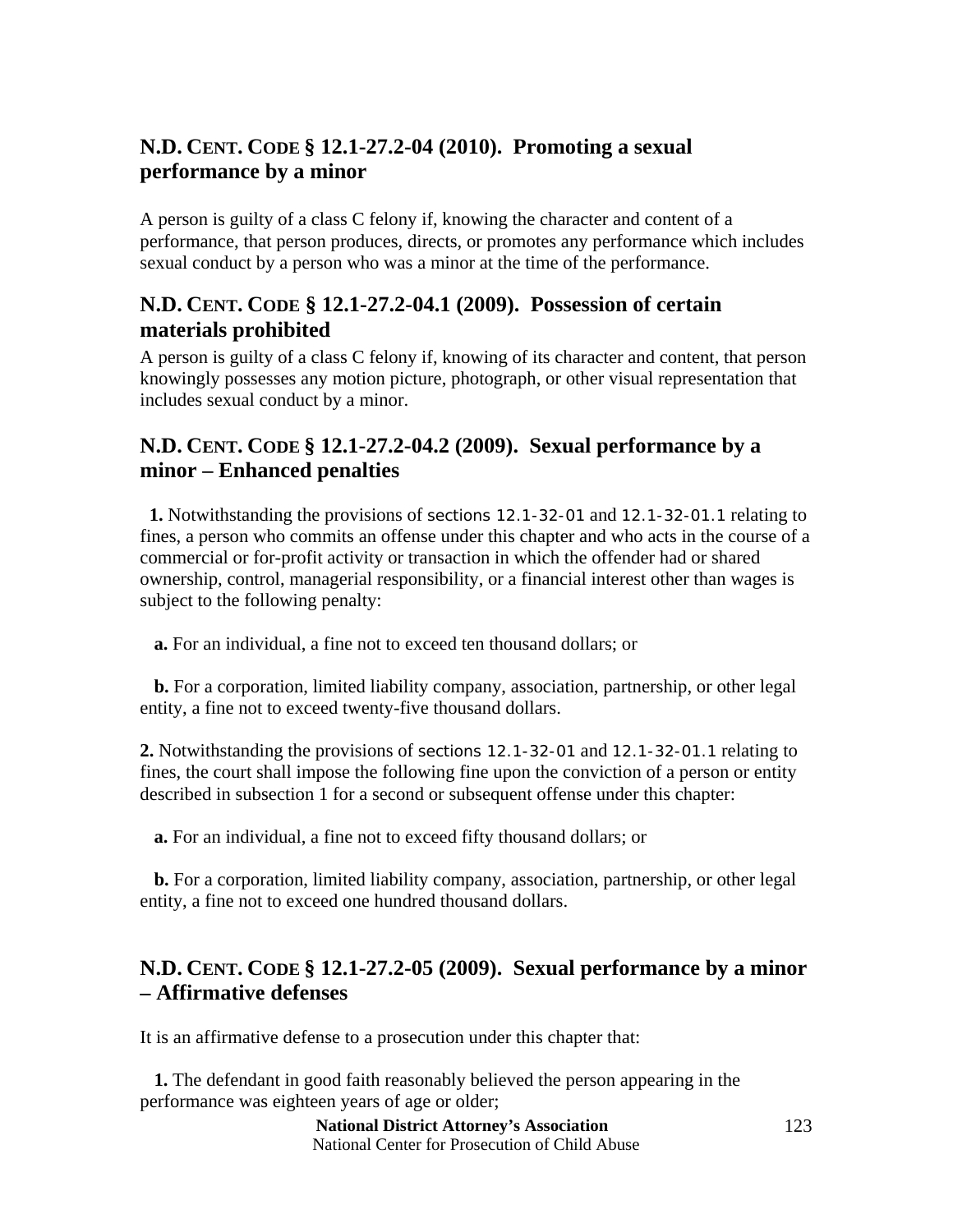## N.D. CENT. CODE § 12.1-27.2-04 (2010). Promoting a sexual performance by a minor

A person is guilty of a class C felony if, knowing the character and content of a performance, that person produces, directs, or promotes any performance which includes sexual conduct by a person who was a minor at the time of the performance.

## N.D. CENT. CODE § 12.1-27.2-04.1 (2009). Possession of certain materials prohibited

A person is guilty of a class C felony if, knowing of its character and content, that person knowingly possesses any motion picture, photograph, or other visual representation that includes sexual conduct by a minor.

## N.D. CENT. CODE § 12.1-27.2-04.2 (2009). Sexual performance by a minor – Enhanced penalties

**1.** Notwithstanding the provisions of sections 12.1-32-01 and 12.1-32-01.1 relating to fines, a person who commits an offense under this chapter and who acts in the course of a commercial or for-profit activity or transaction in which the offender had or shared ownership, control, managerial responsibility, or a financial interest other than wages is subject to the following penalty:

**a.** For an individual, a fine not to exceed ten thousand dollars; or

**b.** For a corporation, limited liability company, association, partnership, or other legal entity, a fine not to exceed twenty-five thousand dollars.

**2.** Notwithstanding the provisions of sections 12.1-32-01 and 12.1-32-01.1 relating to fines, the court shall impose the following fine upon the conviction of a person or entity described in subsection 1 for a second or subsequent offense under this chapter:

**a.** For an individual, a fine not to exceed fifty thousand dollars; or

**b.** For a corporation, limited liability company, association, partnership, or other legal entity, a fine not to exceed one hundred thousand dollars.

## N.D. CENT. CODE § 12.1-27.2-05 (2009). Sexual performance by a minor – Affirmative defenses

It is an affirmative defense to a prosecution under this chapter that:

**1.** The defendant in good faith reasonably believed the person appearing in the performance was eighteen years of age or older;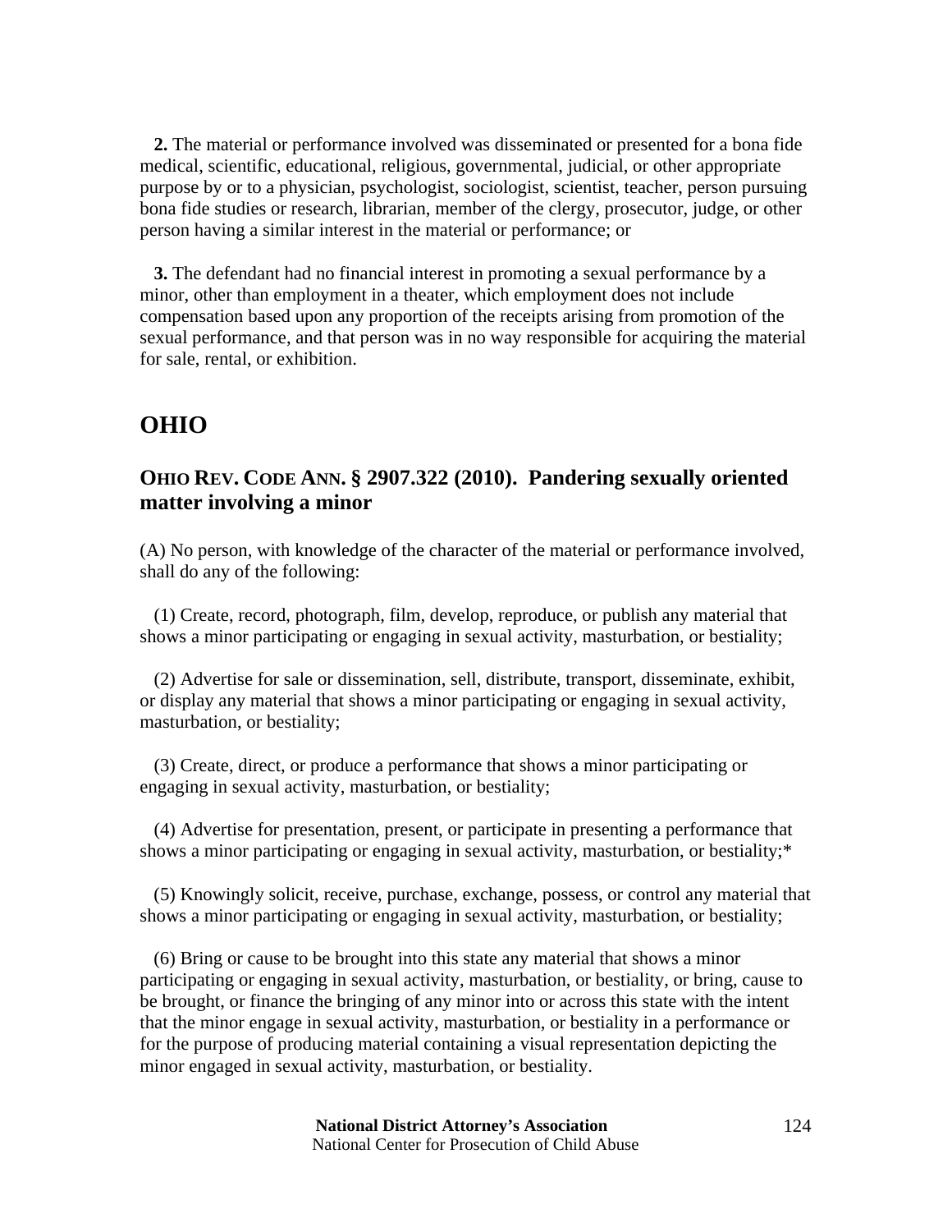**2.** The material or performance involved was disseminated or presented for a bona fide medical, scientific, educational, religious, governmental, judicial, or other appropriate purpose by or to a physician, psychologist, sociologist, scientist, teacher, person pursuing bona fide studies or research, librarian, member of the clergy, prosecutor, judge, or other person having a similar interest in the material or performance; or

**3.** The defendant had no financial interest in promoting a sexual performance by a minor, other than employment in a theater, which employment does not include compensation based upon any proportion of the receipts arising from promotion of the sexual performance, and that person was in no way responsible for acquiring the material for sale, rental, or exhibition.

# OHIO

## OHIO REV. CODE ANN. § 2907.322 (2010). Pandering sexually oriented matter involving a minor

(A) No person, with knowledge of the character of the material or performance involved, shall do any of the following:

(1) Create, record, photograph, film, develop, reproduce, or publish any material that shows a minor participating or engaging in sexual activity, masturbation, or bestiality;

(2) Advertise for sale or dissemination, sell, distribute, transport, disseminate, exhibit, or display any material that shows a minor participating or engaging in sexual activity, masturbation, or bestiality;

(3) Create, direct, or produce a performance that shows a minor participating or engaging in sexual activity, masturbation, or bestiality;

(4) Advertise for presentation, present, or participate in presenting a performance that shows a minor participating or engaging in sexual activity, masturbation, or bestiality;*

(5) Knowingly solicit, receive, purchase, exchange, possess, or control any material that shows a minor participating or engaging in sexual activity, masturbation, or bestiality;

(6) Bring or cause to be brought into this state any material that shows a minor participating or engaging in sexual activity, masturbation, or bestiality, or bring, cause to be brought, or finance the bringing of any minor into or across this state with the intent that the minor engage in sexual activity, masturbation, or bestiality in a performance or for the purpose of producing material containing a visual representation depicting the minor engaged in sexual activity, masturbation, or bestiality.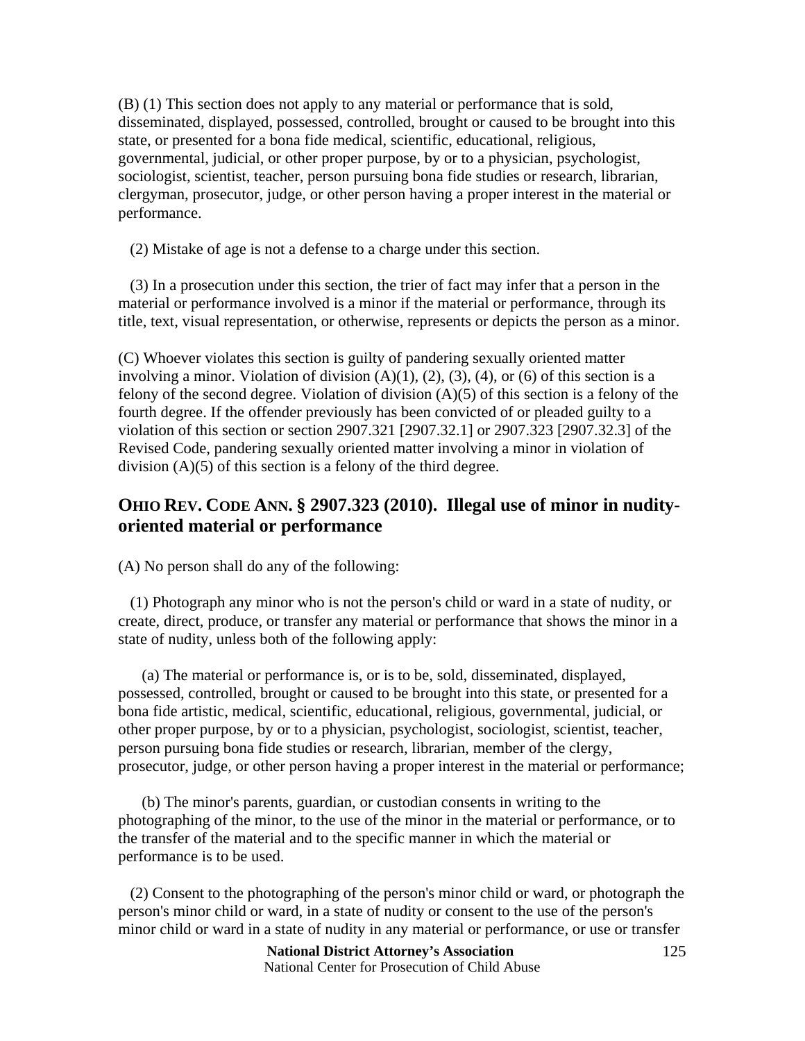(B) (1) This section does not apply to any material or performance that is sold, disseminated, displayed, possessed, controlled, brought or caused to be brought into this state, or presented for a bona fide medical, scientific, educational, religious, governmental, judicial, or other proper purpose, by or to a physician, psychologist, sociologist, scientist, teacher, person pursuing bona fide studies or research, librarian, clergyman, prosecutor, judge, or other person having a proper interest in the material or performance.

(2) Mistake of age is not a defense to a charge under this section.

(3) In a prosecution under this section, the trier of fact may infer that a person in the material or performance involved is a minor if the material or performance, through its title, text, visual representation, or otherwise, represents or depicts the person as a minor.

(C) Whoever violates this section is guilty of pandering sexually oriented matter involving a minor. Violation of division (A)(1), (2), (3), (4), or (6) of this section is a felony of the second degree. Violation of division (A)(5) of this section is a felony of the fourth degree. If the offender previously has been convicted of or pleaded guilty to a violation of this section or section 2907.321 [2907.32.1] or 2907.323 [2907.32.3] of the Revised Code, pandering sexually oriented matter involving a minor in violation of division (A)(5) of this section is a felony of the third degree.

## OHIO REV. CODE ANN. § 2907.323 (2010). Illegal use of minor in nudity-oriented material or performance

(A) No person shall do any of the following:

(1) Photograph any minor who is not the person's child or ward in a state of nudity, or create, direct, produce, or transfer any material or performance that shows the minor in a state of nudity, unless both of the following apply:

(a) The material or performance is, or is to be, sold, disseminated, displayed, possessed, controlled, brought or caused to be brought into this state, or presented for a bona fide artistic, medical, scientific, educational, religious, governmental, judicial, or other proper purpose, by or to a physician, psychologist, sociologist, scientist, teacher, person pursuing bona fide studies or research, librarian, member of the clergy, prosecutor, judge, or other person having a proper interest in the material or performance;

(b) The minor's parents, guardian, or custodian consents in writing to the photographing of the minor, to the use of the minor in the material or performance, or to the transfer of the material and to the specific manner in which the material or performance is to be used.

(2) Consent to the photographing of the person's minor child or ward, or photograph the person's minor child or ward, in a state of nudity or consent to the use of the person's minor child or ward in a state of nudity in any material or performance, or use or transfer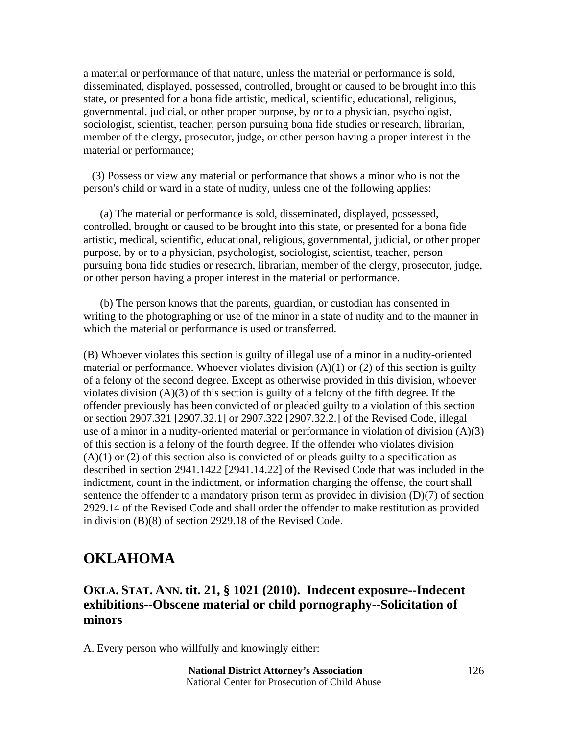a material or performance of that nature, unless the material or performance is sold, disseminated, displayed, possessed, controlled, brought or caused to be brought into this state, or presented for a bona fide artistic, medical, scientific, educational, religious, governmental, judicial, or other proper purpose, by or to a physician, psychologist, sociologist, scientist, teacher, person pursuing bona fide studies or research, librarian, member of the clergy, prosecutor, judge, or other person having a proper interest in the material or performance;

(3) Possess or view any material or performance that shows a minor who is not the person's child or ward in a state of nudity, unless one of the following applies:

(a) The material or performance is sold, disseminated, displayed, possessed, controlled, brought or caused to be brought into this state, or presented for a bona fide artistic, medical, scientific, educational, religious, governmental, judicial, or other proper purpose, by or to a physician, psychologist, sociologist, scientist, teacher, person pursuing bona fide studies or research, librarian, member of the clergy, prosecutor, judge, or other person having a proper interest in the material or performance.

(b) The person knows that the parents, guardian, or custodian has consented in writing to the photographing or use of the minor in a state of nudity and to the manner in which the material or performance is used or transferred.

(B) Whoever violates this section is guilty of illegal use of a minor in a nudity-oriented material or performance. Whoever violates division (A)(1) or (2) of this section is guilty of a felony of the second degree. Except as otherwise provided in this division, whoever violates division (A)(3) of this section is guilty of a felony of the fifth degree. If the offender previously has been convicted of or pleaded guilty to a violation of this section or section 2907.321 [2907.32.1] or 2907.322 [2907.32.2.] of the Revised Code, illegal use of a minor in a nudity-oriented material or performance in violation of division (A)(3) of this section is a felony of the fourth degree. If the offender who violates division (A)(1) or (2) of this section also is convicted of or pleads guilty to a specification as described in section 2941.1422 [2941.14.22] of the Revised Code that was included in the indictment, count in the indictment, or information charging the offense, the court shall sentence the offender to a mandatory prison term as provided in division (D)(7) of section 2929.14 of the Revised Code and shall order the offender to make restitution as provided in division (B)(8) of section 2929.18 of the Revised Code.

## OKLAHOMA

### OKLA. STAT. ANN. tit. 21, § 1021 (2010). Indecent exposure--Indecent exhibitions--Obscene material or child pornography--Solicitation of minors

A. Every person who willfully and knowingly either: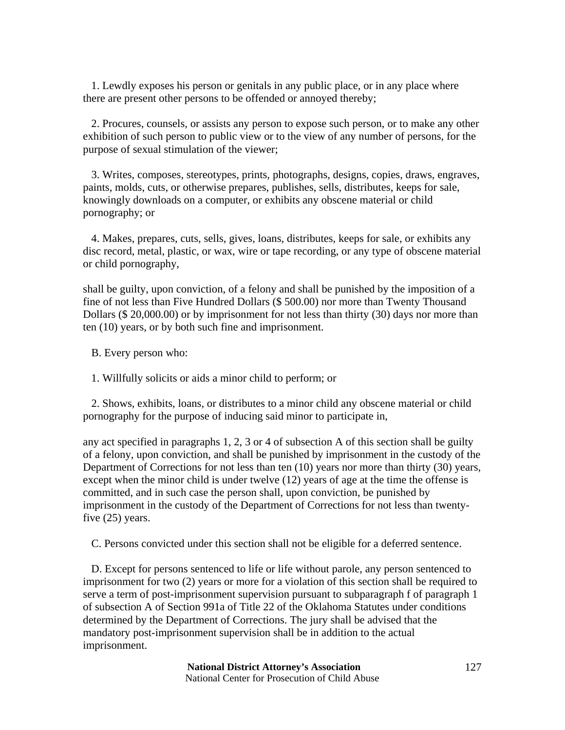1. Lewdly exposes his person or genitals in any public place, or in any place where there are present other persons to be offended or annoyed thereby;

2. Procures, counsels, or assists any person to expose such person, or to make any other exhibition of such person to public view or to the view of any number of persons, for the purpose of sexual stimulation of the viewer;

3. Writes, composes, stereotypes, prints, photographs, designs, copies, draws, engraves, paints, molds, cuts, or otherwise prepares, publishes, sells, distributes, keeps for sale, knowingly downloads on a computer, or exhibits any obscene material or child pornography; or

4. Makes, prepares, cuts, sells, gives, loans, distributes, keeps for sale, or exhibits any disc record, metal, plastic, or wax, wire or tape recording, or any type of obscene material or child pornography,

shall be guilty, upon conviction, of a felony and shall be punished by the imposition of a fine of not less than Five Hundred Dollars ($ 500.00) nor more than Twenty Thousand Dollars ($ 20,000.00) or by imprisonment for not less than thirty (30) days nor more than ten (10) years, or by both such fine and imprisonment.

B. Every person who:

1. Willfully solicits or aids a minor child to perform; or

2. Shows, exhibits, loans, or distributes to a minor child any obscene material or child pornography for the purpose of inducing said minor to participate in,

any act specified in paragraphs 1, 2, 3 or 4 of subsection A of this section shall be guilty of a felony, upon conviction, and shall be punished by imprisonment in the custody of the Department of Corrections for not less than ten (10) years nor more than thirty (30) years, except when the minor child is under twelve (12) years of age at the time the offense is committed, and in such case the person shall, upon conviction, be punished by imprisonment in the custody of the Department of Corrections for not less than twenty-five (25) years.

C. Persons convicted under this section shall not be eligible for a deferred sentence.

D. Except for persons sentenced to life or life without parole, any person sentenced to imprisonment for two (2) years or more for a violation of this section shall be required to serve a term of post-imprisonment supervision pursuant to subparagraph f of paragraph 1 of subsection A of Section 991a of Title 22 of the Oklahoma Statutes under conditions determined by the Department of Corrections. The jury shall be advised that the mandatory post-imprisonment supervision shall be in addition to the actual imprisonment.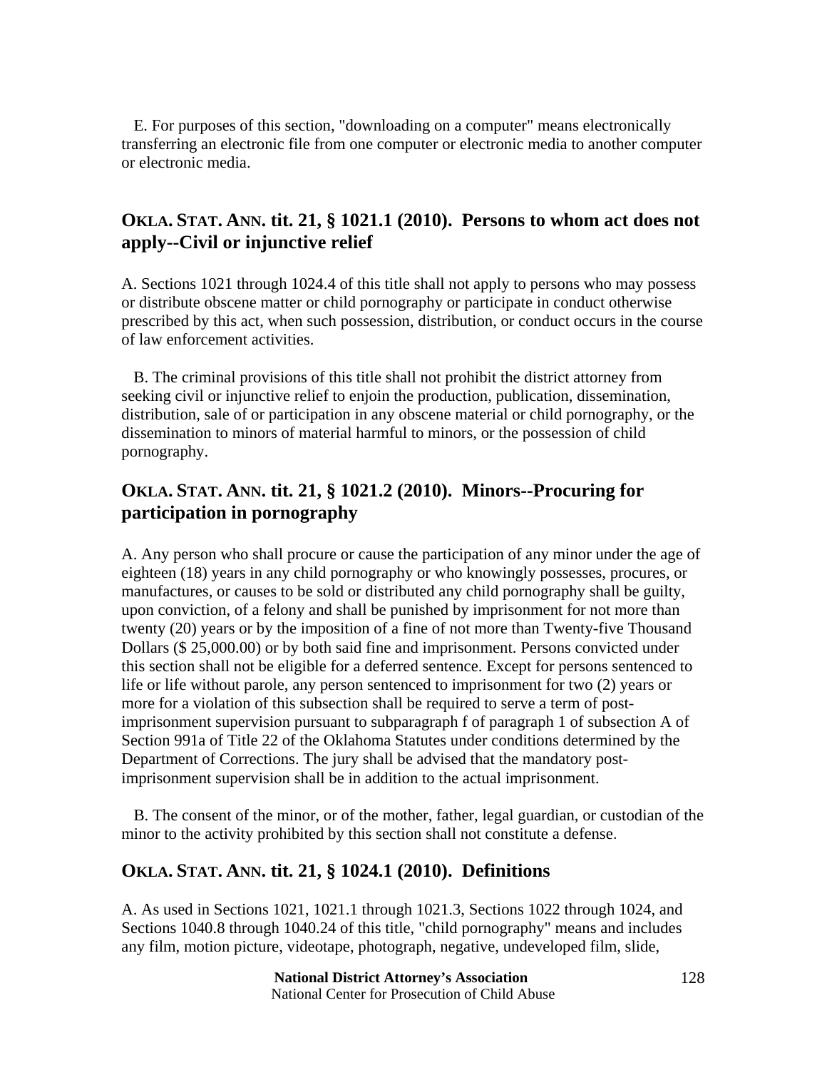E. For purposes of this section, "downloading on a computer" means electronically transferring an electronic file from one computer or electronic media to another computer or electronic media.

## OKLA. STAT. ANN. tit. 21, § 1021.1 (2010). Persons to whom act does not apply--Civil or injunctive relief

A. Sections 1021 through 1024.4 of this title shall not apply to persons who may possess or distribute obscene matter or child pornography or participate in conduct otherwise prescribed by this act, when such possession, distribution, or conduct occurs in the course of law enforcement activities.

B. The criminal provisions of this title shall not prohibit the district attorney from seeking civil or injunctive relief to enjoin the production, publication, dissemination, distribution, sale of or participation in any obscene material or child pornography, or the dissemination to minors of material harmful to minors, or the possession of child pornography.

## OKLA. STAT. ANN. tit. 21, § 1021.2 (2010). Minors--Procuring for participation in pornography

A. Any person who shall procure or cause the participation of any minor under the age of eighteen (18) years in any child pornography or who knowingly possesses, procures, or manufactures, or causes to be sold or distributed any child pornography shall be guilty, upon conviction, of a felony and shall be punished by imprisonment for not more than twenty (20) years or by the imposition of a fine of not more than Twenty-five Thousand Dollars ($ 25,000.00) or by both said fine and imprisonment. Persons convicted under this section shall not be eligible for a deferred sentence. Except for persons sentenced to life or life without parole, any person sentenced to imprisonment for two (2) years or more for a violation of this subsection shall be required to serve a term of post-imprisonment supervision pursuant to subparagraph f of paragraph 1 of subsection A of Section 991a of Title 22 of the Oklahoma Statutes under conditions determined by the Department of Corrections. The jury shall be advised that the mandatory post-imprisonment supervision shall be in addition to the actual imprisonment.

B. The consent of the minor, or of the mother, father, legal guardian, or custodian of the minor to the activity prohibited by this section shall not constitute a defense.

## OKLA. STAT. ANN. tit. 21, § 1024.1 (2010). Definitions

A. As used in Sections 1021, 1021.1 through 1021.3, Sections 1022 through 1024, and Sections 1040.8 through 1040.24 of this title, "child pornography" means and includes any film, motion picture, videotape, photograph, negative, undeveloped film, slide,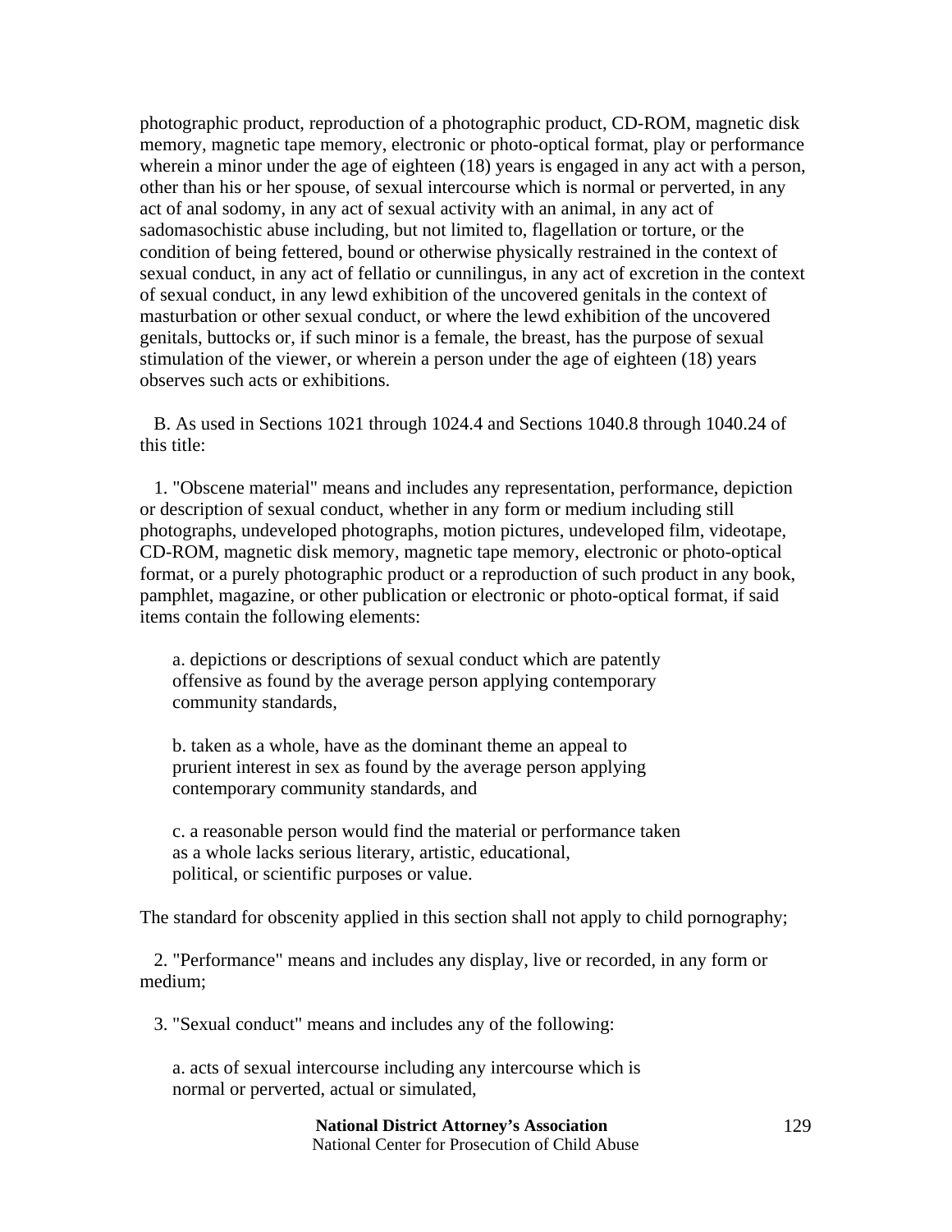photographic product, reproduction of a photographic product, CD-ROM, magnetic disk memory, magnetic tape memory, electronic or photo-optical format, play or performance wherein a minor under the age of eighteen (18) years is engaged in any act with a person, other than his or her spouse, of sexual intercourse which is normal or perverted, in any act of anal sodomy, in any act of sexual activity with an animal, in any act of sadomasochistic abuse including, but not limited to, flagellation or torture, or the condition of being fettered, bound or otherwise physically restrained in the context of sexual conduct, in any act of fellatio or cunnilingus, in any act of excretion in the context of sexual conduct, in any lewd exhibition of the uncovered genitals in the context of masturbation or other sexual conduct, or where the lewd exhibition of the uncovered genitals, buttocks or, if such minor is a female, the breast, has the purpose of sexual stimulation of the viewer, or wherein a person under the age of eighteen (18) years observes such acts or exhibitions.

B. As used in Sections 1021 through 1024.4 and Sections 1040.8 through 1040.24 of this title:

1. "Obscene material" means and includes any representation, performance, depiction or description of sexual conduct, whether in any form or medium including still photographs, undeveloped photographs, motion pictures, undeveloped film, videotape, CD-ROM, magnetic disk memory, magnetic tape memory, electronic or photo-optical format, or a purely photographic product or a reproduction of such product in any book, pamphlet, magazine, or other publication or electronic or photo-optical format, if said items contain the following elements:

a. depictions or descriptions of sexual conduct which are patently offensive as found by the average person applying contemporary community standards,

b. taken as a whole, have as the dominant theme an appeal to prurient interest in sex as found by the average person applying contemporary community standards, and

c. a reasonable person would find the material or performance taken as a whole lacks serious literary, artistic, educational, political, or scientific purposes or value.

The standard for obscenity applied in this section shall not apply to child pornography;

2. "Performance" means and includes any display, live or recorded, in any form or medium;

3. "Sexual conduct" means and includes any of the following:

a. acts of sexual intercourse including any intercourse which is normal or perverted, actual or simulated,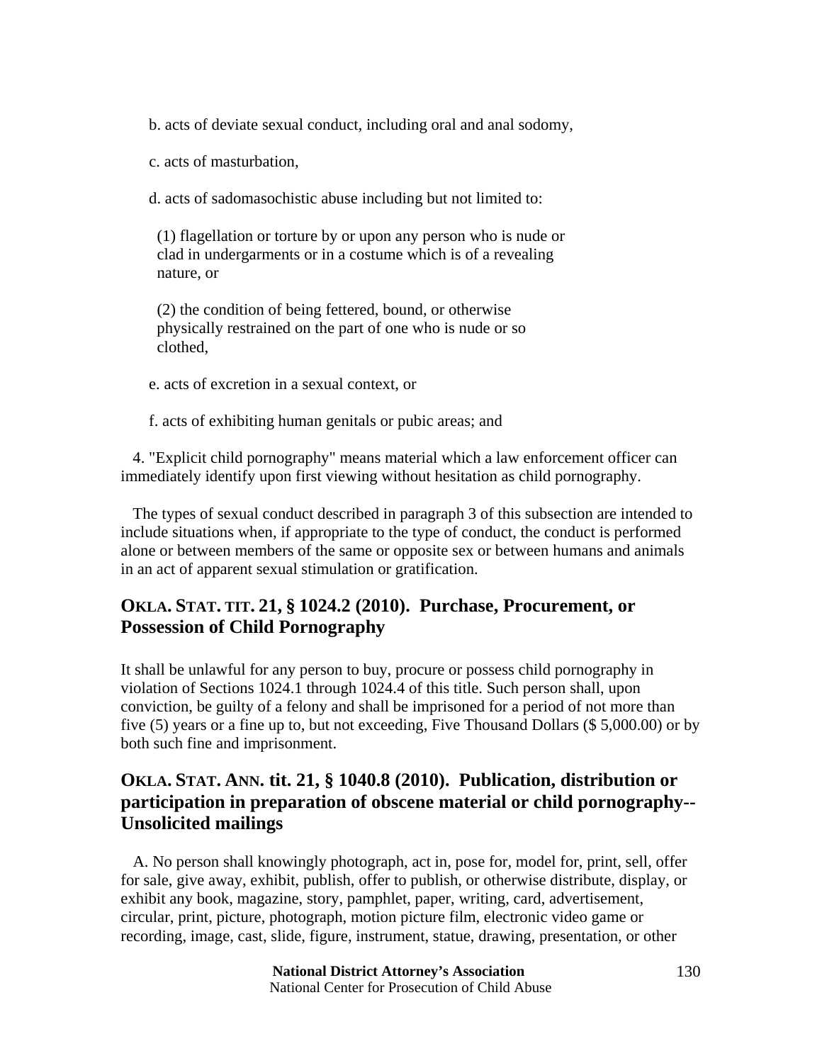b. acts of deviate sexual conduct, including oral and anal sodomy,

c. acts of masturbation,

d. acts of sadomasochistic abuse including but not limited to:

(1) flagellation or torture by or upon any person who is nude or clad in undergarments or in a costume which is of a revealing nature, or

(2) the condition of being fettered, bound, or otherwise physically restrained on the part of one who is nude or so clothed,

e. acts of excretion in a sexual context, or

f. acts of exhibiting human genitals or pubic areas; and

4. "Explicit child pornography" means material which a law enforcement officer can immediately identify upon first viewing without hesitation as child pornography.

The types of sexual conduct described in paragraph 3 of this subsection are intended to include situations when, if appropriate to the type of conduct, the conduct is performed alone or between members of the same or opposite sex or between humans and animals in an act of apparent sexual stimulation or gratification.

## OKLA. STAT. TIT. 21, § 1024.2 (2010). Purchase, Procurement, or Possession of Child Pornography

It shall be unlawful for any person to buy, procure or possess child pornography in violation of Sections 1024.1 through 1024.4 of this title. Such person shall, upon conviction, be guilty of a felony and shall be imprisoned for a period of not more than five (5) years or a fine up to, but not exceeding, Five Thousand Dollars ($ 5,000.00) or by both such fine and imprisonment.

## OKLA. STAT. ANN. tit. 21, § 1040.8 (2010). Publication, distribution or participation in preparation of obscene material or child pornography--Unsolicited mailings

A. No person shall knowingly photograph, act in, pose for, model for, print, sell, offer for sale, give away, exhibit, publish, offer to publish, or otherwise distribute, display, or exhibit any book, magazine, story, pamphlet, paper, writing, card, advertisement, circular, print, picture, photograph, motion picture film, electronic video game or recording, image, cast, slide, figure, instrument, statue, drawing, presentation, or other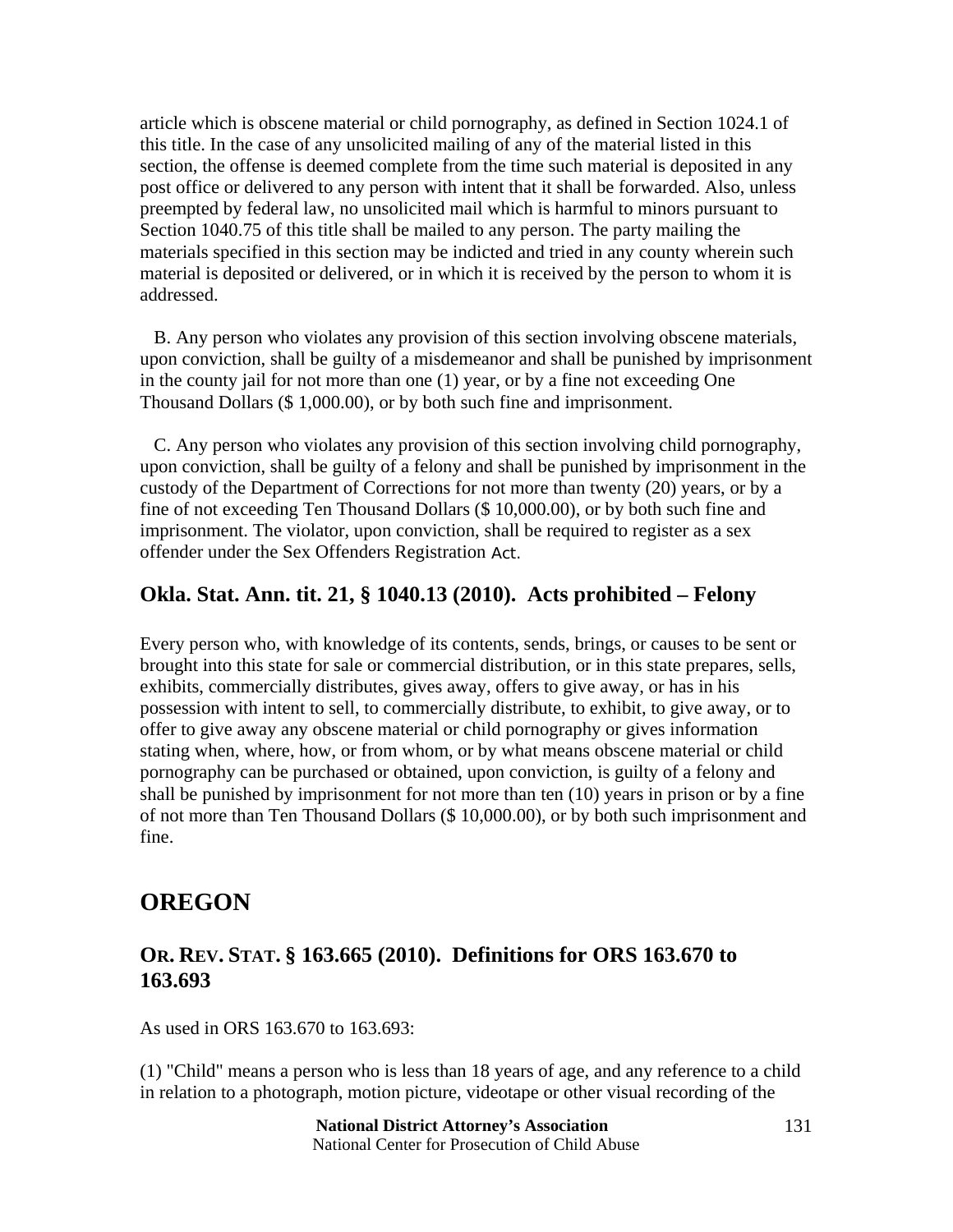article which is obscene material or child pornography, as defined in Section 1024.1 of this title. In the case of any unsolicited mailing of any of the material listed in this section, the offense is deemed complete from the time such material is deposited in any post office or delivered to any person with intent that it shall be forwarded. Also, unless preempted by federal law, no unsolicited mail which is harmful to minors pursuant to Section 1040.75 of this title shall be mailed to any person. The party mailing the materials specified in this section may be indicted and tried in any county wherein such material is deposited or delivered, or in which it is received by the person to whom it is addressed.

B. Any person who violates any provision of this section involving obscene materials, upon conviction, shall be guilty of a misdemeanor and shall be punished by imprisonment in the county jail for not more than one (1) year, or by a fine not exceeding One Thousand Dollars ($ 1,000.00), or by both such fine and imprisonment.

C. Any person who violates any provision of this section involving child pornography, upon conviction, shall be guilty of a felony and shall be punished by imprisonment in the custody of the Department of Corrections for not more than twenty (20) years, or by a fine of not exceeding Ten Thousand Dollars ($ 10,000.00), or by both such fine and imprisonment. The violator, upon conviction, shall be required to register as a sex offender under the Sex Offenders Registration Act.

### Okla. Stat. Ann. tit. 21, § 1040.13 (2010). Acts prohibited – Felony

Every person who, with knowledge of its contents, sends, brings, or causes to be sent or brought into this state for sale or commercial distribution, or in this state prepares, sells, exhibits, commercially distributes, gives away, offers to give away, or has in his possession with intent to sell, to commercially distribute, to exhibit, to give away, or to offer to give away any obscene material or child pornography or gives information stating when, where, how, or from whom, or by what means obscene material or child pornography can be purchased or obtained, upon conviction, is guilty of a felony and shall be punished by imprisonment for not more than ten (10) years in prison or by a fine of not more than Ten Thousand Dollars ($ 10,000.00), or by both such imprisonment and fine.

## OREGON

### OR. REV. STAT. § 163.665 (2010). Definitions for ORS 163.670 to 163.693

As used in ORS 163.670 to 163.693:

(1) "Child" means a person who is less than 18 years of age, and any reference to a child in relation to a photograph, motion picture, videotape or other visual recording of the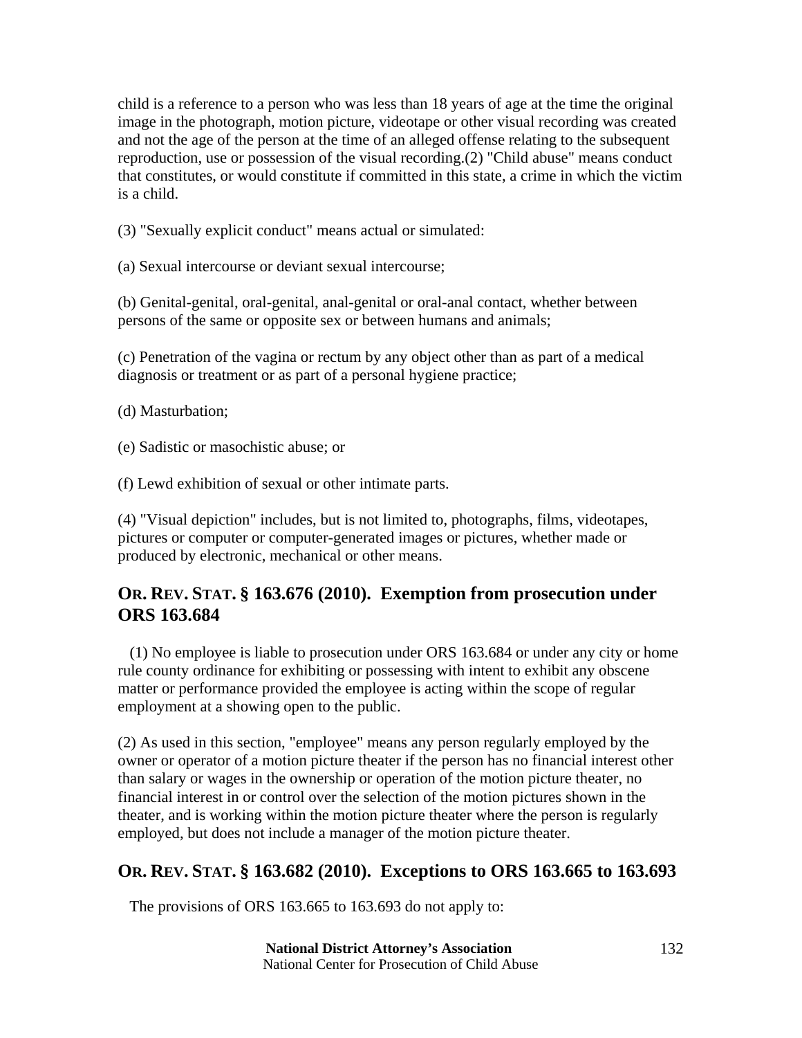child is a reference to a person who was less than 18 years of age at the time the original image in the photograph, motion picture, videotape or other visual recording was created and not the age of the person at the time of an alleged offense relating to the subsequent reproduction, use or possession of the visual recording.(2) "Child abuse" means conduct that constitutes, or would constitute if committed in this state, a crime in which the victim is a child.

(3) "Sexually explicit conduct" means actual or simulated:

(a) Sexual intercourse or deviant sexual intercourse;

(b) Genital-genital, oral-genital, anal-genital or oral-anal contact, whether between persons of the same or opposite sex or between humans and animals;

(c) Penetration of the vagina or rectum by any object other than as part of a medical diagnosis or treatment or as part of a personal hygiene practice;

(d) Masturbation;

(e) Sadistic or masochistic abuse; or

(f) Lewd exhibition of sexual or other intimate parts.

(4) "Visual depiction" includes, but is not limited to, photographs, films, videotapes, pictures or computer or computer-generated images or pictures, whether made or produced by electronic, mechanical or other means.

## OR. REV. STAT. § 163.676 (2010). Exemption from prosecution under ORS 163.684

(1) No employee is liable to prosecution under ORS 163.684 or under any city or home rule county ordinance for exhibiting or possessing with intent to exhibit any obscene matter or performance provided the employee is acting within the scope of regular employment at a showing open to the public.

(2) As used in this section, "employee" means any person regularly employed by the owner or operator of a motion picture theater if the person has no financial interest other than salary or wages in the ownership or operation of the motion picture theater, no financial interest in or control over the selection of the motion pictures shown in the theater, and is working within the motion picture theater where the person is regularly employed, but does not include a manager of the motion picture theater.

## OR. REV. STAT. § 163.682 (2010). Exceptions to ORS 163.665 to 163.693

The provisions of ORS 163.665 to 163.693 do not apply to: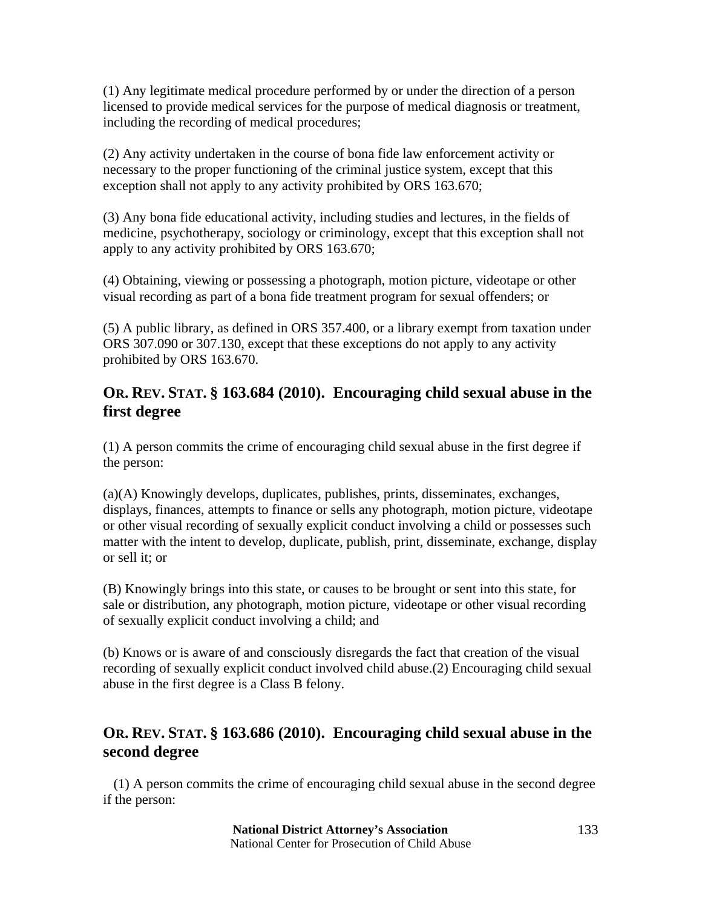(1) Any legitimate medical procedure performed by or under the direction of a person licensed to provide medical services for the purpose of medical diagnosis or treatment, including the recording of medical procedures;

(2) Any activity undertaken in the course of bona fide law enforcement activity or necessary to the proper functioning of the criminal justice system, except that this exception shall not apply to any activity prohibited by ORS 163.670;

(3) Any bona fide educational activity, including studies and lectures, in the fields of medicine, psychotherapy, sociology or criminology, except that this exception shall not apply to any activity prohibited by ORS 163.670;

(4) Obtaining, viewing or possessing a photograph, motion picture, videotape or other visual recording as part of a bona fide treatment program for sexual offenders; or

(5) A public library, as defined in ORS 357.400, or a library exempt from taxation under ORS 307.090 or 307.130, except that these exceptions do not apply to any activity prohibited by ORS 163.670.

## OR. REV. STAT. § 163.684 (2010). Encouraging child sexual abuse in the first degree

(1) A person commits the crime of encouraging child sexual abuse in the first degree if the person:

(a)(A) Knowingly develops, duplicates, publishes, prints, disseminates, exchanges, displays, finances, attempts to finance or sells any photograph, motion picture, videotape or other visual recording of sexually explicit conduct involving a child or possesses such matter with the intent to develop, duplicate, publish, print, disseminate, exchange, display or sell it; or

(B) Knowingly brings into this state, or causes to be brought or sent into this state, for sale or distribution, any photograph, motion picture, videotape or other visual recording of sexually explicit conduct involving a child; and

(b) Knows or is aware of and consciously disregards the fact that creation of the visual recording of sexually explicit conduct involved child abuse.(2) Encouraging child sexual abuse in the first degree is a Class B felony.

## OR. REV. STAT. § 163.686 (2010). Encouraging child sexual abuse in the second degree

(1) A person commits the crime of encouraging child sexual abuse in the second degree if the person: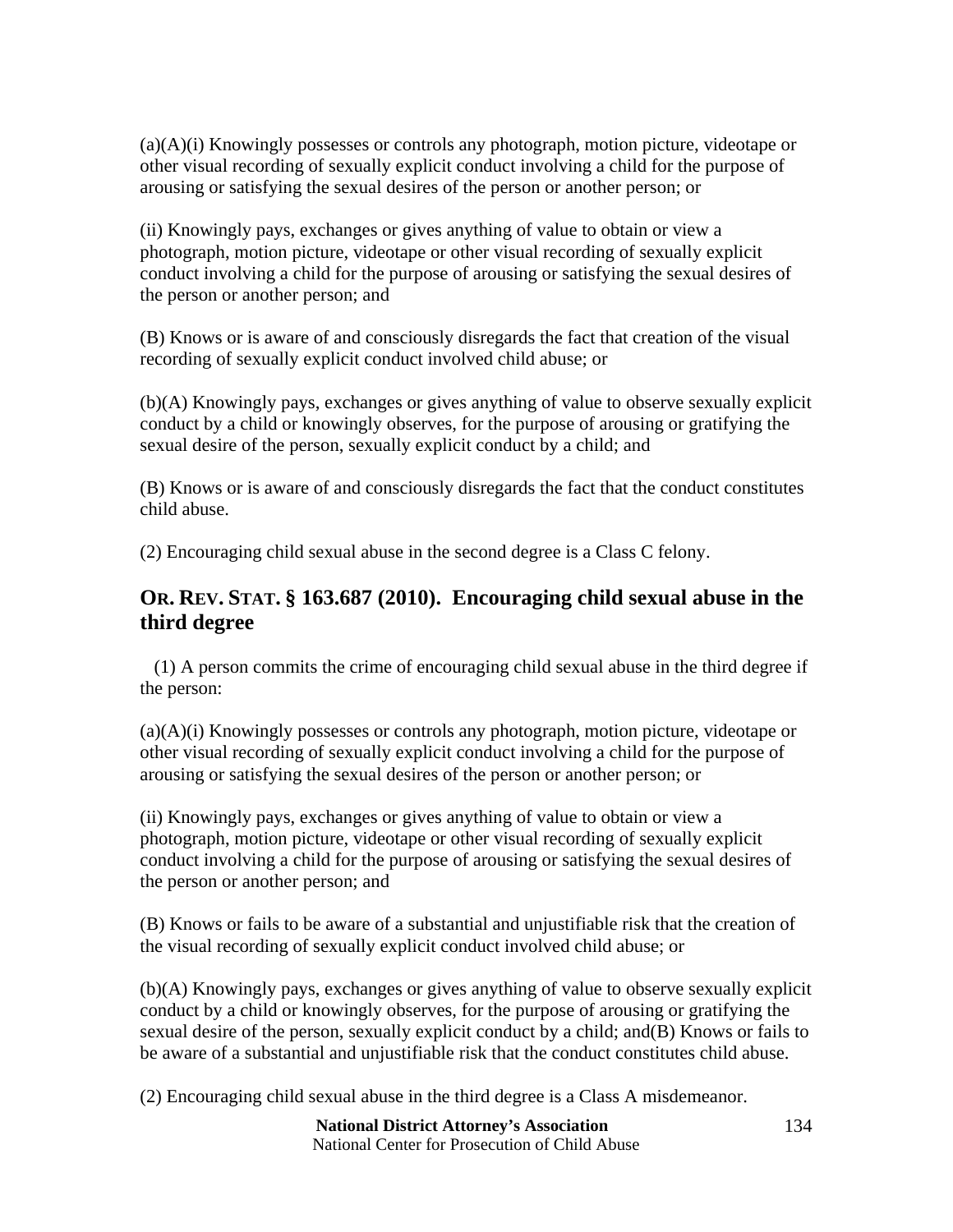(a)(A)(i) Knowingly possesses or controls any photograph, motion picture, videotape or other visual recording of sexually explicit conduct involving a child for the purpose of arousing or satisfying the sexual desires of the person or another person; or

(ii) Knowingly pays, exchanges or gives anything of value to obtain or view a photograph, motion picture, videotape or other visual recording of sexually explicit conduct involving a child for the purpose of arousing or satisfying the sexual desires of the person or another person; and

(B) Knows or is aware of and consciously disregards the fact that creation of the visual recording of sexually explicit conduct involved child abuse; or

(b)(A) Knowingly pays, exchanges or gives anything of value to observe sexually explicit conduct by a child or knowingly observes, for the purpose of arousing or gratifying the sexual desire of the person, sexually explicit conduct by a child; and

(B) Knows or is aware of and consciously disregards the fact that the conduct constitutes child abuse.

(2) Encouraging child sexual abuse in the second degree is a Class C felony.

## OR. REV. STAT. § 163.687 (2010). Encouraging child sexual abuse in the third degree

(1) A person commits the crime of encouraging child sexual abuse in the third degree if the person:

(a)(A)(i) Knowingly possesses or controls any photograph, motion picture, videotape or other visual recording of sexually explicit conduct involving a child for the purpose of arousing or satisfying the sexual desires of the person or another person; or

(ii) Knowingly pays, exchanges or gives anything of value to obtain or view a photograph, motion picture, videotape or other visual recording of sexually explicit conduct involving a child for the purpose of arousing or satisfying the sexual desires of the person or another person; and

(B) Knows or fails to be aware of a substantial and unjustifiable risk that the creation of the visual recording of sexually explicit conduct involved child abuse; or

(b)(A) Knowingly pays, exchanges or gives anything of value to observe sexually explicit conduct by a child or knowingly observes, for the purpose of arousing or gratifying the sexual desire of the person, sexually explicit conduct by a child; and(B) Knows or fails to be aware of a substantial and unjustifiable risk that the conduct constitutes child abuse.

(2) Encouraging child sexual abuse in the third degree is a Class A misdemeanor.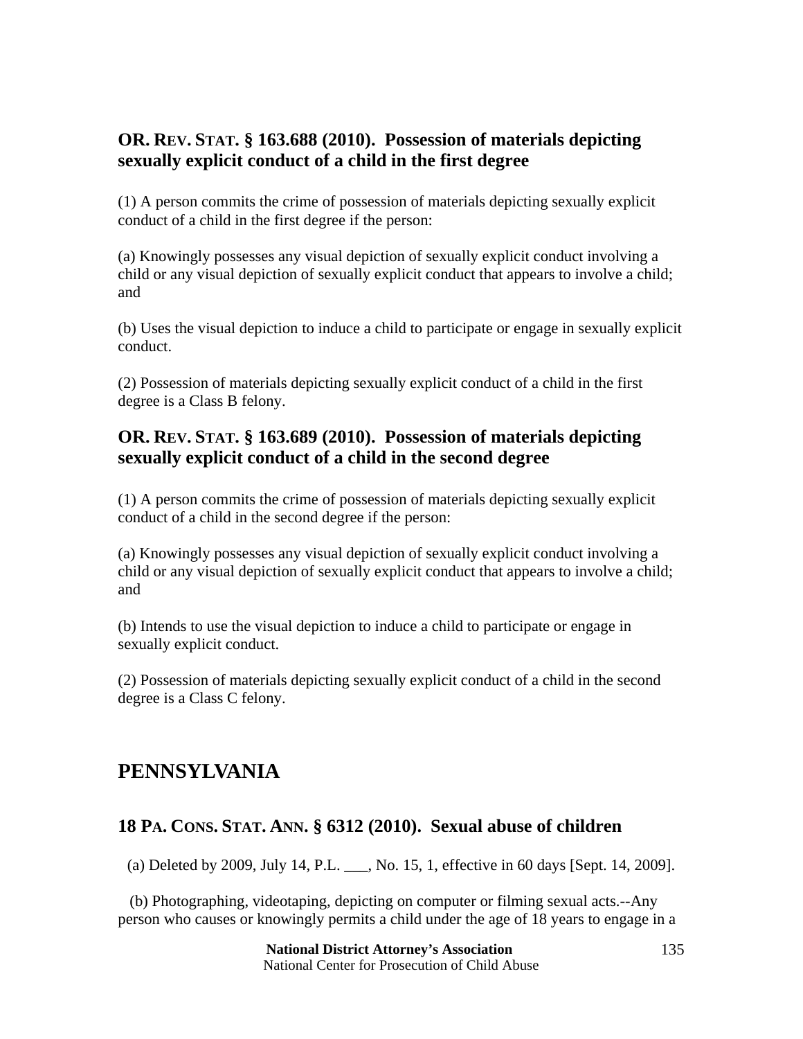### OR. REV. STAT. § 163.688 (2010). Possession of materials depicting sexually explicit conduct of a child in the first degree

(1) A person commits the crime of possession of materials depicting sexually explicit conduct of a child in the first degree if the person:

(a) Knowingly possesses any visual depiction of sexually explicit conduct involving a child or any visual depiction of sexually explicit conduct that appears to involve a child; and

(b) Uses the visual depiction to induce a child to participate or engage in sexually explicit conduct.

(2) Possession of materials depicting sexually explicit conduct of a child in the first degree is a Class B felony.

### OR. REV. STAT. § 163.689 (2010). Possession of materials depicting sexually explicit conduct of a child in the second degree

(1) A person commits the crime of possession of materials depicting sexually explicit conduct of a child in the second degree if the person:

(a) Knowingly possesses any visual depiction of sexually explicit conduct involving a child or any visual depiction of sexually explicit conduct that appears to involve a child; and

(b) Intends to use the visual depiction to induce a child to participate or engage in sexually explicit conduct.

(2) Possession of materials depicting sexually explicit conduct of a child in the second degree is a Class C felony.

## PENNSYLVANIA

### 18 PA. CONS. STAT. ANN. § 6312 (2010). Sexual abuse of children

(a) Deleted by 2009, July 14, P.L. ___, No. 15, 1, effective in 60 days [Sept. 14, 2009].

(b) Photographing, videotaping, depicting on computer or filming sexual acts.--Any person who causes or knowingly permits a child under the age of 18 years to engage in a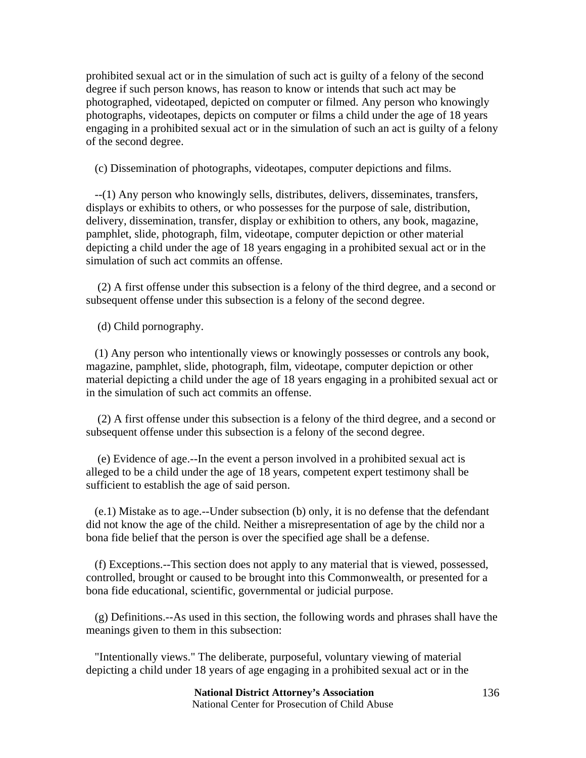prohibited sexual act or in the simulation of such act is guilty of a felony of the second degree if such person knows, has reason to know or intends that such act may be photographed, videotaped, depicted on computer or filmed. Any person who knowingly photographs, videotapes, depicts on computer or films a child under the age of 18 years engaging in a prohibited sexual act or in the simulation of such an act is guilty of a felony of the second degree.

(c) Dissemination of photographs, videotapes, computer depictions and films.

--(1) Any person who knowingly sells, distributes, delivers, disseminates, transfers, displays or exhibits to others, or who possesses for the purpose of sale, distribution, delivery, dissemination, transfer, display or exhibition to others, any book, magazine, pamphlet, slide, photograph, film, videotape, computer depiction or other material depicting a child under the age of 18 years engaging in a prohibited sexual act or in the simulation of such act commits an offense.

(2) A first offense under this subsection is a felony of the third degree, and a second or subsequent offense under this subsection is a felony of the second degree.

(d) Child pornography.

(1) Any person who intentionally views or knowingly possesses or controls any book, magazine, pamphlet, slide, photograph, film, videotape, computer depiction or other material depicting a child under the age of 18 years engaging in a prohibited sexual act or in the simulation of such act commits an offense.

(2) A first offense under this subsection is a felony of the third degree, and a second or subsequent offense under this subsection is a felony of the second degree.

(e) Evidence of age.--In the event a person involved in a prohibited sexual act is alleged to be a child under the age of 18 years, competent expert testimony shall be sufficient to establish the age of said person.

(e.1) Mistake as to age.--Under subsection (b) only, it is no defense that the defendant did not know the age of the child. Neither a misrepresentation of age by the child nor a bona fide belief that the person is over the specified age shall be a defense.

(f) Exceptions.--This section does not apply to any material that is viewed, possessed, controlled, brought or caused to be brought into this Commonwealth, or presented for a bona fide educational, scientific, governmental or judicial purpose.

(g) Definitions.--As used in this section, the following words and phrases shall have the meanings given to them in this subsection:

"Intentionally views." The deliberate, purposeful, voluntary viewing of material depicting a child under 18 years of age engaging in a prohibited sexual act or in the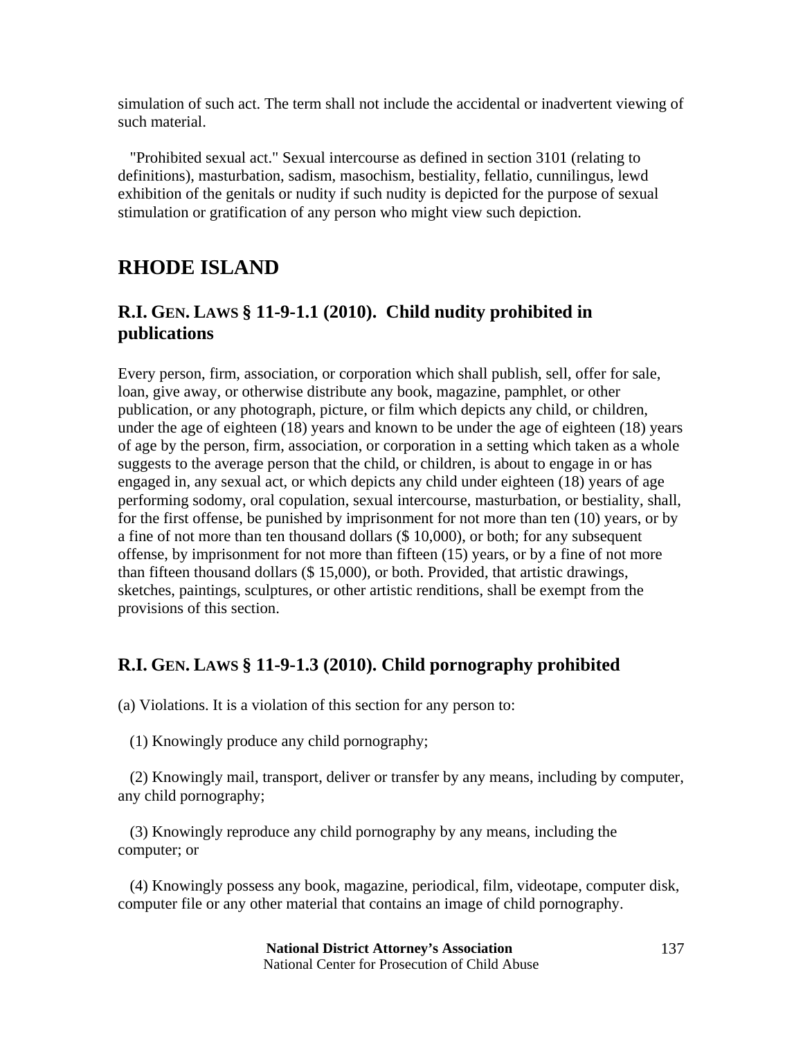simulation of such act. The term shall not include the accidental or inadvertent viewing of such material.

"Prohibited sexual act." Sexual intercourse as defined in section 3101 (relating to definitions), masturbation, sadism, masochism, bestiality, fellatio, cunnilingus, lewd exhibition of the genitals or nudity if such nudity is depicted for the purpose of sexual stimulation or gratification of any person who might view such depiction.

# RHODE ISLAND

## R.I. GEN. LAWS § 11-9-1.1 (2010). Child nudity prohibited in publications

Every person, firm, association, or corporation which shall publish, sell, offer for sale, loan, give away, or otherwise distribute any book, magazine, pamphlet, or other publication, or any photograph, picture, or film which depicts any child, or children, under the age of eighteen (18) years and known to be under the age of eighteen (18) years of age by the person, firm, association, or corporation in a setting which taken as a whole suggests to the average person that the child, or children, is about to engage in or has engaged in, any sexual act, or which depicts any child under eighteen (18) years of age performing sodomy, oral copulation, sexual intercourse, masturbation, or bestiality, shall, for the first offense, be punished by imprisonment for not more than ten (10) years, or by a fine of not more than ten thousand dollars ($ 10,000), or both; for any subsequent offense, by imprisonment for not more than fifteen (15) years, or by a fine of not more than fifteen thousand dollars ($ 15,000), or both. Provided, that artistic drawings, sketches, paintings, sculptures, or other artistic renditions, shall be exempt from the provisions of this section.

## R.I. GEN. LAWS § 11-9-1.3 (2010). Child pornography prohibited

(a) Violations. It is a violation of this section for any person to:

(1) Knowingly produce any child pornography;

(2) Knowingly mail, transport, deliver or transfer by any means, including by computer, any child pornography;

(3) Knowingly reproduce any child pornography by any means, including the computer; or

(4) Knowingly possess any book, magazine, periodical, film, videotape, computer disk, computer file or any other material that contains an image of child pornography.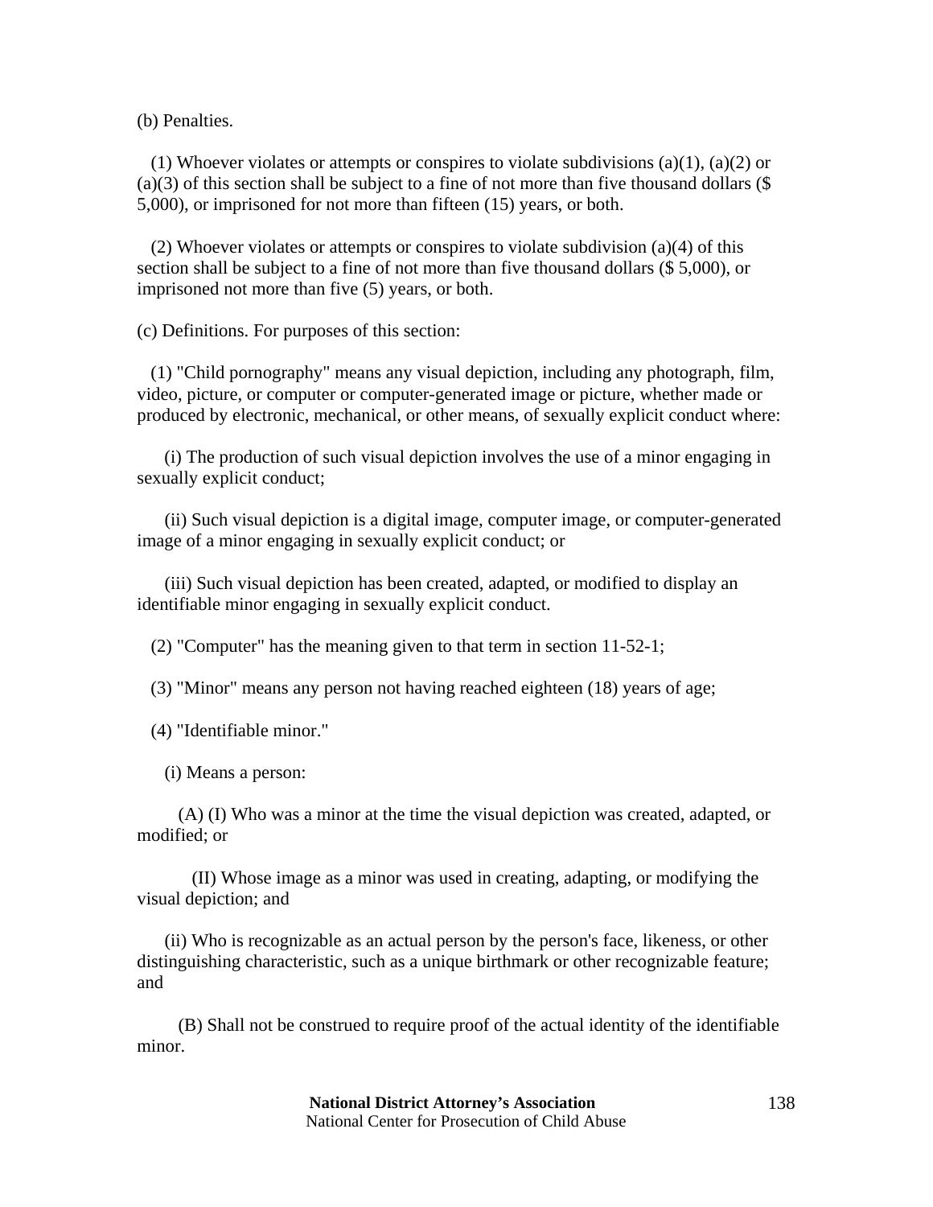(b) Penalties.

(1) Whoever violates or attempts or conspires to violate subdivisions (a)(1), (a)(2) or (a)(3) of this section shall be subject to a fine of not more than five thousand dollars ($ 5,000), or imprisoned for not more than fifteen (15) years, or both.

(2) Whoever violates or attempts or conspires to violate subdivision (a)(4) of this section shall be subject to a fine of not more than five thousand dollars ($ 5,000), or imprisoned not more than five (5) years, or both.

(c) Definitions. For purposes of this section:

(1) "Child pornography" means any visual depiction, including any photograph, film, video, picture, or computer or computer-generated image or picture, whether made or produced by electronic, mechanical, or other means, of sexually explicit conduct where:

(i) The production of such visual depiction involves the use of a minor engaging in sexually explicit conduct;

(ii) Such visual depiction is a digital image, computer image, or computer-generated image of a minor engaging in sexually explicit conduct; or

(iii) Such visual depiction has been created, adapted, or modified to display an identifiable minor engaging in sexually explicit conduct.

(2) "Computer" has the meaning given to that term in section 11-52-1;

(3) "Minor" means any person not having reached eighteen (18) years of age;

(4) "Identifiable minor."

(i) Means a person:

(A) (I) Who was a minor at the time the visual depiction was created, adapted, or modified; or

(II) Whose image as a minor was used in creating, adapting, or modifying the visual depiction; and

(ii) Who is recognizable as an actual person by the person's face, likeness, or other distinguishing characteristic, such as a unique birthmark or other recognizable feature; and

(B) Shall not be construed to require proof of the actual identity of the identifiable minor.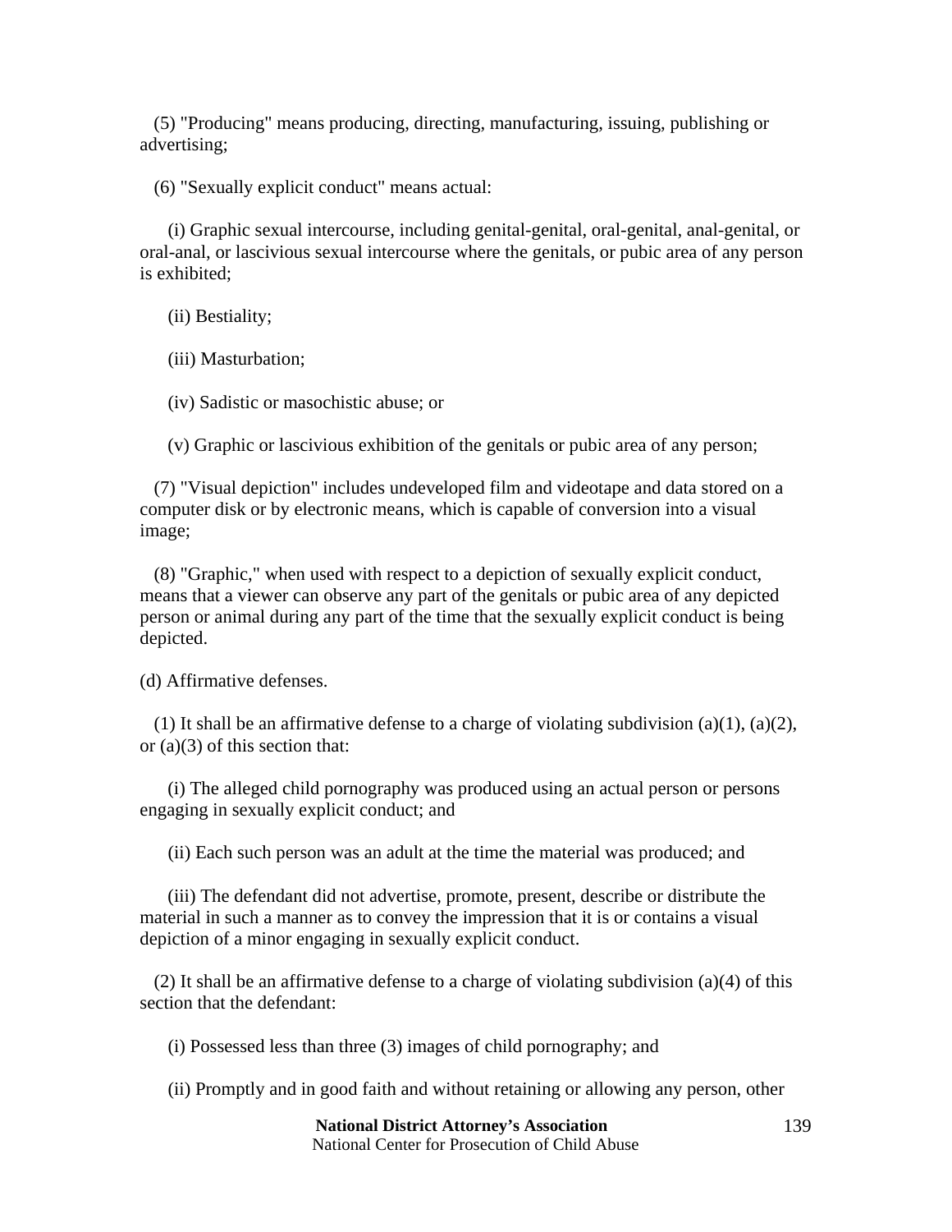(5) "Producing" means producing, directing, manufacturing, issuing, publishing or advertising;

(6) "Sexually explicit conduct" means actual:

(i) Graphic sexual intercourse, including genital-genital, oral-genital, anal-genital, or oral-anal, or lascivious sexual intercourse where the genitals, or pubic area of any person is exhibited;

(ii) Bestiality;

(iii) Masturbation;

(iv) Sadistic or masochistic abuse; or

(v) Graphic or lascivious exhibition of the genitals or pubic area of any person;

(7) "Visual depiction" includes undeveloped film and videotape and data stored on a computer disk or by electronic means, which is capable of conversion into a visual image;

(8) "Graphic," when used with respect to a depiction of sexually explicit conduct, means that a viewer can observe any part of the genitals or pubic area of any depicted person or animal during any part of the time that the sexually explicit conduct is being depicted.

(d) Affirmative defenses.

(1) It shall be an affirmative defense to a charge of violating subdivision (a)(1), (a)(2), or (a)(3) of this section that:

(i) The alleged child pornography was produced using an actual person or persons engaging in sexually explicit conduct; and

(ii) Each such person was an adult at the time the material was produced; and

(iii) The defendant did not advertise, promote, present, describe or distribute the material in such a manner as to convey the impression that it is or contains a visual depiction of a minor engaging in sexually explicit conduct.

(2) It shall be an affirmative defense to a charge of violating subdivision (a)(4) of this section that the defendant:

(i) Possessed less than three (3) images of child pornography; and

(ii) Promptly and in good faith and without retaining or allowing any person, other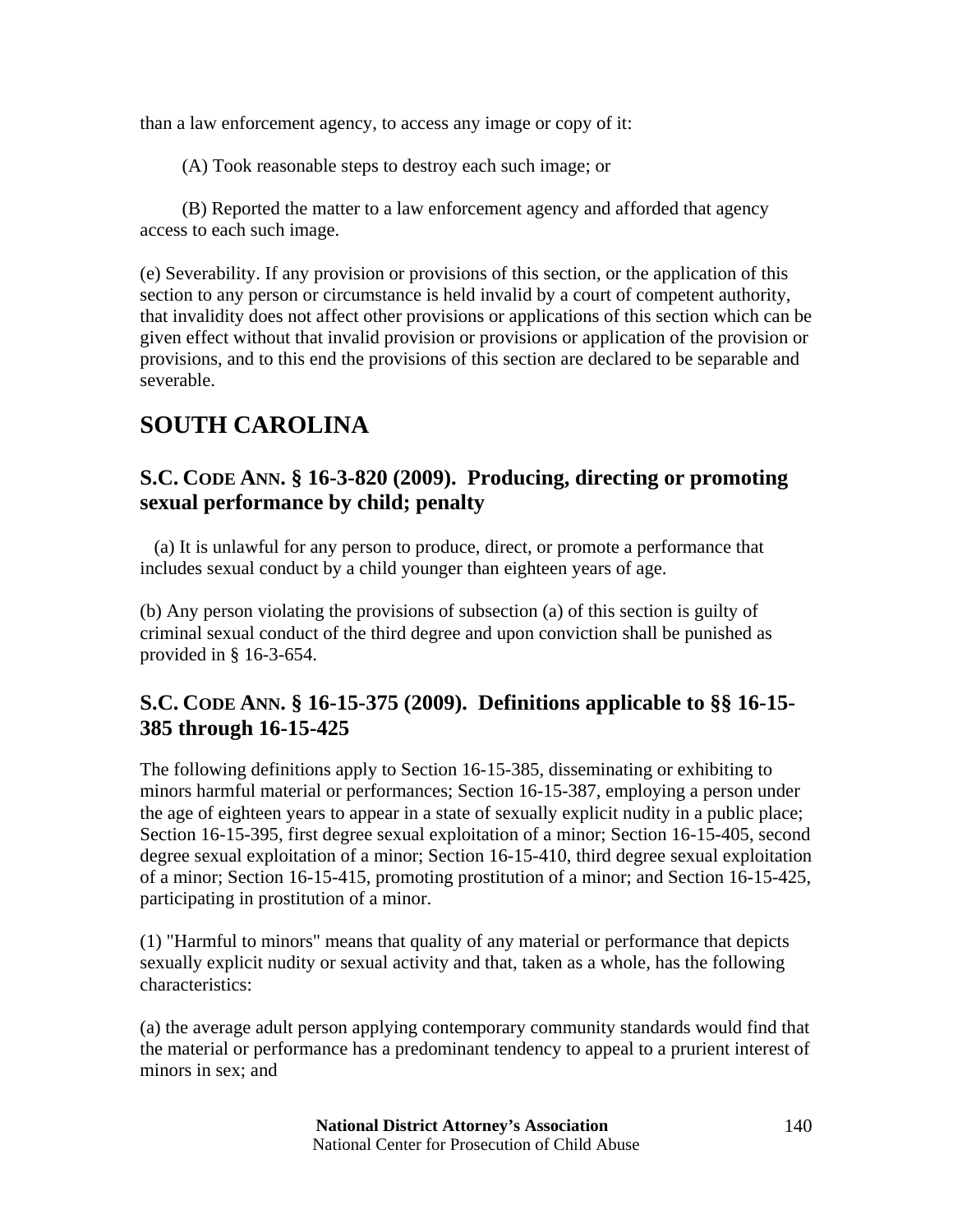than a law enforcement agency, to access any image or copy of it:

(A) Took reasonable steps to destroy each such image; or

(B) Reported the matter to a law enforcement agency and afforded that agency access to each such image.

(e) Severability. If any provision or provisions of this section, or the application of this section to any person or circumstance is held invalid by a court of competent authority, that invalidity does not affect other provisions or applications of this section which can be given effect without that invalid provision or provisions or application of the provision or provisions, and to this end the provisions of this section are declared to be separable and severable.

# SOUTH CAROLINA

## S.C. CODE ANN. § 16-3-820 (2009). Producing, directing or promoting sexual performance by child; penalty

(a) It is unlawful for any person to produce, direct, or promote a performance that includes sexual conduct by a child younger than eighteen years of age.

(b) Any person violating the provisions of subsection (a) of this section is guilty of criminal sexual conduct of the third degree and upon conviction shall be punished as provided in § 16-3-654.

## S.C. CODE ANN. § 16-15-375 (2009). Definitions applicable to §§ 16-15-385 through 16-15-425

The following definitions apply to Section 16-15-385, disseminating or exhibiting to minors harmful material or performances; Section 16-15-387, employing a person under the age of eighteen years to appear in a state of sexually explicit nudity in a public place; Section 16-15-395, first degree sexual exploitation of a minor; Section 16-15-405, second degree sexual exploitation of a minor; Section 16-15-410, third degree sexual exploitation of a minor; Section 16-15-415, promoting prostitution of a minor; and Section 16-15-425, participating in prostitution of a minor.

(1) "Harmful to minors" means that quality of any material or performance that depicts sexually explicit nudity or sexual activity and that, taken as a whole, has the following characteristics:

(a) the average adult person applying contemporary community standards would find that the material or performance has a predominant tendency to appeal to a prurient interest of minors in sex; and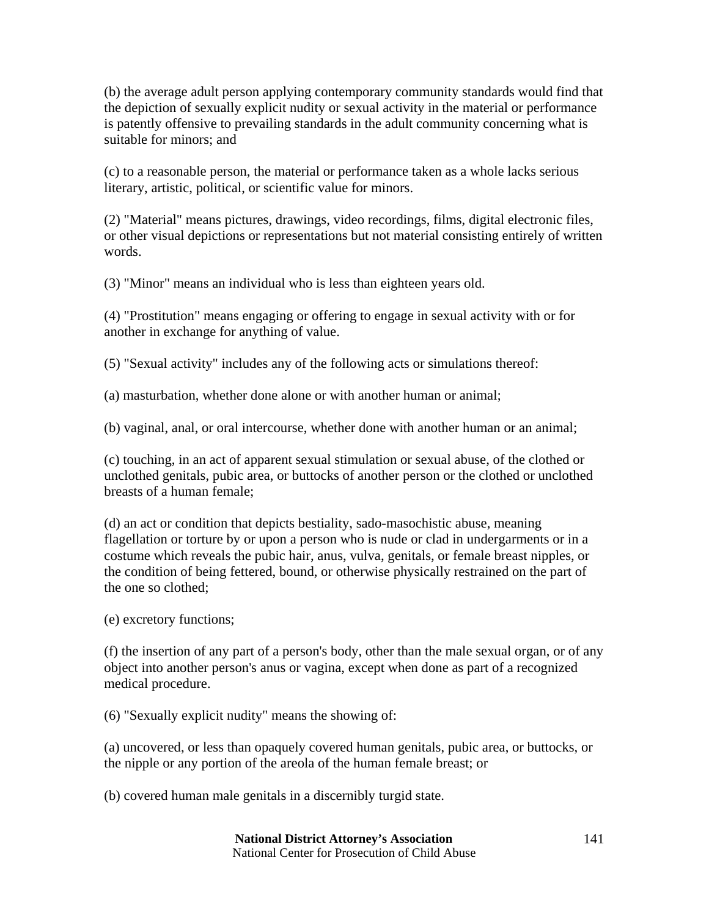(b) the average adult person applying contemporary community standards would find that the depiction of sexually explicit nudity or sexual activity in the material or performance is patently offensive to prevailing standards in the adult community concerning what is suitable for minors; and

(c) to a reasonable person, the material or performance taken as a whole lacks serious literary, artistic, political, or scientific value for minors.

(2) "Material" means pictures, drawings, video recordings, films, digital electronic files, or other visual depictions or representations but not material consisting entirely of written words.

(3) "Minor" means an individual who is less than eighteen years old.

(4) "Prostitution" means engaging or offering to engage in sexual activity with or for another in exchange for anything of value.

(5) "Sexual activity" includes any of the following acts or simulations thereof:

(a) masturbation, whether done alone or with another human or animal;

(b) vaginal, anal, or oral intercourse, whether done with another human or an animal;

(c) touching, in an act of apparent sexual stimulation or sexual abuse, of the clothed or unclothed genitals, pubic area, or buttocks of another person or the clothed or unclothed breasts of a human female;

(d) an act or condition that depicts bestiality, sado-masochistic abuse, meaning flagellation or torture by or upon a person who is nude or clad in undergarments or in a costume which reveals the pubic hair, anus, vulva, genitals, or female breast nipples, or the condition of being fettered, bound, or otherwise physically restrained on the part of the one so clothed;

(e) excretory functions;

(f) the insertion of any part of a person's body, other than the male sexual organ, or of any object into another person's anus or vagina, except when done as part of a recognized medical procedure.

(6) "Sexually explicit nudity" means the showing of:

(a) uncovered, or less than opaquely covered human genitals, pubic area, or buttocks, or the nipple or any portion of the areola of the human female breast; or

(b) covered human male genitals in a discernibly turgid state.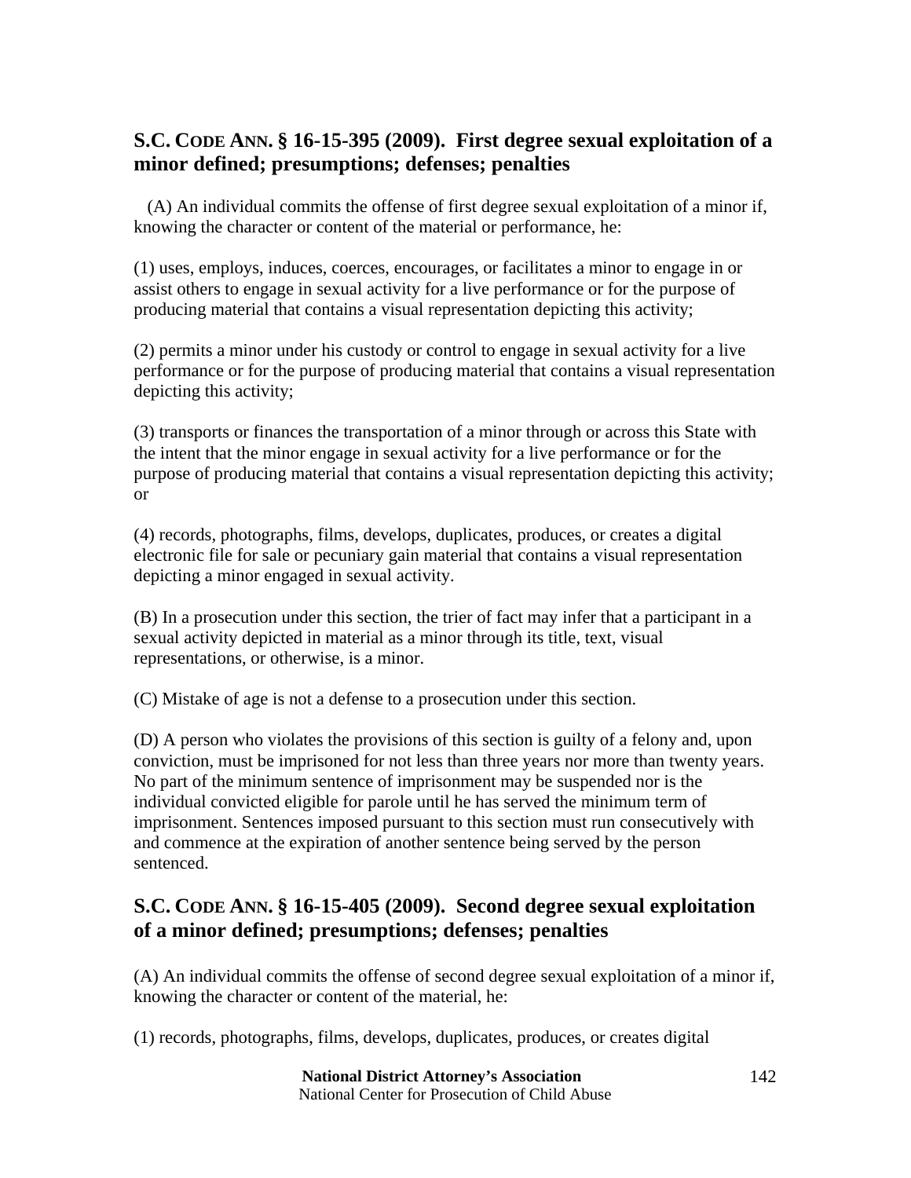## S.C. CODE ANN. § 16-15-395 (2009). First degree sexual exploitation of a minor defined; presumptions; defenses; penalties

(A) An individual commits the offense of first degree sexual exploitation of a minor if, knowing the character or content of the material or performance, he:

(1) uses, employs, induces, coerces, encourages, or facilitates a minor to engage in or assist others to engage in sexual activity for a live performance or for the purpose of producing material that contains a visual representation depicting this activity;

(2) permits a minor under his custody or control to engage in sexual activity for a live performance or for the purpose of producing material that contains a visual representation depicting this activity;

(3) transports or finances the transportation of a minor through or across this State with the intent that the minor engage in sexual activity for a live performance or for the purpose of producing material that contains a visual representation depicting this activity; or

(4) records, photographs, films, develops, duplicates, produces, or creates a digital electronic file for sale or pecuniary gain material that contains a visual representation depicting a minor engaged in sexual activity.

(B) In a prosecution under this section, the trier of fact may infer that a participant in a sexual activity depicted in material as a minor through its title, text, visual representations, or otherwise, is a minor.

(C) Mistake of age is not a defense to a prosecution under this section.

(D) A person who violates the provisions of this section is guilty of a felony and, upon conviction, must be imprisoned for not less than three years nor more than twenty years. No part of the minimum sentence of imprisonment may be suspended nor is the individual convicted eligible for parole until he has served the minimum term of imprisonment. Sentences imposed pursuant to this section must run consecutively with and commence at the expiration of another sentence being served by the person sentenced.

## S.C. CODE ANN. § 16-15-405 (2009). Second degree sexual exploitation of a minor defined; presumptions; defenses; penalties

(A) An individual commits the offense of second degree sexual exploitation of a minor if, knowing the character or content of the material, he:

(1) records, photographs, films, develops, duplicates, produces, or creates digital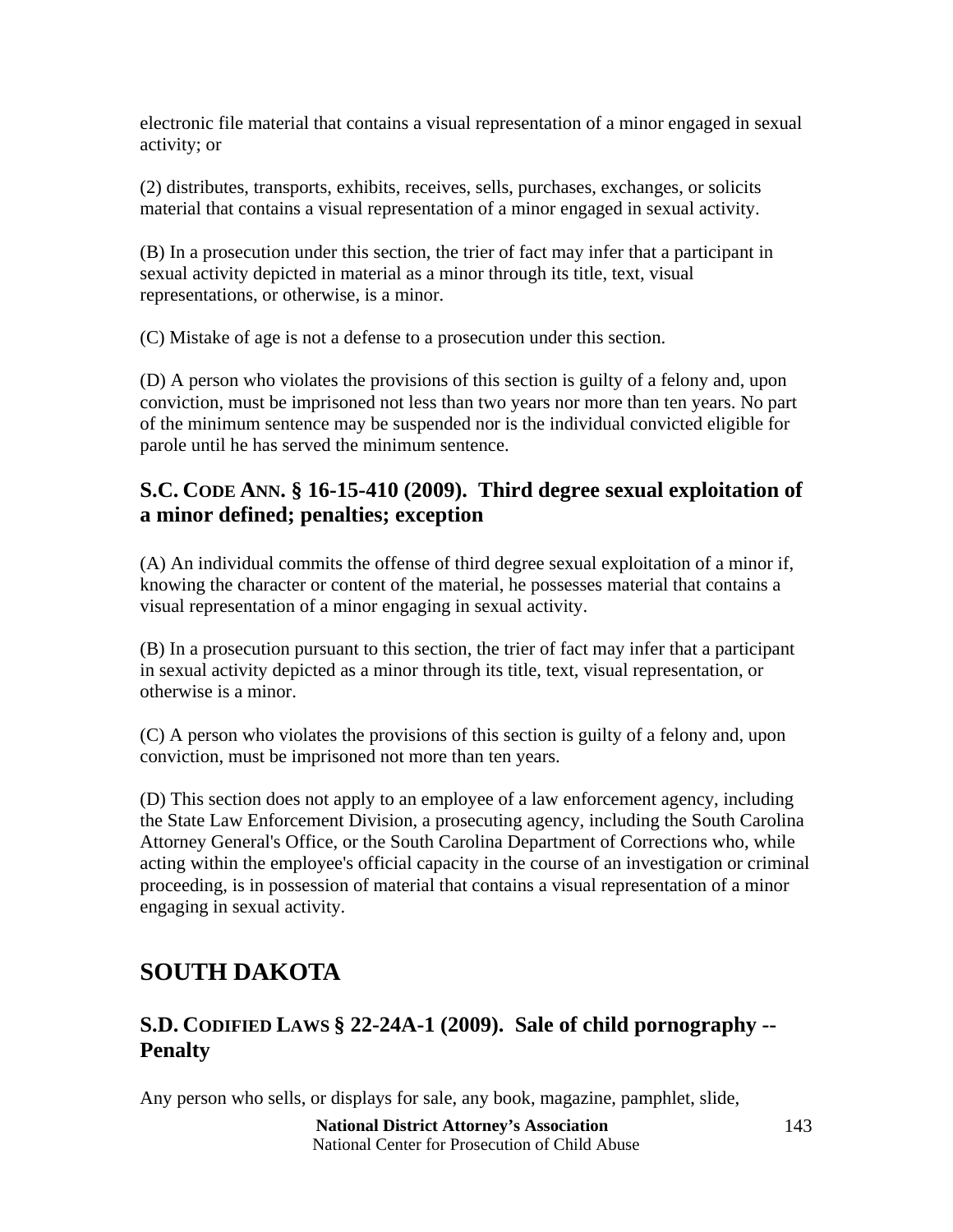electronic file material that contains a visual representation of a minor engaged in sexual activity; or

(2) distributes, transports, exhibits, receives, sells, purchases, exchanges, or solicits material that contains a visual representation of a minor engaged in sexual activity.

(B) In a prosecution under this section, the trier of fact may infer that a participant in sexual activity depicted in material as a minor through its title, text, visual representations, or otherwise, is a minor.

(C) Mistake of age is not a defense to a prosecution under this section.

(D) A person who violates the provisions of this section is guilty of a felony and, upon conviction, must be imprisoned not less than two years nor more than ten years. No part of the minimum sentence may be suspended nor is the individual convicted eligible for parole until he has served the minimum sentence.

### S.C. CODE ANN. § 16-15-410 (2009). Third degree sexual exploitation of a minor defined; penalties; exception

(A) An individual commits the offense of third degree sexual exploitation of a minor if, knowing the character or content of the material, he possesses material that contains a visual representation of a minor engaging in sexual activity.

(B) In a prosecution pursuant to this section, the trier of fact may infer that a participant in sexual activity depicted as a minor through its title, text, visual representation, or otherwise is a minor.

(C) A person who violates the provisions of this section is guilty of a felony and, upon conviction, must be imprisoned not more than ten years.

(D) This section does not apply to an employee of a law enforcement agency, including the State Law Enforcement Division, a prosecuting agency, including the South Carolina Attorney General's Office, or the South Carolina Department of Corrections who, while acting within the employee's official capacity in the course of an investigation or criminal proceeding, is in possession of material that contains a visual representation of a minor engaging in sexual activity.

## SOUTH DAKOTA

### S.D. CODIFIED LAWS § 22-24A-1 (2009). Sale of child pornography -- Penalty

Any person who sells, or displays for sale, any book, magazine, pamphlet, slide,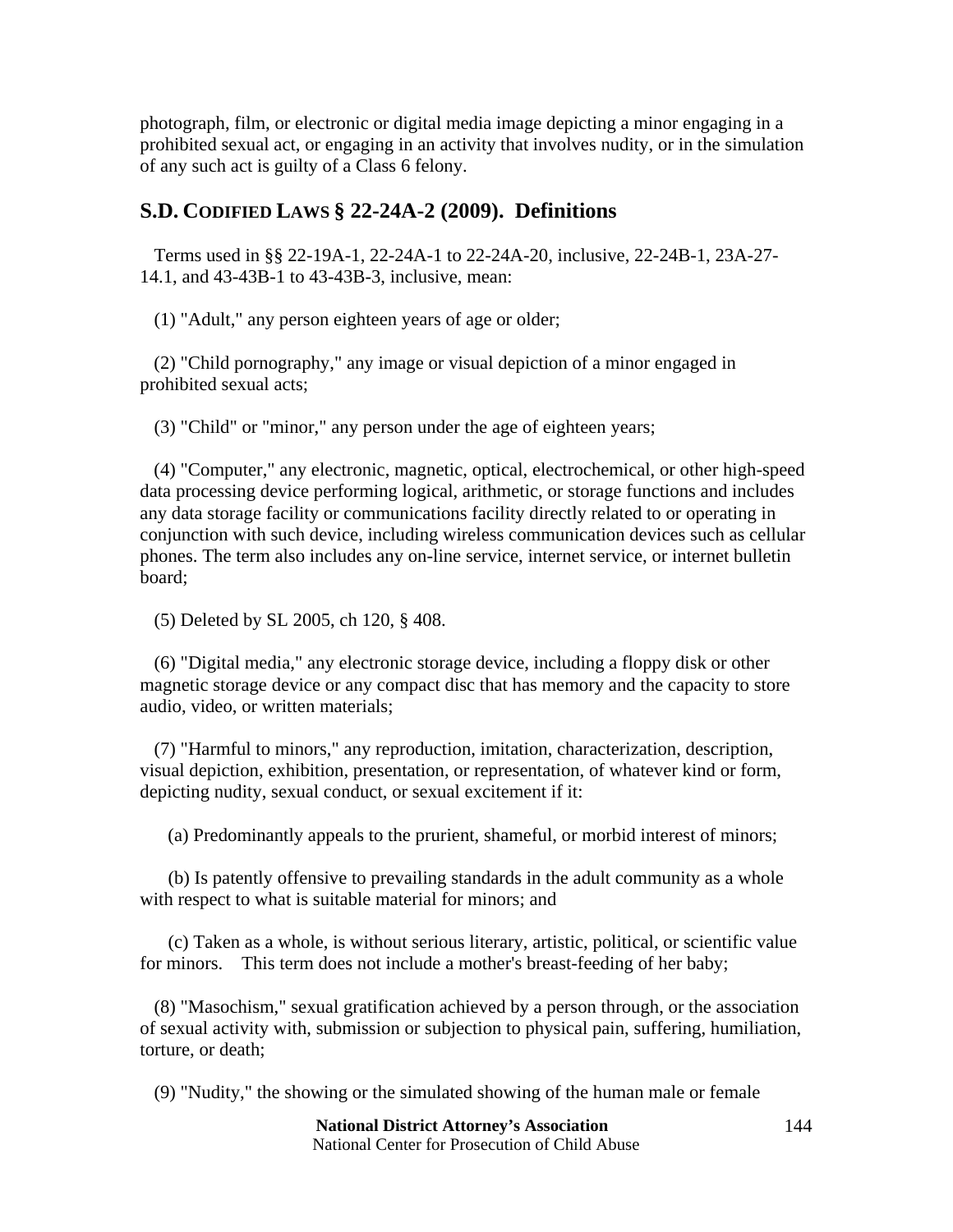photograph, film, or electronic or digital media image depicting a minor engaging in a prohibited sexual act, or engaging in an activity that involves nudity, or in the simulation of any such act is guilty of a Class 6 felony.

## S.D. CODIFIED LAWS § 22-24A-2 (2009). Definitions

Terms used in §§ 22-19A-1, 22-24A-1 to 22-24A-20, inclusive, 22-24B-1, 23A-27-14.1, and 43-43B-1 to 43-43B-3, inclusive, mean:

(1) "Adult," any person eighteen years of age or older;

(2) "Child pornography," any image or visual depiction of a minor engaged in prohibited sexual acts;

(3) "Child" or "minor," any person under the age of eighteen years;

(4) "Computer," any electronic, magnetic, optical, electrochemical, or other high-speed data processing device performing logical, arithmetic, or storage functions and includes any data storage facility or communications facility directly related to or operating in conjunction with such device, including wireless communication devices such as cellular phones. The term also includes any on-line service, internet service, or internet bulletin board;

(5) Deleted by SL 2005, ch 120, § 408.

(6) "Digital media," any electronic storage device, including a floppy disk or other magnetic storage device or any compact disc that has memory and the capacity to store audio, video, or written materials;

(7) "Harmful to minors," any reproduction, imitation, characterization, description, visual depiction, exhibition, presentation, or representation, of whatever kind or form, depicting nudity, sexual conduct, or sexual excitement if it:

(a) Predominantly appeals to the prurient, shameful, or morbid interest of minors;

(b) Is patently offensive to prevailing standards in the adult community as a whole with respect to what is suitable material for minors; and

(c) Taken as a whole, is without serious literary, artistic, political, or scientific value for minors. This term does not include a mother's breast-feeding of her baby;

(8) "Masochism," sexual gratification achieved by a person through, or the association of sexual activity with, submission or subjection to physical pain, suffering, humiliation, torture, or death;

(9) "Nudity," the showing or the simulated showing of the human male or female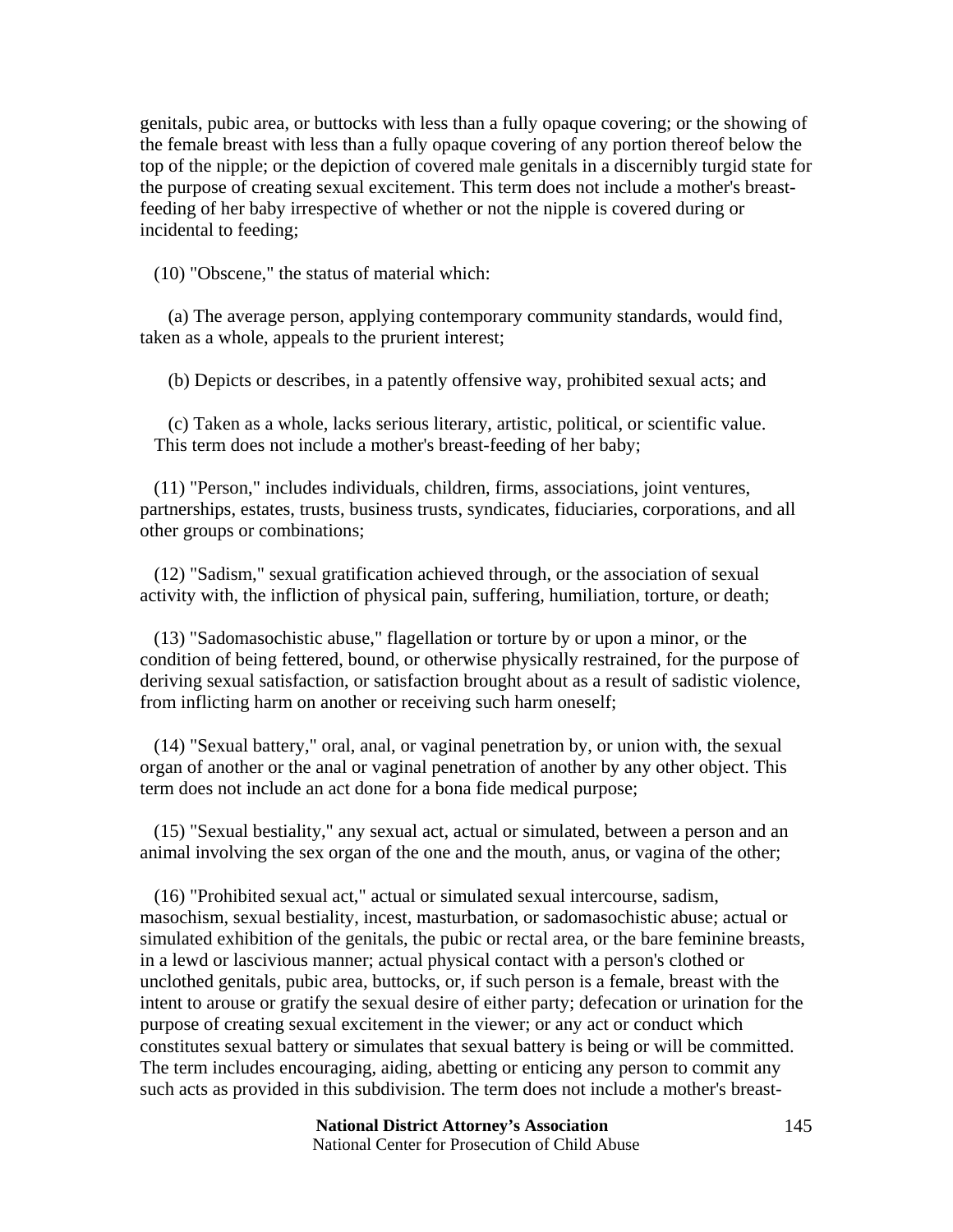genitals, pubic area, or buttocks with less than a fully opaque covering; or the showing of the female breast with less than a fully opaque covering of any portion thereof below the top of the nipple; or the depiction of covered male genitals in a discernibly turgid state for the purpose of creating sexual excitement. This term does not include a mother's breast-feeding of her baby irrespective of whether or not the nipple is covered during or incidental to feeding;

(10) "Obscene," the status of material which:

(a) The average person, applying contemporary community standards, would find, taken as a whole, appeals to the prurient interest;

(b) Depicts or describes, in a patently offensive way, prohibited sexual acts; and

(c) Taken as a whole, lacks serious literary, artistic, political, or scientific value. This term does not include a mother's breast-feeding of her baby;

(11) "Person," includes individuals, children, firms, associations, joint ventures, partnerships, estates, trusts, business trusts, syndicates, fiduciaries, corporations, and all other groups or combinations;

(12) "Sadism," sexual gratification achieved through, or the association of sexual activity with, the infliction of physical pain, suffering, humiliation, torture, or death;

(13) "Sadomasochistic abuse," flagellation or torture by or upon a minor, or the condition of being fettered, bound, or otherwise physically restrained, for the purpose of deriving sexual satisfaction, or satisfaction brought about as a result of sadistic violence, from inflicting harm on another or receiving such harm oneself;

(14) "Sexual battery," oral, anal, or vaginal penetration by, or union with, the sexual organ of another or the anal or vaginal penetration of another by any other object. This term does not include an act done for a bona fide medical purpose;

(15) "Sexual bestiality," any sexual act, actual or simulated, between a person and an animal involving the sex organ of the one and the mouth, anus, or vagina of the other;

(16) "Prohibited sexual act," actual or simulated sexual intercourse, sadism, masochism, sexual bestiality, incest, masturbation, or sadomasochistic abuse; actual or simulated exhibition of the genitals, the pubic or rectal area, or the bare feminine breasts, in a lewd or lascivious manner; actual physical contact with a person's clothed or unclothed genitals, pubic area, buttocks, or, if such person is a female, breast with the intent to arouse or gratify the sexual desire of either party; defecation or urination for the purpose of creating sexual excitement in the viewer; or any act or conduct which constitutes sexual battery or simulates that sexual battery is being or will be committed. The term includes encouraging, aiding, abetting or enticing any person to commit any such acts as provided in this subdivision. The term does not include a mother's breast-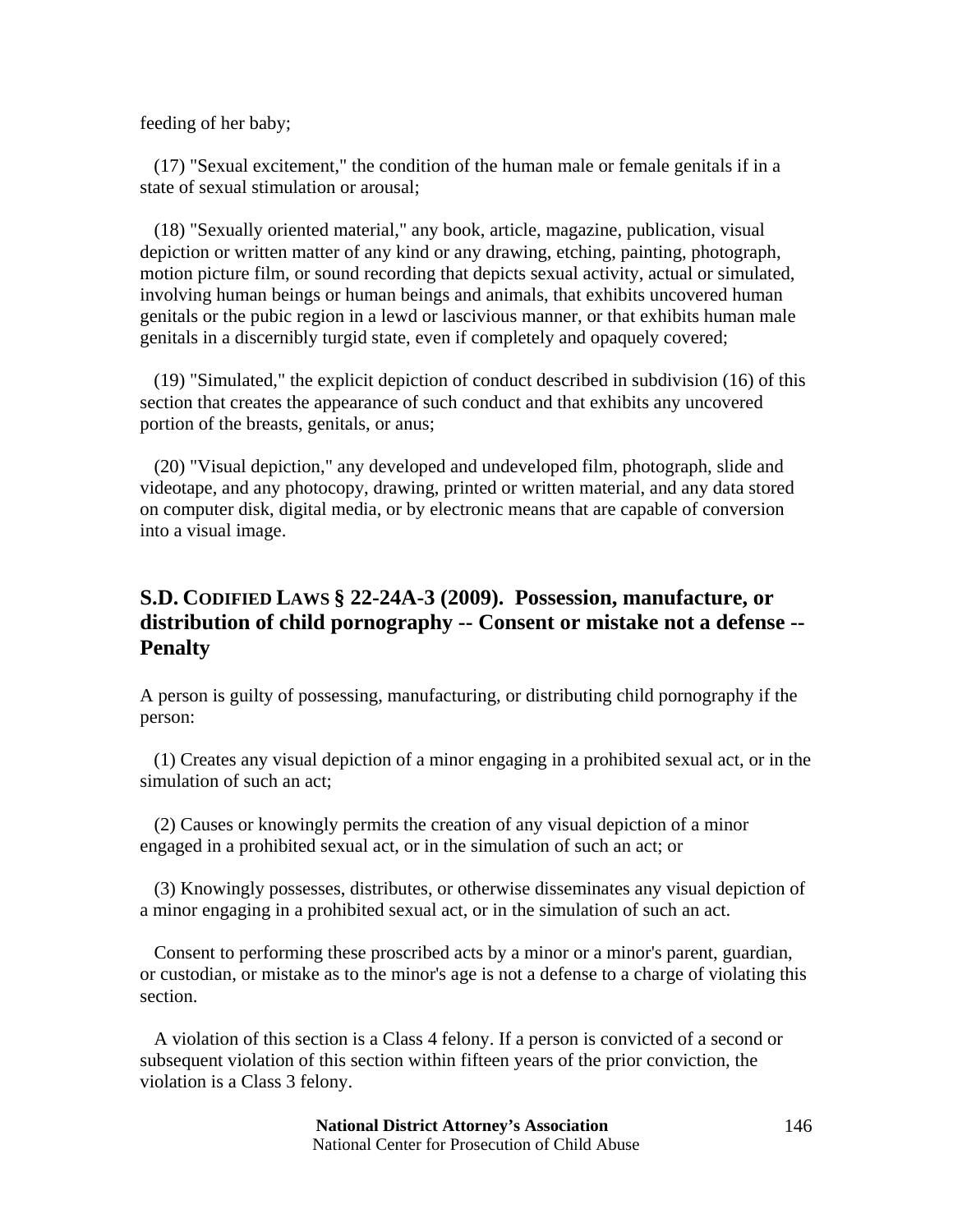feeding of her baby;

(17) "Sexual excitement," the condition of the human male or female genitals if in a state of sexual stimulation or arousal;

(18) "Sexually oriented material," any book, article, magazine, publication, visual depiction or written matter of any kind or any drawing, etching, painting, photograph, motion picture film, or sound recording that depicts sexual activity, actual or simulated, involving human beings or human beings and animals, that exhibits uncovered human genitals or the pubic region in a lewd or lascivious manner, or that exhibits human male genitals in a discernibly turgid state, even if completely and opaquely covered;

(19) "Simulated," the explicit depiction of conduct described in subdivision (16) of this section that creates the appearance of such conduct and that exhibits any uncovered portion of the breasts, genitals, or anus;

(20) "Visual depiction," any developed and undeveloped film, photograph, slide and videotape, and any photocopy, drawing, printed or written material, and any data stored on computer disk, digital media, or by electronic means that are capable of conversion into a visual image.

## S.D. CODIFIED LAWS § 22-24A-3 (2009). Possession, manufacture, or distribution of child pornography -- Consent or mistake not a defense -- Penalty

A person is guilty of possessing, manufacturing, or distributing child pornography if the person:

(1) Creates any visual depiction of a minor engaging in a prohibited sexual act, or in the simulation of such an act;

(2) Causes or knowingly permits the creation of any visual depiction of a minor engaged in a prohibited sexual act, or in the simulation of such an act; or

(3) Knowingly possesses, distributes, or otherwise disseminates any visual depiction of a minor engaging in a prohibited sexual act, or in the simulation of such an act.

Consent to performing these proscribed acts by a minor or a minor's parent, guardian, or custodian, or mistake as to the minor's age is not a defense to a charge of violating this section.

A violation of this section is a Class 4 felony. If a person is convicted of a second or subsequent violation of this section within fifteen years of the prior conviction, the violation is a Class 3 felony.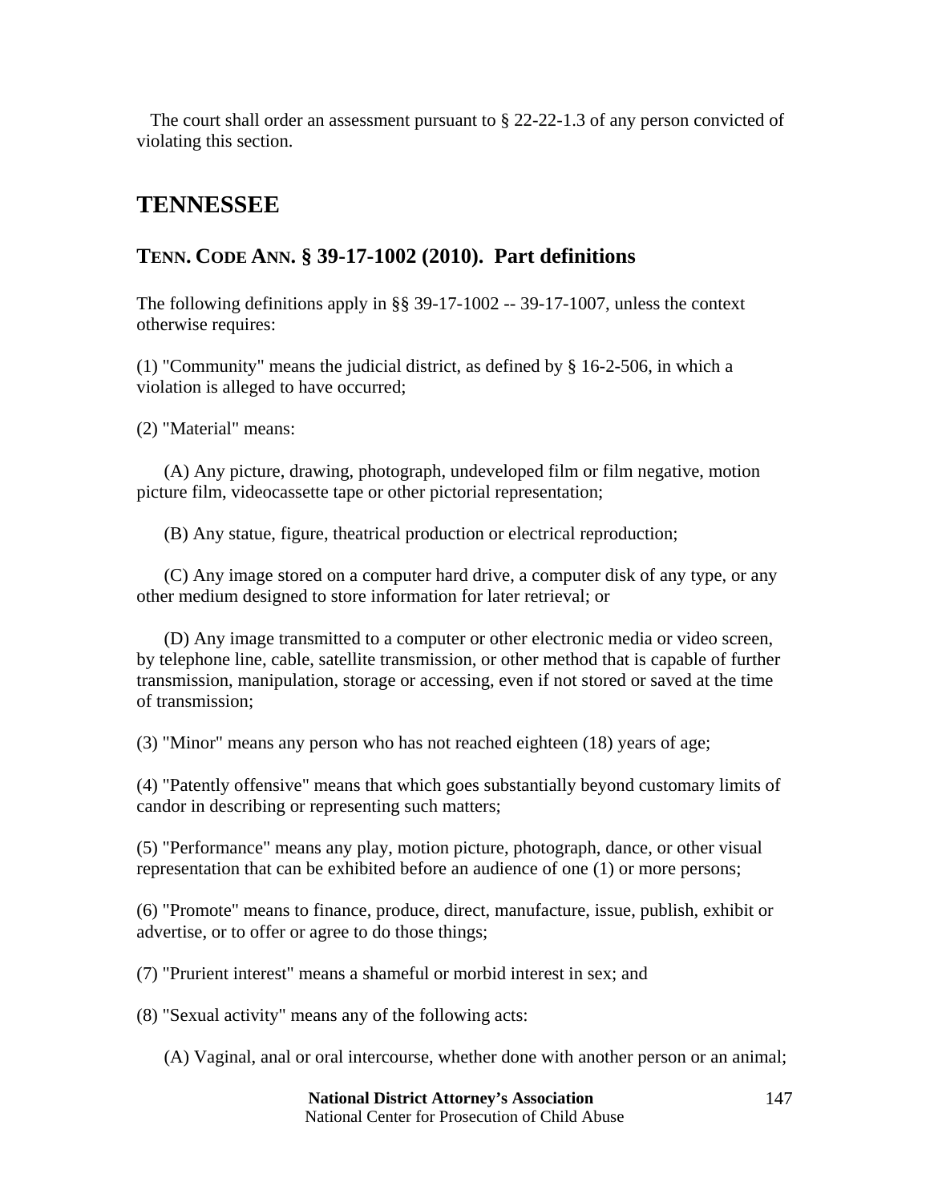The court shall order an assessment pursuant to § 22-22-1.3 of any person convicted of violating this section.

## TENNESSEE

### TENN. CODE ANN. § 39-17-1002 (2010). Part definitions

The following definitions apply in §§ 39-17-1002 -- 39-17-1007, unless the context otherwise requires:

(1) "Community" means the judicial district, as defined by § 16-2-506, in which a violation is alleged to have occurred;

(2) "Material" means:

(A) Any picture, drawing, photograph, undeveloped film or film negative, motion picture film, videocassette tape or other pictorial representation;

(B) Any statue, figure, theatrical production or electrical reproduction;

(C) Any image stored on a computer hard drive, a computer disk of any type, or any other medium designed to store information for later retrieval; or

(D) Any image transmitted to a computer or other electronic media or video screen, by telephone line, cable, satellite transmission, or other method that is capable of further transmission, manipulation, storage or accessing, even if not stored or saved at the time of transmission;

(3) "Minor" means any person who has not reached eighteen (18) years of age;

(4) "Patently offensive" means that which goes substantially beyond customary limits of candor in describing or representing such matters;

(5) "Performance" means any play, motion picture, photograph, dance, or other visual representation that can be exhibited before an audience of one (1) or more persons;

(6) "Promote" means to finance, produce, direct, manufacture, issue, publish, exhibit or advertise, or to offer or agree to do those things;

(7) "Prurient interest" means a shameful or morbid interest in sex; and

(8) "Sexual activity" means any of the following acts:

(A) Vaginal, anal or oral intercourse, whether done with another person or an animal;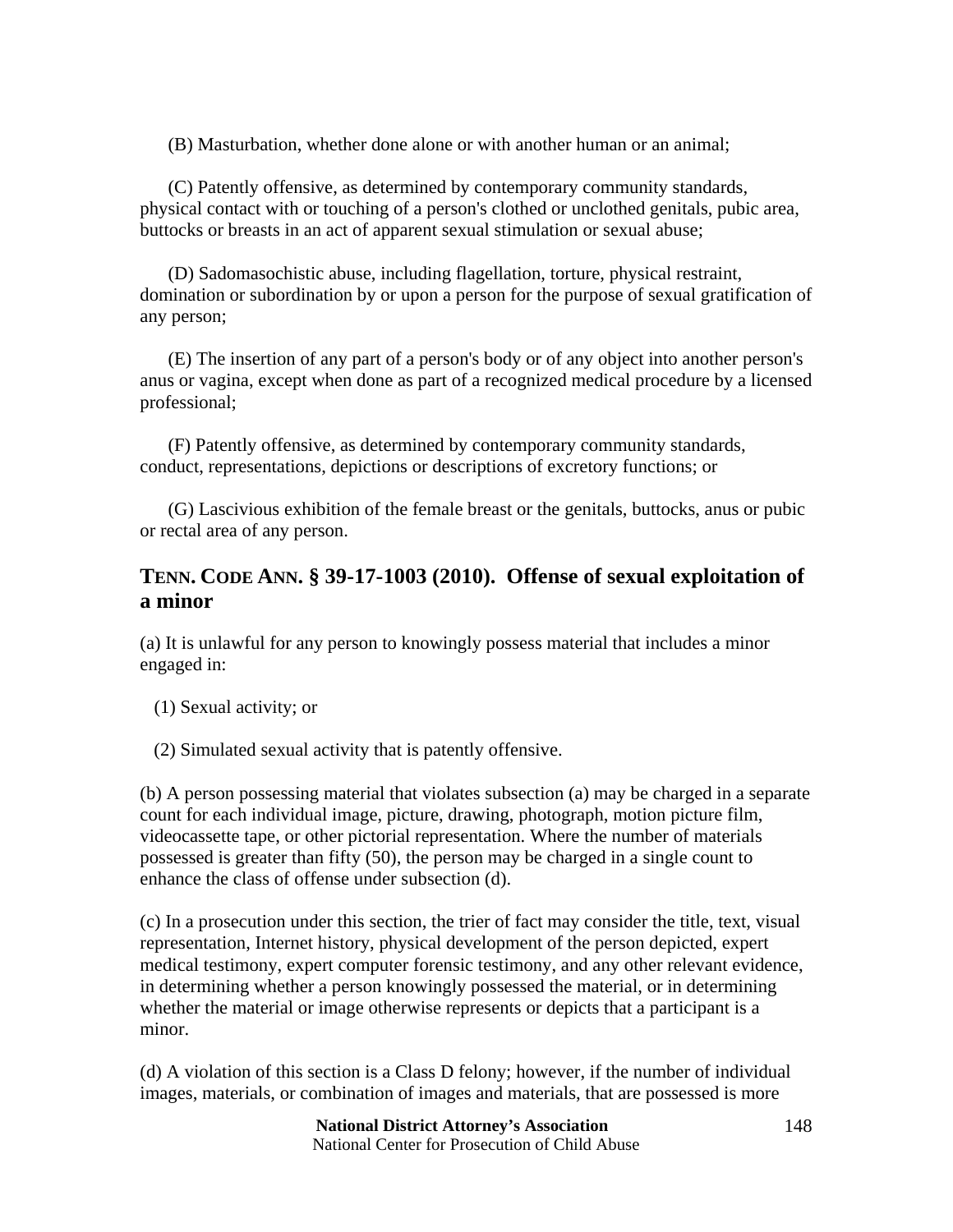(B) Masturbation, whether done alone or with another human or an animal;

(C) Patently offensive, as determined by contemporary community standards, physical contact with or touching of a person's clothed or unclothed genitals, pubic area, buttocks or breasts in an act of apparent sexual stimulation or sexual abuse;

(D) Sadomasochistic abuse, including flagellation, torture, physical restraint, domination or subordination by or upon a person for the purpose of sexual gratification of any person;

(E) The insertion of any part of a person's body or of any object into another person's anus or vagina, except when done as part of a recognized medical procedure by a licensed professional;

(F) Patently offensive, as determined by contemporary community standards, conduct, representations, depictions or descriptions of excretory functions; or

(G) Lascivious exhibition of the female breast or the genitals, buttocks, anus or pubic or rectal area of any person.

## TENN. CODE ANN. § 39-17-1003 (2010). Offense of sexual exploitation of a minor

(a) It is unlawful for any person to knowingly possess material that includes a minor engaged in:

(1) Sexual activity; or

(2) Simulated sexual activity that is patently offensive.

(b) A person possessing material that violates subsection (a) may be charged in a separate count for each individual image, picture, drawing, photograph, motion picture film, videocassette tape, or other pictorial representation. Where the number of materials possessed is greater than fifty (50), the person may be charged in a single count to enhance the class of offense under subsection (d).

(c) In a prosecution under this section, the trier of fact may consider the title, text, visual representation, Internet history, physical development of the person depicted, expert medical testimony, expert computer forensic testimony, and any other relevant evidence, in determining whether a person knowingly possessed the material, or in determining whether the material or image otherwise represents or depicts that a participant is a minor.

(d) A violation of this section is a Class D felony; however, if the number of individual images, materials, or combination of images and materials, that are possessed is more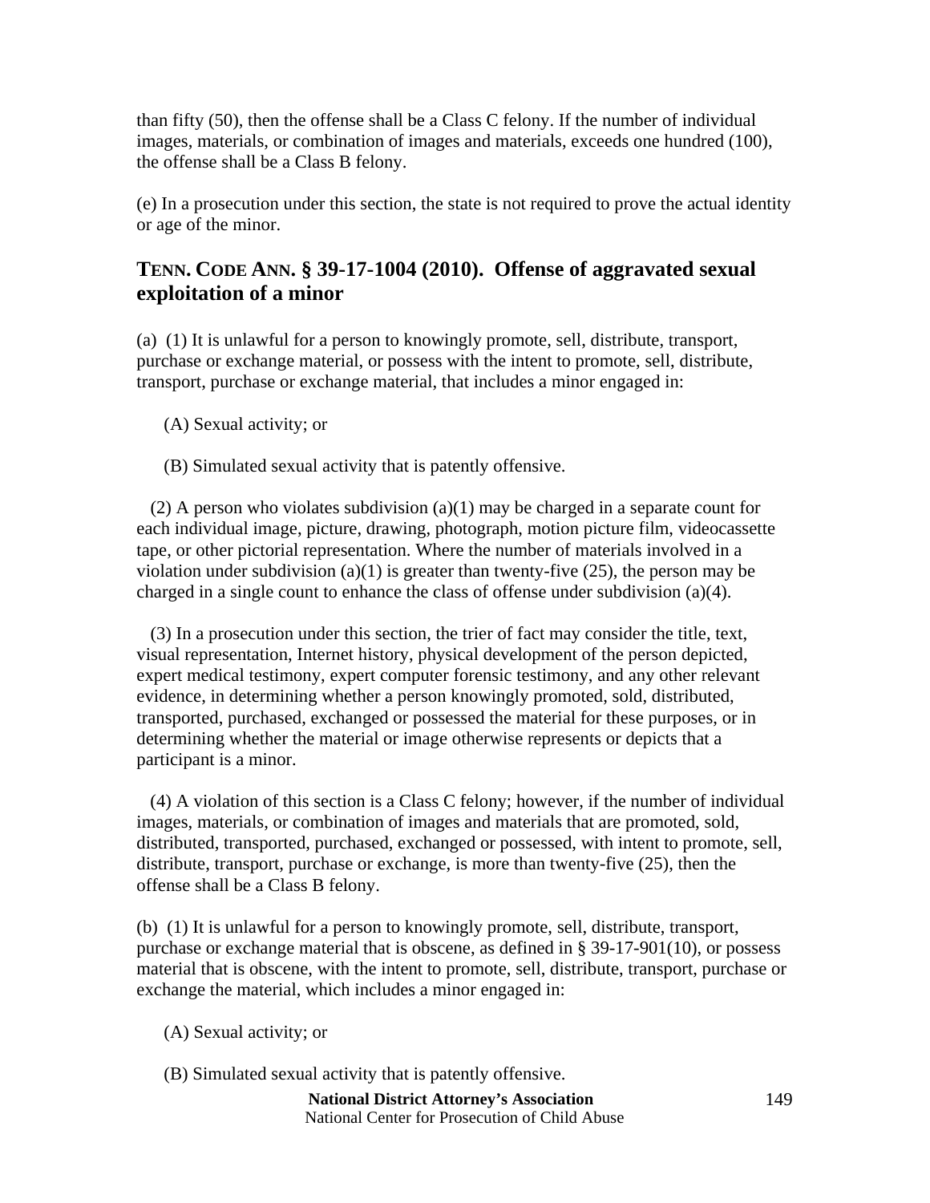than fifty (50), then the offense shall be a Class C felony. If the number of individual images, materials, or combination of images and materials, exceeds one hundred (100), the offense shall be a Class B felony.

(e) In a prosecution under this section, the state is not required to prove the actual identity or age of the minor.

## TENN. CODE ANN. § 39-17-1004 (2010). Offense of aggravated sexual exploitation of a minor

(a) (1) It is unlawful for a person to knowingly promote, sell, distribute, transport, purchase or exchange material, or possess with the intent to promote, sell, distribute, transport, purchase or exchange material, that includes a minor engaged in:

(A) Sexual activity; or

(B) Simulated sexual activity that is patently offensive.

(2) A person who violates subdivision (a)(1) may be charged in a separate count for each individual image, picture, drawing, photograph, motion picture film, videocassette tape, or other pictorial representation. Where the number of materials involved in a violation under subdivision (a)(1) is greater than twenty-five (25), the person may be charged in a single count to enhance the class of offense under subdivision (a)(4).

(3) In a prosecution under this section, the trier of fact may consider the title, text, visual representation, Internet history, physical development of the person depicted, expert medical testimony, expert computer forensic testimony, and any other relevant evidence, in determining whether a person knowingly promoted, sold, distributed, transported, purchased, exchanged or possessed the material for these purposes, or in determining whether the material or image otherwise represents or depicts that a participant is a minor.

(4) A violation of this section is a Class C felony; however, if the number of individual images, materials, or combination of images and materials that are promoted, sold, distributed, transported, purchased, exchanged or possessed, with intent to promote, sell, distribute, transport, purchase or exchange, is more than twenty-five (25), then the offense shall be a Class B felony.

(b) (1) It is unlawful for a person to knowingly promote, sell, distribute, transport, purchase or exchange material that is obscene, as defined in § 39-17-901(10), or possess material that is obscene, with the intent to promote, sell, distribute, transport, purchase or exchange the material, which includes a minor engaged in:

(A) Sexual activity; or

(B) Simulated sexual activity that is patently offensive.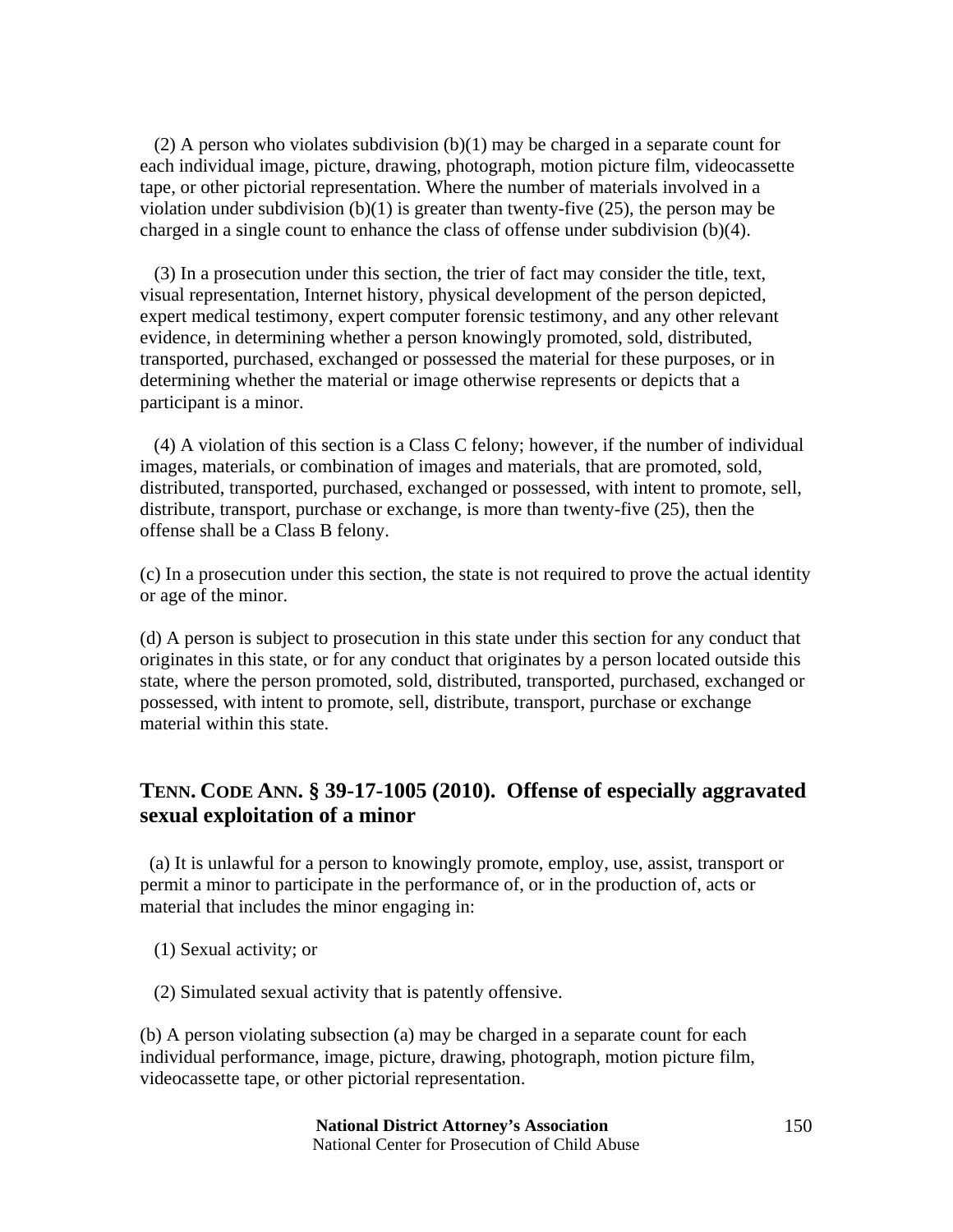(2) A person who violates subdivision (b)(1) may be charged in a separate count for each individual image, picture, drawing, photograph, motion picture film, videocassette tape, or other pictorial representation. Where the number of materials involved in a violation under subdivision (b)(1) is greater than twenty-five (25), the person may be charged in a single count to enhance the class of offense under subdivision (b)(4).

(3) In a prosecution under this section, the trier of fact may consider the title, text, visual representation, Internet history, physical development of the person depicted, expert medical testimony, expert computer forensic testimony, and any other relevant evidence, in determining whether a person knowingly promoted, sold, distributed, transported, purchased, exchanged or possessed the material for these purposes, or in determining whether the material or image otherwise represents or depicts that a participant is a minor.

(4) A violation of this section is a Class C felony; however, if the number of individual images, materials, or combination of images and materials, that are promoted, sold, distributed, transported, purchased, exchanged or possessed, with intent to promote, sell, distribute, transport, purchase or exchange, is more than twenty-five (25), then the offense shall be a Class B felony.

(c) In a prosecution under this section, the state is not required to prove the actual identity or age of the minor.

(d) A person is subject to prosecution in this state under this section for any conduct that originates in this state, or for any conduct that originates by a person located outside this state, where the person promoted, sold, distributed, transported, purchased, exchanged or possessed, with intent to promote, sell, distribute, transport, purchase or exchange material within this state.

## TENN. CODE ANN. § 39-17-1005 (2010). Offense of especially aggravated sexual exploitation of a minor

(a) It is unlawful for a person to knowingly promote, employ, use, assist, transport or permit a minor to participate in the performance of, or in the production of, acts or material that includes the minor engaging in:

(1) Sexual activity; or

(2) Simulated sexual activity that is patently offensive.

(b) A person violating subsection (a) may be charged in a separate count for each individual performance, image, picture, drawing, photograph, motion picture film, videocassette tape, or other pictorial representation.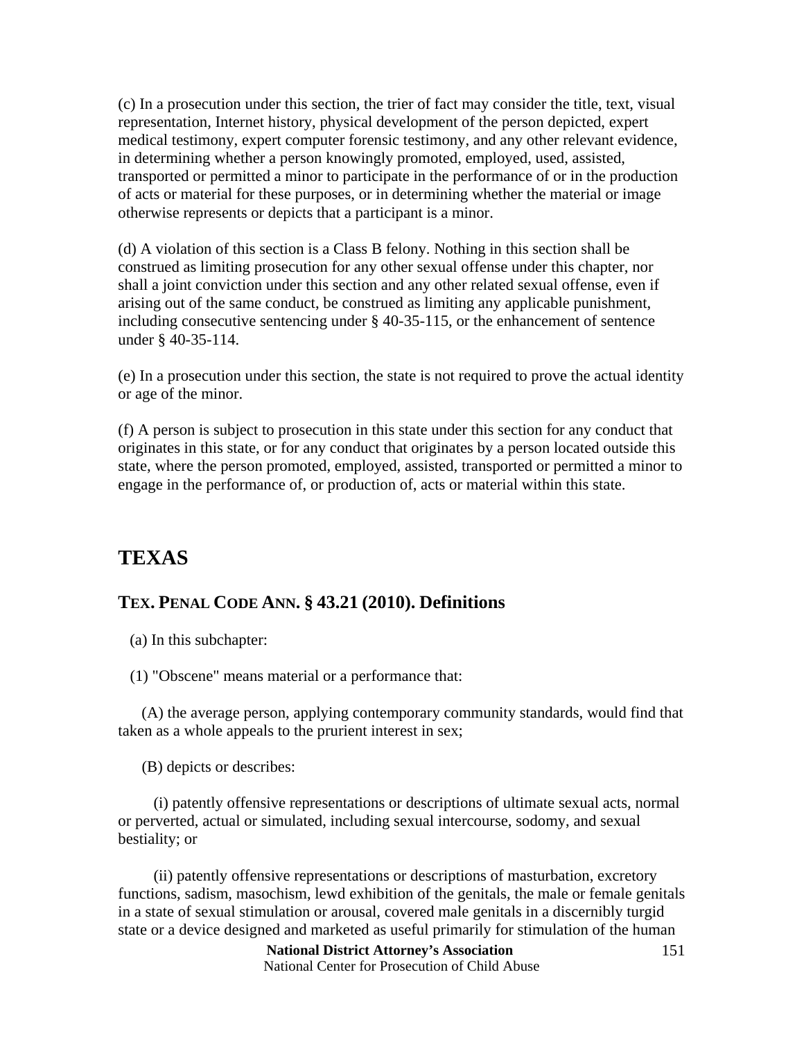(c) In a prosecution under this section, the trier of fact may consider the title, text, visual representation, Internet history, physical development of the person depicted, expert medical testimony, expert computer forensic testimony, and any other relevant evidence, in determining whether a person knowingly promoted, employed, used, assisted, transported or permitted a minor to participate in the performance of or in the production of acts or material for these purposes, or in determining whether the material or image otherwise represents or depicts that a participant is a minor.

(d) A violation of this section is a Class B felony. Nothing in this section shall be construed as limiting prosecution for any other sexual offense under this chapter, nor shall a joint conviction under this section and any other related sexual offense, even if arising out of the same conduct, be construed as limiting any applicable punishment, including consecutive sentencing under § 40-35-115, or the enhancement of sentence under § 40-35-114.

(e) In a prosecution under this section, the state is not required to prove the actual identity or age of the minor.

(f) A person is subject to prosecution in this state under this section for any conduct that originates in this state, or for any conduct that originates by a person located outside this state, where the person promoted, employed, assisted, transported or permitted a minor to engage in the performance of, or production of, acts or material within this state.

## TEXAS

### TEX. PENAL CODE ANN. § 43.21 (2010). Definitions

(a) In this subchapter:

(1) "Obscene" means material or a performance that:

(A) the average person, applying contemporary community standards, would find that taken as a whole appeals to the prurient interest in sex;

(B) depicts or describes:

(i) patently offensive representations or descriptions of ultimate sexual acts, normal or perverted, actual or simulated, including sexual intercourse, sodomy, and sexual bestiality; or

(ii) patently offensive representations or descriptions of masturbation, excretory functions, sadism, masochism, lewd exhibition of the genitals, the male or female genitals in a state of sexual stimulation or arousal, covered male genitals in a discernibly turgid state or a device designed and marketed as useful primarily for stimulation of the human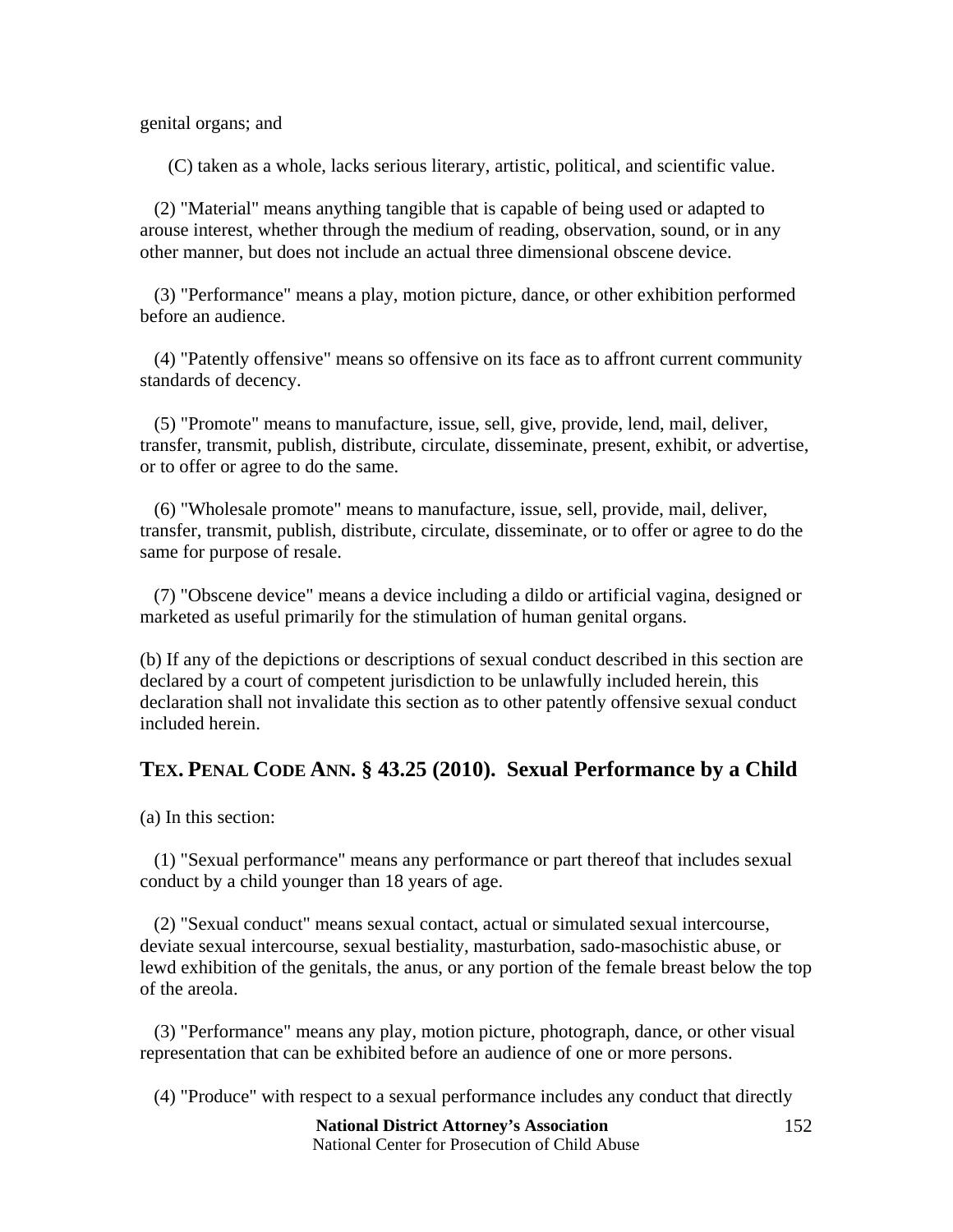genital organs; and

(C) taken as a whole, lacks serious literary, artistic, political, and scientific value.

(2) "Material" means anything tangible that is capable of being used or adapted to arouse interest, whether through the medium of reading, observation, sound, or in any other manner, but does not include an actual three dimensional obscene device.

(3) "Performance" means a play, motion picture, dance, or other exhibition performed before an audience.

(4) "Patently offensive" means so offensive on its face as to affront current community standards of decency.

(5) "Promote" means to manufacture, issue, sell, give, provide, lend, mail, deliver, transfer, transmit, publish, distribute, circulate, disseminate, present, exhibit, or advertise, or to offer or agree to do the same.

(6) "Wholesale promote" means to manufacture, issue, sell, provide, mail, deliver, transfer, transmit, publish, distribute, circulate, disseminate, or to offer or agree to do the same for purpose of resale.

(7) "Obscene device" means a device including a dildo or artificial vagina, designed or marketed as useful primarily for the stimulation of human genital organs.

(b) If any of the depictions or descriptions of sexual conduct described in this section are declared by a court of competent jurisdiction to be unlawfully included herein, this declaration shall not invalidate this section as to other patently offensive sexual conduct included herein.

## TEX. PENAL CODE ANN. § 43.25 (2010). Sexual Performance by a Child

(a) In this section:

(1) "Sexual performance" means any performance or part thereof that includes sexual conduct by a child younger than 18 years of age.

(2) "Sexual conduct" means sexual contact, actual or simulated sexual intercourse, deviate sexual intercourse, sexual bestiality, masturbation, sado-masochistic abuse, or lewd exhibition of the genitals, the anus, or any portion of the female breast below the top of the areola.

(3) "Performance" means any play, motion picture, photograph, dance, or other visual representation that can be exhibited before an audience of one or more persons.

(4) "Produce" with respect to a sexual performance includes any conduct that directly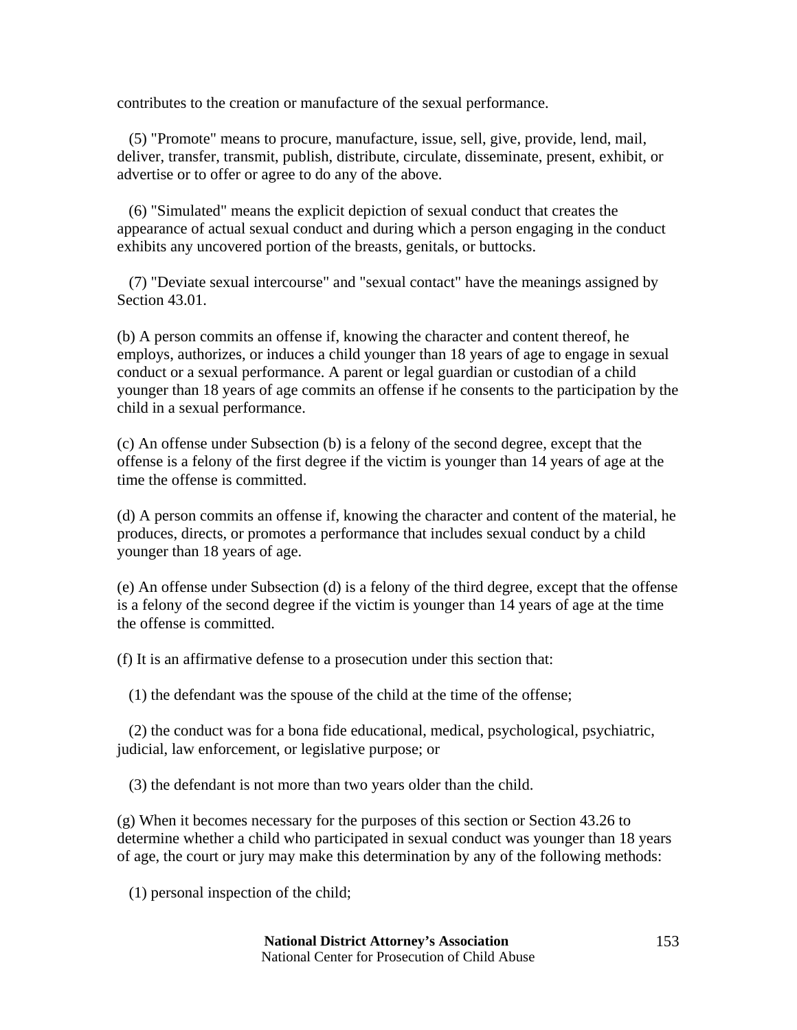contributes to the creation or manufacture of the sexual performance.

(5) "Promote" means to procure, manufacture, issue, sell, give, provide, lend, mail, deliver, transfer, transmit, publish, distribute, circulate, disseminate, present, exhibit, or advertise or to offer or agree to do any of the above.

(6) "Simulated" means the explicit depiction of sexual conduct that creates the appearance of actual sexual conduct and during which a person engaging in the conduct exhibits any uncovered portion of the breasts, genitals, or buttocks.

(7) "Deviate sexual intercourse" and "sexual contact" have the meanings assigned by Section 43.01.

(b) A person commits an offense if, knowing the character and content thereof, he employs, authorizes, or induces a child younger than 18 years of age to engage in sexual conduct or a sexual performance. A parent or legal guardian or custodian of a child younger than 18 years of age commits an offense if he consents to the participation by the child in a sexual performance.

(c) An offense under Subsection (b) is a felony of the second degree, except that the offense is a felony of the first degree if the victim is younger than 14 years of age at the time the offense is committed.

(d) A person commits an offense if, knowing the character and content of the material, he produces, directs, or promotes a performance that includes sexual conduct by a child younger than 18 years of age.

(e) An offense under Subsection (d) is a felony of the third degree, except that the offense is a felony of the second degree if the victim is younger than 14 years of age at the time the offense is committed.

(f) It is an affirmative defense to a prosecution under this section that:

(1) the defendant was the spouse of the child at the time of the offense;

(2) the conduct was for a bona fide educational, medical, psychological, psychiatric, judicial, law enforcement, or legislative purpose; or

(3) the defendant is not more than two years older than the child.

(g) When it becomes necessary for the purposes of this section or Section 43.26 to determine whether a child who participated in sexual conduct was younger than 18 years of age, the court or jury may make this determination by any of the following methods:

(1) personal inspection of the child;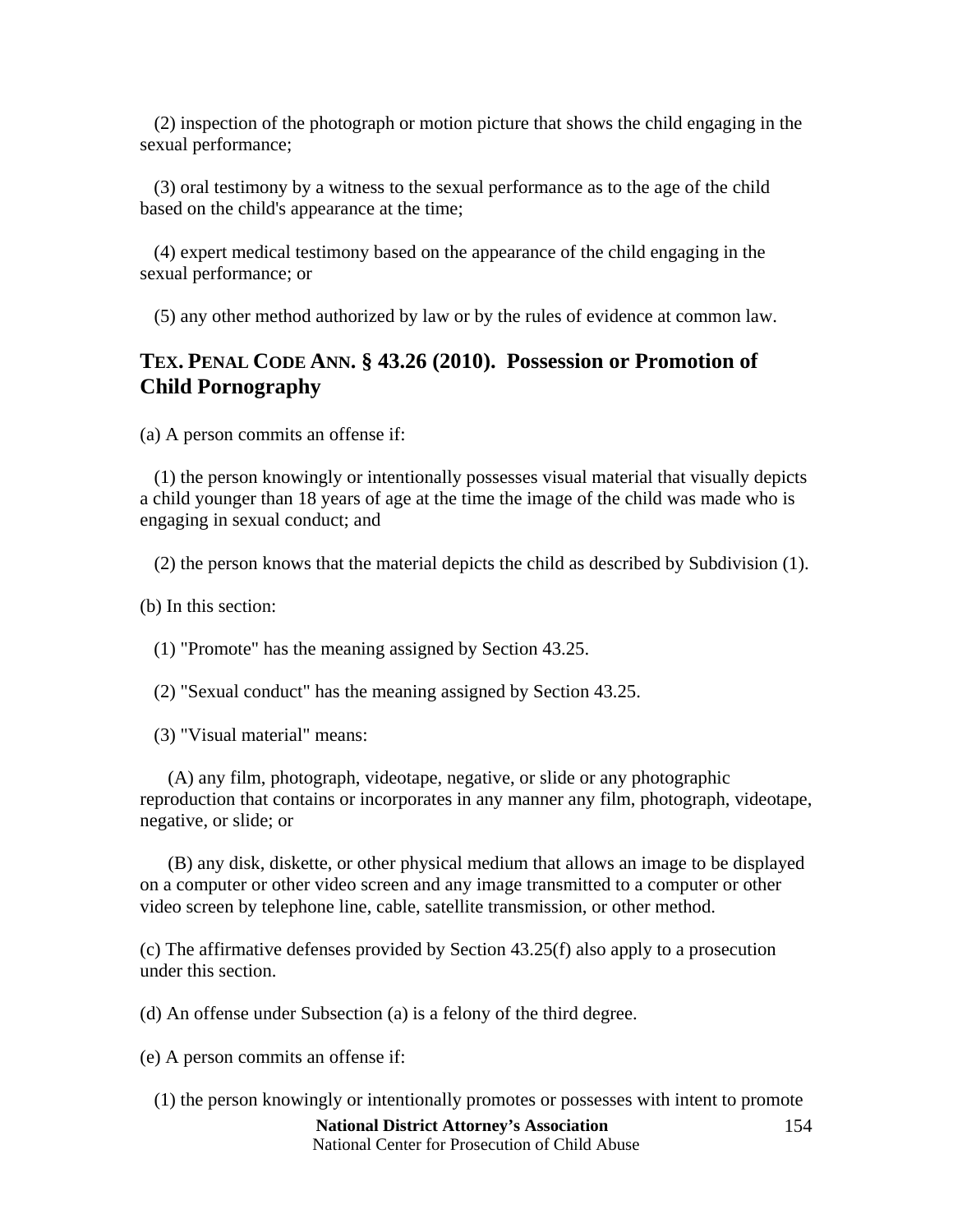(2) inspection of the photograph or motion picture that shows the child engaging in the sexual performance;

(3) oral testimony by a witness to the sexual performance as to the age of the child based on the child's appearance at the time;

(4) expert medical testimony based on the appearance of the child engaging in the sexual performance; or

(5) any other method authorized by law or by the rules of evidence at common law.

## TEX. PENAL CODE ANN. § 43.26 (2010). Possession or Promotion of Child Pornography

(a) A person commits an offense if:

(1) the person knowingly or intentionally possesses visual material that visually depicts a child younger than 18 years of age at the time the image of the child was made who is engaging in sexual conduct; and

(2) the person knows that the material depicts the child as described by Subdivision (1).

(b) In this section:

(1) "Promote" has the meaning assigned by Section 43.25.

(2) "Sexual conduct" has the meaning assigned by Section 43.25.

(3) "Visual material" means:

(A) any film, photograph, videotape, negative, or slide or any photographic reproduction that contains or incorporates in any manner any film, photograph, videotape, negative, or slide; or

(B) any disk, diskette, or other physical medium that allows an image to be displayed on a computer or other video screen and any image transmitted to a computer or other video screen by telephone line, cable, satellite transmission, or other method.

(c) The affirmative defenses provided by Section 43.25(f) also apply to a prosecution under this section.

(d) An offense under Subsection (a) is a felony of the third degree.

(e) A person commits an offense if:

(1) the person knowingly or intentionally promotes or possesses with intent to promote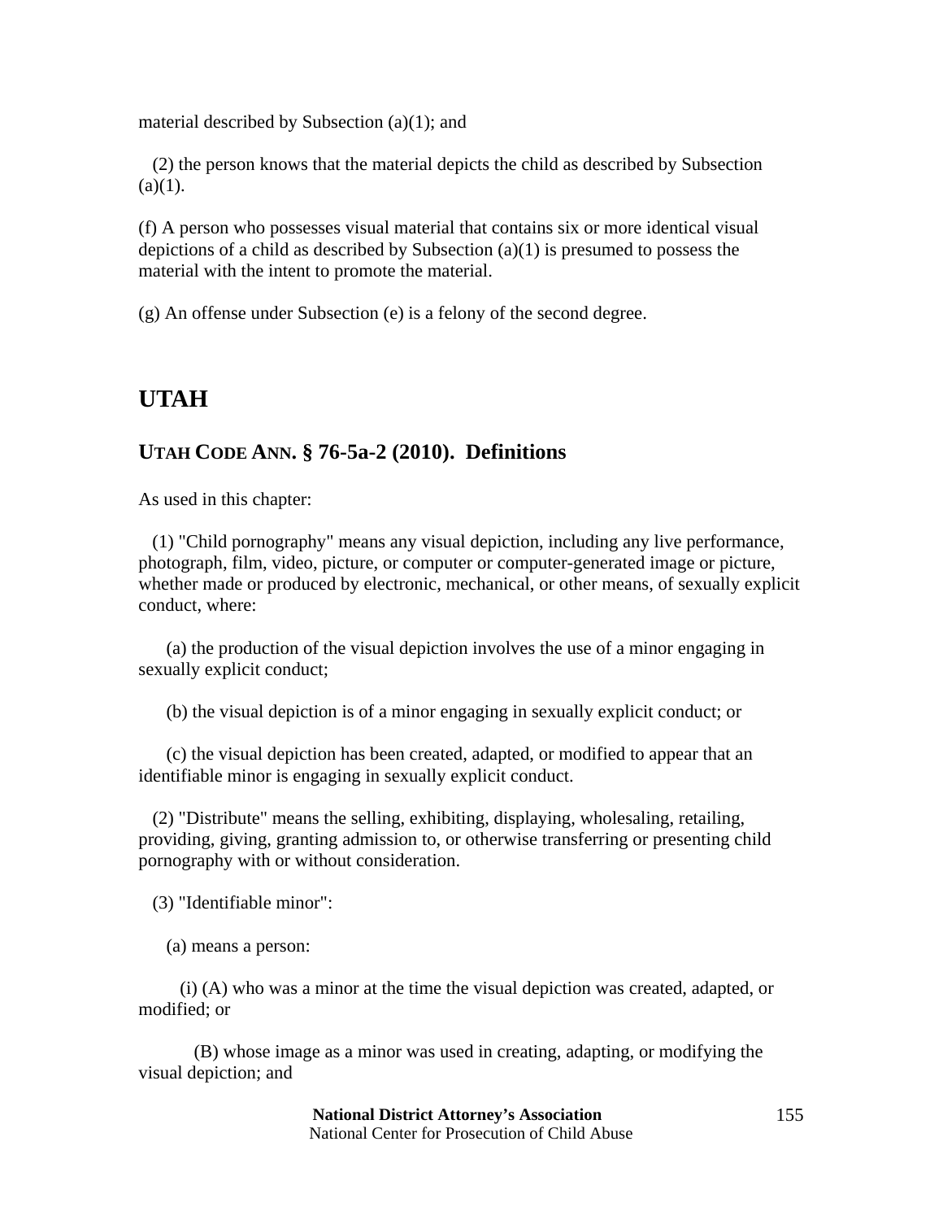material described by Subsection (a)(1); and

(2) the person knows that the material depicts the child as described by Subsection (a)(1).

(f) A person who possesses visual material that contains six or more identical visual depictions of a child as described by Subsection (a)(1) is presumed to possess the material with the intent to promote the material.

(g) An offense under Subsection (e) is a felony of the second degree.

# UTAH

## UTAH CODE ANN. § 76-5a-2 (2010). Definitions

As used in this chapter:

(1) "Child pornography" means any visual depiction, including any live performance, photograph, film, video, picture, or computer or computer-generated image or picture, whether made or produced by electronic, mechanical, or other means, of sexually explicit conduct, where:

(a) the production of the visual depiction involves the use of a minor engaging in sexually explicit conduct;

(b) the visual depiction is of a minor engaging in sexually explicit conduct; or

(c) the visual depiction has been created, adapted, or modified to appear that an identifiable minor is engaging in sexually explicit conduct.

(2) "Distribute" means the selling, exhibiting, displaying, wholesaling, retailing, providing, giving, granting admission to, or otherwise transferring or presenting child pornography with or without consideration.

(3) "Identifiable minor":

(a) means a person:

(i) (A) who was a minor at the time the visual depiction was created, adapted, or modified; or

(B) whose image as a minor was used in creating, adapting, or modifying the visual depiction; and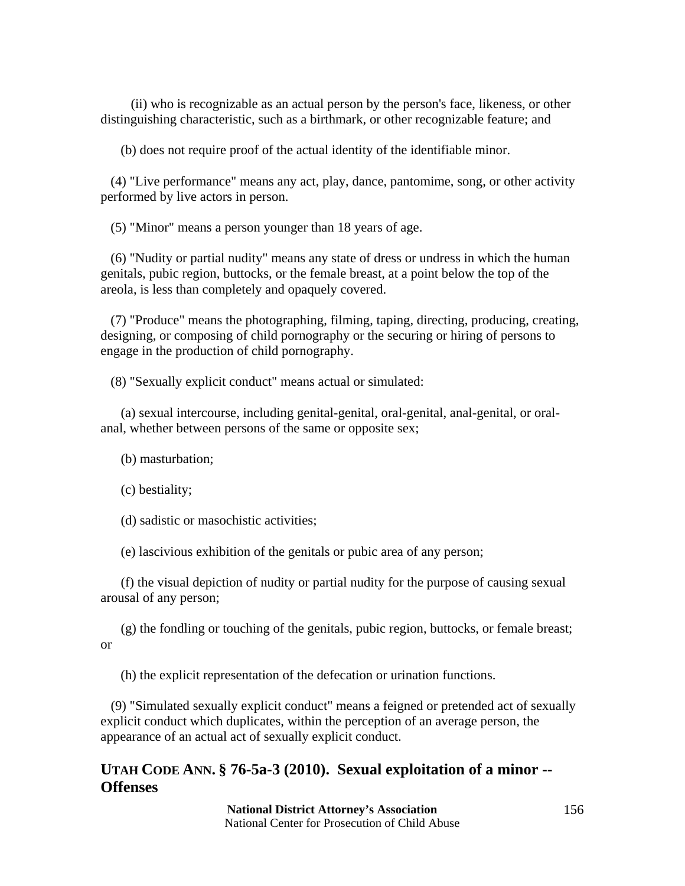(ii) who is recognizable as an actual person by the person's face, likeness, or other distinguishing characteristic, such as a birthmark, or other recognizable feature; and

(b) does not require proof of the actual identity of the identifiable minor.

(4) "Live performance" means any act, play, dance, pantomime, song, or other activity performed by live actors in person.

(5) "Minor" means a person younger than 18 years of age.

(6) "Nudity or partial nudity" means any state of dress or undress in which the human genitals, pubic region, buttocks, or the female breast, at a point below the top of the areola, is less than completely and opaquely covered.

(7) "Produce" means the photographing, filming, taping, directing, producing, creating, designing, or composing of child pornography or the securing or hiring of persons to engage in the production of child pornography.

(8) "Sexually explicit conduct" means actual or simulated:

(a) sexual intercourse, including genital-genital, oral-genital, anal-genital, or oral-anal, whether between persons of the same or opposite sex;

(b) masturbation;

(c) bestiality;

(d) sadistic or masochistic activities;

(e) lascivious exhibition of the genitals or pubic area of any person;

(f) the visual depiction of nudity or partial nudity for the purpose of causing sexual arousal of any person;

(g) the fondling or touching of the genitals, pubic region, buttocks, or female breast; or

(h) the explicit representation of the defecation or urination functions.

(9) "Simulated sexually explicit conduct" means a feigned or pretended act of sexually explicit conduct which duplicates, within the perception of an average person, the appearance of an actual act of sexually explicit conduct.

## UTAH CODE ANN. § 76-5a-3 (2010). Sexual exploitation of a minor -- Offenses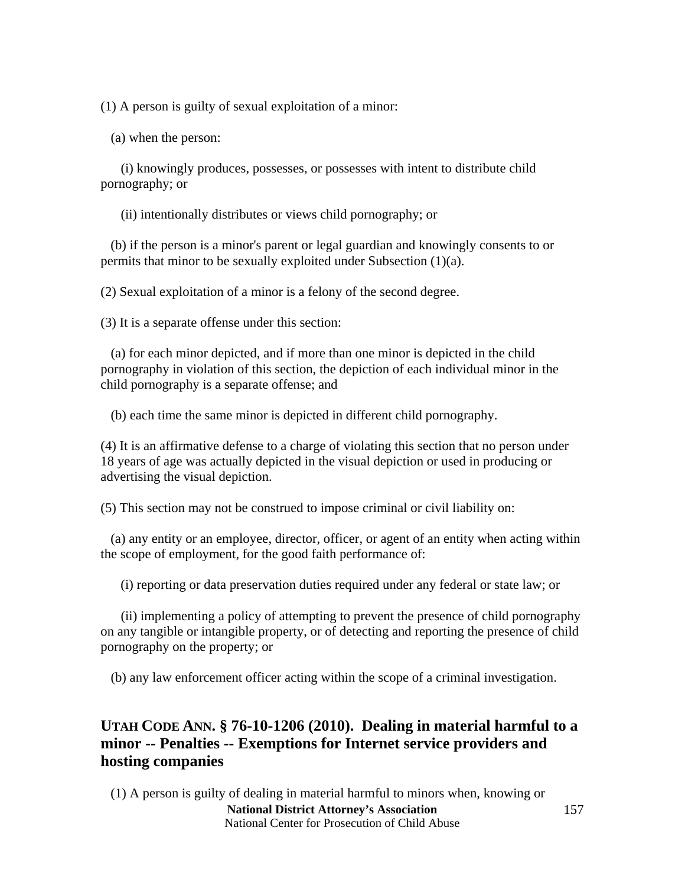(1) A person is guilty of sexual exploitation of a minor:

(a) when the person:

(i) knowingly produces, possesses, or possesses with intent to distribute child pornography; or

(ii) intentionally distributes or views child pornography; or

(b) if the person is a minor's parent or legal guardian and knowingly consents to or permits that minor to be sexually exploited under Subsection (1)(a).

(2) Sexual exploitation of a minor is a felony of the second degree.

(3) It is a separate offense under this section:

(a) for each minor depicted, and if more than one minor is depicted in the child pornography in violation of this section, the depiction of each individual minor in the child pornography is a separate offense; and

(b) each time the same minor is depicted in different child pornography.

(4) It is an affirmative defense to a charge of violating this section that no person under 18 years of age was actually depicted in the visual depiction or used in producing or advertising the visual depiction.

(5) This section may not be construed to impose criminal or civil liability on:

(a) any entity or an employee, director, officer, or agent of an entity when acting within the scope of employment, for the good faith performance of:

(i) reporting or data preservation duties required under any federal or state law; or

(ii) implementing a policy of attempting to prevent the presence of child pornography on any tangible or intangible property, or of detecting and reporting the presence of child pornography on the property; or

(b) any law enforcement officer acting within the scope of a criminal investigation.

## UTAH CODE ANN. § 76-10-1206 (2010). Dealing in material harmful to a minor -- Penalties -- Exemptions for Internet service providers and hosting companies

(1) A person is guilty of dealing in material harmful to minors when, knowing or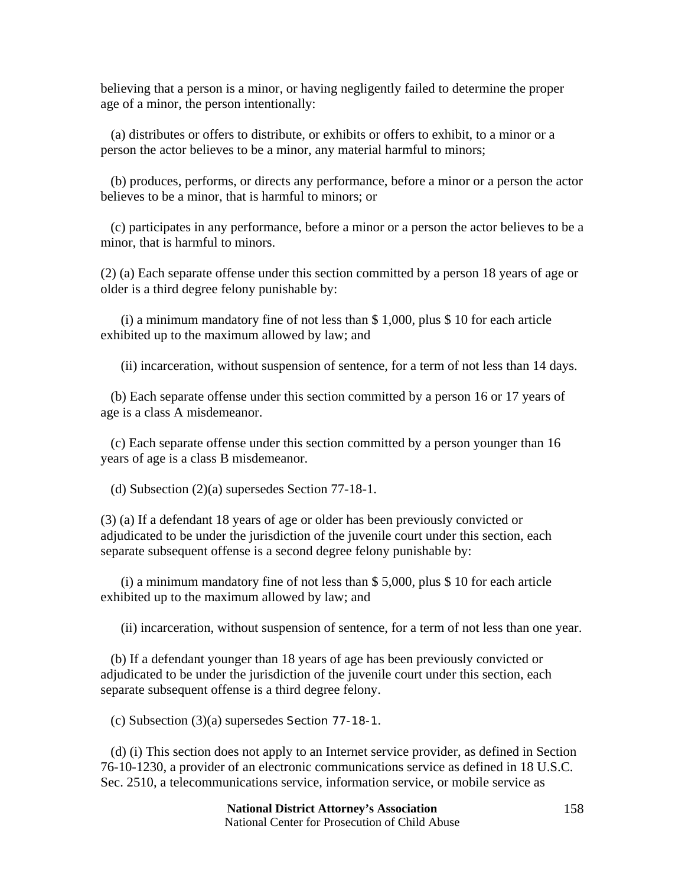believing that a person is a minor, or having negligently failed to determine the proper age of a minor, the person intentionally:

(a) distributes or offers to distribute, or exhibits or offers to exhibit, to a minor or a person the actor believes to be a minor, any material harmful to minors;

(b) produces, performs, or directs any performance, before a minor or a person the actor believes to be a minor, that is harmful to minors; or

(c) participates in any performance, before a minor or a person the actor believes to be a minor, that is harmful to minors.

(2) (a) Each separate offense under this section committed by a person 18 years of age or older is a third degree felony punishable by:

(i) a minimum mandatory fine of not less than $ 1,000, plus $ 10 for each article exhibited up to the maximum allowed by law; and

(ii) incarceration, without suspension of sentence, for a term of not less than 14 days.

(b) Each separate offense under this section committed by a person 16 or 17 years of age is a class A misdemeanor.

(c) Each separate offense under this section committed by a person younger than 16 years of age is a class B misdemeanor.

(d) Subsection (2)(a) supersedes Section 77-18-1.

(3) (a) If a defendant 18 years of age or older has been previously convicted or adjudicated to be under the jurisdiction of the juvenile court under this section, each separate subsequent offense is a second degree felony punishable by:

(i) a minimum mandatory fine of not less than $ 5,000, plus $ 10 for each article exhibited up to the maximum allowed by law; and

(ii) incarceration, without suspension of sentence, for a term of not less than one year.

(b) If a defendant younger than 18 years of age has been previously convicted or adjudicated to be under the jurisdiction of the juvenile court under this section, each separate subsequent offense is a third degree felony.

(c) Subsection (3)(a) supersedes Section 77-18-1.

(d) (i) This section does not apply to an Internet service provider, as defined in Section 76-10-1230, a provider of an electronic communications service as defined in 18 U.S.C. Sec. 2510, a telecommunications service, information service, or mobile service as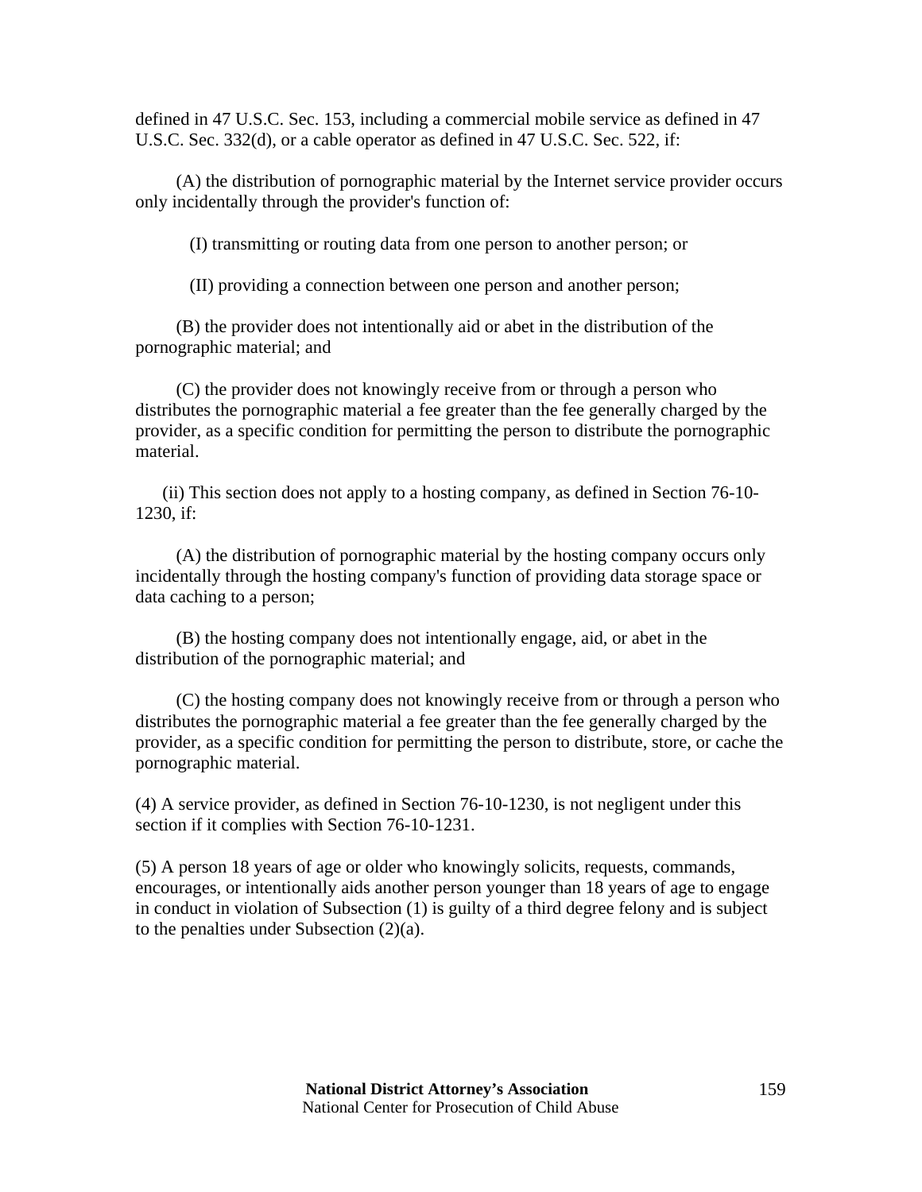defined in 47 U.S.C. Sec. 153, including a commercial mobile service as defined in 47 U.S.C. Sec. 332(d), or a cable operator as defined in 47 U.S.C. Sec. 522, if:

(A) the distribution of pornographic material by the Internet service provider occurs only incidentally through the provider's function of:

(I) transmitting or routing data from one person to another person; or

(II) providing a connection between one person and another person;

(B) the provider does not intentionally aid or abet in the distribution of the pornographic material; and

(C) the provider does not knowingly receive from or through a person who distributes the pornographic material a fee greater than the fee generally charged by the provider, as a specific condition for permitting the person to distribute the pornographic material.

(ii) This section does not apply to a hosting company, as defined in Section 76-10-1230, if:

(A) the distribution of pornographic material by the hosting company occurs only incidentally through the hosting company's function of providing data storage space or data caching to a person;

(B) the hosting company does not intentionally engage, aid, or abet in the distribution of the pornographic material; and

(C) the hosting company does not knowingly receive from or through a person who distributes the pornographic material a fee greater than the fee generally charged by the provider, as a specific condition for permitting the person to distribute, store, or cache the pornographic material.

(4) A service provider, as defined in Section 76-10-1230, is not negligent under this section if it complies with Section 76-10-1231.

(5) A person 18 years of age or older who knowingly solicits, requests, commands, encourages, or intentionally aids another person younger than 18 years of age to engage in conduct in violation of Subsection (1) is guilty of a third degree felony and is subject to the penalties under Subsection (2)(a).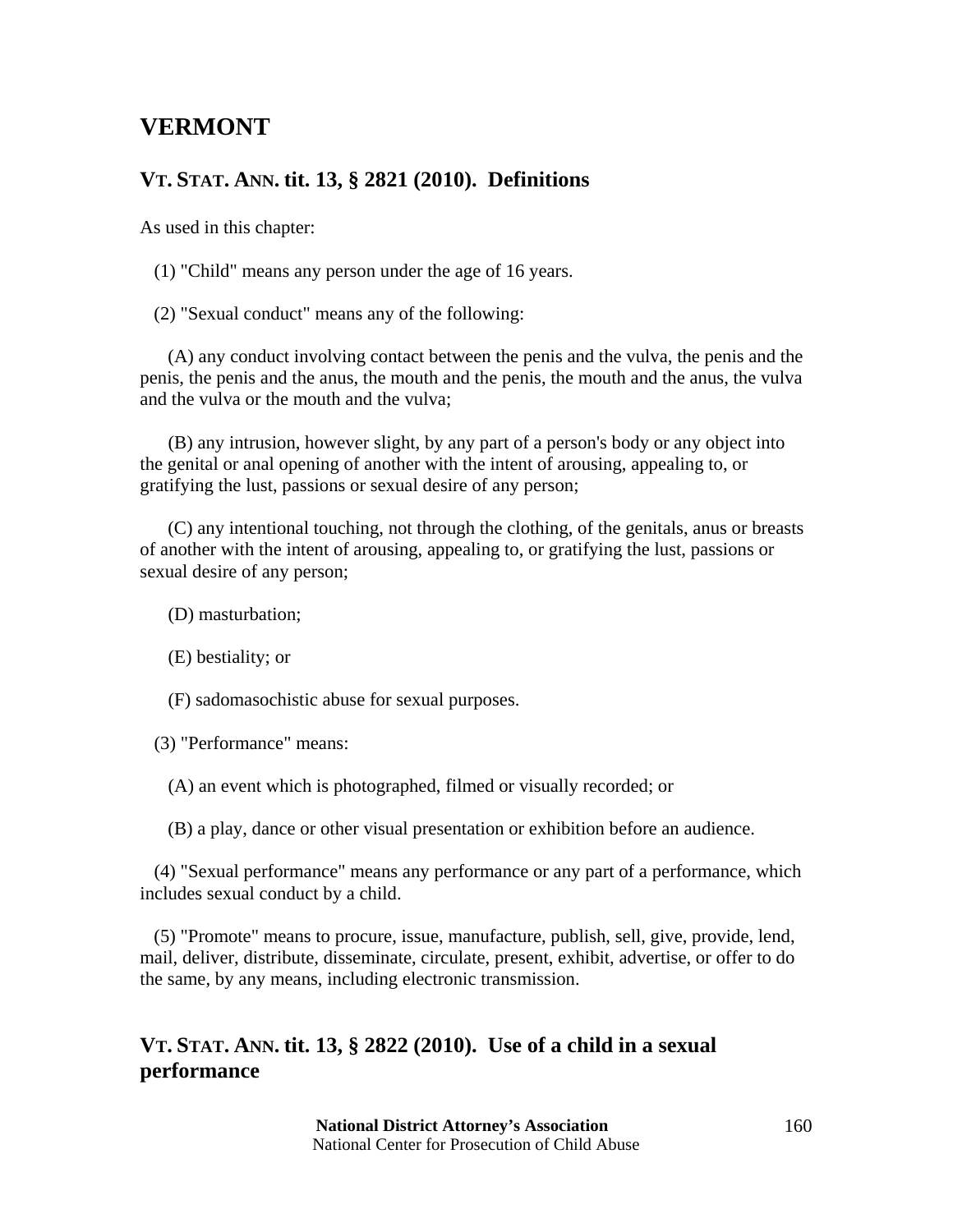# VERMONT

## VT. STAT. ANN. tit. 13, § 2821 (2010). Definitions

As used in this chapter:

(1) "Child" means any person under the age of 16 years.

(2) "Sexual conduct" means any of the following:

(A) any conduct involving contact between the penis and the vulva, the penis and the penis, the penis and the anus, the mouth and the penis, the mouth and the anus, the vulva and the vulva or the mouth and the vulva;

(B) any intrusion, however slight, by any part of a person's body or any object into the genital or anal opening of another with the intent of arousing, appealing to, or gratifying the lust, passions or sexual desire of any person;

(C) any intentional touching, not through the clothing, of the genitals, anus or breasts of another with the intent of arousing, appealing to, or gratifying the lust, passions or sexual desire of any person;

(D) masturbation;

(E) bestiality; or

(F) sadomasochistic abuse for sexual purposes.

(3) "Performance" means:

(A) an event which is photographed, filmed or visually recorded; or

(B) a play, dance or other visual presentation or exhibition before an audience.

(4) "Sexual performance" means any performance or any part of a performance, which includes sexual conduct by a child.

(5) "Promote" means to procure, issue, manufacture, publish, sell, give, provide, lend, mail, deliver, distribute, disseminate, circulate, present, exhibit, advertise, or offer to do the same, by any means, including electronic transmission.

## VT. STAT. ANN. tit. 13, § 2822 (2010). Use of a child in a sexual performance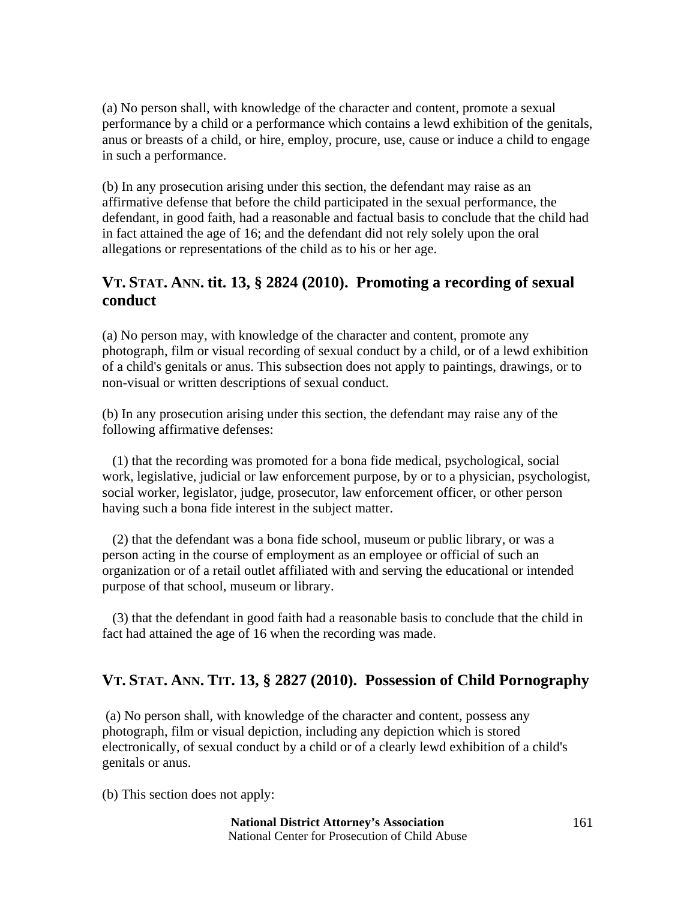(a) No person shall, with knowledge of the character and content, promote a sexual performance by a child or a performance which contains a lewd exhibition of the genitals, anus or breasts of a child, or hire, employ, procure, use, cause or induce a child to engage in such a performance.

(b) In any prosecution arising under this section, the defendant may raise as an affirmative defense that before the child participated in the sexual performance, the defendant, in good faith, had a reasonable and factual basis to conclude that the child had in fact attained the age of 16; and the defendant did not rely solely upon the oral allegations or representations of the child as to his or her age.

## VT. STAT. ANN. tit. 13, § 2824 (2010). Promoting a recording of sexual conduct

(a) No person may, with knowledge of the character and content, promote any photograph, film or visual recording of sexual conduct by a child, or of a lewd exhibition of a child's genitals or anus. This subsection does not apply to paintings, drawings, or to non-visual or written descriptions of sexual conduct.

(b) In any prosecution arising under this section, the defendant may raise any of the following affirmative defenses:

(1) that the recording was promoted for a bona fide medical, psychological, social work, legislative, judicial or law enforcement purpose, by or to a physician, psychologist, social worker, legislator, judge, prosecutor, law enforcement officer, or other person having such a bona fide interest in the subject matter.

(2) that the defendant was a bona fide school, museum or public library, or was a person acting in the course of employment as an employee or official of such an organization or of a retail outlet affiliated with and serving the educational or intended purpose of that school, museum or library.

(3) that the defendant in good faith had a reasonable basis to conclude that the child in fact had attained the age of 16 when the recording was made.

## VT. STAT. ANN. TIT. 13, § 2827 (2010). Possession of Child Pornography

(a) No person shall, with knowledge of the character and content, possess any photograph, film or visual depiction, including any depiction which is stored electronically, of sexual conduct by a child or of a clearly lewd exhibition of a child's genitals or anus.

(b) This section does not apply: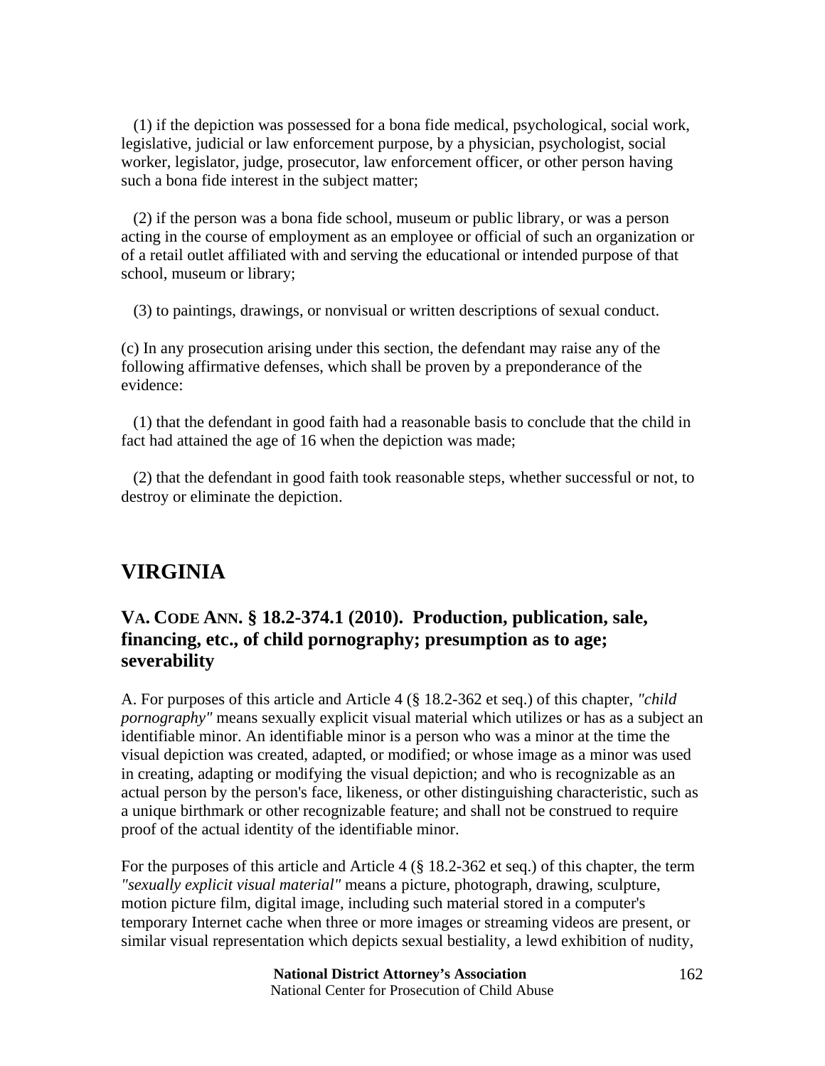(1) if the depiction was possessed for a bona fide medical, psychological, social work, legislative, judicial or law enforcement purpose, by a physician, psychologist, social worker, legislator, judge, prosecutor, law enforcement officer, or other person having such a bona fide interest in the subject matter;

(2) if the person was a bona fide school, museum or public library, or was a person acting in the course of employment as an employee or official of such an organization or of a retail outlet affiliated with and serving the educational or intended purpose of that school, museum or library;

(3) to paintings, drawings, or nonvisual or written descriptions of sexual conduct.

(c) In any prosecution arising under this section, the defendant may raise any of the following affirmative defenses, which shall be proven by a preponderance of the evidence:

(1) that the defendant in good faith had a reasonable basis to conclude that the child in fact had attained the age of 16 when the depiction was made;

(2) that the defendant in good faith took reasonable steps, whether successful or not, to destroy or eliminate the depiction.

# VIRGINIA

## VA. CODE ANN. § 18.2-374.1 (2010). Production, publication, sale, financing, etc., of child pornography; presumption as to age; severability

A. For purposes of this article and Article 4 (§ 18.2-362 et seq.) of this chapter, *"child pornography"* means sexually explicit visual material which utilizes or has as a subject an identifiable minor. An identifiable minor is a person who was a minor at the time the visual depiction was created, adapted, or modified; or whose image as a minor was used in creating, adapting or modifying the visual depiction; and who is recognizable as an actual person by the person's face, likeness, or other distinguishing characteristic, such as a unique birthmark or other recognizable feature; and shall not be construed to require proof of the actual identity of the identifiable minor.

For the purposes of this article and Article 4 (§ 18.2-362 et seq.) of this chapter, the term *"sexually explicit visual material"* means a picture, photograph, drawing, sculpture, motion picture film, digital image, including such material stored in a computer's temporary Internet cache when three or more images or streaming videos are present, or similar visual representation which depicts sexual bestiality, a lewd exhibition of nudity,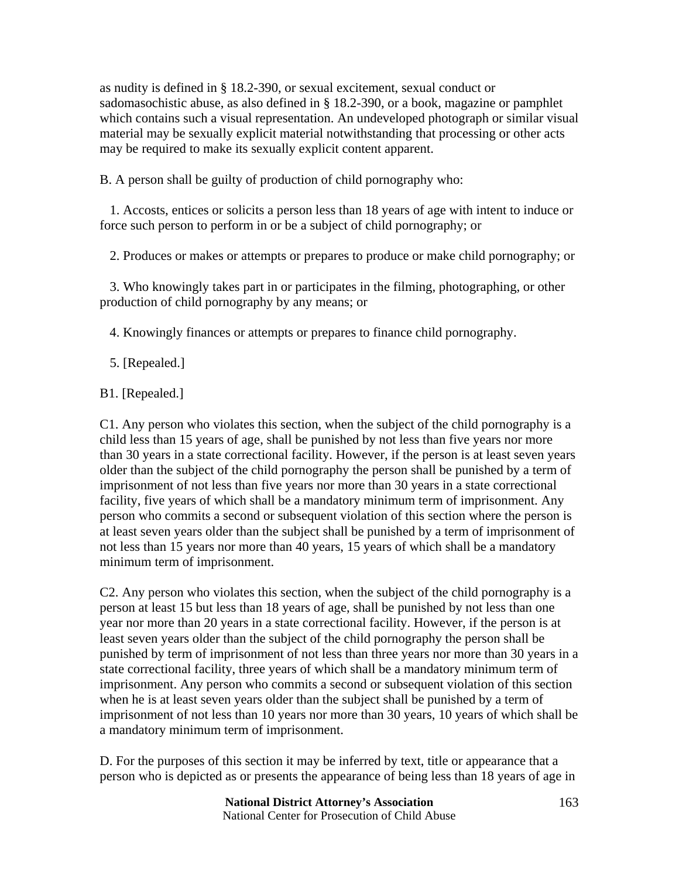as nudity is defined in § 18.2-390, or sexual excitement, sexual conduct or sadomasochistic abuse, as also defined in § 18.2-390, or a book, magazine or pamphlet which contains such a visual representation. An undeveloped photograph or similar visual material may be sexually explicit material notwithstanding that processing or other acts may be required to make its sexually explicit content apparent.

B. A person shall be guilty of production of child pornography who:

1. Accosts, entices or solicits a person less than 18 years of age with intent to induce or force such person to perform in or be a subject of child pornography; or

2. Produces or makes or attempts or prepares to produce or make child pornography; or

3. Who knowingly takes part in or participates in the filming, photographing, or other production of child pornography by any means; or

4. Knowingly finances or attempts or prepares to finance child pornography.

5. [Repealed.]

B1. [Repealed.]

C1. Any person who violates this section, when the subject of the child pornography is a child less than 15 years of age, shall be punished by not less than five years nor more than 30 years in a state correctional facility. However, if the person is at least seven years older than the subject of the child pornography the person shall be punished by a term of imprisonment of not less than five years nor more than 30 years in a state correctional facility, five years of which shall be a mandatory minimum term of imprisonment. Any person who commits a second or subsequent violation of this section where the person is at least seven years older than the subject shall be punished by a term of imprisonment of not less than 15 years nor more than 40 years, 15 years of which shall be a mandatory minimum term of imprisonment.

C2. Any person who violates this section, when the subject of the child pornography is a person at least 15 but less than 18 years of age, shall be punished by not less than one year nor more than 20 years in a state correctional facility. However, if the person is at least seven years older than the subject of the child pornography the person shall be punished by term of imprisonment of not less than three years nor more than 30 years in a state correctional facility, three years of which shall be a mandatory minimum term of imprisonment. Any person who commits a second or subsequent violation of this section when he is at least seven years older than the subject shall be punished by a term of imprisonment of not less than 10 years nor more than 30 years, 10 years of which shall be a mandatory minimum term of imprisonment.

D. For the purposes of this section it may be inferred by text, title or appearance that a person who is depicted as or presents the appearance of being less than 18 years of age in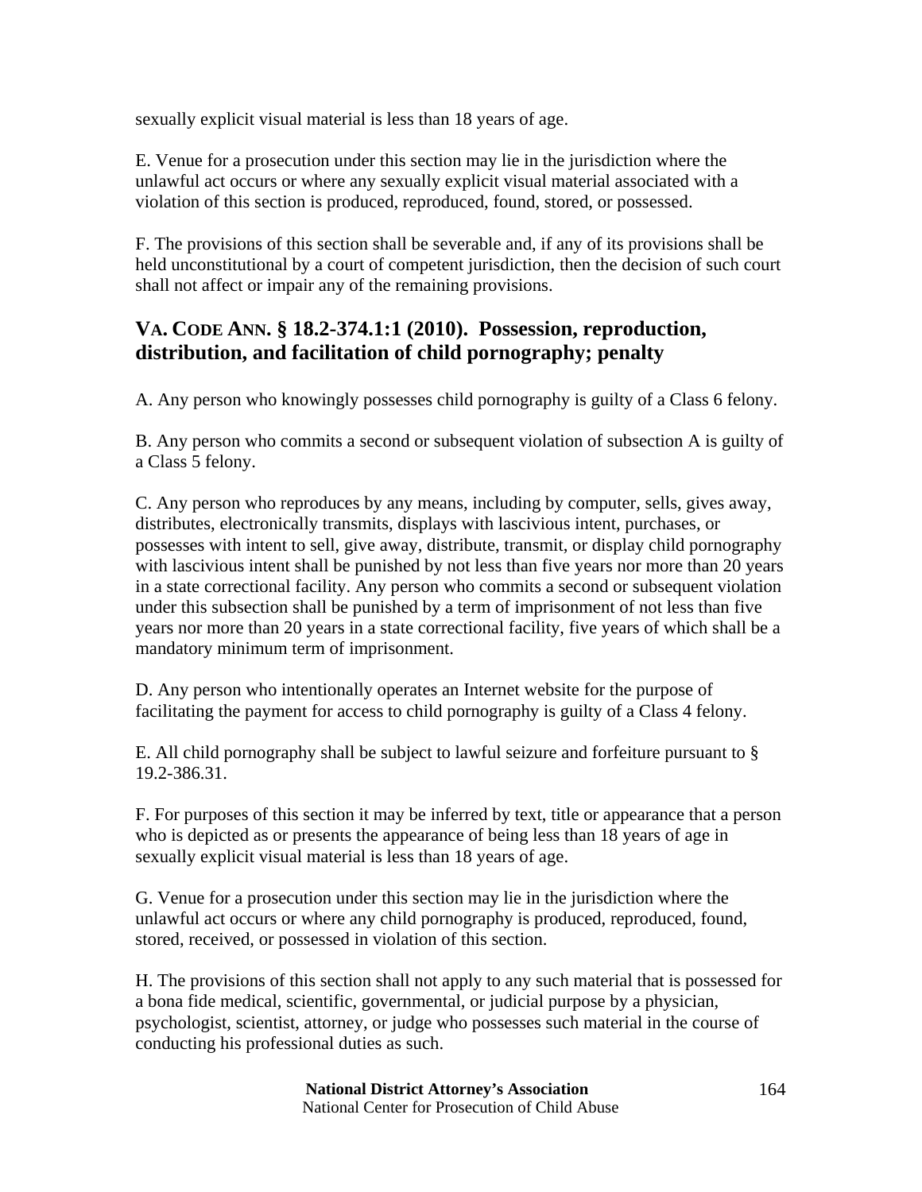sexually explicit visual material is less than 18 years of age.

E. Venue for a prosecution under this section may lie in the jurisdiction where the unlawful act occurs or where any sexually explicit visual material associated with a violation of this section is produced, reproduced, found, stored, or possessed.

F. The provisions of this section shall be severable and, if any of its provisions shall be held unconstitutional by a court of competent jurisdiction, then the decision of such court shall not affect or impair any of the remaining provisions.

## VA. CODE ANN. § 18.2-374.1:1 (2010). Possession, reproduction, distribution, and facilitation of child pornography; penalty

A. Any person who knowingly possesses child pornography is guilty of a Class 6 felony.

B. Any person who commits a second or subsequent violation of subsection A is guilty of a Class 5 felony.

C. Any person who reproduces by any means, including by computer, sells, gives away, distributes, electronically transmits, displays with lascivious intent, purchases, or possesses with intent to sell, give away, distribute, transmit, or display child pornography with lascivious intent shall be punished by not less than five years nor more than 20 years in a state correctional facility. Any person who commits a second or subsequent violation under this subsection shall be punished by a term of imprisonment of not less than five years nor more than 20 years in a state correctional facility, five years of which shall be a mandatory minimum term of imprisonment.

D. Any person who intentionally operates an Internet website for the purpose of facilitating the payment for access to child pornography is guilty of a Class 4 felony.

E. All child pornography shall be subject to lawful seizure and forfeiture pursuant to § 19.2-386.31.

F. For purposes of this section it may be inferred by text, title or appearance that a person who is depicted as or presents the appearance of being less than 18 years of age in sexually explicit visual material is less than 18 years of age.

G. Venue for a prosecution under this section may lie in the jurisdiction where the unlawful act occurs or where any child pornography is produced, reproduced, found, stored, received, or possessed in violation of this section.

H. The provisions of this section shall not apply to any such material that is possessed for a bona fide medical, scientific, governmental, or judicial purpose by a physician, psychologist, scientist, attorney, or judge who possesses such material in the course of conducting his professional duties as such.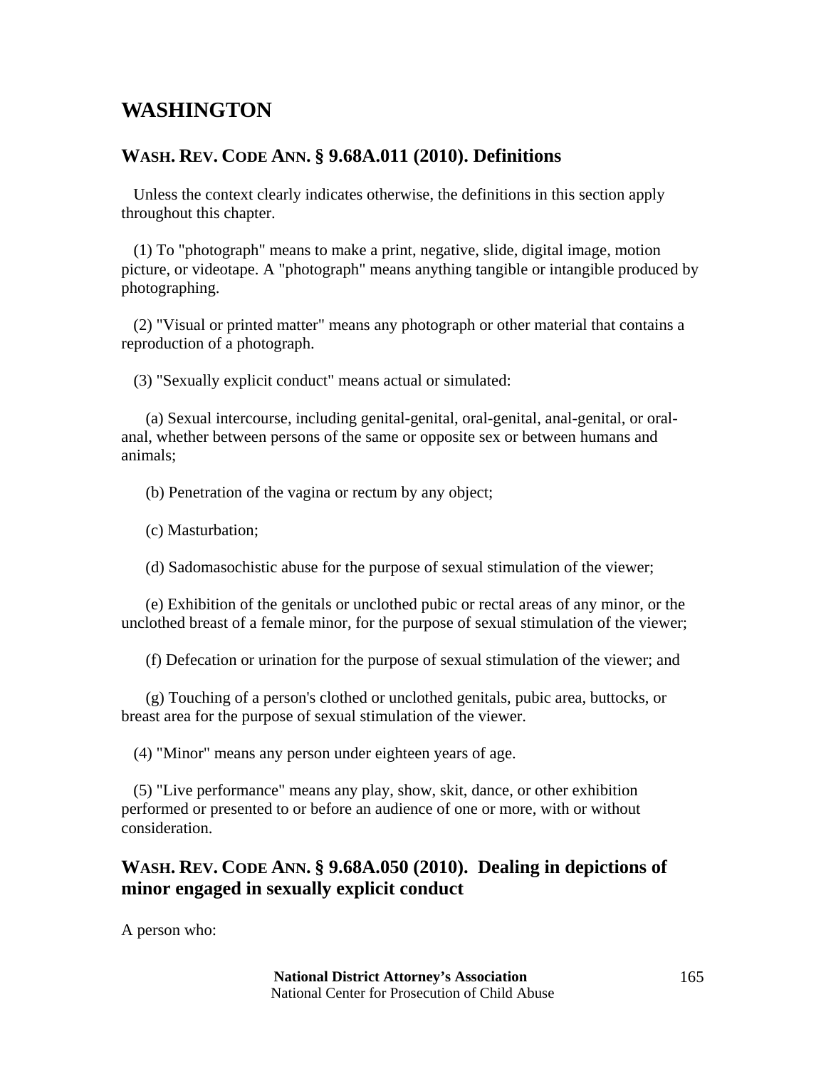# WASHINGTON

## WASH. REV. CODE ANN. § 9.68A.011 (2010). Definitions

Unless the context clearly indicates otherwise, the definitions in this section apply throughout this chapter.

(1) To "photograph" means to make a print, negative, slide, digital image, motion picture, or videotape. A "photograph" means anything tangible or intangible produced by photographing.

(2) "Visual or printed matter" means any photograph or other material that contains a reproduction of a photograph.

(3) "Sexually explicit conduct" means actual or simulated:

(a) Sexual intercourse, including genital-genital, oral-genital, anal-genital, or oral-anal, whether between persons of the same or opposite sex or between humans and animals;

(b) Penetration of the vagina or rectum by any object;

(c) Masturbation;

(d) Sadomasochistic abuse for the purpose of sexual stimulation of the viewer;

(e) Exhibition of the genitals or unclothed pubic or rectal areas of any minor, or the unclothed breast of a female minor, for the purpose of sexual stimulation of the viewer;

(f) Defecation or urination for the purpose of sexual stimulation of the viewer; and

(g) Touching of a person's clothed or unclothed genitals, pubic area, buttocks, or breast area for the purpose of sexual stimulation of the viewer.

(4) "Minor" means any person under eighteen years of age.

(5) "Live performance" means any play, show, skit, dance, or other exhibition performed or presented to or before an audience of one or more, with or without consideration.

## WASH. REV. CODE ANN. § 9.68A.050 (2010). Dealing in depictions of minor engaged in sexually explicit conduct

A person who: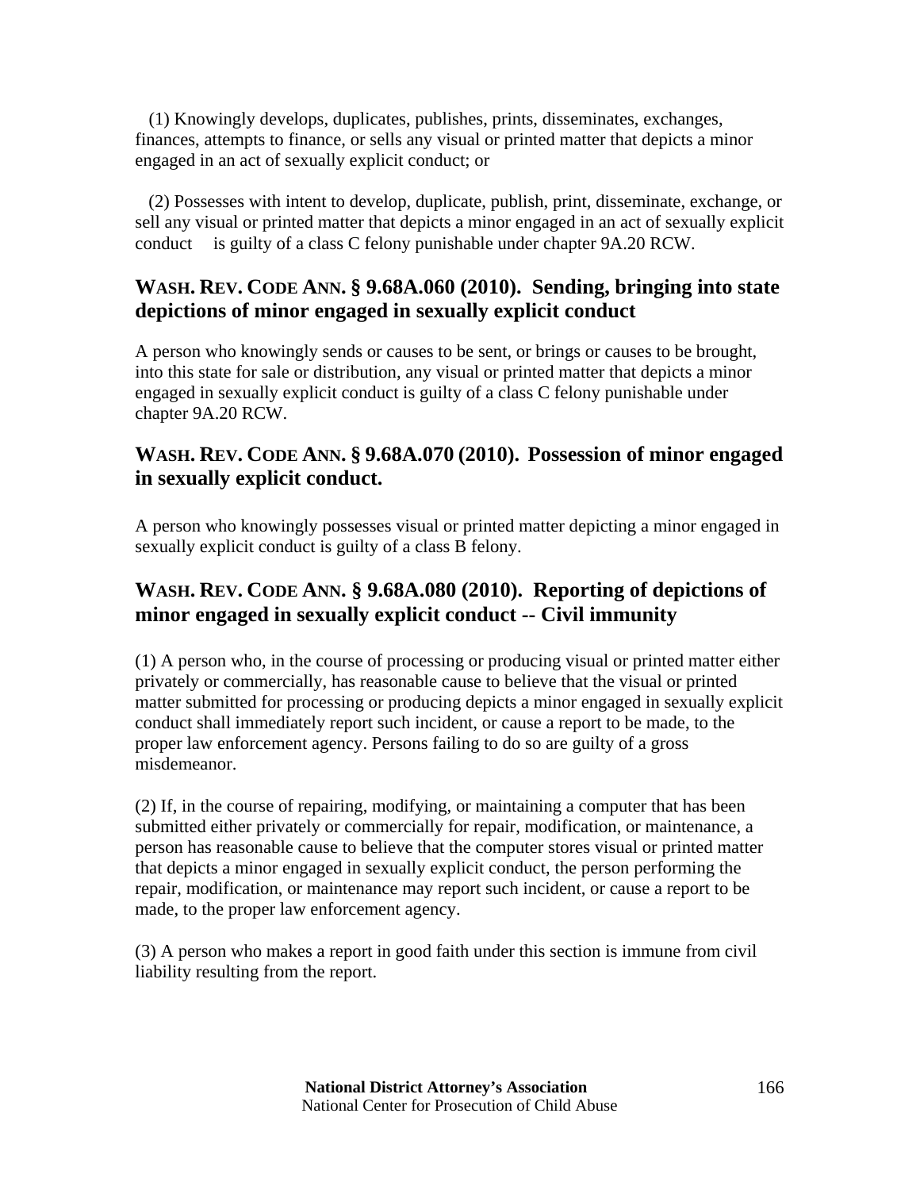(1) Knowingly develops, duplicates, publishes, prints, disseminates, exchanges, finances, attempts to finance, or sells any visual or printed matter that depicts a minor engaged in an act of sexually explicit conduct; or

(2) Possesses with intent to develop, duplicate, publish, print, disseminate, exchange, or sell any visual or printed matter that depicts a minor engaged in an act of sexually explicit conduct is guilty of a class C felony punishable under chapter 9A.20 RCW.

## WASH. REV. CODE ANN. § 9.68A.060 (2010). Sending, bringing into state depictions of minor engaged in sexually explicit conduct

A person who knowingly sends or causes to be sent, or brings or causes to be brought, into this state for sale or distribution, any visual or printed matter that depicts a minor engaged in sexually explicit conduct is guilty of a class C felony punishable under chapter 9A.20 RCW.

## WASH. REV. CODE ANN. § 9.68A.070 (2010). Possession of minor engaged in sexually explicit conduct.

A person who knowingly possesses visual or printed matter depicting a minor engaged in sexually explicit conduct is guilty of a class B felony.

## WASH. REV. CODE ANN. § 9.68A.080 (2010). Reporting of depictions of minor engaged in sexually explicit conduct -- Civil immunity

(1) A person who, in the course of processing or producing visual or printed matter either privately or commercially, has reasonable cause to believe that the visual or printed matter submitted for processing or producing depicts a minor engaged in sexually explicit conduct shall immediately report such incident, or cause a report to be made, to the proper law enforcement agency. Persons failing to do so are guilty of a gross misdemeanor.

(2) If, in the course of repairing, modifying, or maintaining a computer that has been submitted either privately or commercially for repair, modification, or maintenance, a person has reasonable cause to believe that the computer stores visual or printed matter that depicts a minor engaged in sexually explicit conduct, the person performing the repair, modification, or maintenance may report such incident, or cause a report to be made, to the proper law enforcement agency.

(3) A person who makes a report in good faith under this section is immune from civil liability resulting from the report.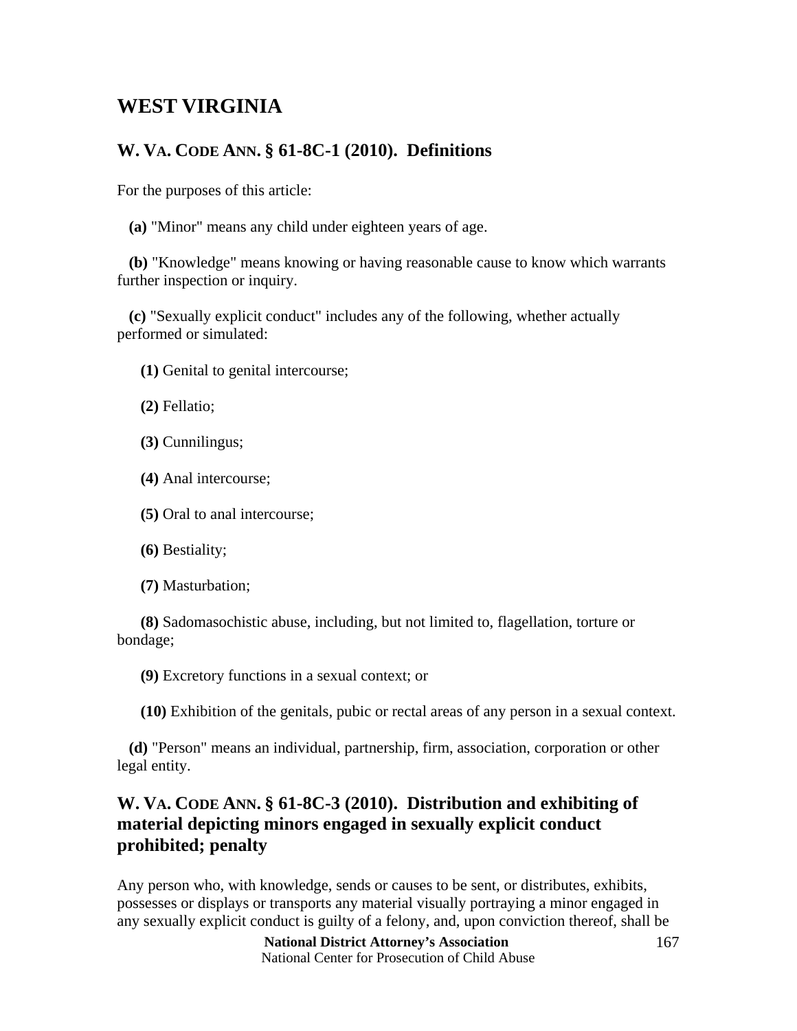# WEST VIRGINIA

## W. VA. CODE ANN. § 61-8C-1 (2010). Definitions

For the purposes of this article:

**(a)** "Minor" means any child under eighteen years of age.

**(b)** "Knowledge" means knowing or having reasonable cause to know which warrants further inspection or inquiry.

**(c)** "Sexually explicit conduct" includes any of the following, whether actually performed or simulated:

**(1)** Genital to genital intercourse;

**(2)** Fellatio;

**(3)** Cunnilingus;

**(4)** Anal intercourse;

**(5)** Oral to anal intercourse;

**(6)** Bestiality;

**(7)** Masturbation;

**(8)** Sadomasochistic abuse, including, but not limited to, flagellation, torture or bondage;

**(9)** Excretory functions in a sexual context; or

**(10)** Exhibition of the genitals, pubic or rectal areas of any person in a sexual context.

**(d)** "Person" means an individual, partnership, firm, association, corporation or other legal entity.

## W. VA. CODE ANN. § 61-8C-3 (2010). Distribution and exhibiting of material depicting minors engaged in sexually explicit conduct prohibited; penalty

Any person who, with knowledge, sends or causes to be sent, or distributes, exhibits, possesses or displays or transports any material visually portraying a minor engaged in any sexually explicit conduct is guilty of a felony, and, upon conviction thereof, shall be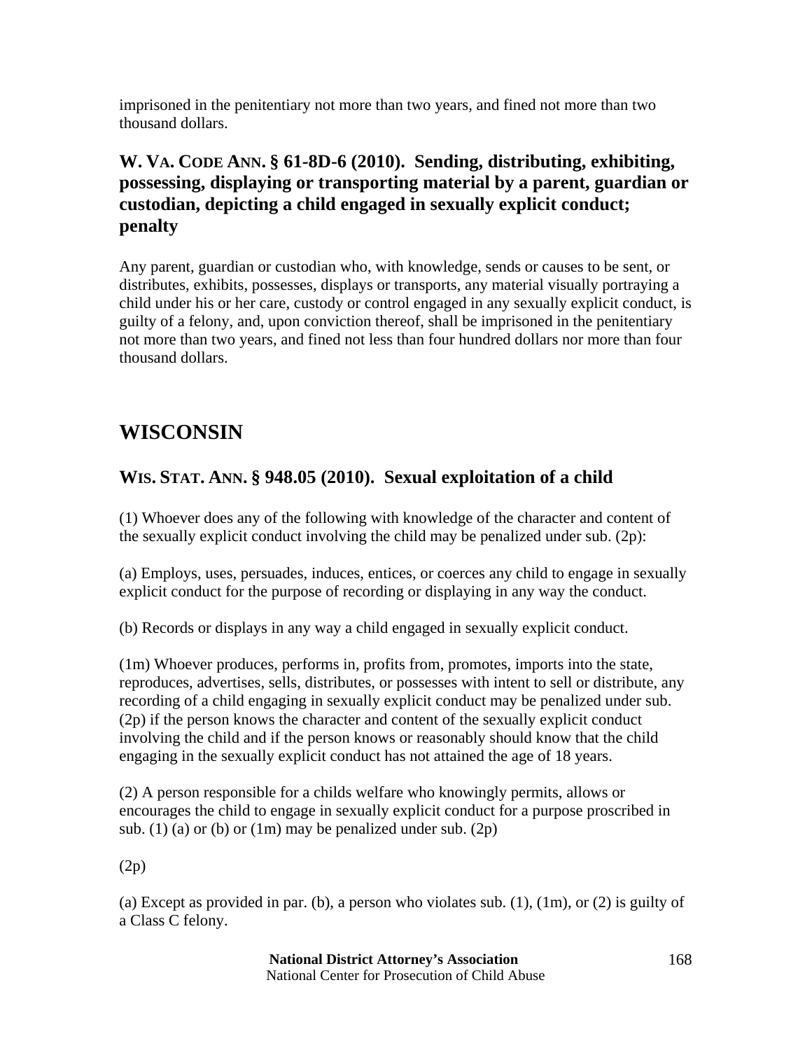imprisoned in the penitentiary not more than two years, and fined not more than two thousand dollars.

### W. VA. CODE ANN. § 61-8D-6 (2010). Sending, distributing, exhibiting, possessing, displaying or transporting material by a parent, guardian or custodian, depicting a child engaged in sexually explicit conduct; penalty

Any parent, guardian or custodian who, with knowledge, sends or causes to be sent, or distributes, exhibits, possesses, displays or transports, any material visually portraying a child under his or her care, custody or control engaged in any sexually explicit conduct, is guilty of a felony, and, upon conviction thereof, shall be imprisoned in the penitentiary not more than two years, and fined not less than four hundred dollars nor more than four thousand dollars.

## WISCONSIN

### WIS. STAT. ANN. § 948.05 (2010). Sexual exploitation of a child

(1) Whoever does any of the following with knowledge of the character and content of the sexually explicit conduct involving the child may be penalized under sub. (2p):

(a) Employs, uses, persuades, induces, entices, or coerces any child to engage in sexually explicit conduct for the purpose of recording or displaying in any way the conduct.

(b) Records or displays in any way a child engaged in sexually explicit conduct.

(1m) Whoever produces, performs in, profits from, promotes, imports into the state, reproduces, advertises, sells, distributes, or possesses with intent to sell or distribute, any recording of a child engaging in sexually explicit conduct may be penalized under sub. (2p) if the person knows the character and content of the sexually explicit conduct involving the child and if the person knows or reasonably should know that the child engaging in the sexually explicit conduct has not attained the age of 18 years.

(2) A person responsible for a childs welfare who knowingly permits, allows or encourages the child to engage in sexually explicit conduct for a purpose proscribed in sub. (1) (a) or (b) or (1m) may be penalized under sub. (2p)

(2p)

(a) Except as provided in par. (b), a person who violates sub. (1), (1m), or (2) is guilty of a Class C felony.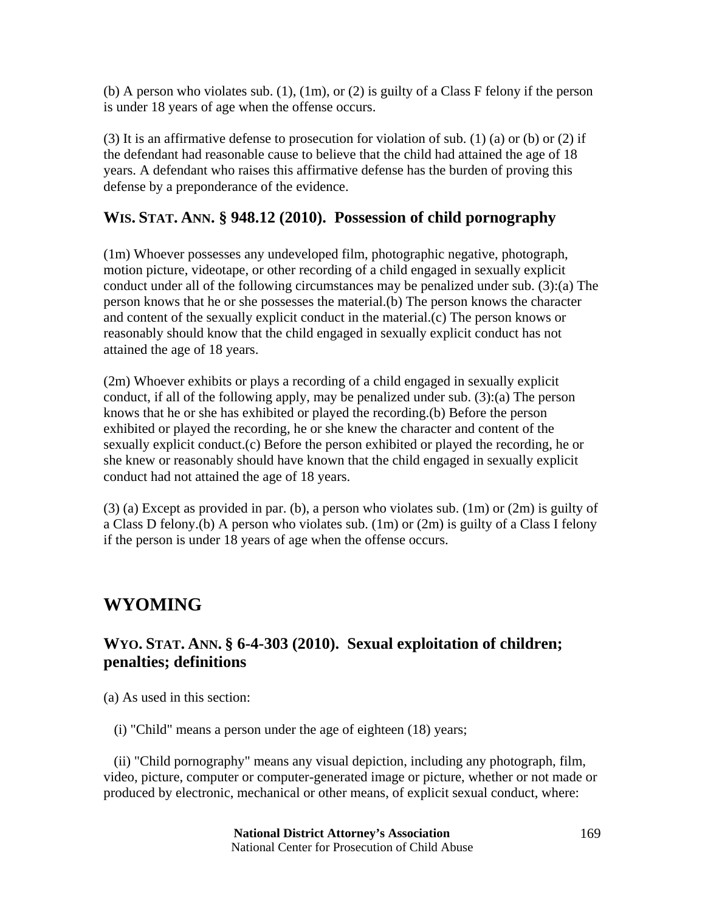(b) A person who violates sub. (1), (1m), or (2) is guilty of a Class F felony if the person is under 18 years of age when the offense occurs.

(3) It is an affirmative defense to prosecution for violation of sub. (1) (a) or (b) or (2) if the defendant had reasonable cause to believe that the child had attained the age of 18 years. A defendant who raises this affirmative defense has the burden of proving this defense by a preponderance of the evidence.

### WIS. STAT. ANN. § 948.12 (2010). Possession of child pornography

(1m) Whoever possesses any undeveloped film, photographic negative, photograph, motion picture, videotape, or other recording of a child engaged in sexually explicit conduct under all of the following circumstances may be penalized under sub. (3):(a) The person knows that he or she possesses the material.(b) The person knows the character and content of the sexually explicit conduct in the material.(c) The person knows or reasonably should know that the child engaged in sexually explicit conduct has not attained the age of 18 years.

(2m) Whoever exhibits or plays a recording of a child engaged in sexually explicit conduct, if all of the following apply, may be penalized under sub. (3):(a) The person knows that he or she has exhibited or played the recording.(b) Before the person exhibited or played the recording, he or she knew the character and content of the sexually explicit conduct.(c) Before the person exhibited or played the recording, he or she knew or reasonably should have known that the child engaged in sexually explicit conduct had not attained the age of 18 years.

(3) (a) Except as provided in par. (b), a person who violates sub. (1m) or (2m) is guilty of a Class D felony.(b) A person who violates sub. (1m) or (2m) is guilty of a Class I felony if the person is under 18 years of age when the offense occurs.

## WYOMING

### WYO. STAT. ANN. § 6-4-303 (2010). Sexual exploitation of children; penalties; definitions

(a) As used in this section:

(i) "Child" means a person under the age of eighteen (18) years;

(ii) "Child pornography" means any visual depiction, including any photograph, film, video, picture, computer or computer-generated image or picture, whether or not made or produced by electronic, mechanical or other means, of explicit sexual conduct, where: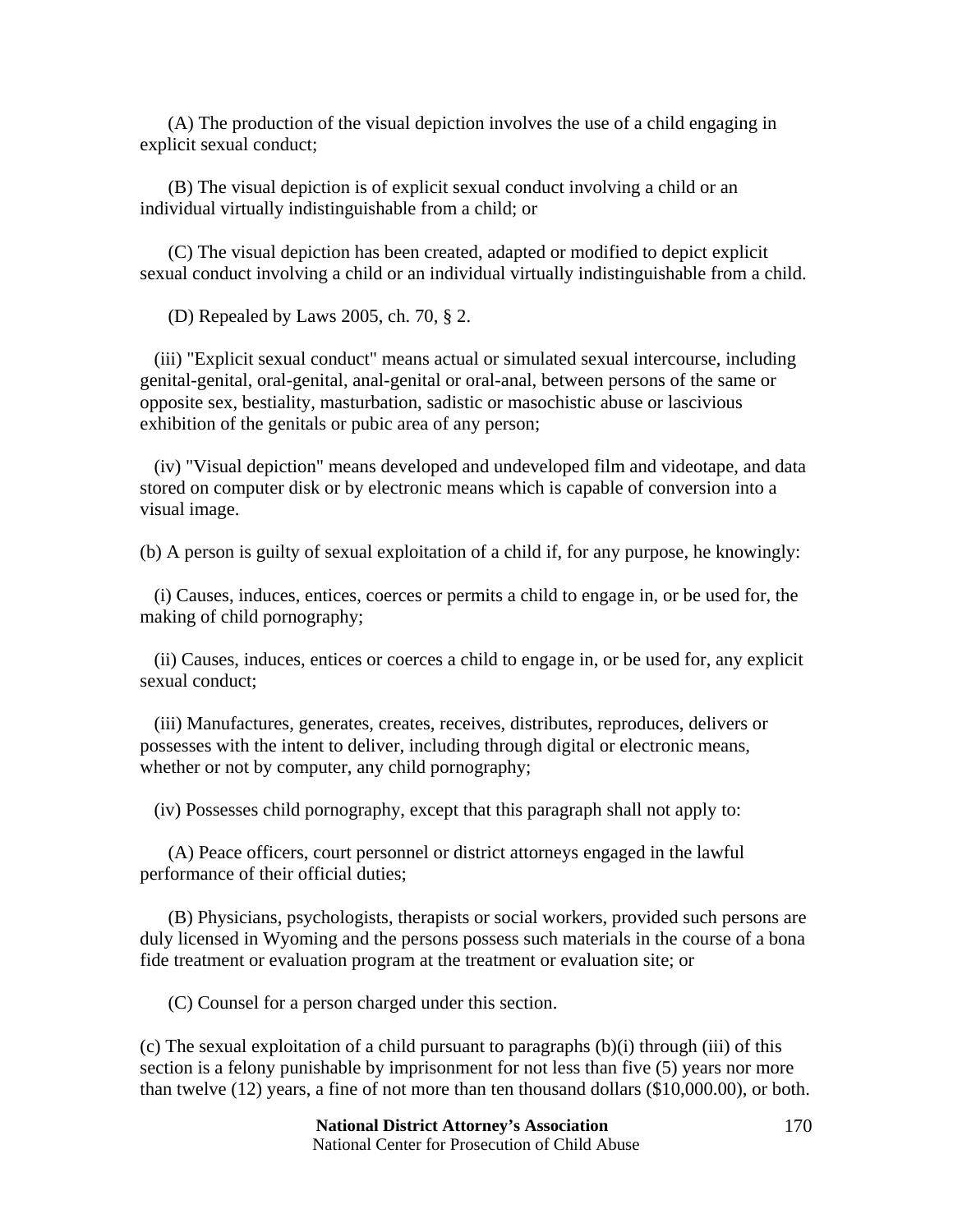(A) The production of the visual depiction involves the use of a child engaging in explicit sexual conduct;

(B) The visual depiction is of explicit sexual conduct involving a child or an individual virtually indistinguishable from a child; or

(C) The visual depiction has been created, adapted or modified to depict explicit sexual conduct involving a child or an individual virtually indistinguishable from a child.

(D) Repealed by Laws 2005, ch. 70, § 2.

(iii) "Explicit sexual conduct" means actual or simulated sexual intercourse, including genital-genital, oral-genital, anal-genital or oral-anal, between persons of the same or opposite sex, bestiality, masturbation, sadistic or masochistic abuse or lascivious exhibition of the genitals or pubic area of any person;

(iv) "Visual depiction" means developed and undeveloped film and videotape, and data stored on computer disk or by electronic means which is capable of conversion into a visual image.

(b) A person is guilty of sexual exploitation of a child if, for any purpose, he knowingly:

(i) Causes, induces, entices, coerces or permits a child to engage in, or be used for, the making of child pornography;

(ii) Causes, induces, entices or coerces a child to engage in, or be used for, any explicit sexual conduct;

(iii) Manufactures, generates, creates, receives, distributes, reproduces, delivers or possesses with the intent to deliver, including through digital or electronic means, whether or not by computer, any child pornography;

(iv) Possesses child pornography, except that this paragraph shall not apply to:

(A) Peace officers, court personnel or district attorneys engaged in the lawful performance of their official duties;

(B) Physicians, psychologists, therapists or social workers, provided such persons are duly licensed in Wyoming and the persons possess such materials in the course of a bona fide treatment or evaluation program at the treatment or evaluation site; or

(C) Counsel for a person charged under this section.

(c) The sexual exploitation of a child pursuant to paragraphs (b)(i) through (iii) of this section is a felony punishable by imprisonment for not less than five (5) years nor more than twelve (12) years, a fine of not more than ten thousand dollars ($10,000.00), or both.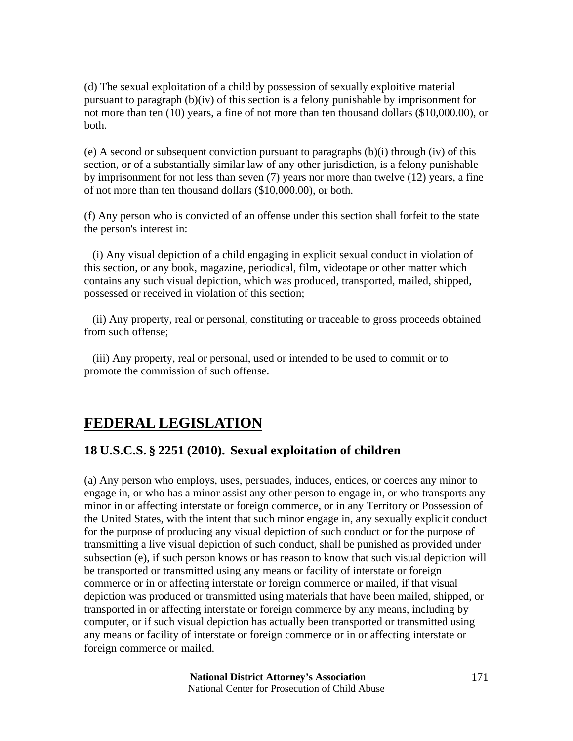(d) The sexual exploitation of a child by possession of sexually exploitive material pursuant to paragraph (b)(iv) of this section is a felony punishable by imprisonment for not more than ten (10) years, a fine of not more than ten thousand dollars ($10,000.00), or both.

(e) A second or subsequent conviction pursuant to paragraphs (b)(i) through (iv) of this section, or of a substantially similar law of any other jurisdiction, is a felony punishable by imprisonment for not less than seven (7) years nor more than twelve (12) years, a fine of not more than ten thousand dollars ($10,000.00), or both.

(f) Any person who is convicted of an offense under this section shall forfeit to the state the person's interest in:

(i) Any visual depiction of a child engaging in explicit sexual conduct in violation of this section, or any book, magazine, periodical, film, videotape or other matter which contains any such visual depiction, which was produced, transported, mailed, shipped, possessed or received in violation of this section;

(ii) Any property, real or personal, constituting or traceable to gross proceeds obtained from such offense;

(iii) Any property, real or personal, used or intended to be used to commit or to promote the commission of such offense.

## FEDERAL LEGISLATION

### 18 U.S.C.S. § 2251 (2010). Sexual exploitation of children

(a) Any person who employs, uses, persuades, induces, entices, or coerces any minor to engage in, or who has a minor assist any other person to engage in, or who transports any minor in or affecting interstate or foreign commerce, or in any Territory or Possession of the United States, with the intent that such minor engage in, any sexually explicit conduct for the purpose of producing any visual depiction of such conduct or for the purpose of transmitting a live visual depiction of such conduct, shall be punished as provided under subsection (e), if such person knows or has reason to know that such visual depiction will be transported or transmitted using any means or facility of interstate or foreign commerce or in or affecting interstate or foreign commerce or mailed, if that visual depiction was produced or transmitted using materials that have been mailed, shipped, or transported in or affecting interstate or foreign commerce by any means, including by computer, or if such visual depiction has actually been transported or transmitted using any means or facility of interstate or foreign commerce or in or affecting interstate or foreign commerce or mailed.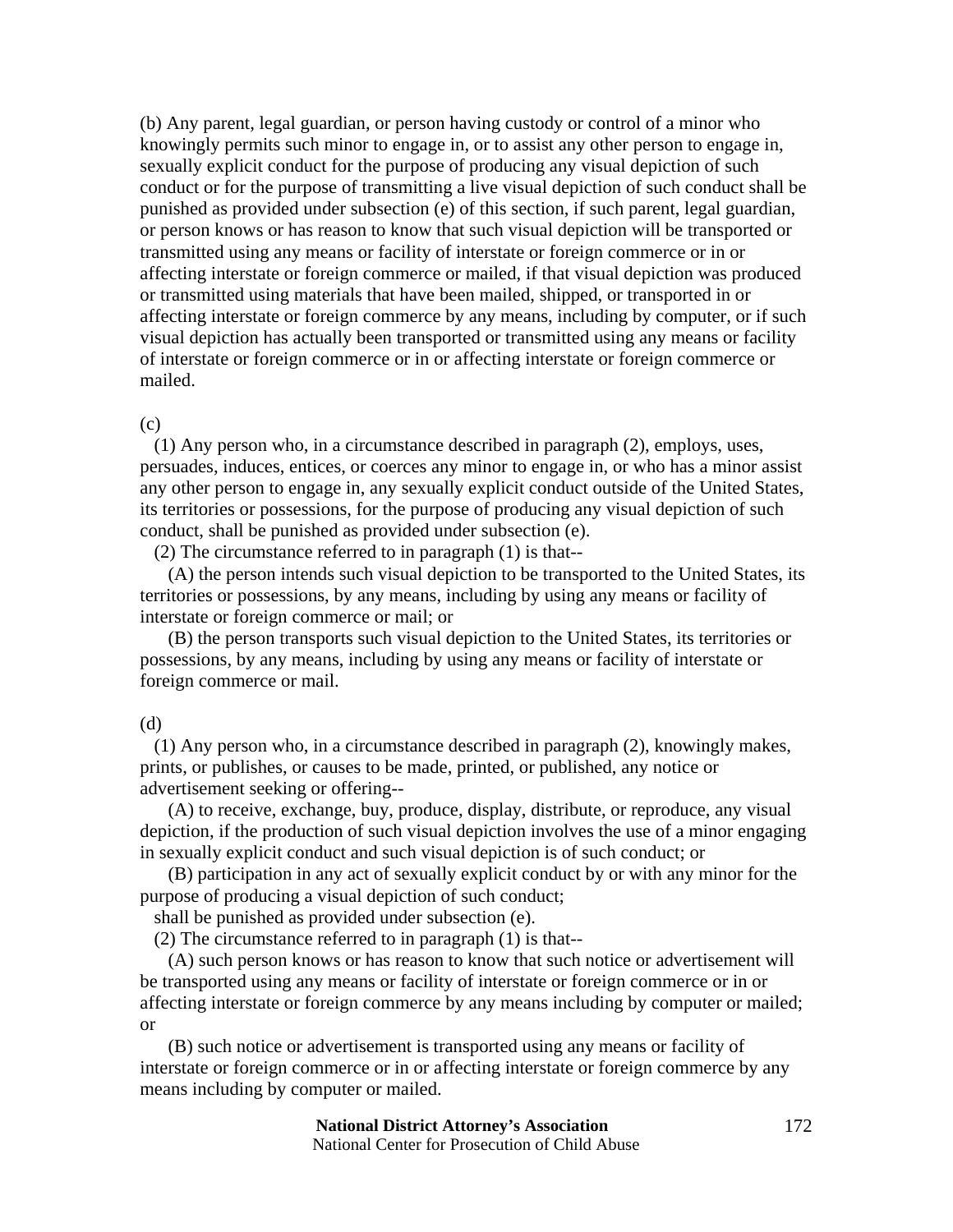(b) Any parent, legal guardian, or person having custody or control of a minor who knowingly permits such minor to engage in, or to assist any other person to engage in, sexually explicit conduct for the purpose of producing any visual depiction of such conduct or for the purpose of transmitting a live visual depiction of such conduct shall be punished as provided under subsection (e) of this section, if such parent, legal guardian, or person knows or has reason to know that such visual depiction will be transported or transmitted using any means or facility of interstate or foreign commerce or in or affecting interstate or foreign commerce or mailed, if that visual depiction was produced or transmitted using materials that have been mailed, shipped, or transported in or affecting interstate or foreign commerce by any means, including by computer, or if such visual depiction has actually been transported or transmitted using any means or facility of interstate or foreign commerce or in or affecting interstate or foreign commerce or mailed.

(c)

(1) Any person who, in a circumstance described in paragraph (2), employs, uses, persuades, induces, entices, or coerces any minor to engage in, or who has a minor assist any other person to engage in, any sexually explicit conduct outside of the United States, its territories or possessions, for the purpose of producing any visual depiction of such conduct, shall be punished as provided under subsection (e).

(2) The circumstance referred to in paragraph (1) is that--

(A) the person intends such visual depiction to be transported to the United States, its territories or possessions, by any means, including by using any means or facility of interstate or foreign commerce or mail; or

(B) the person transports such visual depiction to the United States, its territories or possessions, by any means, including by using any means or facility of interstate or foreign commerce or mail.

(d)

(1) Any person who, in a circumstance described in paragraph (2), knowingly makes, prints, or publishes, or causes to be made, printed, or published, any notice or advertisement seeking or offering--

(A) to receive, exchange, buy, produce, display, distribute, or reproduce, any visual depiction, if the production of such visual depiction involves the use of a minor engaging in sexually explicit conduct and such visual depiction is of such conduct; or

(B) participation in any act of sexually explicit conduct by or with any minor for the purpose of producing a visual depiction of such conduct;

shall be punished as provided under subsection (e).

(2) The circumstance referred to in paragraph (1) is that--

(A) such person knows or has reason to know that such notice or advertisement will be transported using any means or facility of interstate or foreign commerce or in or affecting interstate or foreign commerce by any means including by computer or mailed; or

(B) such notice or advertisement is transported using any means or facility of interstate or foreign commerce or in or affecting interstate or foreign commerce by any means including by computer or mailed.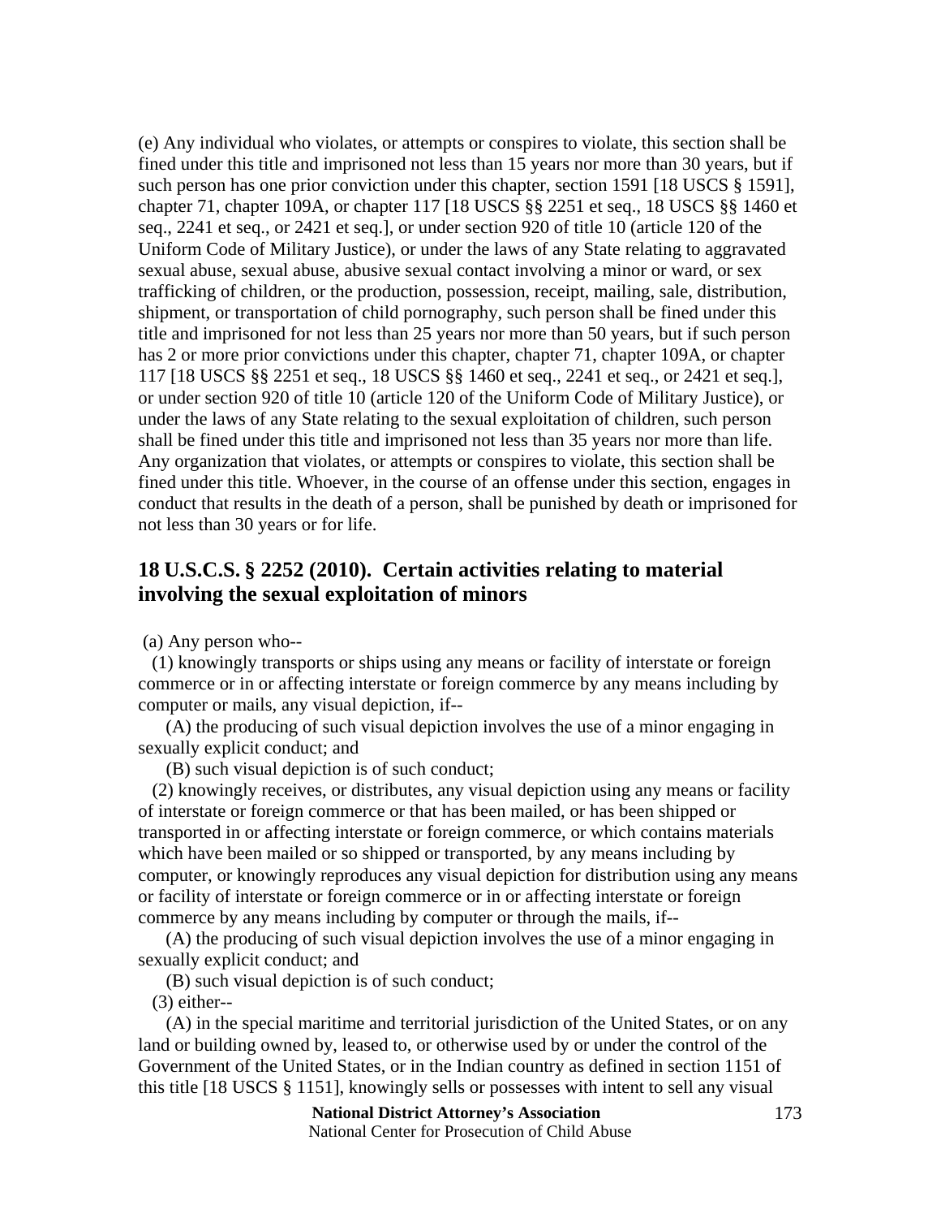(e) Any individual who violates, or attempts or conspires to violate, this section shall be fined under this title and imprisoned not less than 15 years nor more than 30 years, but if such person has one prior conviction under this chapter, section 1591 [18 USCS § 1591], chapter 71, chapter 109A, or chapter 117 [18 USCS §§ 2251 et seq., 18 USCS §§ 1460 et seq., 2241 et seq., or 2421 et seq.], or under section 920 of title 10 (article 120 of the Uniform Code of Military Justice), or under the laws of any State relating to aggravated sexual abuse, sexual abuse, abusive sexual contact involving a minor or ward, or sex trafficking of children, or the production, possession, receipt, mailing, sale, distribution, shipment, or transportation of child pornography, such person shall be fined under this title and imprisoned for not less than 25 years nor more than 50 years, but if such person has 2 or more prior convictions under this chapter, chapter 71, chapter 109A, or chapter 117 [18 USCS §§ 2251 et seq., 18 USCS §§ 1460 et seq., 2241 et seq., or 2421 et seq.], or under section 920 of title 10 (article 120 of the Uniform Code of Military Justice), or under the laws of any State relating to the sexual exploitation of children, such person shall be fined under this title and imprisoned not less than 35 years nor more than life. Any organization that violates, or attempts or conspires to violate, this section shall be fined under this title. Whoever, in the course of an offense under this section, engages in conduct that results in the death of a person, shall be punished by death or imprisoned for not less than 30 years or for life.

## 18 U.S.C.S. § 2252 (2010). Certain activities relating to material involving the sexual exploitation of minors

(a) Any person who--

(1) knowingly transports or ships using any means or facility of interstate or foreign commerce or in or affecting interstate or foreign commerce by any means including by computer or mails, any visual depiction, if--

(A) the producing of such visual depiction involves the use of a minor engaging in sexually explicit conduct; and

(B) such visual depiction is of such conduct;

(2) knowingly receives, or distributes, any visual depiction using any means or facility of interstate or foreign commerce or that has been mailed, or has been shipped or transported in or affecting interstate or foreign commerce, or which contains materials which have been mailed or so shipped or transported, by any means including by computer, or knowingly reproduces any visual depiction for distribution using any means or facility of interstate or foreign commerce or in or affecting interstate or foreign commerce by any means including by computer or through the mails, if--

(A) the producing of such visual depiction involves the use of a minor engaging in sexually explicit conduct; and

(B) such visual depiction is of such conduct;

(3) either--

(A) in the special maritime and territorial jurisdiction of the United States, or on any land or building owned by, leased to, or otherwise used by or under the control of the Government of the United States, or in the Indian country as defined in section 1151 of this title [18 USCS § 1151], knowingly sells or possesses with intent to sell any visual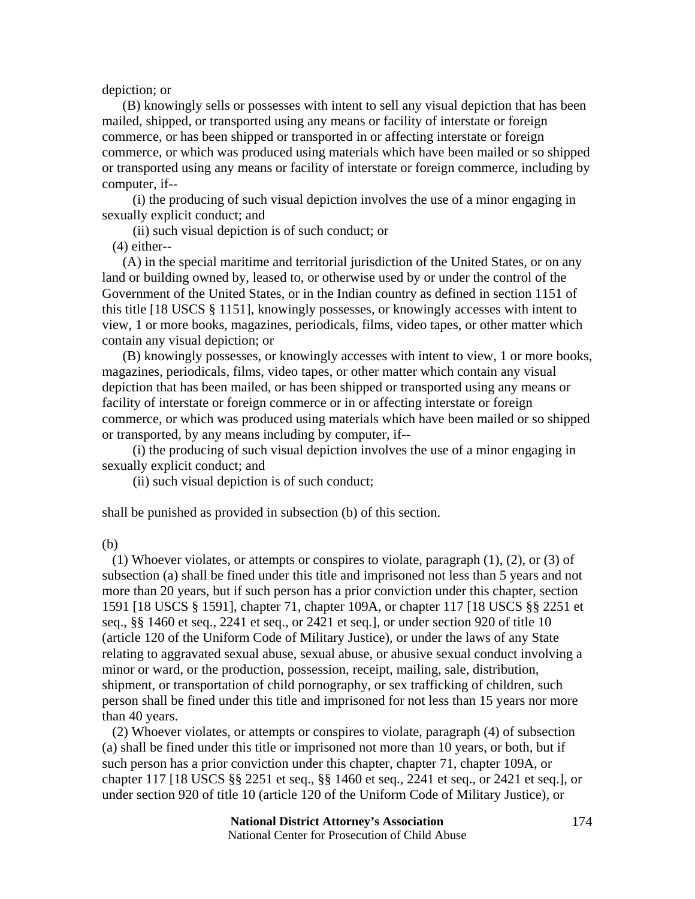depiction; or

(B) knowingly sells or possesses with intent to sell any visual depiction that has been mailed, shipped, or transported using any means or facility of interstate or foreign commerce, or has been shipped or transported in or affecting interstate or foreign commerce, or which was produced using materials which have been mailed or so shipped or transported using any means or facility of interstate or foreign commerce, including by computer, if--

(i) the producing of such visual depiction involves the use of a minor engaging in sexually explicit conduct; and

(ii) such visual depiction is of such conduct; or

(4) either--

(A) in the special maritime and territorial jurisdiction of the United States, or on any land or building owned by, leased to, or otherwise used by or under the control of the Government of the United States, or in the Indian country as defined in section 1151 of this title [18 USCS § 1151], knowingly possesses, or knowingly accesses with intent to view, 1 or more books, magazines, periodicals, films, video tapes, or other matter which contain any visual depiction; or

(B) knowingly possesses, or knowingly accesses with intent to view, 1 or more books, magazines, periodicals, films, video tapes, or other matter which contain any visual depiction that has been mailed, or has been shipped or transported using any means or facility of interstate or foreign commerce or in or affecting interstate or foreign commerce, or which was produced using materials which have been mailed or so shipped or transported, by any means including by computer, if--

(i) the producing of such visual depiction involves the use of a minor engaging in sexually explicit conduct; and

(ii) such visual depiction is of such conduct;

shall be punished as provided in subsection (b) of this section.

(b)

(1) Whoever violates, or attempts or conspires to violate, paragraph (1), (2), or (3) of subsection (a) shall be fined under this title and imprisoned not less than 5 years and not more than 20 years, but if such person has a prior conviction under this chapter, section 1591 [18 USCS § 1591], chapter 71, chapter 109A, or chapter 117 [18 USCS §§ 2251 et seq., §§ 1460 et seq., 2241 et seq., or 2421 et seq.], or under section 920 of title 10 (article 120 of the Uniform Code of Military Justice), or under the laws of any State relating to aggravated sexual abuse, sexual abuse, or abusive sexual conduct involving a minor or ward, or the production, possession, receipt, mailing, sale, distribution, shipment, or transportation of child pornography, or sex trafficking of children, such person shall be fined under this title and imprisoned for not less than 15 years nor more than 40 years.

(2) Whoever violates, or attempts or conspires to violate, paragraph (4) of subsection (a) shall be fined under this title or imprisoned not more than 10 years, or both, but if such person has a prior conviction under this chapter, chapter 71, chapter 109A, or chapter 117 [18 USCS §§ 2251 et seq., §§ 1460 et seq., 2241 et seq., or 2421 et seq.], or under section 920 of title 10 (article 120 of the Uniform Code of Military Justice), or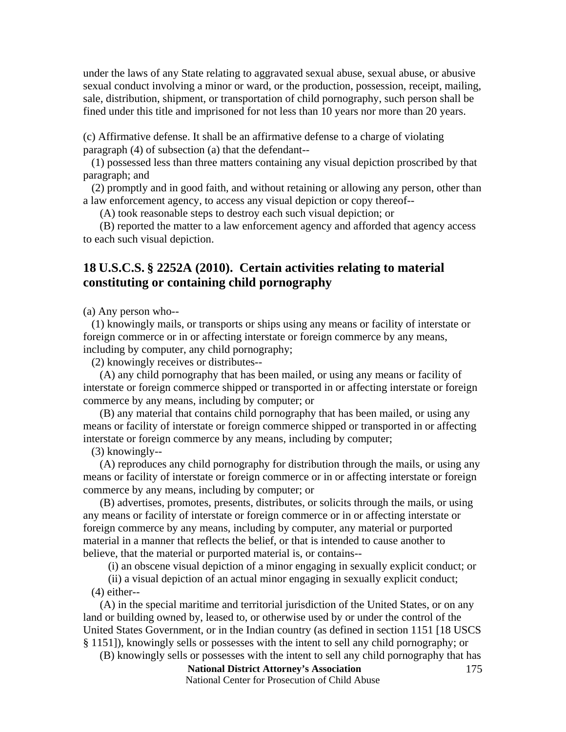under the laws of any State relating to aggravated sexual abuse, sexual abuse, or abusive sexual conduct involving a minor or ward, or the production, possession, receipt, mailing, sale, distribution, shipment, or transportation of child pornography, such person shall be fined under this title and imprisoned for not less than 10 years nor more than 20 years.

(c) Affirmative defense. It shall be an affirmative defense to a charge of violating paragraph (4) of subsection (a) that the defendant--

(1) possessed less than three matters containing any visual depiction proscribed by that paragraph; and

(2) promptly and in good faith, and without retaining or allowing any person, other than a law enforcement agency, to access any visual depiction or copy thereof--

(A) took reasonable steps to destroy each such visual depiction; or

(B) reported the matter to a law enforcement agency and afforded that agency access to each such visual depiction.

## 18 U.S.C.S. § 2252A (2010). Certain activities relating to material constituting or containing child pornography

(a) Any person who--

(1) knowingly mails, or transports or ships using any means or facility of interstate or foreign commerce or in or affecting interstate or foreign commerce by any means, including by computer, any child pornography;

(2) knowingly receives or distributes--

(A) any child pornography that has been mailed, or using any means or facility of interstate or foreign commerce shipped or transported in or affecting interstate or foreign commerce by any means, including by computer; or

(B) any material that contains child pornography that has been mailed, or using any means or facility of interstate or foreign commerce shipped or transported in or affecting interstate or foreign commerce by any means, including by computer;

(3) knowingly--

(A) reproduces any child pornography for distribution through the mails, or using any means or facility of interstate or foreign commerce or in or affecting interstate or foreign commerce by any means, including by computer; or

(B) advertises, promotes, presents, distributes, or solicits through the mails, or using any means or facility of interstate or foreign commerce or in or affecting interstate or foreign commerce by any means, including by computer, any material or purported material in a manner that reflects the belief, or that is intended to cause another to believe, that the material or purported material is, or contains--

(i) an obscene visual depiction of a minor engaging in sexually explicit conduct; or

(ii) a visual depiction of an actual minor engaging in sexually explicit conduct;

(4) either--

(A) in the special maritime and territorial jurisdiction of the United States, or on any land or building owned by, leased to, or otherwise used by or under the control of the United States Government, or in the Indian country (as defined in section 1151 [18 USCS § 1151]), knowingly sells or possesses with the intent to sell any child pornography; or

(B) knowingly sells or possesses with the intent to sell any child pornography that has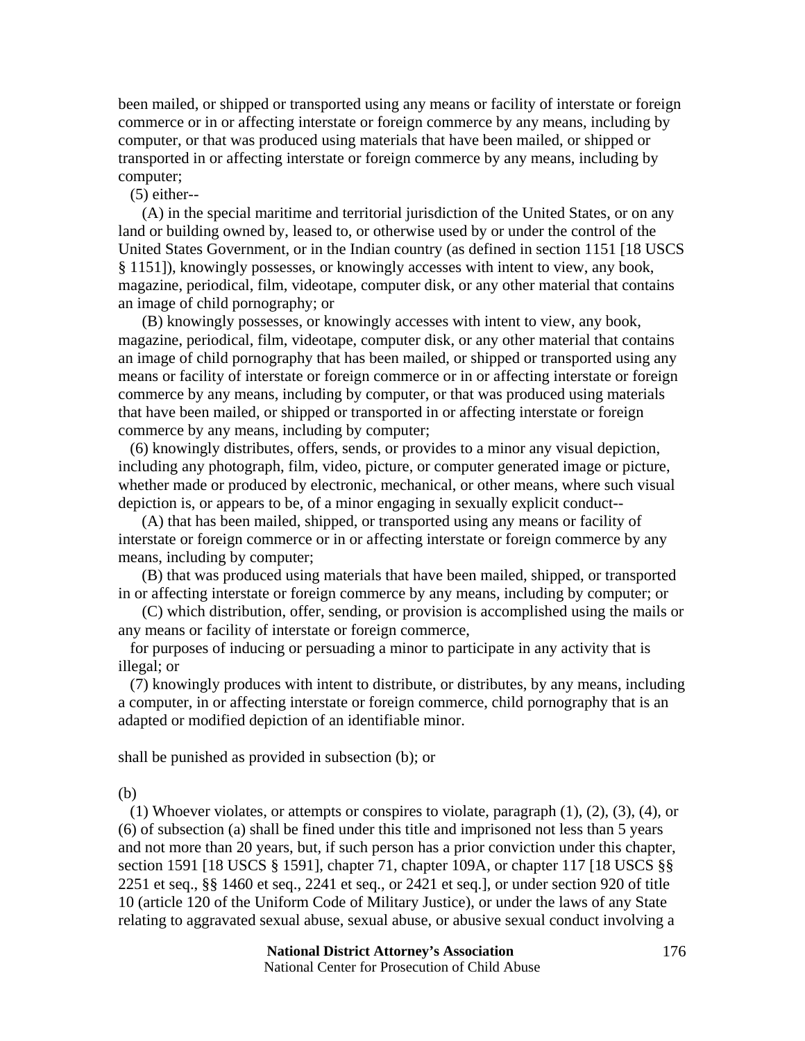been mailed, or shipped or transported using any means or facility of interstate or foreign commerce or in or affecting interstate or foreign commerce by any means, including by computer, or that was produced using materials that have been mailed, or shipped or transported in or affecting interstate or foreign commerce by any means, including by computer;

(5) either--

(A) in the special maritime and territorial jurisdiction of the United States, or on any land or building owned by, leased to, or otherwise used by or under the control of the United States Government, or in the Indian country (as defined in section 1151 [18 USCS § 1151]), knowingly possesses, or knowingly accesses with intent to view, any book, magazine, periodical, film, videotape, computer disk, or any other material that contains an image of child pornography; or

(B) knowingly possesses, or knowingly accesses with intent to view, any book, magazine, periodical, film, videotape, computer disk, or any other material that contains an image of child pornography that has been mailed, or shipped or transported using any means or facility of interstate or foreign commerce or in or affecting interstate or foreign commerce by any means, including by computer, or that was produced using materials that have been mailed, or shipped or transported in or affecting interstate or foreign commerce by any means, including by computer;

(6) knowingly distributes, offers, sends, or provides to a minor any visual depiction, including any photograph, film, video, picture, or computer generated image or picture, whether made or produced by electronic, mechanical, or other means, where such visual depiction is, or appears to be, of a minor engaging in sexually explicit conduct--

(A) that has been mailed, shipped, or transported using any means or facility of interstate or foreign commerce or in or affecting interstate or foreign commerce by any means, including by computer;

(B) that was produced using materials that have been mailed, shipped, or transported in or affecting interstate or foreign commerce by any means, including by computer; or

(C) which distribution, offer, sending, or provision is accomplished using the mails or any means or facility of interstate or foreign commerce,

for purposes of inducing or persuading a minor to participate in any activity that is illegal; or

(7) knowingly produces with intent to distribute, or distributes, by any means, including a computer, in or affecting interstate or foreign commerce, child pornography that is an adapted or modified depiction of an identifiable minor.

shall be punished as provided in subsection (b); or

(b)

(1) Whoever violates, or attempts or conspires to violate, paragraph (1), (2), (3), (4), or (6) of subsection (a) shall be fined under this title and imprisoned not less than 5 years and not more than 20 years, but, if such person has a prior conviction under this chapter, section 1591 [18 USCS § 1591], chapter 71, chapter 109A, or chapter 117 [18 USCS §§ 2251 et seq., §§ 1460 et seq., 2241 et seq., or 2421 et seq.], or under section 920 of title 10 (article 120 of the Uniform Code of Military Justice), or under the laws of any State relating to aggravated sexual abuse, sexual abuse, or abusive sexual conduct involving a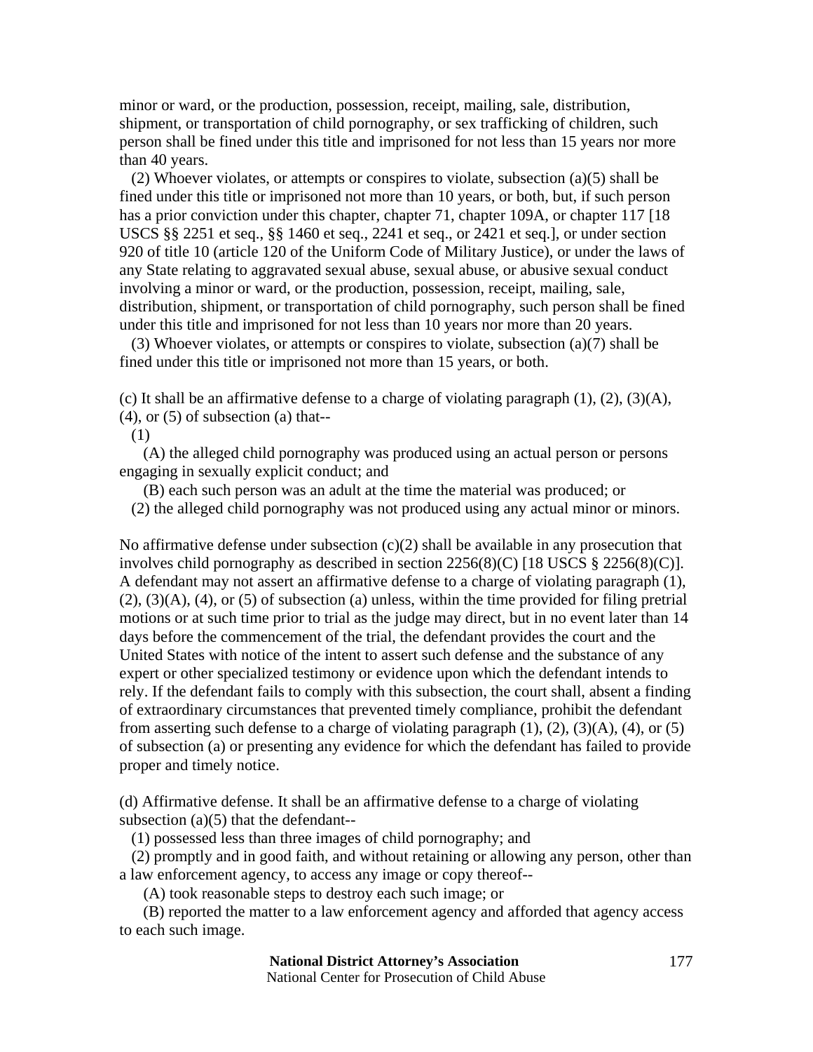minor or ward, or the production, possession, receipt, mailing, sale, distribution, shipment, or transportation of child pornography, or sex trafficking of children, such person shall be fined under this title and imprisoned for not less than 15 years nor more than 40 years.

(2) Whoever violates, or attempts or conspires to violate, subsection (a)(5) shall be fined under this title or imprisoned not more than 10 years, or both, but, if such person has a prior conviction under this chapter, chapter 71, chapter 109A, or chapter 117 [18 USCS §§ 2251 et seq., §§ 1460 et seq., 2241 et seq., or 2421 et seq.], or under section 920 of title 10 (article 120 of the Uniform Code of Military Justice), or under the laws of any State relating to aggravated sexual abuse, sexual abuse, or abusive sexual conduct involving a minor or ward, or the production, possession, receipt, mailing, sale, distribution, shipment, or transportation of child pornography, such person shall be fined under this title and imprisoned for not less than 10 years nor more than 20 years.

(3) Whoever violates, or attempts or conspires to violate, subsection (a)(7) shall be fined under this title or imprisoned not more than 15 years, or both.

(c) It shall be an affirmative defense to a charge of violating paragraph (1), (2), (3)(A), (4), or (5) of subsection (a) that--

(1)

(A) the alleged child pornography was produced using an actual person or persons engaging in sexually explicit conduct; and

(B) each such person was an adult at the time the material was produced; or

(2) the alleged child pornography was not produced using any actual minor or minors.

No affirmative defense under subsection (c)(2) shall be available in any prosecution that involves child pornography as described in section 2256(8)(C) [18 USCS § 2256(8)(C)]. A defendant may not assert an affirmative defense to a charge of violating paragraph (1), (2), (3)(A), (4), or (5) of subsection (a) unless, within the time provided for filing pretrial motions or at such time prior to trial as the judge may direct, but in no event later than 14 days before the commencement of the trial, the defendant provides the court and the United States with notice of the intent to assert such defense and the substance of any expert or other specialized testimony or evidence upon which the defendant intends to rely. If the defendant fails to comply with this subsection, the court shall, absent a finding of extraordinary circumstances that prevented timely compliance, prohibit the defendant from asserting such defense to a charge of violating paragraph (1), (2), (3)(A), (4), or (5) of subsection (a) or presenting any evidence for which the defendant has failed to provide proper and timely notice.

(d) Affirmative defense. It shall be an affirmative defense to a charge of violating subsection (a)(5) that the defendant--

(1) possessed less than three images of child pornography; and

(2) promptly and in good faith, and without retaining or allowing any person, other than a law enforcement agency, to access any image or copy thereof--

(A) took reasonable steps to destroy each such image; or

(B) reported the matter to a law enforcement agency and afforded that agency access to each such image.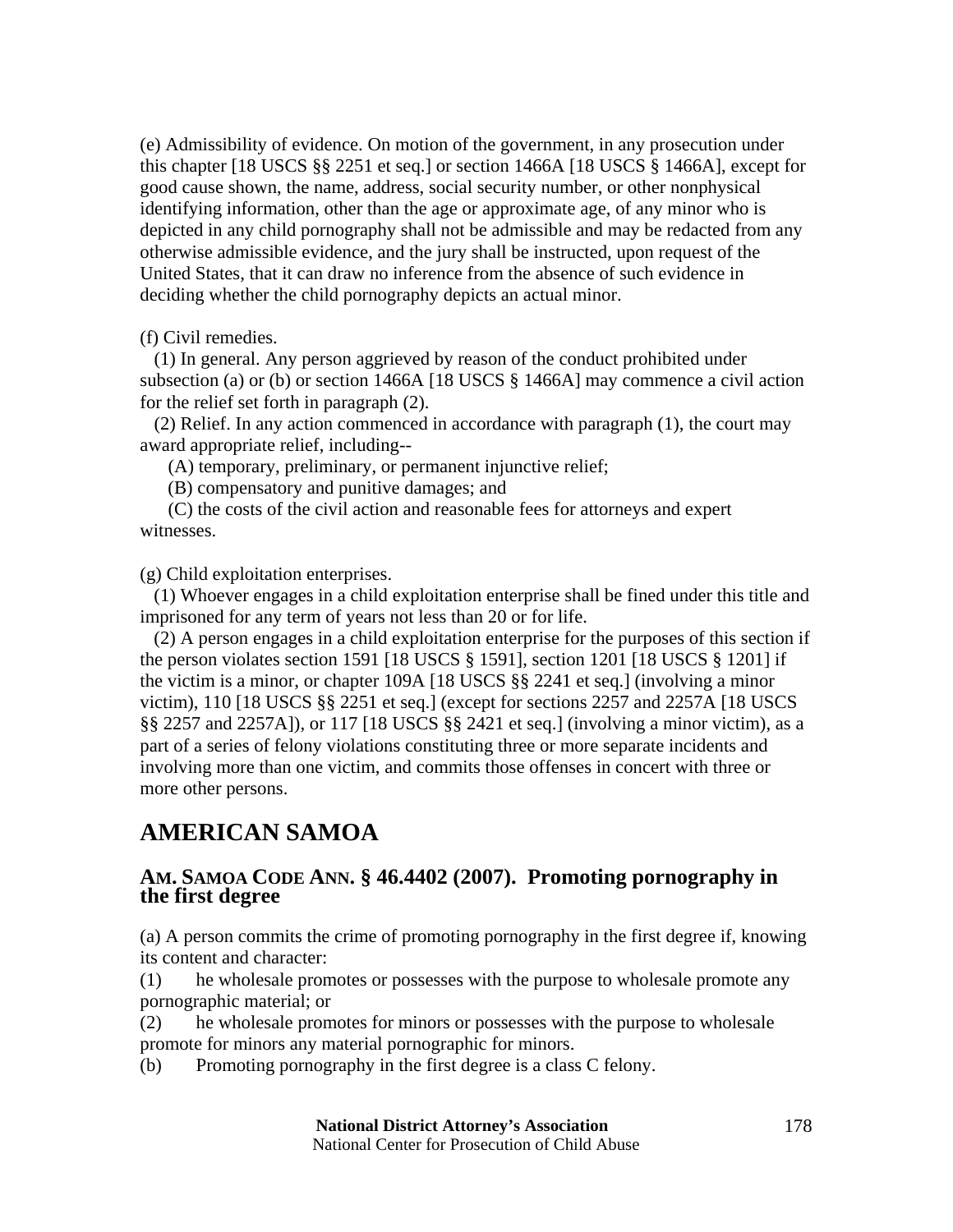(e) Admissibility of evidence. On motion of the government, in any prosecution under this chapter [18 USCS §§ 2251 et seq.] or section 1466A [18 USCS § 1466A], except for good cause shown, the name, address, social security number, or other nonphysical identifying information, other than the age or approximate age, of any minor who is depicted in any child pornography shall not be admissible and may be redacted from any otherwise admissible evidence, and the jury shall be instructed, upon request of the United States, that it can draw no inference from the absence of such evidence in deciding whether the child pornography depicts an actual minor.

(f) Civil remedies.

(1) In general. Any person aggrieved by reason of the conduct prohibited under subsection (a) or (b) or section 1466A [18 USCS § 1466A] may commence a civil action for the relief set forth in paragraph (2).

(2) Relief. In any action commenced in accordance with paragraph (1), the court may award appropriate relief, including--

(A) temporary, preliminary, or permanent injunctive relief;

(B) compensatory and punitive damages; and

(C) the costs of the civil action and reasonable fees for attorneys and expert witnesses.

(g) Child exploitation enterprises.

(1) Whoever engages in a child exploitation enterprise shall be fined under this title and imprisoned for any term of years not less than 20 or for life.

(2) A person engages in a child exploitation enterprise for the purposes of this section if the person violates section 1591 [18 USCS § 1591], section 1201 [18 USCS § 1201] if the victim is a minor, or chapter 109A [18 USCS §§ 2241 et seq.] (involving a minor victim), 110 [18 USCS §§ 2251 et seq.] (except for sections 2257 and 2257A [18 USCS §§ 2257 and 2257A]), or 117 [18 USCS §§ 2421 et seq.] (involving a minor victim), as a part of a series of felony violations constituting three or more separate incidents and involving more than one victim, and commits those offenses in concert with three or more other persons.

# AMERICAN SAMOA

## AM. SAMOA CODE ANN. § 46.4402 (2007). Promoting pornography in the first degree

(a) A person commits the crime of promoting pornography in the first degree if, knowing its content and character:

(1) he wholesale promotes or possesses with the purpose to wholesale promote any pornographic material; or

(2) he wholesale promotes for minors or possesses with the purpose to wholesale promote for minors any material pornographic for minors.

(b) Promoting pornography in the first degree is a class C felony.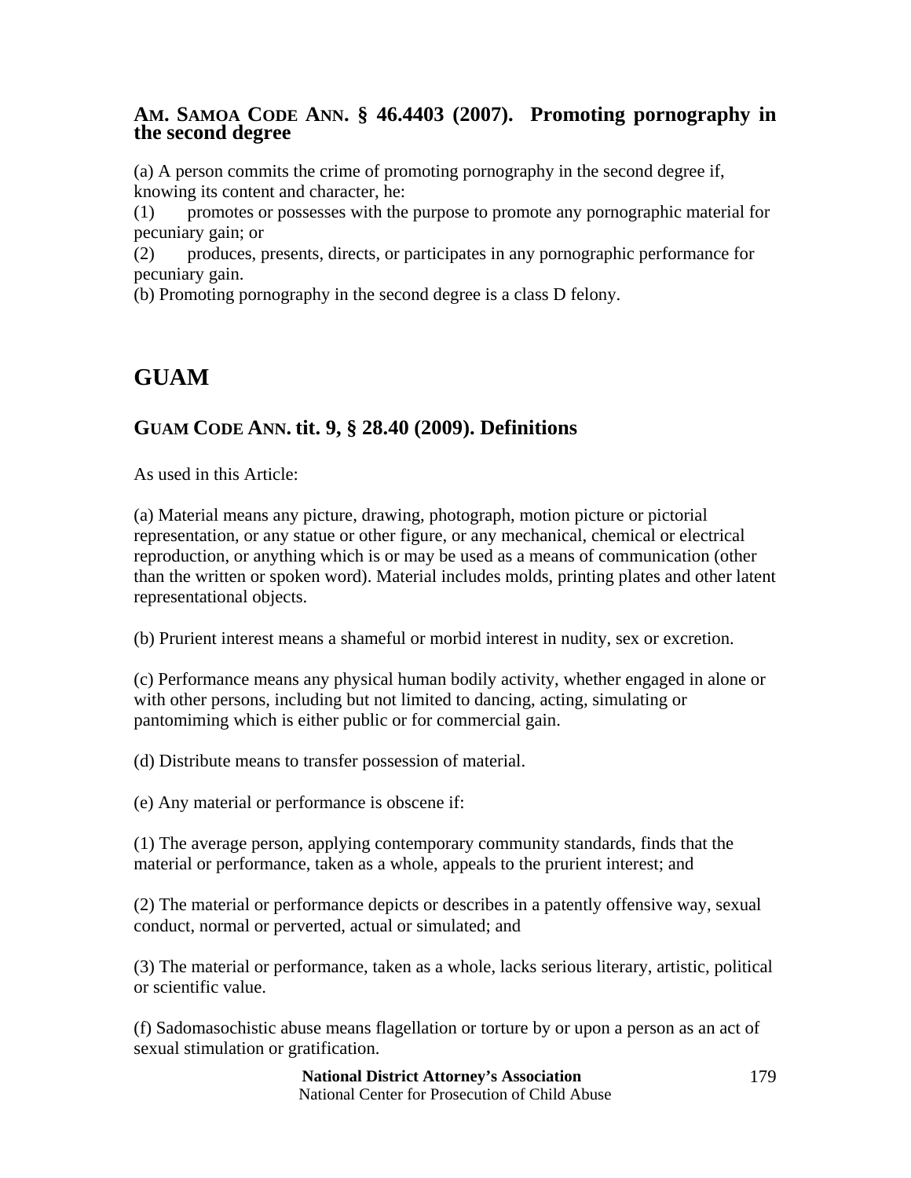### AM. SAMOA CODE ANN. § 46.4403 (2007). Promoting pornography in the second degree

(a) A person commits the crime of promoting pornography in the second degree if, knowing its content and character, he:
(1) promotes or possesses with the purpose to promote any pornographic material for pecuniary gain; or
(2) produces, presents, directs, or participates in any pornographic performance for pecuniary gain.
(b) Promoting pornography in the second degree is a class D felony.

## GUAM

### GUAM CODE ANN. tit. 9, § 28.40 (2009). Definitions

As used in this Article:

(a) Material means any picture, drawing, photograph, motion picture or pictorial representation, or any statue or other figure, or any mechanical, chemical or electrical reproduction, or anything which is or may be used as a means of communication (other than the written or spoken word). Material includes molds, printing plates and other latent representational objects.

(b) Prurient interest means a shameful or morbid interest in nudity, sex or excretion.

(c) Performance means any physical human bodily activity, whether engaged in alone or with other persons, including but not limited to dancing, acting, simulating or pantomiming which is either public or for commercial gain.

(d) Distribute means to transfer possession of material.

(e) Any material or performance is obscene if:

(1) The average person, applying contemporary community standards, finds that the material or performance, taken as a whole, appeals to the prurient interest; and

(2) The material or performance depicts or describes in a patently offensive way, sexual conduct, normal or perverted, actual or simulated; and

(3) The material or performance, taken as a whole, lacks serious literary, artistic, political or scientific value.

(f) Sadomasochistic abuse means flagellation or torture by or upon a person as an act of sexual stimulation or gratification.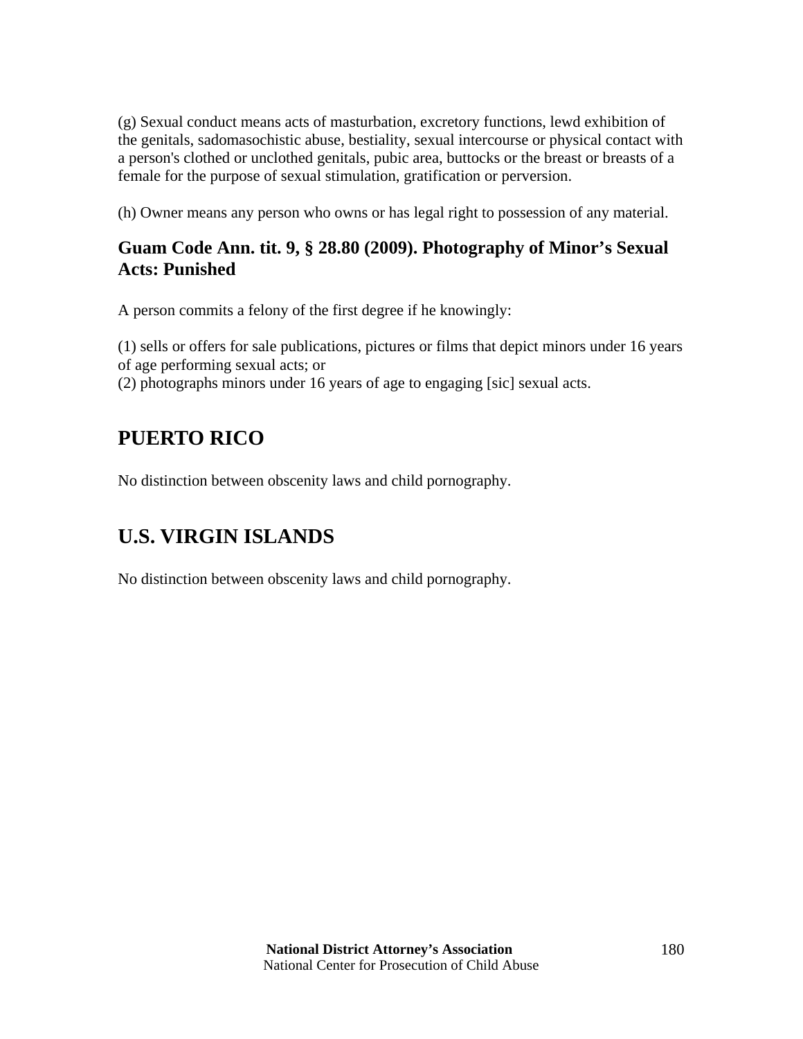(g) Sexual conduct means acts of masturbation, excretory functions, lewd exhibition of the genitals, sadomasochistic abuse, bestiality, sexual intercourse or physical contact with a person's clothed or unclothed genitals, pubic area, buttocks or the breast or breasts of a female for the purpose of sexual stimulation, gratification or perversion.

(h) Owner means any person who owns or has legal right to possession of any material.

### Guam Code Ann. tit. 9, § 28.80 (2009). Photography of Minor's Sexual Acts: Punished

A person commits a felony of the first degree if he knowingly:

(1) sells or offers for sale publications, pictures or films that depict minors under 16 years of age performing sexual acts; or
(2) photographs minors under 16 years of age to engaging [sic] sexual acts.

## PUERTO RICO

No distinction between obscenity laws and child pornography.

## U.S. VIRGIN ISLANDS

No distinction between obscenity laws and child pornography.